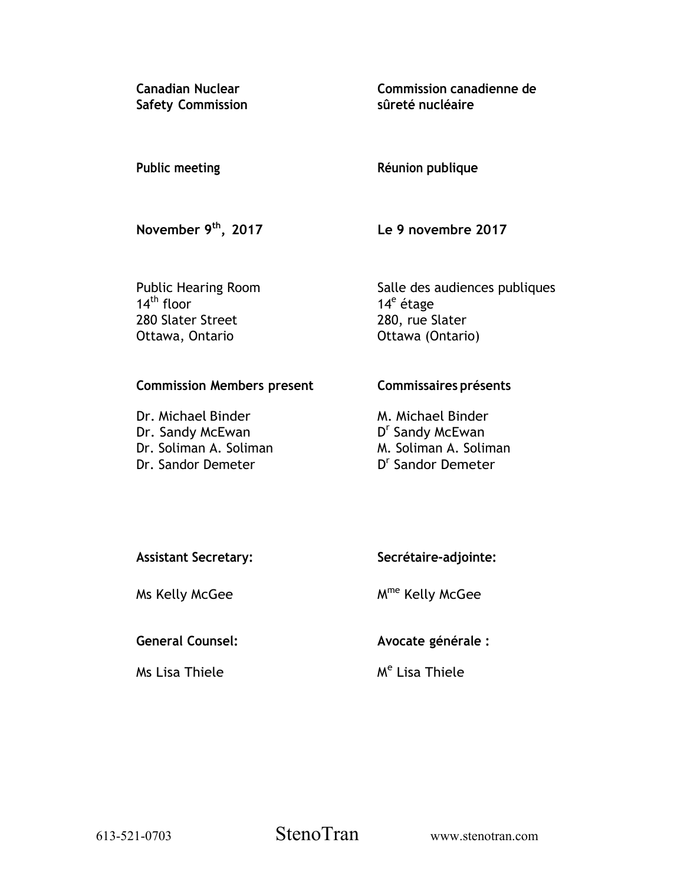**Canadian Nuclear Safety Commission**

**Commission canadienne de sûreté nucléaire**

**Public meeting**

**Réunion publique**

**November 9th, 2017**

**Le 9 novembre 2017**

Public Hearing Room
14th floor
280 Slater Street
Ottawa, Ontario

Salle des audiences publiques
14e étage
280, rue Slater
Ottawa (Ontario)

**Commission Members present**

Dr. Michael Binder
Dr. Sandy McEwan
Dr. Soliman A. Soliman
Dr. Sandor Demeter

**Commissaires présents**

M. Michael Binder
Dr Sandy McEwan
M. Soliman A. Soliman
Dr Sandor Demeter

**Assistant Secretary:**

Ms Kelly McGee

**Secrétaire-adjointe:**

Mme Kelly McGee

**General Counsel:**

Ms Lisa Thiele

**Avocate générale :**

Me Lisa Thiele

613-521-0703 StenoTran www.stenotran.com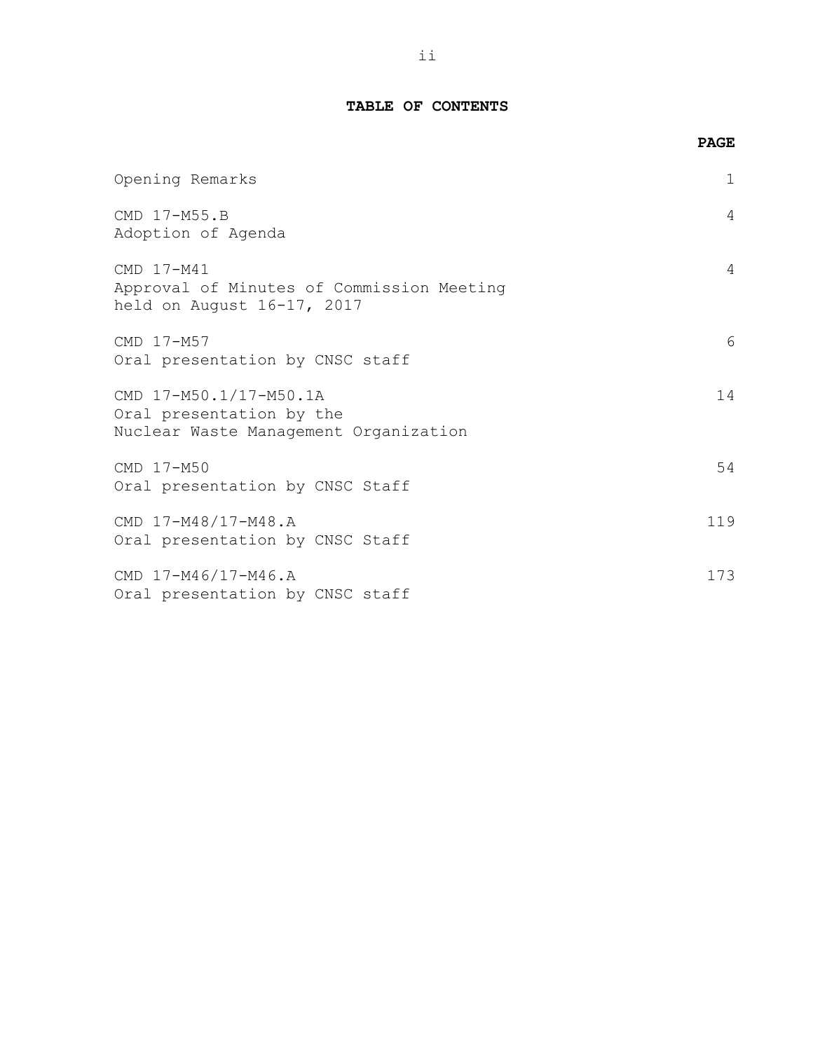**TABLE OF CONTENTS**

| | **PAGE** |
|---|---|
| Opening Remarks | 1 |
| CMD 17-M55.B<br>Adoption of Agenda | 4 |
| CMD 17-M41<br>Approval of Minutes of Commission Meeting held on August 16-17, 2017 | 4 |
| CMD 17-M57<br>Oral presentation by CNSC staff | 6 |
| CMD 17-M50.1/17-M50.1A<br>Oral presentation by the Nuclear Waste Management Organization | 14 |
| CMD 17-M50<br>Oral presentation by CNSC Staff | 54 |
| CMD 17-M48/17-M48.A<br>Oral presentation by CNSC Staff | 119 |
| CMD 17-M46/17-M46.A<br>Oral presentation by CNSC staff | 173 |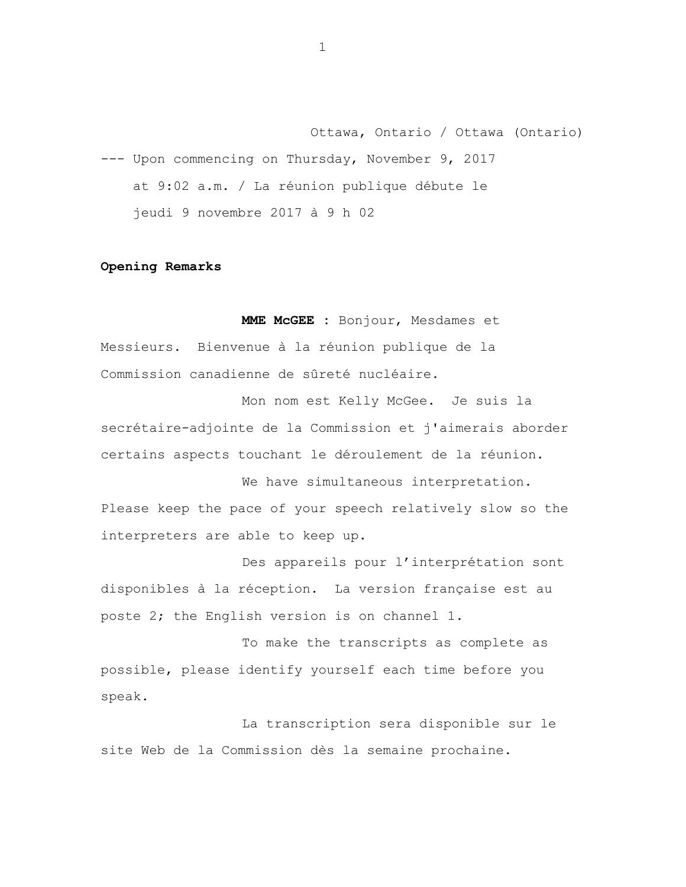Ottawa, Ontario / Ottawa (Ontario)

--- Upon commencing on Thursday, November 9, 2017 at 9:02 a.m. / La réunion publique débute le jeudi 9 novembre 2017 à 9 h 02

**Opening Remarks**

**MME McGEE :** Bonjour, Mesdames et Messieurs. Bienvenue à la réunion publique de la Commission canadienne de sûreté nucléaire.

Mon nom est Kelly McGee. Je suis la secrétaire-adjointe de la Commission et j'aimerais aborder certains aspects touchant le déroulement de la réunion.

We have simultaneous interpretation. Please keep the pace of your speech relatively slow so the interpreters are able to keep up.

Des appareils pour l'interprétation sont disponibles à la réception. La version française est au poste 2; the English version is on channel 1.

To make the transcripts as complete as possible, please identify yourself each time before you speak.

La transcription sera disponible sur le site Web de la Commission dès la semaine prochaine.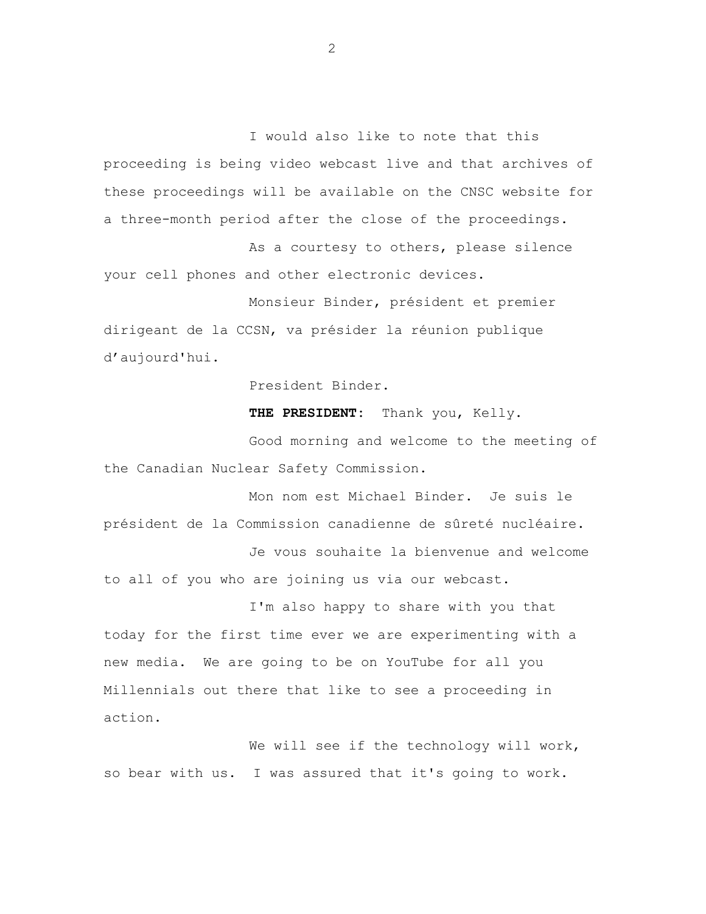I would also like to note that this proceeding is being video webcast live and that archives of these proceedings will be available on the CNSC website for a three-month period after the close of the proceedings.

As a courtesy to others, please silence your cell phones and other electronic devices.

Monsieur Binder, président et premier dirigeant de la CCSN, va présider la réunion publique d'aujourd'hui.

President Binder.

**THE PRESIDENT:** Thank you, Kelly.

Good morning and welcome to the meeting of the Canadian Nuclear Safety Commission.

Mon nom est Michael Binder. Je suis le président de la Commission canadienne de sûreté nucléaire.

Je vous souhaite la bienvenue and welcome to all of you who are joining us via our webcast.

I'm also happy to share with you that today for the first time ever we are experimenting with a new media. We are going to be on YouTube for all you Millennials out there that like to see a proceeding in action.

We will see if the technology will work, so bear with us. I was assured that it's going to work.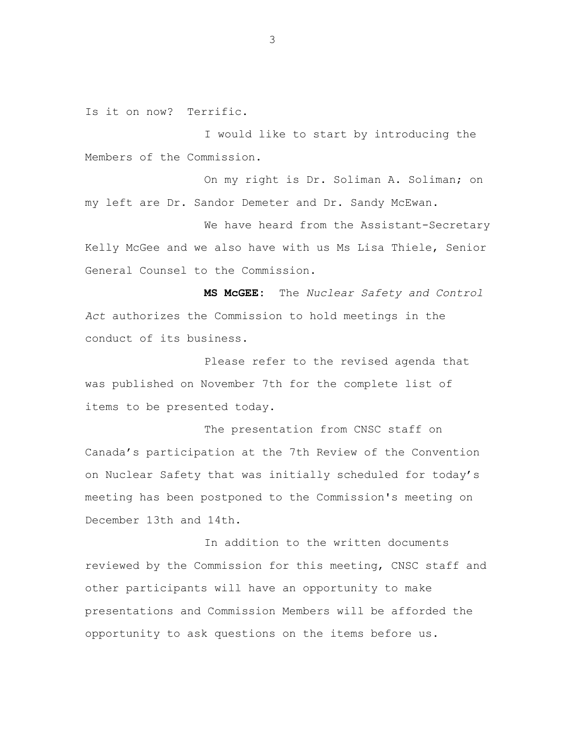Is it on now? Terrific.

I would like to start by introducing the Members of the Commission.

On my right is Dr. Soliman A. Soliman; on my left are Dr. Sandor Demeter and Dr. Sandy McEwan.

We have heard from the Assistant-Secretary Kelly McGee and we also have with us Ms Lisa Thiele, Senior General Counsel to the Commission.

**MS McGEE:** The *Nuclear Safety and Control Act* authorizes the Commission to hold meetings in the conduct of its business.

Please refer to the revised agenda that was published on November 7th for the complete list of items to be presented today.

The presentation from CNSC staff on Canada's participation at the 7th Review of the Convention on Nuclear Safety that was initially scheduled for today's meeting has been postponed to the Commission's meeting on December 13th and 14th.

In addition to the written documents reviewed by the Commission for this meeting, CNSC staff and other participants will have an opportunity to make presentations and Commission Members will be afforded the opportunity to ask questions on the items before us.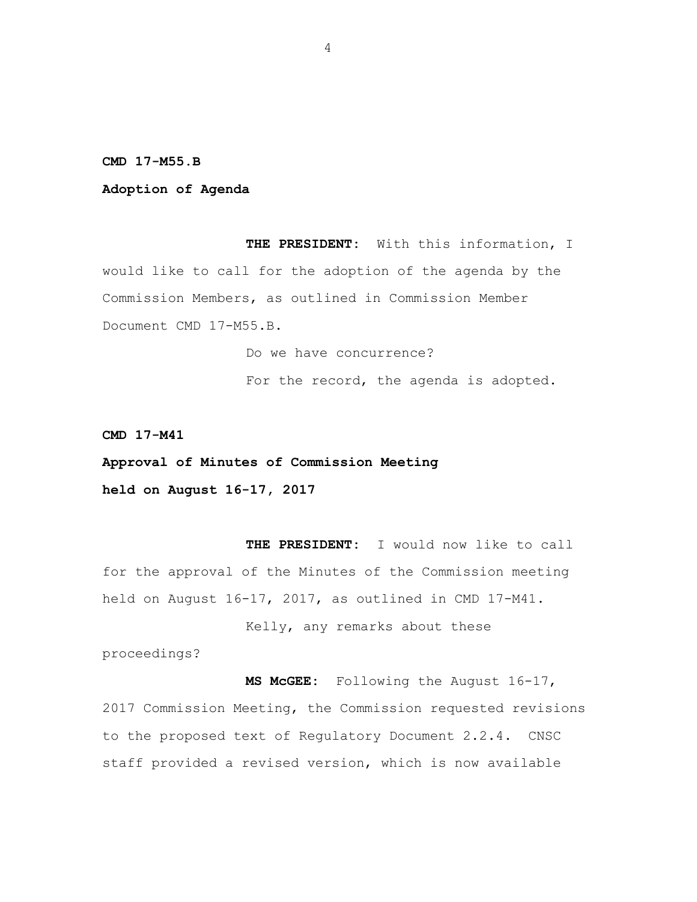**CMD 17-M55.B**

**Adoption of Agenda**

**THE PRESIDENT:** With this information, I would like to call for the adoption of the agenda by the Commission Members, as outlined in Commission Member Document CMD 17-M55.B.

Do we have concurrence?

For the record, the agenda is adopted.

**CMD 17-M41**

**Approval of Minutes of Commission Meeting held on August 16-17, 2017**

**THE PRESIDENT:** I would now like to call for the approval of the Minutes of the Commission meeting held on August 16-17, 2017, as outlined in CMD 17-M41.

Kelly, any remarks about these proceedings?

**MS McGEE:** Following the August 16-17, 2017 Commission Meeting, the Commission requested revisions to the proposed text of Regulatory Document 2.2.4. CNSC staff provided a revised version, which is now available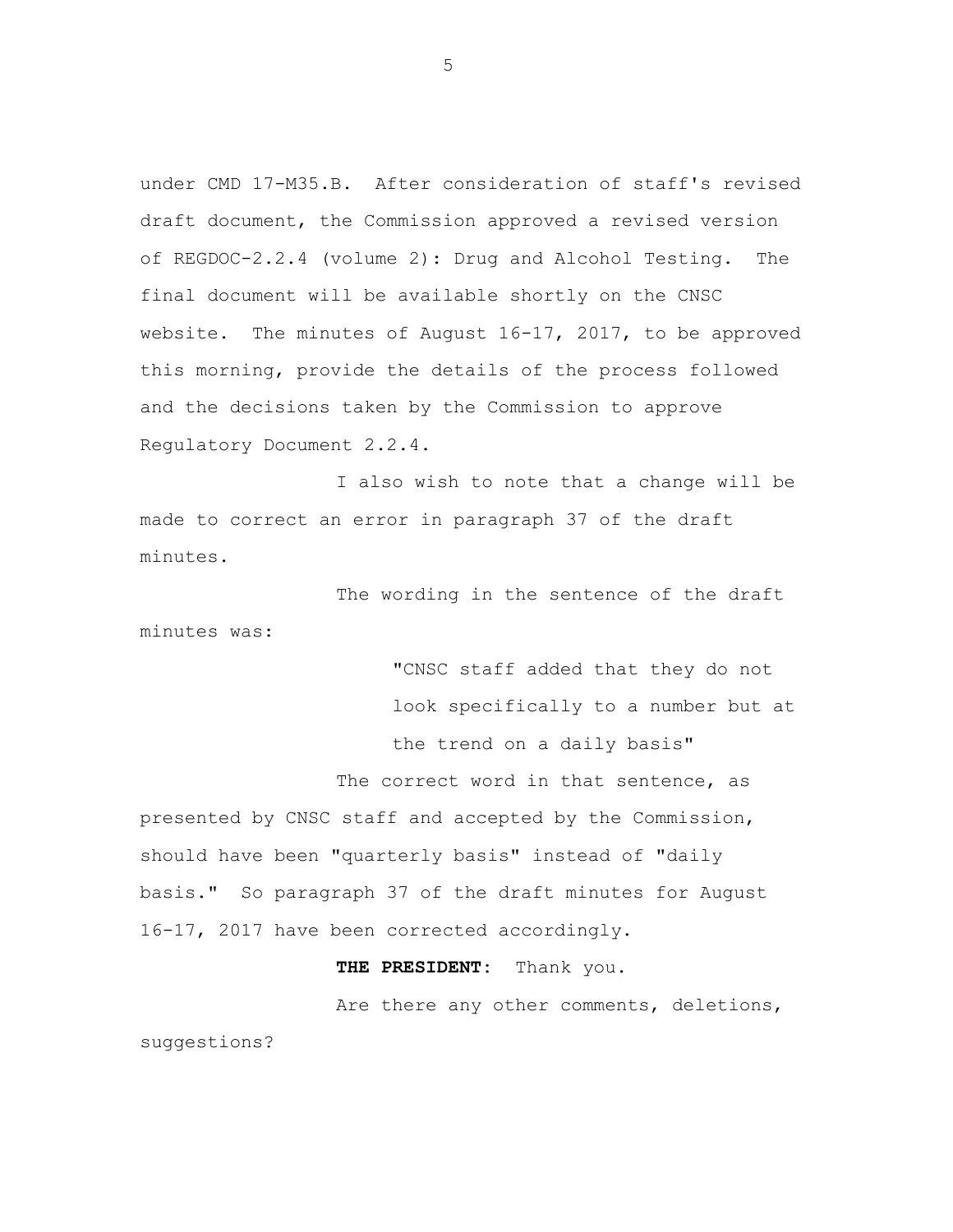under CMD 17-M35.B. After consideration of staff's revised draft document, the Commission approved a revised version of REGDOC-2.2.4 (volume 2): Drug and Alcohol Testing. The final document will be available shortly on the CNSC website. The minutes of August 16-17, 2017, to be approved this morning, provide the details of the process followed and the decisions taken by the Commission to approve Regulatory Document 2.2.4.

I also wish to note that a change will be made to correct an error in paragraph 37 of the draft minutes.

The wording in the sentence of the draft minutes was:

> "CNSC staff added that they do not look specifically to a number but at the trend on a daily basis"

The correct word in that sentence, as presented by CNSC staff and accepted by the Commission, should have been "quarterly basis" instead of "daily basis." So paragraph 37 of the draft minutes for August 16-17, 2017 have been corrected accordingly.

**THE PRESIDENT:** Thank you.

Are there any other comments, deletions, suggestions?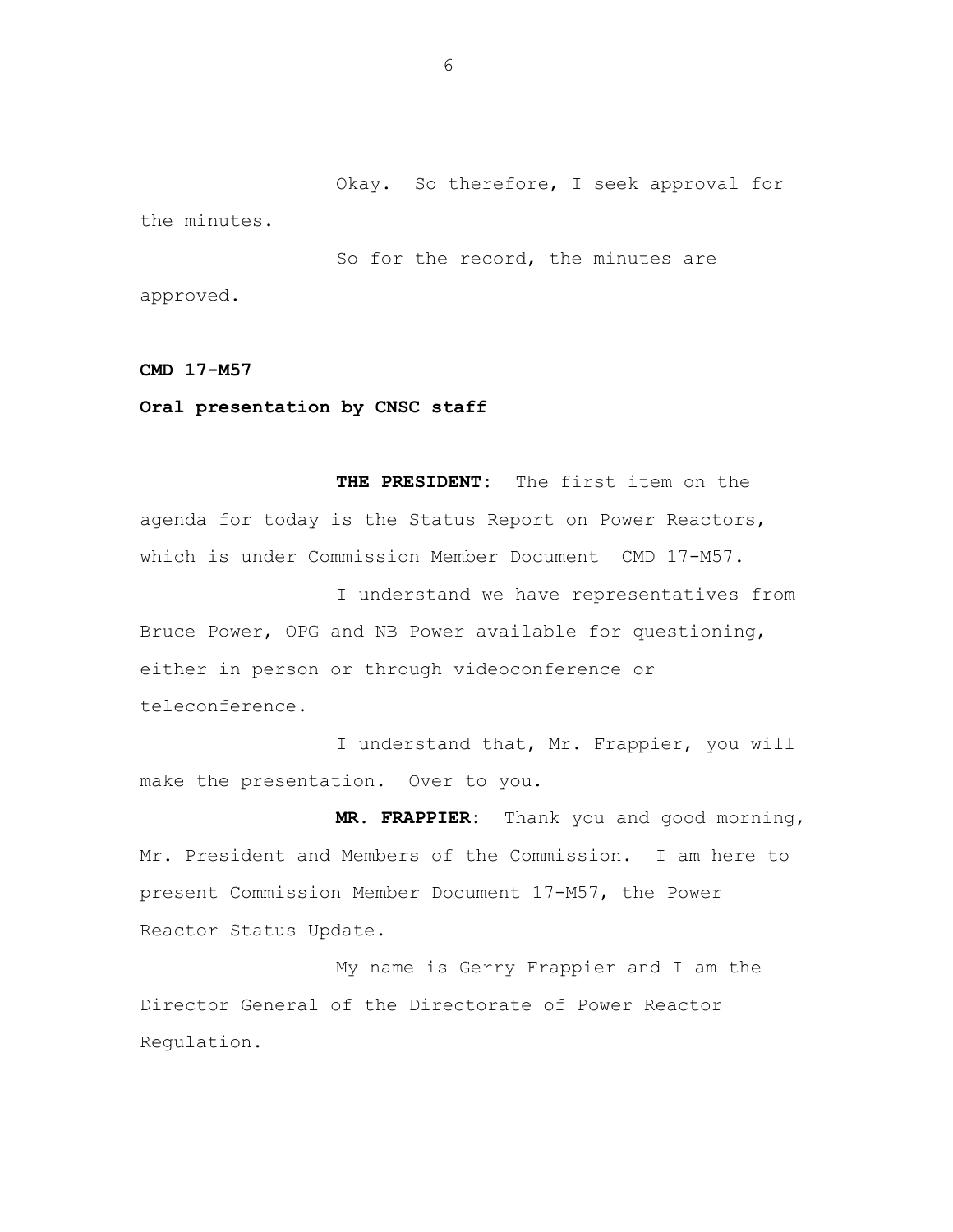Okay. So therefore, I seek approval for the minutes.

So for the record, the minutes are approved.

**CMD 17-M57**

**Oral presentation by CNSC staff**

**THE PRESIDENT:** The first item on the agenda for today is the Status Report on Power Reactors, which is under Commission Member Document CMD 17-M57.

I understand we have representatives from Bruce Power, OPG and NB Power available for questioning, either in person or through videoconference or teleconference.

I understand that, Mr. Frappier, you will make the presentation. Over to you.

**MR. FRAPPIER:** Thank you and good morning, Mr. President and Members of the Commission. I am here to present Commission Member Document 17-M57, the Power Reactor Status Update.

My name is Gerry Frappier and I am the Director General of the Directorate of Power Reactor Regulation.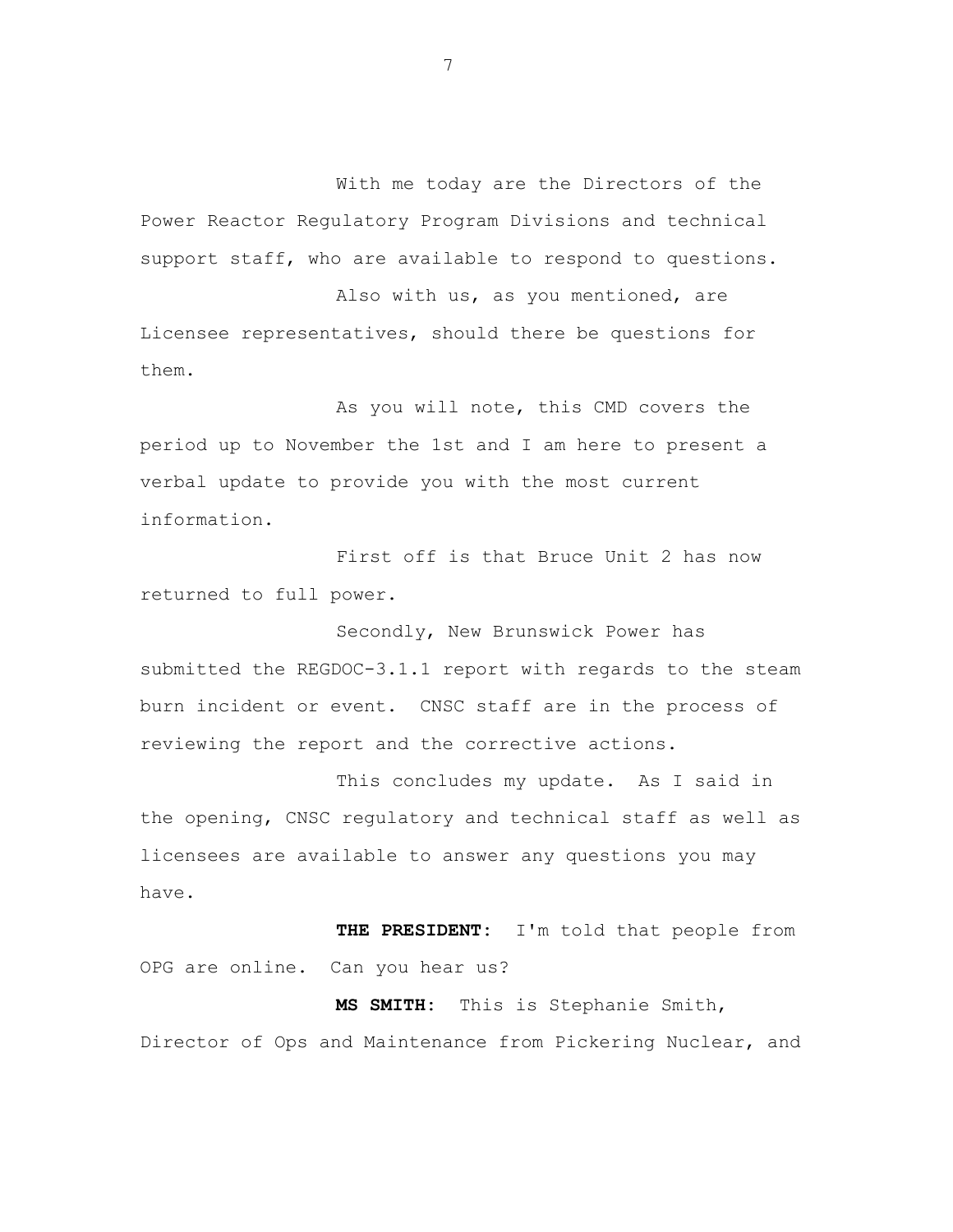With me today are the Directors of the Power Reactor Regulatory Program Divisions and technical support staff, who are available to respond to questions.

Also with us, as you mentioned, are Licensee representatives, should there be questions for them.

As you will note, this CMD covers the period up to November the 1st and I am here to present a verbal update to provide you with the most current information.

First off is that Bruce Unit 2 has now returned to full power.

Secondly, New Brunswick Power has submitted the REGDOC-3.1.1 report with regards to the steam burn incident or event. CNSC staff are in the process of reviewing the report and the corrective actions.

This concludes my update. As I said in the opening, CNSC regulatory and technical staff as well as licensees are available to answer any questions you may have.

**THE PRESIDENT:** I'm told that people from OPG are online. Can you hear us?

**MS SMITH:** This is Stephanie Smith, Director of Ops and Maintenance from Pickering Nuclear, and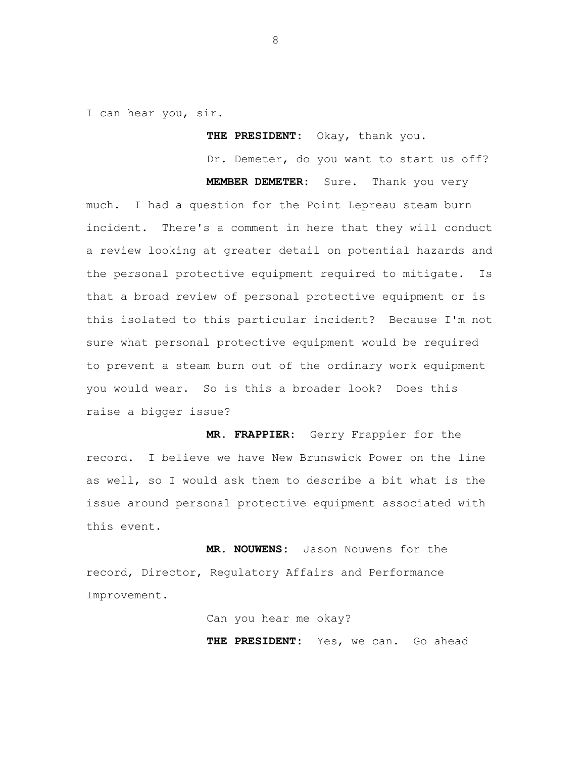I can hear you, sir.

**THE PRESIDENT:** Okay, thank you.

Dr. Demeter, do you want to start us off?

**MEMBER DEMETER:** Sure. Thank you very much. I had a question for the Point Lepreau steam burn incident. There's a comment in here that they will conduct a review looking at greater detail on potential hazards and the personal protective equipment required to mitigate. Is that a broad review of personal protective equipment or is this isolated to this particular incident? Because I'm not sure what personal protective equipment would be required to prevent a steam burn out of the ordinary work equipment you would wear. So is this a broader look? Does this raise a bigger issue?

**MR. FRAPPIER:** Gerry Frappier for the record. I believe we have New Brunswick Power on the line as well, so I would ask them to describe a bit what is the issue around personal protective equipment associated with this event.

**MR. NOUWENS:** Jason Nouwens for the record, Director, Regulatory Affairs and Performance Improvement.

Can you hear me okay?

**THE PRESIDENT:** Yes, we can. Go ahead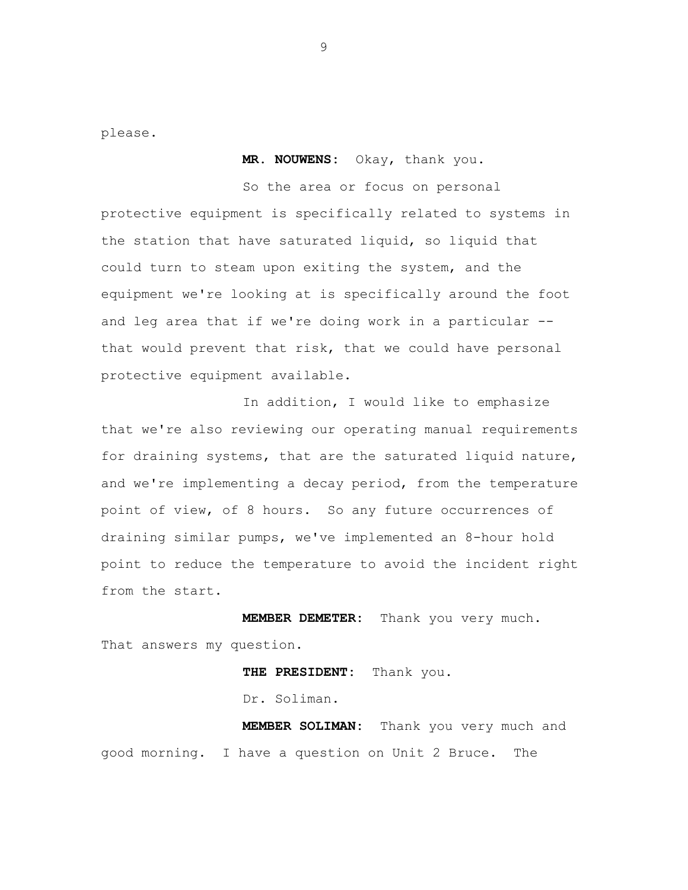please.

**MR. NOUWENS:** Okay, thank you.

So the area or focus on personal protective equipment is specifically related to systems in the station that have saturated liquid, so liquid that could turn to steam upon exiting the system, and the equipment we're looking at is specifically around the foot and leg area that if we're doing work in a particular -- that would prevent that risk, that we could have personal protective equipment available.

In addition, I would like to emphasize that we're also reviewing our operating manual requirements for draining systems, that are the saturated liquid nature, and we're implementing a decay period, from the temperature point of view, of 8 hours. So any future occurrences of draining similar pumps, we've implemented an 8-hour hold point to reduce the temperature to avoid the incident right from the start.

**MEMBER DEMETER:** Thank you very much. That answers my question.

**THE PRESIDENT:** Thank you.

Dr. Soliman.

**MEMBER SOLIMAN:** Thank you very much and good morning. I have a question on Unit 2 Bruce. The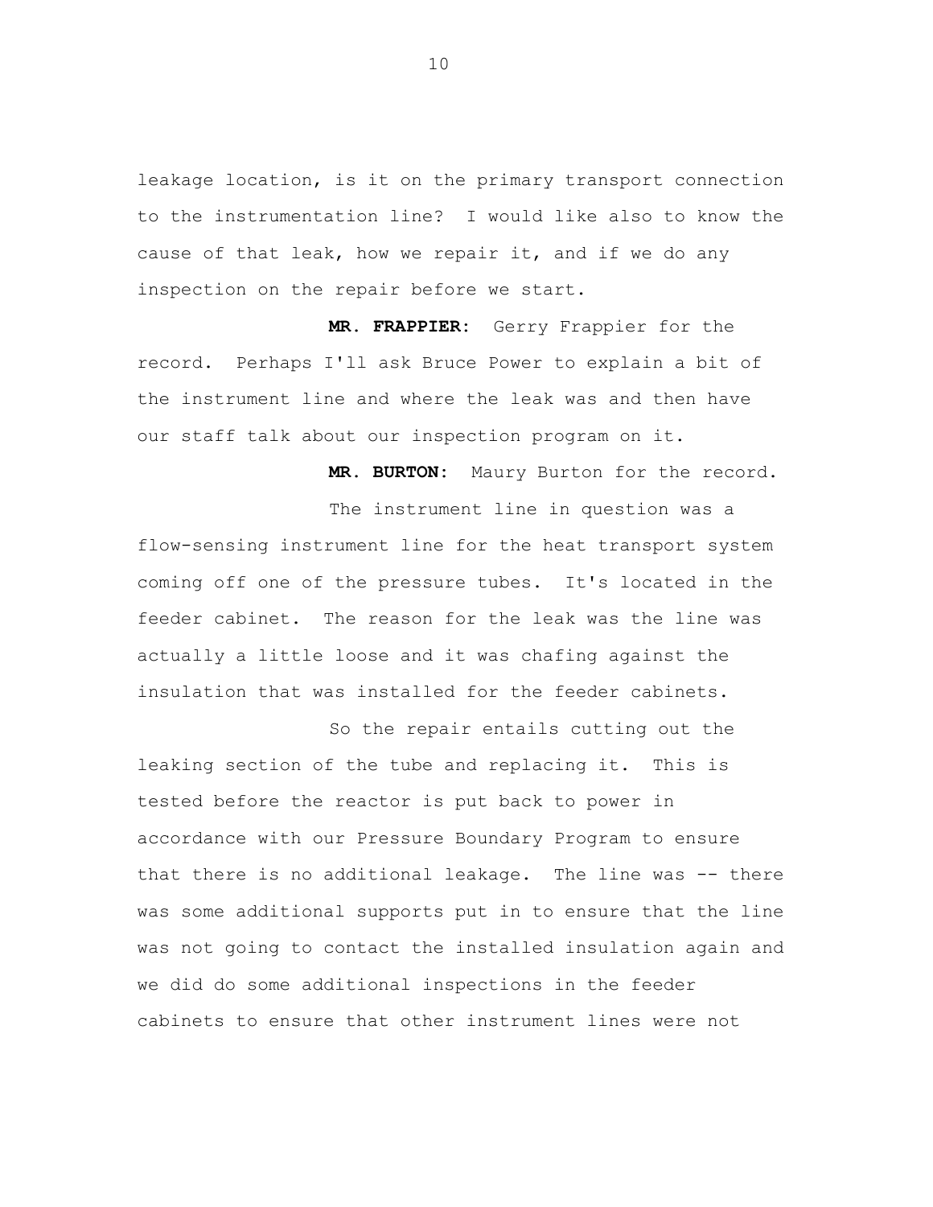leakage location, is it on the primary transport connection to the instrumentation line? I would like also to know the cause of that leak, how we repair it, and if we do any inspection on the repair before we start.

**MR. FRAPPIER:** Gerry Frappier for the record. Perhaps I'll ask Bruce Power to explain a bit of the instrument line and where the leak was and then have our staff talk about our inspection program on it.

**MR. BURTON:** Maury Burton for the record.

The instrument line in question was a flow-sensing instrument line for the heat transport system coming off one of the pressure tubes. It's located in the feeder cabinet. The reason for the leak was the line was actually a little loose and it was chafing against the insulation that was installed for the feeder cabinets.

So the repair entails cutting out the leaking section of the tube and replacing it. This is tested before the reactor is put back to power in accordance with our Pressure Boundary Program to ensure that there is no additional leakage. The line was -- there was some additional supports put in to ensure that the line was not going to contact the installed insulation again and we did do some additional inspections in the feeder cabinets to ensure that other instrument lines were not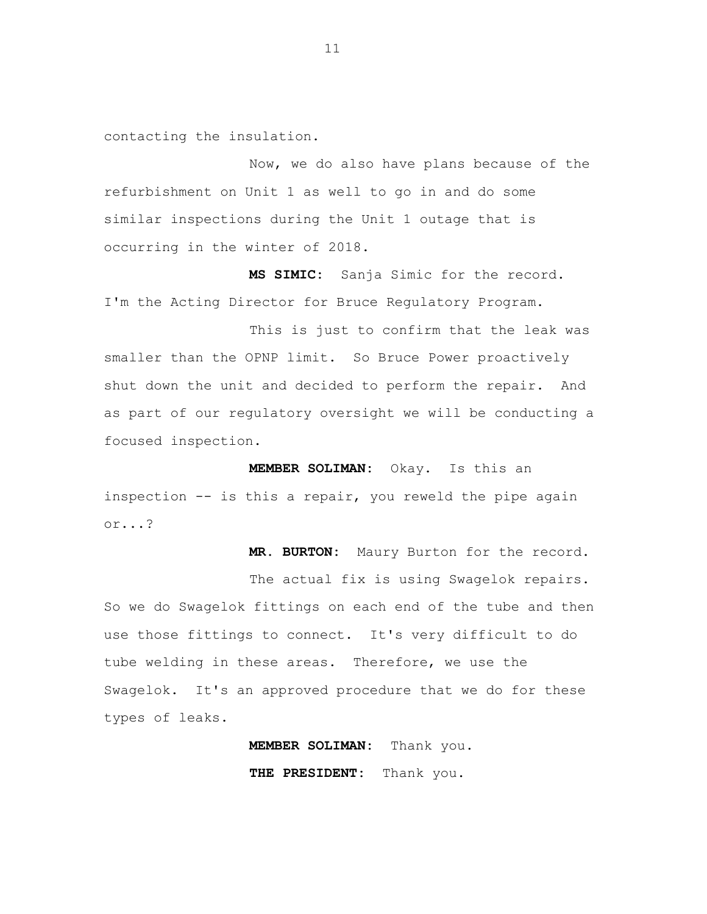contacting the insulation.

Now, we do also have plans because of the refurbishment on Unit 1 as well to go in and do some similar inspections during the Unit 1 outage that is occurring in the winter of 2018.

**MS SIMIC:** Sanja Simic for the record. I'm the Acting Director for Bruce Regulatory Program.

This is just to confirm that the leak was smaller than the OPNP limit. So Bruce Power proactively shut down the unit and decided to perform the repair. And as part of our regulatory oversight we will be conducting a focused inspection.

**MEMBER SOLIMAN:** Okay. Is this an inspection -- is this a repair, you reweld the pipe again or...?

**MR. BURTON:** Maury Burton for the record.

The actual fix is using Swagelok repairs. So we do Swagelok fittings on each end of the tube and then use those fittings to connect. It's very difficult to do tube welding in these areas. Therefore, we use the Swagelok. It's an approved procedure that we do for these types of leaks.

**MEMBER SOLIMAN:** Thank you.

**THE PRESIDENT:** Thank you.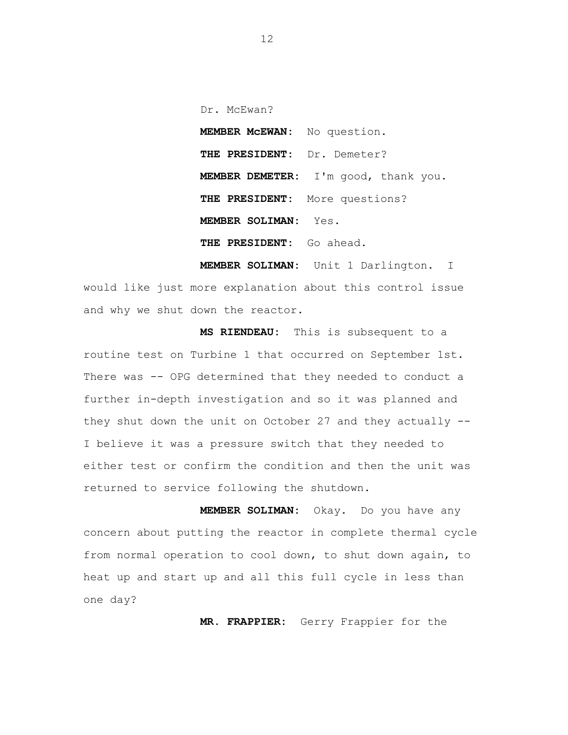Dr. McEwan?

**MEMBER McEWAN:** No question.

**THE PRESIDENT:** Dr. Demeter?

**MEMBER DEMETER:** I'm good, thank you.

**THE PRESIDENT:** More questions?

**MEMBER SOLIMAN:** Yes.

**THE PRESIDENT:** Go ahead.

**MEMBER SOLIMAN:** Unit 1 Darlington. I would like just more explanation about this control issue and why we shut down the reactor.

**MS RIENDEAU:** This is subsequent to a routine test on Turbine 1 that occurred on September 1st. There was -- OPG determined that they needed to conduct a further in-depth investigation and so it was planned and they shut down the unit on October 27 and they actually -- I believe it was a pressure switch that they needed to either test or confirm the condition and then the unit was returned to service following the shutdown.

**MEMBER SOLIMAN:** Okay. Do you have any concern about putting the reactor in complete thermal cycle from normal operation to cool down, to shut down again, to heat up and start up and all this full cycle in less than one day?

**MR. FRAPPIER:** Gerry Frappier for the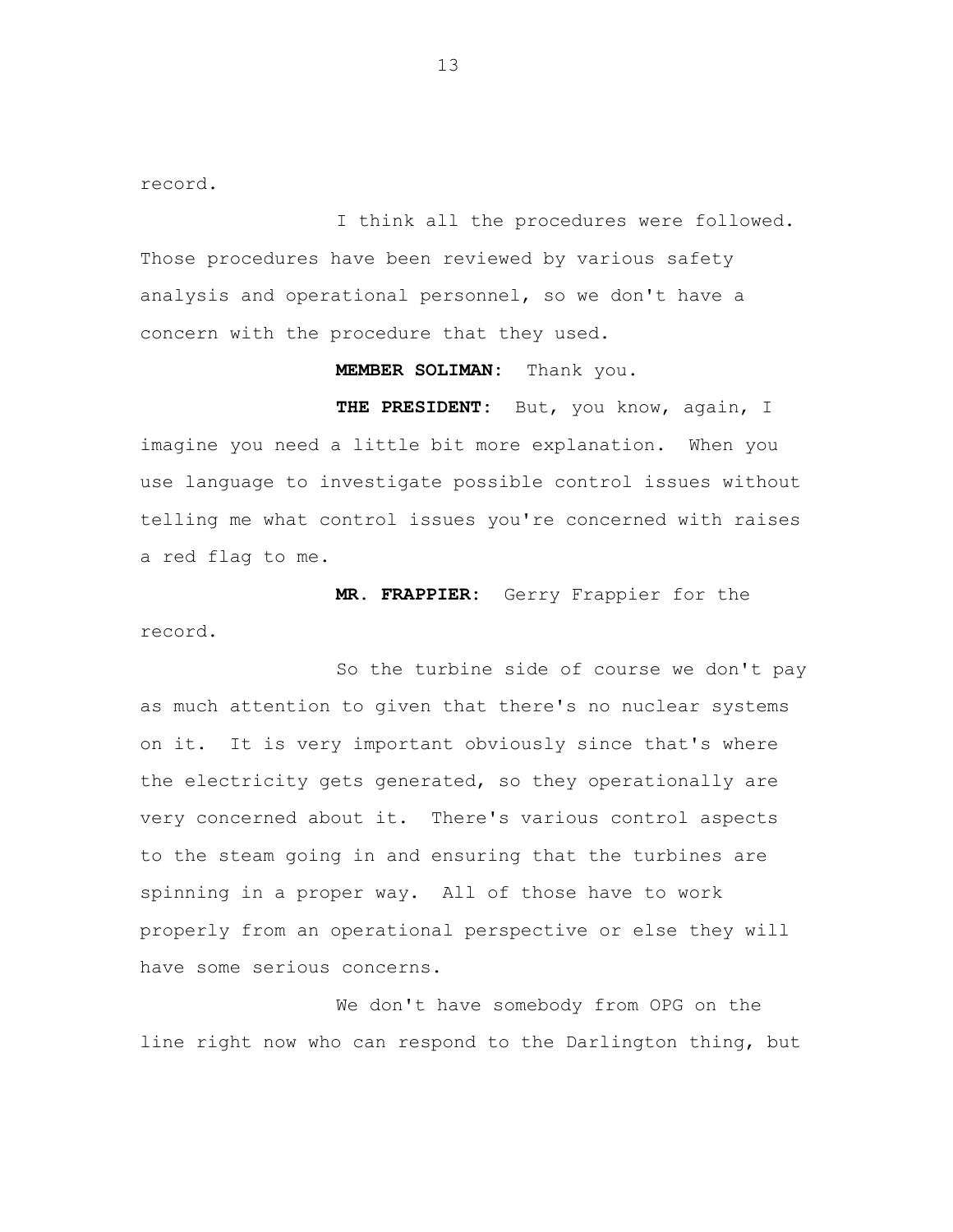record.

I think all the procedures were followed. Those procedures have been reviewed by various safety analysis and operational personnel, so we don't have a concern with the procedure that they used.

**MEMBER SOLIMAN:** Thank you.

**THE PRESIDENT:** But, you know, again, I imagine you need a little bit more explanation. When you use language to investigate possible control issues without telling me what control issues you're concerned with raises a red flag to me.

**MR. FRAPPIER:** Gerry Frappier for the record.

So the turbine side of course we don't pay as much attention to given that there's no nuclear systems on it. It is very important obviously since that's where the electricity gets generated, so they operationally are very concerned about it. There's various control aspects to the steam going in and ensuring that the turbines are spinning in a proper way. All of those have to work properly from an operational perspective or else they will have some serious concerns.

We don't have somebody from OPG on the line right now who can respond to the Darlington thing, but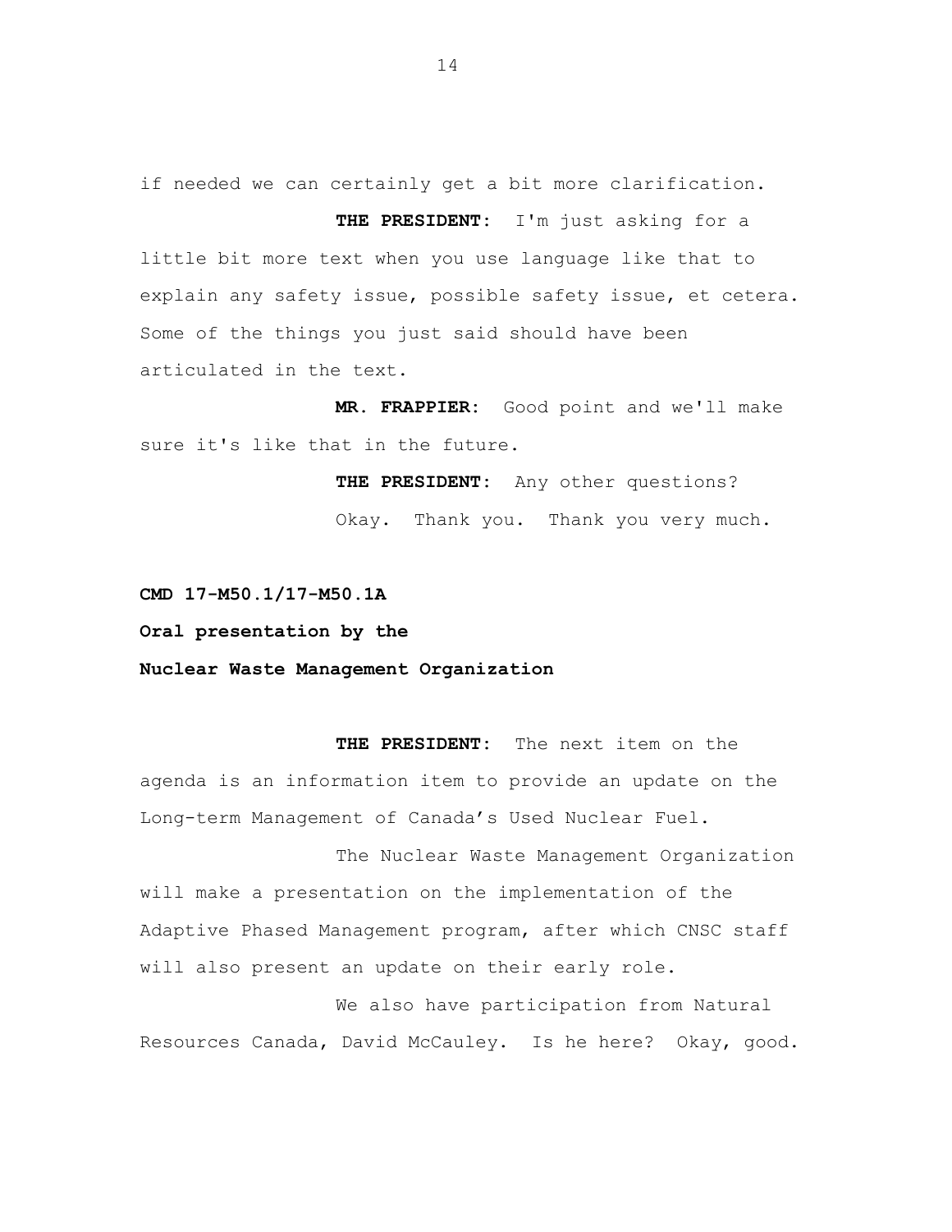if needed we can certainly get a bit more clarification.

**THE PRESIDENT:** I'm just asking for a little bit more text when you use language like that to explain any safety issue, possible safety issue, et cetera. Some of the things you just said should have been articulated in the text.

**MR. FRAPPIER:** Good point and we'll make sure it's like that in the future.

**THE PRESIDENT:** Any other questions?

Okay. Thank you. Thank you very much.

**CMD 17-M50.1/17-M50.1A**

**Oral presentation by the**

**Nuclear Waste Management Organization**

**THE PRESIDENT:** The next item on the agenda is an information item to provide an update on the Long-term Management of Canada's Used Nuclear Fuel.

The Nuclear Waste Management Organization will make a presentation on the implementation of the Adaptive Phased Management program, after which CNSC staff will also present an update on their early role.

We also have participation from Natural Resources Canada, David McCauley. Is he here? Okay, good.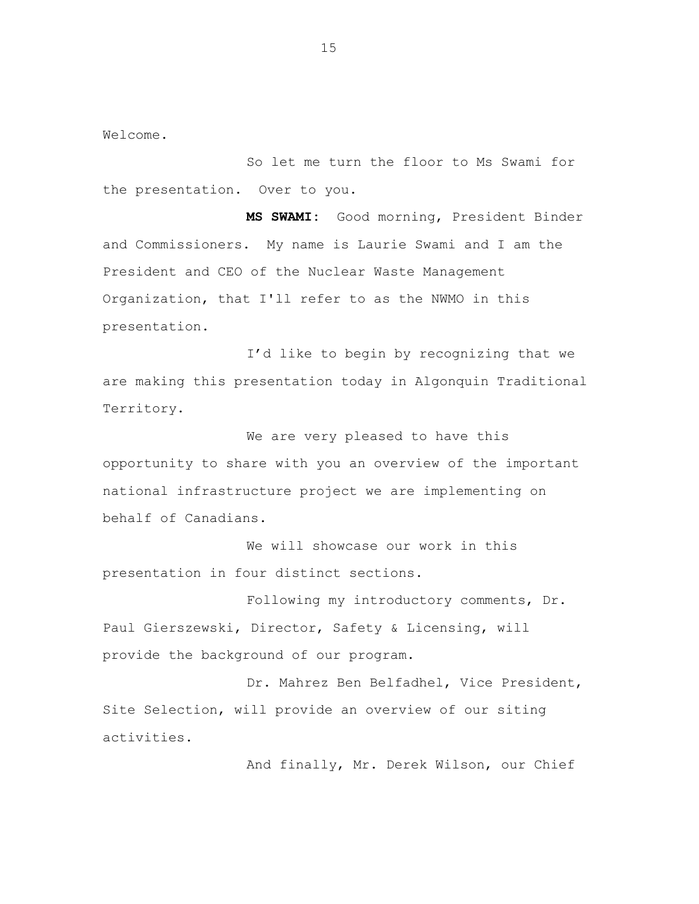Welcome.

So let me turn the floor to Ms Swami for the presentation. Over to you.

**MS SWAMI:** Good morning, President Binder and Commissioners. My name is Laurie Swami and I am the President and CEO of the Nuclear Waste Management Organization, that I'll refer to as the NWMO in this presentation.

I'd like to begin by recognizing that we are making this presentation today in Algonquin Traditional Territory.

We are very pleased to have this opportunity to share with you an overview of the important national infrastructure project we are implementing on behalf of Canadians.

We will showcase our work in this presentation in four distinct sections.

Following my introductory comments, Dr. Paul Gierszewski, Director, Safety & Licensing, will provide the background of our program.

Dr. Mahrez Ben Belfadhel, Vice President, Site Selection, will provide an overview of our siting activities.

And finally, Mr. Derek Wilson, our Chief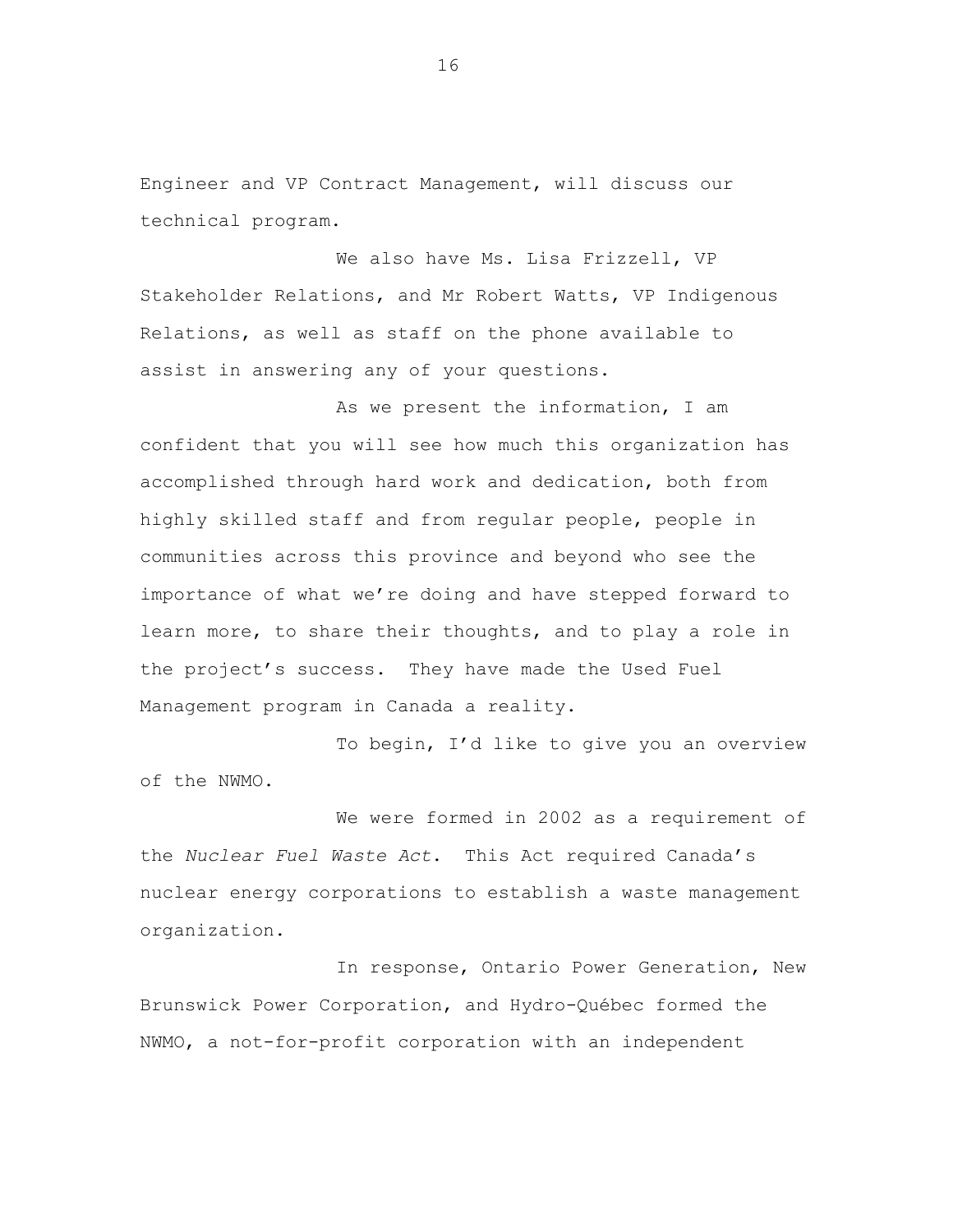Engineer and VP Contract Management, will discuss our technical program.

We also have Ms. Lisa Frizzell, VP Stakeholder Relations, and Mr Robert Watts, VP Indigenous Relations, as well as staff on the phone available to assist in answering any of your questions.

As we present the information, I am confident that you will see how much this organization has accomplished through hard work and dedication, both from highly skilled staff and from regular people, people in communities across this province and beyond who see the importance of what we're doing and have stepped forward to learn more, to share their thoughts, and to play a role in the project's success. They have made the Used Fuel Management program in Canada a reality.

To begin, I'd like to give you an overview of the NWMO.

We were formed in 2002 as a requirement of the *Nuclear Fuel Waste Act*. This Act required Canada's nuclear energy corporations to establish a waste management organization.

In response, Ontario Power Generation, New Brunswick Power Corporation, and Hydro-Québec formed the NWMO, a not-for-profit corporation with an independent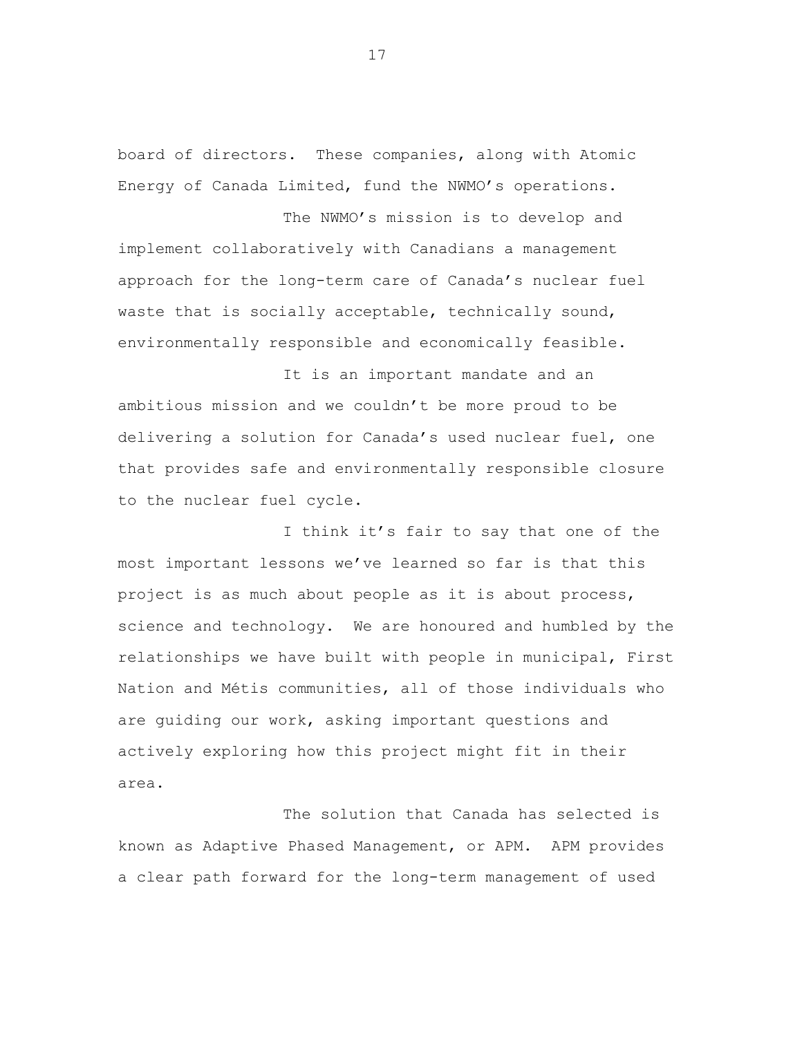board of directors. These companies, along with Atomic Energy of Canada Limited, fund the NWMO's operations.

The NWMO's mission is to develop and implement collaboratively with Canadians a management approach for the long-term care of Canada's nuclear fuel waste that is socially acceptable, technically sound, environmentally responsible and economically feasible.

It is an important mandate and an ambitious mission and we couldn't be more proud to be delivering a solution for Canada's used nuclear fuel, one that provides safe and environmentally responsible closure to the nuclear fuel cycle.

I think it's fair to say that one of the most important lessons we've learned so far is that this project is as much about people as it is about process, science and technology. We are honoured and humbled by the relationships we have built with people in municipal, First Nation and Métis communities, all of those individuals who are guiding our work, asking important questions and actively exploring how this project might fit in their area.

The solution that Canada has selected is known as Adaptive Phased Management, or APM. APM provides a clear path forward for the long-term management of used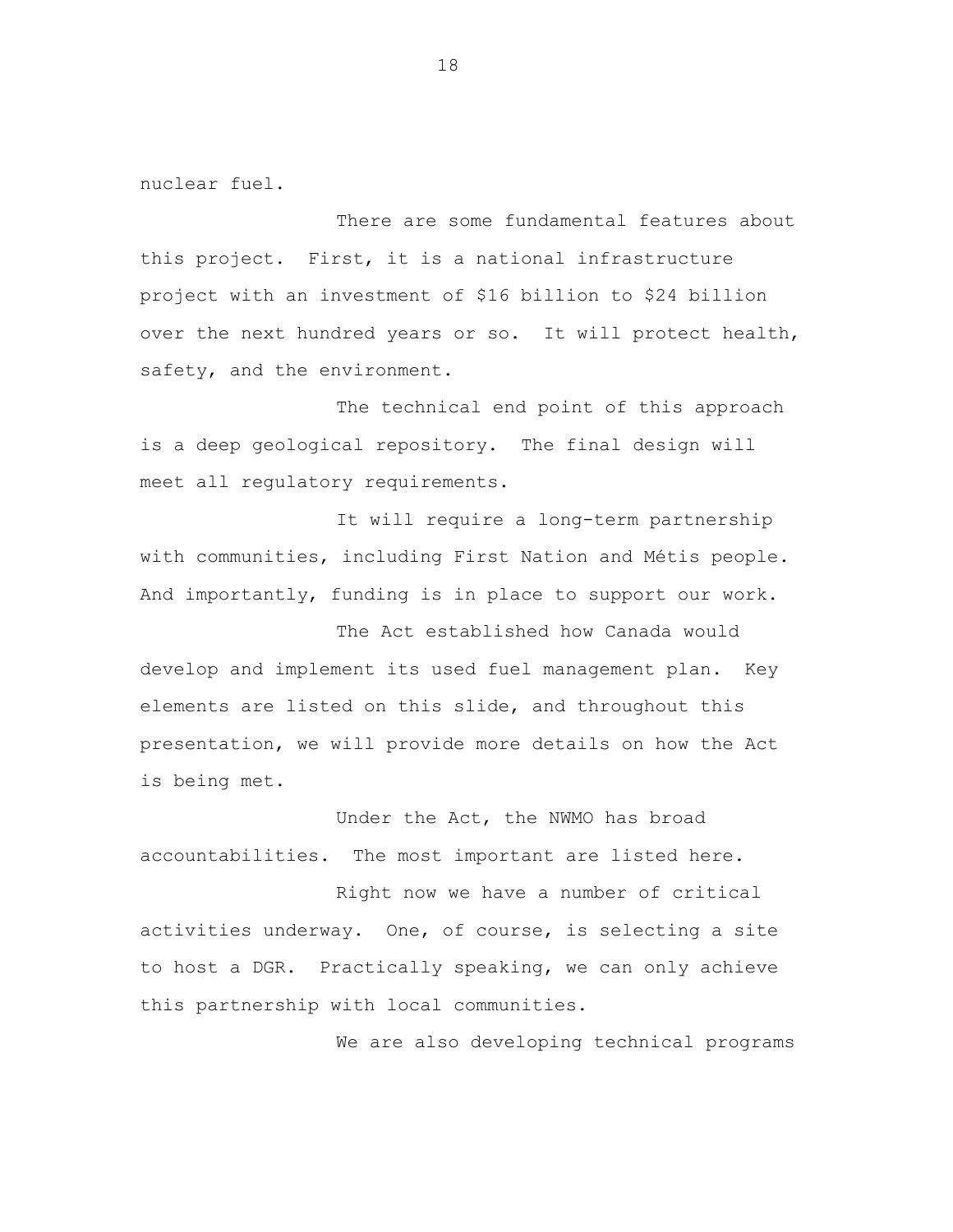nuclear fuel.

There are some fundamental features about this project. First, it is a national infrastructure project with an investment of $16 billion to $24 billion over the next hundred years or so. It will protect health, safety, and the environment.

The technical end point of this approach is a deep geological repository. The final design will meet all regulatory requirements.

It will require a long-term partnership with communities, including First Nation and Métis people. And importantly, funding is in place to support our work.

The Act established how Canada would develop and implement its used fuel management plan. Key elements are listed on this slide, and throughout this presentation, we will provide more details on how the Act is being met.

Under the Act, the NWMO has broad accountabilities. The most important are listed here.

Right now we have a number of critical activities underway. One, of course, is selecting a site to host a DGR. Practically speaking, we can only achieve this partnership with local communities.

We are also developing technical programs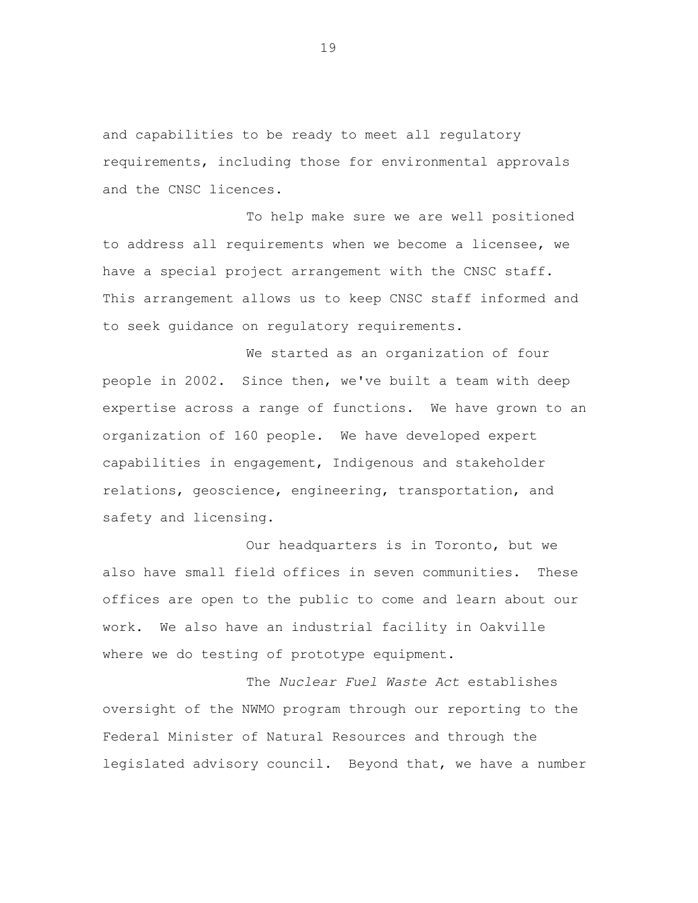and capabilities to be ready to meet all regulatory requirements, including those for environmental approvals and the CNSC licences.

To help make sure we are well positioned to address all requirements when we become a licensee, we have a special project arrangement with the CNSC staff. This arrangement allows us to keep CNSC staff informed and to seek guidance on regulatory requirements.

We started as an organization of four people in 2002. Since then, we've built a team with deep expertise across a range of functions. We have grown to an organization of 160 people. We have developed expert capabilities in engagement, Indigenous and stakeholder relations, geoscience, engineering, transportation, and safety and licensing.

Our headquarters is in Toronto, but we also have small field offices in seven communities. These offices are open to the public to come and learn about our work. We also have an industrial facility in Oakville where we do testing of prototype equipment.

The *Nuclear Fuel Waste Act* establishes oversight of the NWMO program through our reporting to the Federal Minister of Natural Resources and through the legislated advisory council. Beyond that, we have a number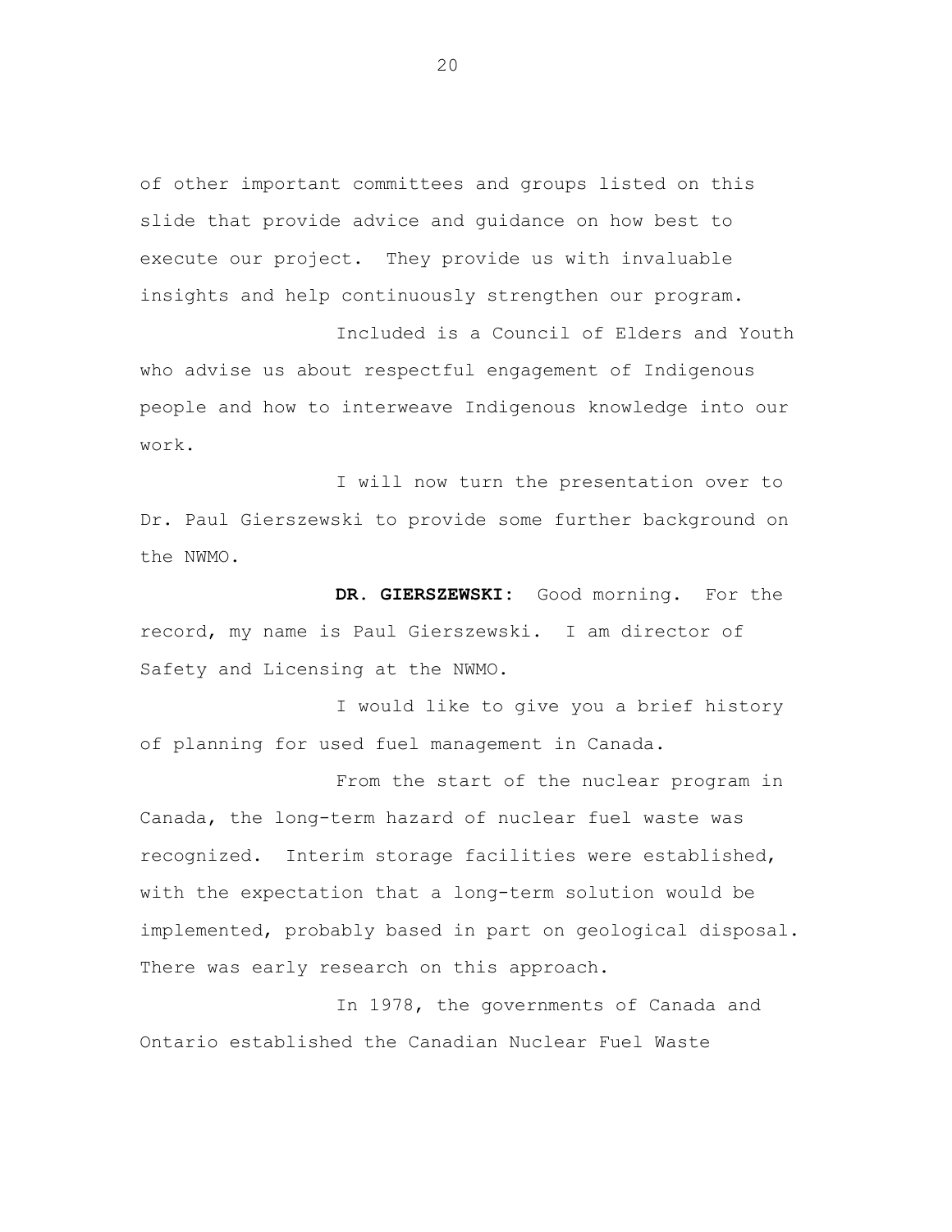of other important committees and groups listed on this slide that provide advice and guidance on how best to execute our project. They provide us with invaluable insights and help continuously strengthen our program.

Included is a Council of Elders and Youth who advise us about respectful engagement of Indigenous people and how to interweave Indigenous knowledge into our work.

I will now turn the presentation over to Dr. Paul Gierszewski to provide some further background on the NWMO.

**DR. GIERSZEWSKI:** Good morning. For the record, my name is Paul Gierszewski. I am director of Safety and Licensing at the NWMO.

I would like to give you a brief history of planning for used fuel management in Canada.

From the start of the nuclear program in Canada, the long-term hazard of nuclear fuel waste was recognized. Interim storage facilities were established, with the expectation that a long-term solution would be implemented, probably based in part on geological disposal. There was early research on this approach.

In 1978, the governments of Canada and Ontario established the Canadian Nuclear Fuel Waste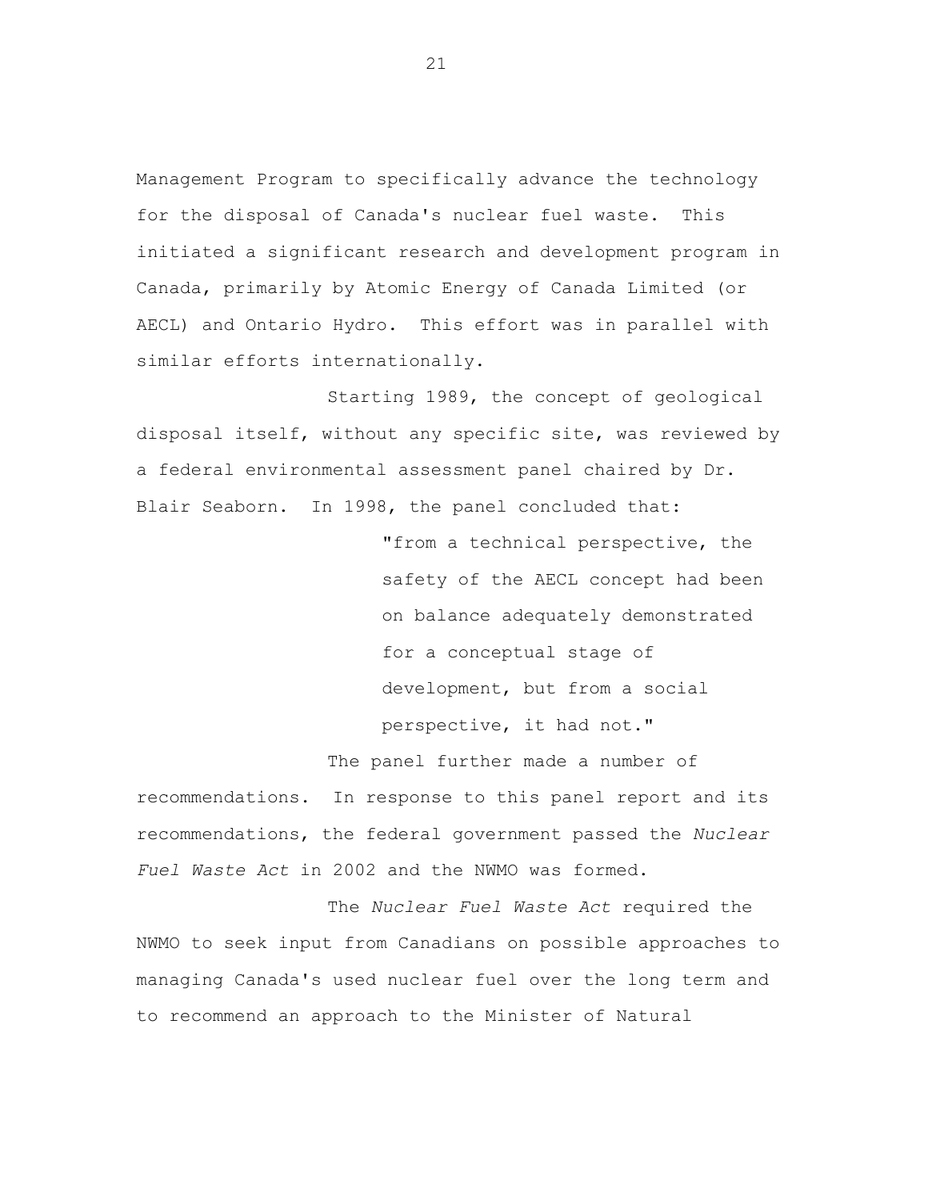Management Program to specifically advance the technology for the disposal of Canada's nuclear fuel waste. This initiated a significant research and development program in Canada, primarily by Atomic Energy of Canada Limited (or AECL) and Ontario Hydro. This effort was in parallel with similar efforts internationally.

Starting 1989, the concept of geological disposal itself, without any specific site, was reviewed by a federal environmental assessment panel chaired by Dr. Blair Seaborn. In 1998, the panel concluded that:

> "from a technical perspective, the safety of the AECL concept had been on balance adequately demonstrated for a conceptual stage of development, but from a social perspective, it had not."

The panel further made a number of recommendations. In response to this panel report and its recommendations, the federal government passed the *Nuclear Fuel Waste Act* in 2002 and the NWMO was formed.

The *Nuclear Fuel Waste Act* required the NWMO to seek input from Canadians on possible approaches to managing Canada's used nuclear fuel over the long term and to recommend an approach to the Minister of Natural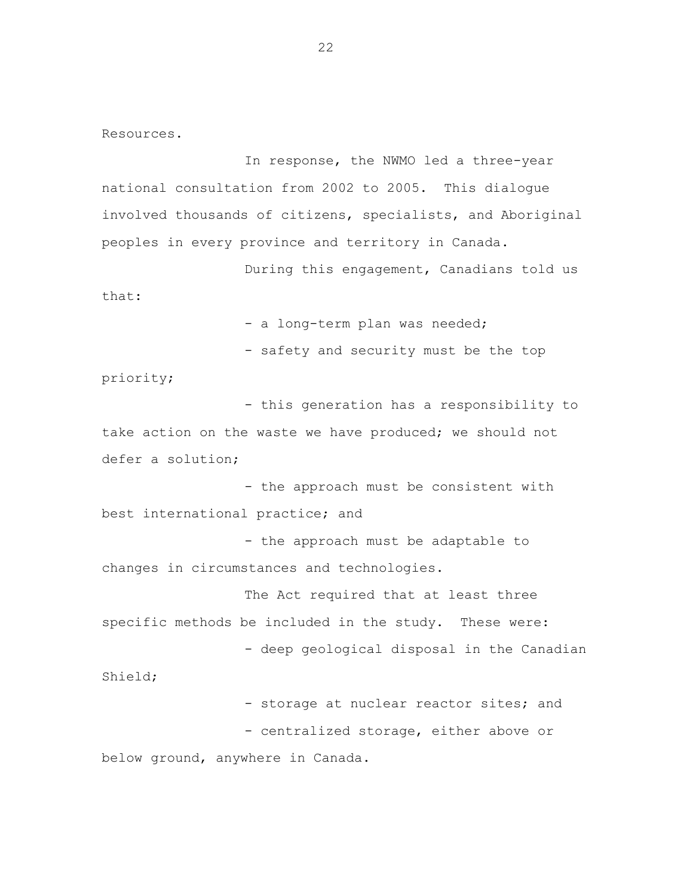Resources.

In response, the NWMO led a three-year national consultation from 2002 to 2005. This dialogue involved thousands of citizens, specialists, and Aboriginal peoples in every province and territory in Canada.

During this engagement, Canadians told us that:

- a long-term plan was needed;
- safety and security must be the top priority;
- this generation has a responsibility to take action on the waste we have produced; we should not defer a solution;
- the approach must be consistent with best international practice; and
- the approach must be adaptable to changes in circumstances and technologies.

The Act required that at least three specific methods be included in the study. These were:

- deep geological disposal in the Canadian Shield;
- storage at nuclear reactor sites; and
- centralized storage, either above or below ground, anywhere in Canada.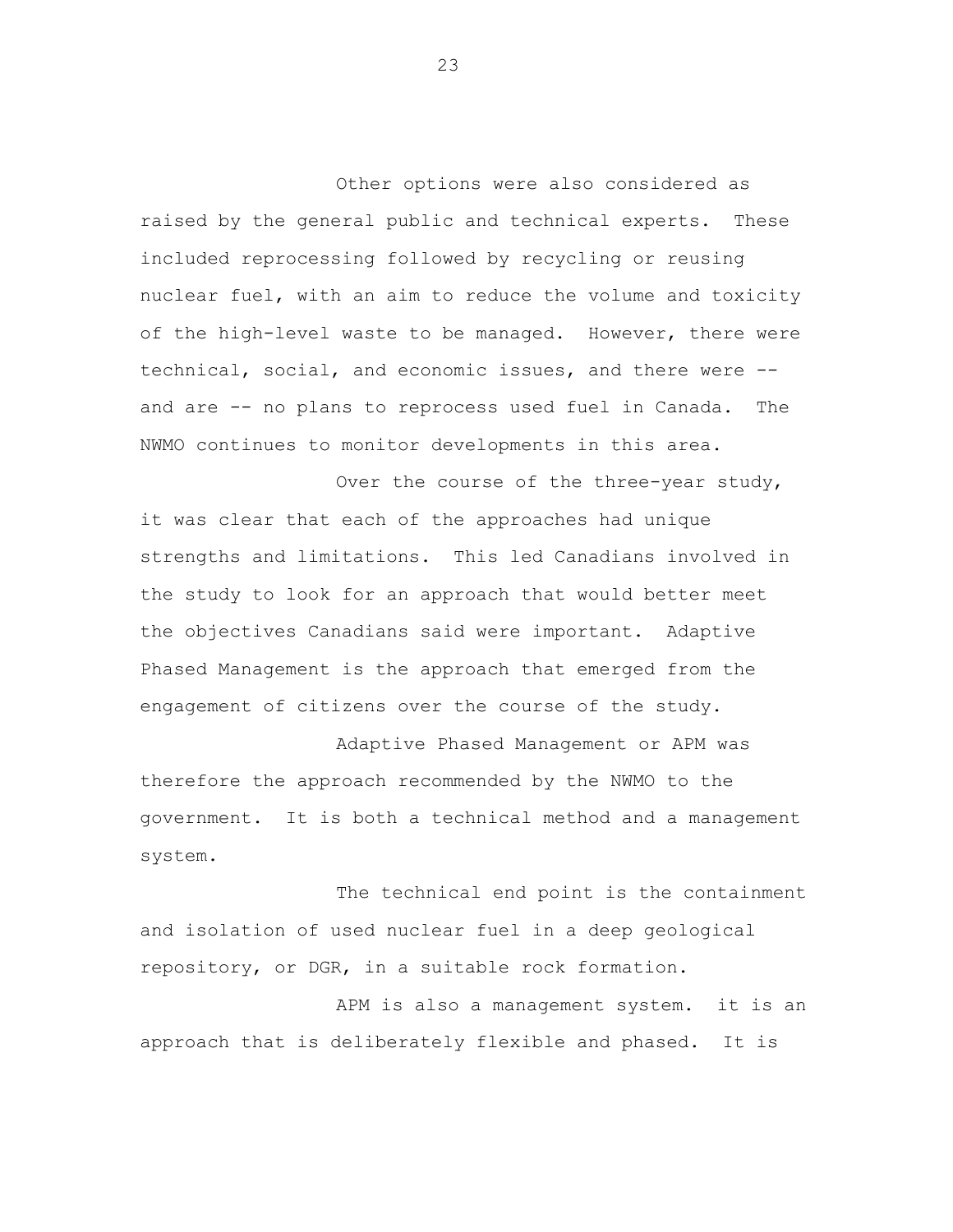Other options were also considered as raised by the general public and technical experts. These included reprocessing followed by recycling or reusing nuclear fuel, with an aim to reduce the volume and toxicity of the high-level waste to be managed. However, there were technical, social, and economic issues, and there were -- and are -- no plans to reprocess used fuel in Canada. The NWMO continues to monitor developments in this area.

Over the course of the three-year study, it was clear that each of the approaches had unique strengths and limitations. This led Canadians involved in the study to look for an approach that would better meet the objectives Canadians said were important. Adaptive Phased Management is the approach that emerged from the engagement of citizens over the course of the study.

Adaptive Phased Management or APM was therefore the approach recommended by the NWMO to the government. It is both a technical method and a management system.

The technical end point is the containment and isolation of used nuclear fuel in a deep geological repository, or DGR, in a suitable rock formation.

APM is also a management system. it is an approach that is deliberately flexible and phased. It is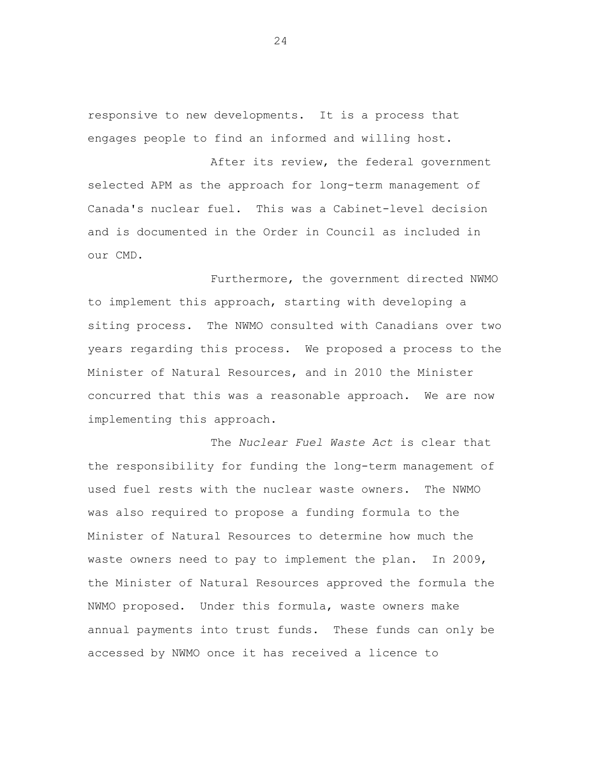responsive to new developments.  It is a process that engages people to find an informed and willing host.

After its review, the federal government selected APM as the approach for long-term management of Canada's nuclear fuel.  This was a Cabinet-level decision and is documented in the Order in Council as included in our CMD.

Furthermore, the government directed NWMO to implement this approach, starting with developing a siting process.  The NWMO consulted with Canadians over two years regarding this process.  We proposed a process to the Minister of Natural Resources, and in 2010 the Minister concurred that this was a reasonable approach.  We are now implementing this approach.

The *Nuclear Fuel Waste Act* is clear that the responsibility for funding the long-term management of used fuel rests with the nuclear waste owners.  The NWMO was also required to propose a funding formula to the Minister of Natural Resources to determine how much the waste owners need to pay to implement the plan.  In 2009, the Minister of Natural Resources approved the formula the NWMO proposed.  Under this formula, waste owners make annual payments into trust funds.  These funds can only be accessed by NWMO once it has received a licence to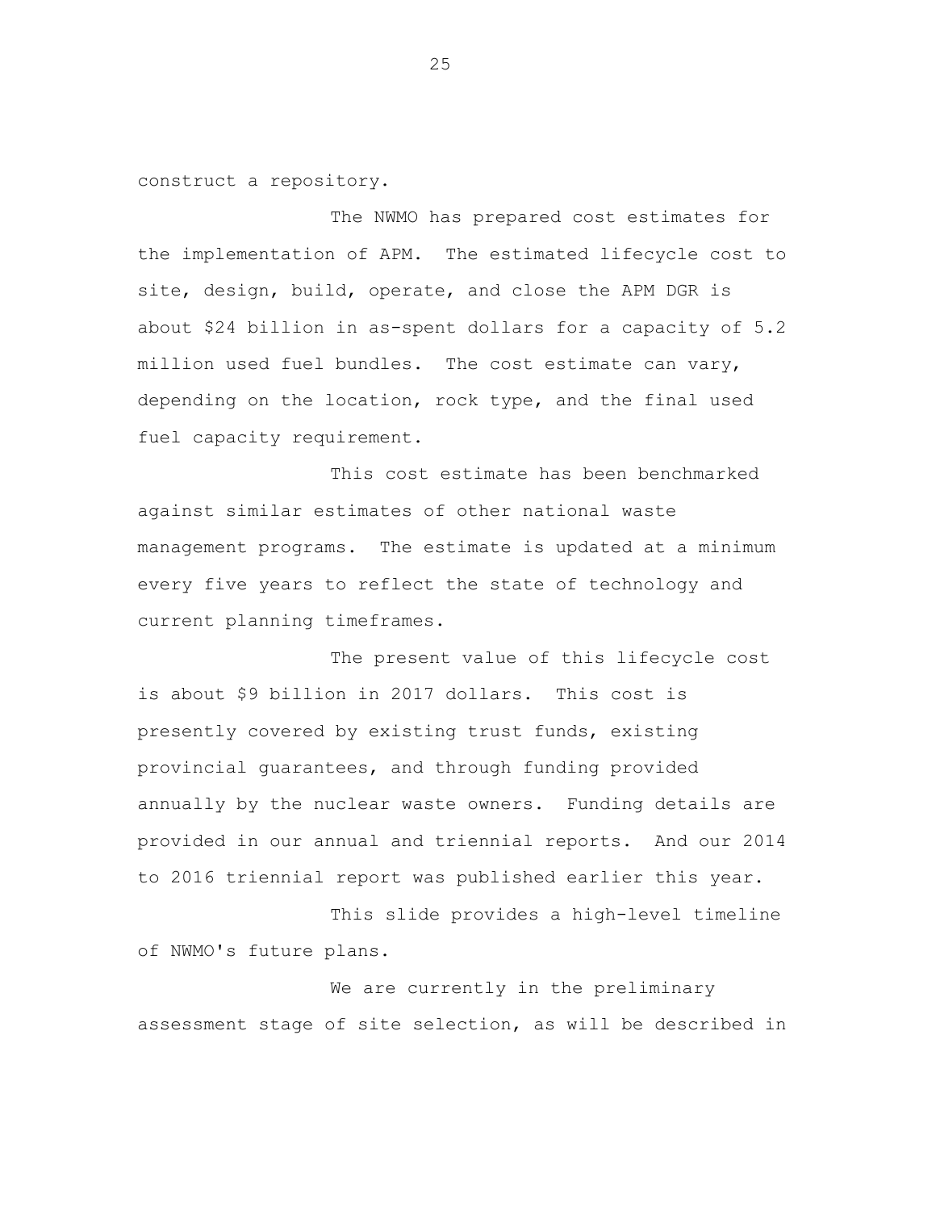construct a repository.

The NWMO has prepared cost estimates for the implementation of APM. The estimated lifecycle cost to site, design, build, operate, and close the APM DGR is about $24 billion in as-spent dollars for a capacity of 5.2 million used fuel bundles. The cost estimate can vary, depending on the location, rock type, and the final used fuel capacity requirement.

This cost estimate has been benchmarked against similar estimates of other national waste management programs. The estimate is updated at a minimum every five years to reflect the state of technology and current planning timeframes.

The present value of this lifecycle cost is about $9 billion in 2017 dollars. This cost is presently covered by existing trust funds, existing provincial guarantees, and through funding provided annually by the nuclear waste owners. Funding details are provided in our annual and triennial reports. And our 2014 to 2016 triennial report was published earlier this year.

This slide provides a high-level timeline of NWMO's future plans.

We are currently in the preliminary assessment stage of site selection, as will be described in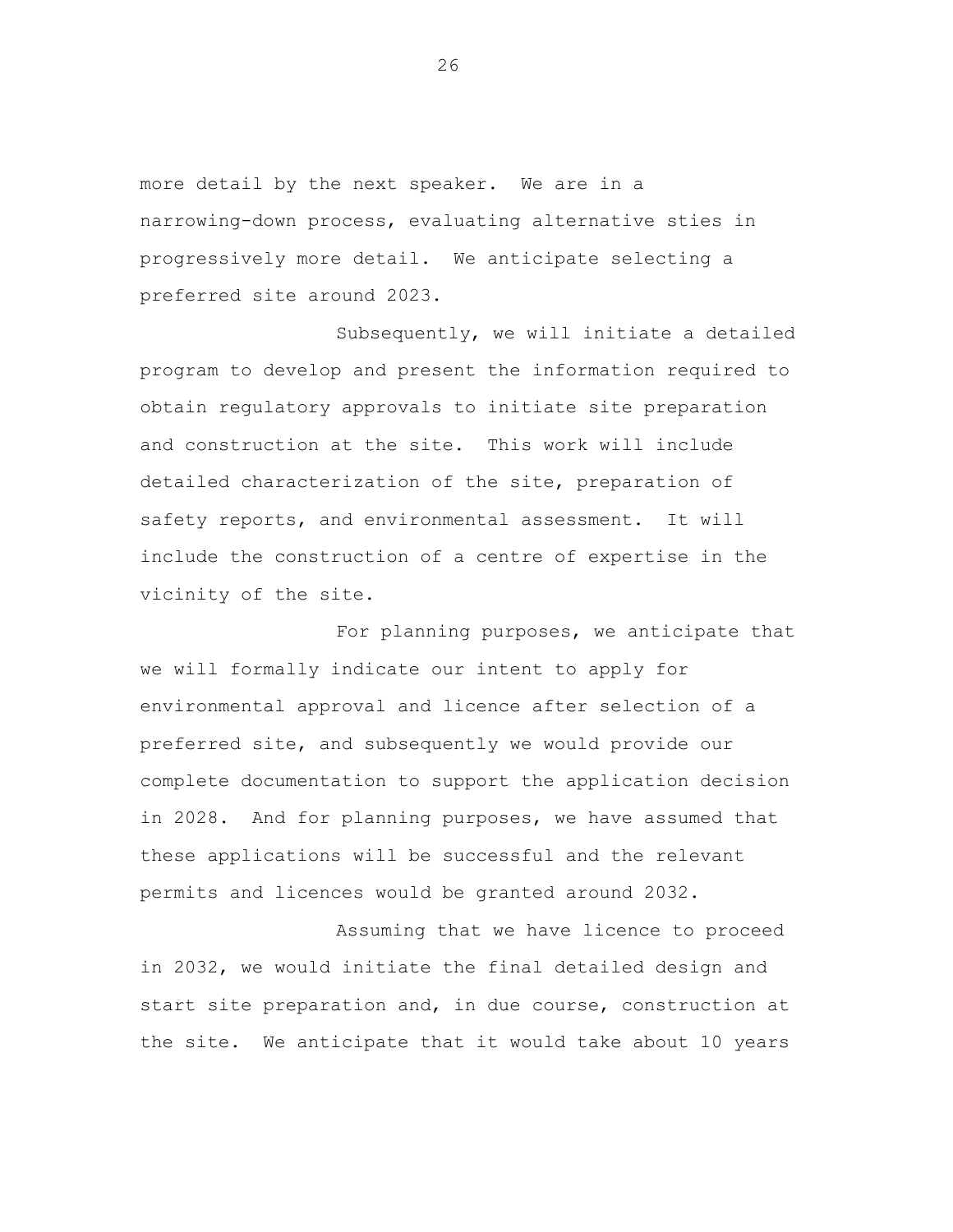more detail by the next speaker. We are in a narrowing-down process, evaluating alternative sties in progressively more detail. We anticipate selecting a preferred site around 2023.

Subsequently, we will initiate a detailed program to develop and present the information required to obtain regulatory approvals to initiate site preparation and construction at the site. This work will include detailed characterization of the site, preparation of safety reports, and environmental assessment. It will include the construction of a centre of expertise in the vicinity of the site.

For planning purposes, we anticipate that we will formally indicate our intent to apply for environmental approval and licence after selection of a preferred site, and subsequently we would provide our complete documentation to support the application decision in 2028. And for planning purposes, we have assumed that these applications will be successful and the relevant permits and licences would be granted around 2032.

Assuming that we have licence to proceed in 2032, we would initiate the final detailed design and start site preparation and, in due course, construction at the site. We anticipate that it would take about 10 years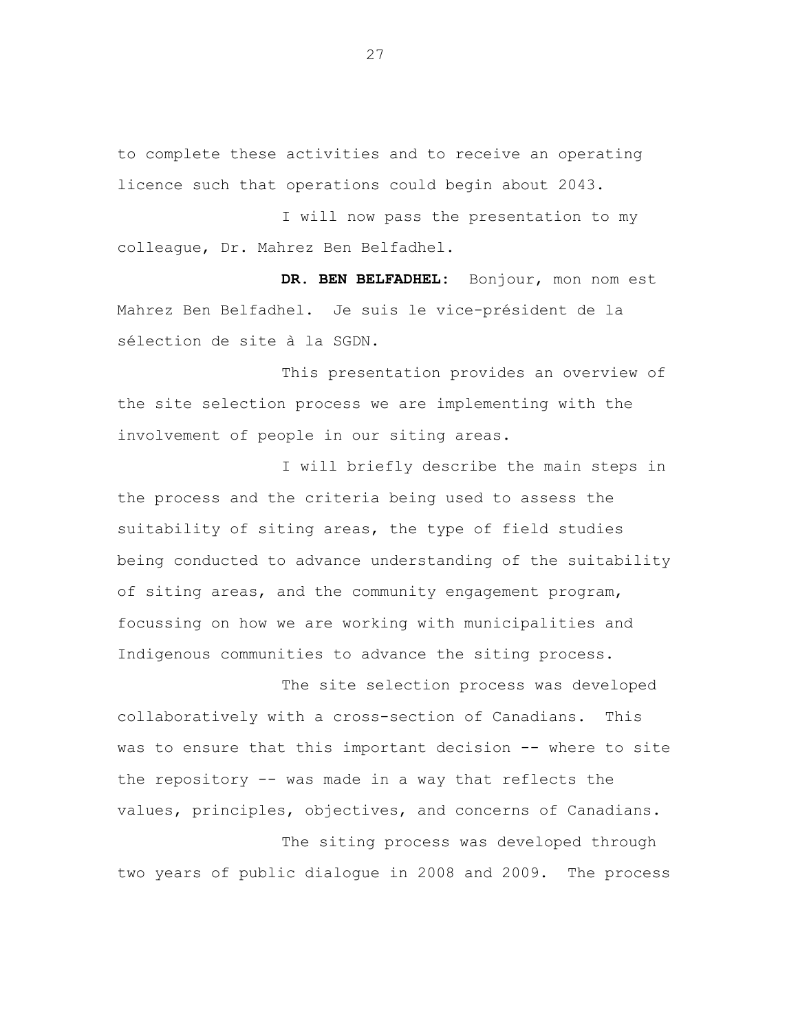to complete these activities and to receive an operating licence such that operations could begin about 2043.

I will now pass the presentation to my colleague, Dr. Mahrez Ben Belfadhel.

**DR. BEN BELFADHEL:** Bonjour, mon nom est Mahrez Ben Belfadhel. Je suis le vice-président de la sélection de site à la SGDN.

This presentation provides an overview of the site selection process we are implementing with the involvement of people in our siting areas.

I will briefly describe the main steps in the process and the criteria being used to assess the suitability of siting areas, the type of field studies being conducted to advance understanding of the suitability of siting areas, and the community engagement program, focussing on how we are working with municipalities and Indigenous communities to advance the siting process.

The site selection process was developed collaboratively with a cross-section of Canadians. This was to ensure that this important decision -- where to site the repository -- was made in a way that reflects the values, principles, objectives, and concerns of Canadians.

The siting process was developed through two years of public dialogue in 2008 and 2009. The process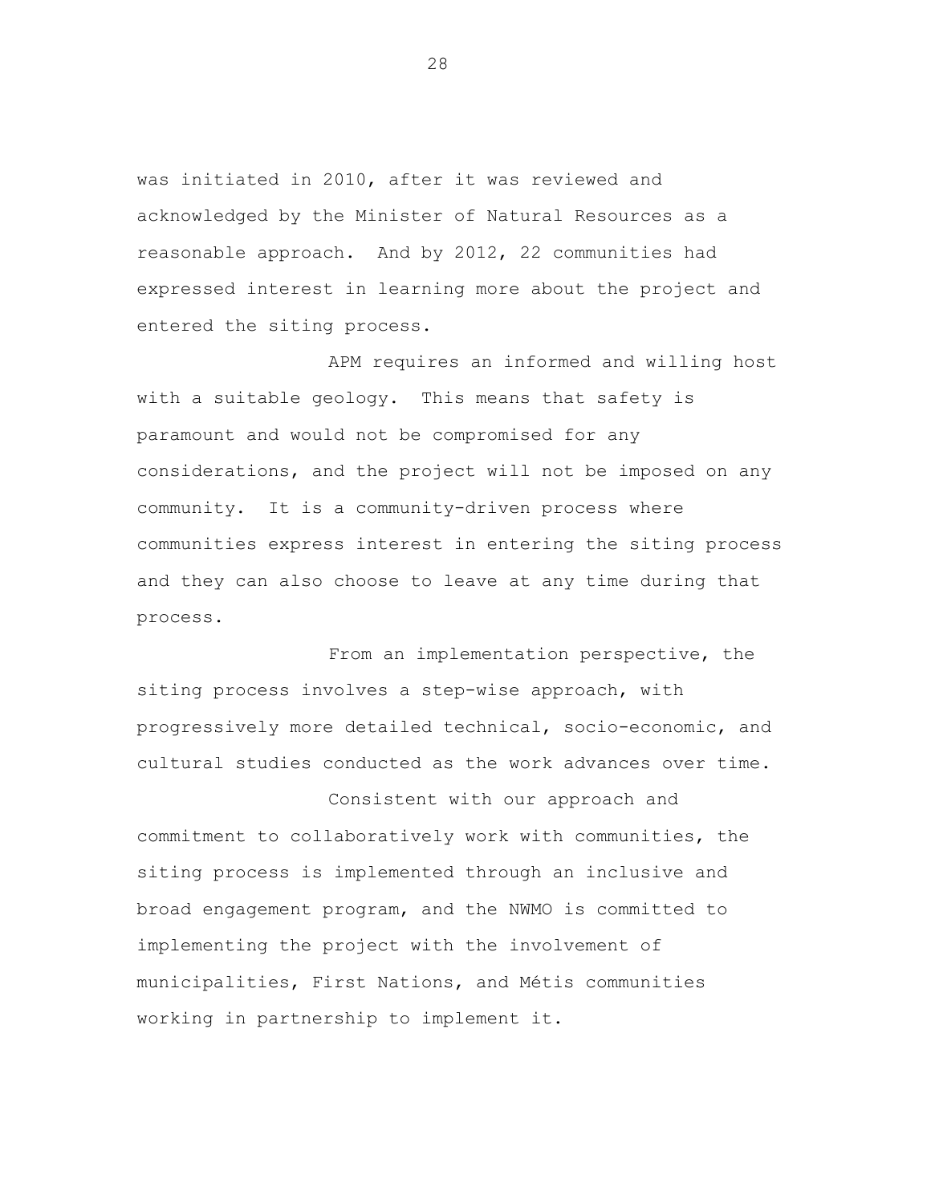was initiated in 2010, after it was reviewed and acknowledged by the Minister of Natural Resources as a reasonable approach. And by 2012, 22 communities had expressed interest in learning more about the project and entered the siting process.

APM requires an informed and willing host with a suitable geology. This means that safety is paramount and would not be compromised for any considerations, and the project will not be imposed on any community. It is a community-driven process where communities express interest in entering the siting process and they can also choose to leave at any time during that process.

From an implementation perspective, the siting process involves a step-wise approach, with progressively more detailed technical, socio-economic, and cultural studies conducted as the work advances over time.

Consistent with our approach and commitment to collaboratively work with communities, the siting process is implemented through an inclusive and broad engagement program, and the NWMO is committed to implementing the project with the involvement of municipalities, First Nations, and Métis communities working in partnership to implement it.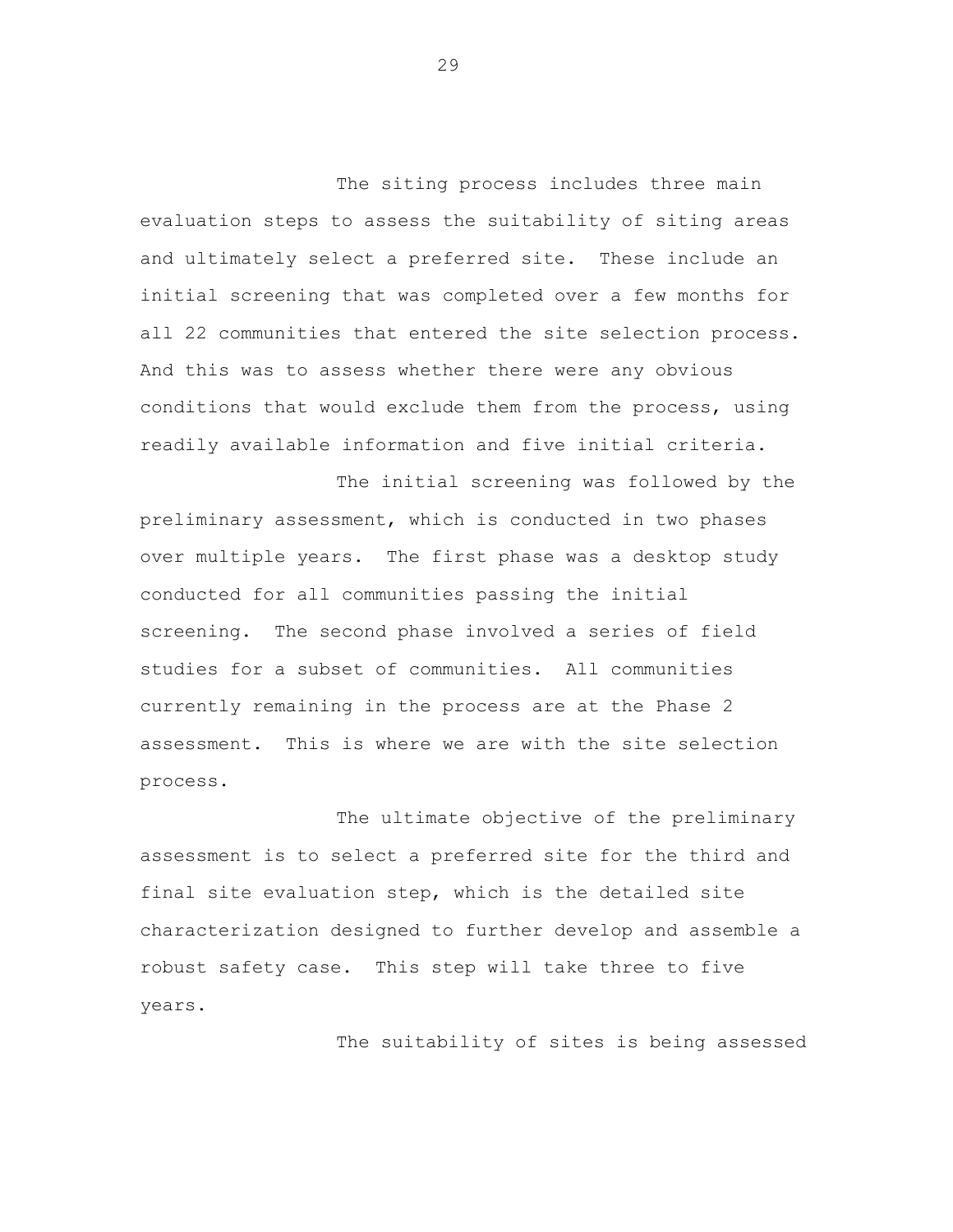The siting process includes three main evaluation steps to assess the suitability of siting areas and ultimately select a preferred site. These include an initial screening that was completed over a few months for all 22 communities that entered the site selection process. And this was to assess whether there were any obvious conditions that would exclude them from the process, using readily available information and five initial criteria.

The initial screening was followed by the preliminary assessment, which is conducted in two phases over multiple years. The first phase was a desktop study conducted for all communities passing the initial screening. The second phase involved a series of field studies for a subset of communities. All communities currently remaining in the process are at the Phase 2 assessment. This is where we are with the site selection process.

The ultimate objective of the preliminary assessment is to select a preferred site for the third and final site evaluation step, which is the detailed site characterization designed to further develop and assemble a robust safety case. This step will take three to five years.

The suitability of sites is being assessed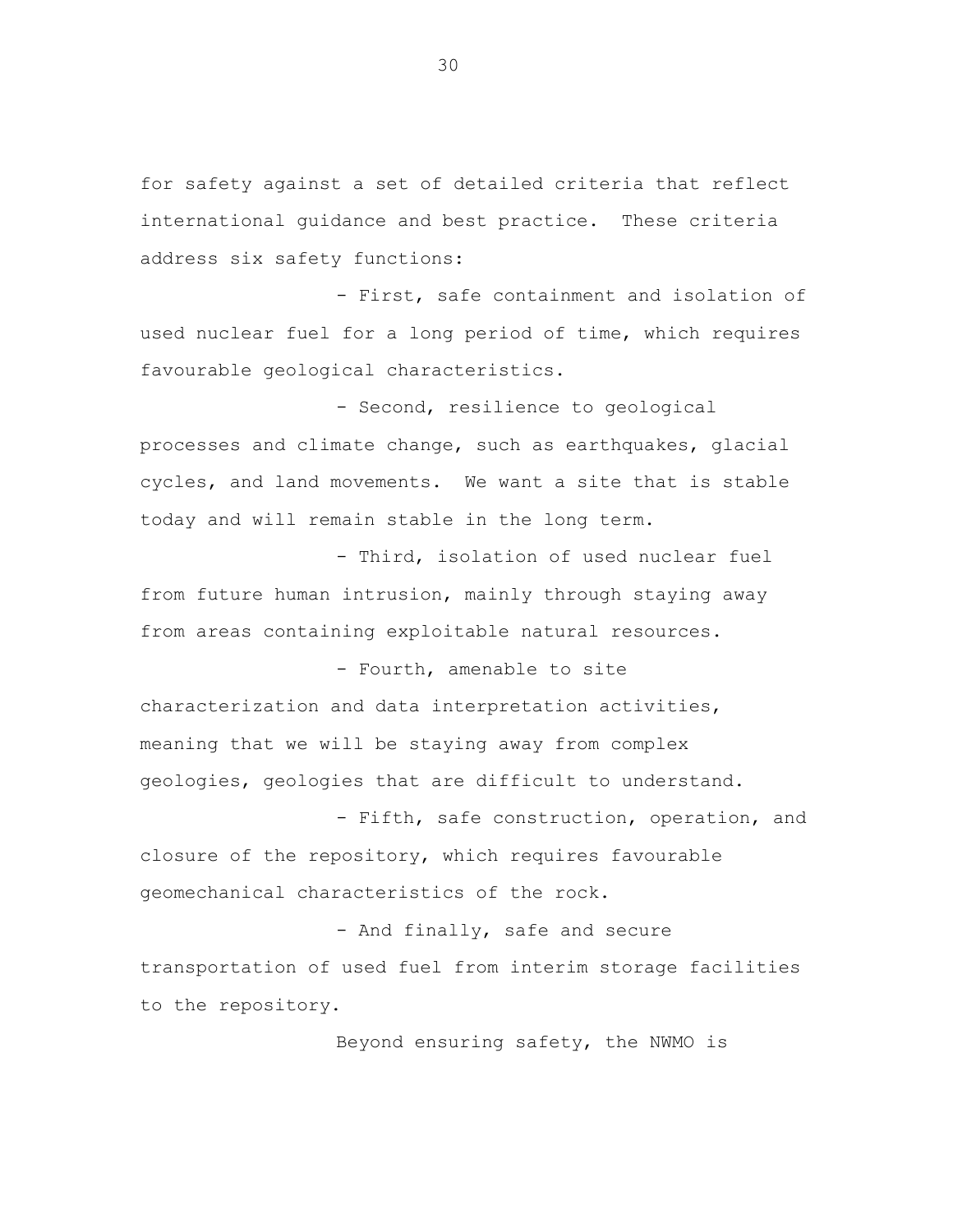for safety against a set of detailed criteria that reflect international guidance and best practice. These criteria address six safety functions:

- First, safe containment and isolation of used nuclear fuel for a long period of time, which requires favourable geological characteristics.

- Second, resilience to geological processes and climate change, such as earthquakes, glacial cycles, and land movements. We want a site that is stable today and will remain stable in the long term.

- Third, isolation of used nuclear fuel from future human intrusion, mainly through staying away from areas containing exploitable natural resources.

- Fourth, amenable to site characterization and data interpretation activities, meaning that we will be staying away from complex geologies, geologies that are difficult to understand.

- Fifth, safe construction, operation, and closure of the repository, which requires favourable geomechanical characteristics of the rock.

- And finally, safe and secure transportation of used fuel from interim storage facilities to the repository.

Beyond ensuring safety, the NWMO is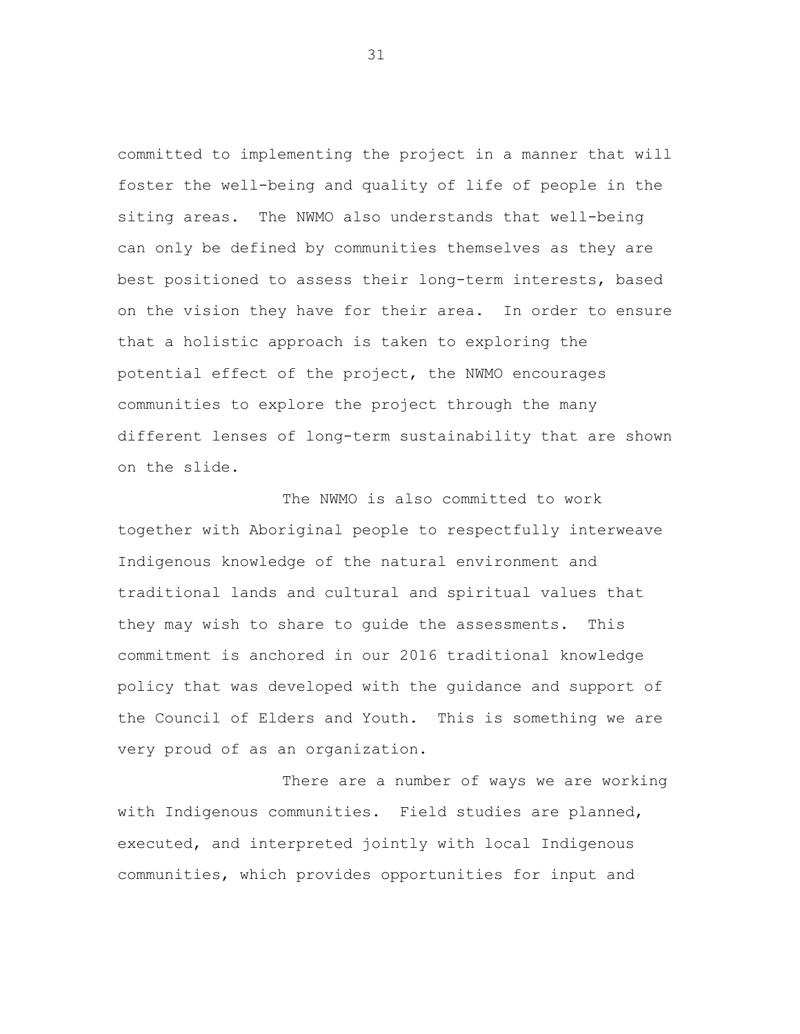committed to implementing the project in a manner that will foster the well-being and quality of life of people in the siting areas. The NWMO also understands that well-being can only be defined by communities themselves as they are best positioned to assess their long-term interests, based on the vision they have for their area. In order to ensure that a holistic approach is taken to exploring the potential effect of the project, the NWMO encourages communities to explore the project through the many different lenses of long-term sustainability that are shown on the slide.

The NWMO is also committed to work together with Aboriginal people to respectfully interweave Indigenous knowledge of the natural environment and traditional lands and cultural and spiritual values that they may wish to share to guide the assessments. This commitment is anchored in our 2016 traditional knowledge policy that was developed with the guidance and support of the Council of Elders and Youth. This is something we are very proud of as an organization.

There are a number of ways we are working with Indigenous communities. Field studies are planned, executed, and interpreted jointly with local Indigenous communities, which provides opportunities for input and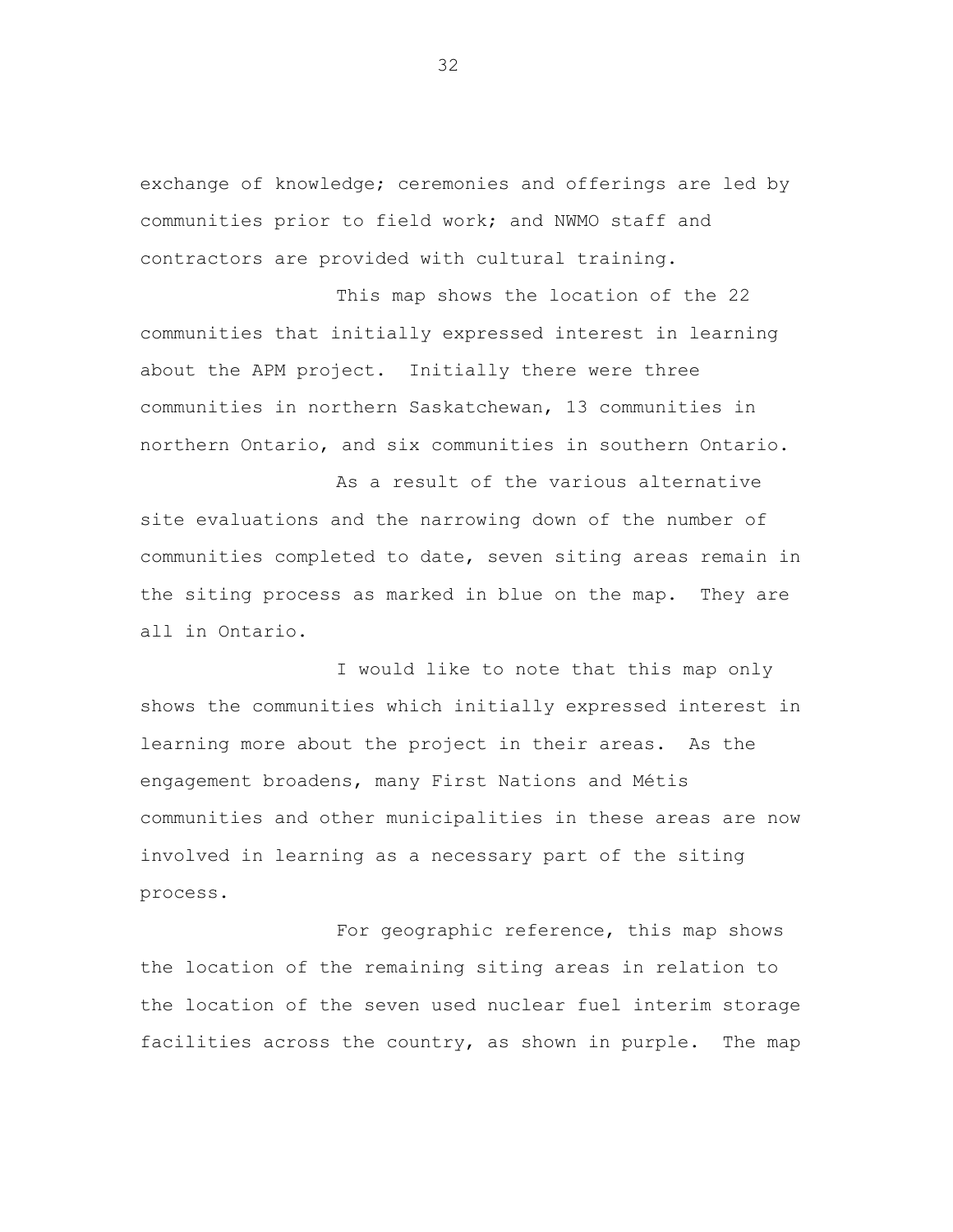exchange of knowledge; ceremonies and offerings are led by communities prior to field work; and NWMO staff and contractors are provided with cultural training.

This map shows the location of the 22 communities that initially expressed interest in learning about the APM project. Initially there were three communities in northern Saskatchewan, 13 communities in northern Ontario, and six communities in southern Ontario.

As a result of the various alternative site evaluations and the narrowing down of the number of communities completed to date, seven siting areas remain in the siting process as marked in blue on the map. They are all in Ontario.

I would like to note that this map only shows the communities which initially expressed interest in learning more about the project in their areas. As the engagement broadens, many First Nations and Métis communities and other municipalities in these areas are now involved in learning as a necessary part of the siting process.

For geographic reference, this map shows the location of the remaining siting areas in relation to the location of the seven used nuclear fuel interim storage facilities across the country, as shown in purple. The map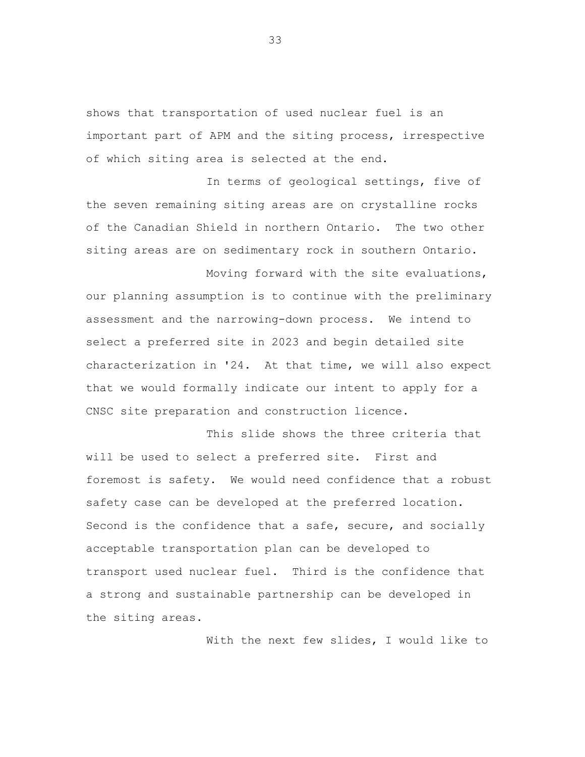shows that transportation of used nuclear fuel is an important part of APM and the siting process, irrespective of which siting area is selected at the end.

In terms of geological settings, five of the seven remaining siting areas are on crystalline rocks of the Canadian Shield in northern Ontario. The two other siting areas are on sedimentary rock in southern Ontario.

Moving forward with the site evaluations, our planning assumption is to continue with the preliminary assessment and the narrowing-down process. We intend to select a preferred site in 2023 and begin detailed site characterization in '24. At that time, we will also expect that we would formally indicate our intent to apply for a CNSC site preparation and construction licence.

This slide shows the three criteria that will be used to select a preferred site. First and foremost is safety. We would need confidence that a robust safety case can be developed at the preferred location. Second is the confidence that a safe, secure, and socially acceptable transportation plan can be developed to transport used nuclear fuel. Third is the confidence that a strong and sustainable partnership can be developed in the siting areas.

With the next few slides, I would like to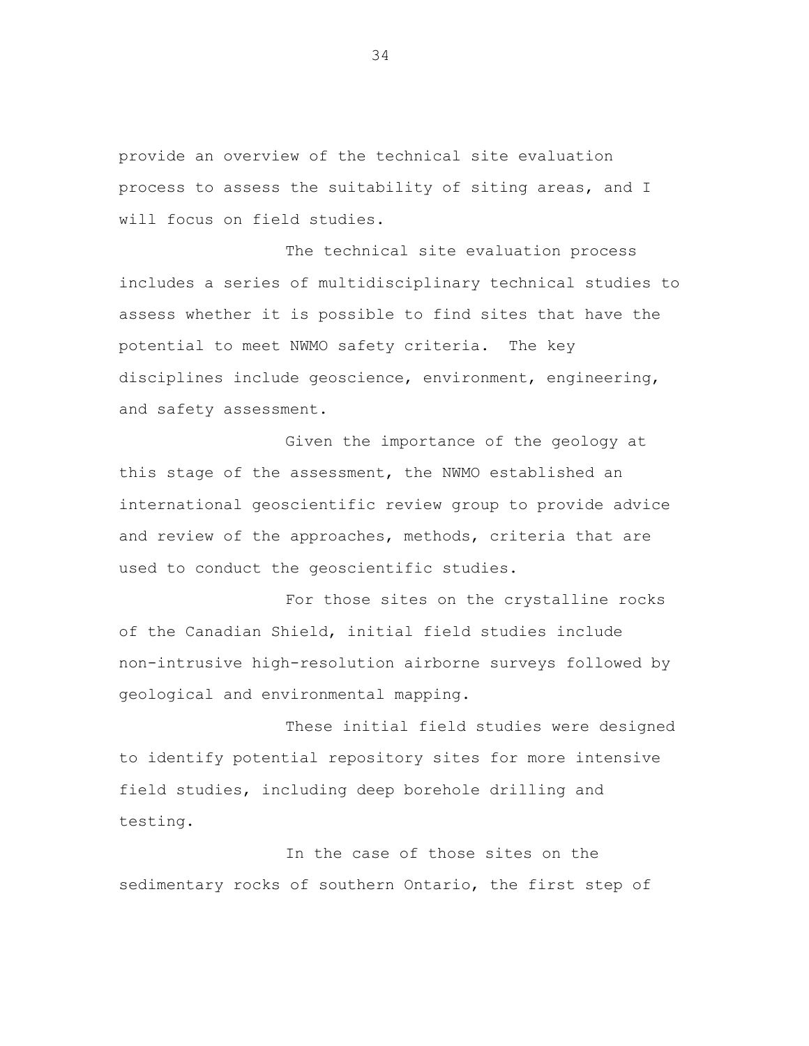provide an overview of the technical site evaluation process to assess the suitability of siting areas, and I will focus on field studies.

The technical site evaluation process includes a series of multidisciplinary technical studies to assess whether it is possible to find sites that have the potential to meet NWMO safety criteria. The key disciplines include geoscience, environment, engineering, and safety assessment.

Given the importance of the geology at this stage of the assessment, the NWMO established an international geoscientific review group to provide advice and review of the approaches, methods, criteria that are used to conduct the geoscientific studies.

For those sites on the crystalline rocks of the Canadian Shield, initial field studies include non-intrusive high-resolution airborne surveys followed by geological and environmental mapping.

These initial field studies were designed to identify potential repository sites for more intensive field studies, including deep borehole drilling and testing.

In the case of those sites on the sedimentary rocks of southern Ontario, the first step of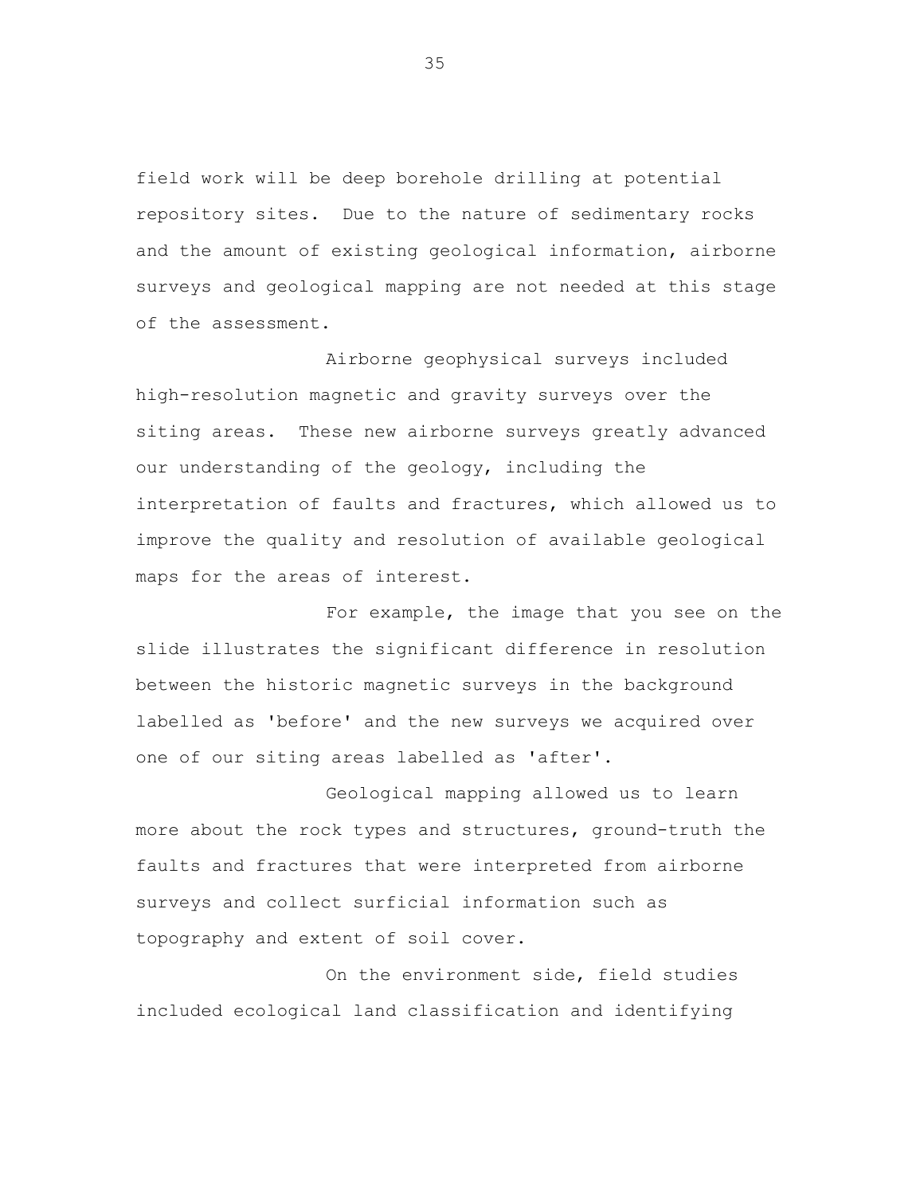field work will be deep borehole drilling at potential repository sites. Due to the nature of sedimentary rocks and the amount of existing geological information, airborne surveys and geological mapping are not needed at this stage of the assessment.

Airborne geophysical surveys included high-resolution magnetic and gravity surveys over the siting areas. These new airborne surveys greatly advanced our understanding of the geology, including the interpretation of faults and fractures, which allowed us to improve the quality and resolution of available geological maps for the areas of interest.

For example, the image that you see on the slide illustrates the significant difference in resolution between the historic magnetic surveys in the background labelled as 'before' and the new surveys we acquired over one of our siting areas labelled as 'after'.

Geological mapping allowed us to learn more about the rock types and structures, ground-truth the faults and fractures that were interpreted from airborne surveys and collect surficial information such as topography and extent of soil cover.

On the environment side, field studies included ecological land classification and identifying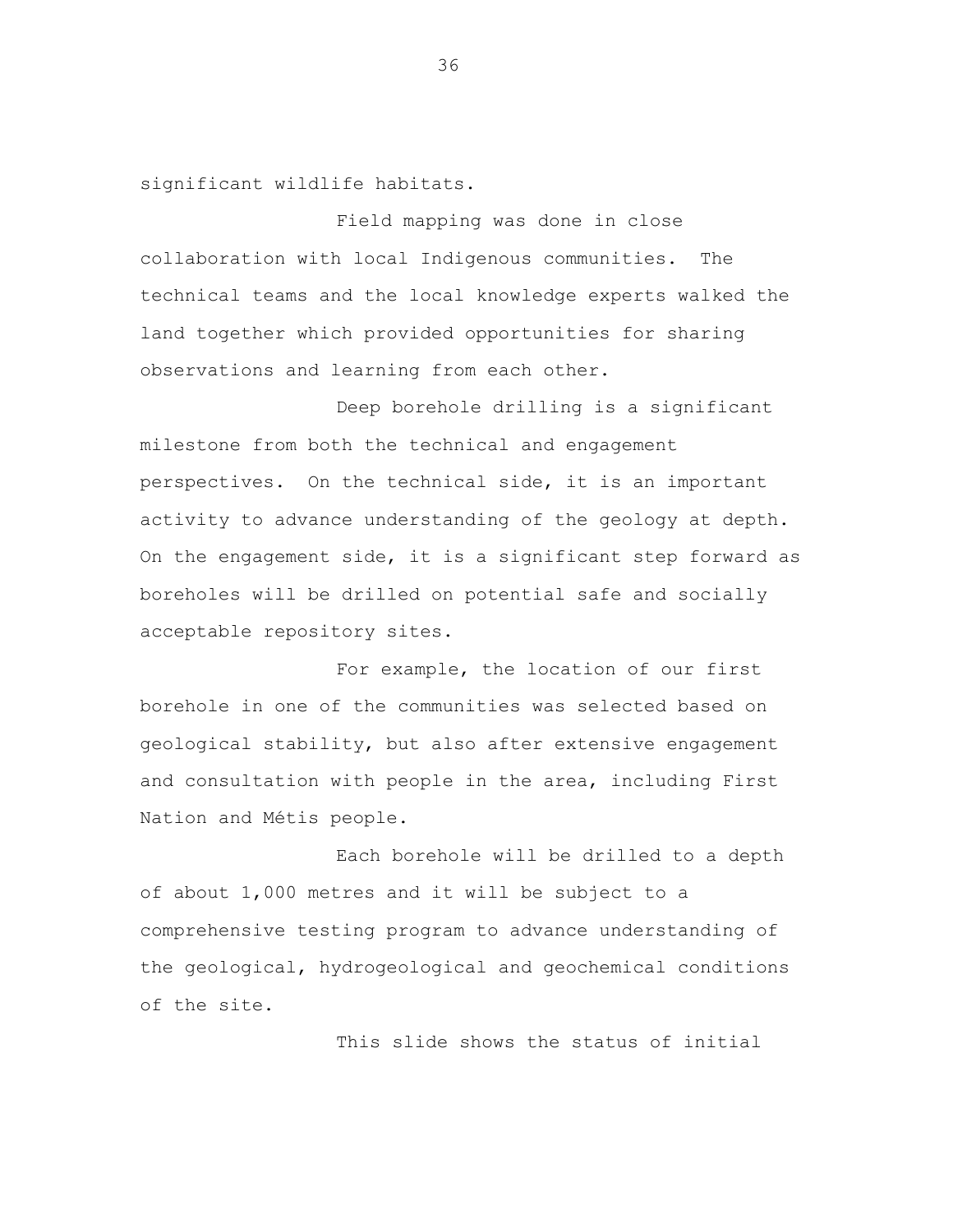significant wildlife habitats.

Field mapping was done in close collaboration with local Indigenous communities. The technical teams and the local knowledge experts walked the land together which provided opportunities for sharing observations and learning from each other.

Deep borehole drilling is a significant milestone from both the technical and engagement perspectives. On the technical side, it is an important activity to advance understanding of the geology at depth. On the engagement side, it is a significant step forward as boreholes will be drilled on potential safe and socially acceptable repository sites.

For example, the location of our first borehole in one of the communities was selected based on geological stability, but also after extensive engagement and consultation with people in the area, including First Nation and Métis people.

Each borehole will be drilled to a depth of about 1,000 metres and it will be subject to a comprehensive testing program to advance understanding of the geological, hydrogeological and geochemical conditions of the site.

This slide shows the status of initial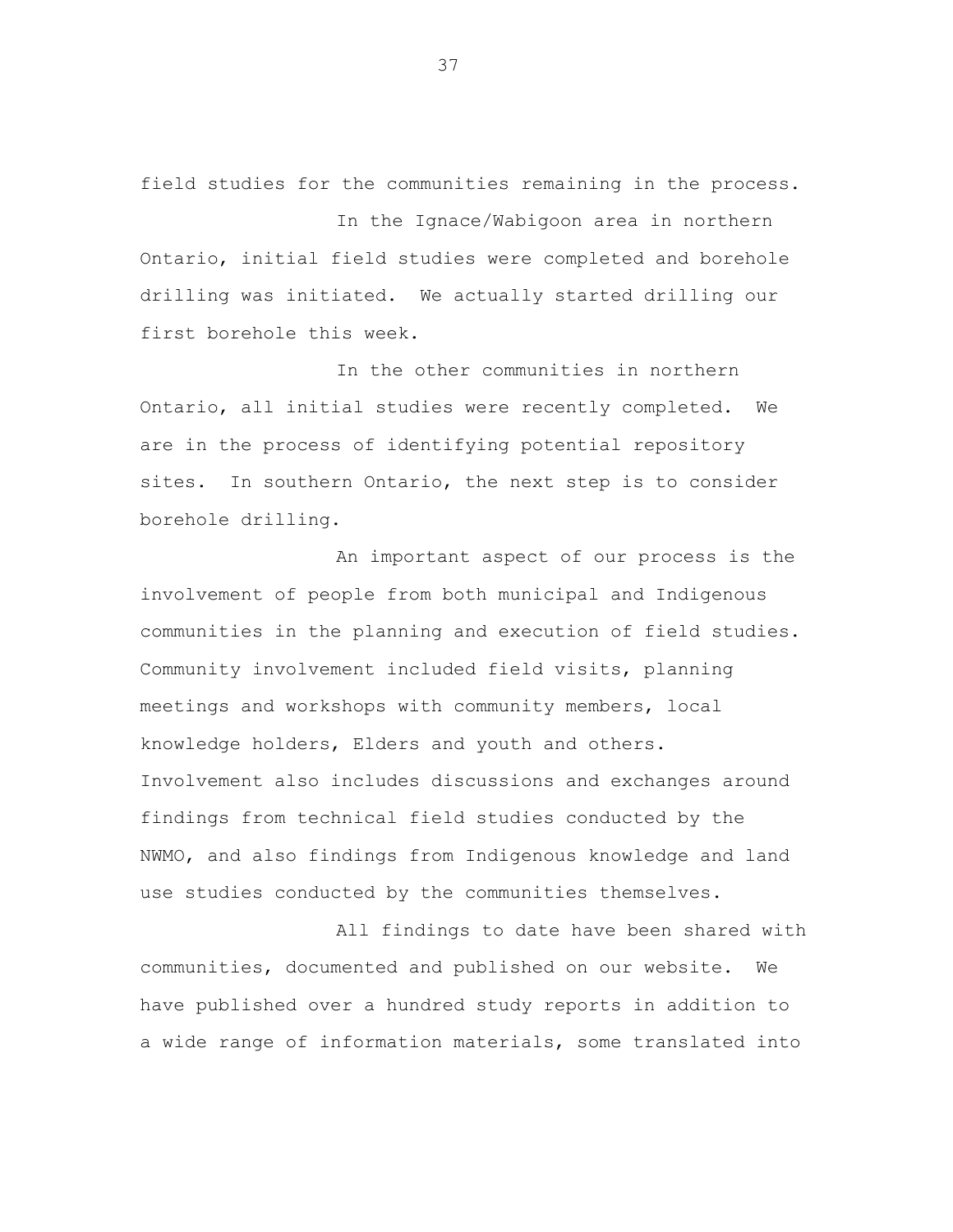field studies for the communities remaining in the process.

In the Ignace/Wabigoon area in northern Ontario, initial field studies were completed and borehole drilling was initiated. We actually started drilling our first borehole this week.

In the other communities in northern Ontario, all initial studies were recently completed. We are in the process of identifying potential repository sites. In southern Ontario, the next step is to consider borehole drilling.

An important aspect of our process is the involvement of people from both municipal and Indigenous communities in the planning and execution of field studies. Community involvement included field visits, planning meetings and workshops with community members, local knowledge holders, Elders and youth and others. Involvement also includes discussions and exchanges around findings from technical field studies conducted by the NWMO, and also findings from Indigenous knowledge and land use studies conducted by the communities themselves.

All findings to date have been shared with communities, documented and published on our website. We have published over a hundred study reports in addition to a wide range of information materials, some translated into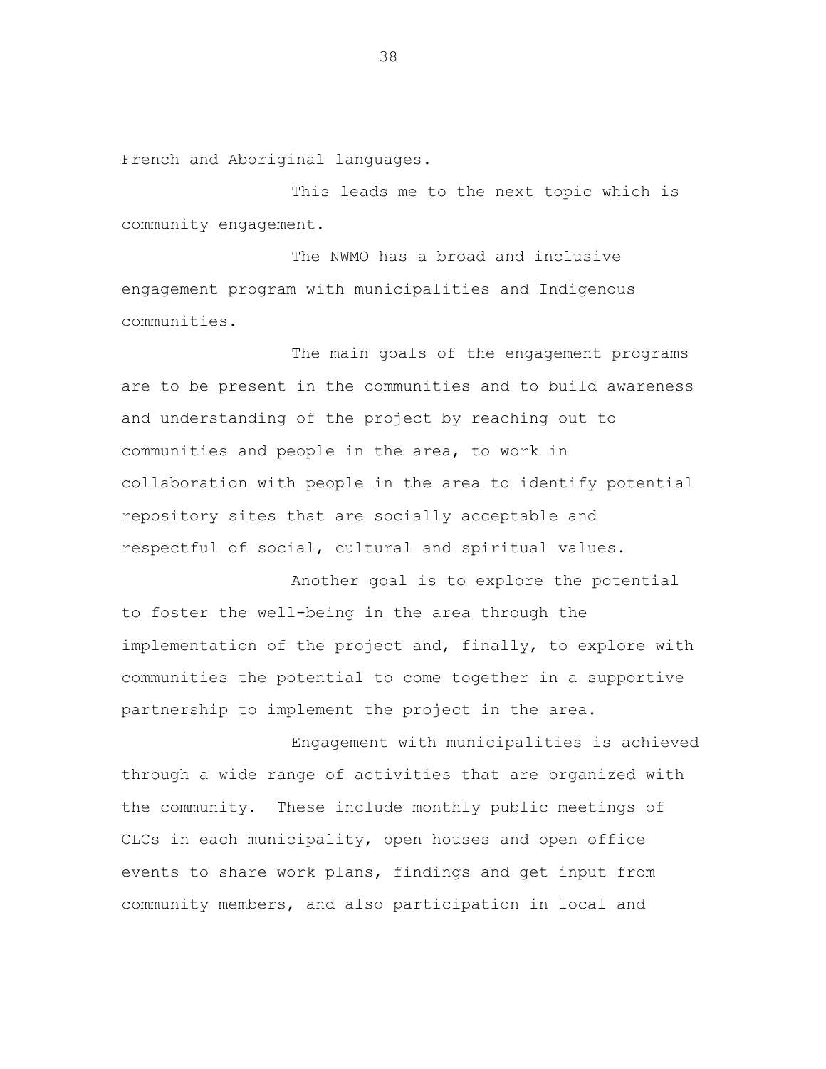French and Aboriginal languages.

This leads me to the next topic which is community engagement.

The NWMO has a broad and inclusive engagement program with municipalities and Indigenous communities.

The main goals of the engagement programs are to be present in the communities and to build awareness and understanding of the project by reaching out to communities and people in the area, to work in collaboration with people in the area to identify potential repository sites that are socially acceptable and respectful of social, cultural and spiritual values.

Another goal is to explore the potential to foster the well-being in the area through the implementation of the project and, finally, to explore with communities the potential to come together in a supportive partnership to implement the project in the area.

Engagement with municipalities is achieved through a wide range of activities that are organized with the community. These include monthly public meetings of CLCs in each municipality, open houses and open office events to share work plans, findings and get input from community members, and also participation in local and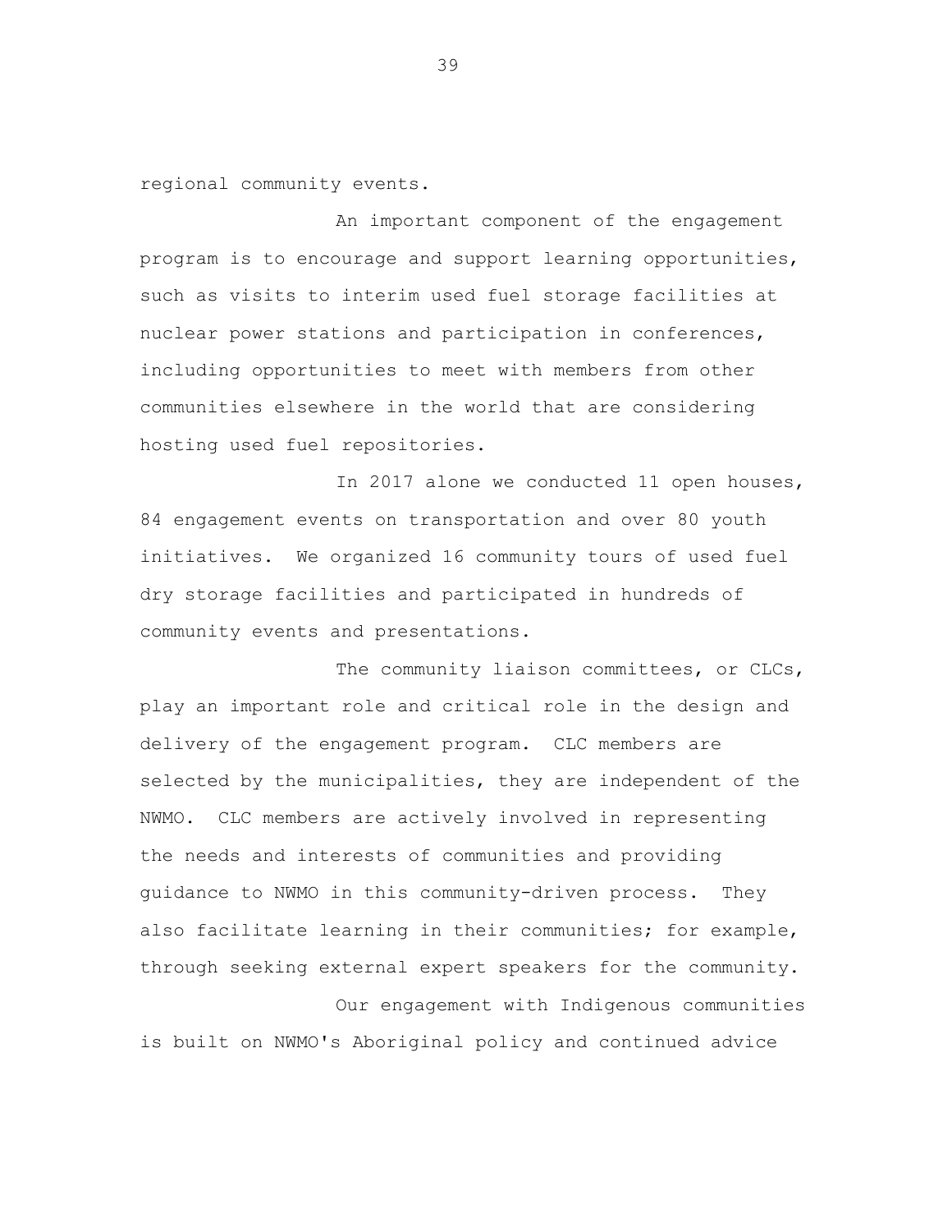regional community events.

An important component of the engagement program is to encourage and support learning opportunities, such as visits to interim used fuel storage facilities at nuclear power stations and participation in conferences, including opportunities to meet with members from other communities elsewhere in the world that are considering hosting used fuel repositories.

In 2017 alone we conducted 11 open houses, 84 engagement events on transportation and over 80 youth initiatives. We organized 16 community tours of used fuel dry storage facilities and participated in hundreds of community events and presentations.

The community liaison committees, or CLCs, play an important role and critical role in the design and delivery of the engagement program. CLC members are selected by the municipalities, they are independent of the NWMO. CLC members are actively involved in representing the needs and interests of communities and providing guidance to NWMO in this community-driven process. They also facilitate learning in their communities; for example, through seeking external expert speakers for the community.

Our engagement with Indigenous communities is built on NWMO's Aboriginal policy and continued advice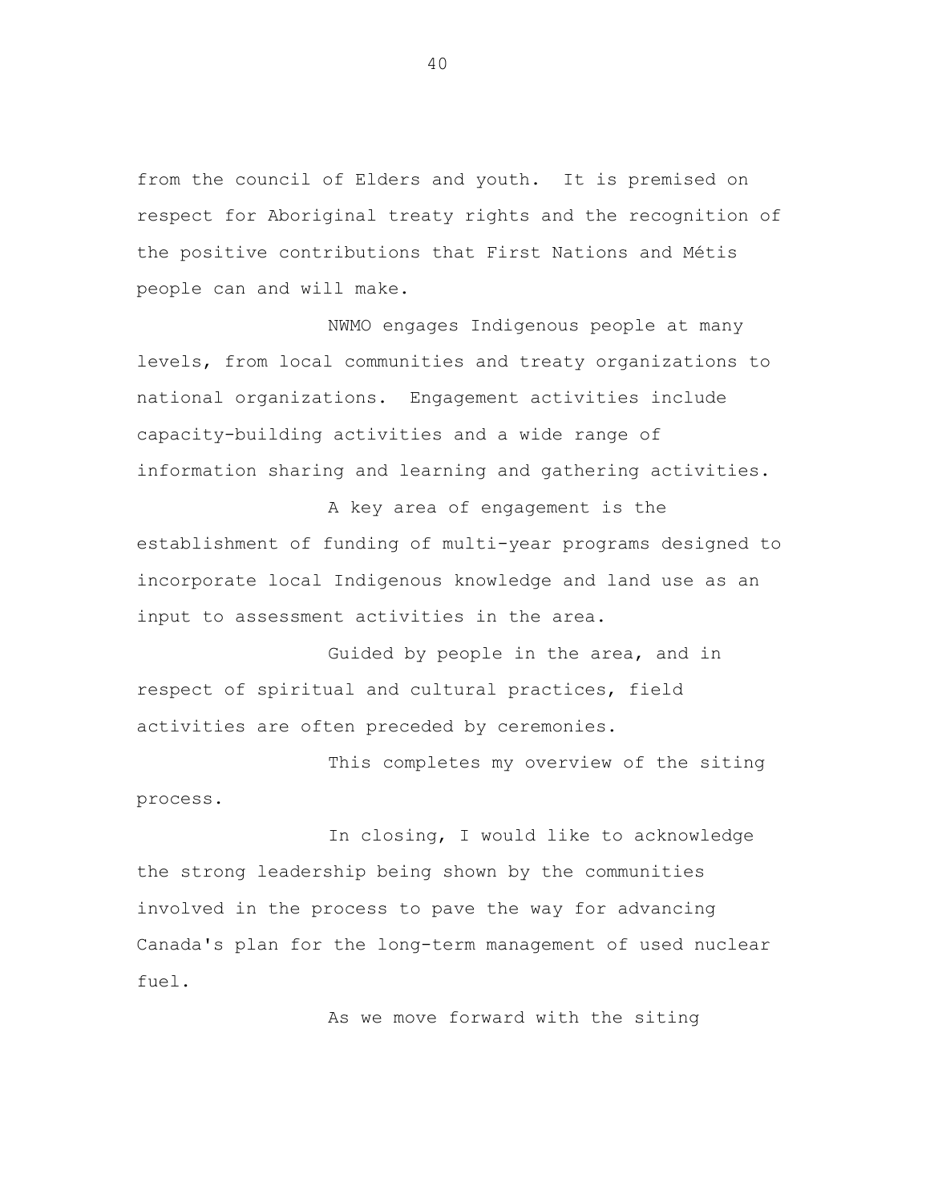from the council of Elders and youth. It is premised on respect for Aboriginal treaty rights and the recognition of the positive contributions that First Nations and Métis people can and will make.

NWMO engages Indigenous people at many levels, from local communities and treaty organizations to national organizations. Engagement activities include capacity-building activities and a wide range of information sharing and learning and gathering activities.

A key area of engagement is the establishment of funding of multi-year programs designed to incorporate local Indigenous knowledge and land use as an input to assessment activities in the area.

Guided by people in the area, and in respect of spiritual and cultural practices, field activities are often preceded by ceremonies.

This completes my overview of the siting process.

In closing, I would like to acknowledge the strong leadership being shown by the communities involved in the process to pave the way for advancing Canada's plan for the long-term management of used nuclear fuel.

As we move forward with the siting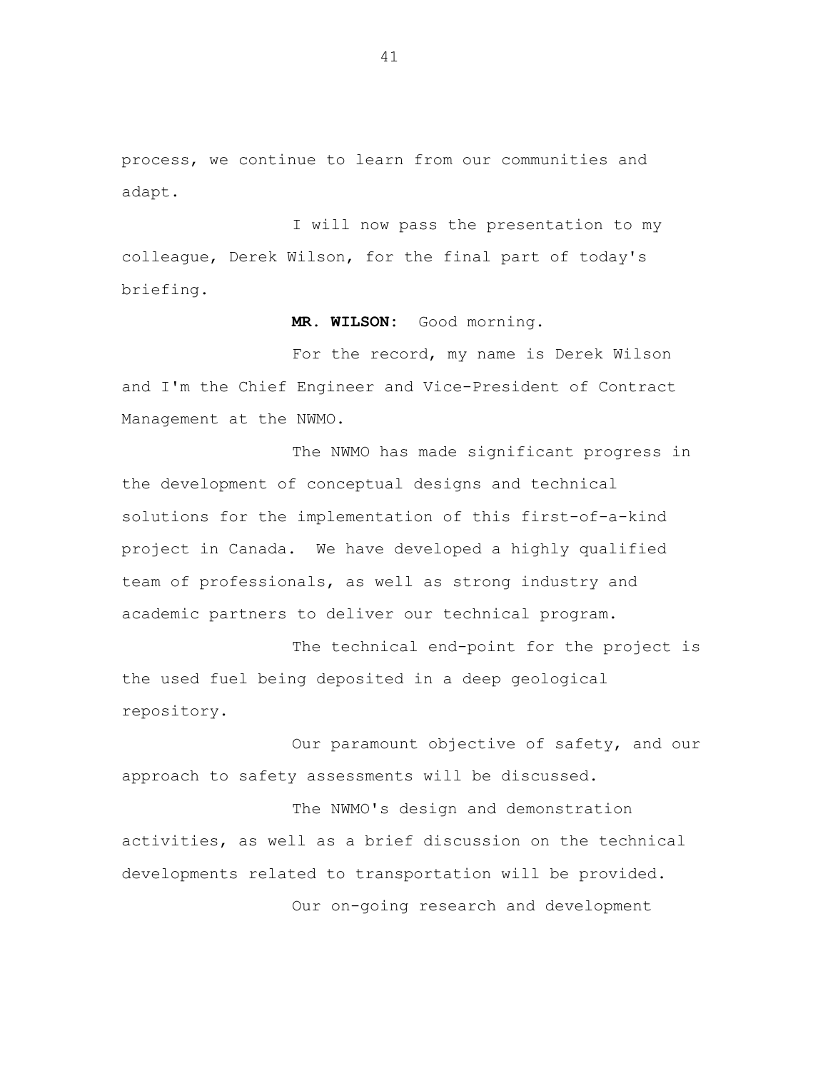process, we continue to learn from our communities and adapt.

I will now pass the presentation to my colleague, Derek Wilson, for the final part of today's briefing.

**MR. WILSON:** Good morning.

For the record, my name is Derek Wilson and I'm the Chief Engineer and Vice-President of Contract Management at the NWMO.

The NWMO has made significant progress in the development of conceptual designs and technical solutions for the implementation of this first-of-a-kind project in Canada. We have developed a highly qualified team of professionals, as well as strong industry and academic partners to deliver our technical program.

The technical end-point for the project is the used fuel being deposited in a deep geological repository.

Our paramount objective of safety, and our approach to safety assessments will be discussed.

The NWMO's design and demonstration activities, as well as a brief discussion on the technical developments related to transportation will be provided.

Our on-going research and development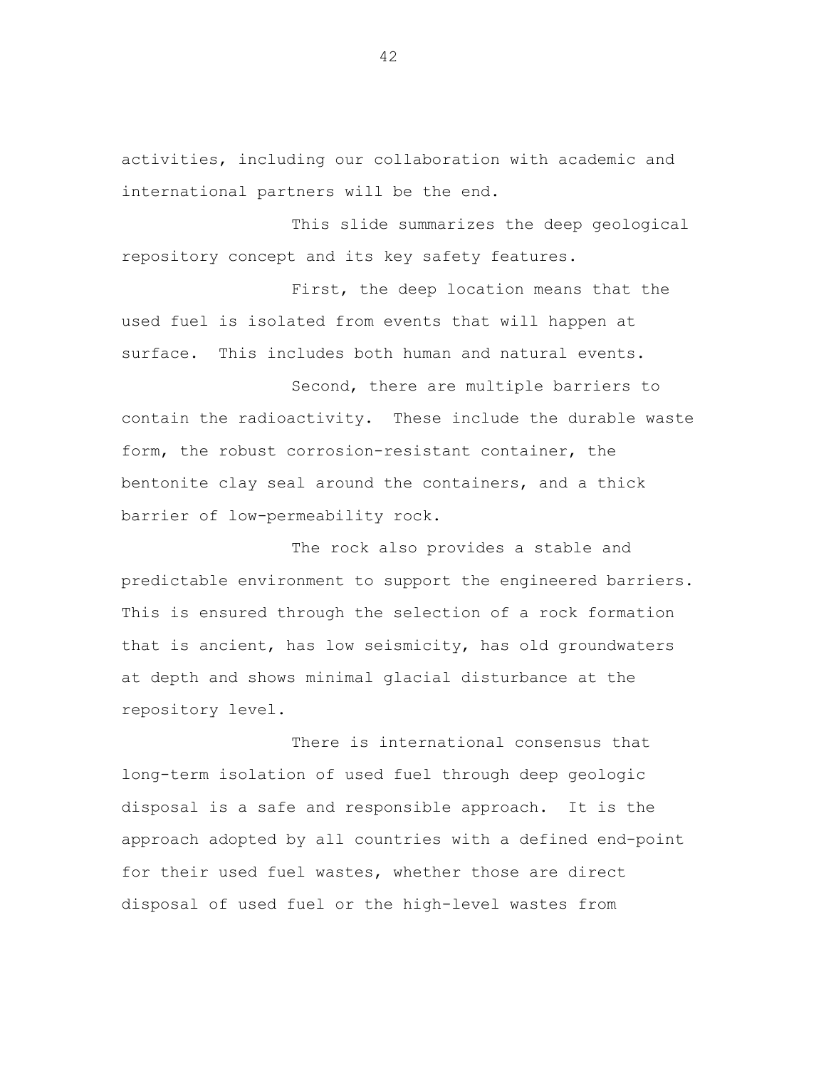activities, including our collaboration with academic and international partners will be the end.

This slide summarizes the deep geological repository concept and its key safety features.

First, the deep location means that the used fuel is isolated from events that will happen at surface.  This includes both human and natural events.

Second, there are multiple barriers to contain the radioactivity.  These include the durable waste form, the robust corrosion-resistant container, the bentonite clay seal around the containers, and a thick barrier of low-permeability rock.

The rock also provides a stable and predictable environment to support the engineered barriers.  This is ensured through the selection of a rock formation that is ancient, has low seismicity, has old groundwaters at depth and shows minimal glacial disturbance at the repository level.

There is international consensus that long-term isolation of used fuel through deep geologic disposal is a safe and responsible approach.  It is the approach adopted by all countries with a defined end-point for their used fuel wastes, whether those are direct disposal of used fuel or the high-level wastes from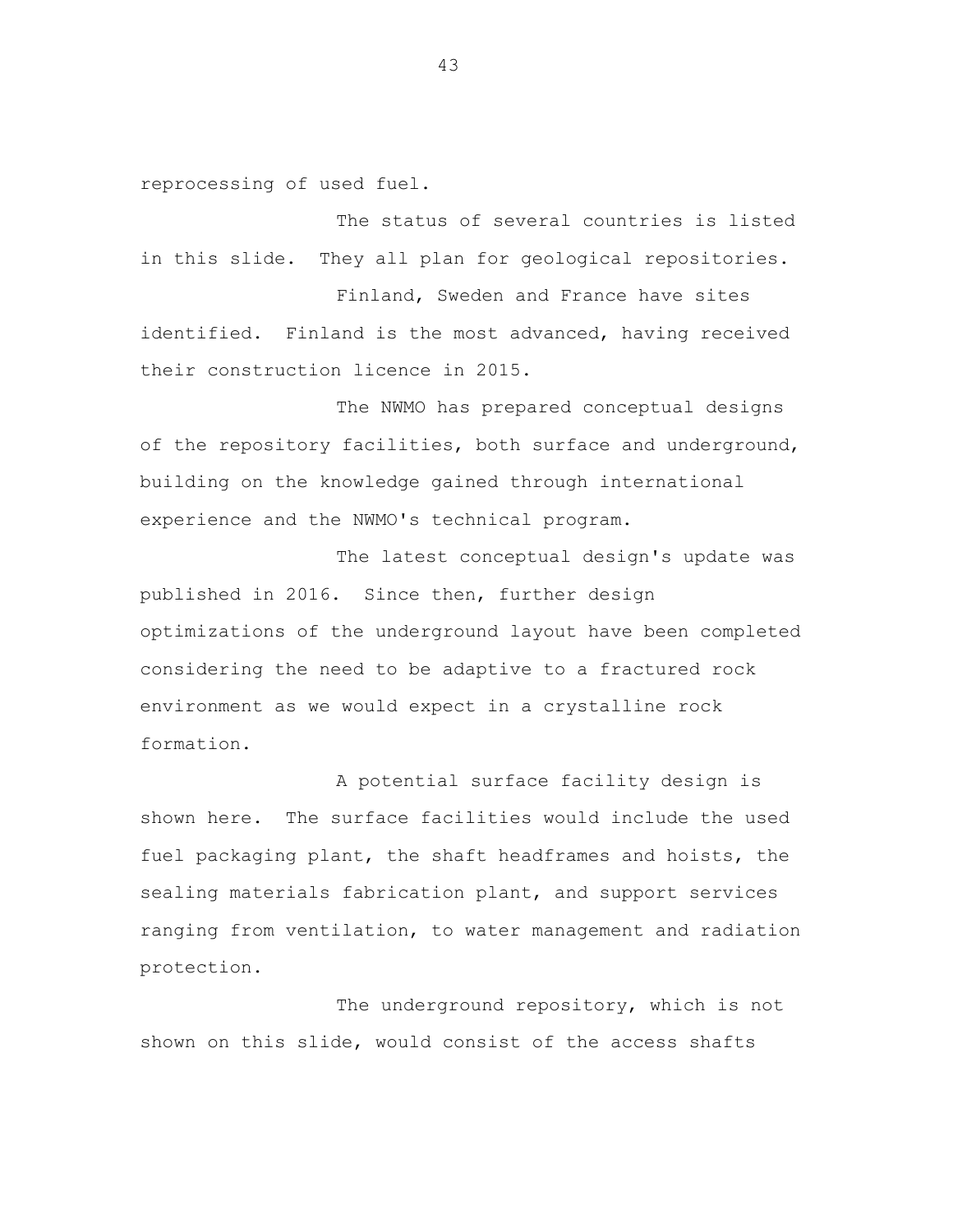reprocessing of used fuel.

The status of several countries is listed in this slide. They all plan for geological repositories.

Finland, Sweden and France have sites identified. Finland is the most advanced, having received their construction licence in 2015.

The NWMO has prepared conceptual designs of the repository facilities, both surface and underground, building on the knowledge gained through international experience and the NWMO's technical program.

The latest conceptual design's update was published in 2016. Since then, further design optimizations of the underground layout have been completed considering the need to be adaptive to a fractured rock environment as we would expect in a crystalline rock formation.

A potential surface facility design is shown here. The surface facilities would include the used fuel packaging plant, the shaft headframes and hoists, the sealing materials fabrication plant, and support services ranging from ventilation, to water management and radiation protection.

The underground repository, which is not shown on this slide, would consist of the access shafts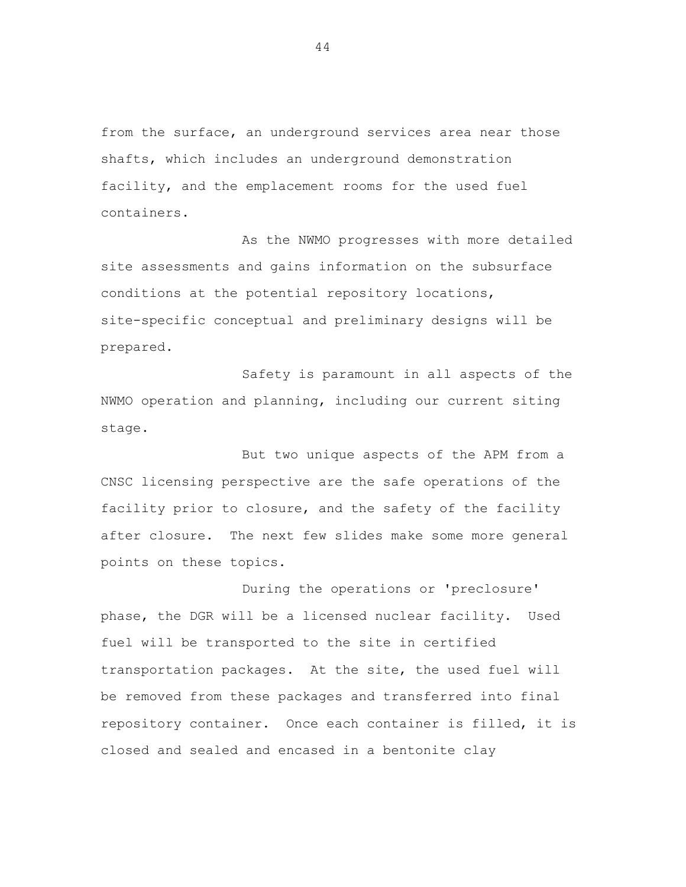from the surface, an underground services area near those shafts, which includes an underground demonstration facility, and the emplacement rooms for the used fuel containers.

As the NWMO progresses with more detailed site assessments and gains information on the subsurface conditions at the potential repository locations, site-specific conceptual and preliminary designs will be prepared.

Safety is paramount in all aspects of the NWMO operation and planning, including our current siting stage.

But two unique aspects of the APM from a CNSC licensing perspective are the safe operations of the facility prior to closure, and the safety of the facility after closure. The next few slides make some more general points on these topics.

During the operations or 'preclosure' phase, the DGR will be a licensed nuclear facility. Used fuel will be transported to the site in certified transportation packages. At the site, the used fuel will be removed from these packages and transferred into final repository container. Once each container is filled, it is closed and sealed and encased in a bentonite clay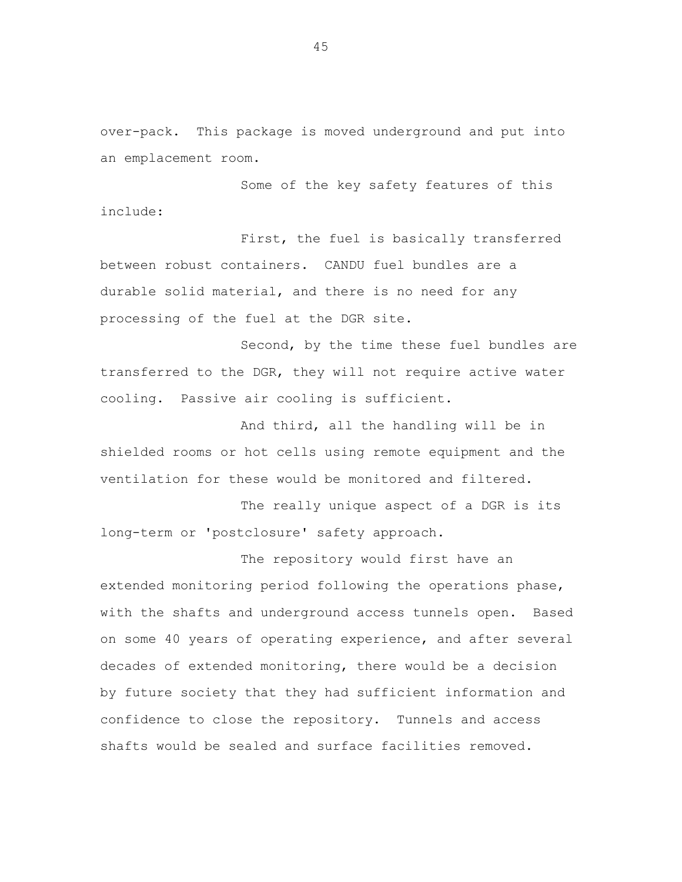over-pack. This package is moved underground and put into an emplacement room.

Some of the key safety features of this include:

First, the fuel is basically transferred between robust containers. CANDU fuel bundles are a durable solid material, and there is no need for any processing of the fuel at the DGR site.

Second, by the time these fuel bundles are transferred to the DGR, they will not require active water cooling. Passive air cooling is sufficient.

And third, all the handling will be in shielded rooms or hot cells using remote equipment and the ventilation for these would be monitored and filtered.

The really unique aspect of a DGR is its long-term or 'postclosure' safety approach.

The repository would first have an extended monitoring period following the operations phase, with the shafts and underground access tunnels open. Based on some 40 years of operating experience, and after several decades of extended monitoring, there would be a decision by future society that they had sufficient information and confidence to close the repository. Tunnels and access shafts would be sealed and surface facilities removed.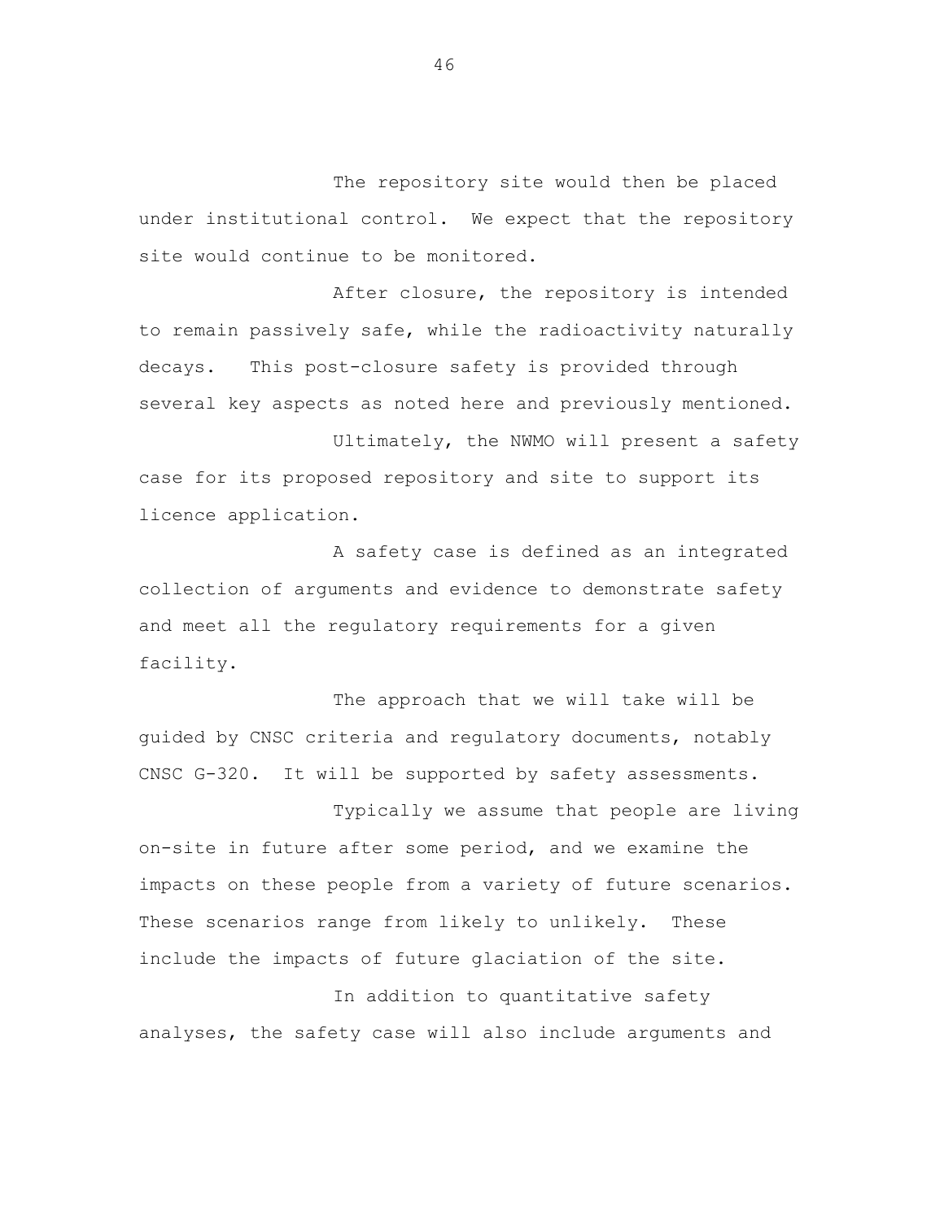The repository site would then be placed under institutional control. We expect that the repository site would continue to be monitored.

After closure, the repository is intended to remain passively safe, while the radioactivity naturally decays. This post-closure safety is provided through several key aspects as noted here and previously mentioned.

Ultimately, the NWMO will present a safety case for its proposed repository and site to support its licence application.

A safety case is defined as an integrated collection of arguments and evidence to demonstrate safety and meet all the regulatory requirements for a given facility.

The approach that we will take will be guided by CNSC criteria and regulatory documents, notably CNSC G-320. It will be supported by safety assessments.

Typically we assume that people are living on-site in future after some period, and we examine the impacts on these people from a variety of future scenarios. These scenarios range from likely to unlikely. These include the impacts of future glaciation of the site.

In addition to quantitative safety analyses, the safety case will also include arguments and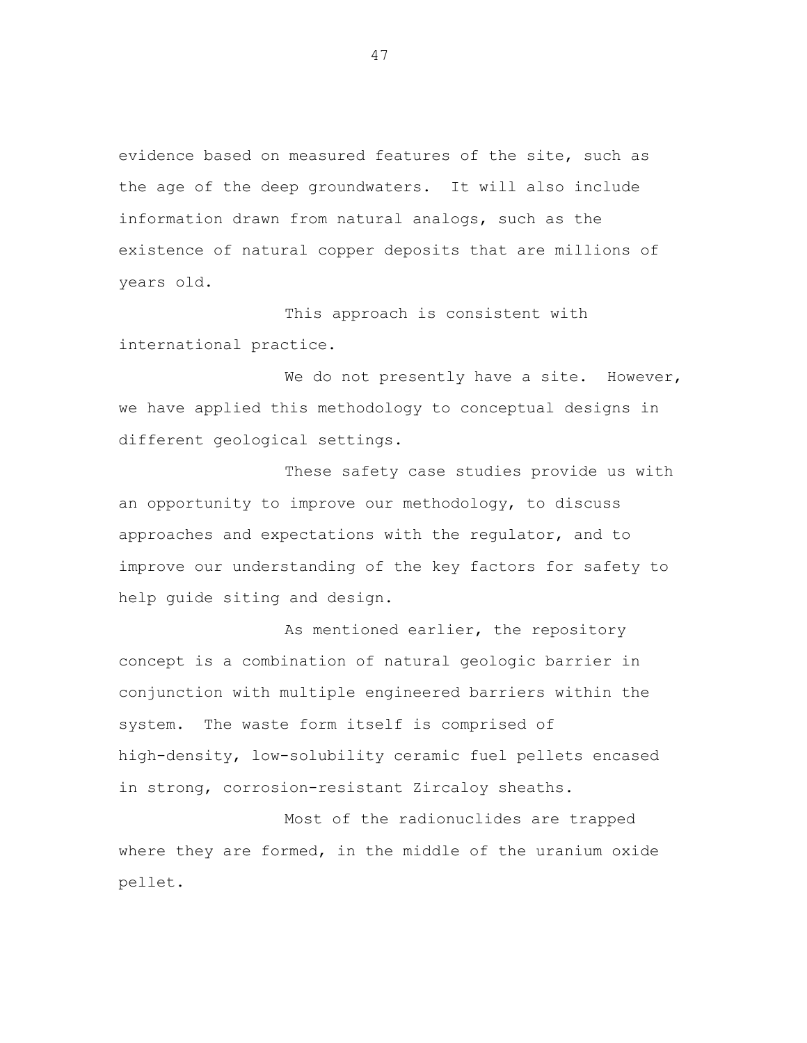evidence based on measured features of the site, such as the age of the deep groundwaters. It will also include information drawn from natural analogs, such as the existence of natural copper deposits that are millions of years old.

This approach is consistent with international practice.

We do not presently have a site. However, we have applied this methodology to conceptual designs in different geological settings.

These safety case studies provide us with an opportunity to improve our methodology, to discuss approaches and expectations with the regulator, and to improve our understanding of the key factors for safety to help guide siting and design.

As mentioned earlier, the repository concept is a combination of natural geologic barrier in conjunction with multiple engineered barriers within the system. The waste form itself is comprised of high-density, low-solubility ceramic fuel pellets encased in strong, corrosion-resistant Zircaloy sheaths.

Most of the radionuclides are trapped where they are formed, in the middle of the uranium oxide pellet.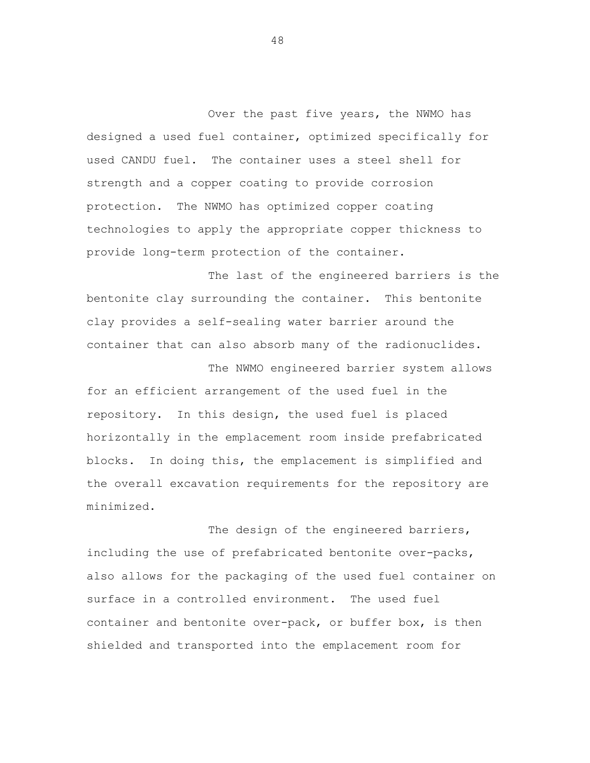Over the past five years, the NWMO has designed a used fuel container, optimized specifically for used CANDU fuel. The container uses a steel shell for strength and a copper coating to provide corrosion protection. The NWMO has optimized copper coating technologies to apply the appropriate copper thickness to provide long-term protection of the container.

The last of the engineered barriers is the bentonite clay surrounding the container. This bentonite clay provides a self-sealing water barrier around the container that can also absorb many of the radionuclides.

The NWMO engineered barrier system allows for an efficient arrangement of the used fuel in the repository. In this design, the used fuel is placed horizontally in the emplacement room inside prefabricated blocks. In doing this, the emplacement is simplified and the overall excavation requirements for the repository are minimized.

The design of the engineered barriers, including the use of prefabricated bentonite over-packs, also allows for the packaging of the used fuel container on surface in a controlled environment. The used fuel container and bentonite over-pack, or buffer box, is then shielded and transported into the emplacement room for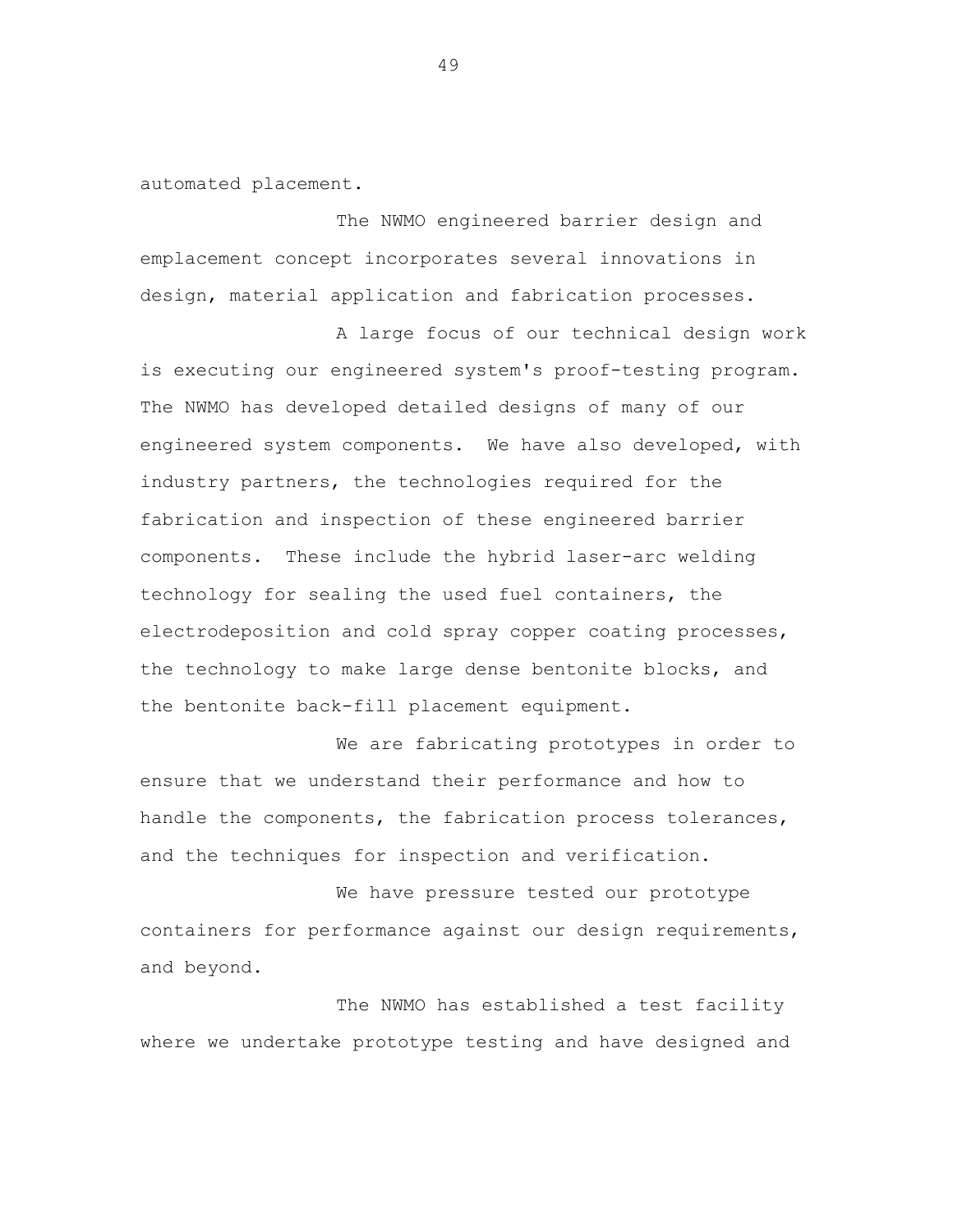automated placement.

The NWMO engineered barrier design and emplacement concept incorporates several innovations in design, material application and fabrication processes.

A large focus of our technical design work is executing our engineered system's proof-testing program. The NWMO has developed detailed designs of many of our engineered system components. We have also developed, with industry partners, the technologies required for the fabrication and inspection of these engineered barrier components. These include the hybrid laser-arc welding technology for sealing the used fuel containers, the electrodeposition and cold spray copper coating processes, the technology to make large dense bentonite blocks, and the bentonite back-fill placement equipment.

We are fabricating prototypes in order to ensure that we understand their performance and how to handle the components, the fabrication process tolerances, and the techniques for inspection and verification.

We have pressure tested our prototype containers for performance against our design requirements, and beyond.

The NWMO has established a test facility where we undertake prototype testing and have designed and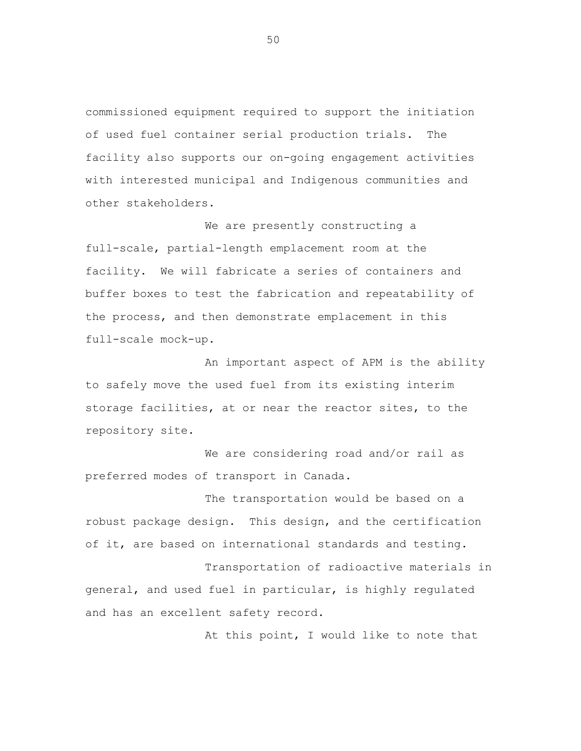commissioned equipment required to support the initiation of used fuel container serial production trials. The facility also supports our on-going engagement activities with interested municipal and Indigenous communities and other stakeholders.

We are presently constructing a full-scale, partial-length emplacement room at the facility. We will fabricate a series of containers and buffer boxes to test the fabrication and repeatability of the process, and then demonstrate emplacement in this full-scale mock-up.

An important aspect of APM is the ability to safely move the used fuel from its existing interim storage facilities, at or near the reactor sites, to the repository site.

We are considering road and/or rail as preferred modes of transport in Canada.

The transportation would be based on a robust package design. This design, and the certification of it, are based on international standards and testing.

Transportation of radioactive materials in general, and used fuel in particular, is highly regulated and has an excellent safety record.

At this point, I would like to note that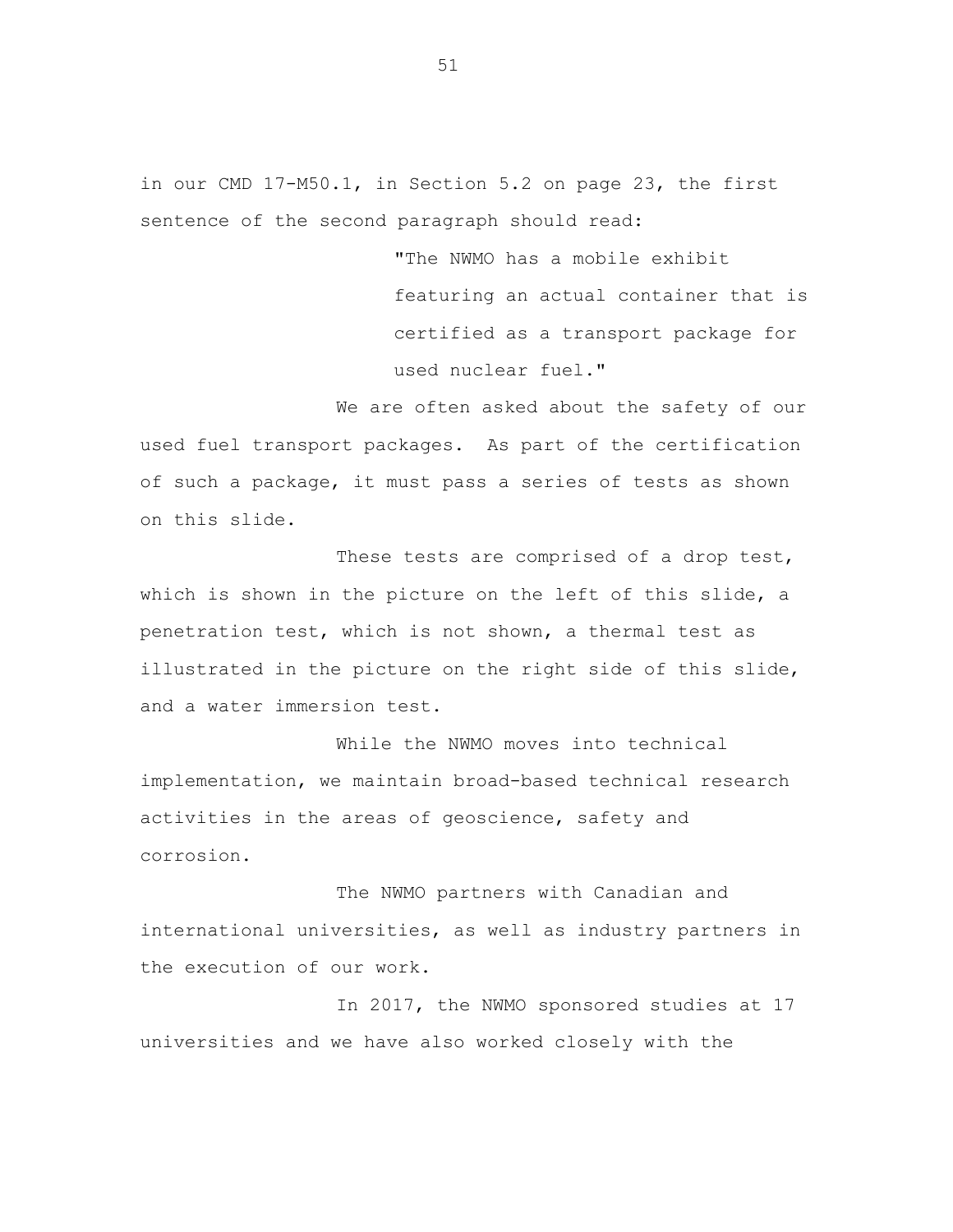in our CMD 17-M50.1, in Section 5.2 on page 23, the first sentence of the second paragraph should read:

> "The NWMO has a mobile exhibit featuring an actual container that is certified as a transport package for used nuclear fuel."

We are often asked about the safety of our used fuel transport packages. As part of the certification of such a package, it must pass a series of tests as shown on this slide.

These tests are comprised of a drop test, which is shown in the picture on the left of this slide, a penetration test, which is not shown, a thermal test as illustrated in the picture on the right side of this slide, and a water immersion test.

While the NWMO moves into technical implementation, we maintain broad-based technical research activities in the areas of geoscience, safety and corrosion.

The NWMO partners with Canadian and international universities, as well as industry partners in the execution of our work.

In 2017, the NWMO sponsored studies at 17 universities and we have also worked closely with the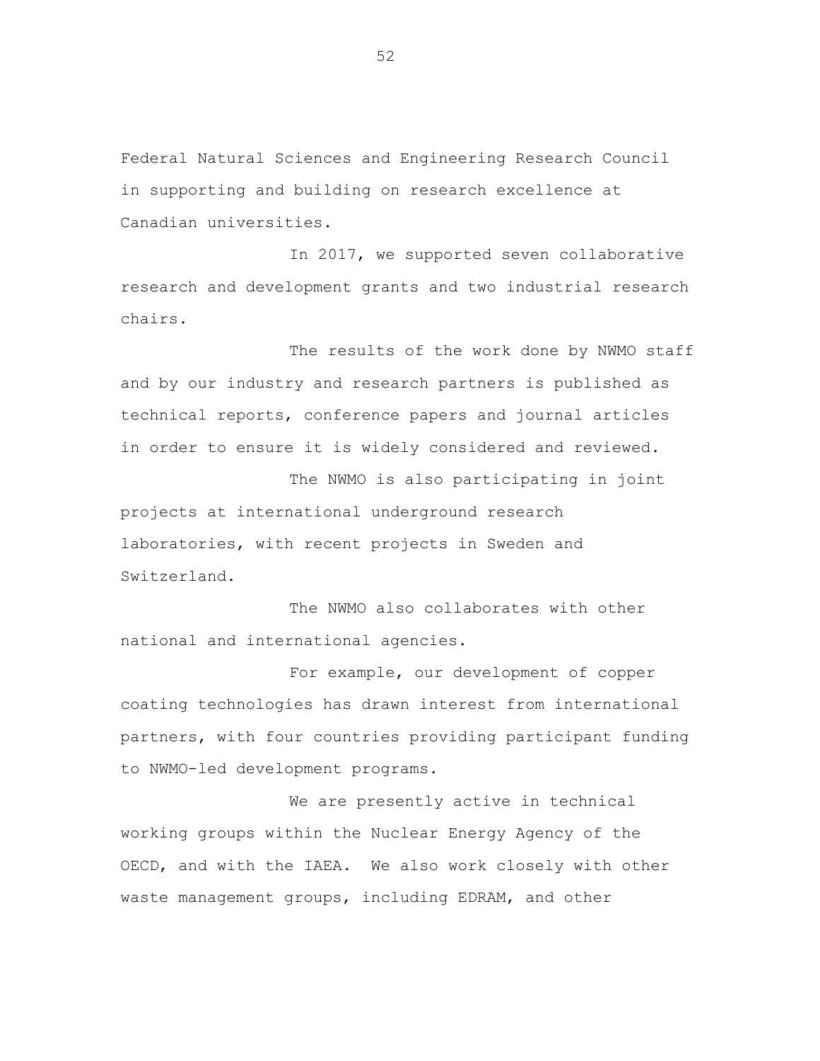Federal Natural Sciences and Engineering Research Council in supporting and building on research excellence at Canadian universities.

In 2017, we supported seven collaborative research and development grants and two industrial research chairs.

The results of the work done by NWMO staff and by our industry and research partners is published as technical reports, conference papers and journal articles in order to ensure it is widely considered and reviewed.

The NWMO is also participating in joint projects at international underground research laboratories, with recent projects in Sweden and Switzerland.

The NWMO also collaborates with other national and international agencies.

For example, our development of copper coating technologies has drawn interest from international partners, with four countries providing participant funding to NWMO-led development programs.

We are presently active in technical working groups within the Nuclear Energy Agency of the OECD, and with the IAEA. We also work closely with other waste management groups, including EDRAM, and other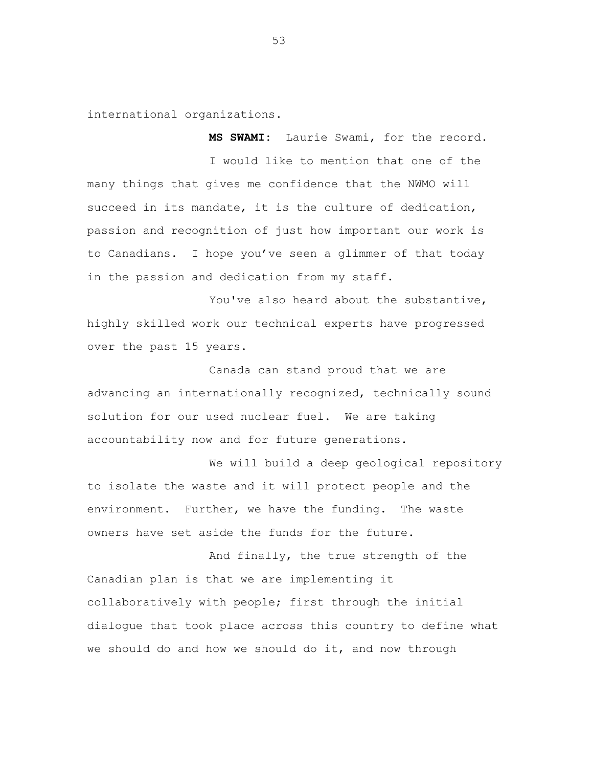international organizations.

**MS SWAMI:** Laurie Swami, for the record.

I would like to mention that one of the many things that gives me confidence that the NWMO will succeed in its mandate, it is the culture of dedication, passion and recognition of just how important our work is to Canadians. I hope you've seen a glimmer of that today in the passion and dedication from my staff.

You've also heard about the substantive, highly skilled work our technical experts have progressed over the past 15 years.

Canada can stand proud that we are advancing an internationally recognized, technically sound solution for our used nuclear fuel. We are taking accountability now and for future generations.

We will build a deep geological repository to isolate the waste and it will protect people and the environment. Further, we have the funding. The waste owners have set aside the funds for the future.

And finally, the true strength of the Canadian plan is that we are implementing it collaboratively with people; first through the initial dialogue that took place across this country to define what we should do and how we should do it, and now through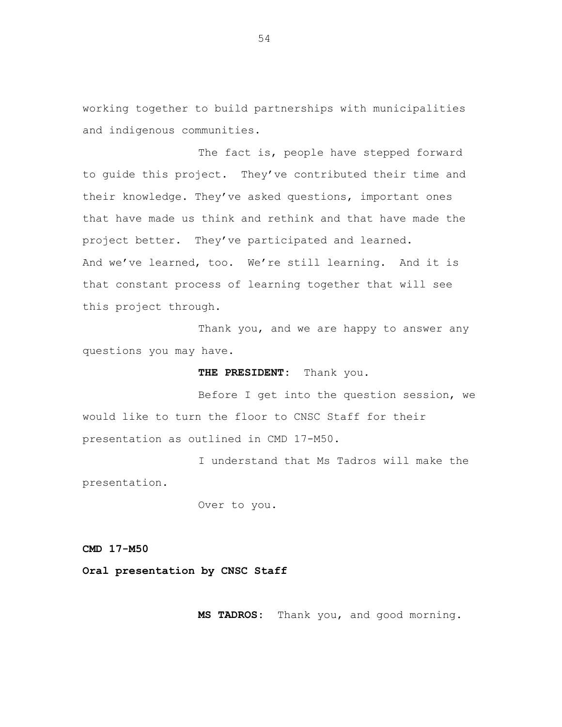working together to build partnerships with municipalities and indigenous communities.

The fact is, people have stepped forward to guide this project. They've contributed their time and their knowledge. They've asked questions, important ones that have made us think and rethink and that have made the project better. They've participated and learned. And we've learned, too. We're still learning. And it is that constant process of learning together that will see this project through.

Thank you, and we are happy to answer any questions you may have.

**THE PRESIDENT:** Thank you.

Before I get into the question session, we would like to turn the floor to CNSC Staff for their presentation as outlined in CMD 17-M50.

I understand that Ms Tadros will make the presentation.

Over to you.

**CMD 17-M50**

**Oral presentation by CNSC Staff**

**MS TADROS:** Thank you, and good morning.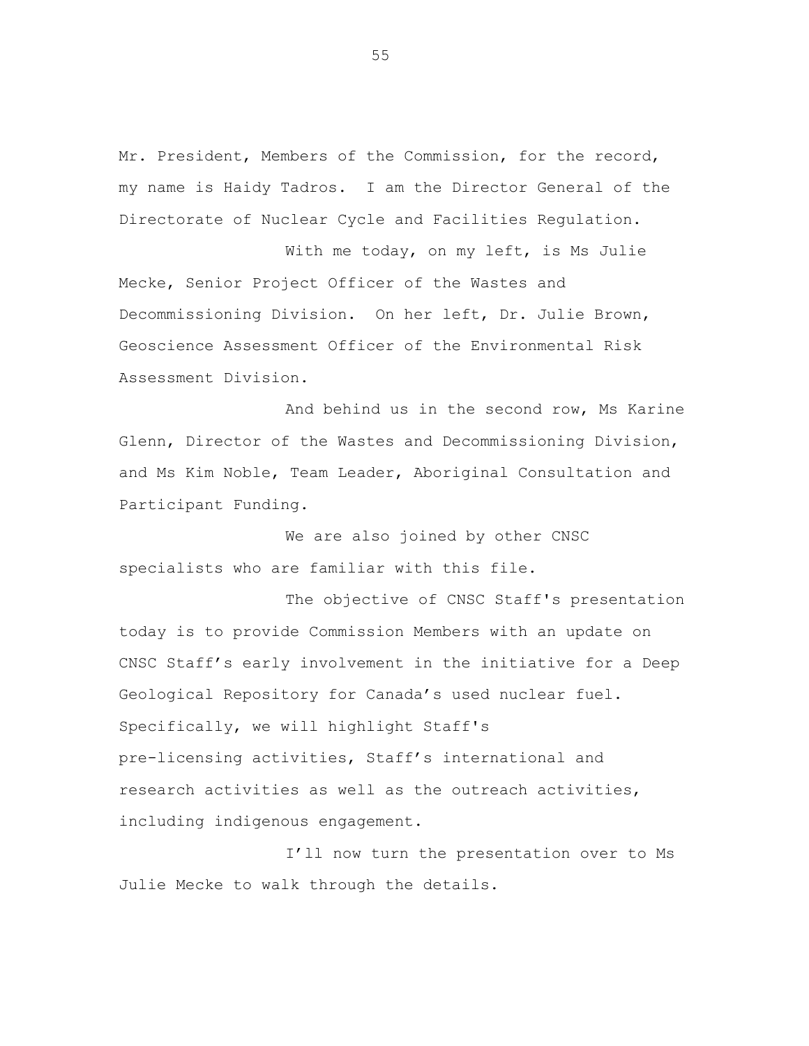Mr. President, Members of the Commission, for the record, my name is Haidy Tadros. I am the Director General of the Directorate of Nuclear Cycle and Facilities Regulation.

With me today, on my left, is Ms Julie Mecke, Senior Project Officer of the Wastes and Decommissioning Division. On her left, Dr. Julie Brown, Geoscience Assessment Officer of the Environmental Risk Assessment Division.

And behind us in the second row, Ms Karine Glenn, Director of the Wastes and Decommissioning Division, and Ms Kim Noble, Team Leader, Aboriginal Consultation and Participant Funding.

We are also joined by other CNSC specialists who are familiar with this file.

The objective of CNSC Staff's presentation today is to provide Commission Members with an update on CNSC Staff's early involvement in the initiative for a Deep Geological Repository for Canada's used nuclear fuel. Specifically, we will highlight Staff's pre-licensing activities, Staff's international and research activities as well as the outreach activities, including indigenous engagement.

I'll now turn the presentation over to Ms Julie Mecke to walk through the details.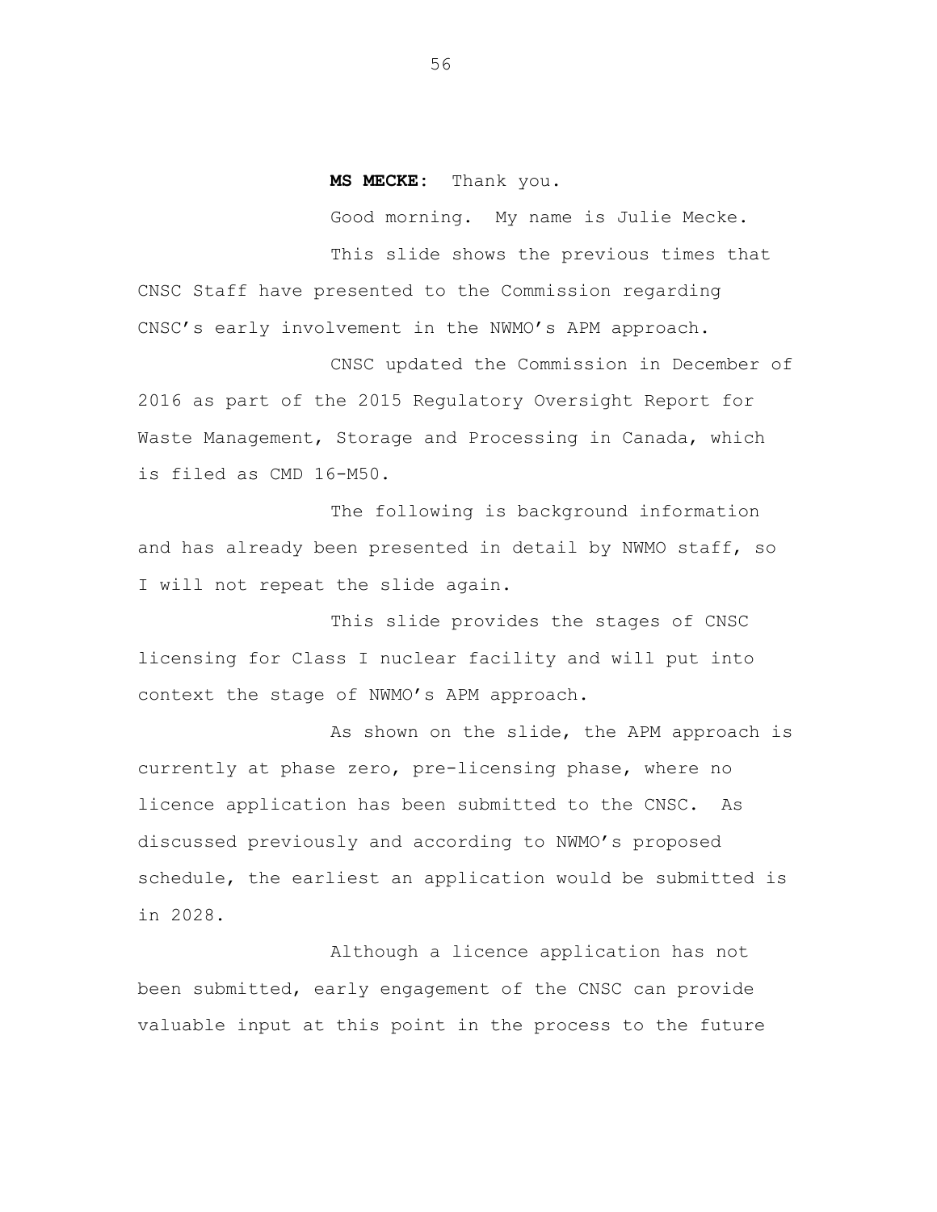**MS MECKE:** Thank you.

Good morning. My name is Julie Mecke.

This slide shows the previous times that CNSC Staff have presented to the Commission regarding CNSC's early involvement in the NWMO's APM approach.

CNSC updated the Commission in December of 2016 as part of the 2015 Regulatory Oversight Report for Waste Management, Storage and Processing in Canada, which is filed as CMD 16-M50.

The following is background information and has already been presented in detail by NWMO staff, so I will not repeat the slide again.

This slide provides the stages of CNSC licensing for Class I nuclear facility and will put into context the stage of NWMO's APM approach.

As shown on the slide, the APM approach is currently at phase zero, pre-licensing phase, where no licence application has been submitted to the CNSC. As discussed previously and according to NWMO's proposed schedule, the earliest an application would be submitted is in 2028.

Although a licence application has not been submitted, early engagement of the CNSC can provide valuable input at this point in the process to the future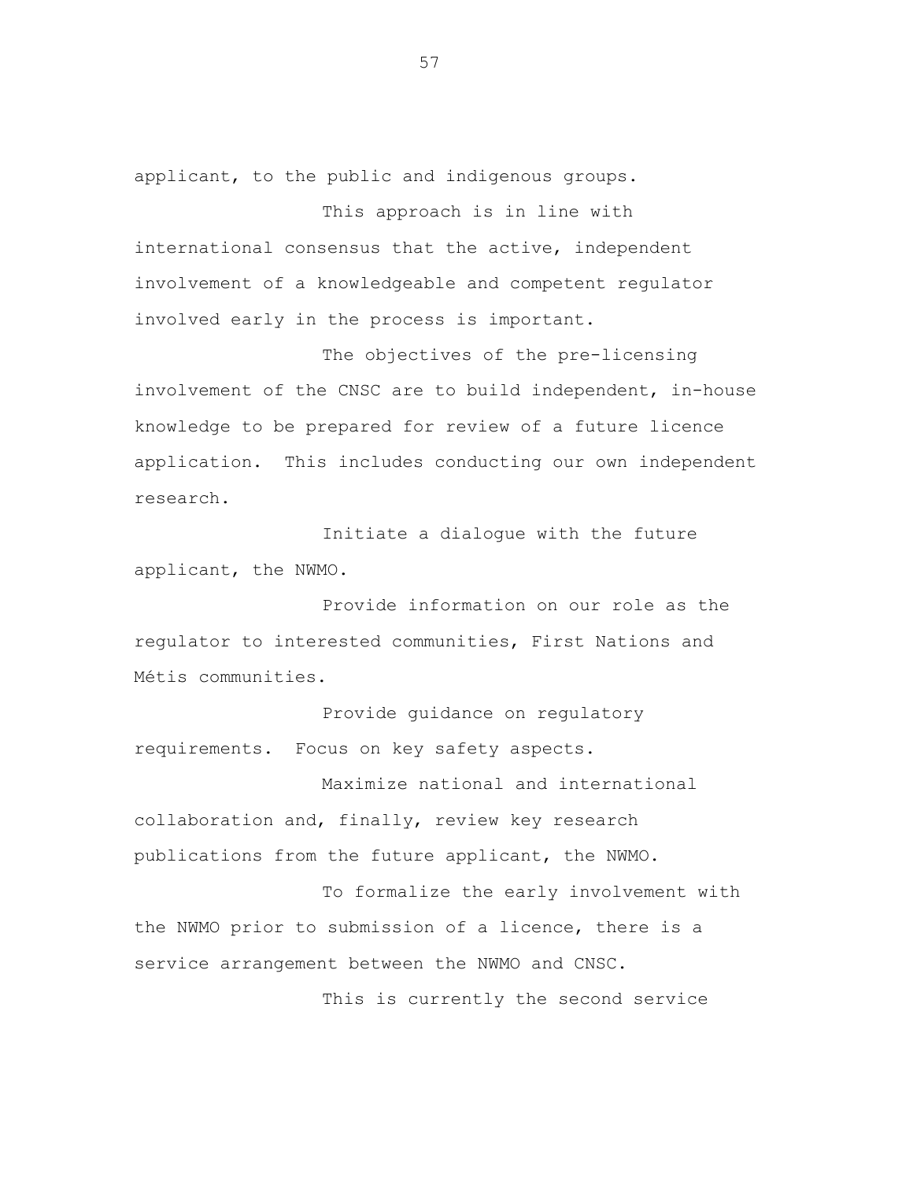applicant, to the public and indigenous groups.

This approach is in line with international consensus that the active, independent involvement of a knowledgeable and competent regulator involved early in the process is important.

The objectives of the pre-licensing involvement of the CNSC are to build independent, in-house knowledge to be prepared for review of a future licence application. This includes conducting our own independent research.

Initiate a dialogue with the future applicant, the NWMO.

Provide information on our role as the regulator to interested communities, First Nations and Métis communities.

Provide guidance on regulatory requirements. Focus on key safety aspects.

Maximize national and international collaboration and, finally, review key research publications from the future applicant, the NWMO.

To formalize the early involvement with the NWMO prior to submission of a licence, there is a service arrangement between the NWMO and CNSC.

This is currently the second service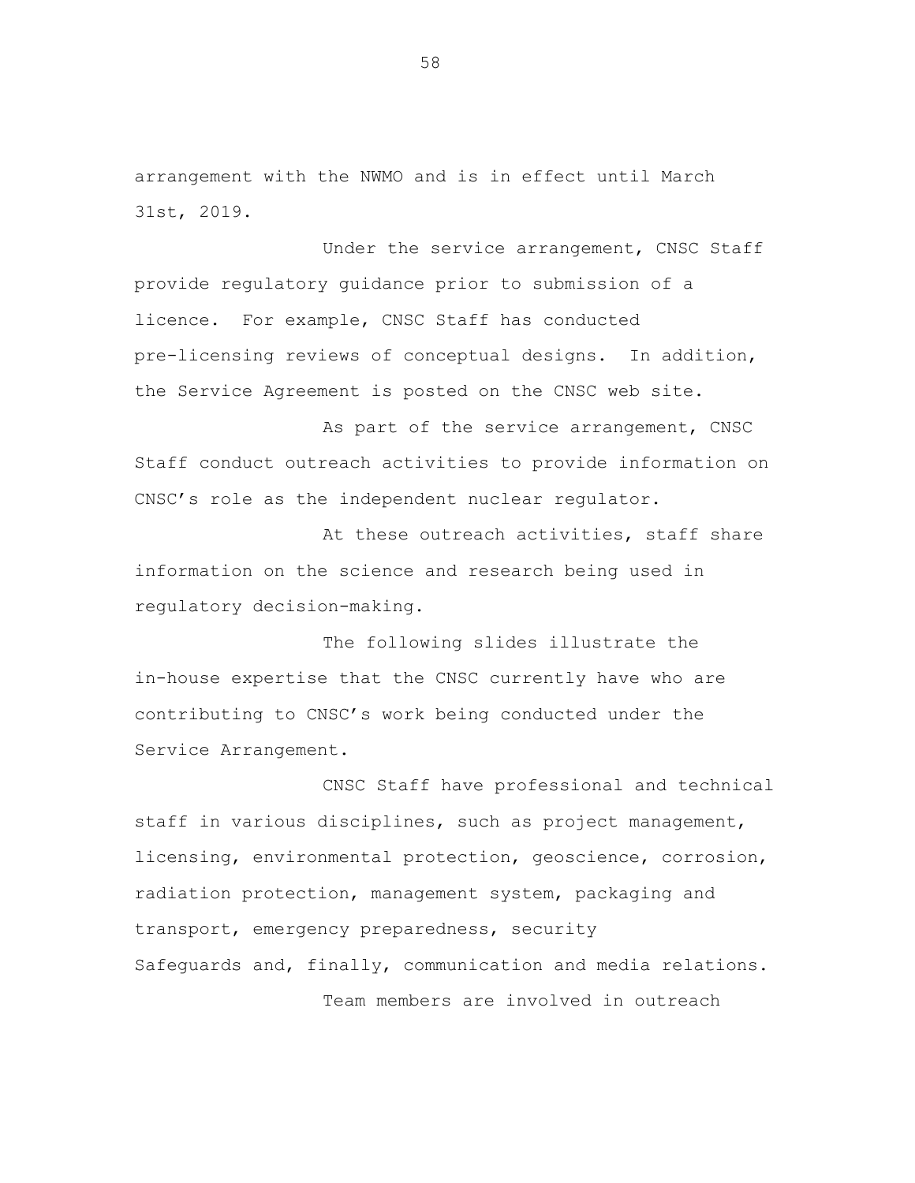arrangement with the NWMO and is in effect until March 31st, 2019.

Under the service arrangement, CNSC Staff provide regulatory guidance prior to submission of a licence. For example, CNSC Staff has conducted pre-licensing reviews of conceptual designs. In addition, the Service Agreement is posted on the CNSC web site.

As part of the service arrangement, CNSC Staff conduct outreach activities to provide information on CNSC's role as the independent nuclear regulator.

At these outreach activities, staff share information on the science and research being used in regulatory decision-making.

The following slides illustrate the in-house expertise that the CNSC currently have who are contributing to CNSC's work being conducted under the Service Arrangement.

CNSC Staff have professional and technical staff in various disciplines, such as project management, licensing, environmental protection, geoscience, corrosion, radiation protection, management system, packaging and transport, emergency preparedness, security Safeguards and, finally, communication and media relations.

Team members are involved in outreach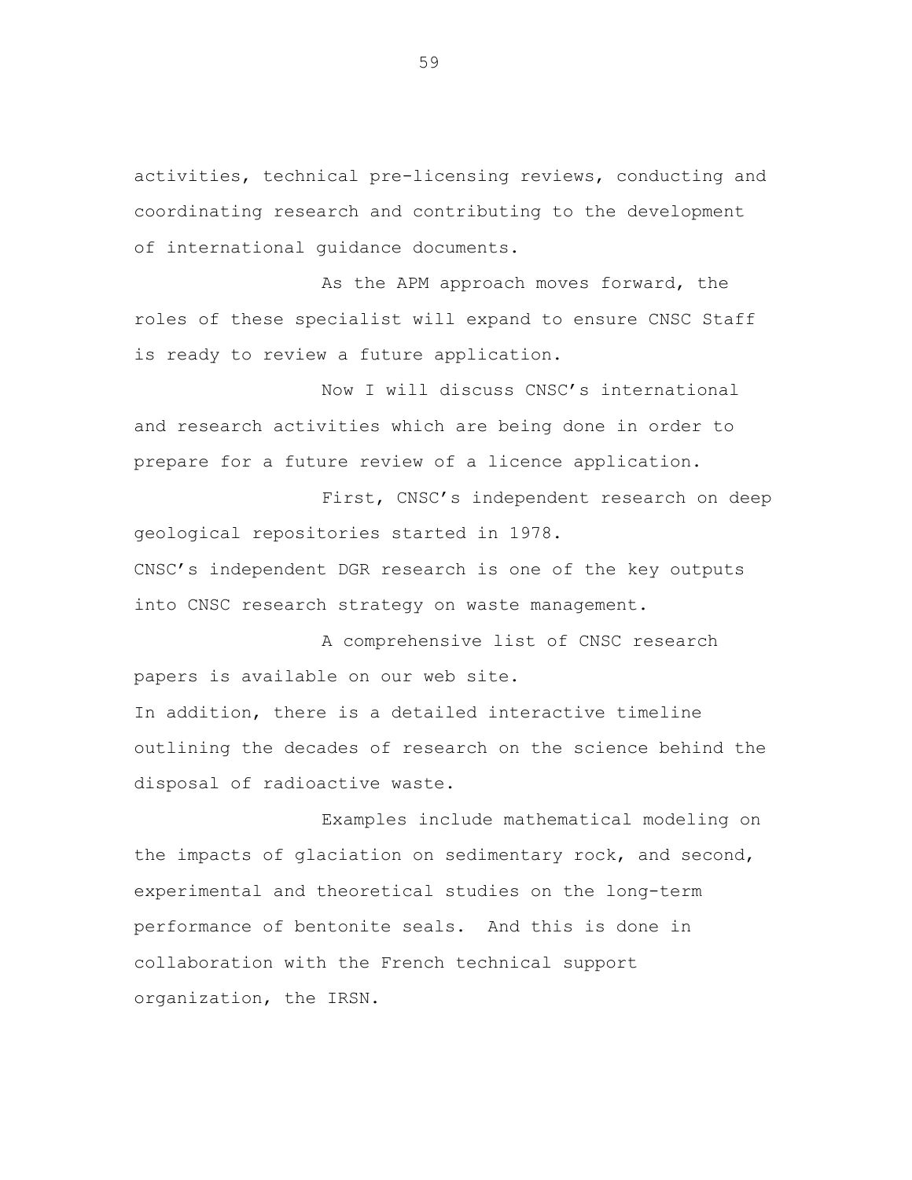activities, technical pre-licensing reviews, conducting and coordinating research and contributing to the development of international guidance documents.

As the APM approach moves forward, the roles of these specialist will expand to ensure CNSC Staff is ready to review a future application.

Now I will discuss CNSC's international and research activities which are being done in order to prepare for a future review of a licence application.

First, CNSC's independent research on deep geological repositories started in 1978.
CNSC's independent DGR research is one of the key outputs into CNSC research strategy on waste management.

A comprehensive list of CNSC research papers is available on our web site.
In addition, there is a detailed interactive timeline outlining the decades of research on the science behind the disposal of radioactive waste.

Examples include mathematical modeling on the impacts of glaciation on sedimentary rock, and second, experimental and theoretical studies on the long-term performance of bentonite seals. And this is done in collaboration with the French technical support organization, the IRSN.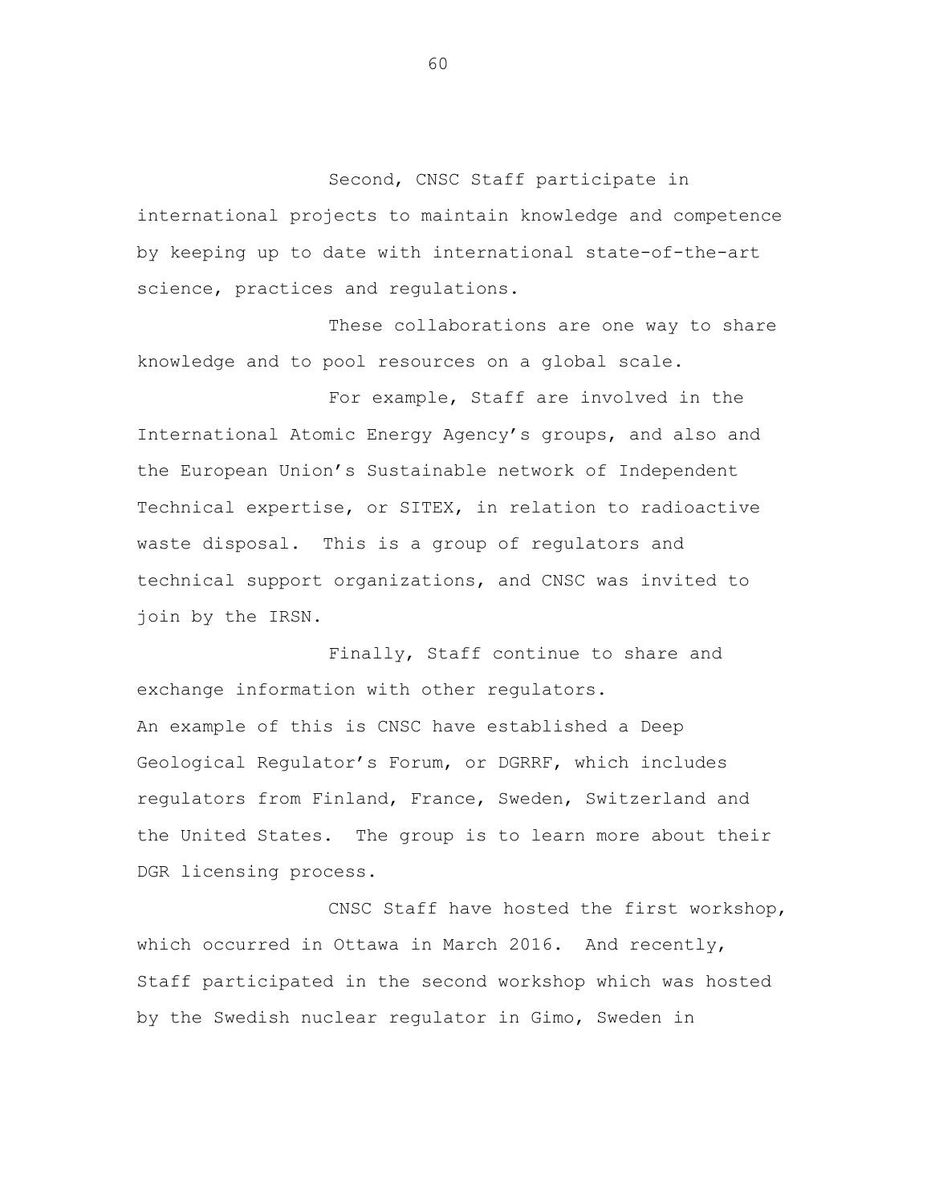Second, CNSC Staff participate in international projects to maintain knowledge and competence by keeping up to date with international state-of-the-art science, practices and regulations.

These collaborations are one way to share knowledge and to pool resources on a global scale.

For example, Staff are involved in the International Atomic Energy Agency's groups, and also and the European Union's Sustainable network of Independent Technical expertise, or SITEX, in relation to radioactive waste disposal. This is a group of regulators and technical support organizations, and CNSC was invited to join by the IRSN.

Finally, Staff continue to share and exchange information with other regulators. An example of this is CNSC have established a Deep Geological Regulator's Forum, or DGRRF, which includes regulators from Finland, France, Sweden, Switzerland and the United States. The group is to learn more about their DGR licensing process.

CNSC Staff have hosted the first workshop, which occurred in Ottawa in March 2016. And recently, Staff participated in the second workshop which was hosted by the Swedish nuclear regulator in Gimo, Sweden in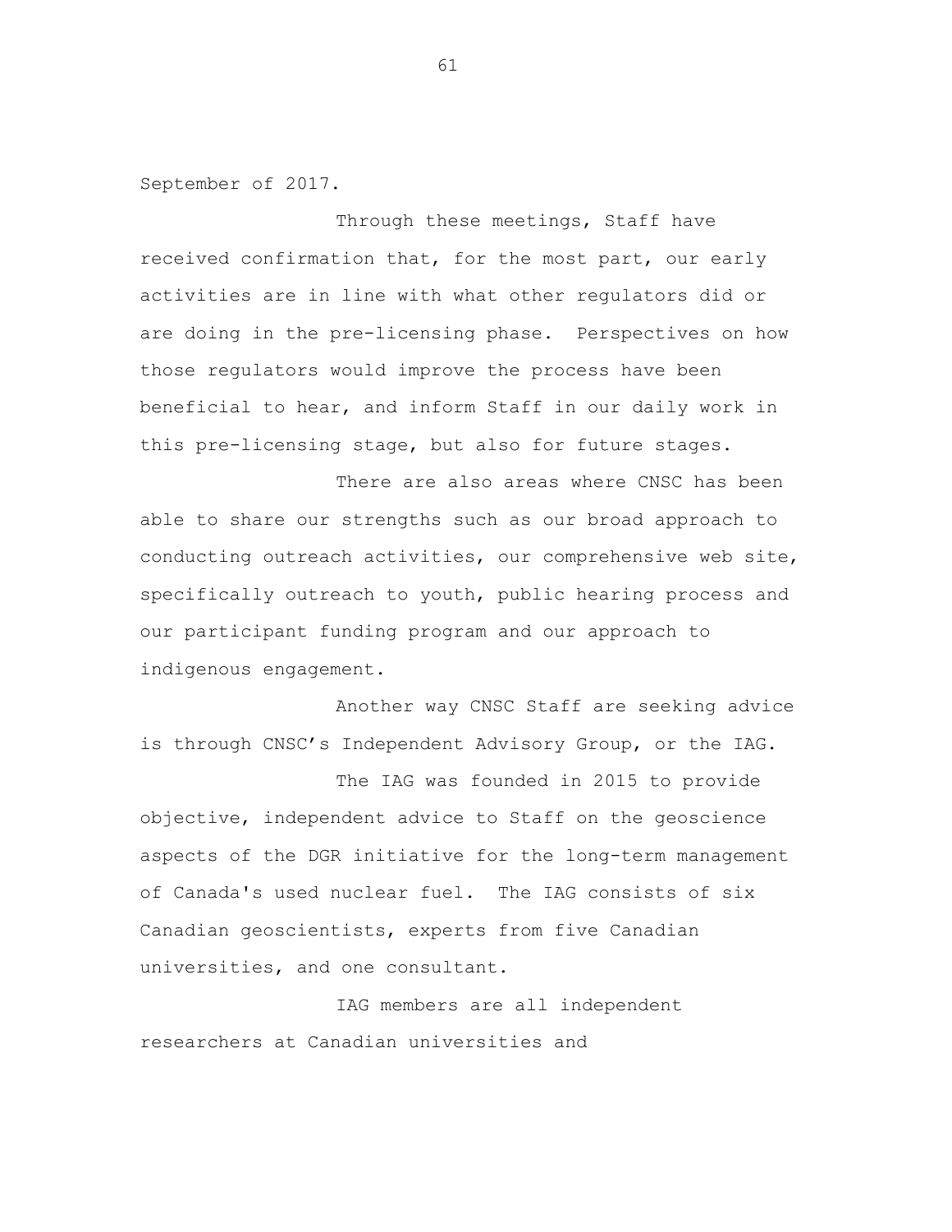September of 2017.

Through these meetings, Staff have received confirmation that, for the most part, our early activities are in line with what other regulators did or are doing in the pre-licensing phase. Perspectives on how those regulators would improve the process have been beneficial to hear, and inform Staff in our daily work in this pre-licensing stage, but also for future stages.

There are also areas where CNSC has been able to share our strengths such as our broad approach to conducting outreach activities, our comprehensive web site, specifically outreach to youth, public hearing process and our participant funding program and our approach to indigenous engagement.

Another way CNSC Staff are seeking advice is through CNSC's Independent Advisory Group, or the IAG.

The IAG was founded in 2015 to provide objective, independent advice to Staff on the geoscience aspects of the DGR initiative for the long-term management of Canada's used nuclear fuel. The IAG consists of six Canadian geoscientists, experts from five Canadian universities, and one consultant.

IAG members are all independent researchers at Canadian universities and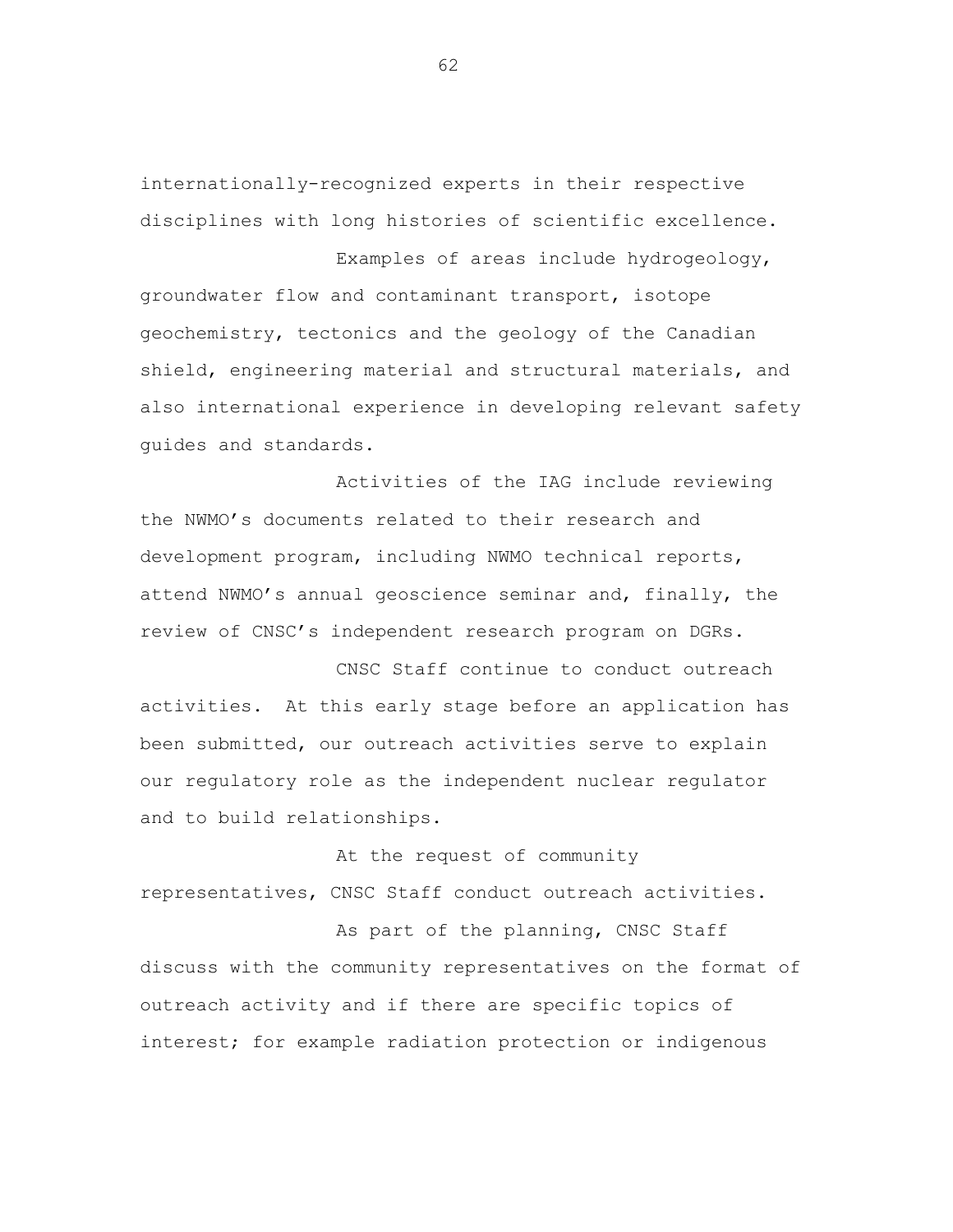internationally-recognized experts in their respective disciplines with long histories of scientific excellence.

Examples of areas include hydrogeology, groundwater flow and contaminant transport, isotope geochemistry, tectonics and the geology of the Canadian shield, engineering material and structural materials, and also international experience in developing relevant safety guides and standards.

Activities of the IAG include reviewing the NWMO's documents related to their research and development program, including NWMO technical reports, attend NWMO's annual geoscience seminar and, finally, the review of CNSC's independent research program on DGRs.

CNSC Staff continue to conduct outreach activities. At this early stage before an application has been submitted, our outreach activities serve to explain our regulatory role as the independent nuclear regulator and to build relationships.

At the request of community representatives, CNSC Staff conduct outreach activities.

As part of the planning, CNSC Staff discuss with the community representatives on the format of outreach activity and if there are specific topics of interest; for example radiation protection or indigenous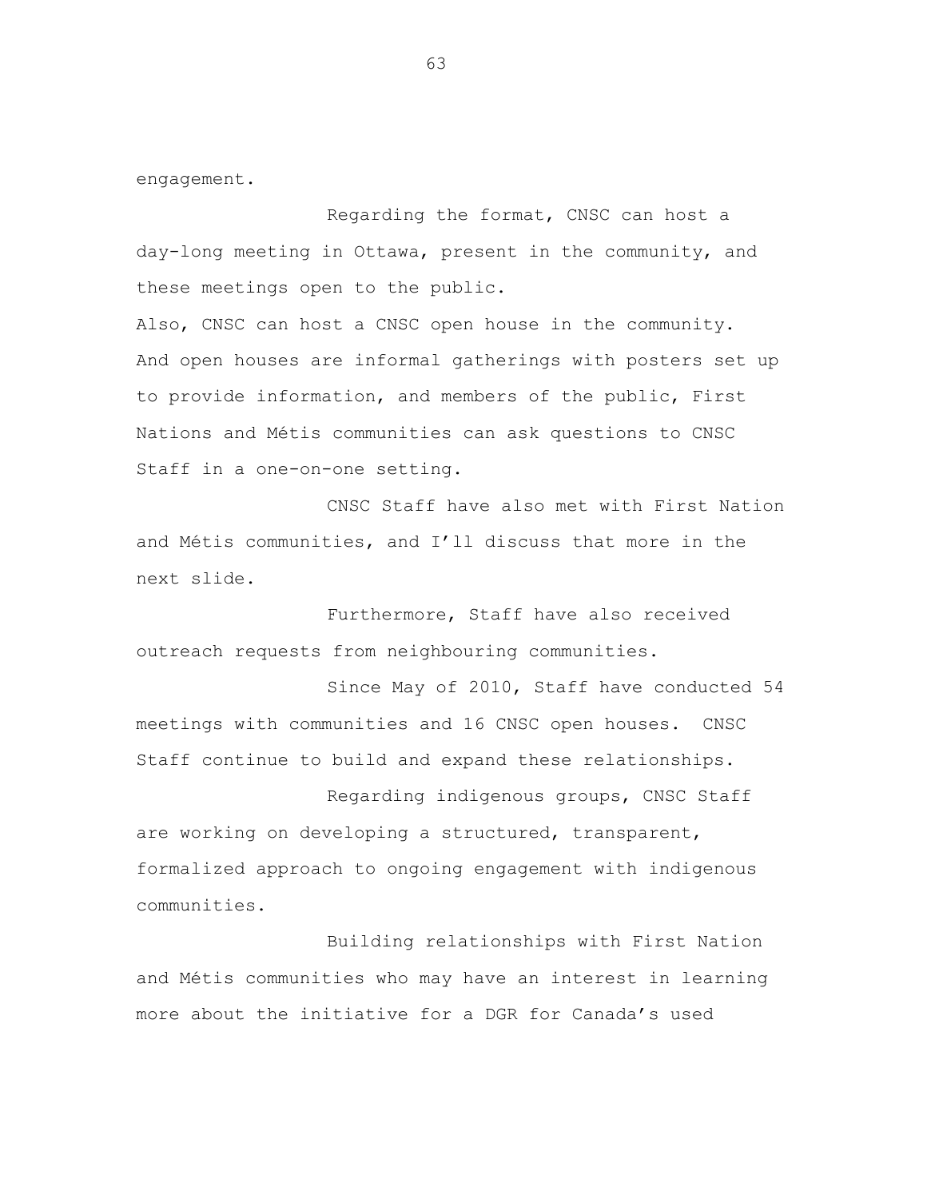engagement.

Regarding the format, CNSC can host a day-long meeting in Ottawa, present in the community, and these meetings open to the public.

Also, CNSC can host a CNSC open house in the community. And open houses are informal gatherings with posters set up to provide information, and members of the public, First Nations and Métis communities can ask questions to CNSC Staff in a one-on-one setting.

CNSC Staff have also met with First Nation and Métis communities, and I'll discuss that more in the next slide.

Furthermore, Staff have also received outreach requests from neighbouring communities.

Since May of 2010, Staff have conducted 54 meetings with communities and 16 CNSC open houses. CNSC Staff continue to build and expand these relationships.

Regarding indigenous groups, CNSC Staff are working on developing a structured, transparent, formalized approach to ongoing engagement with indigenous communities.

Building relationships with First Nation and Métis communities who may have an interest in learning more about the initiative for a DGR for Canada's used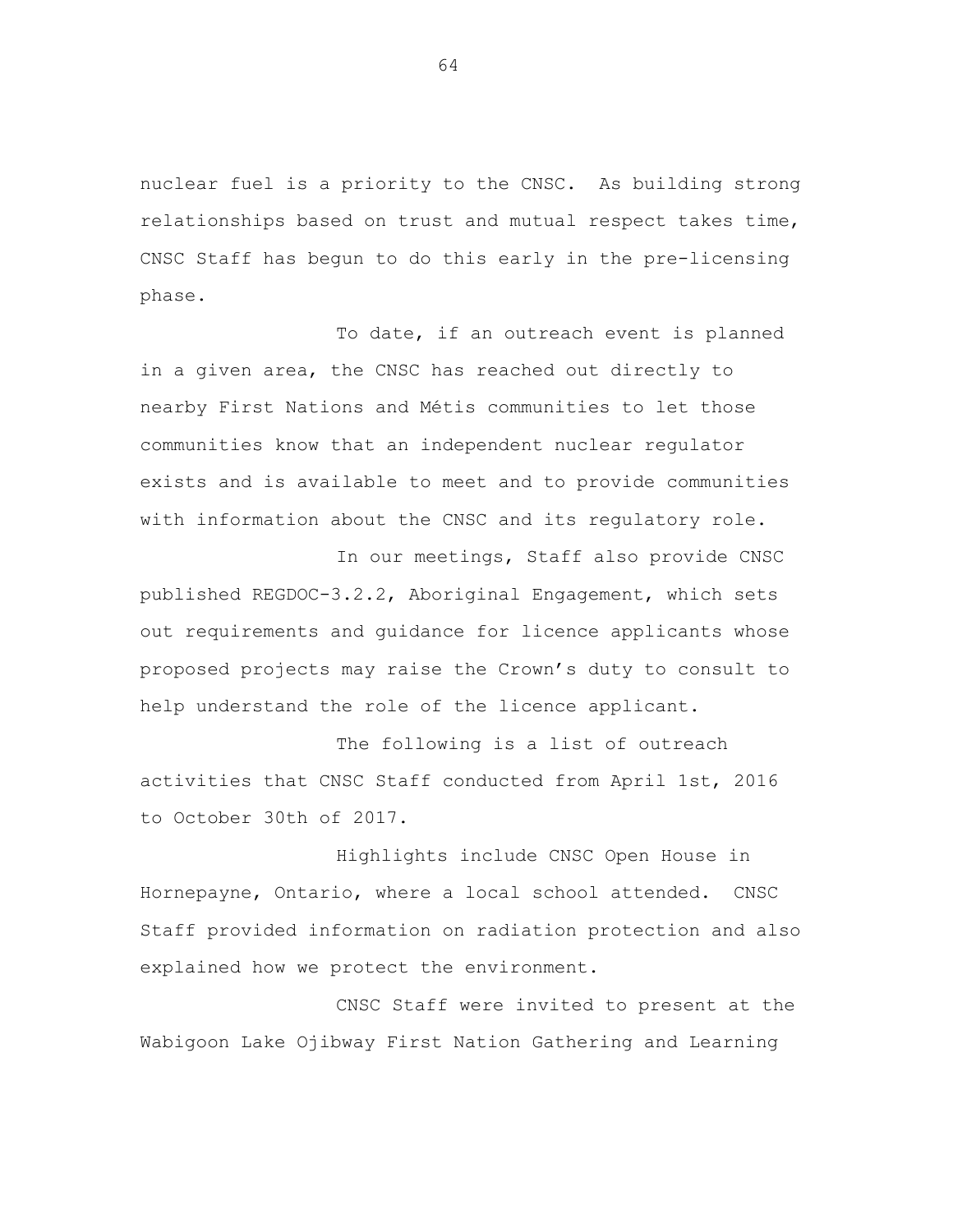nuclear fuel is a priority to the CNSC. As building strong relationships based on trust and mutual respect takes time, CNSC Staff has begun to do this early in the pre-licensing phase.

To date, if an outreach event is planned in a given area, the CNSC has reached out directly to nearby First Nations and Métis communities to let those communities know that an independent nuclear regulator exists and is available to meet and to provide communities with information about the CNSC and its regulatory role.

In our meetings, Staff also provide CNSC published REGDOC-3.2.2, Aboriginal Engagement, which sets out requirements and guidance for licence applicants whose proposed projects may raise the Crown's duty to consult to help understand the role of the licence applicant.

The following is a list of outreach activities that CNSC Staff conducted from April 1st, 2016 to October 30th of 2017.

Highlights include CNSC Open House in Hornepayne, Ontario, where a local school attended. CNSC Staff provided information on radiation protection and also explained how we protect the environment.

CNSC Staff were invited to present at the Wabigoon Lake Ojibway First Nation Gathering and Learning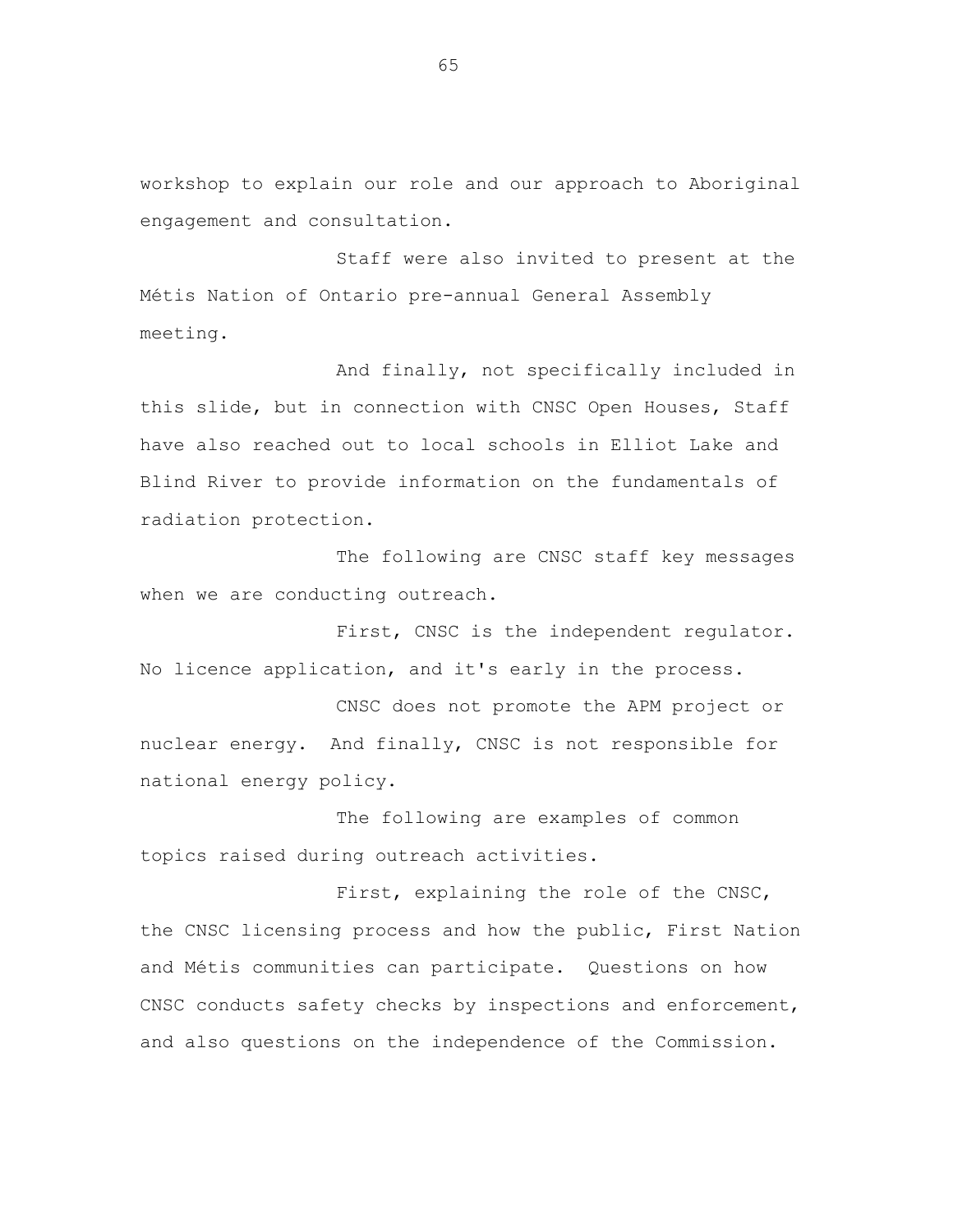workshop to explain our role and our approach to Aboriginal engagement and consultation.

Staff were also invited to present at the Métis Nation of Ontario pre-annual General Assembly meeting.

And finally, not specifically included in this slide, but in connection with CNSC Open Houses, Staff have also reached out to local schools in Elliot Lake and Blind River to provide information on the fundamentals of radiation protection.

The following are CNSC staff key messages when we are conducting outreach.

First, CNSC is the independent regulator. No licence application, and it's early in the process.

CNSC does not promote the APM project or nuclear energy. And finally, CNSC is not responsible for national energy policy.

The following are examples of common topics raised during outreach activities.

First, explaining the role of the CNSC, the CNSC licensing process and how the public, First Nation and Métis communities can participate. Questions on how CNSC conducts safety checks by inspections and enforcement, and also questions on the independence of the Commission.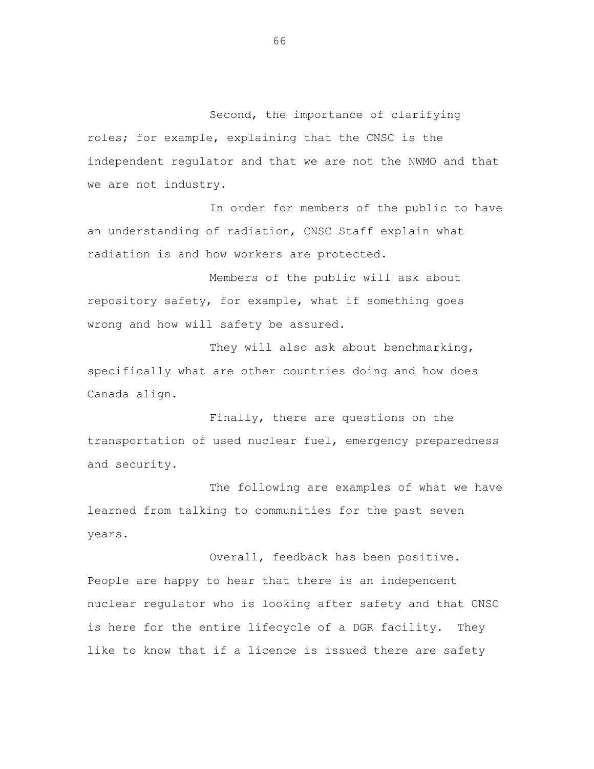Second, the importance of clarifying roles; for example, explaining that the CNSC is the independent regulator and that we are not the NWMO and that we are not industry.

In order for members of the public to have an understanding of radiation, CNSC Staff explain what radiation is and how workers are protected.

Members of the public will ask about repository safety, for example, what if something goes wrong and how will safety be assured.

They will also ask about benchmarking, specifically what are other countries doing and how does Canada align.

Finally, there are questions on the transportation of used nuclear fuel, emergency preparedness and security.

The following are examples of what we have learned from talking to communities for the past seven years.

Overall, feedback has been positive. People are happy to hear that there is an independent nuclear regulator who is looking after safety and that CNSC is here for the entire lifecycle of a DGR facility. They like to know that if a licence is issued there are safety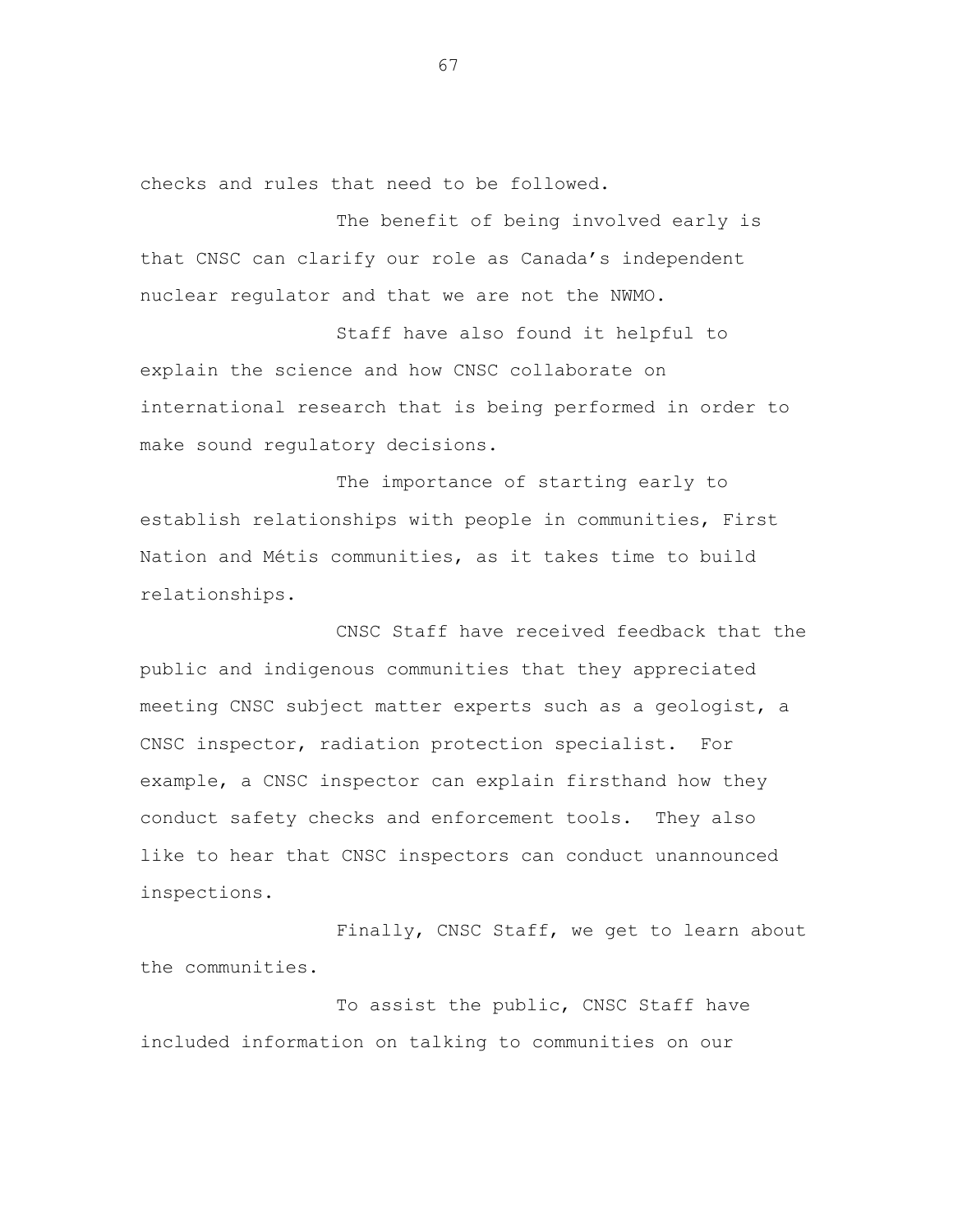checks and rules that need to be followed.

The benefit of being involved early is that CNSC can clarify our role as Canada's independent nuclear regulator and that we are not the NWMO.

Staff have also found it helpful to explain the science and how CNSC collaborate on international research that is being performed in order to make sound regulatory decisions.

The importance of starting early to establish relationships with people in communities, First Nation and Métis communities, as it takes time to build relationships.

CNSC Staff have received feedback that the public and indigenous communities that they appreciated meeting CNSC subject matter experts such as a geologist, a CNSC inspector, radiation protection specialist. For example, a CNSC inspector can explain firsthand how they conduct safety checks and enforcement tools. They also like to hear that CNSC inspectors can conduct unannounced inspections.

Finally, CNSC Staff, we get to learn about the communities.

To assist the public, CNSC Staff have included information on talking to communities on our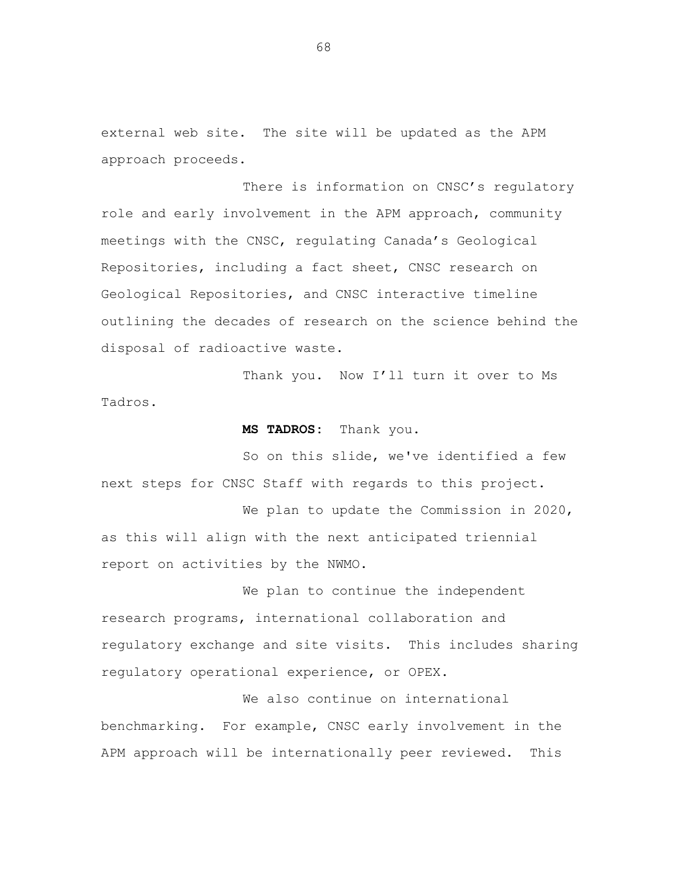external web site. The site will be updated as the APM approach proceeds.

There is information on CNSC's regulatory role and early involvement in the APM approach, community meetings with the CNSC, regulating Canada's Geological Repositories, including a fact sheet, CNSC research on Geological Repositories, and CNSC interactive timeline outlining the decades of research on the science behind the disposal of radioactive waste.

Thank you. Now I'll turn it over to Ms Tadros.

**MS TADROS:** Thank you.

So on this slide, we've identified a few next steps for CNSC Staff with regards to this project.

We plan to update the Commission in 2020, as this will align with the next anticipated triennial report on activities by the NWMO.

We plan to continue the independent research programs, international collaboration and regulatory exchange and site visits. This includes sharing regulatory operational experience, or OPEX.

We also continue on international benchmarking. For example, CNSC early involvement in the APM approach will be internationally peer reviewed. This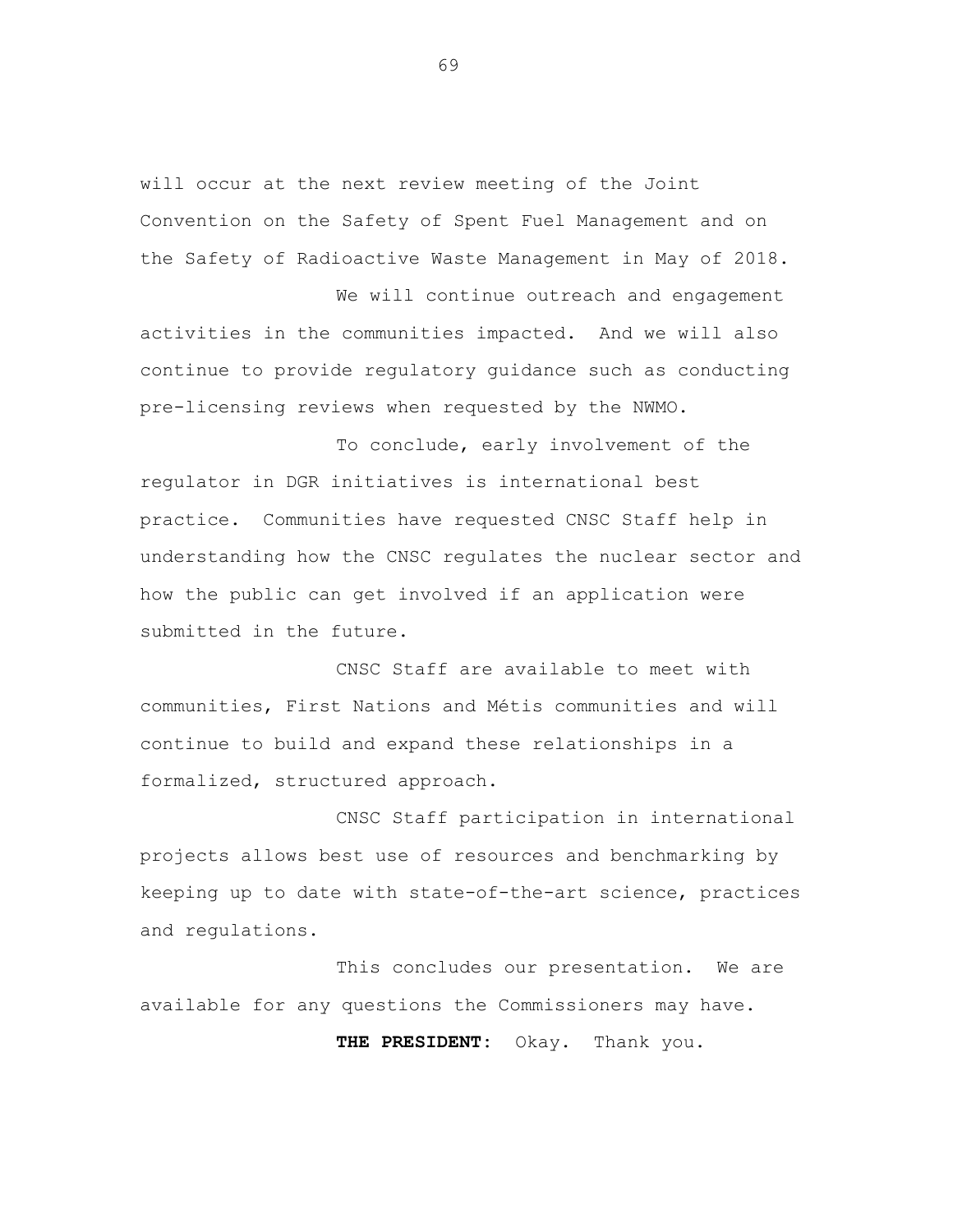will occur at the next review meeting of the Joint Convention on the Safety of Spent Fuel Management and on the Safety of Radioactive Waste Management in May of 2018.

We will continue outreach and engagement activities in the communities impacted. And we will also continue to provide regulatory guidance such as conducting pre-licensing reviews when requested by the NWMO.

To conclude, early involvement of the regulator in DGR initiatives is international best practice. Communities have requested CNSC Staff help in understanding how the CNSC regulates the nuclear sector and how the public can get involved if an application were submitted in the future.

CNSC Staff are available to meet with communities, First Nations and Métis communities and will continue to build and expand these relationships in a formalized, structured approach.

CNSC Staff participation in international projects allows best use of resources and benchmarking by keeping up to date with state-of-the-art science, practices and regulations.

This concludes our presentation. We are available for any questions the Commissioners may have.

**THE PRESIDENT:** Okay. Thank you.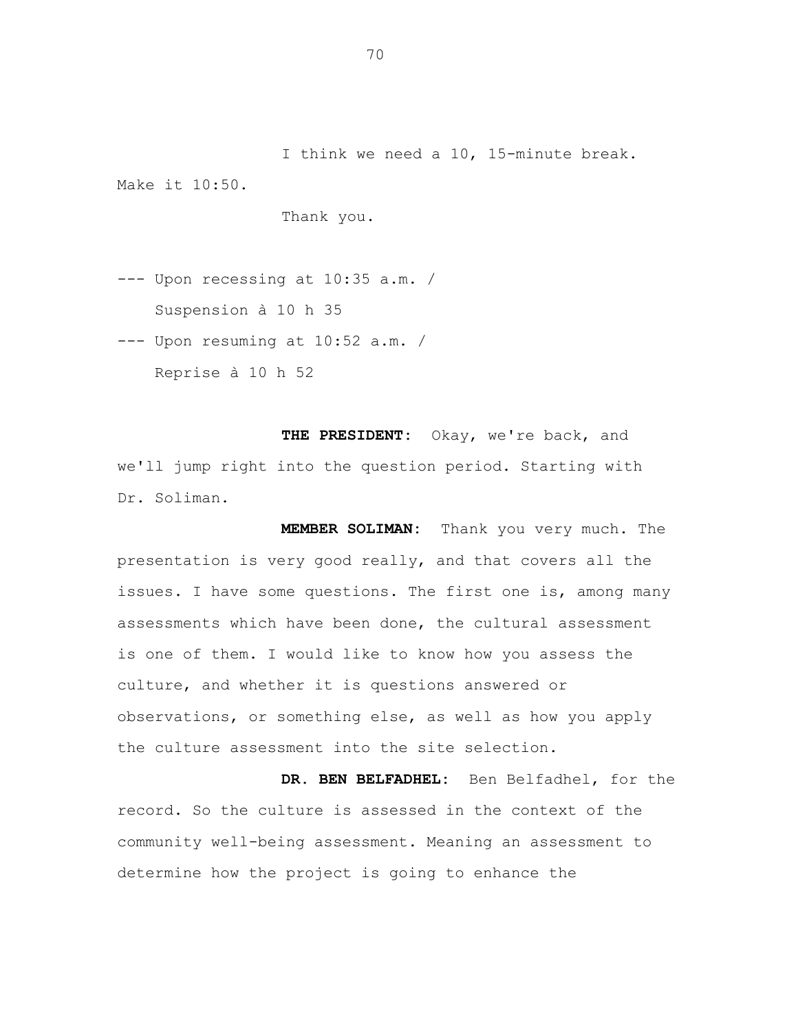I think we need a 10, 15-minute break. Make it 10:50.

Thank you.

--- Upon recessing at 10:35 a.m. /
Suspension à 10 h 35

--- Upon resuming at 10:52 a.m. /
Reprise à 10 h 52

**THE PRESIDENT:** Okay, we're back, and we'll jump right into the question period. Starting with Dr. Soliman.

**MEMBER SOLIMAN:** Thank you very much. The presentation is very good really, and that covers all the issues. I have some questions. The first one is, among many assessments which have been done, the cultural assessment is one of them. I would like to know how you assess the culture, and whether it is questions answered or observations, or something else, as well as how you apply the culture assessment into the site selection.

**DR. BEN BELFADHEL:** Ben Belfadhel, for the record. So the culture is assessed in the context of the community well-being assessment. Meaning an assessment to determine how the project is going to enhance the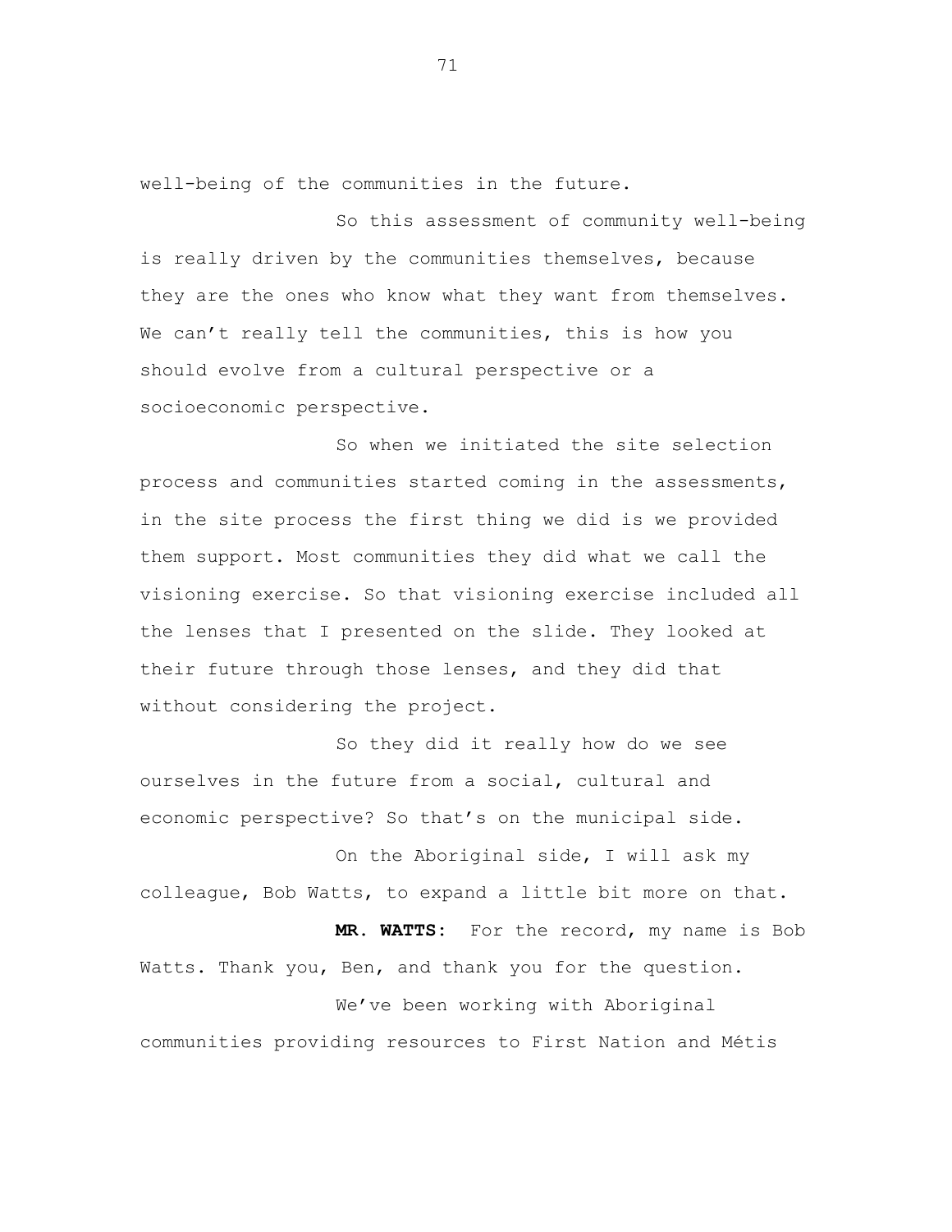well-being of the communities in the future.

So this assessment of community well-being is really driven by the communities themselves, because they are the ones who know what they want from themselves. We can't really tell the communities, this is how you should evolve from a cultural perspective or a socioeconomic perspective.

So when we initiated the site selection process and communities started coming in the assessments, in the site process the first thing we did is we provided them support. Most communities they did what we call the visioning exercise. So that visioning exercise included all the lenses that I presented on the slide. They looked at their future through those lenses, and they did that without considering the project.

So they did it really how do we see ourselves in the future from a social, cultural and economic perspective? So that's on the municipal side.

On the Aboriginal side, I will ask my colleague, Bob Watts, to expand a little bit more on that.

**MR. WATTS:** For the record, my name is Bob Watts. Thank you, Ben, and thank you for the question.

We've been working with Aboriginal communities providing resources to First Nation and Métis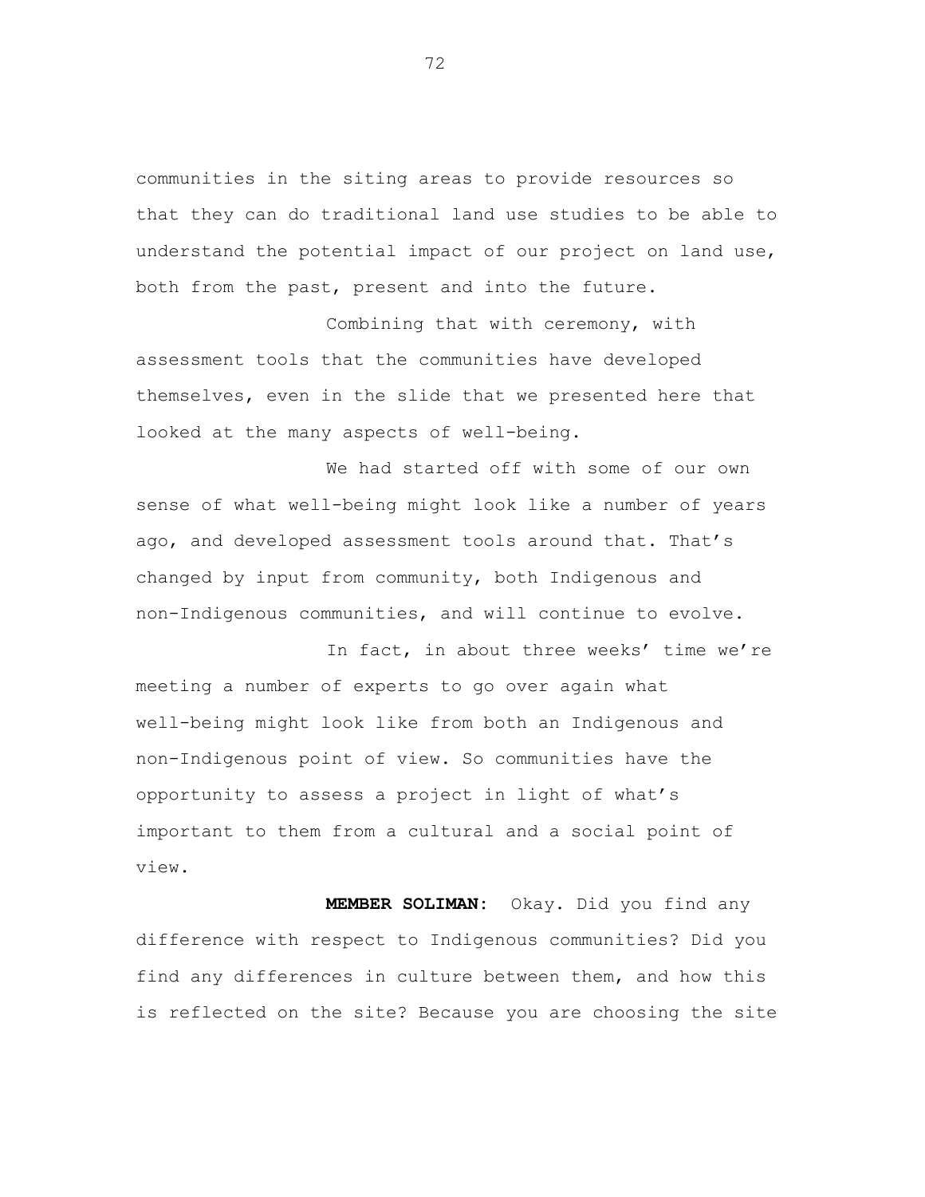communities in the siting areas to provide resources so that they can do traditional land use studies to be able to understand the potential impact of our project on land use, both from the past, present and into the future.

Combining that with ceremony, with assessment tools that the communities have developed themselves, even in the slide that we presented here that looked at the many aspects of well-being.

We had started off with some of our own sense of what well-being might look like a number of years ago, and developed assessment tools around that. That's changed by input from community, both Indigenous and non-Indigenous communities, and will continue to evolve.

In fact, in about three weeks' time we're meeting a number of experts to go over again what well-being might look like from both an Indigenous and non-Indigenous point of view. So communities have the opportunity to assess a project in light of what's important to them from a cultural and a social point of view.

**MEMBER SOLIMAN:** Okay. Did you find any difference with respect to Indigenous communities? Did you find any differences in culture between them, and how this is reflected on the site? Because you are choosing the site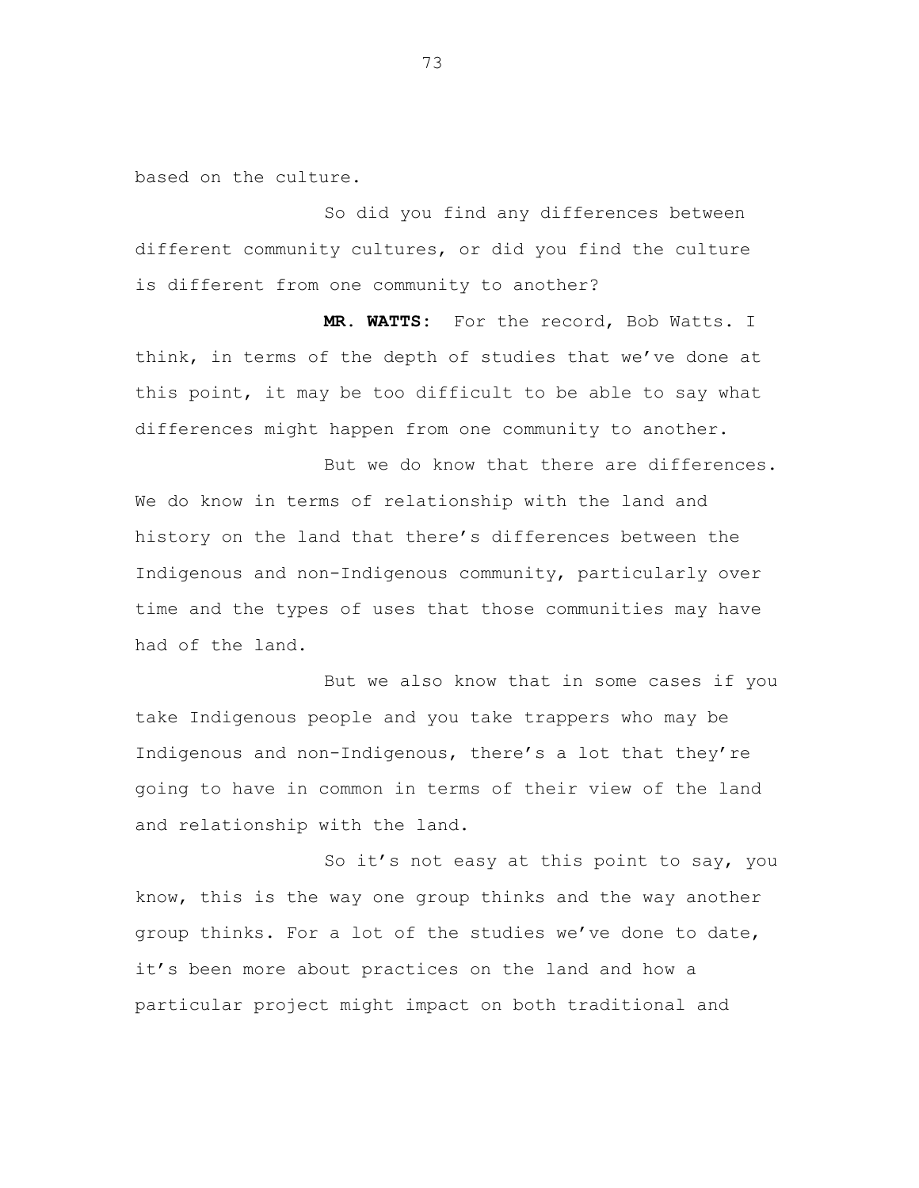based on the culture.

So did you find any differences between different community cultures, or did you find the culture is different from one community to another?

**MR. WATTS:** For the record, Bob Watts. I think, in terms of the depth of studies that we've done at this point, it may be too difficult to be able to say what differences might happen from one community to another.

But we do know that there are differences. We do know in terms of relationship with the land and history on the land that there's differences between the Indigenous and non-Indigenous community, particularly over time and the types of uses that those communities may have had of the land.

But we also know that in some cases if you take Indigenous people and you take trappers who may be Indigenous and non-Indigenous, there's a lot that they're going to have in common in terms of their view of the land and relationship with the land.

So it's not easy at this point to say, you know, this is the way one group thinks and the way another group thinks. For a lot of the studies we've done to date, it's been more about practices on the land and how a particular project might impact on both traditional and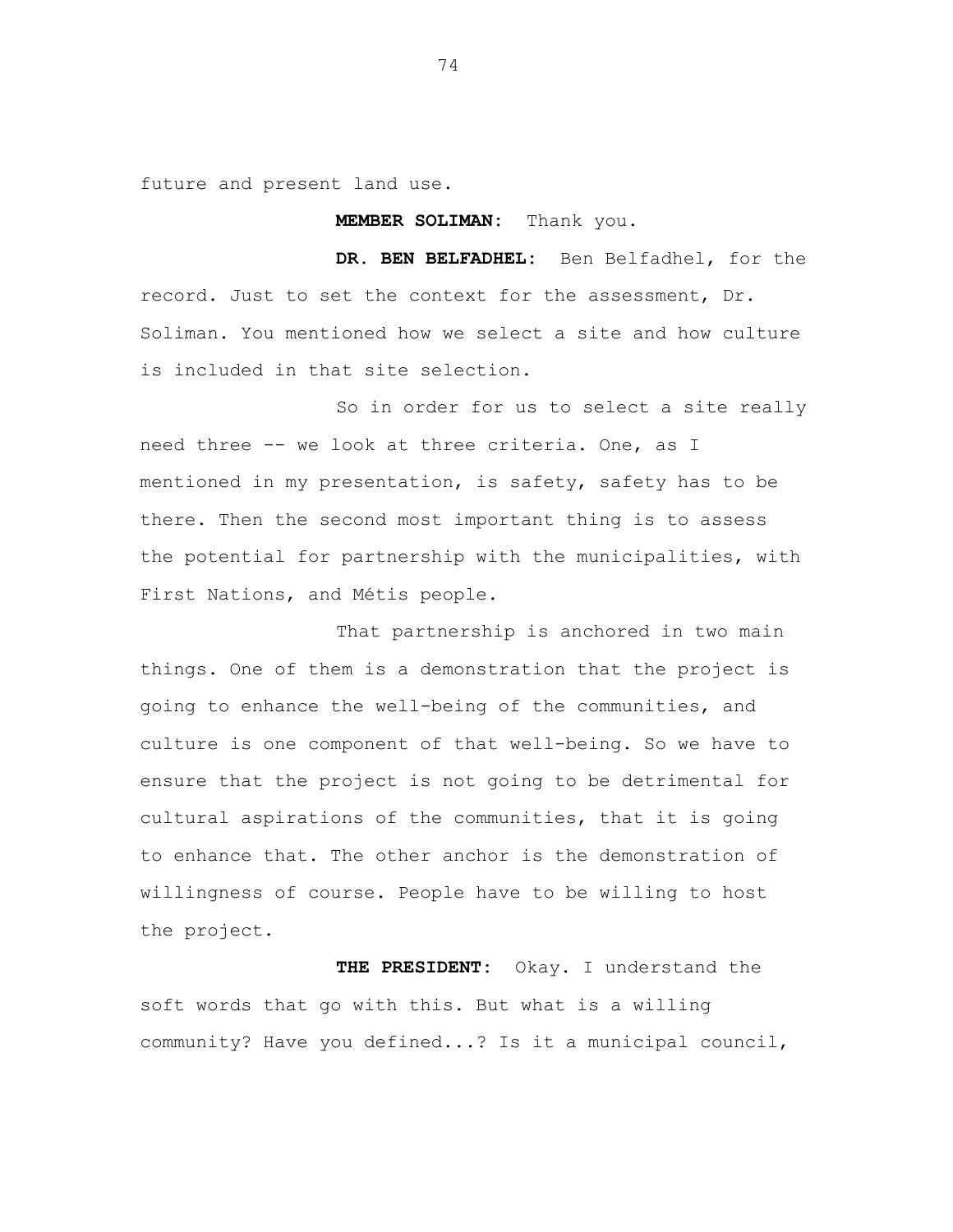future and present land use.

**MEMBER SOLIMAN:** Thank you.

**DR. BEN BELFADHEL:** Ben Belfadhel, for the record. Just to set the context for the assessment, Dr. Soliman. You mentioned how we select a site and how culture is included in that site selection.

So in order for us to select a site really need three -- we look at three criteria. One, as I mentioned in my presentation, is safety, safety has to be there. Then the second most important thing is to assess the potential for partnership with the municipalities, with First Nations, and Métis people.

That partnership is anchored in two main things. One of them is a demonstration that the project is going to enhance the well-being of the communities, and culture is one component of that well-being. So we have to ensure that the project is not going to be detrimental for cultural aspirations of the communities, that it is going to enhance that. The other anchor is the demonstration of willingness of course. People have to be willing to host the project.

**THE PRESIDENT:** Okay. I understand the soft words that go with this. But what is a willing community? Have you defined...? Is it a municipal council,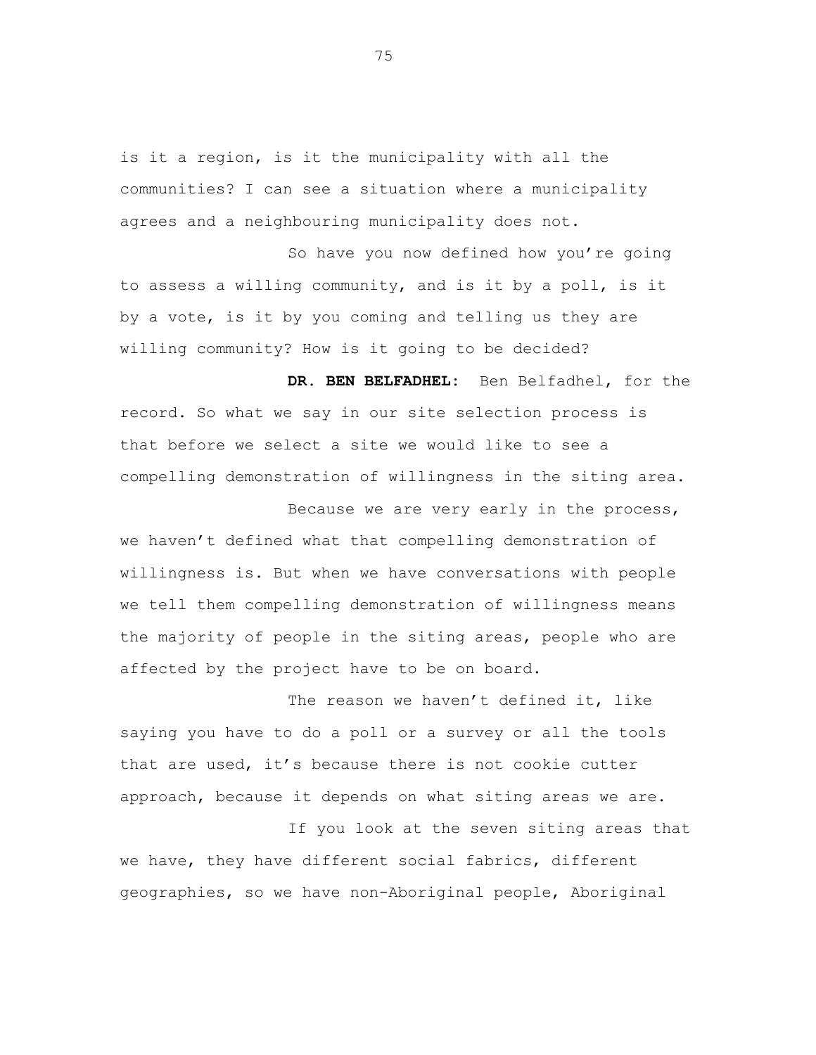is it a region, is it the municipality with all the communities? I can see a situation where a municipality agrees and a neighbouring municipality does not.

So have you now defined how you're going to assess a willing community, and is it by a poll, is it by a vote, is it by you coming and telling us they are willing community? How is it going to be decided?

**DR. BEN BELFADHEL:** Ben Belfadhel, for the record. So what we say in our site selection process is that before we select a site we would like to see a compelling demonstration of willingness in the siting area.

Because we are very early in the process, we haven't defined what that compelling demonstration of willingness is. But when we have conversations with people we tell them compelling demonstration of willingness means the majority of people in the siting areas, people who are affected by the project have to be on board.

The reason we haven't defined it, like saying you have to do a poll or a survey or all the tools that are used, it's because there is not cookie cutter approach, because it depends on what siting areas we are.

If you look at the seven siting areas that we have, they have different social fabrics, different geographies, so we have non-Aboriginal people, Aboriginal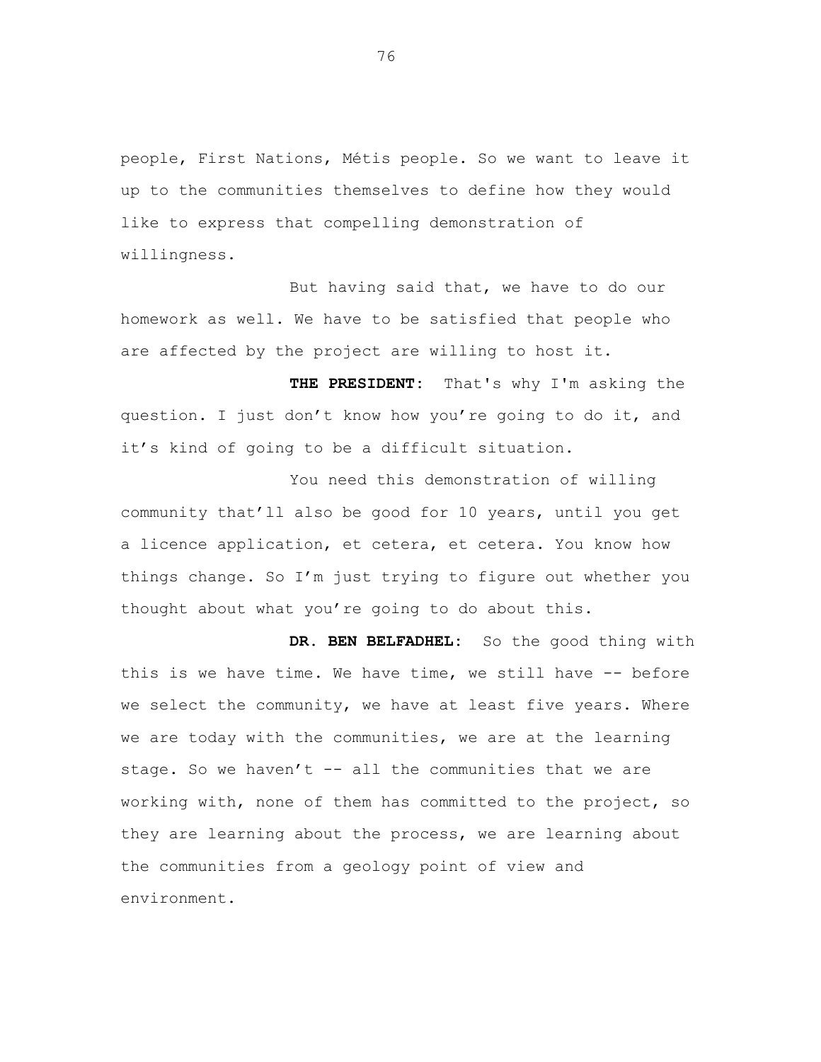people, First Nations, Métis people. So we want to leave it up to the communities themselves to define how they would like to express that compelling demonstration of willingness.

But having said that, we have to do our homework as well. We have to be satisfied that people who are affected by the project are willing to host it.

**THE PRESIDENT:** That's why I'm asking the question. I just don't know how you're going to do it, and it's kind of going to be a difficult situation.

You need this demonstration of willing community that'll also be good for 10 years, until you get a licence application, et cetera, et cetera. You know how things change. So I'm just trying to figure out whether you thought about what you're going to do about this.

**DR. BEN BELFADHEL:** So the good thing with this is we have time. We have time, we still have -- before we select the community, we have at least five years. Where we are today with the communities, we are at the learning stage. So we haven't -- all the communities that we are working with, none of them has committed to the project, so they are learning about the process, we are learning about the communities from a geology point of view and environment.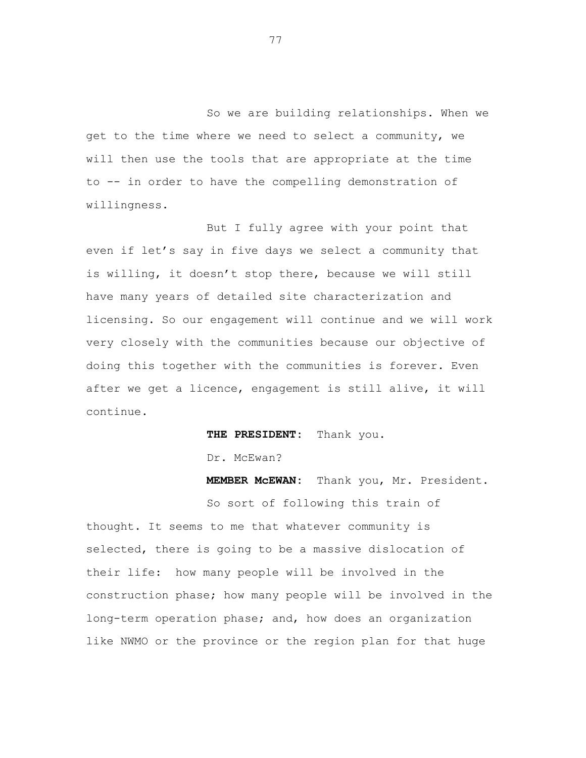So we are building relationships. When we get to the time where we need to select a community, we will then use the tools that are appropriate at the time to -- in order to have the compelling demonstration of willingness.

But I fully agree with your point that even if let's say in five days we select a community that is willing, it doesn't stop there, because we will still have many years of detailed site characterization and licensing. So our engagement will continue and we will work very closely with the communities because our objective of doing this together with the communities is forever. Even after we get a licence, engagement is still alive, it will continue.

**THE PRESIDENT:** Thank you.

Dr. McEwan?

**MEMBER McEWAN:** Thank you, Mr. President.

So sort of following this train of thought. It seems to me that whatever community is selected, there is going to be a massive dislocation of their life: how many people will be involved in the construction phase; how many people will be involved in the long-term operation phase; and, how does an organization like NWMO or the province or the region plan for that huge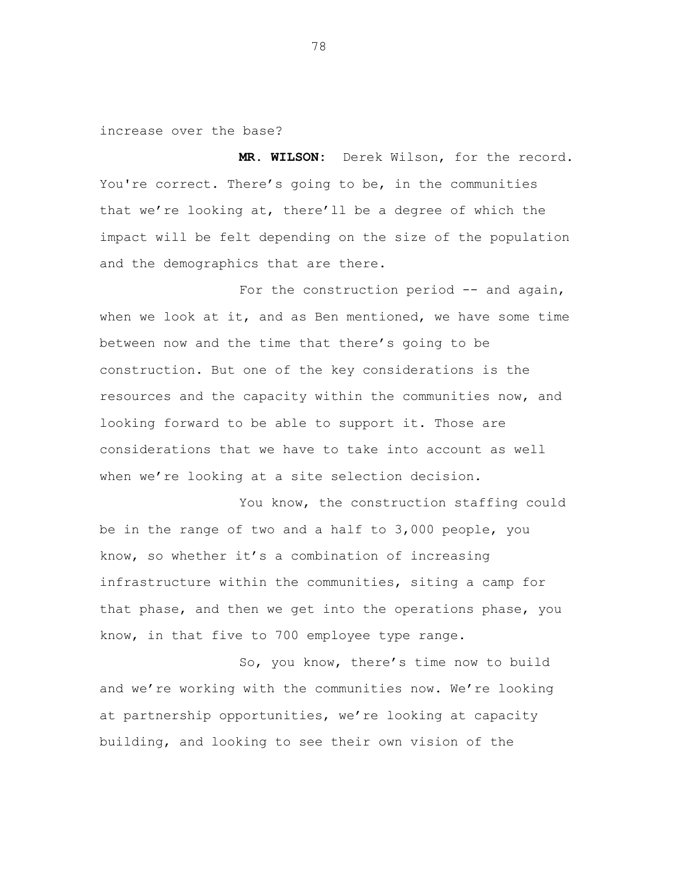increase over the base?

**MR. WILSON:** Derek Wilson, for the record. You're correct. There's going to be, in the communities that we're looking at, there'll be a degree of which the impact will be felt depending on the size of the population and the demographics that are there.

For the construction period -- and again, when we look at it, and as Ben mentioned, we have some time between now and the time that there's going to be construction. But one of the key considerations is the resources and the capacity within the communities now, and looking forward to be able to support it. Those are considerations that we have to take into account as well when we're looking at a site selection decision.

You know, the construction staffing could be in the range of two and a half to 3,000 people, you know, so whether it's a combination of increasing infrastructure within the communities, siting a camp for that phase, and then we get into the operations phase, you know, in that five to 700 employee type range.

So, you know, there's time now to build and we're working with the communities now. We're looking at partnership opportunities, we're looking at capacity building, and looking to see their own vision of the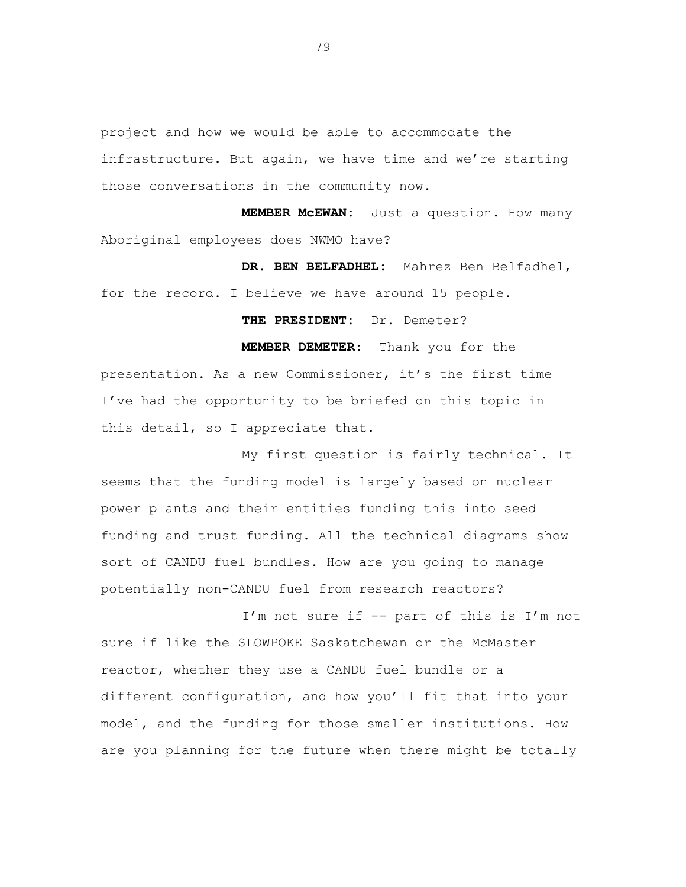project and how we would be able to accommodate the infrastructure. But again, we have time and we're starting those conversations in the community now.

**MEMBER McEWAN:** Just a question. How many Aboriginal employees does NWMO have?

**DR. BEN BELFADHEL:** Mahrez Ben Belfadhel, for the record. I believe we have around 15 people.

**THE PRESIDENT:** Dr. Demeter?

**MEMBER DEMETER:** Thank you for the presentation. As a new Commissioner, it's the first time I've had the opportunity to be briefed on this topic in this detail, so I appreciate that.

My first question is fairly technical. It seems that the funding model is largely based on nuclear power plants and their entities funding this into seed funding and trust funding. All the technical diagrams show sort of CANDU fuel bundles. How are you going to manage potentially non-CANDU fuel from research reactors?

I'm not sure if -- part of this is I'm not sure if like the SLOWPOKE Saskatchewan or the McMaster reactor, whether they use a CANDU fuel bundle or a different configuration, and how you'll fit that into your model, and the funding for those smaller institutions. How are you planning for the future when there might be totally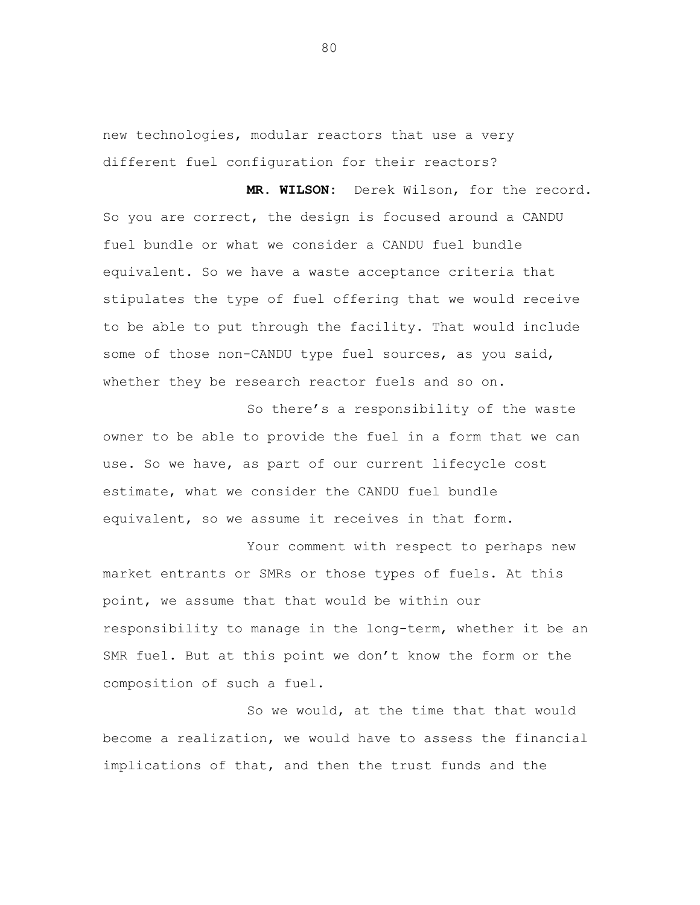new technologies, modular reactors that use a very different fuel configuration for their reactors?

**MR. WILSON:** Derek Wilson, for the record. So you are correct, the design is focused around a CANDU fuel bundle or what we consider a CANDU fuel bundle equivalent. So we have a waste acceptance criteria that stipulates the type of fuel offering that we would receive to be able to put through the facility. That would include some of those non-CANDU type fuel sources, as you said, whether they be research reactor fuels and so on.

So there's a responsibility of the waste owner to be able to provide the fuel in a form that we can use. So we have, as part of our current lifecycle cost estimate, what we consider the CANDU fuel bundle equivalent, so we assume it receives in that form.

Your comment with respect to perhaps new market entrants or SMRs or those types of fuels. At this point, we assume that that would be within our responsibility to manage in the long-term, whether it be an SMR fuel. But at this point we don't know the form or the composition of such a fuel.

So we would, at the time that that would become a realization, we would have to assess the financial implications of that, and then the trust funds and the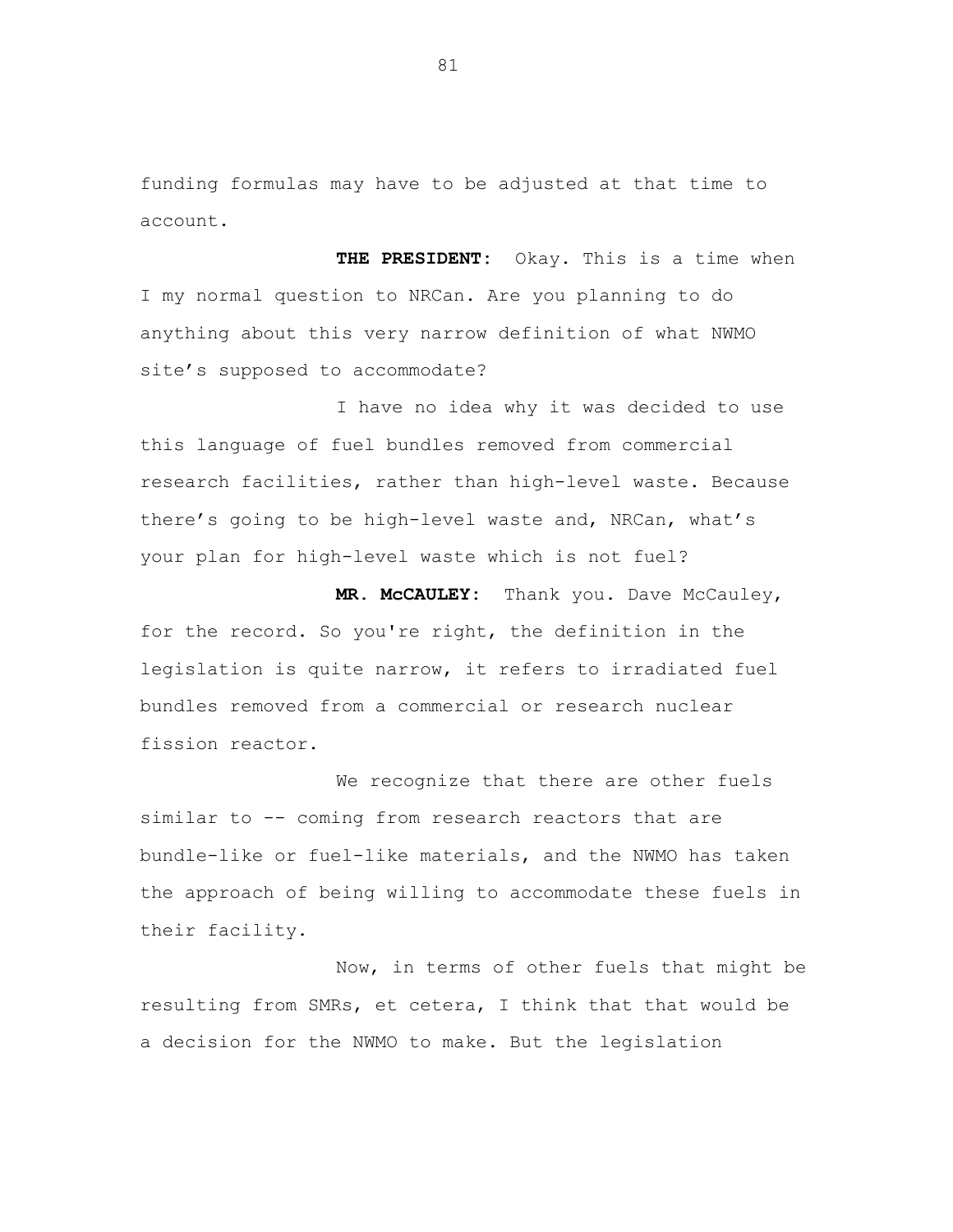funding formulas may have to be adjusted at that time to account.

**THE PRESIDENT:** Okay. This is a time when I my normal question to NRCan. Are you planning to do anything about this very narrow definition of what NWMO site's supposed to accommodate?

I have no idea why it was decided to use this language of fuel bundles removed from commercial research facilities, rather than high-level waste. Because there's going to be high-level waste and, NRCan, what's your plan for high-level waste which is not fuel?

**MR. McCAULEY:** Thank you. Dave McCauley, for the record. So you're right, the definition in the legislation is quite narrow, it refers to irradiated fuel bundles removed from a commercial or research nuclear fission reactor.

We recognize that there are other fuels similar to -- coming from research reactors that are bundle-like or fuel-like materials, and the NWMO has taken the approach of being willing to accommodate these fuels in their facility.

Now, in terms of other fuels that might be resulting from SMRs, et cetera, I think that that would be a decision for the NWMO to make. But the legislation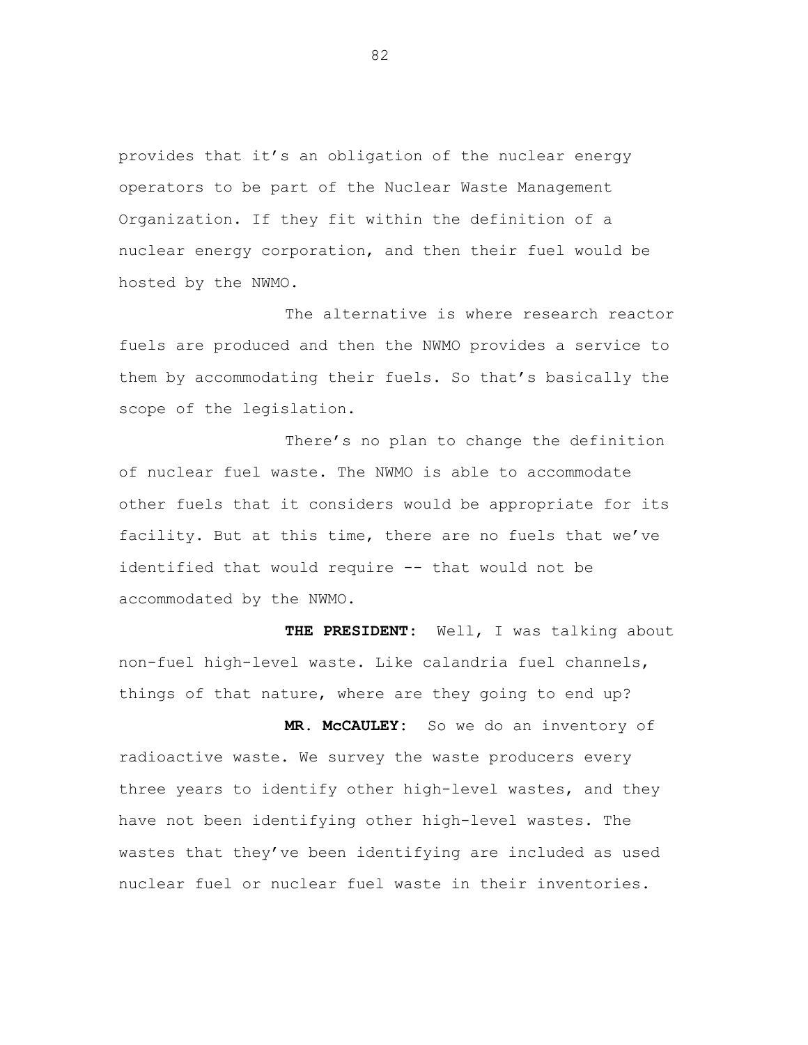provides that it’s an obligation of the nuclear energy operators to be part of the Nuclear Waste Management Organization. If they fit within the definition of a nuclear energy corporation, and then their fuel would be hosted by the NWMO.

The alternative is where research reactor fuels are produced and then the NWMO provides a service to them by accommodating their fuels. So that’s basically the scope of the legislation.

There’s no plan to change the definition of nuclear fuel waste. The NWMO is able to accommodate other fuels that it considers would be appropriate for its facility. But at this time, there are no fuels that we’ve identified that would require -- that would not be accommodated by the NWMO.

**THE PRESIDENT:** Well, I was talking about non-fuel high-level waste. Like calandria fuel channels, things of that nature, where are they going to end up?

**MR. McCAULEY:** So we do an inventory of radioactive waste. We survey the waste producers every three years to identify other high-level wastes, and they have not been identifying other high-level wastes. The wastes that they’ve been identifying are included as used nuclear fuel or nuclear fuel waste in their inventories.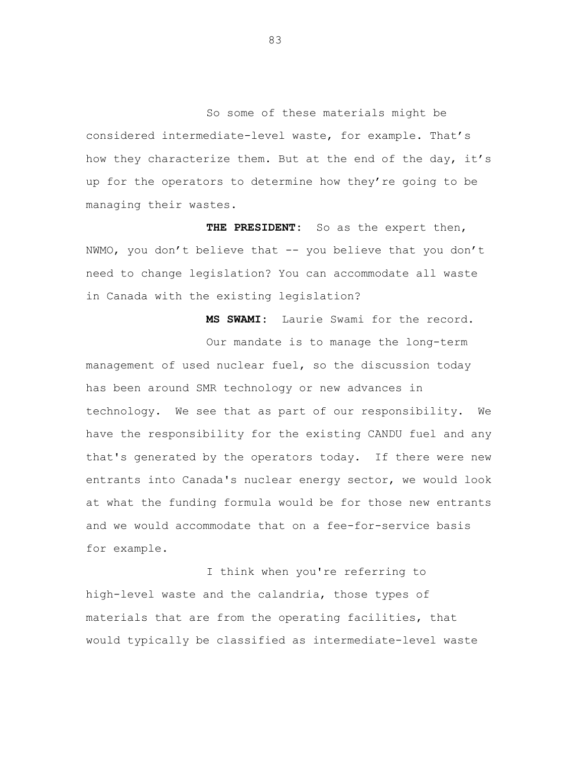So some of these materials might be considered intermediate-level waste, for example. That's how they characterize them. But at the end of the day, it's up for the operators to determine how they're going to be managing their wastes.

**THE PRESIDENT:** So as the expert then, NWMO, you don't believe that -- you believe that you don't need to change legislation? You can accommodate all waste in Canada with the existing legislation?

**MS SWAMI:** Laurie Swami for the record.

Our mandate is to manage the long-term management of used nuclear fuel, so the discussion today has been around SMR technology or new advances in technology. We see that as part of our responsibility. We have the responsibility for the existing CANDU fuel and any that's generated by the operators today. If there were new entrants into Canada's nuclear energy sector, we would look at what the funding formula would be for those new entrants and we would accommodate that on a fee-for-service basis for example.

I think when you're referring to high-level waste and the calandria, those types of materials that are from the operating facilities, that would typically be classified as intermediate-level waste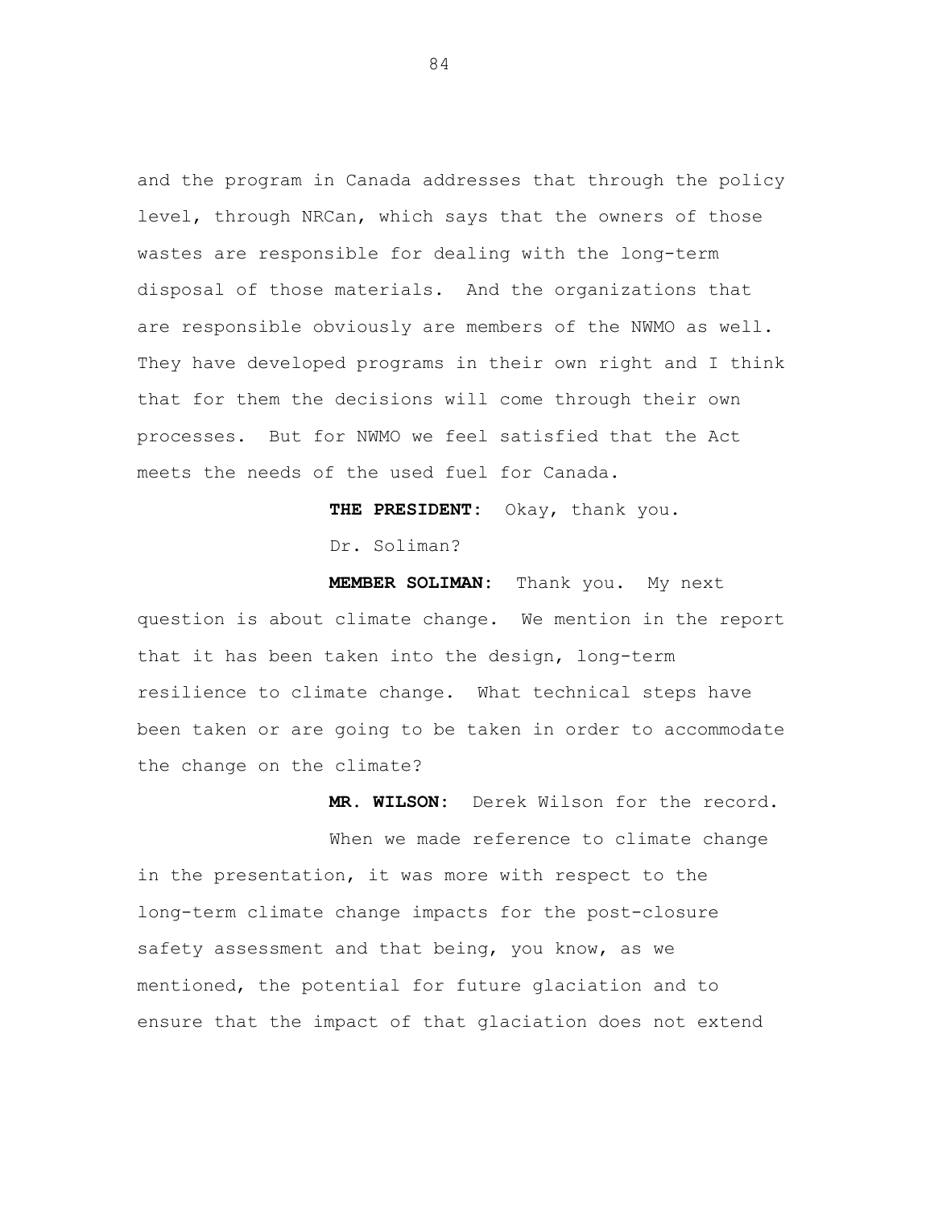and the program in Canada addresses that through the policy level, through NRCan, which says that the owners of those wastes are responsible for dealing with the long-term disposal of those materials. And the organizations that are responsible obviously are members of the NWMO as well. They have developed programs in their own right and I think that for them the decisions will come through their own processes. But for NWMO we feel satisfied that the Act meets the needs of the used fuel for Canada.

**THE PRESIDENT:** Okay, thank you.

Dr. Soliman?

**MEMBER SOLIMAN:** Thank you. My next question is about climate change. We mention in the report that it has been taken into the design, long-term resilience to climate change. What technical steps have been taken or are going to be taken in order to accommodate the change on the climate?

**MR. WILSON:** Derek Wilson for the record.

When we made reference to climate change in the presentation, it was more with respect to the long-term climate change impacts for the post-closure safety assessment and that being, you know, as we mentioned, the potential for future glaciation and to ensure that the impact of that glaciation does not extend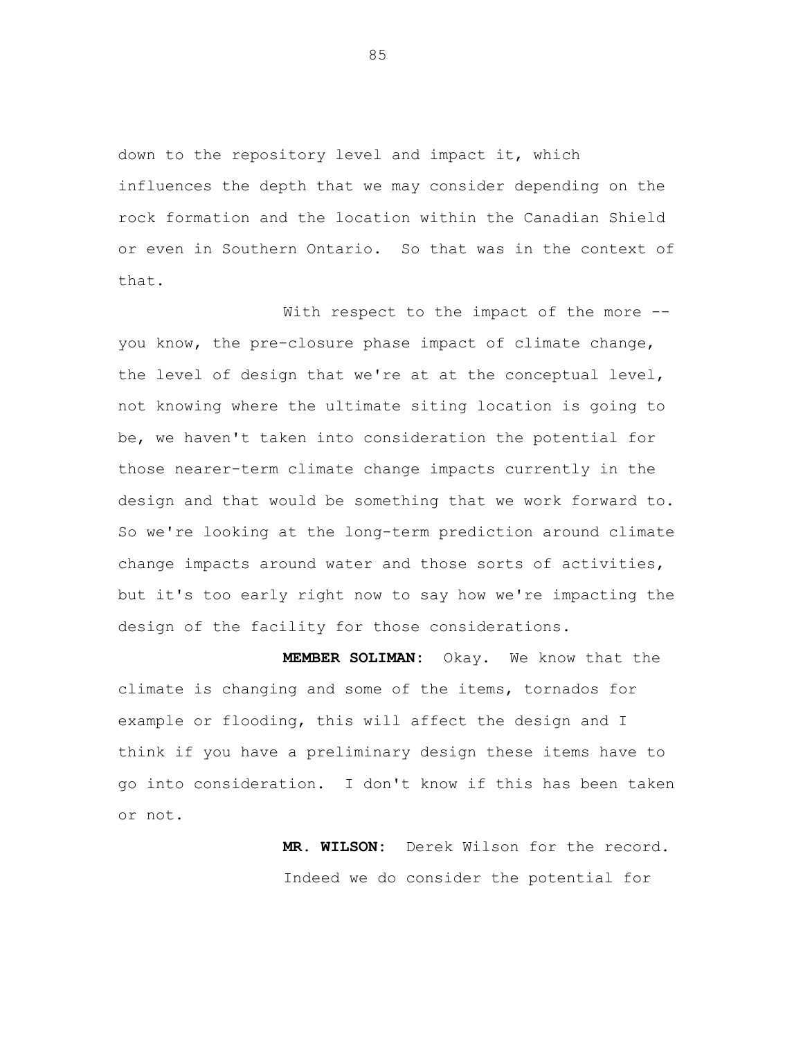down to the repository level and impact it, which influences the depth that we may consider depending on the rock formation and the location within the Canadian Shield or even in Southern Ontario. So that was in the context of that.

With respect to the impact of the more -- you know, the pre-closure phase impact of climate change, the level of design that we're at at the conceptual level, not knowing where the ultimate siting location is going to be, we haven't taken into consideration the potential for those nearer-term climate change impacts currently in the design and that would be something that we work forward to. So we're looking at the long-term prediction around climate change impacts around water and those sorts of activities, but it's too early right now to say how we're impacting the design of the facility for those considerations.

**MEMBER SOLIMAN:** Okay. We know that the climate is changing and some of the items, tornados for example or flooding, this will affect the design and I think if you have a preliminary design these items have to go into consideration. I don't know if this has been taken or not.

**MR. WILSON:** Derek Wilson for the record.

Indeed we do consider the potential for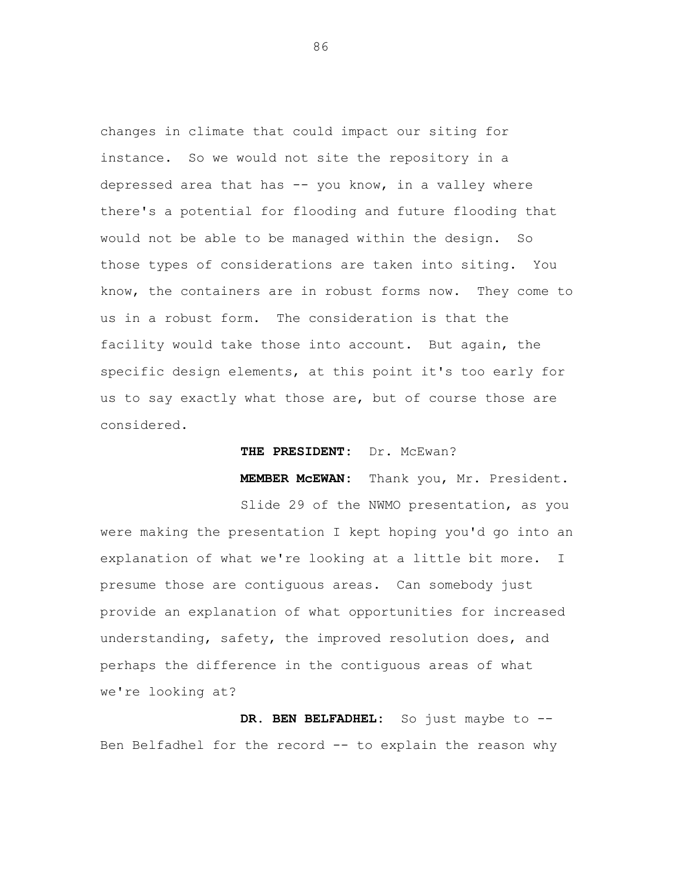changes in climate that could impact our siting for instance. So we would not site the repository in a depressed area that has -- you know, in a valley where there's a potential for flooding and future flooding that would not be able to be managed within the design. So those types of considerations are taken into siting. You know, the containers are in robust forms now. They come to us in a robust form. The consideration is that the facility would take those into account. But again, the specific design elements, at this point it's too early for us to say exactly what those are, but of course those are considered.

**THE PRESIDENT:** Dr. McEwan?

**MEMBER McEWAN:** Thank you, Mr. President.

Slide 29 of the NWMO presentation, as you were making the presentation I kept hoping you'd go into an explanation of what we're looking at a little bit more. I presume those are contiguous areas. Can somebody just provide an explanation of what opportunities for increased understanding, safety, the improved resolution does, and perhaps the difference in the contiguous areas of what we're looking at?

**DR. BEN BELFADHEL:** So just maybe to -- Ben Belfadhel for the record -- to explain the reason why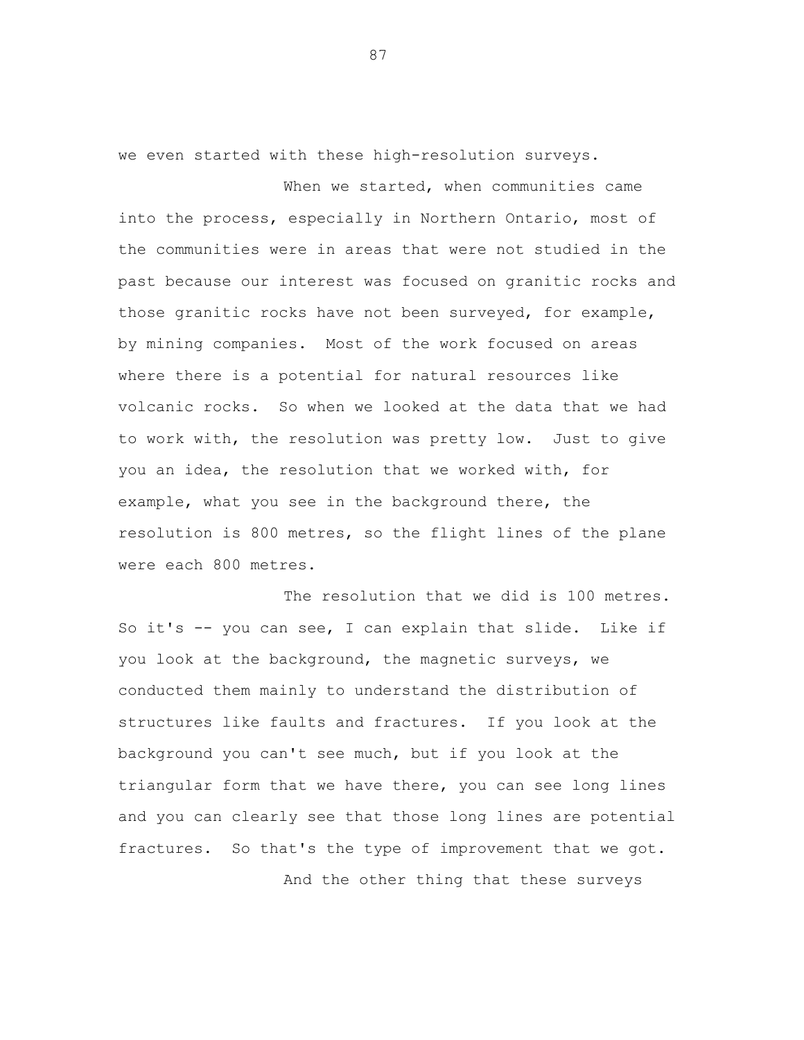we even started with these high-resolution surveys.

When we started, when communities came into the process, especially in Northern Ontario, most of the communities were in areas that were not studied in the past because our interest was focused on granitic rocks and those granitic rocks have not been surveyed, for example, by mining companies. Most of the work focused on areas where there is a potential for natural resources like volcanic rocks. So when we looked at the data that we had to work with, the resolution was pretty low. Just to give you an idea, the resolution that we worked with, for example, what you see in the background there, the resolution is 800 metres, so the flight lines of the plane were each 800 metres.

The resolution that we did is 100 metres. So it's -- you can see, I can explain that slide. Like if you look at the background, the magnetic surveys, we conducted them mainly to understand the distribution of structures like faults and fractures. If you look at the background you can't see much, but if you look at the triangular form that we have there, you can see long lines and you can clearly see that those long lines are potential fractures. So that's the type of improvement that we got.

And the other thing that these surveys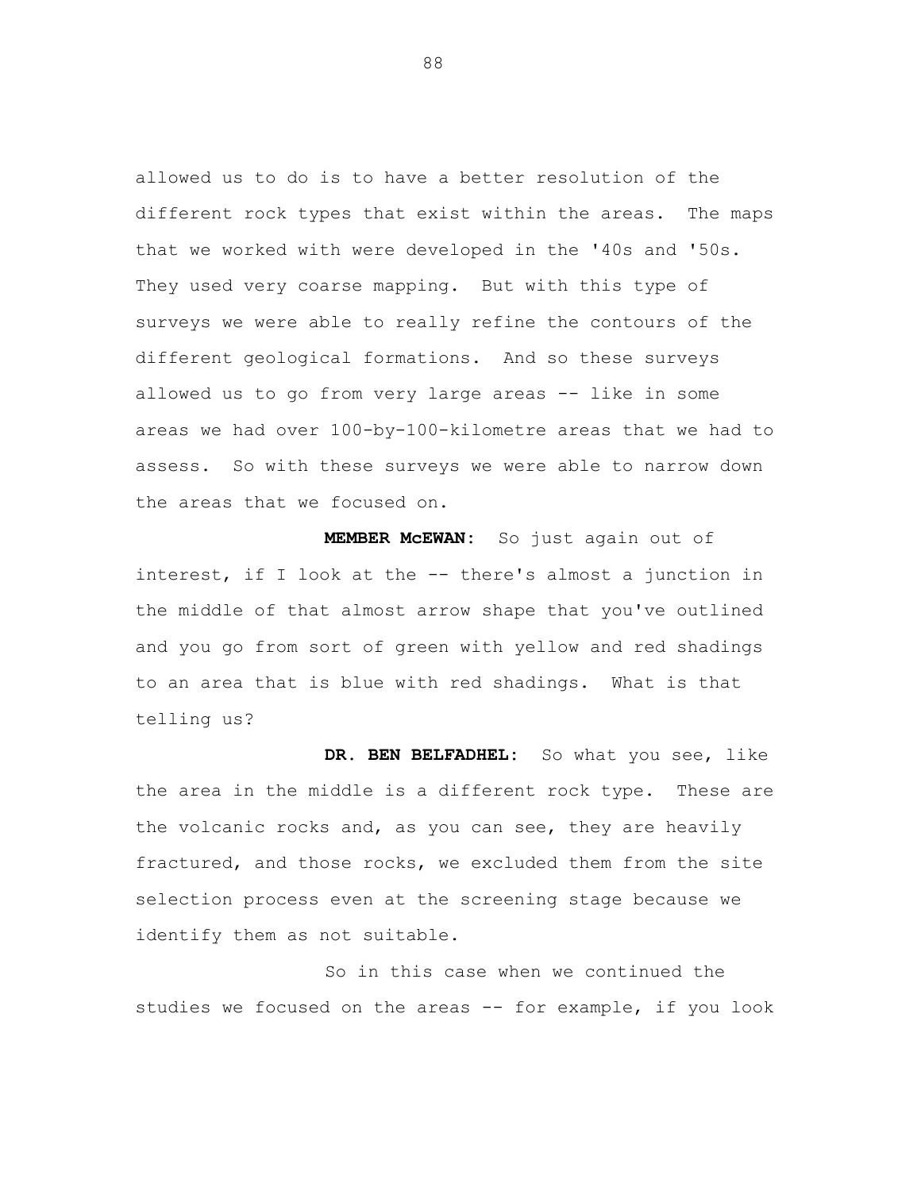allowed us to do is to have a better resolution of the different rock types that exist within the areas. The maps that we worked with were developed in the '40s and '50s. They used very coarse mapping. But with this type of surveys we were able to really refine the contours of the different geological formations. And so these surveys allowed us to go from very large areas -- like in some areas we had over 100-by-100-kilometre areas that we had to assess. So with these surveys we were able to narrow down the areas that we focused on.

**MEMBER McEWAN:** So just again out of interest, if I look at the -- there's almost a junction in the middle of that almost arrow shape that you've outlined and you go from sort of green with yellow and red shadings to an area that is blue with red shadings. What is that telling us?

**DR. BEN BELFADHEL:** So what you see, like the area in the middle is a different rock type. These are the volcanic rocks and, as you can see, they are heavily fractured, and those rocks, we excluded them from the site selection process even at the screening stage because we identify them as not suitable.

So in this case when we continued the studies we focused on the areas -- for example, if you look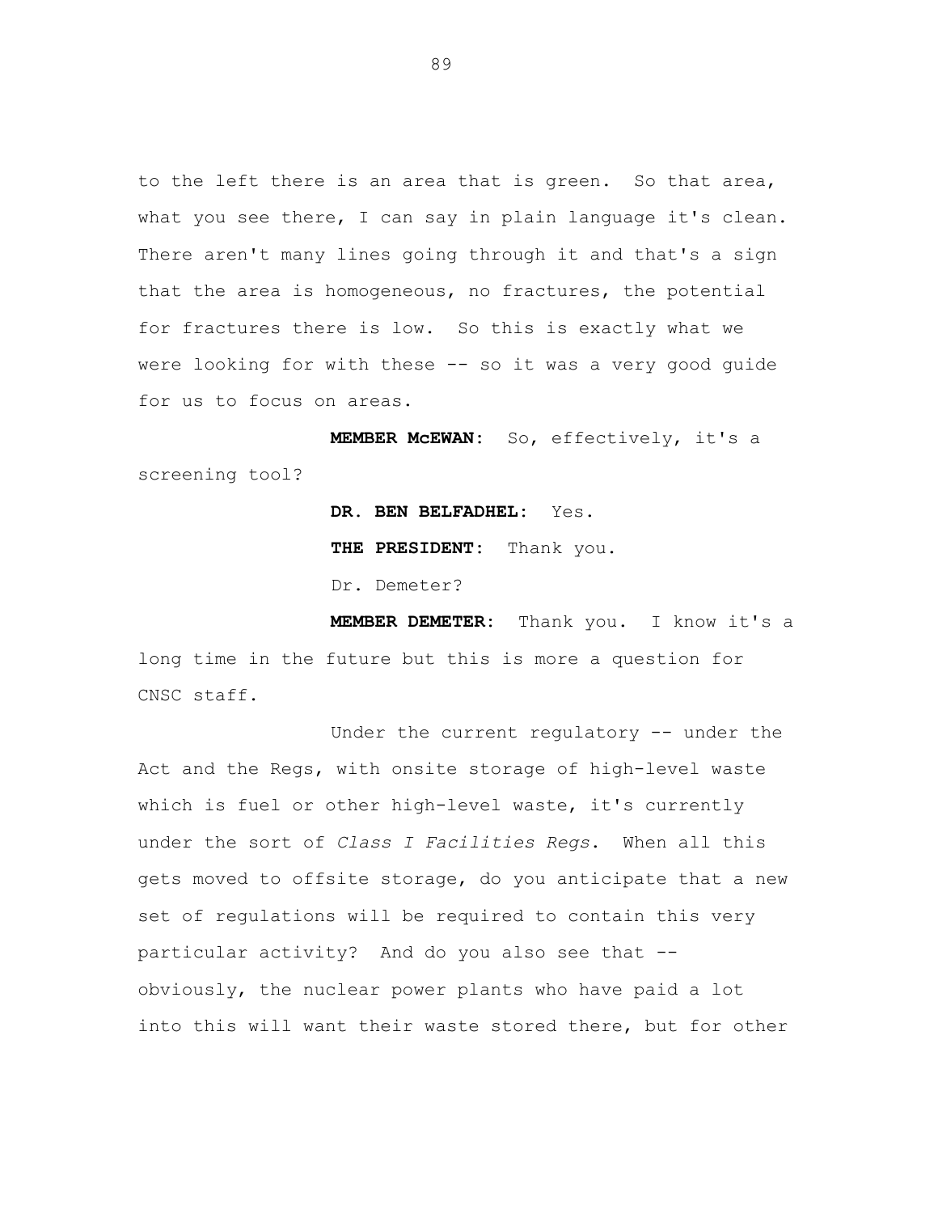to the left there is an area that is green. So that area, what you see there, I can say in plain language it's clean. There aren't many lines going through it and that's a sign that the area is homogeneous, no fractures, the potential for fractures there is low. So this is exactly what we were looking for with these -- so it was a very good guide for us to focus on areas.

**MEMBER McEWAN:** So, effectively, it's a screening tool?

**DR. BEN BELFADHEL:** Yes.

**THE PRESIDENT:** Thank you.

Dr. Demeter?

**MEMBER DEMETER:** Thank you. I know it's a long time in the future but this is more a question for CNSC staff.

Under the current regulatory -- under the Act and the Regs, with onsite storage of high-level waste which is fuel or other high-level waste, it's currently under the sort of *Class I Facilities Regs*. When all this gets moved to offsite storage, do you anticipate that a new set of regulations will be required to contain this very particular activity? And do you also see that -- obviously, the nuclear power plants who have paid a lot into this will want their waste stored there, but for other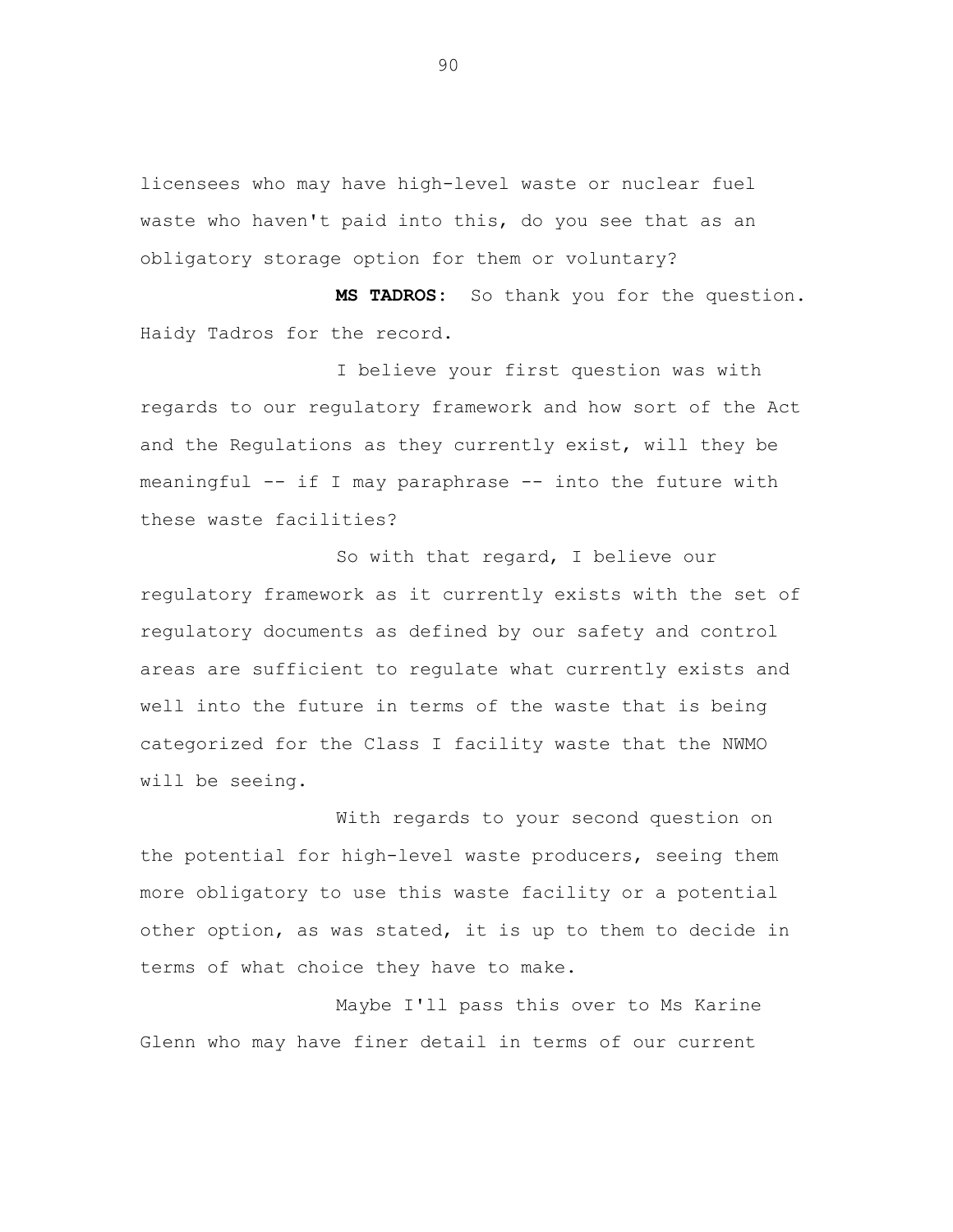licensees who may have high-level waste or nuclear fuel waste who haven't paid into this, do you see that as an obligatory storage option for them or voluntary?

**MS TADROS:** So thank you for the question. Haidy Tadros for the record.

I believe your first question was with regards to our regulatory framework and how sort of the Act and the Regulations as they currently exist, will they be meaningful -- if I may paraphrase -- into the future with these waste facilities?

So with that regard, I believe our regulatory framework as it currently exists with the set of regulatory documents as defined by our safety and control areas are sufficient to regulate what currently exists and well into the future in terms of the waste that is being categorized for the Class I facility waste that the NWMO will be seeing.

With regards to your second question on the potential for high-level waste producers, seeing them more obligatory to use this waste facility or a potential other option, as was stated, it is up to them to decide in terms of what choice they have to make.

Maybe I'll pass this over to Ms Karine Glenn who may have finer detail in terms of our current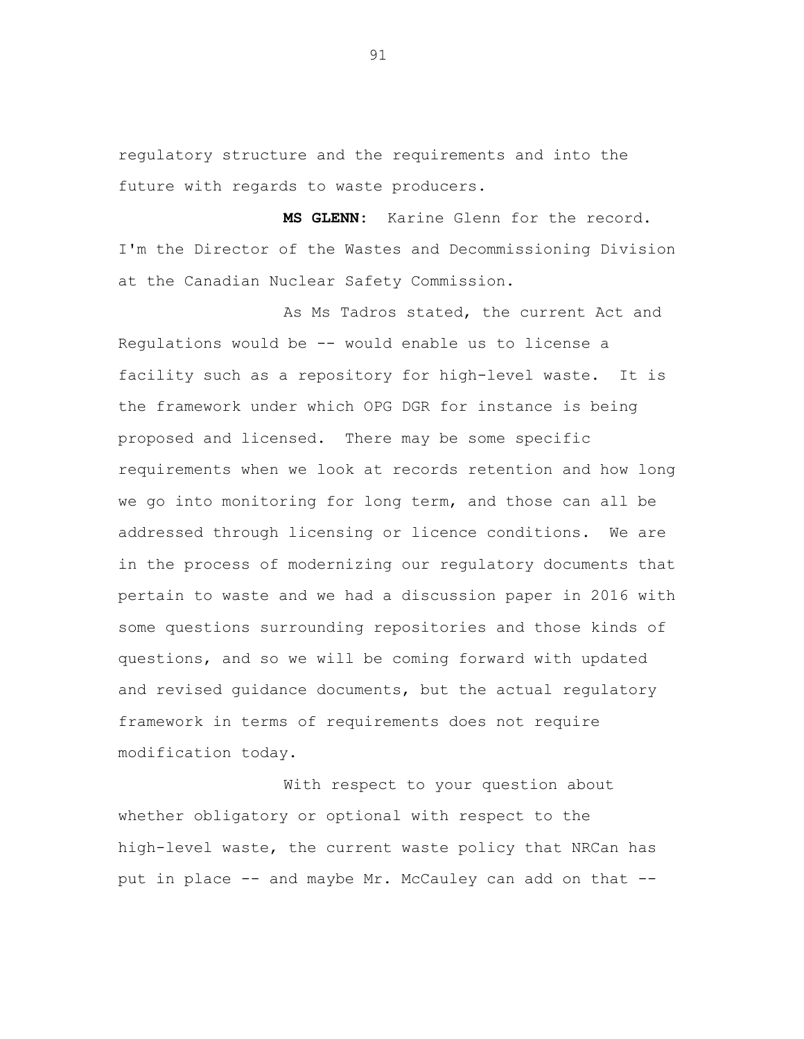regulatory structure and the requirements and into the future with regards to waste producers.

**MS GLENN:** Karine Glenn for the record. I'm the Director of the Wastes and Decommissioning Division at the Canadian Nuclear Safety Commission.

As Ms Tadros stated, the current Act and Regulations would be -- would enable us to license a facility such as a repository for high-level waste. It is the framework under which OPG DGR for instance is being proposed and licensed. There may be some specific requirements when we look at records retention and how long we go into monitoring for long term, and those can all be addressed through licensing or licence conditions. We are in the process of modernizing our regulatory documents that pertain to waste and we had a discussion paper in 2016 with some questions surrounding repositories and those kinds of questions, and so we will be coming forward with updated and revised guidance documents, but the actual regulatory framework in terms of requirements does not require modification today.

With respect to your question about whether obligatory or optional with respect to the high-level waste, the current waste policy that NRCan has put in place -- and maybe Mr. McCauley can add on that --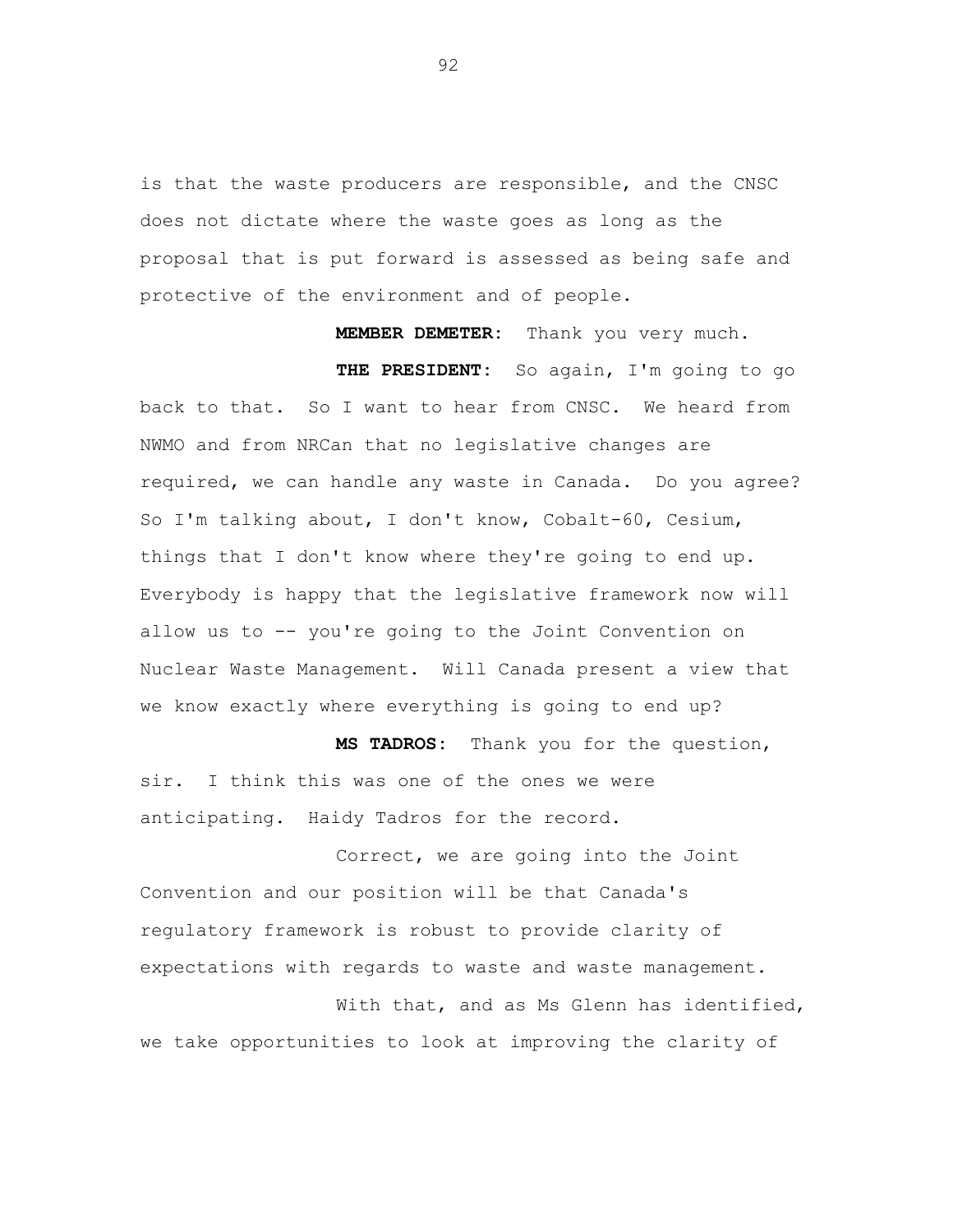is that the waste producers are responsible, and the CNSC does not dictate where the waste goes as long as the proposal that is put forward is assessed as being safe and protective of the environment and of people.

**MEMBER DEMETER:** Thank you very much.

**THE PRESIDENT:** So again, I'm going to go back to that. So I want to hear from CNSC. We heard from NWMO and from NRCan that no legislative changes are required, we can handle any waste in Canada. Do you agree? So I'm talking about, I don't know, Cobalt-60, Cesium, things that I don't know where they're going to end up. Everybody is happy that the legislative framework now will allow us to -- you're going to the Joint Convention on Nuclear Waste Management. Will Canada present a view that we know exactly where everything is going to end up?

**MS TADROS:** Thank you for the question, sir. I think this was one of the ones we were anticipating. Haidy Tadros for the record.

Correct, we are going into the Joint Convention and our position will be that Canada's regulatory framework is robust to provide clarity of expectations with regards to waste and waste management.

With that, and as Ms Glenn has identified, we take opportunities to look at improving the clarity of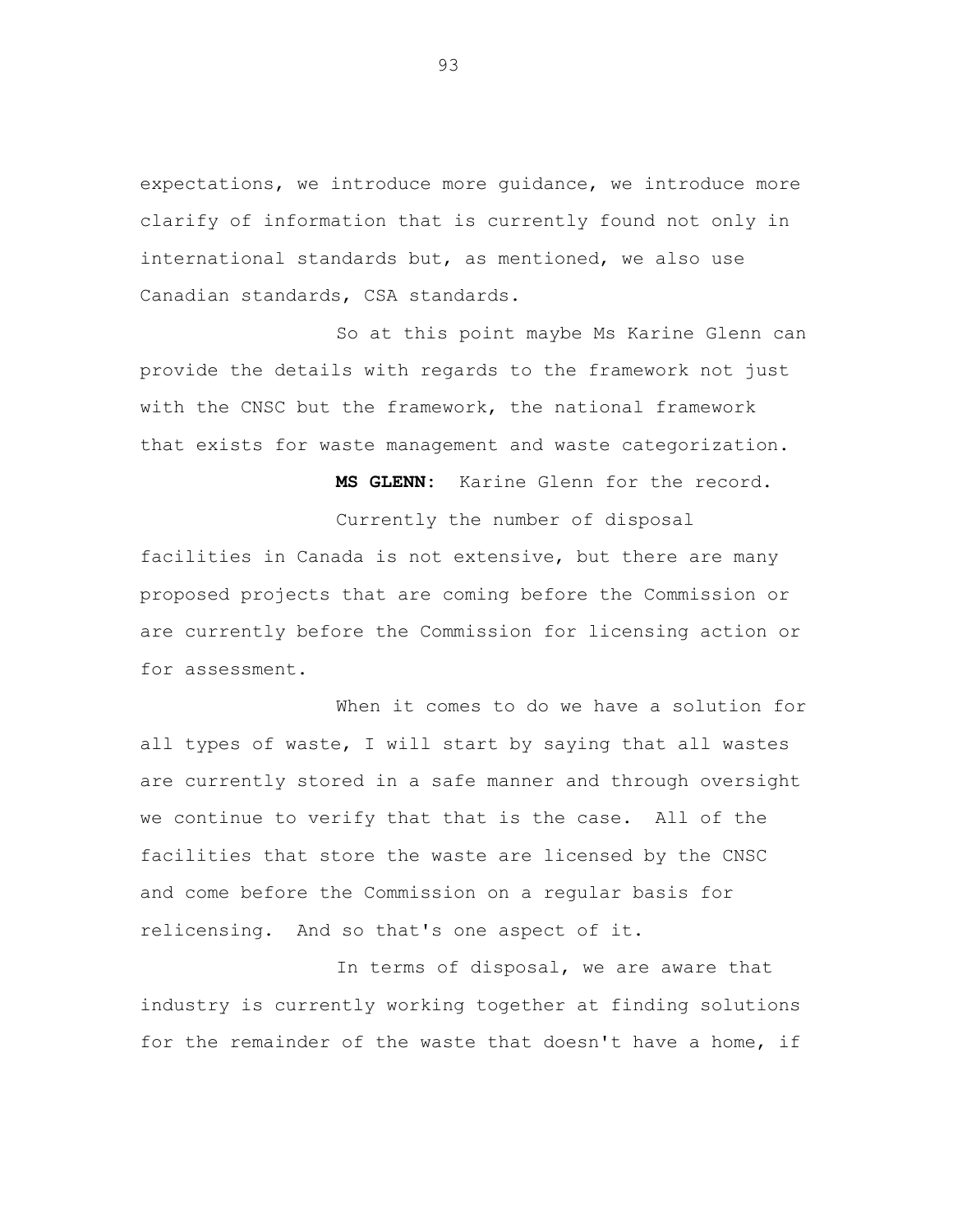expectations, we introduce more guidance, we introduce more clarify of information that is currently found not only in international standards but, as mentioned, we also use Canadian standards, CSA standards.

So at this point maybe Ms Karine Glenn can provide the details with regards to the framework not just with the CNSC but the framework, the national framework that exists for waste management and waste categorization.

**MS GLENN:** Karine Glenn for the record.

Currently the number of disposal facilities in Canada is not extensive, but there are many proposed projects that are coming before the Commission or are currently before the Commission for licensing action or for assessment.

When it comes to do we have a solution for all types of waste, I will start by saying that all wastes are currently stored in a safe manner and through oversight we continue to verify that that is the case. All of the facilities that store the waste are licensed by the CNSC and come before the Commission on a regular basis for relicensing. And so that's one aspect of it.

In terms of disposal, we are aware that industry is currently working together at finding solutions for the remainder of the waste that doesn't have a home, if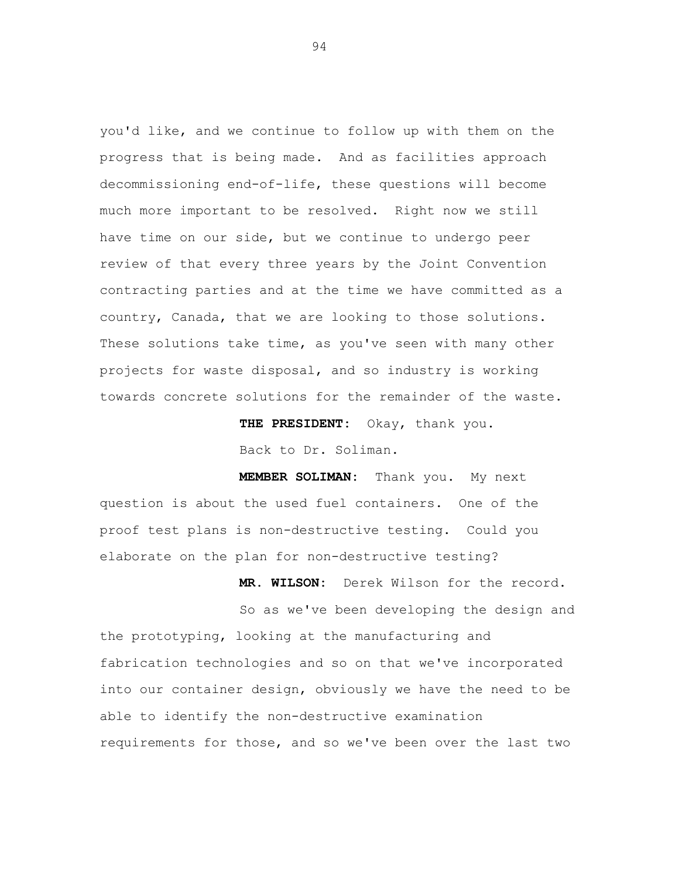you'd like, and we continue to follow up with them on the progress that is being made. And as facilities approach decommissioning end-of-life, these questions will become much more important to be resolved. Right now we still have time on our side, but we continue to undergo peer review of that every three years by the Joint Convention contracting parties and at the time we have committed as a country, Canada, that we are looking to those solutions. These solutions take time, as you've seen with many other projects for waste disposal, and so industry is working towards concrete solutions for the remainder of the waste.

**THE PRESIDENT:** Okay, thank you.

Back to Dr. Soliman.

**MEMBER SOLIMAN:** Thank you. My next question is about the used fuel containers. One of the proof test plans is non-destructive testing. Could you elaborate on the plan for non-destructive testing?

**MR. WILSON:** Derek Wilson for the record.

So as we've been developing the design and the prototyping, looking at the manufacturing and fabrication technologies and so on that we've incorporated into our container design, obviously we have the need to be able to identify the non-destructive examination requirements for those, and so we've been over the last two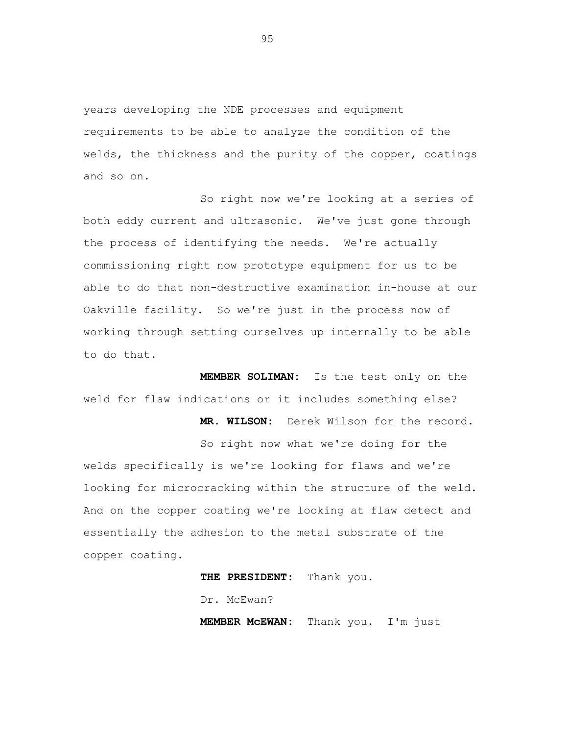years developing the NDE processes and equipment requirements to be able to analyze the condition of the welds, the thickness and the purity of the copper, coatings and so on.

So right now we're looking at a series of both eddy current and ultrasonic. We've just gone through the process of identifying the needs. We're actually commissioning right now prototype equipment for us to be able to do that non-destructive examination in-house at our Oakville facility. So we're just in the process now of working through setting ourselves up internally to be able to do that.

**MEMBER SOLIMAN:** Is the test only on the weld for flaw indications or it includes something else?

**MR. WILSON:** Derek Wilson for the record.

So right now what we're doing for the welds specifically is we're looking for flaws and we're looking for microcracking within the structure of the weld. And on the copper coating we're looking at flaw detect and essentially the adhesion to the metal substrate of the copper coating.

**THE PRESIDENT:** Thank you.

Dr. McEwan?

**MEMBER McEWAN:** Thank you. I'm just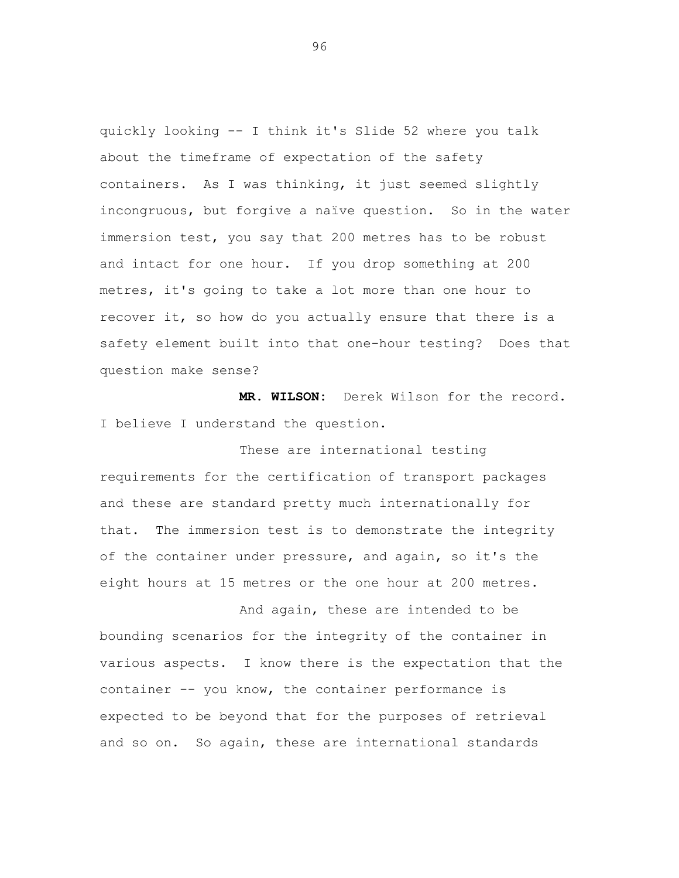quickly looking -- I think it's Slide 52 where you talk about the timeframe of expectation of the safety containers. As I was thinking, it just seemed slightly incongruous, but forgive a naïve question. So in the water immersion test, you say that 200 metres has to be robust and intact for one hour. If you drop something at 200 metres, it's going to take a lot more than one hour to recover it, so how do you actually ensure that there is a safety element built into that one-hour testing? Does that question make sense?

**MR. WILSON:** Derek Wilson for the record. I believe I understand the question.

These are international testing requirements for the certification of transport packages and these are standard pretty much internationally for that. The immersion test is to demonstrate the integrity of the container under pressure, and again, so it's the eight hours at 15 metres or the one hour at 200 metres.

And again, these are intended to be bounding scenarios for the integrity of the container in various aspects. I know there is the expectation that the container -- you know, the container performance is expected to be beyond that for the purposes of retrieval and so on. So again, these are international standards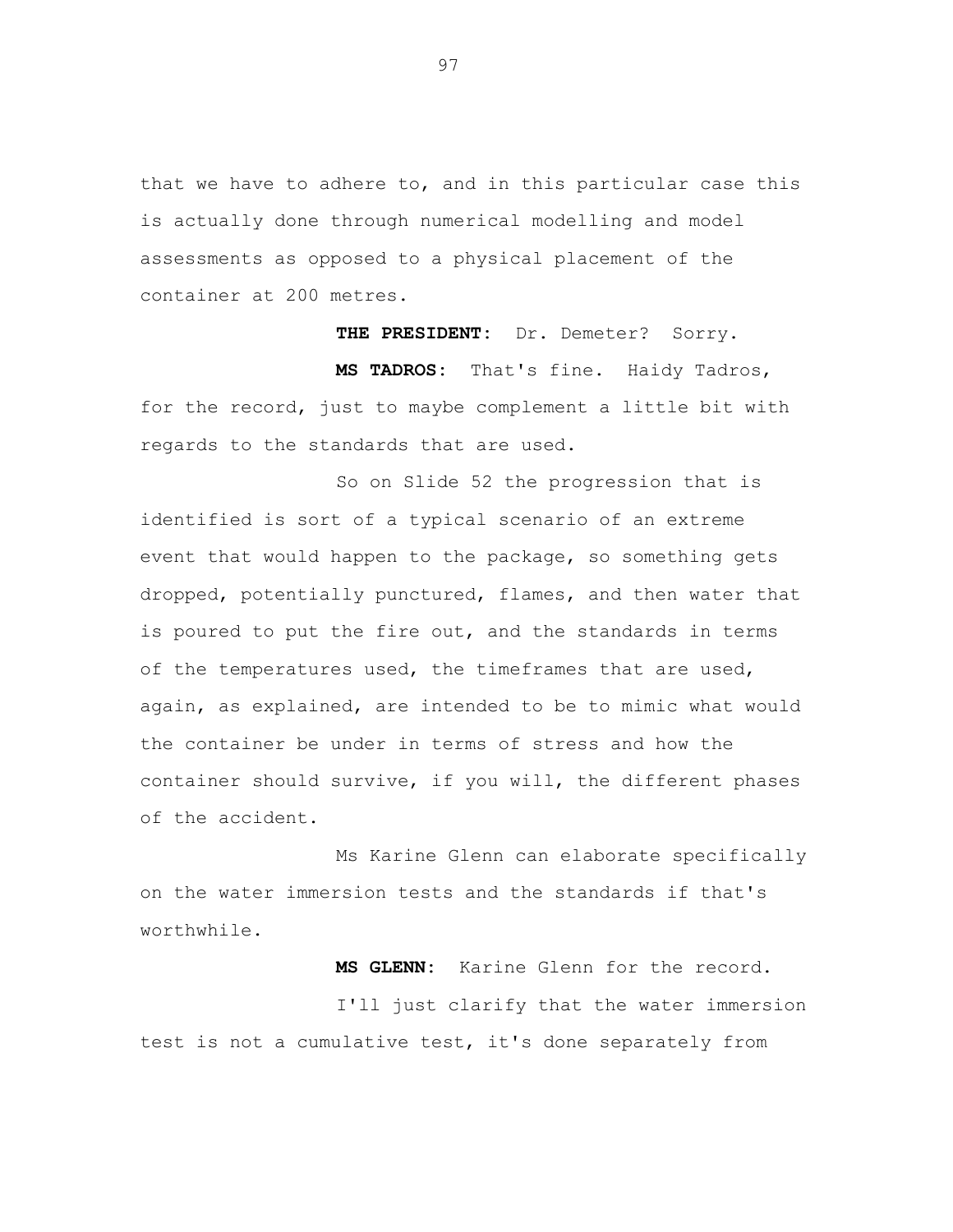that we have to adhere to, and in this particular case this is actually done through numerical modelling and model assessments as opposed to a physical placement of the container at 200 metres.

**THE PRESIDENT:** Dr. Demeter? Sorry.

**MS TADROS:** That's fine. Haidy Tadros, for the record, just to maybe complement a little bit with regards to the standards that are used.

So on Slide 52 the progression that is identified is sort of a typical scenario of an extreme event that would happen to the package, so something gets dropped, potentially punctured, flames, and then water that is poured to put the fire out, and the standards in terms of the temperatures used, the timeframes that are used, again, as explained, are intended to be to mimic what would the container be under in terms of stress and how the container should survive, if you will, the different phases of the accident.

Ms Karine Glenn can elaborate specifically on the water immersion tests and the standards if that's worthwhile.

**MS GLENN:** Karine Glenn for the record.

I'll just clarify that the water immersion test is not a cumulative test, it's done separately from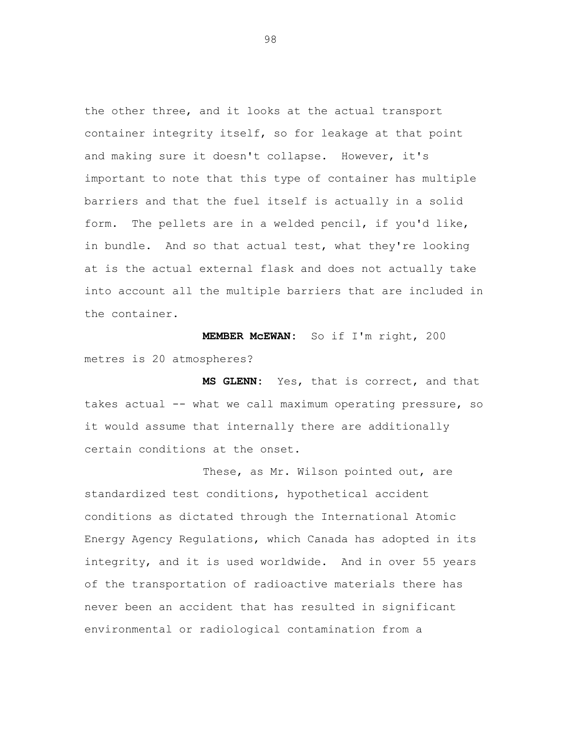the other three, and it looks at the actual transport container integrity itself, so for leakage at that point and making sure it doesn't collapse. However, it's important to note that this type of container has multiple barriers and that the fuel itself is actually in a solid form. The pellets are in a welded pencil, if you'd like, in bundle. And so that actual test, what they're looking at is the actual external flask and does not actually take into account all the multiple barriers that are included in the container.

**MEMBER McEWAN:** So if I'm right, 200 metres is 20 atmospheres?

**MS GLENN:** Yes, that is correct, and that takes actual -- what we call maximum operating pressure, so it would assume that internally there are additionally certain conditions at the onset.

These, as Mr. Wilson pointed out, are standardized test conditions, hypothetical accident conditions as dictated through the International Atomic Energy Agency Regulations, which Canada has adopted in its integrity, and it is used worldwide. And in over 55 years of the transportation of radioactive materials there has never been an accident that has resulted in significant environmental or radiological contamination from a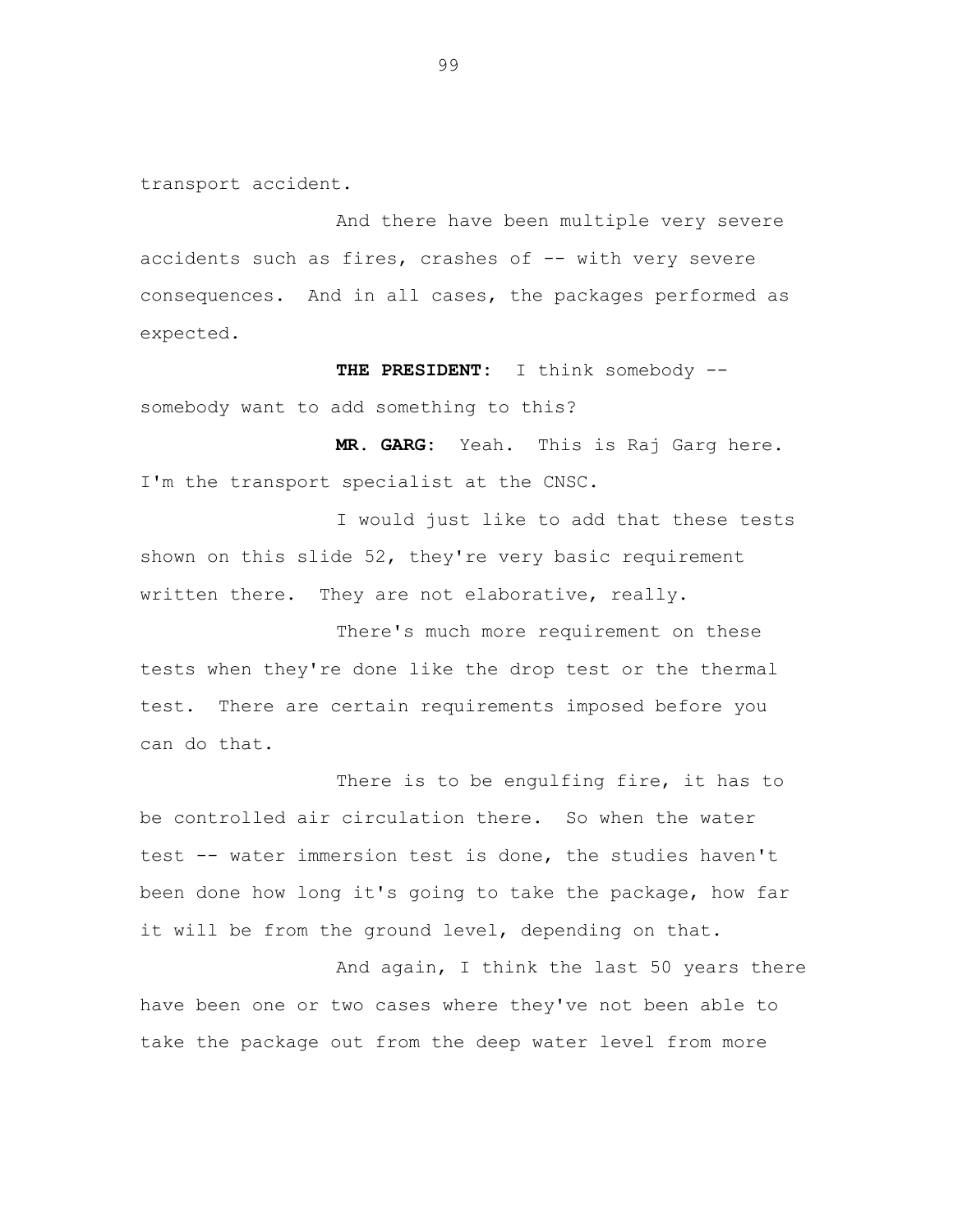transport accident.

And there have been multiple very severe accidents such as fires, crashes of -- with very severe consequences. And in all cases, the packages performed as expected.

**THE PRESIDENT:** I think somebody -- somebody want to add something to this?

**MR. GARG:** Yeah. This is Raj Garg here. I'm the transport specialist at the CNSC.

I would just like to add that these tests shown on this slide 52, they're very basic requirement written there. They are not elaborative, really.

There's much more requirement on these tests when they're done like the drop test or the thermal test. There are certain requirements imposed before you can do that.

There is to be engulfing fire, it has to be controlled air circulation there. So when the water test -- water immersion test is done, the studies haven't been done how long it's going to take the package, how far it will be from the ground level, depending on that.

And again, I think the last 50 years there have been one or two cases where they've not been able to take the package out from the deep water level from more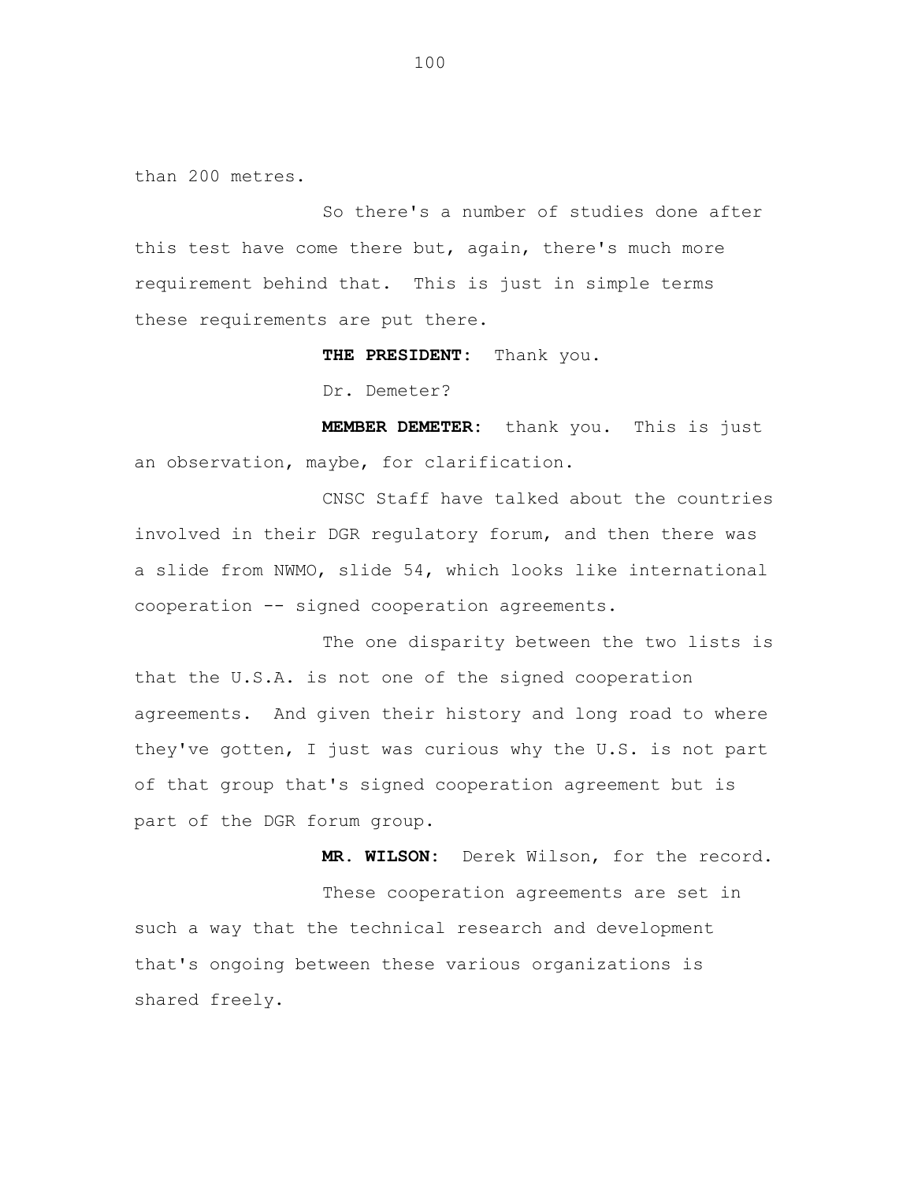than 200 metres.

So there's a number of studies done after this test have come there but, again, there's much more requirement behind that. This is just in simple terms these requirements are put there.

**THE PRESIDENT:** Thank you.

Dr. Demeter?

**MEMBER DEMETER:** thank you. This is just an observation, maybe, for clarification.

CNSC Staff have talked about the countries involved in their DGR regulatory forum, and then there was a slide from NWMO, slide 54, which looks like international cooperation -- signed cooperation agreements.

The one disparity between the two lists is that the U.S.A. is not one of the signed cooperation agreements. And given their history and long road to where they've gotten, I just was curious why the U.S. is not part of that group that's signed cooperation agreement but is part of the DGR forum group.

**MR. WILSON:** Derek Wilson, for the record.

These cooperation agreements are set in such a way that the technical research and development that's ongoing between these various organizations is shared freely.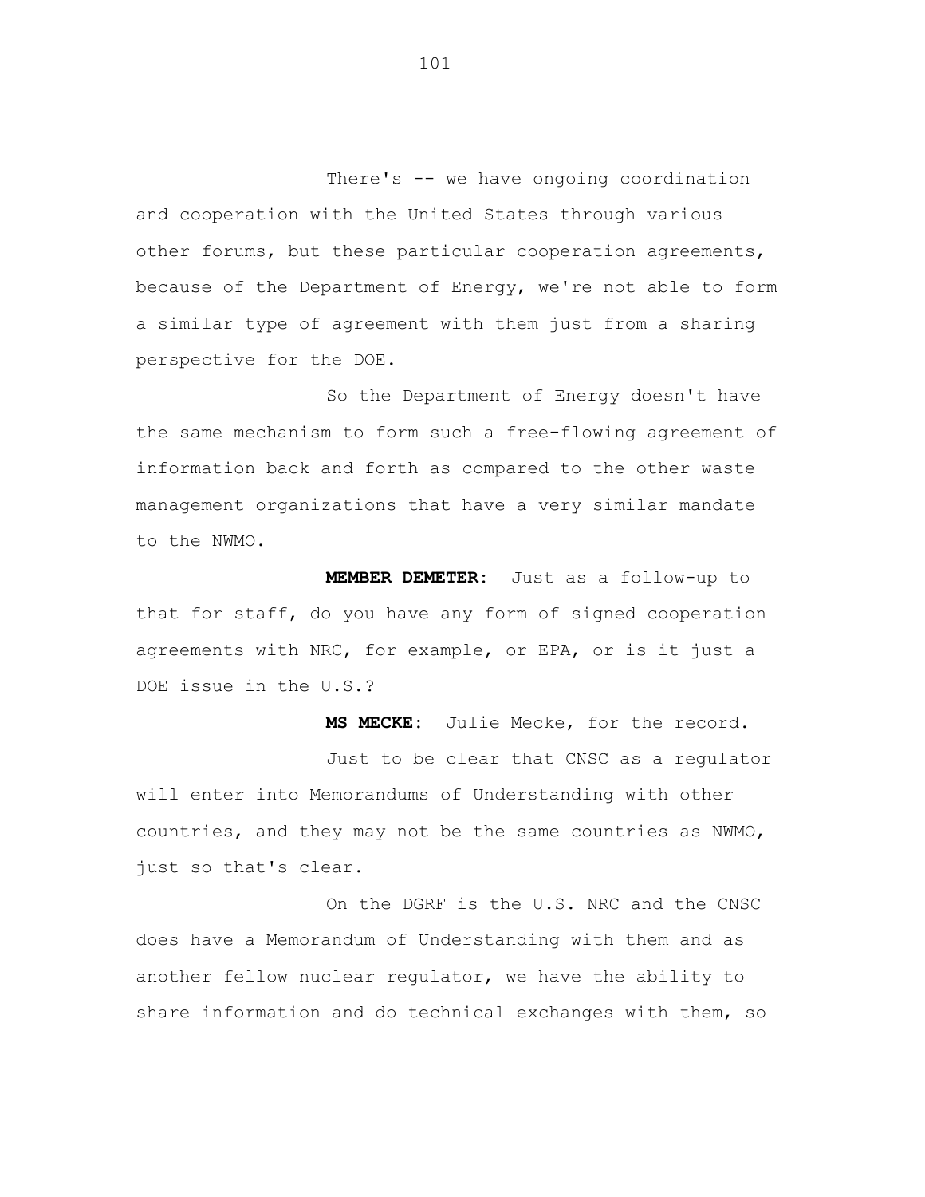There's -- we have ongoing coordination and cooperation with the United States through various other forums, but these particular cooperation agreements, because of the Department of Energy, we're not able to form a similar type of agreement with them just from a sharing perspective for the DOE.

So the Department of Energy doesn't have the same mechanism to form such a free-flowing agreement of information back and forth as compared to the other waste management organizations that have a very similar mandate to the NWMO.

**MEMBER DEMETER:** Just as a follow-up to that for staff, do you have any form of signed cooperation agreements with NRC, for example, or EPA, or is it just a DOE issue in the U.S.?

**MS MECKE:** Julie Mecke, for the record.

Just to be clear that CNSC as a regulator will enter into Memorandums of Understanding with other countries, and they may not be the same countries as NWMO, just so that's clear.

On the DGRF is the U.S. NRC and the CNSC does have a Memorandum of Understanding with them and as another fellow nuclear regulator, we have the ability to share information and do technical exchanges with them, so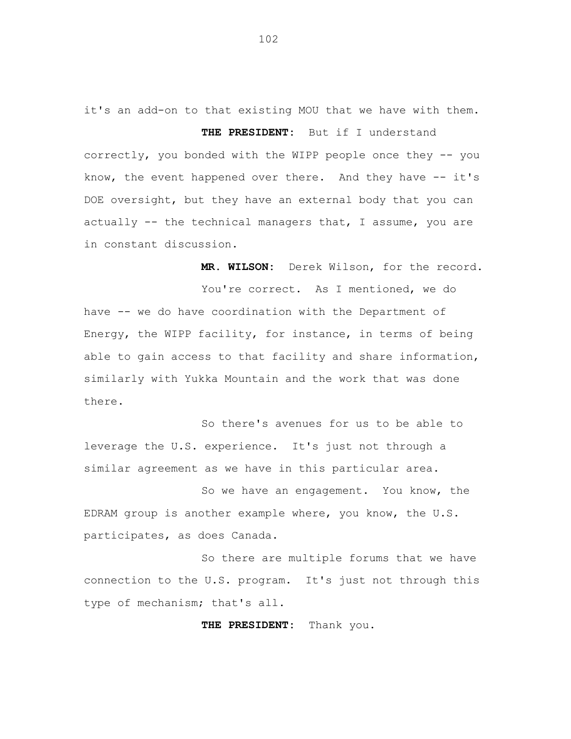it's an add-on to that existing MOU that we have with them.

**THE PRESIDENT:** But if I understand correctly, you bonded with the WIPP people once they -- you know, the event happened over there. And they have -- it's DOE oversight, but they have an external body that you can actually -- the technical managers that, I assume, you are in constant discussion.

**MR. WILSON:** Derek Wilson, for the record.

You're correct. As I mentioned, we do have -- we do have coordination with the Department of Energy, the WIPP facility, for instance, in terms of being able to gain access to that facility and share information, similarly with Yukka Mountain and the work that was done there.

So there's avenues for us to be able to leverage the U.S. experience. It's just not through a similar agreement as we have in this particular area.

So we have an engagement. You know, the EDRAM group is another example where, you know, the U.S. participates, as does Canada.

So there are multiple forums that we have connection to the U.S. program. It's just not through this type of mechanism; that's all.

**THE PRESIDENT:** Thank you.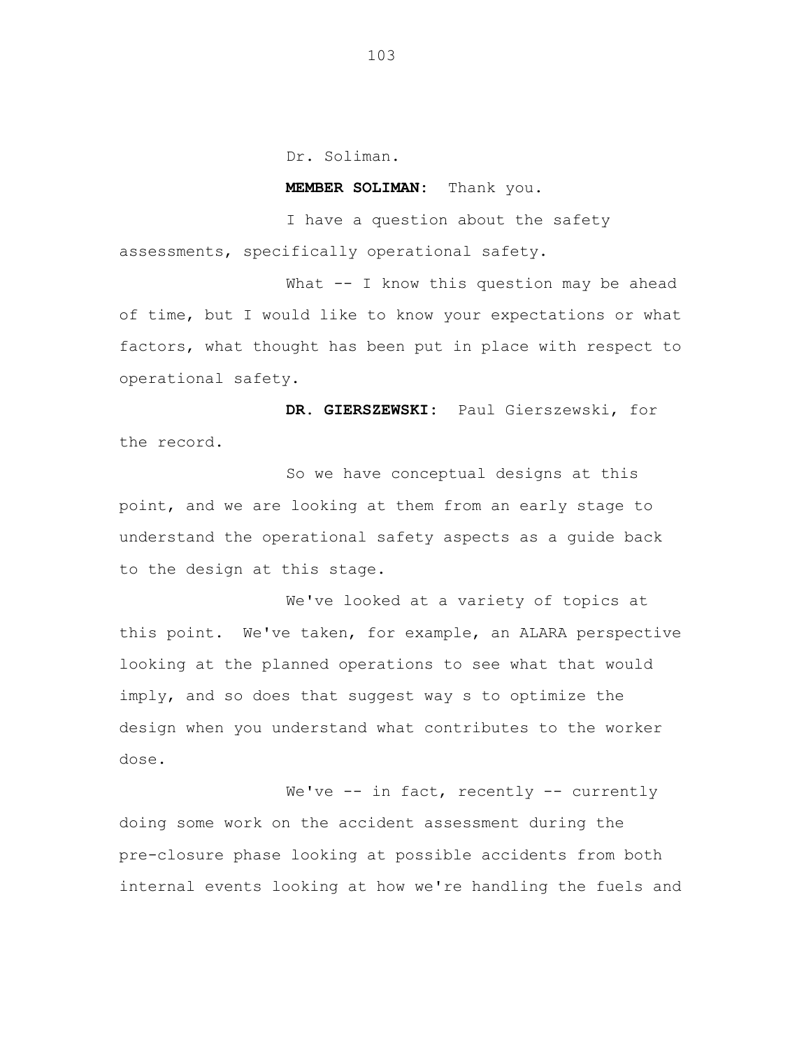Dr. Soliman.

**MEMBER SOLIMAN:** Thank you.

I have a question about the safety assessments, specifically operational safety.

What -- I know this question may be ahead of time, but I would like to know your expectations or what factors, what thought has been put in place with respect to operational safety.

**DR. GIERSZEWSKI:** Paul Gierszewski, for the record.

So we have conceptual designs at this point, and we are looking at them from an early stage to understand the operational safety aspects as a guide back to the design at this stage.

We've looked at a variety of topics at this point. We've taken, for example, an ALARA perspective looking at the planned operations to see what that would imply, and so does that suggest way s to optimize the design when you understand what contributes to the worker dose.

We've -- in fact, recently -- currently doing some work on the accident assessment during the pre-closure phase looking at possible accidents from both internal events looking at how we're handling the fuels and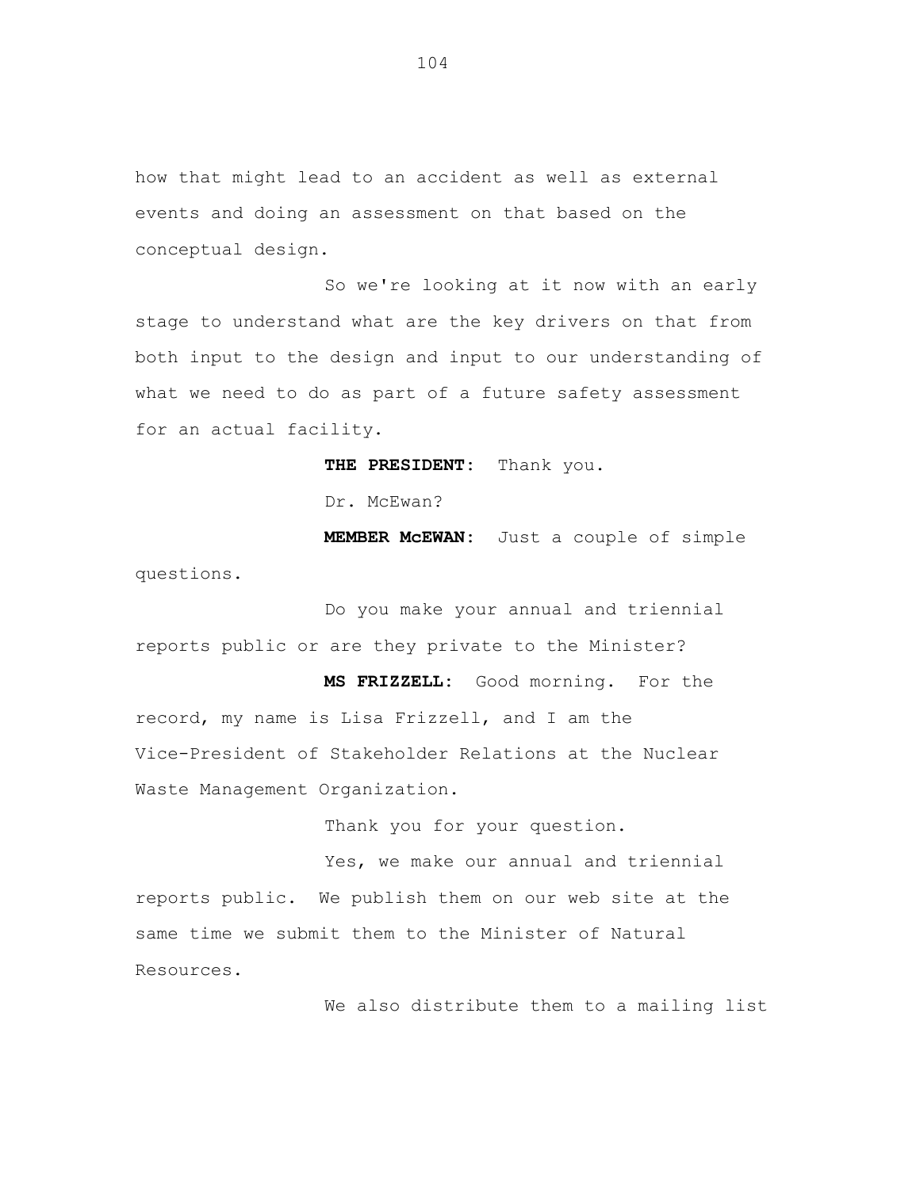how that might lead to an accident as well as external events and doing an assessment on that based on the conceptual design.

So we're looking at it now with an early stage to understand what are the key drivers on that from both input to the design and input to our understanding of what we need to do as part of a future safety assessment for an actual facility.

**THE PRESIDENT:** Thank you.

Dr. McEwan?

**MEMBER McEWAN:** Just a couple of simple questions.

Do you make your annual and triennial reports public or are they private to the Minister?

**MS FRIZZELL:** Good morning. For the record, my name is Lisa Frizzell, and I am the Vice-President of Stakeholder Relations at the Nuclear Waste Management Organization.

Thank you for your question.

Yes, we make our annual and triennial reports public. We publish them on our web site at the same time we submit them to the Minister of Natural Resources.

We also distribute them to a mailing list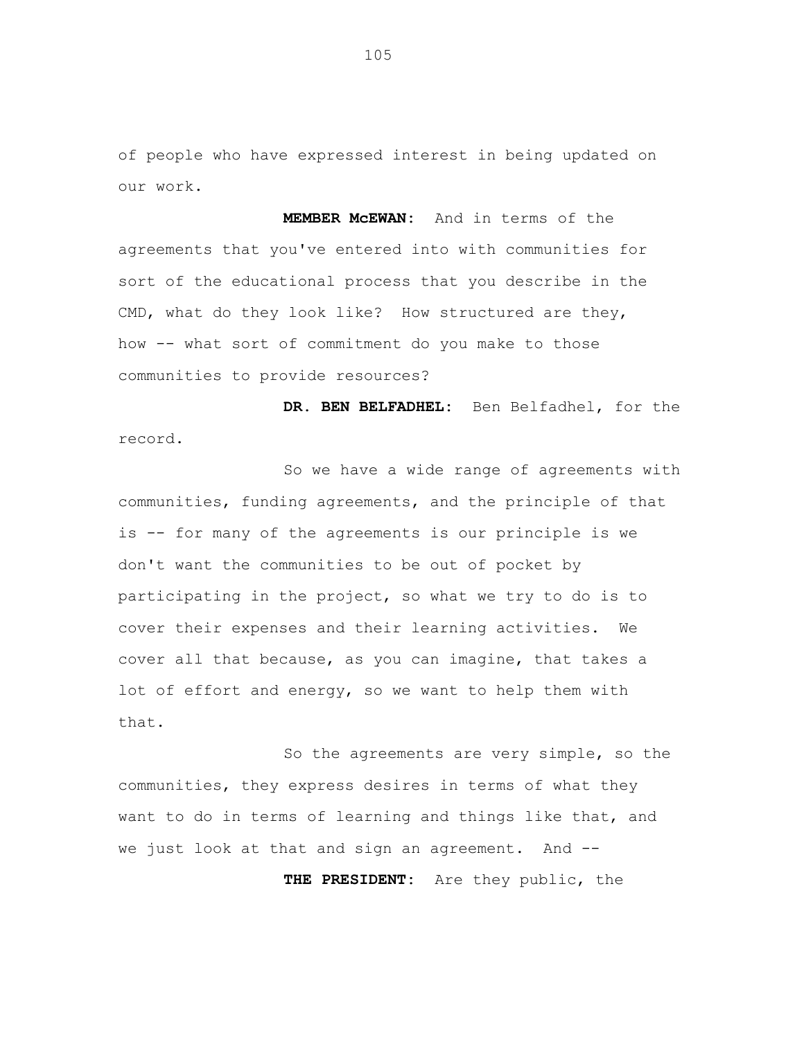of people who have expressed interest in being updated on our work.

**MEMBER McEWAN:** And in terms of the agreements that you've entered into with communities for sort of the educational process that you describe in the CMD, what do they look like? How structured are they, how -- what sort of commitment do you make to those communities to provide resources?

**DR. BEN BELFADHEL:** Ben Belfadhel, for the record.

So we have a wide range of agreements with communities, funding agreements, and the principle of that is -- for many of the agreements is our principle is we don't want the communities to be out of pocket by participating in the project, so what we try to do is to cover their expenses and their learning activities. We cover all that because, as you can imagine, that takes a lot of effort and energy, so we want to help them with that.

So the agreements are very simple, so the communities, they express desires in terms of what they want to do in terms of learning and things like that, and we just look at that and sign an agreement. And --

**THE PRESIDENT:** Are they public, the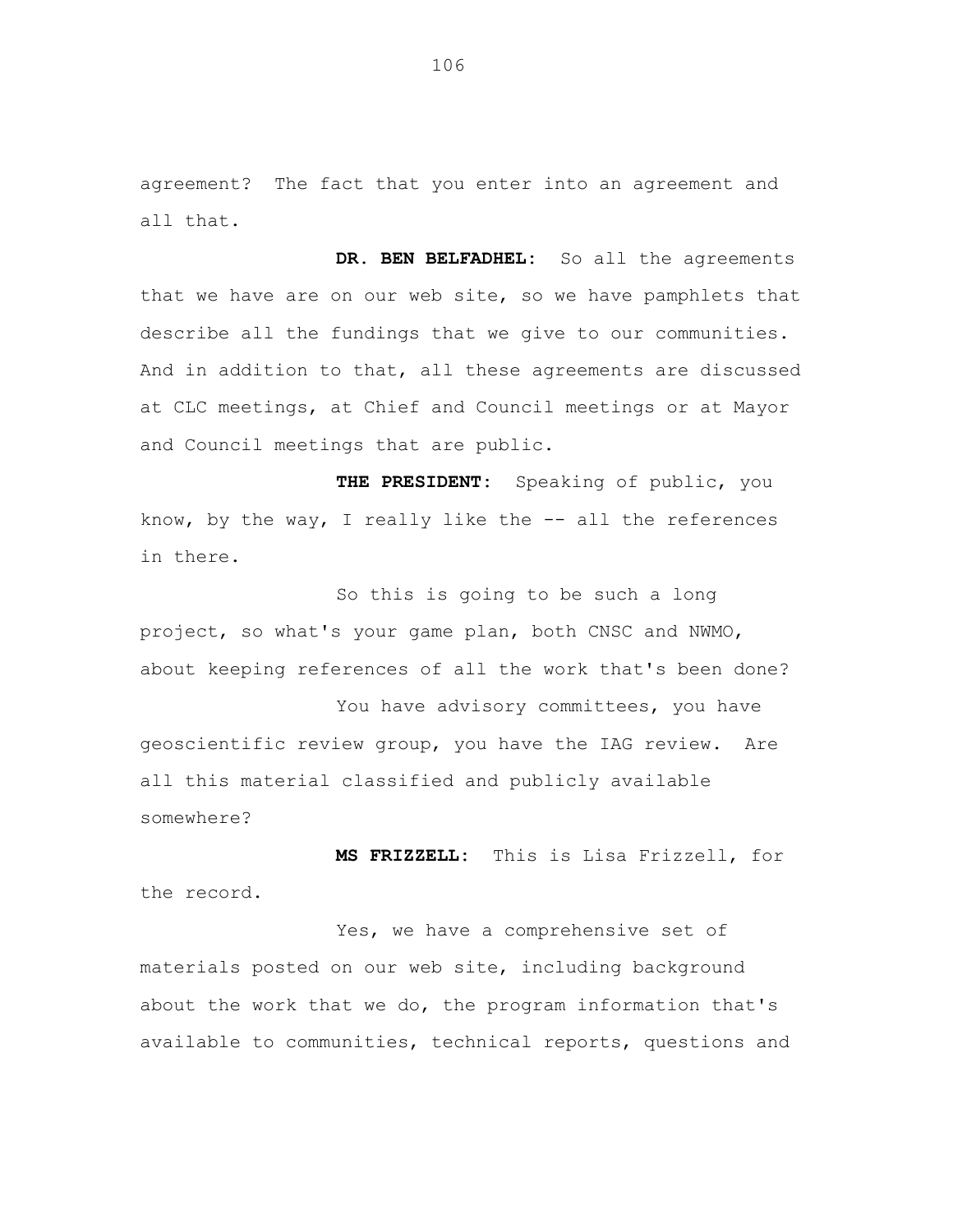agreement? The fact that you enter into an agreement and all that.

**DR. BEN BELFADHEL:** So all the agreements that we have are on our web site, so we have pamphlets that describe all the fundings that we give to our communities. And in addition to that, all these agreements are discussed at CLC meetings, at Chief and Council meetings or at Mayor and Council meetings that are public.

**THE PRESIDENT:** Speaking of public, you know, by the way, I really like the -- all the references in there.

So this is going to be such a long project, so what's your game plan, both CNSC and NWMO, about keeping references of all the work that's been done?

You have advisory committees, you have geoscientific review group, you have the IAG review. Are all this material classified and publicly available somewhere?

**MS FRIZZELL:** This is Lisa Frizzell, for the record.

Yes, we have a comprehensive set of materials posted on our web site, including background about the work that we do, the program information that's available to communities, technical reports, questions and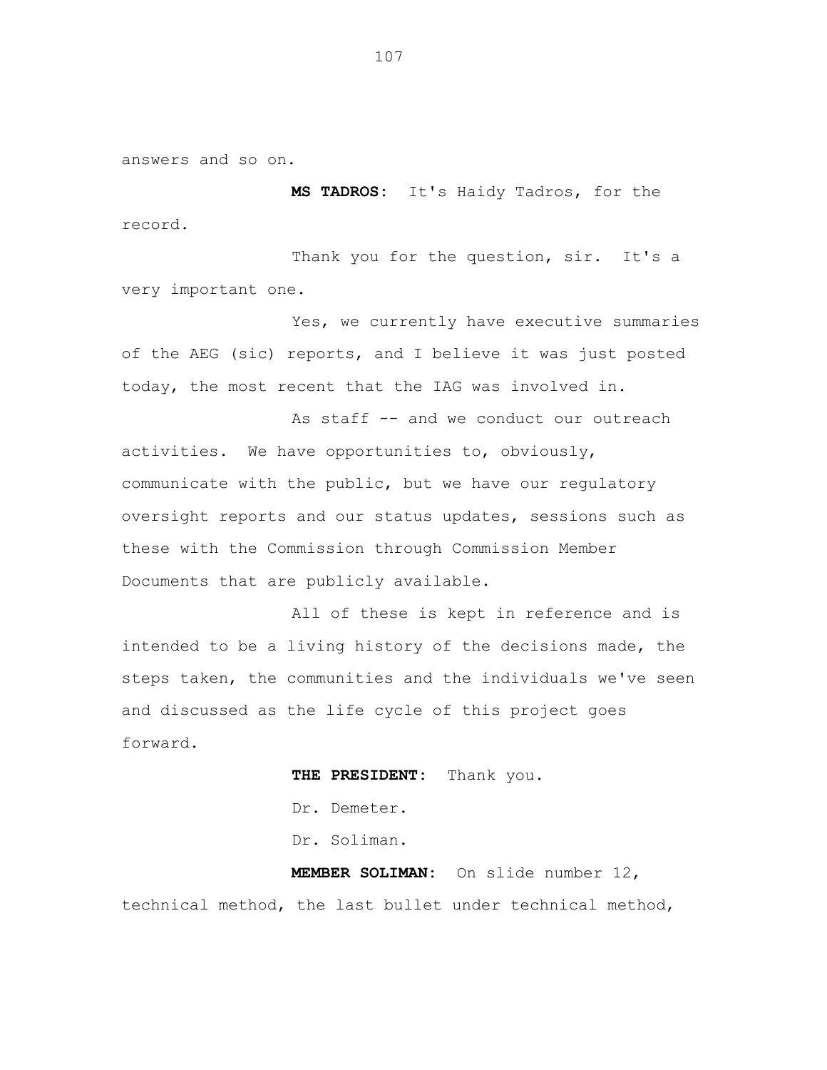answers and so on.

**MS TADROS:** It's Haidy Tadros, for the record.

Thank you for the question, sir. It's a very important one.

Yes, we currently have executive summaries of the AEG (sic) reports, and I believe it was just posted today, the most recent that the IAG was involved in.

As staff -- and we conduct our outreach activities. We have opportunities to, obviously, communicate with the public, but we have our regulatory oversight reports and our status updates, sessions such as these with the Commission through Commission Member Documents that are publicly available.

All of these is kept in reference and is intended to be a living history of the decisions made, the steps taken, the communities and the individuals we've seen and discussed as the life cycle of this project goes forward.

**THE PRESIDENT:** Thank you.

Dr. Demeter.

Dr. Soliman.

**MEMBER SOLIMAN:** On slide number 12, technical method, the last bullet under technical method,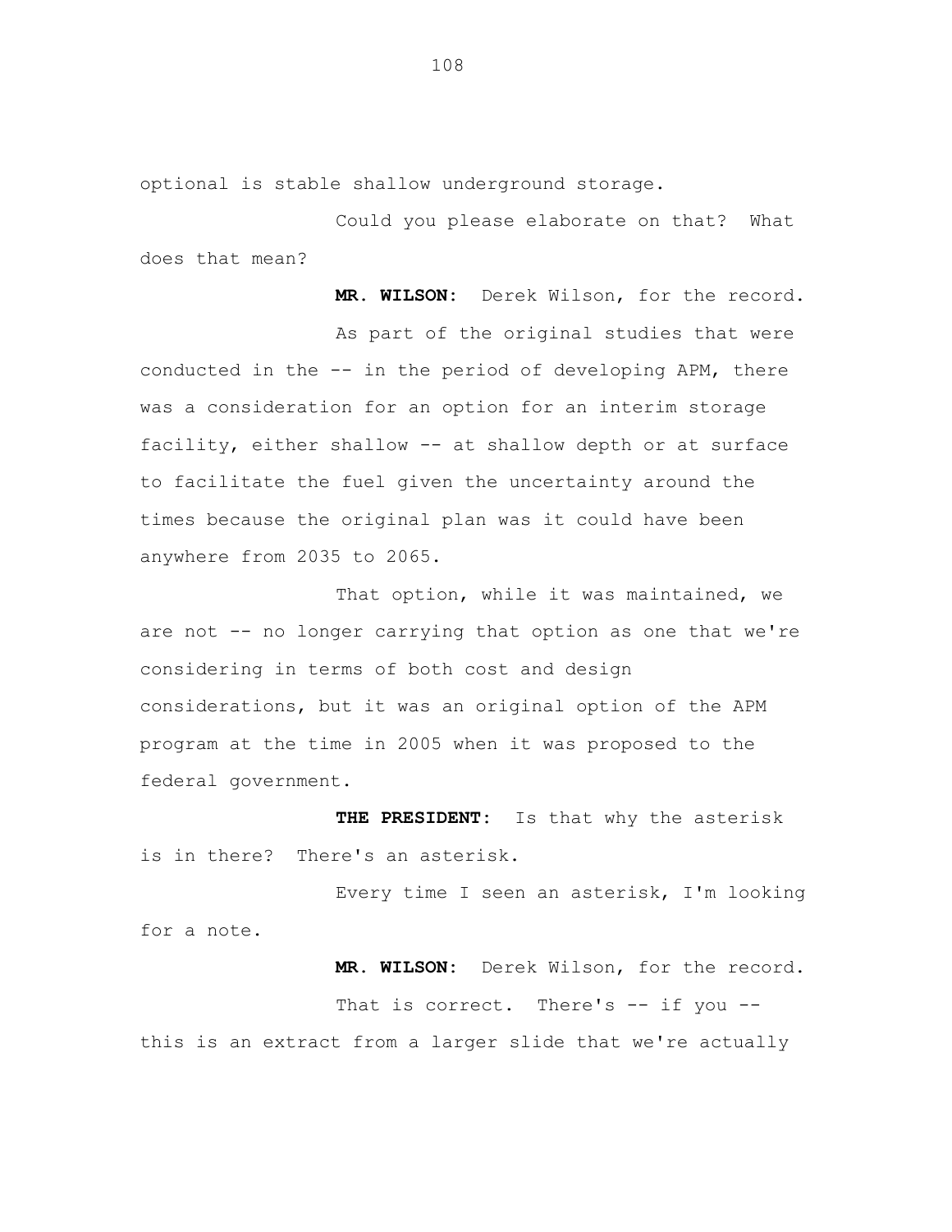optional is stable shallow underground storage.

Could you please elaborate on that? What does that mean?

**MR. WILSON:** Derek Wilson, for the record.

As part of the original studies that were conducted in the -- in the period of developing APM, there was a consideration for an option for an interim storage facility, either shallow -- at shallow depth or at surface to facilitate the fuel given the uncertainty around the times because the original plan was it could have been anywhere from 2035 to 2065.

That option, while it was maintained, we are not -- no longer carrying that option as one that we're considering in terms of both cost and design considerations, but it was an original option of the APM program at the time in 2005 when it was proposed to the federal government.

**THE PRESIDENT:** Is that why the asterisk is in there? There's an asterisk.

Every time I seen an asterisk, I'm looking for a note.

**MR. WILSON:** Derek Wilson, for the record.

That is correct. There's -- if you -- this is an extract from a larger slide that we're actually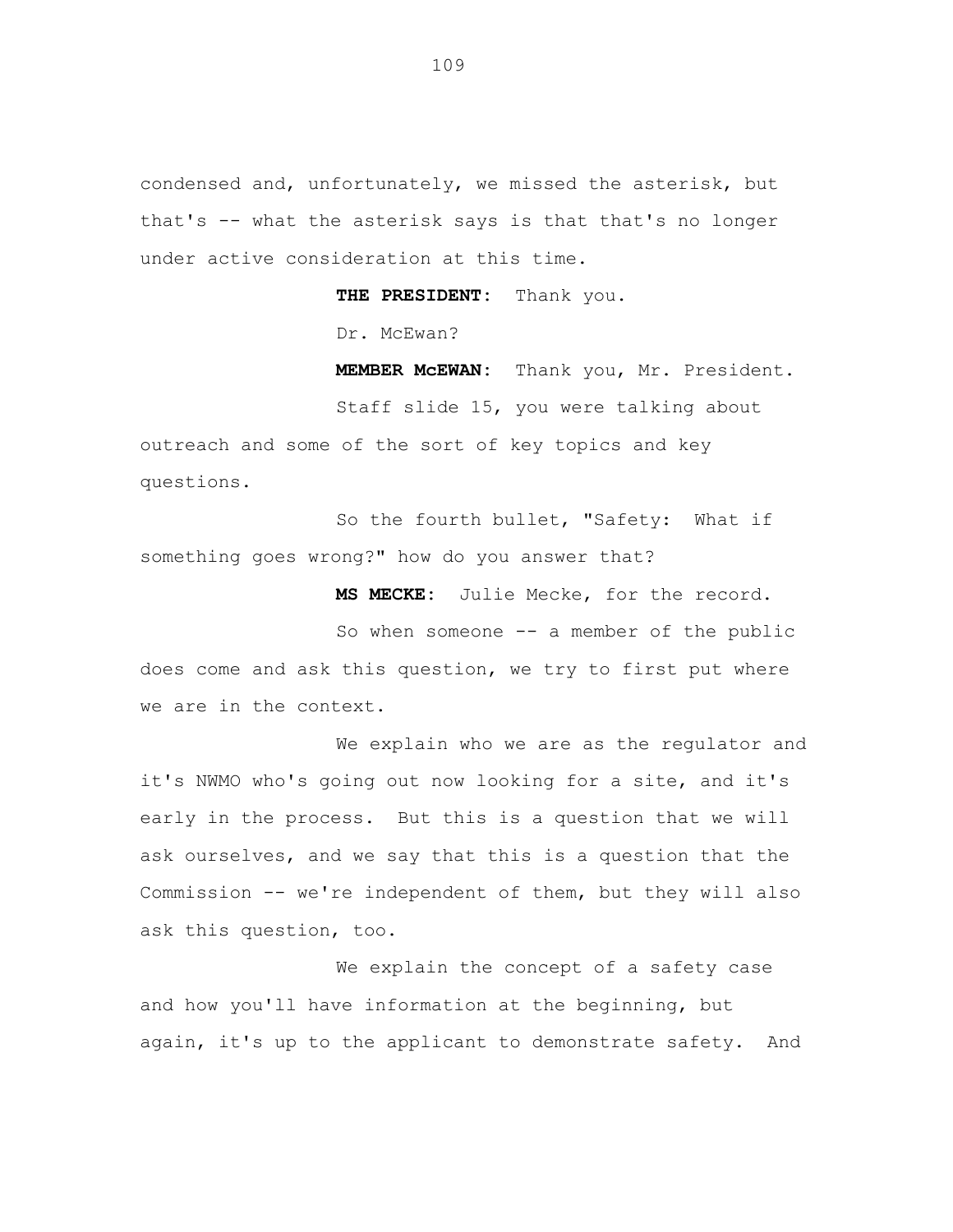condensed and, unfortunately, we missed the asterisk, but that's -- what the asterisk says is that that's no longer under active consideration at this time.

**THE PRESIDENT:** Thank you.

Dr. McEwan?

**MEMBER McEWAN:** Thank you, Mr. President.

Staff slide 15, you were talking about outreach and some of the sort of key topics and key questions.

So the fourth bullet, "Safety: What if something goes wrong?" how do you answer that?

**MS MECKE:** Julie Mecke, for the record.

So when someone -- a member of the public does come and ask this question, we try to first put where we are in the context.

We explain who we are as the regulator and it's NWMO who's going out now looking for a site, and it's early in the process. But this is a question that we will ask ourselves, and we say that this is a question that the Commission -- we're independent of them, but they will also ask this question, too.

We explain the concept of a safety case and how you'll have information at the beginning, but again, it's up to the applicant to demonstrate safety. And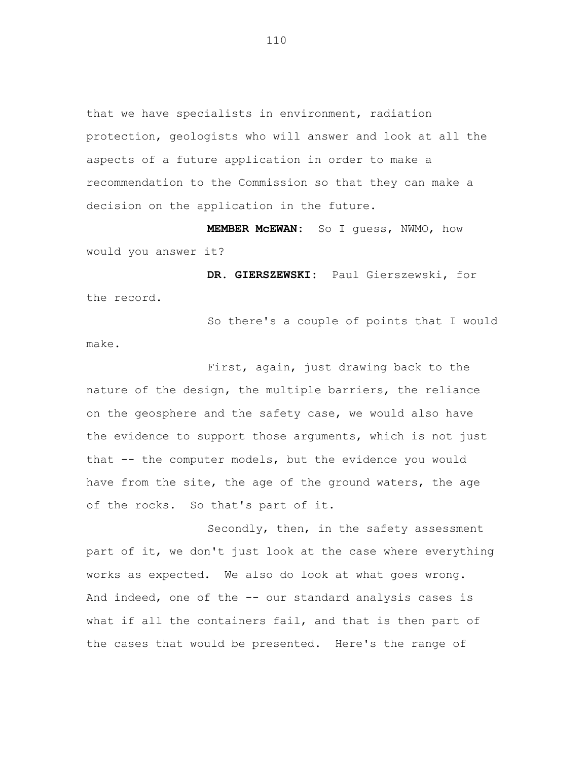that we have specialists in environment, radiation protection, geologists who will answer and look at all the aspects of a future application in order to make a recommendation to the Commission so that they can make a decision on the application in the future.

**MEMBER McEWAN:** So I guess, NWMO, how would you answer it?

**DR. GIERSZEWSKI:** Paul Gierszewski, for the record.

So there's a couple of points that I would make.

First, again, just drawing back to the nature of the design, the multiple barriers, the reliance on the geosphere and the safety case, we would also have the evidence to support those arguments, which is not just that -- the computer models, but the evidence you would have from the site, the age of the ground waters, the age of the rocks. So that's part of it.

Secondly, then, in the safety assessment part of it, we don't just look at the case where everything works as expected. We also do look at what goes wrong. And indeed, one of the -- our standard analysis cases is what if all the containers fail, and that is then part of the cases that would be presented. Here's the range of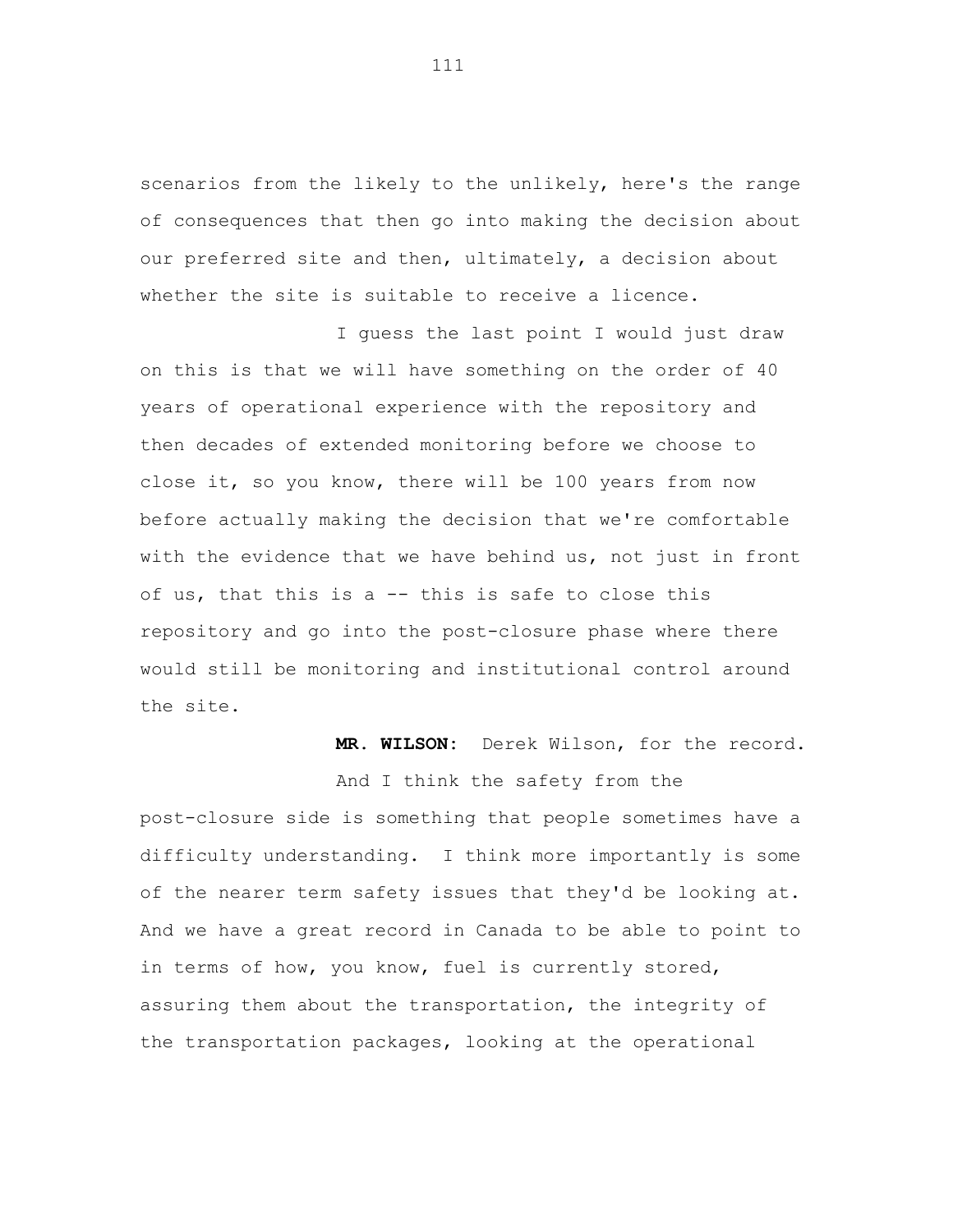scenarios from the likely to the unlikely, here's the range of consequences that then go into making the decision about our preferred site and then, ultimately, a decision about whether the site is suitable to receive a licence.

I guess the last point I would just draw on this is that we will have something on the order of 40 years of operational experience with the repository and then decades of extended monitoring before we choose to close it, so you know, there will be 100 years from now before actually making the decision that we're comfortable with the evidence that we have behind us, not just in front of us, that this is a -- this is safe to close this repository and go into the post-closure phase where there would still be monitoring and institutional control around the site.

**MR. WILSON:** Derek Wilson, for the record.

And I think the safety from the post-closure side is something that people sometimes have a difficulty understanding. I think more importantly is some of the nearer term safety issues that they'd be looking at. And we have a great record in Canada to be able to point to in terms of how, you know, fuel is currently stored, assuring them about the transportation, the integrity of the transportation packages, looking at the operational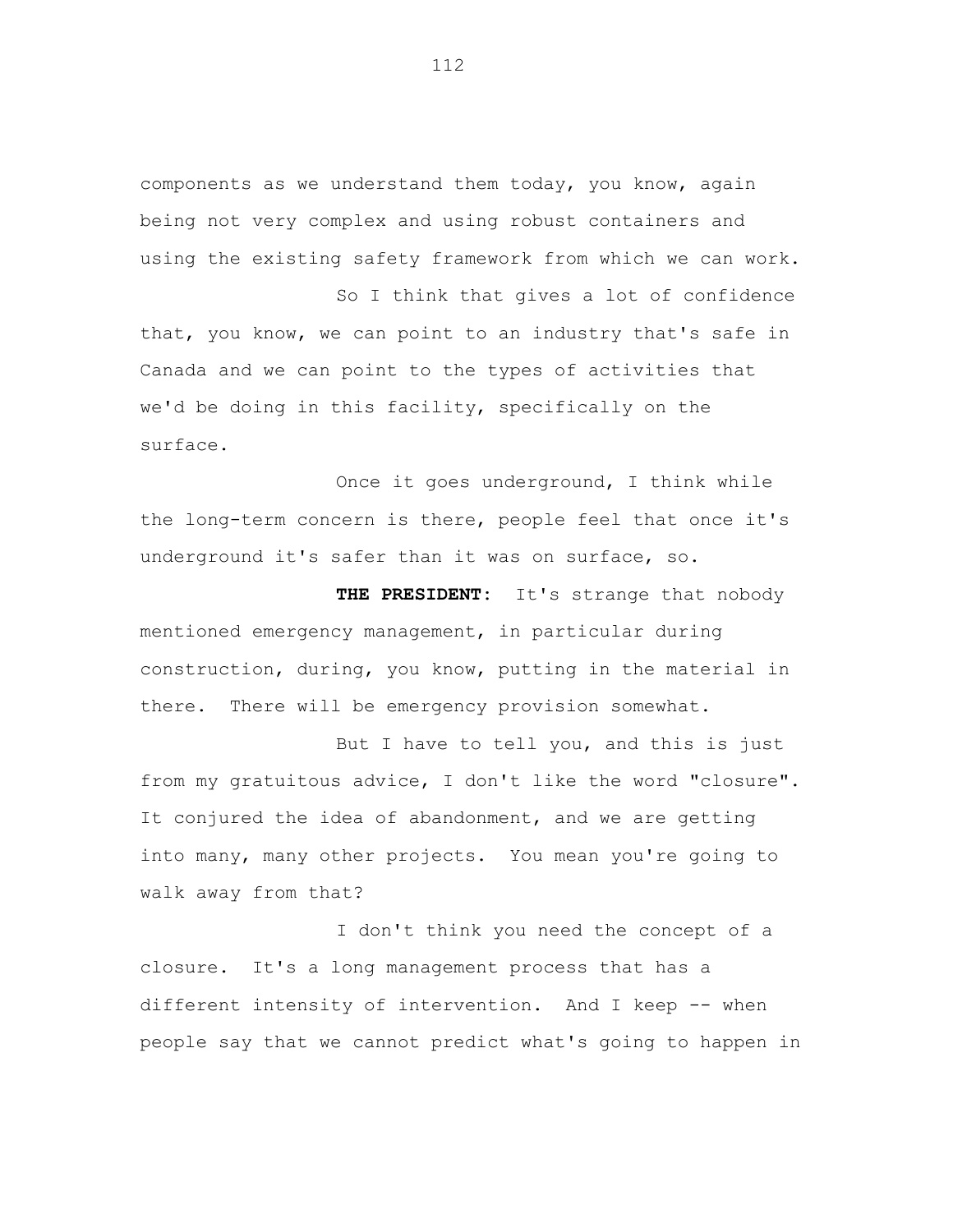components as we understand them today, you know, again being not very complex and using robust containers and using the existing safety framework from which we can work.

So I think that gives a lot of confidence that, you know, we can point to an industry that's safe in Canada and we can point to the types of activities that we'd be doing in this facility, specifically on the surface.

Once it goes underground, I think while the long-term concern is there, people feel that once it's underground it's safer than it was on surface, so.

**THE PRESIDENT:** It's strange that nobody mentioned emergency management, in particular during construction, during, you know, putting in the material in there. There will be emergency provision somewhat.

But I have to tell you, and this is just from my gratuitous advice, I don't like the word "closure". It conjured the idea of abandonment, and we are getting into many, many other projects. You mean you're going to walk away from that?

I don't think you need the concept of a closure. It's a long management process that has a different intensity of intervention. And I keep -- when people say that we cannot predict what's going to happen in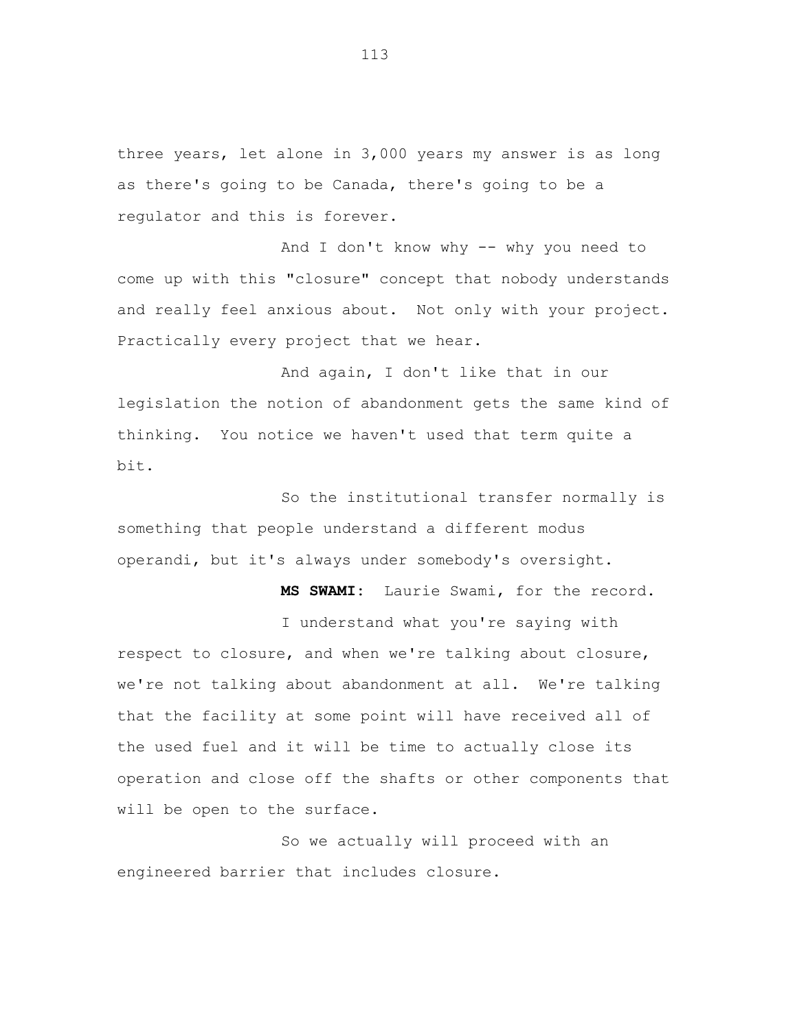three years, let alone in 3,000 years my answer is as long as there's going to be Canada, there's going to be a regulator and this is forever.

And I don't know why -- why you need to come up with this "closure" concept that nobody understands and really feel anxious about. Not only with your project. Practically every project that we hear.

And again, I don't like that in our legislation the notion of abandonment gets the same kind of thinking. You notice we haven't used that term quite a bit.

So the institutional transfer normally is something that people understand a different modus operandi, but it's always under somebody's oversight.

**MS SWAMI:** Laurie Swami, for the record.

I understand what you're saying with respect to closure, and when we're talking about closure, we're not talking about abandonment at all. We're talking that the facility at some point will have received all of the used fuel and it will be time to actually close its operation and close off the shafts or other components that will be open to the surface.

So we actually will proceed with an engineered barrier that includes closure.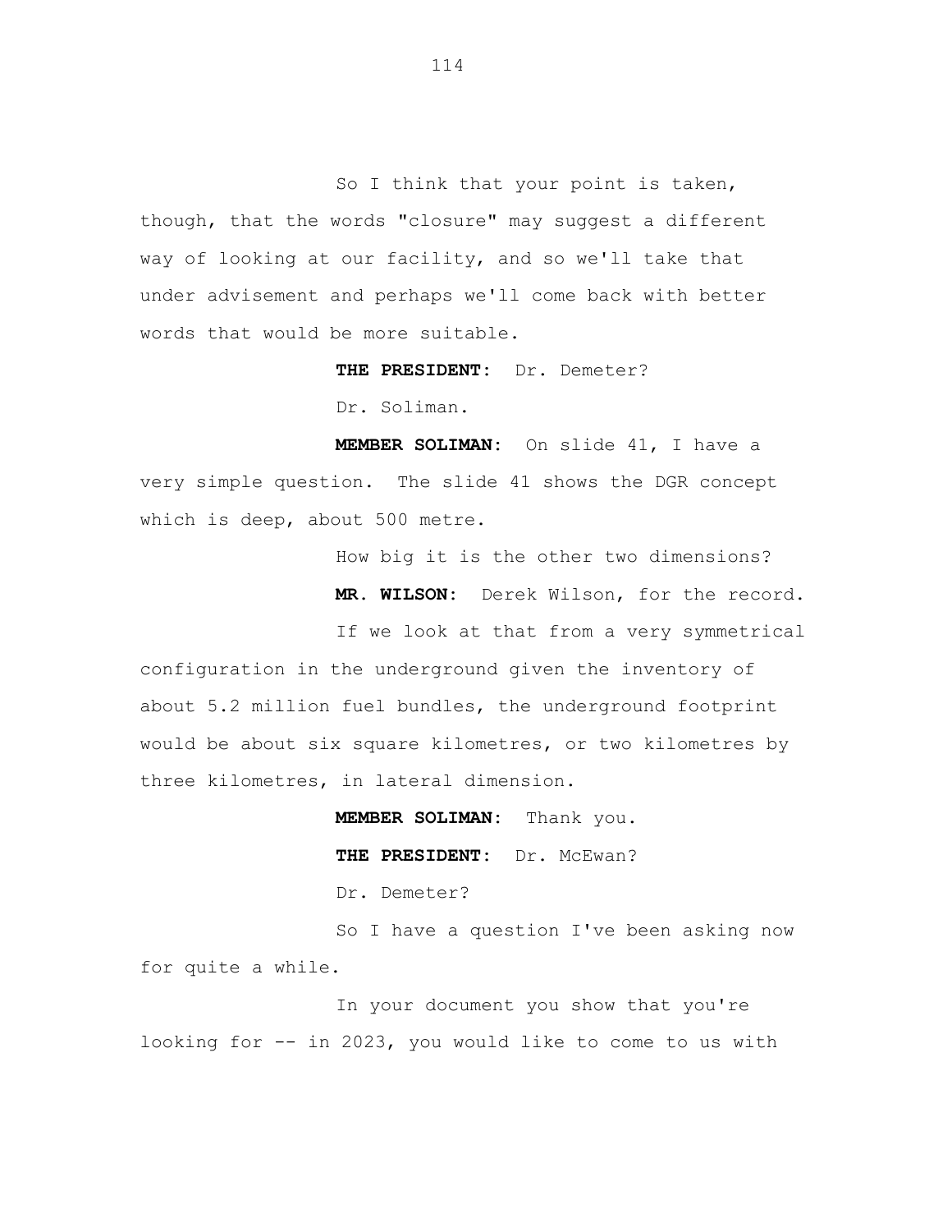So I think that your point is taken, though, that the words "closure" may suggest a different way of looking at our facility, and so we'll take that under advisement and perhaps we'll come back with better words that would be more suitable.

**THE PRESIDENT:** Dr. Demeter?

Dr. Soliman.

**MEMBER SOLIMAN:** On slide 41, I have a very simple question. The slide 41 shows the DGR concept which is deep, about 500 metre.

How big it is the other two dimensions?

**MR. WILSON:** Derek Wilson, for the record.

If we look at that from a very symmetrical configuration in the underground given the inventory of about 5.2 million fuel bundles, the underground footprint would be about six square kilometres, or two kilometres by three kilometres, in lateral dimension.

**MEMBER SOLIMAN:** Thank you.

**THE PRESIDENT:** Dr. McEwan?

Dr. Demeter?

So I have a question I've been asking now for quite a while.

In your document you show that you're looking for -- in 2023, you would like to come to us with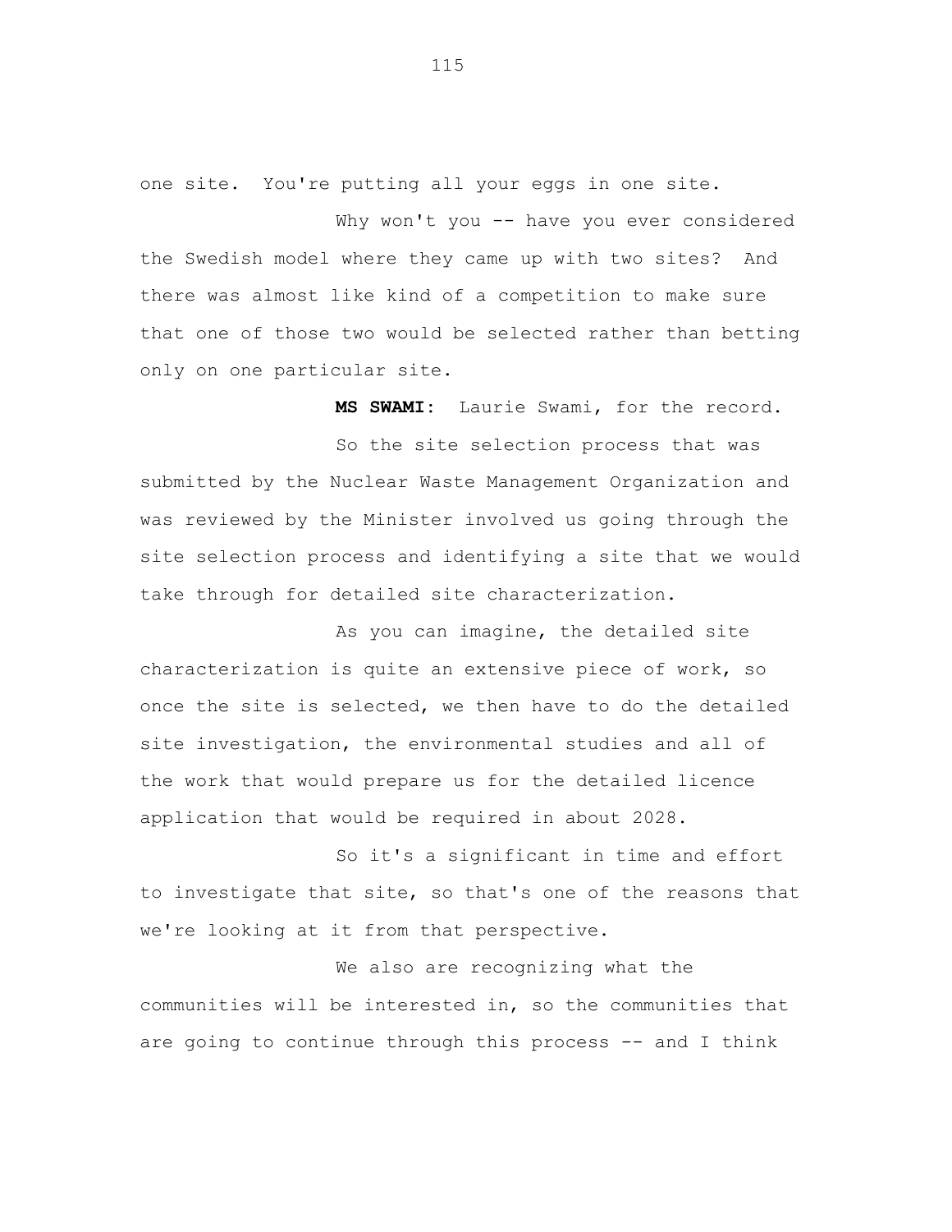one site. You're putting all your eggs in one site.

Why won't you -- have you ever considered the Swedish model where they came up with two sites? And there was almost like kind of a competition to make sure that one of those two would be selected rather than betting only on one particular site.

**MS SWAMI:** Laurie Swami, for the record.

So the site selection process that was submitted by the Nuclear Waste Management Organization and was reviewed by the Minister involved us going through the site selection process and identifying a site that we would take through for detailed site characterization.

As you can imagine, the detailed site characterization is quite an extensive piece of work, so once the site is selected, we then have to do the detailed site investigation, the environmental studies and all of the work that would prepare us for the detailed licence application that would be required in about 2028.

So it's a significant in time and effort to investigate that site, so that's one of the reasons that we're looking at it from that perspective.

We also are recognizing what the communities will be interested in, so the communities that are going to continue through this process -- and I think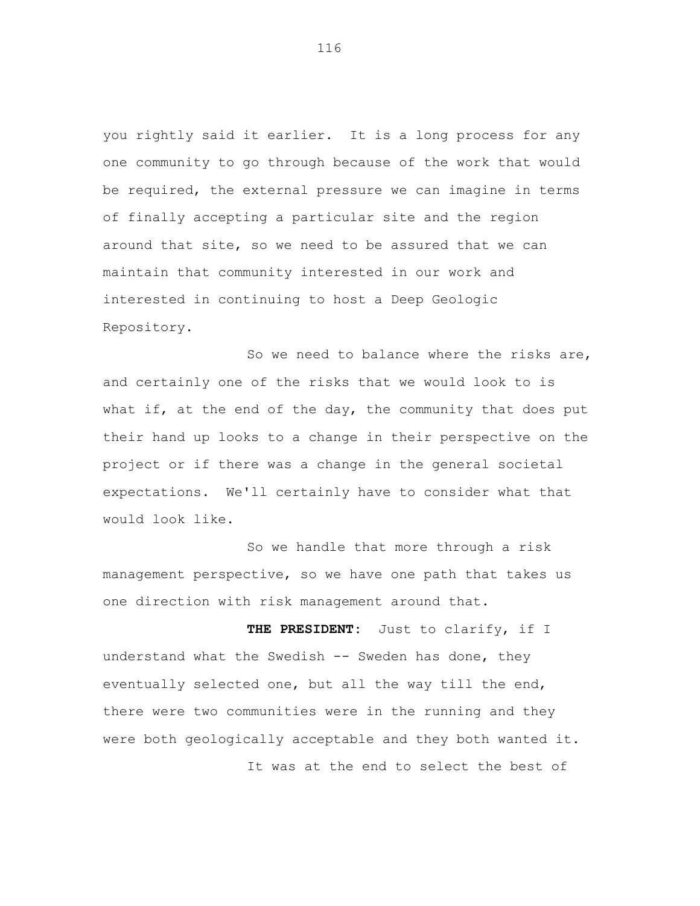you rightly said it earlier. It is a long process for any one community to go through because of the work that would be required, the external pressure we can imagine in terms of finally accepting a particular site and the region around that site, so we need to be assured that we can maintain that community interested in our work and interested in continuing to host a Deep Geologic Repository.

So we need to balance where the risks are, and certainly one of the risks that we would look to is what if, at the end of the day, the community that does put their hand up looks to a change in their perspective on the project or if there was a change in the general societal expectations. We'll certainly have to consider what that would look like.

So we handle that more through a risk management perspective, so we have one path that takes us one direction with risk management around that.

**THE PRESIDENT:** Just to clarify, if I understand what the Swedish -- Sweden has done, they eventually selected one, but all the way till the end, there were two communities were in the running and they were both geologically acceptable and they both wanted it.

It was at the end to select the best of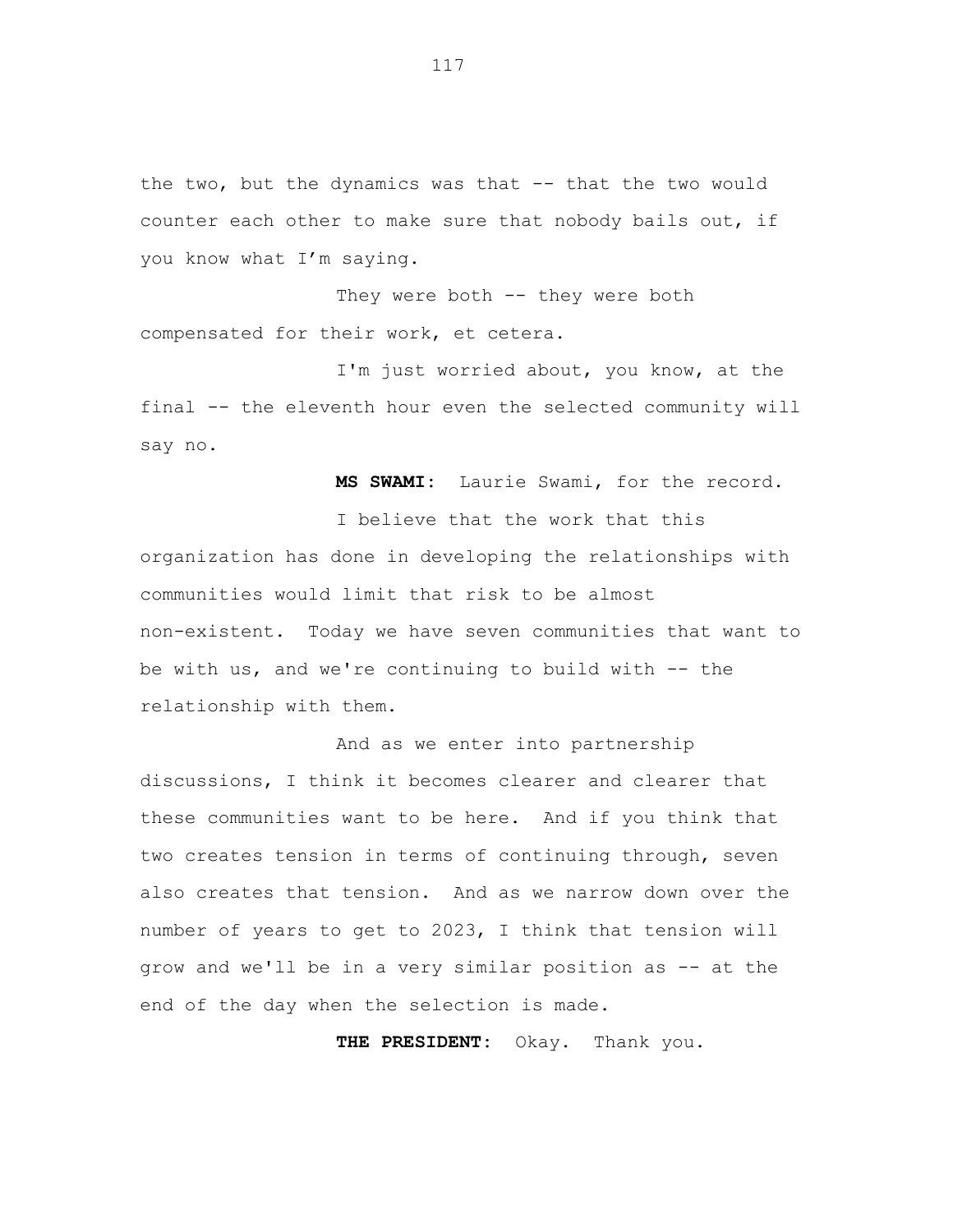the two, but the dynamics was that -- that the two would counter each other to make sure that nobody bails out, if you know what I'm saying.

They were both -- they were both compensated for their work, et cetera.

I'm just worried about, you know, at the final -- the eleventh hour even the selected community will say no.

**MS SWAMI:** Laurie Swami, for the record.

I believe that the work that this organization has done in developing the relationships with communities would limit that risk to be almost non-existent. Today we have seven communities that want to be with us, and we're continuing to build with -- the relationship with them.

And as we enter into partnership discussions, I think it becomes clearer and clearer that these communities want to be here. And if you think that two creates tension in terms of continuing through, seven also creates that tension. And as we narrow down over the number of years to get to 2023, I think that tension will grow and we'll be in a very similar position as -- at the end of the day when the selection is made.

**THE PRESIDENT:** Okay. Thank you.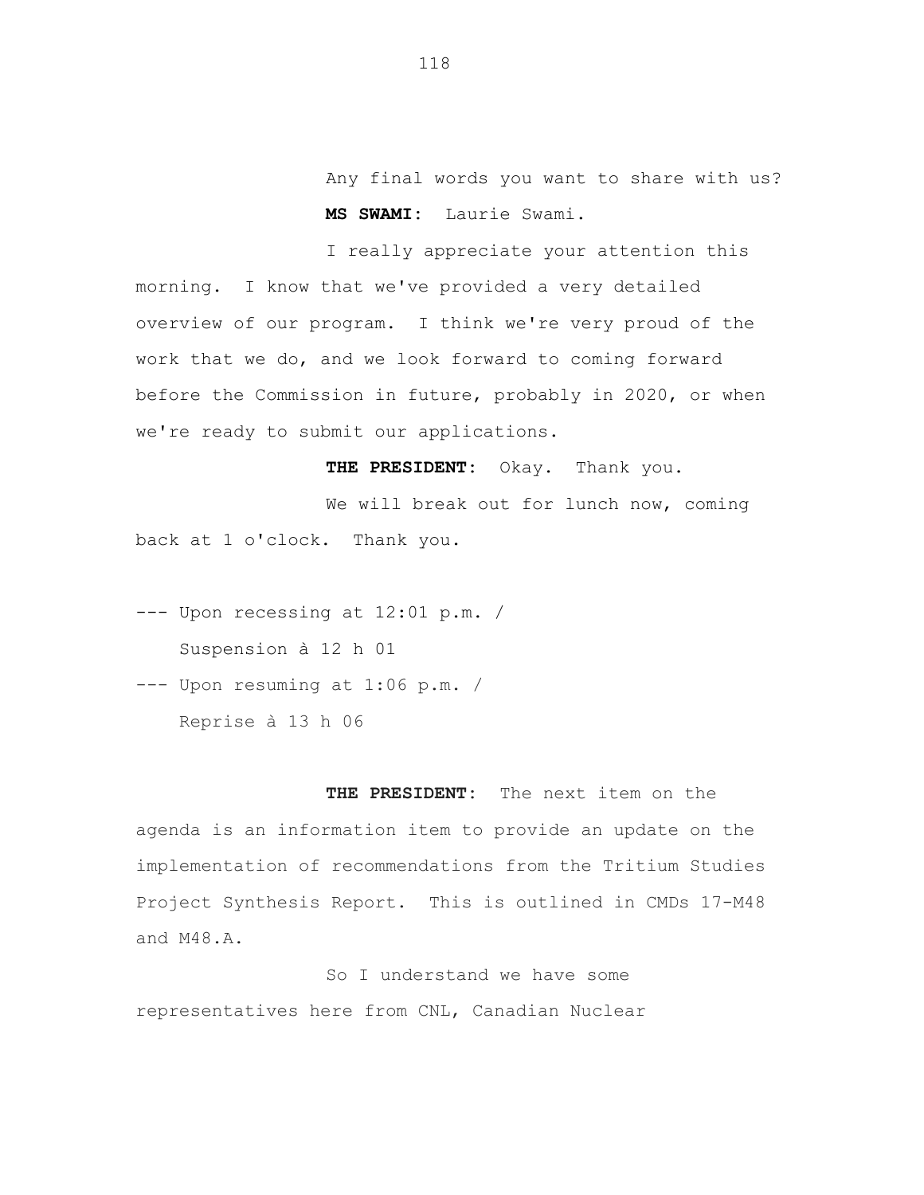Any final words you want to share with us?

**MS SWAMI:** Laurie Swami.

I really appreciate your attention this morning. I know that we've provided a very detailed overview of our program. I think we're very proud of the work that we do, and we look forward to coming forward before the Commission in future, probably in 2020, or when we're ready to submit our applications.

**THE PRESIDENT:** Okay. Thank you.

We will break out for lunch now, coming back at 1 o'clock. Thank you.

--- Upon recessing at 12:01 p.m. /
Suspension à 12 h 01

--- Upon resuming at 1:06 p.m. /
Reprise à 13 h 06

**THE PRESIDENT:** The next item on the agenda is an information item to provide an update on the implementation of recommendations from the Tritium Studies Project Synthesis Report. This is outlined in CMDs 17-M48 and M48.A.

So I understand we have some representatives here from CNL, Canadian Nuclear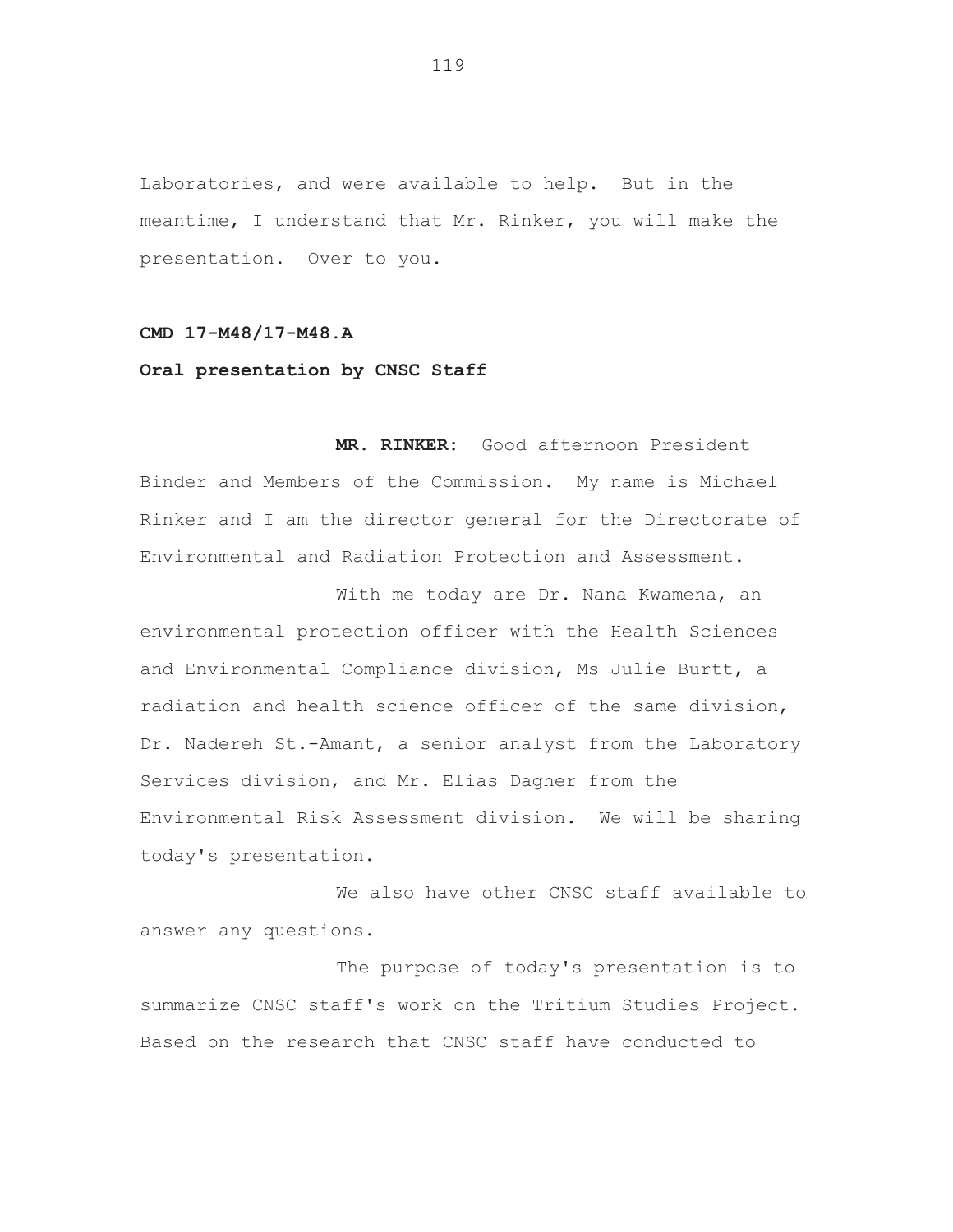Laboratories, and were available to help. But in the meantime, I understand that Mr. Rinker, you will make the presentation. Over to you.

**CMD 17-M48/17-M48.A**

**Oral presentation by CNSC Staff**

**MR. RINKER:** Good afternoon President Binder and Members of the Commission. My name is Michael Rinker and I am the director general for the Directorate of Environmental and Radiation Protection and Assessment.

With me today are Dr. Nana Kwamena, an environmental protection officer with the Health Sciences and Environmental Compliance division, Ms Julie Burtt, a radiation and health science officer of the same division, Dr. Nadereh St.-Amant, a senior analyst from the Laboratory Services division, and Mr. Elias Dagher from the Environmental Risk Assessment division. We will be sharing today's presentation.

We also have other CNSC staff available to answer any questions.

The purpose of today's presentation is to summarize CNSC staff's work on the Tritium Studies Project. Based on the research that CNSC staff have conducted to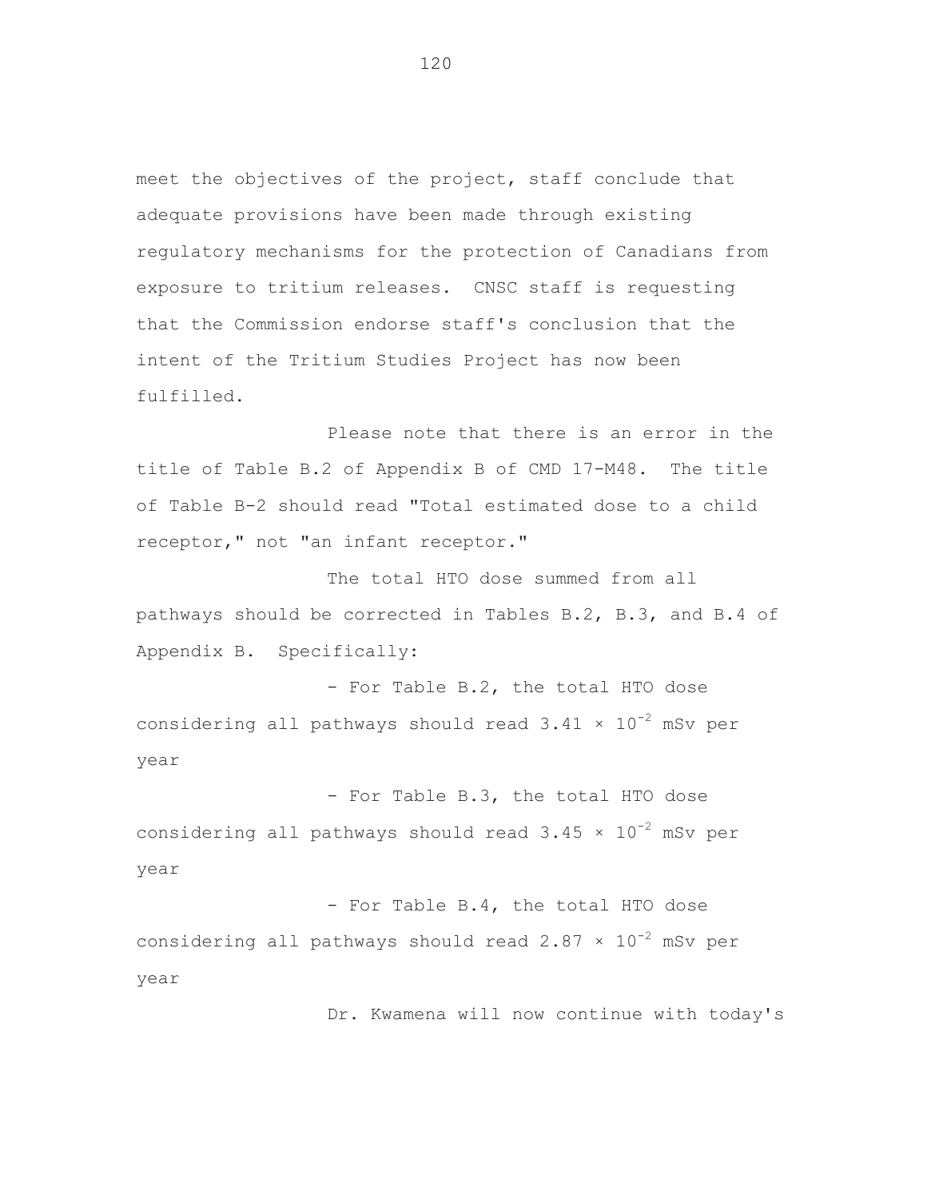meet the objectives of the project, staff conclude that adequate provisions have been made through existing regulatory mechanisms for the protection of Canadians from exposure to tritium releases. CNSC staff is requesting that the Commission endorse staff's conclusion that the intent of the Tritium Studies Project has now been fulfilled.

Please note that there is an error in the title of Table B.2 of Appendix B of CMD 17-M48. The title of Table B-2 should read "Total estimated dose to a child receptor," not "an infant receptor."

The total HTO dose summed from all pathways should be corrected in Tables B.2, B.3, and B.4 of Appendix B. Specifically:

- For Table B.2, the total HTO dose considering all pathways should read $3.41 \times 10^{-2}$ mSv per year

- For Table B.3, the total HTO dose considering all pathways should read $3.45 \times 10^{-2}$ mSv per year

- For Table B.4, the total HTO dose considering all pathways should read $2.87 \times 10^{-2}$ mSv per year

Dr. Kwamena will now continue with today's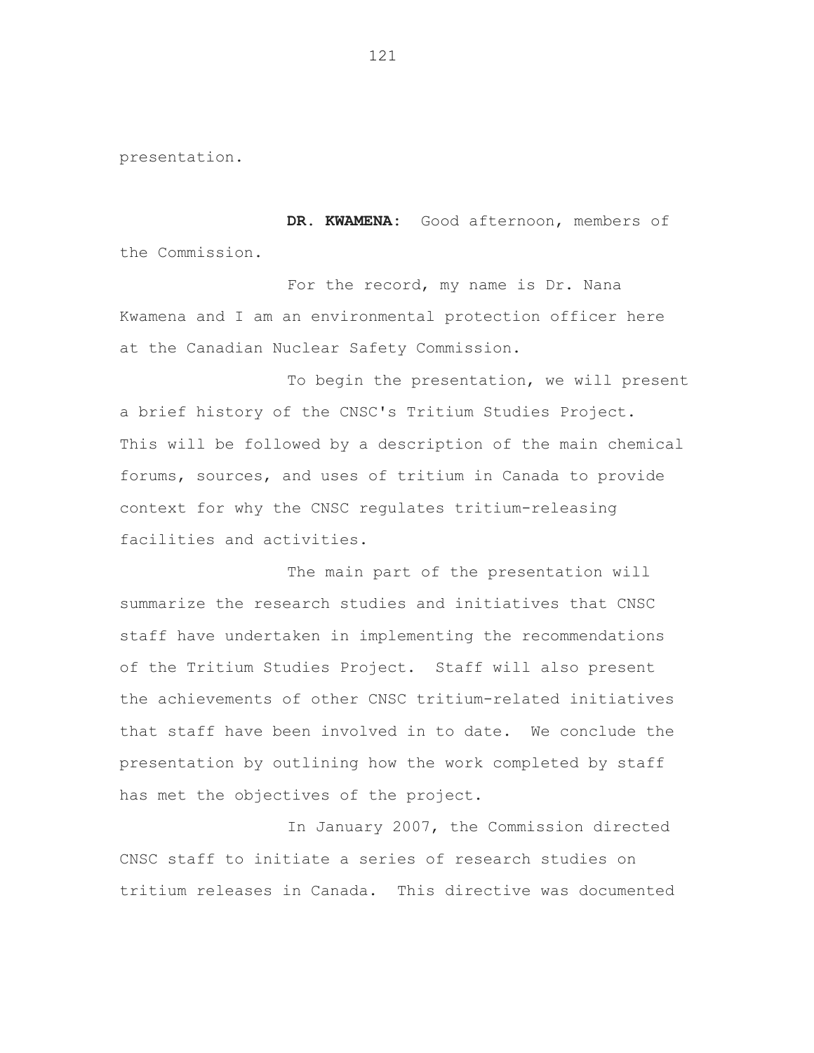presentation.

**DR. KWAMENA:** Good afternoon, members of the Commission.

For the record, my name is Dr. Nana Kwamena and I am an environmental protection officer here at the Canadian Nuclear Safety Commission.

To begin the presentation, we will present a brief history of the CNSC's Tritium Studies Project. This will be followed by a description of the main chemical forums, sources, and uses of tritium in Canada to provide context for why the CNSC regulates tritium-releasing facilities and activities.

The main part of the presentation will summarize the research studies and initiatives that CNSC staff have undertaken in implementing the recommendations of the Tritium Studies Project. Staff will also present the achievements of other CNSC tritium-related initiatives that staff have been involved in to date. We conclude the presentation by outlining how the work completed by staff has met the objectives of the project.

In January 2007, the Commission directed CNSC staff to initiate a series of research studies on tritium releases in Canada. This directive was documented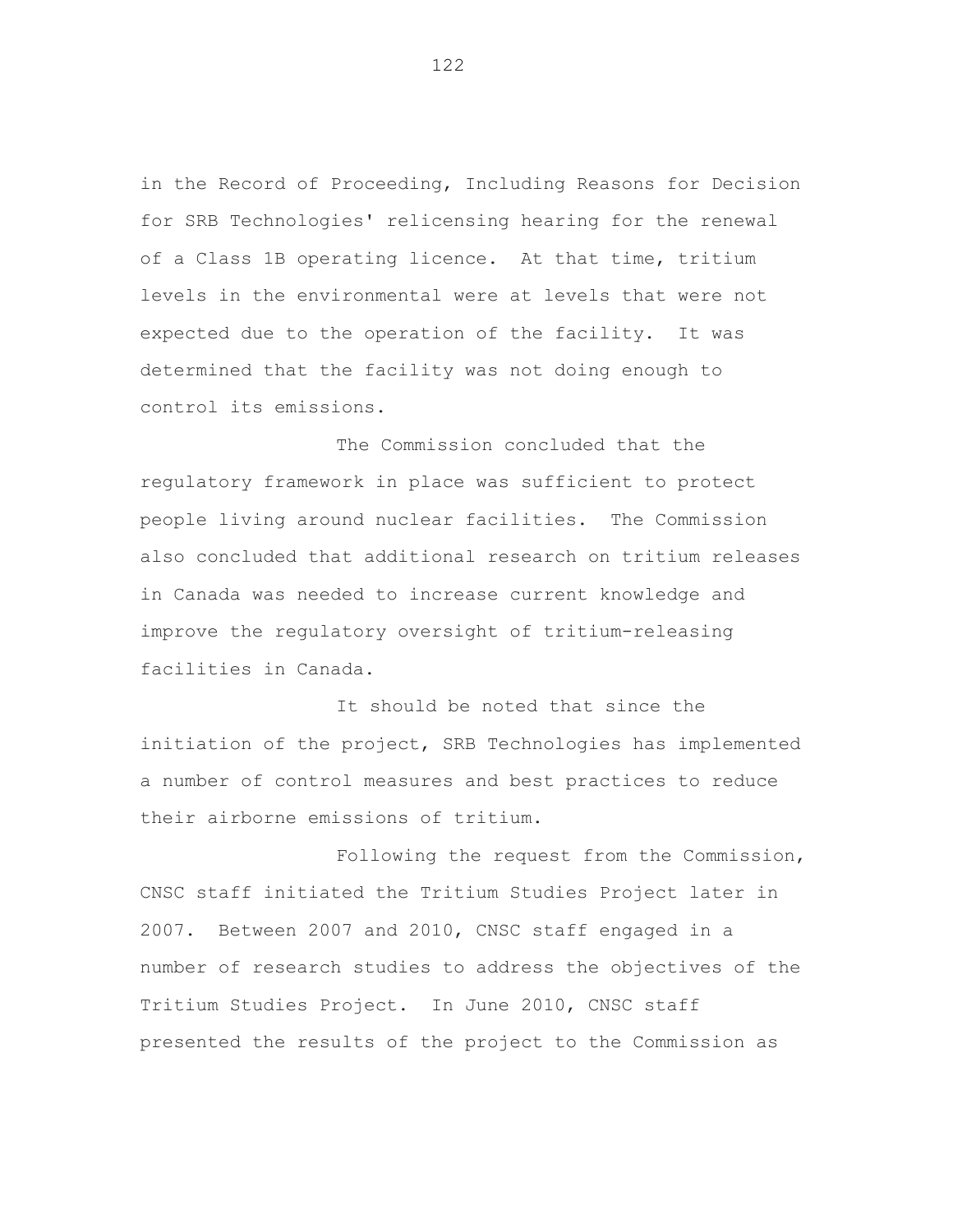in the Record of Proceeding, Including Reasons for Decision for SRB Technologies' relicensing hearing for the renewal of a Class 1B operating licence. At that time, tritium levels in the environmental were at levels that were not expected due to the operation of the facility. It was determined that the facility was not doing enough to control its emissions.

The Commission concluded that the regulatory framework in place was sufficient to protect people living around nuclear facilities. The Commission also concluded that additional research on tritium releases in Canada was needed to increase current knowledge and improve the regulatory oversight of tritium-releasing facilities in Canada.

It should be noted that since the initiation of the project, SRB Technologies has implemented a number of control measures and best practices to reduce their airborne emissions of tritium.

Following the request from the Commission, CNSC staff initiated the Tritium Studies Project later in 2007. Between 2007 and 2010, CNSC staff engaged in a number of research studies to address the objectives of the Tritium Studies Project. In June 2010, CNSC staff presented the results of the project to the Commission as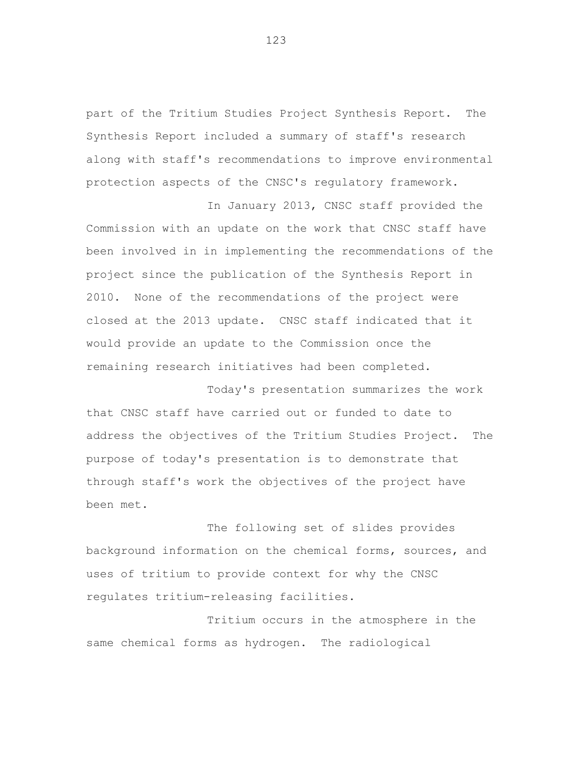part of the Tritium Studies Project Synthesis Report. The Synthesis Report included a summary of staff's research along with staff's recommendations to improve environmental protection aspects of the CNSC's regulatory framework.

In January 2013, CNSC staff provided the Commission with an update on the work that CNSC staff have been involved in in implementing the recommendations of the project since the publication of the Synthesis Report in 2010. None of the recommendations of the project were closed at the 2013 update. CNSC staff indicated that it would provide an update to the Commission once the remaining research initiatives had been completed.

Today's presentation summarizes the work that CNSC staff have carried out or funded to date to address the objectives of the Tritium Studies Project. The purpose of today's presentation is to demonstrate that through staff's work the objectives of the project have been met.

The following set of slides provides background information on the chemical forms, sources, and uses of tritium to provide context for why the CNSC regulates tritium-releasing facilities.

Tritium occurs in the atmosphere in the same chemical forms as hydrogen. The radiological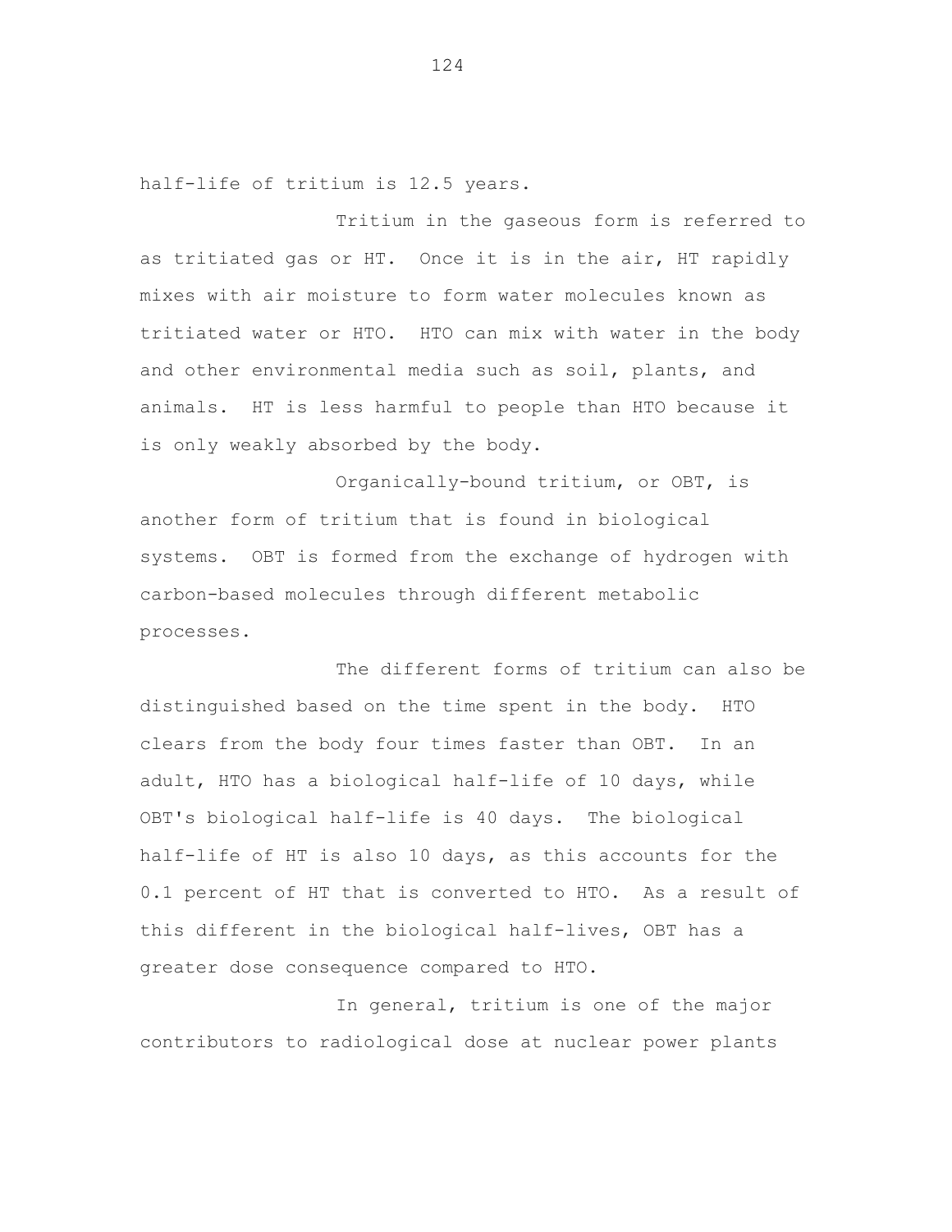half-life of tritium is 12.5 years.

Tritium in the gaseous form is referred to as tritiated gas or HT. Once it is in the air, HT rapidly mixes with air moisture to form water molecules known as tritiated water or HTO. HTO can mix with water in the body and other environmental media such as soil, plants, and animals. HT is less harmful to people than HTO because it is only weakly absorbed by the body.

Organically-bound tritium, or OBT, is another form of tritium that is found in biological systems. OBT is formed from the exchange of hydrogen with carbon-based molecules through different metabolic processes.

The different forms of tritium can also be distinguished based on the time spent in the body. HTO clears from the body four times faster than OBT. In an adult, HTO has a biological half-life of 10 days, while OBT's biological half-life is 40 days. The biological half-life of HT is also 10 days, as this accounts for the 0.1 percent of HT that is converted to HTO. As a result of this different in the biological half-lives, OBT has a greater dose consequence compared to HTO.

In general, tritium is one of the major contributors to radiological dose at nuclear power plants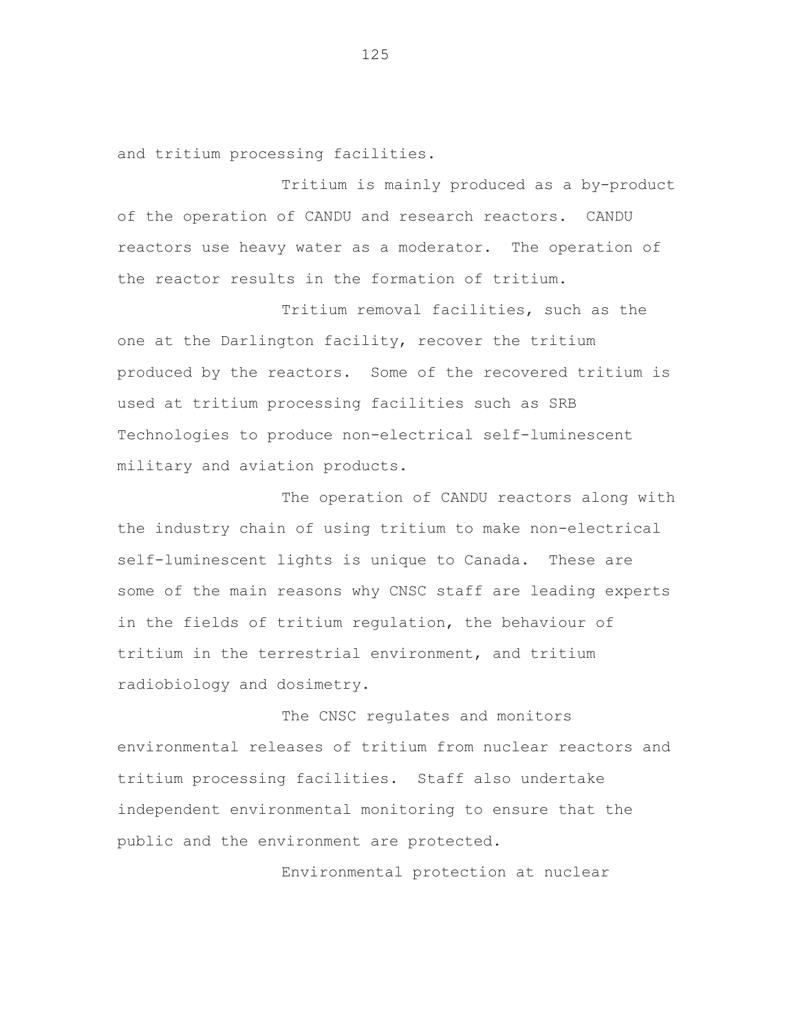and tritium processing facilities.

Tritium is mainly produced as a by-product of the operation of CANDU and research reactors. CANDU reactors use heavy water as a moderator. The operation of the reactor results in the formation of tritium.

Tritium removal facilities, such as the one at the Darlington facility, recover the tritium produced by the reactors. Some of the recovered tritium is used at tritium processing facilities such as SRB Technologies to produce non-electrical self-luminescent military and aviation products.

The operation of CANDU reactors along with the industry chain of using tritium to make non-electrical self-luminescent lights is unique to Canada. These are some of the main reasons why CNSC staff are leading experts in the fields of tritium regulation, the behaviour of tritium in the terrestrial environment, and tritium radiobiology and dosimetry.

The CNSC regulates and monitors environmental releases of tritium from nuclear reactors and tritium processing facilities. Staff also undertake independent environmental monitoring to ensure that the public and the environment are protected.

Environmental protection at nuclear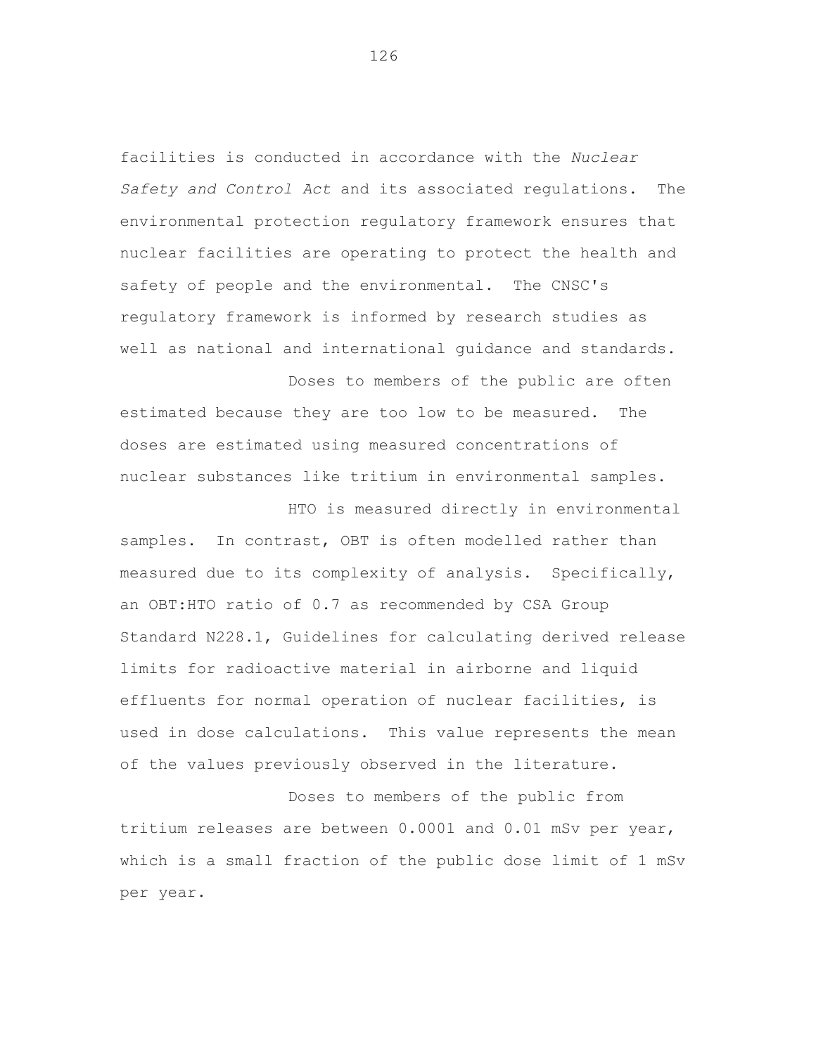facilities is conducted in accordance with the *Nuclear Safety and Control Act* and its associated regulations. The environmental protection regulatory framework ensures that nuclear facilities are operating to protect the health and safety of people and the environmental. The CNSC's regulatory framework is informed by research studies as well as national and international guidance and standards.

Doses to members of the public are often estimated because they are too low to be measured. The doses are estimated using measured concentrations of nuclear substances like tritium in environmental samples.

HTO is measured directly in environmental samples. In contrast, OBT is often modelled rather than measured due to its complexity of analysis. Specifically, an OBT:HTO ratio of 0.7 as recommended by CSA Group Standard N228.1, Guidelines for calculating derived release limits for radioactive material in airborne and liquid effluents for normal operation of nuclear facilities, is used in dose calculations. This value represents the mean of the values previously observed in the literature.

Doses to members of the public from tritium releases are between 0.0001 and 0.01 mSv per year, which is a small fraction of the public dose limit of 1 mSv per year.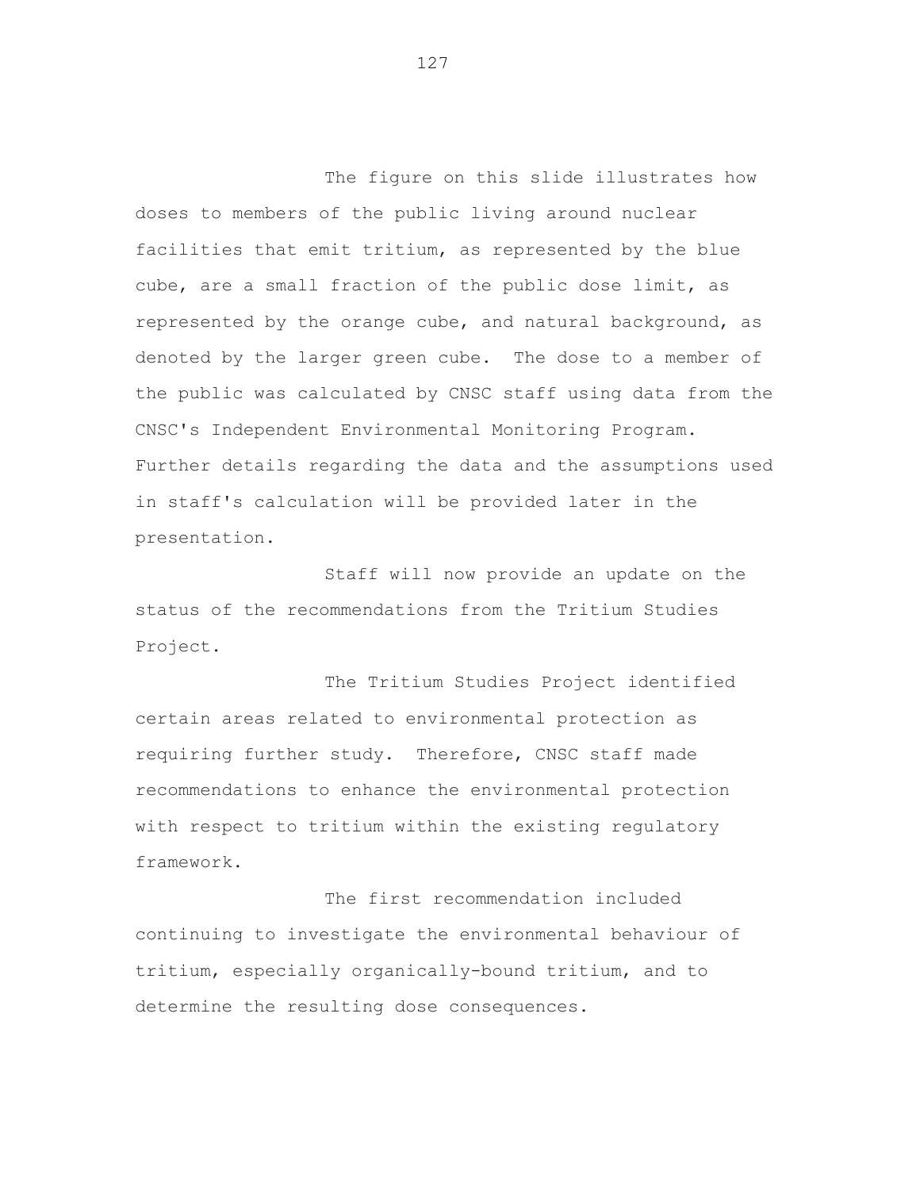The figure on this slide illustrates how doses to members of the public living around nuclear facilities that emit tritium, as represented by the blue cube, are a small fraction of the public dose limit, as represented by the orange cube, and natural background, as denoted by the larger green cube. The dose to a member of the public was calculated by CNSC staff using data from the CNSC's Independent Environmental Monitoring Program. Further details regarding the data and the assumptions used in staff's calculation will be provided later in the presentation.

Staff will now provide an update on the status of the recommendations from the Tritium Studies Project.

The Tritium Studies Project identified certain areas related to environmental protection as requiring further study. Therefore, CNSC staff made recommendations to enhance the environmental protection with respect to tritium within the existing regulatory framework.

The first recommendation included continuing to investigate the environmental behaviour of tritium, especially organically-bound tritium, and to determine the resulting dose consequences.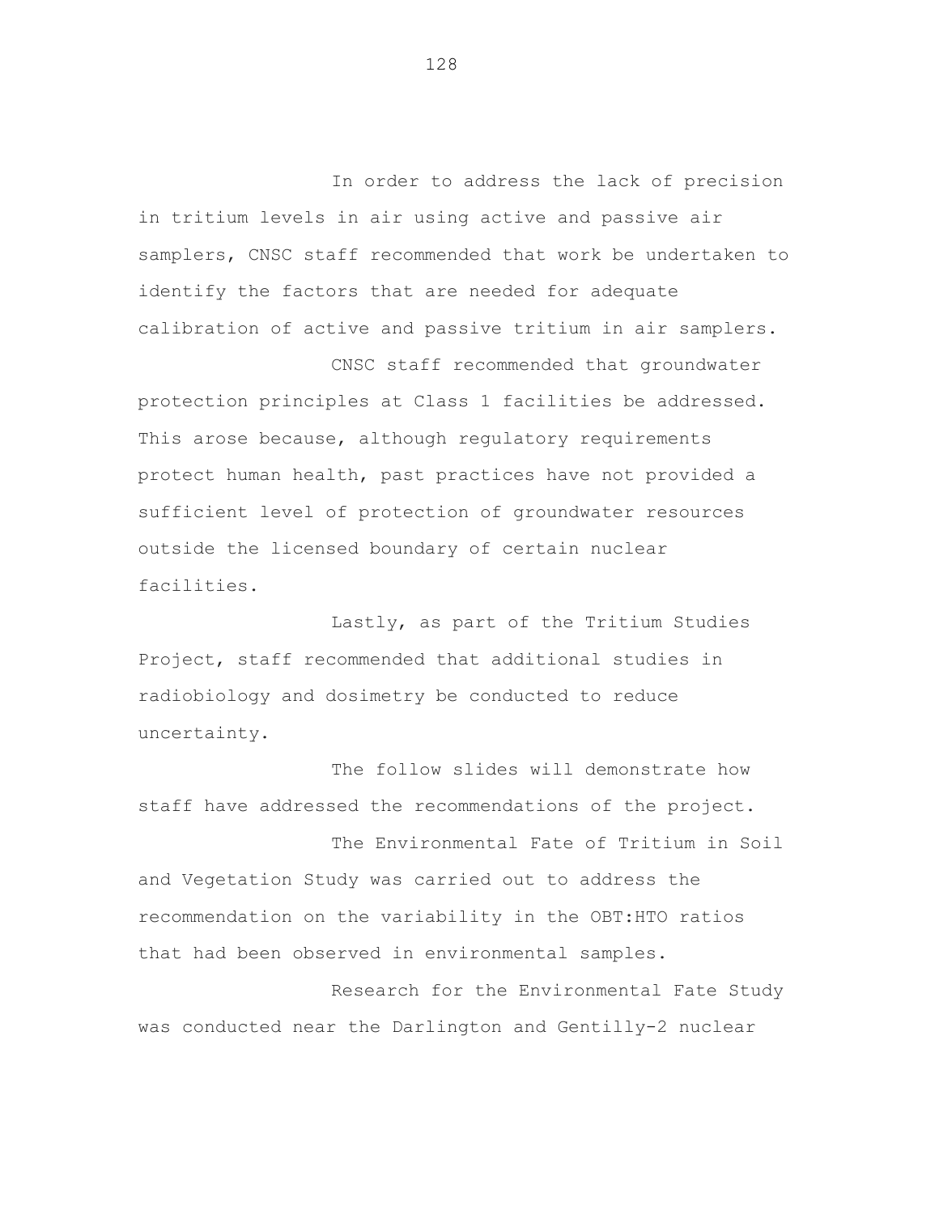In order to address the lack of precision in tritium levels in air using active and passive air samplers, CNSC staff recommended that work be undertaken to identify the factors that are needed for adequate calibration of active and passive tritium in air samplers.

CNSC staff recommended that groundwater protection principles at Class 1 facilities be addressed. This arose because, although regulatory requirements protect human health, past practices have not provided a sufficient level of protection of groundwater resources outside the licensed boundary of certain nuclear facilities.

Lastly, as part of the Tritium Studies Project, staff recommended that additional studies in radiobiology and dosimetry be conducted to reduce uncertainty.

The follow slides will demonstrate how staff have addressed the recommendations of the project.

The Environmental Fate of Tritium in Soil and Vegetation Study was carried out to address the recommendation on the variability in the OBT:HTO ratios that had been observed in environmental samples.

Research for the Environmental Fate Study was conducted near the Darlington and Gentilly-2 nuclear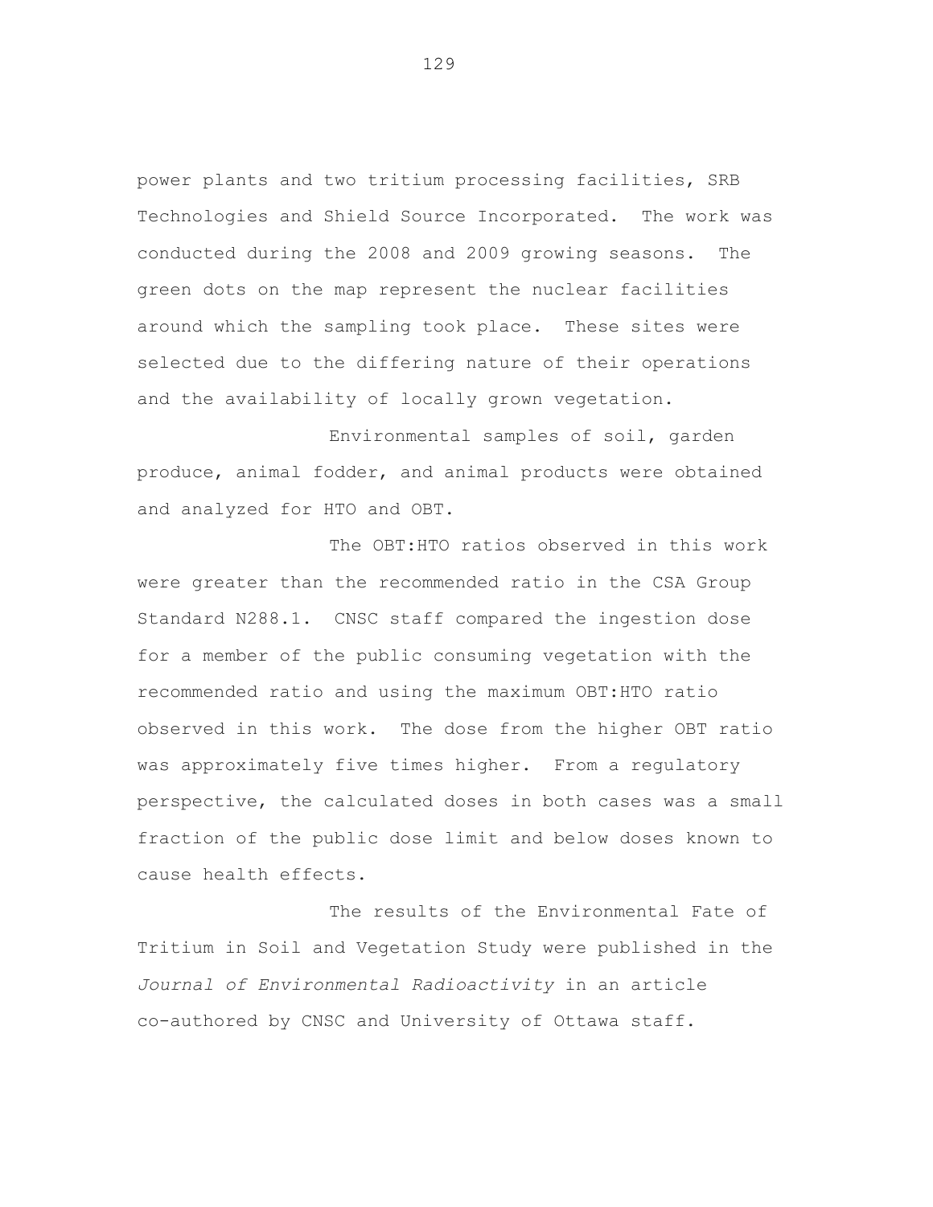power plants and two tritium processing facilities, SRB Technologies and Shield Source Incorporated. The work was conducted during the 2008 and 2009 growing seasons. The green dots on the map represent the nuclear facilities around which the sampling took place. These sites were selected due to the differing nature of their operations and the availability of locally grown vegetation.

Environmental samples of soil, garden produce, animal fodder, and animal products were obtained and analyzed for HTO and OBT.

The OBT:HTO ratios observed in this work were greater than the recommended ratio in the CSA Group Standard N288.1. CNSC staff compared the ingestion dose for a member of the public consuming vegetation with the recommended ratio and using the maximum OBT:HTO ratio observed in this work. The dose from the higher OBT ratio was approximately five times higher. From a regulatory perspective, the calculated doses in both cases was a small fraction of the public dose limit and below doses known to cause health effects.

The results of the Environmental Fate of Tritium in Soil and Vegetation Study were published in the *Journal of Environmental Radioactivity* in an article co-authored by CNSC and University of Ottawa staff.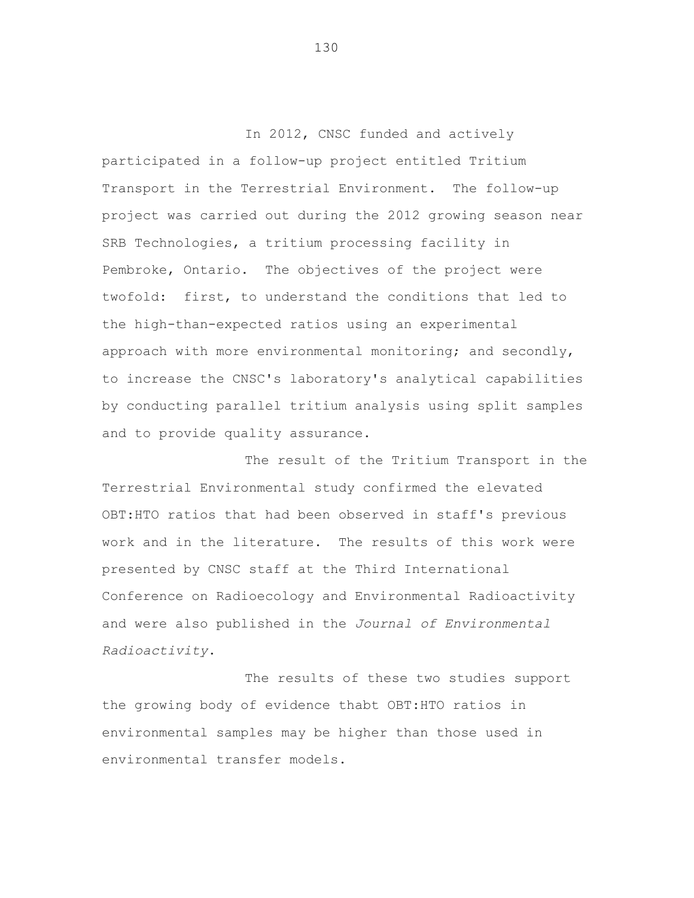In 2012, CNSC funded and actively participated in a follow-up project entitled Tritium Transport in the Terrestrial Environment. The follow-up project was carried out during the 2012 growing season near SRB Technologies, a tritium processing facility in Pembroke, Ontario. The objectives of the project were twofold: first, to understand the conditions that led to the high-than-expected ratios using an experimental approach with more environmental monitoring; and secondly, to increase the CNSC's laboratory's analytical capabilities by conducting parallel tritium analysis using split samples and to provide quality assurance.

The result of the Tritium Transport in the Terrestrial Environmental study confirmed the elevated OBT:HTO ratios that had been observed in staff's previous work and in the literature. The results of this work were presented by CNSC staff at the Third International Conference on Radioecology and Environmental Radioactivity and were also published in the *Journal of Environmental Radioactivity*.

The results of these two studies support the growing body of evidence thabt OBT:HTO ratios in environmental samples may be higher than those used in environmental transfer models.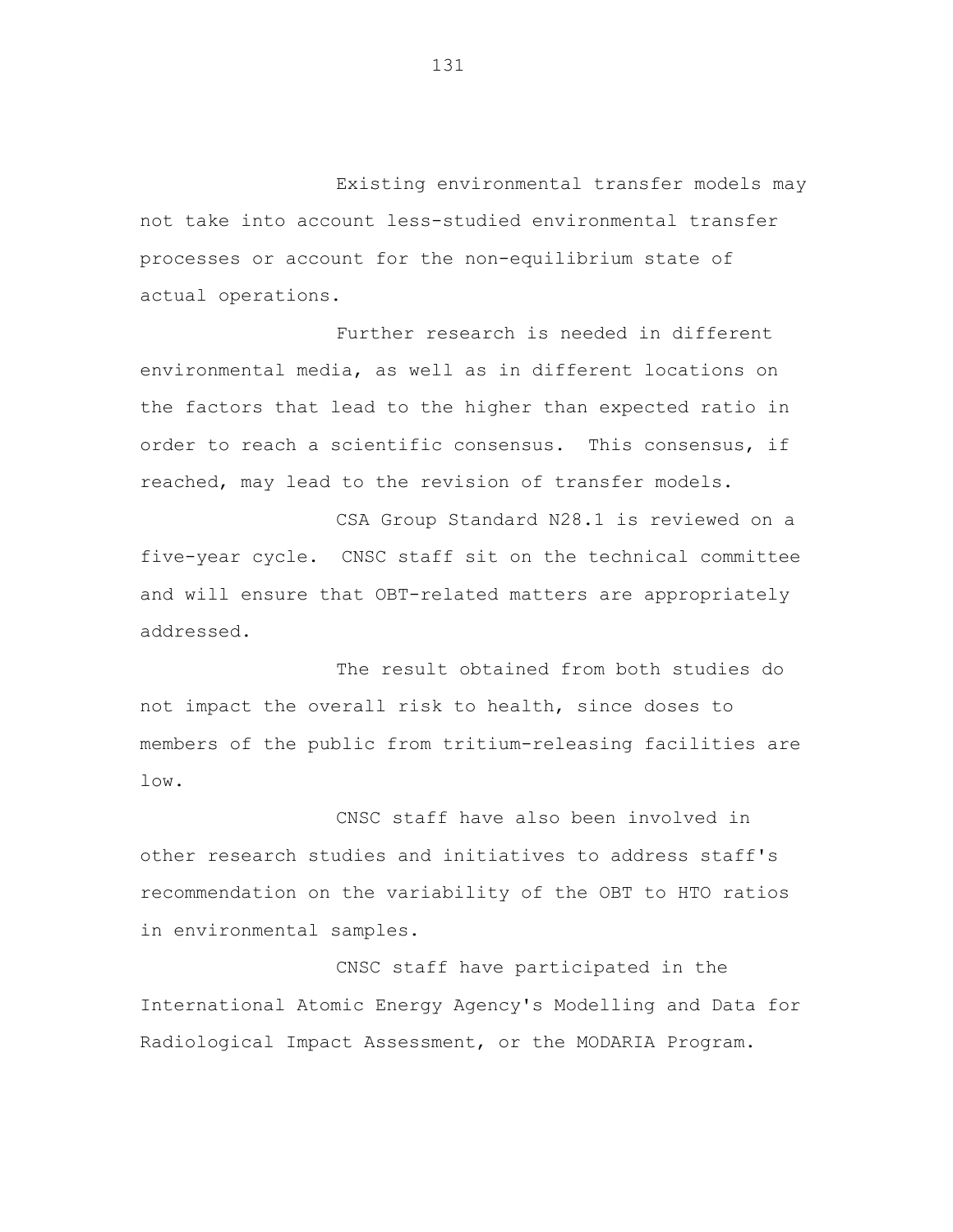Existing environmental transfer models may not take into account less-studied environmental transfer processes or account for the non-equilibrium state of actual operations.

Further research is needed in different environmental media, as well as in different locations on the factors that lead to the higher than expected ratio in order to reach a scientific consensus. This consensus, if reached, may lead to the revision of transfer models.

CSA Group Standard N28.1 is reviewed on a five-year cycle. CNSC staff sit on the technical committee and will ensure that OBT-related matters are appropriately addressed.

The result obtained from both studies do not impact the overall risk to health, since doses to members of the public from tritium-releasing facilities are low.

CNSC staff have also been involved in other research studies and initiatives to address staff's recommendation on the variability of the OBT to HTO ratios in environmental samples.

CNSC staff have participated in the International Atomic Energy Agency's Modelling and Data for Radiological Impact Assessment, or the MODARIA Program.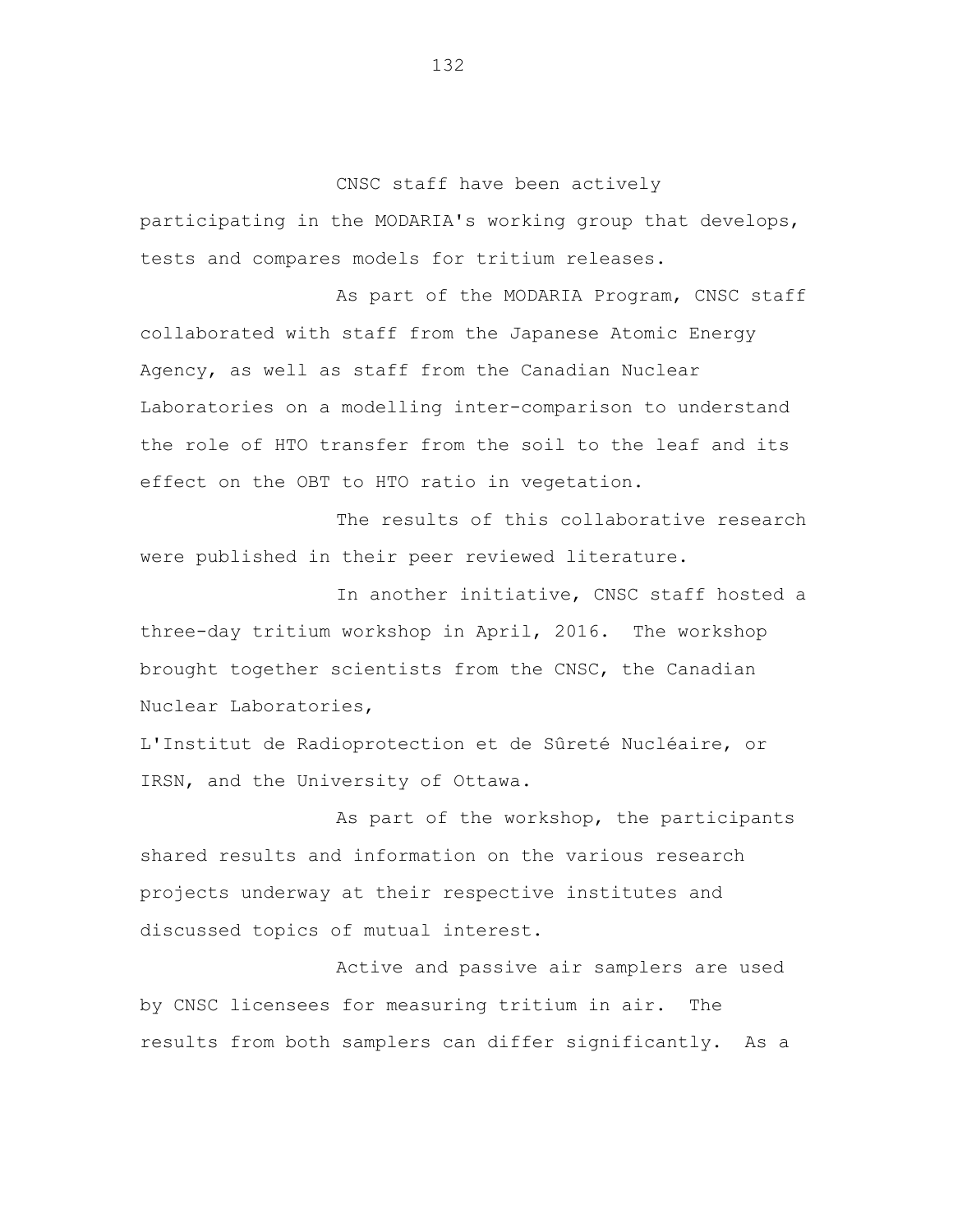CNSC staff have been actively participating in the MODARIA's working group that develops, tests and compares models for tritium releases.

As part of the MODARIA Program, CNSC staff collaborated with staff from the Japanese Atomic Energy Agency, as well as staff from the Canadian Nuclear Laboratories on a modelling inter-comparison to understand the role of HTO transfer from the soil to the leaf and its effect on the OBT to HTO ratio in vegetation.

The results of this collaborative research were published in their peer reviewed literature.

In another initiative, CNSC staff hosted a three-day tritium workshop in April, 2016. The workshop brought together scientists from the CNSC, the Canadian Nuclear Laboratories, L'Institut de Radioprotection et de Sûreté Nucléaire, or IRSN, and the University of Ottawa.

As part of the workshop, the participants shared results and information on the various research projects underway at their respective institutes and discussed topics of mutual interest.

Active and passive air samplers are used by CNSC licensees for measuring tritium in air. The results from both samplers can differ significantly. As a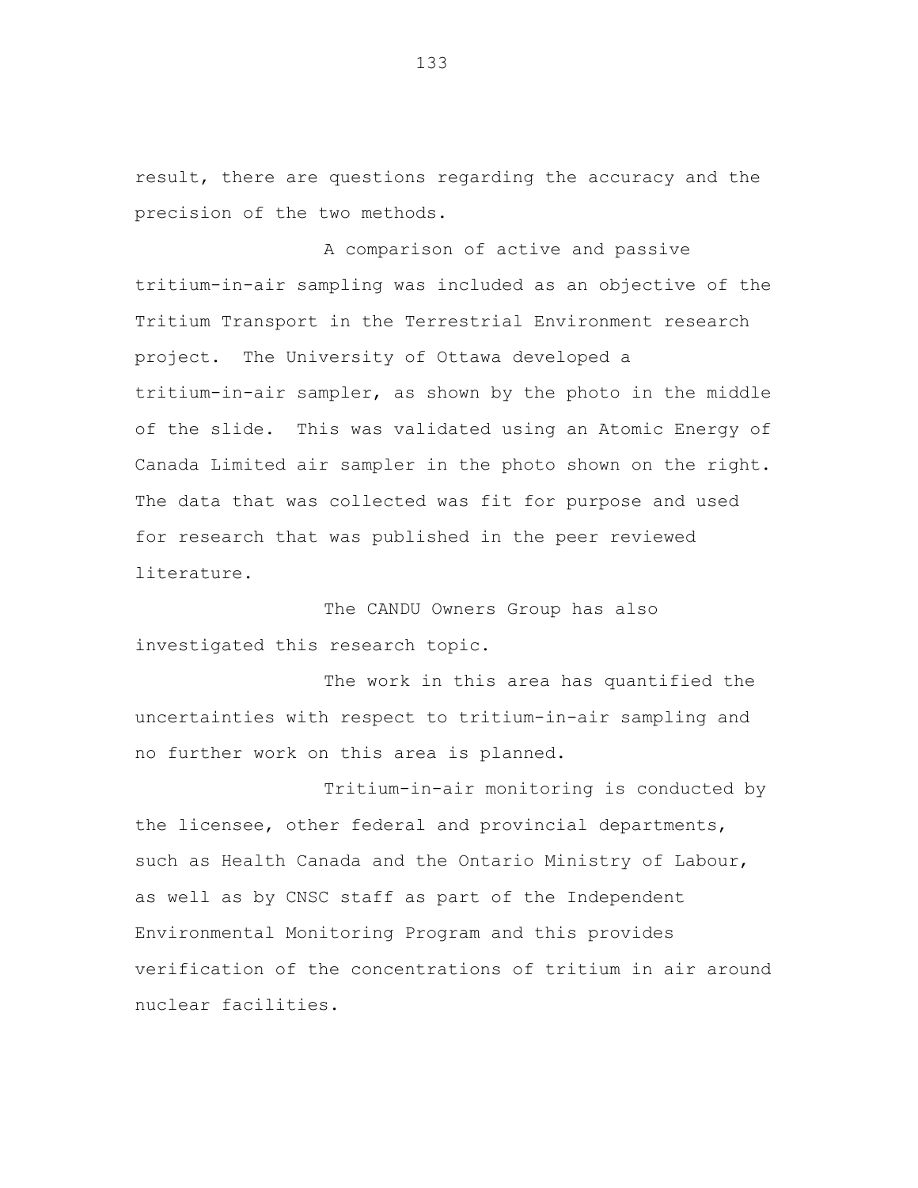result, there are questions regarding the accuracy and the precision of the two methods.

A comparison of active and passive tritium-in-air sampling was included as an objective of the Tritium Transport in the Terrestrial Environment research project. The University of Ottawa developed a tritium-in-air sampler, as shown by the photo in the middle of the slide. This was validated using an Atomic Energy of Canada Limited air sampler in the photo shown on the right. The data that was collected was fit for purpose and used for research that was published in the peer reviewed literature.

The CANDU Owners Group has also investigated this research topic.

The work in this area has quantified the uncertainties with respect to tritium-in-air sampling and no further work on this area is planned.

Tritium-in-air monitoring is conducted by the licensee, other federal and provincial departments, such as Health Canada and the Ontario Ministry of Labour, as well as by CNSC staff as part of the Independent Environmental Monitoring Program and this provides verification of the concentrations of tritium in air around nuclear facilities.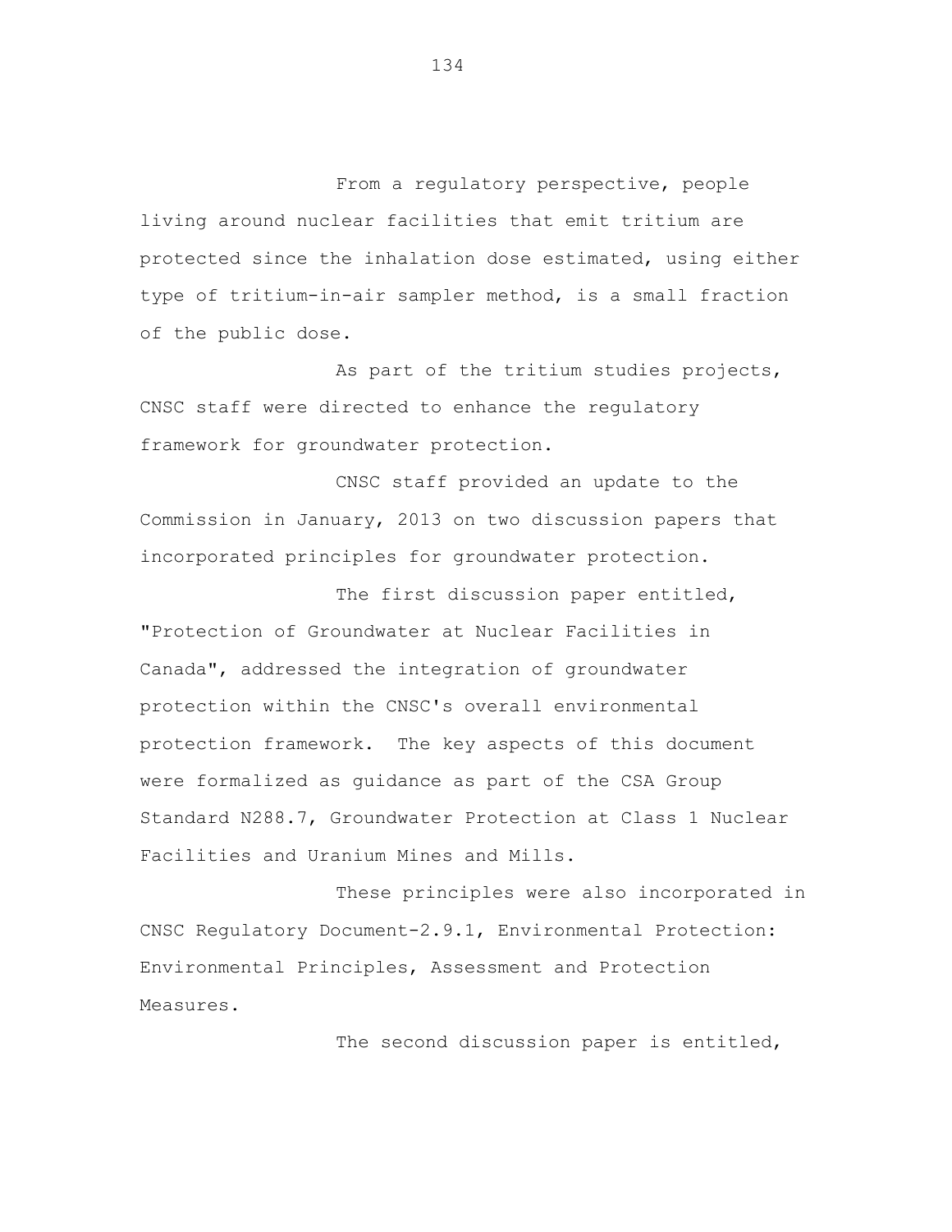From a regulatory perspective, people living around nuclear facilities that emit tritium are protected since the inhalation dose estimated, using either type of tritium-in-air sampler method, is a small fraction of the public dose.

As part of the tritium studies projects, CNSC staff were directed to enhance the regulatory framework for groundwater protection.

CNSC staff provided an update to the Commission in January, 2013 on two discussion papers that incorporated principles for groundwater protection.

The first discussion paper entitled, "Protection of Groundwater at Nuclear Facilities in Canada", addressed the integration of groundwater protection within the CNSC's overall environmental protection framework. The key aspects of this document were formalized as guidance as part of the CSA Group Standard N288.7, Groundwater Protection at Class 1 Nuclear Facilities and Uranium Mines and Mills.

These principles were also incorporated in CNSC Regulatory Document-2.9.1, Environmental Protection: Environmental Principles, Assessment and Protection Measures.

The second discussion paper is entitled,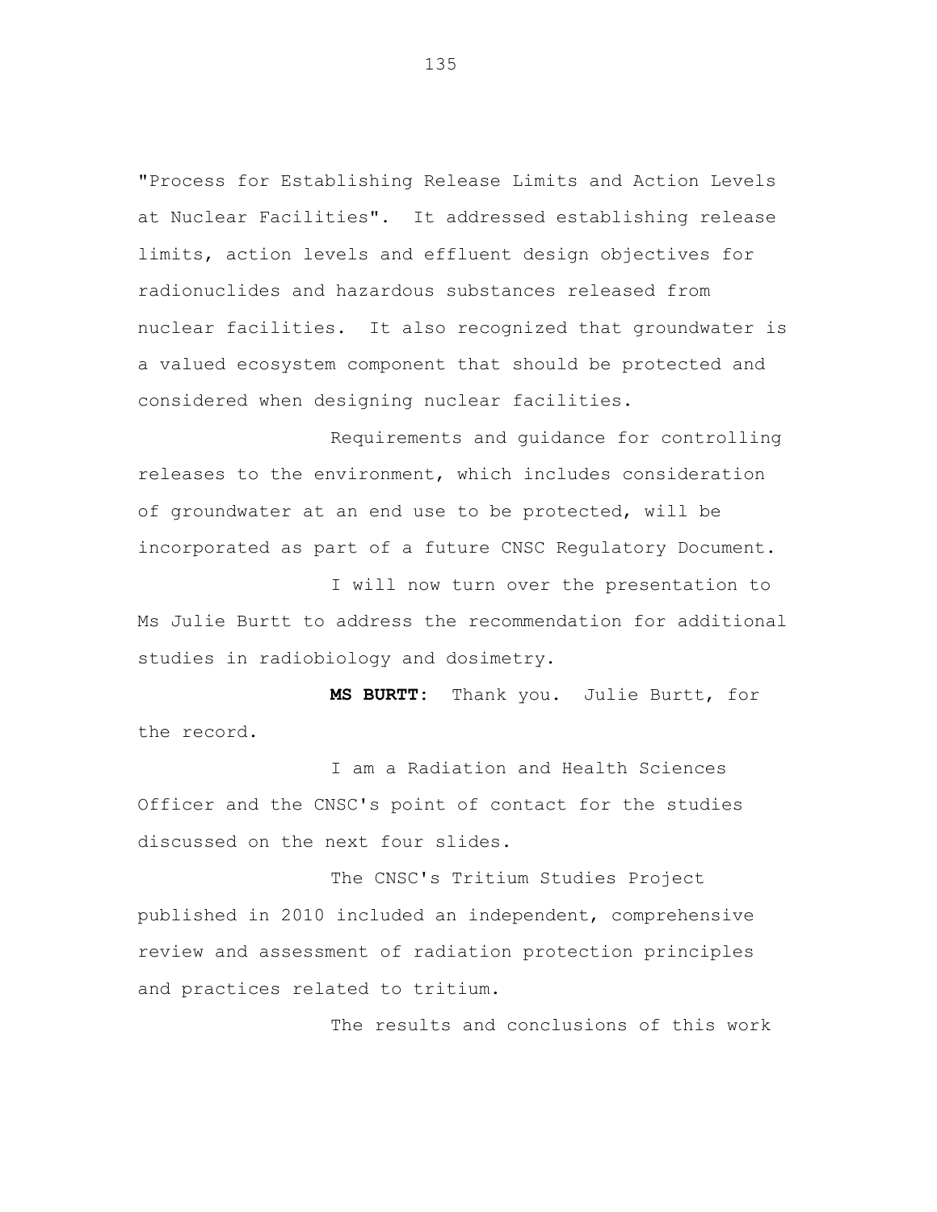"Process for Establishing Release Limits and Action Levels at Nuclear Facilities". It addressed establishing release limits, action levels and effluent design objectives for radionuclides and hazardous substances released from nuclear facilities. It also recognized that groundwater is a valued ecosystem component that should be protected and considered when designing nuclear facilities.

Requirements and guidance for controlling releases to the environment, which includes consideration of groundwater at an end use to be protected, will be incorporated as part of a future CNSC Regulatory Document.

I will now turn over the presentation to Ms Julie Burtt to address the recommendation for additional studies in radiobiology and dosimetry.

**MS BURTT:** Thank you. Julie Burtt, for the record.

I am a Radiation and Health Sciences Officer and the CNSC's point of contact for the studies discussed on the next four slides.

The CNSC's Tritium Studies Project published in 2010 included an independent, comprehensive review and assessment of radiation protection principles and practices related to tritium.

The results and conclusions of this work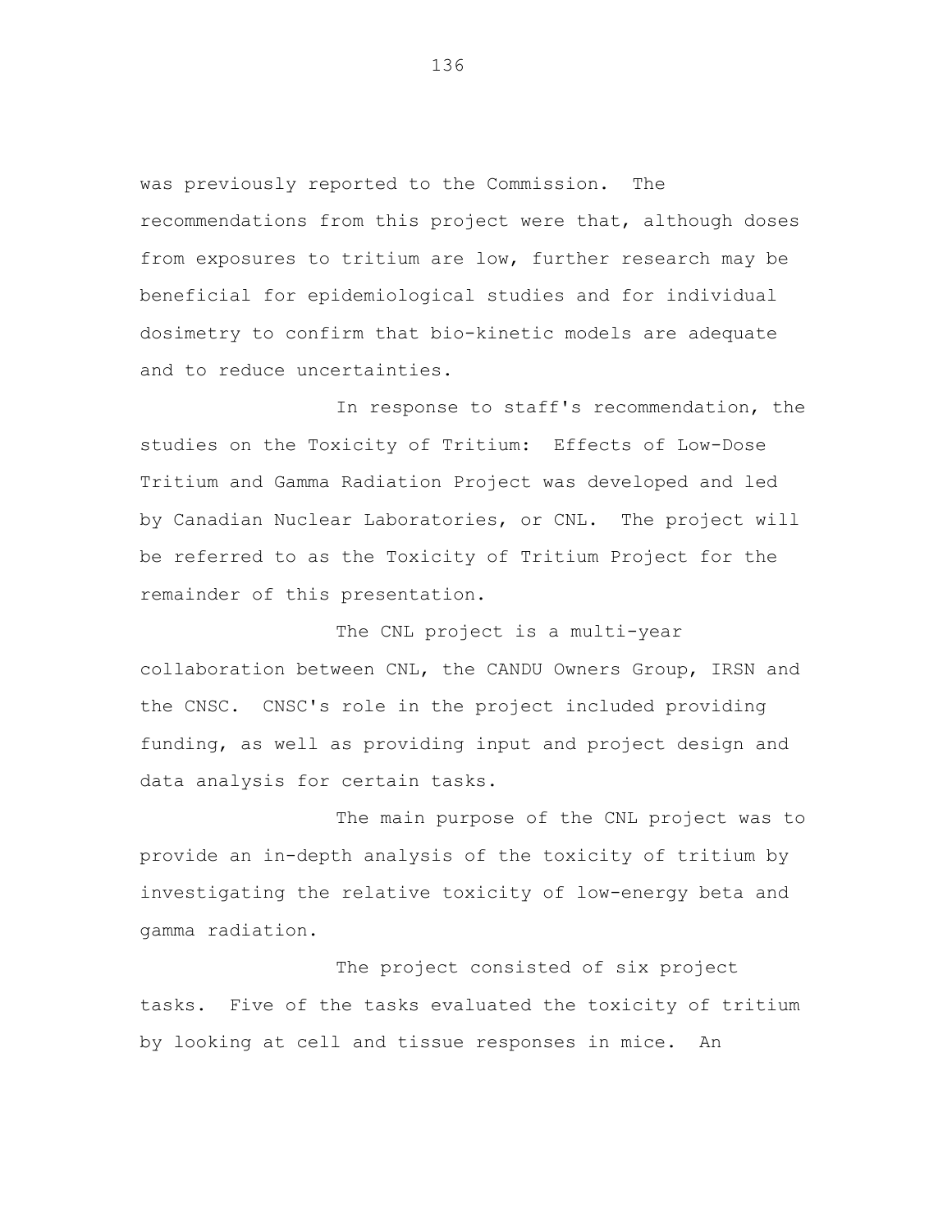was previously reported to the Commission. The recommendations from this project were that, although doses from exposures to tritium are low, further research may be beneficial for epidemiological studies and for individual dosimetry to confirm that bio-kinetic models are adequate and to reduce uncertainties.

In response to staff's recommendation, the studies on the Toxicity of Tritium: Effects of Low-Dose Tritium and Gamma Radiation Project was developed and led by Canadian Nuclear Laboratories, or CNL. The project will be referred to as the Toxicity of Tritium Project for the remainder of this presentation.

The CNL project is a multi-year collaboration between CNL, the CANDU Owners Group, IRSN and the CNSC. CNSC's role in the project included providing funding, as well as providing input and project design and data analysis for certain tasks.

The main purpose of the CNL project was to provide an in-depth analysis of the toxicity of tritium by investigating the relative toxicity of low-energy beta and gamma radiation.

The project consisted of six project tasks. Five of the tasks evaluated the toxicity of tritium by looking at cell and tissue responses in mice. An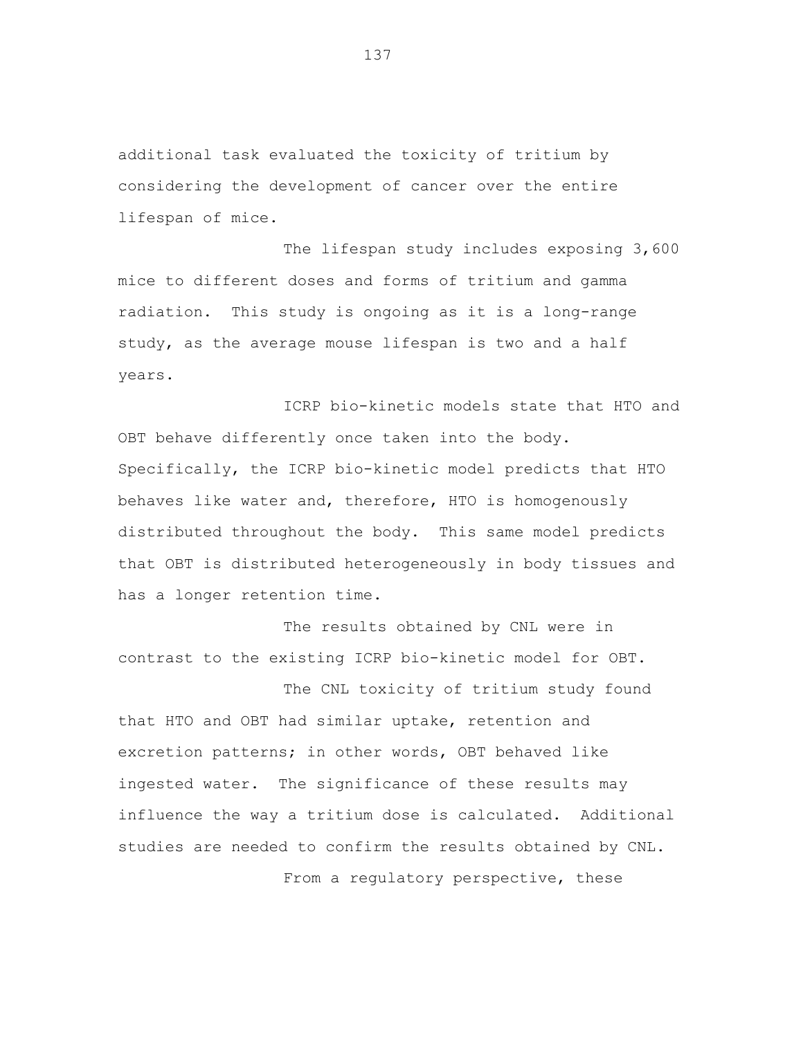additional task evaluated the toxicity of tritium by considering the development of cancer over the entire lifespan of mice.

The lifespan study includes exposing 3,600 mice to different doses and forms of tritium and gamma radiation. This study is ongoing as it is a long-range study, as the average mouse lifespan is two and a half years.

ICRP bio-kinetic models state that HTO and OBT behave differently once taken into the body. Specifically, the ICRP bio-kinetic model predicts that HTO behaves like water and, therefore, HTO is homogenously distributed throughout the body. This same model predicts that OBT is distributed heterogeneously in body tissues and has a longer retention time.

The results obtained by CNL were in contrast to the existing ICRP bio-kinetic model for OBT.

The CNL toxicity of tritium study found that HTO and OBT had similar uptake, retention and excretion patterns; in other words, OBT behaved like ingested water. The significance of these results may influence the way a tritium dose is calculated. Additional studies are needed to confirm the results obtained by CNL.

From a regulatory perspective, these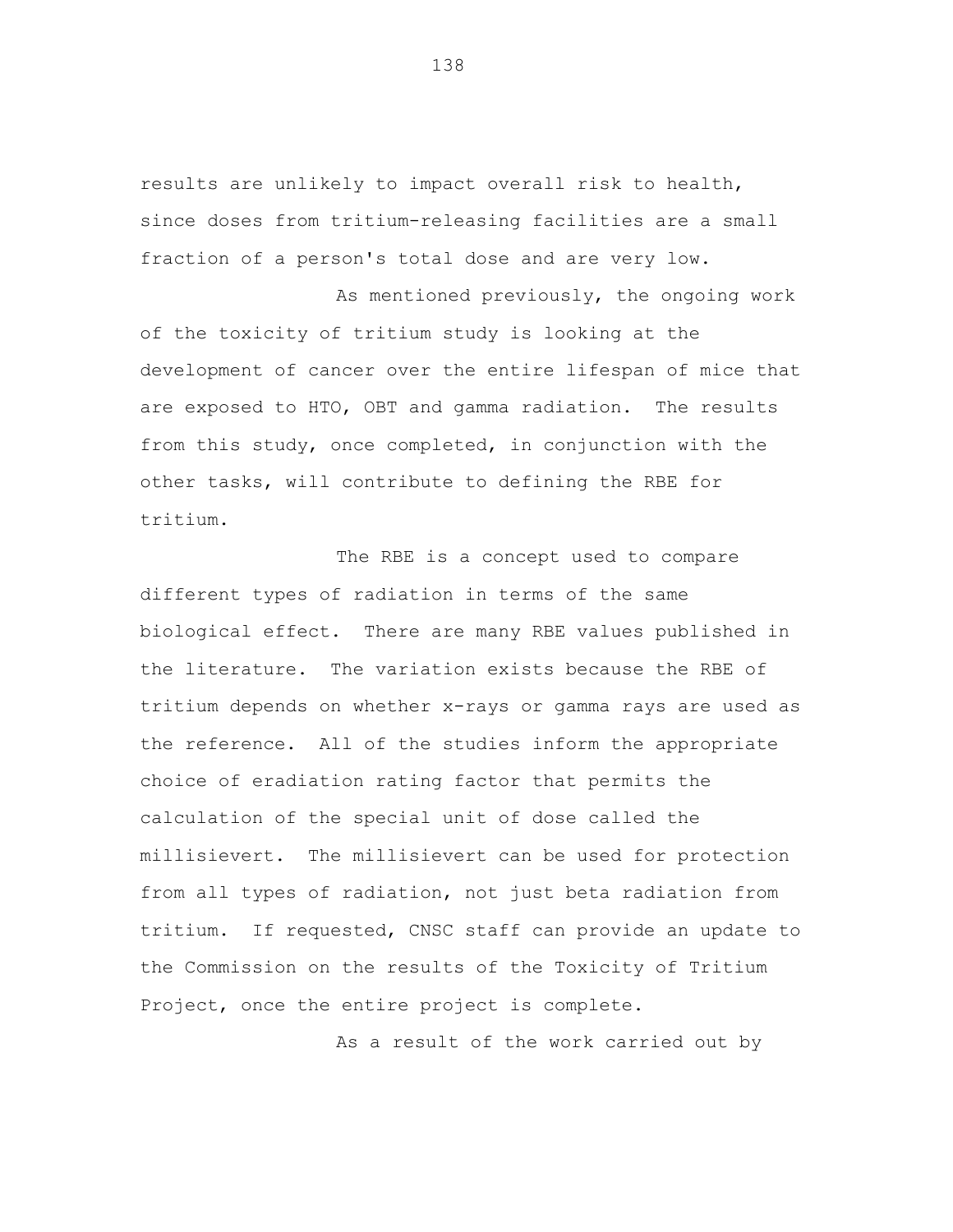results are unlikely to impact overall risk to health, since doses from tritium-releasing facilities are a small fraction of a person's total dose and are very low.

As mentioned previously, the ongoing work of the toxicity of tritium study is looking at the development of cancer over the entire lifespan of mice that are exposed to HTO, OBT and gamma radiation. The results from this study, once completed, in conjunction with the other tasks, will contribute to defining the RBE for tritium.

The RBE is a concept used to compare different types of radiation in terms of the same biological effect. There are many RBE values published in the literature. The variation exists because the RBE of tritium depends on whether x-rays or gamma rays are used as the reference. All of the studies inform the appropriate choice of eradiation rating factor that permits the calculation of the special unit of dose called the millisievert. The millisievert can be used for protection from all types of radiation, not just beta radiation from tritium. If requested, CNSC staff can provide an update to the Commission on the results of the Toxicity of Tritium Project, once the entire project is complete.

As a result of the work carried out by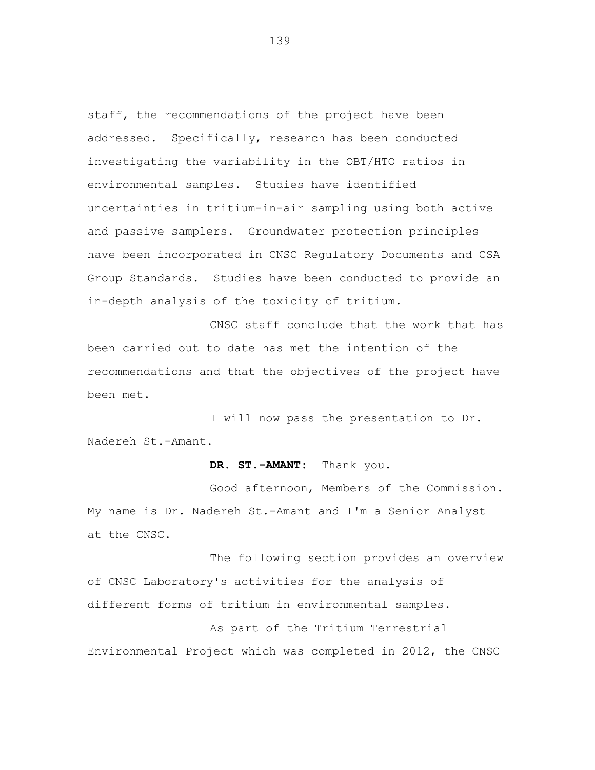staff, the recommendations of the project have been addressed. Specifically, research has been conducted investigating the variability in the OBT/HTO ratios in environmental samples. Studies have identified uncertainties in tritium-in-air sampling using both active and passive samplers. Groundwater protection principles have been incorporated in CNSC Regulatory Documents and CSA Group Standards. Studies have been conducted to provide an in-depth analysis of the toxicity of tritium.

CNSC staff conclude that the work that has been carried out to date has met the intention of the recommendations and that the objectives of the project have been met.

I will now pass the presentation to Dr. Nadereh St.-Amant.

**DR. ST.-AMANT:** Thank you.

Good afternoon, Members of the Commission. My name is Dr. Nadereh St.-Amant and I'm a Senior Analyst at the CNSC.

The following section provides an overview of CNSC Laboratory's activities for the analysis of different forms of tritium in environmental samples.

As part of the Tritium Terrestrial Environmental Project which was completed in 2012, the CNSC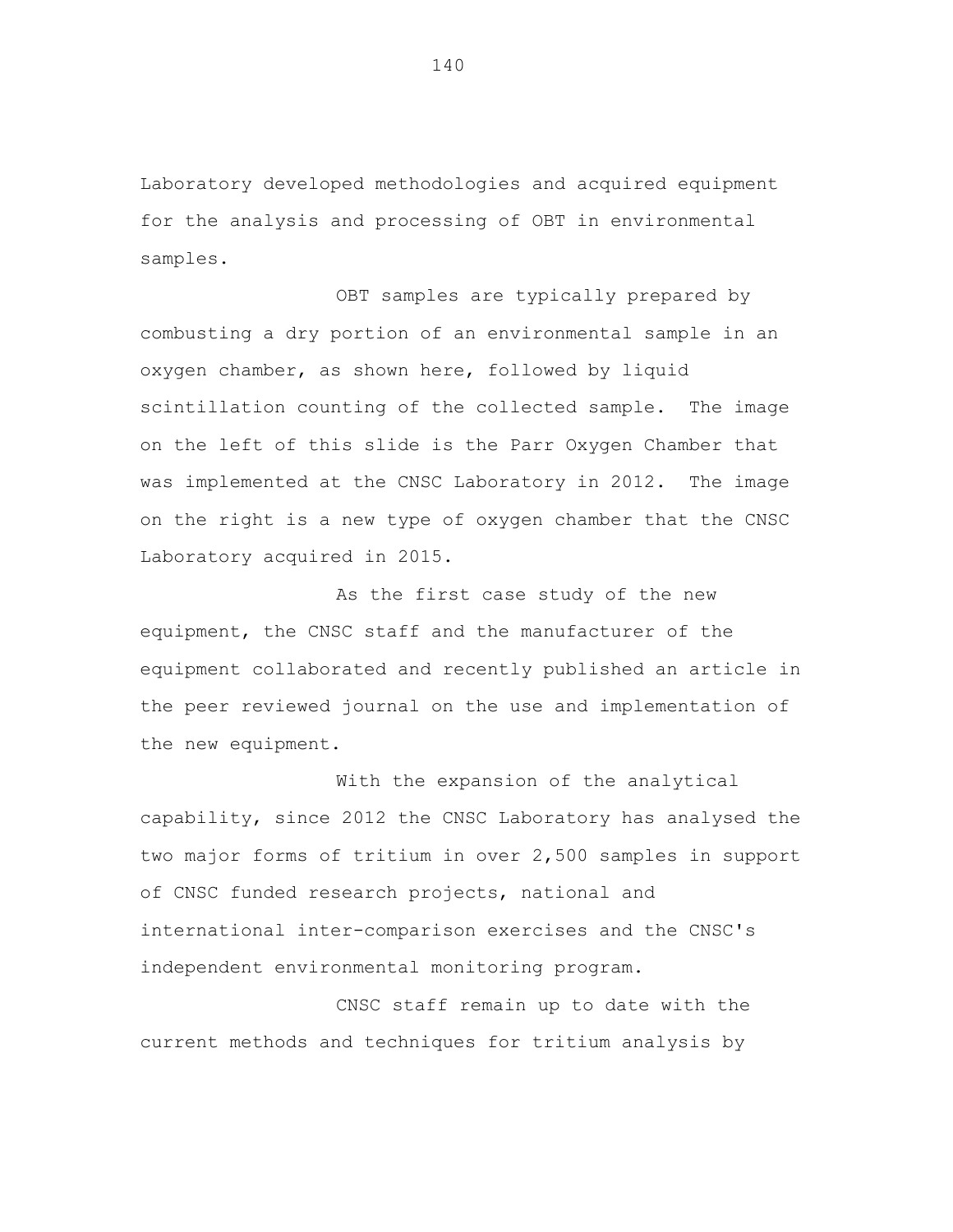Laboratory developed methodologies and acquired equipment for the analysis and processing of OBT in environmental samples.

OBT samples are typically prepared by combusting a dry portion of an environmental sample in an oxygen chamber, as shown here, followed by liquid scintillation counting of the collected sample. The image on the left of this slide is the Parr Oxygen Chamber that was implemented at the CNSC Laboratory in 2012. The image on the right is a new type of oxygen chamber that the CNSC Laboratory acquired in 2015.

As the first case study of the new equipment, the CNSC staff and the manufacturer of the equipment collaborated and recently published an article in the peer reviewed journal on the use and implementation of the new equipment.

With the expansion of the analytical capability, since 2012 the CNSC Laboratory has analysed the two major forms of tritium in over 2,500 samples in support of CNSC funded research projects, national and international inter-comparison exercises and the CNSC's independent environmental monitoring program.

CNSC staff remain up to date with the current methods and techniques for tritium analysis by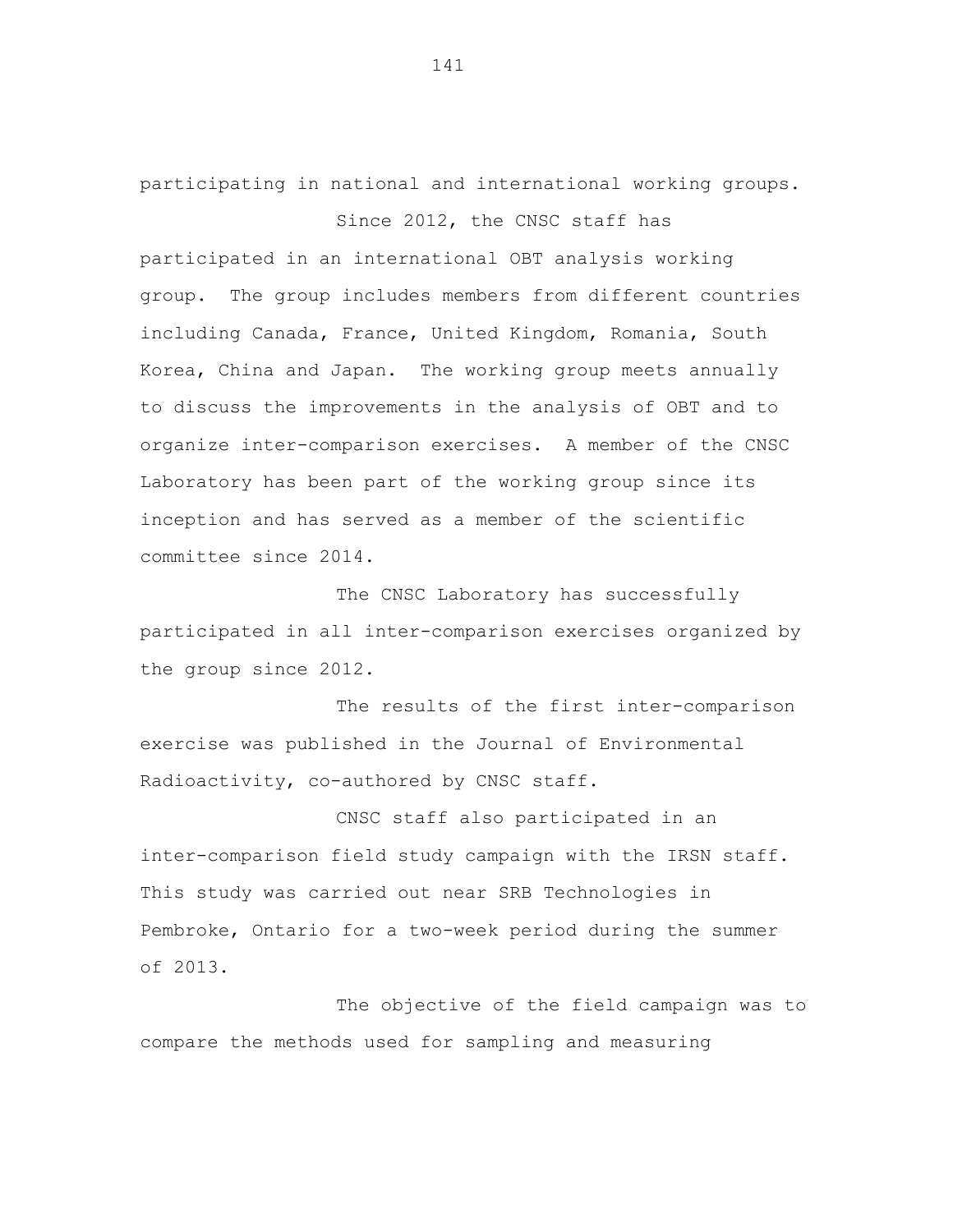participating in national and international working groups.

Since 2012, the CNSC staff has participated in an international OBT analysis working group. The group includes members from different countries including Canada, France, United Kingdom, Romania, South Korea, China and Japan. The working group meets annually to discuss the improvements in the analysis of OBT and to organize inter-comparison exercises. A member of the CNSC Laboratory has been part of the working group since its inception and has served as a member of the scientific committee since 2014.

The CNSC Laboratory has successfully participated in all inter-comparison exercises organized by the group since 2012.

The results of the first inter-comparison exercise was published in the Journal of Environmental Radioactivity, co-authored by CNSC staff.

CNSC staff also participated in an inter-comparison field study campaign with the IRSN staff. This study was carried out near SRB Technologies in Pembroke, Ontario for a two-week period during the summer of 2013.

The objective of the field campaign was to compare the methods used for sampling and measuring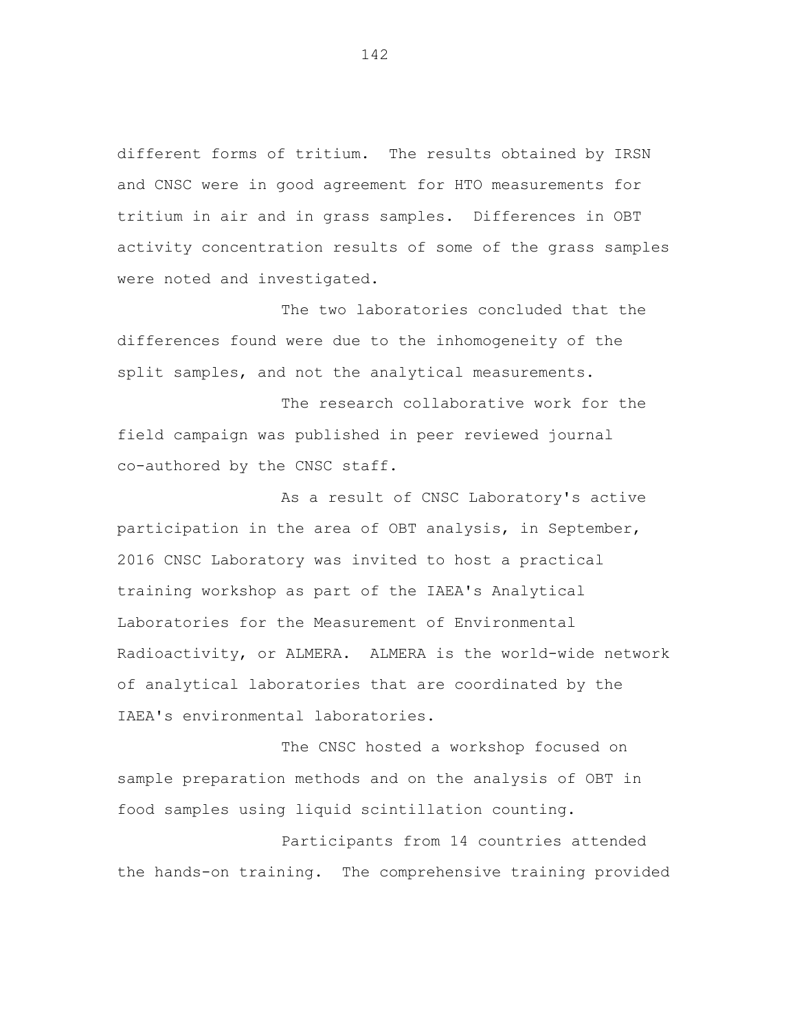different forms of tritium. The results obtained by IRSN and CNSC were in good agreement for HTO measurements for tritium in air and in grass samples. Differences in OBT activity concentration results of some of the grass samples were noted and investigated.

The two laboratories concluded that the differences found were due to the inhomogeneity of the split samples, and not the analytical measurements.

The research collaborative work for the field campaign was published in peer reviewed journal co-authored by the CNSC staff.

As a result of CNSC Laboratory's active participation in the area of OBT analysis, in September, 2016 CNSC Laboratory was invited to host a practical training workshop as part of the IAEA's Analytical Laboratories for the Measurement of Environmental Radioactivity, or ALMERA. ALMERA is the world-wide network of analytical laboratories that are coordinated by the IAEA's environmental laboratories.

The CNSC hosted a workshop focused on sample preparation methods and on the analysis of OBT in food samples using liquid scintillation counting.

Participants from 14 countries attended the hands-on training. The comprehensive training provided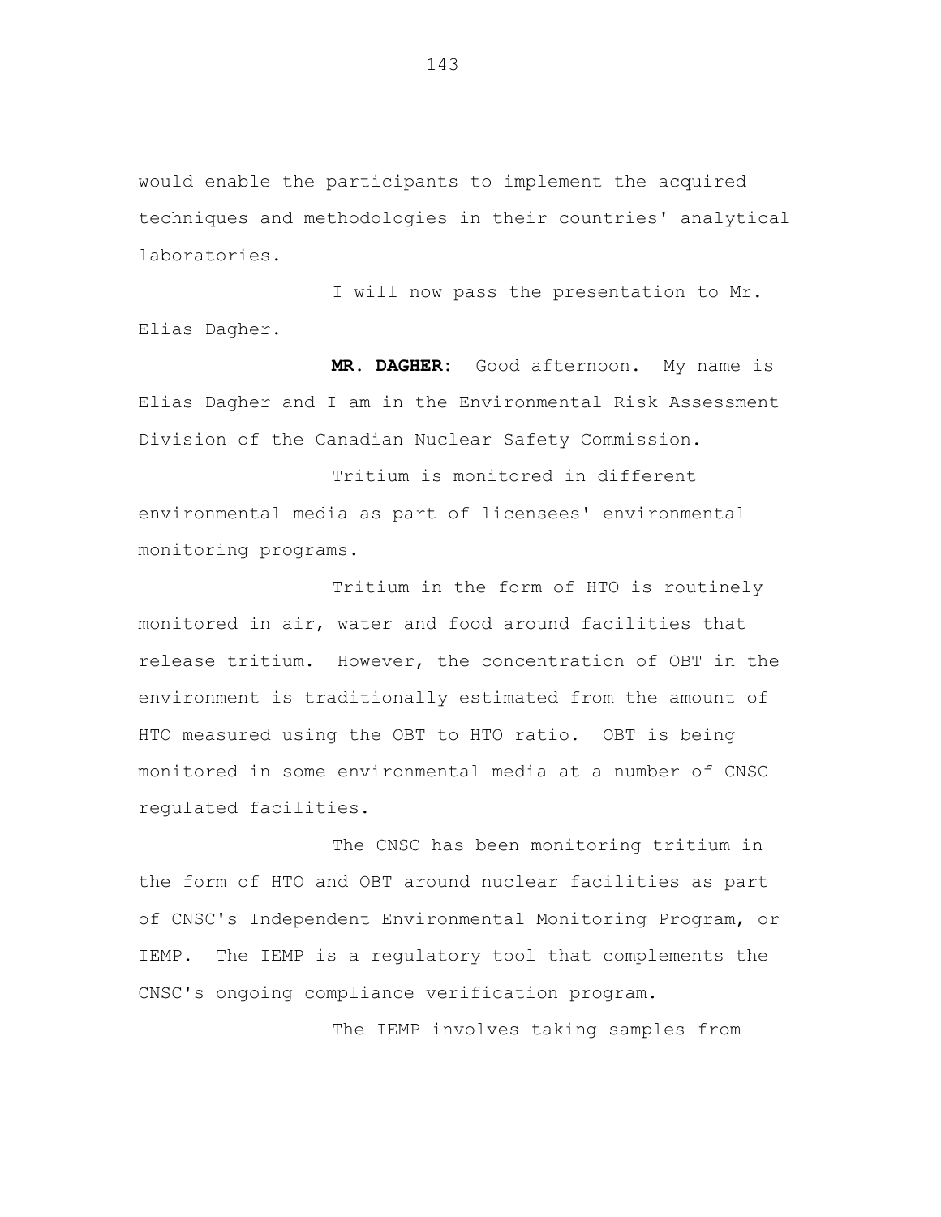would enable the participants to implement the acquired techniques and methodologies in their countries' analytical laboratories.

I will now pass the presentation to Mr. Elias Dagher.

**MR. DAGHER:** Good afternoon. My name is Elias Dagher and I am in the Environmental Risk Assessment Division of the Canadian Nuclear Safety Commission.

Tritium is monitored in different environmental media as part of licensees' environmental monitoring programs.

Tritium in the form of HTO is routinely monitored in air, water and food around facilities that release tritium. However, the concentration of OBT in the environment is traditionally estimated from the amount of HTO measured using the OBT to HTO ratio. OBT is being monitored in some environmental media at a number of CNSC regulated facilities.

The CNSC has been monitoring tritium in the form of HTO and OBT around nuclear facilities as part of CNSC's Independent Environmental Monitoring Program, or IEMP. The IEMP is a regulatory tool that complements the CNSC's ongoing compliance verification program.

The IEMP involves taking samples from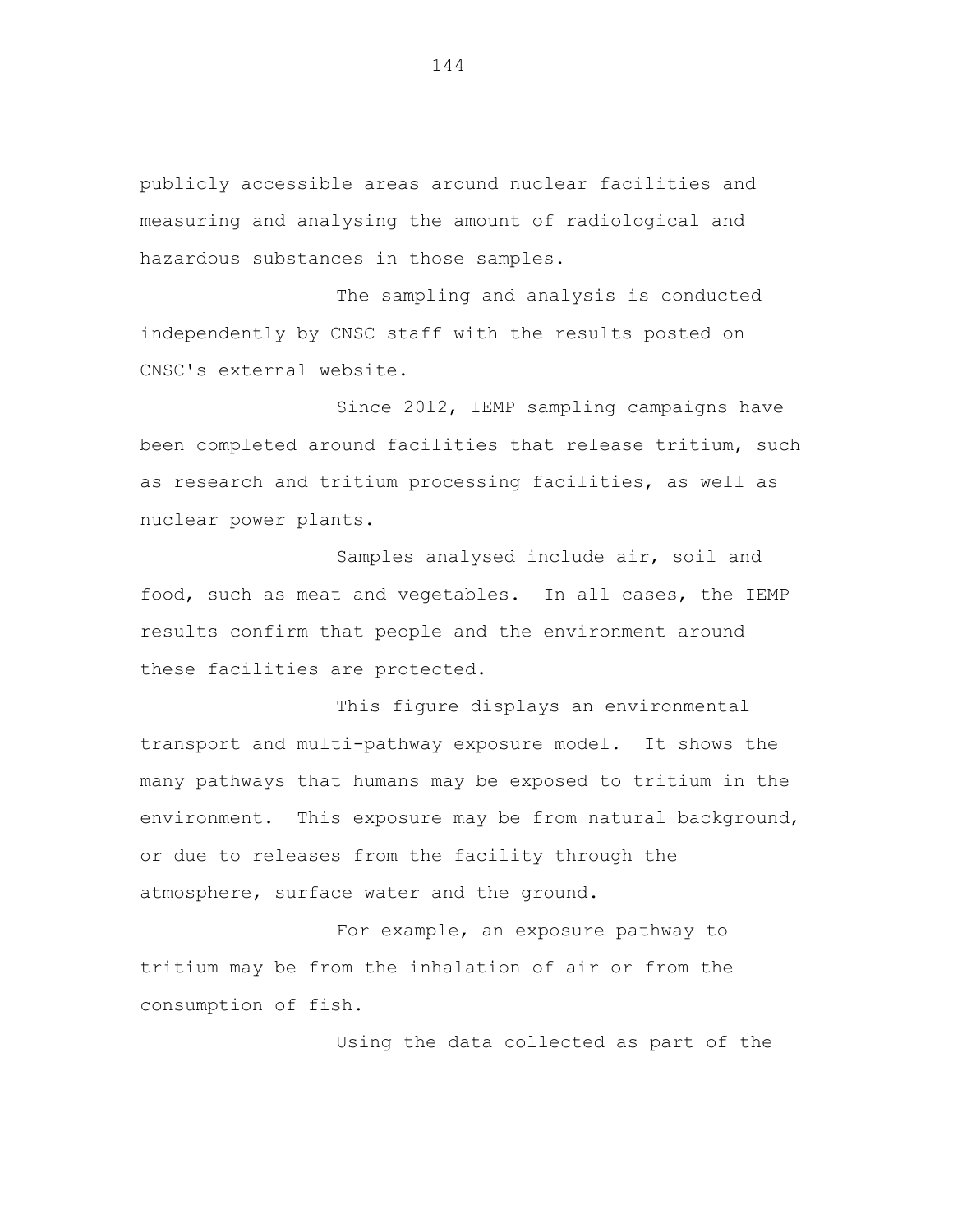publicly accessible areas around nuclear facilities and measuring and analysing the amount of radiological and hazardous substances in those samples.

The sampling and analysis is conducted independently by CNSC staff with the results posted on CNSC's external website.

Since 2012, IEMP sampling campaigns have been completed around facilities that release tritium, such as research and tritium processing facilities, as well as nuclear power plants.

Samples analysed include air, soil and food, such as meat and vegetables. In all cases, the IEMP results confirm that people and the environment around these facilities are protected.

This figure displays an environmental transport and multi-pathway exposure model. It shows the many pathways that humans may be exposed to tritium in the environment. This exposure may be from natural background, or due to releases from the facility through the atmosphere, surface water and the ground.

For example, an exposure pathway to tritium may be from the inhalation of air or from the consumption of fish.

Using the data collected as part of the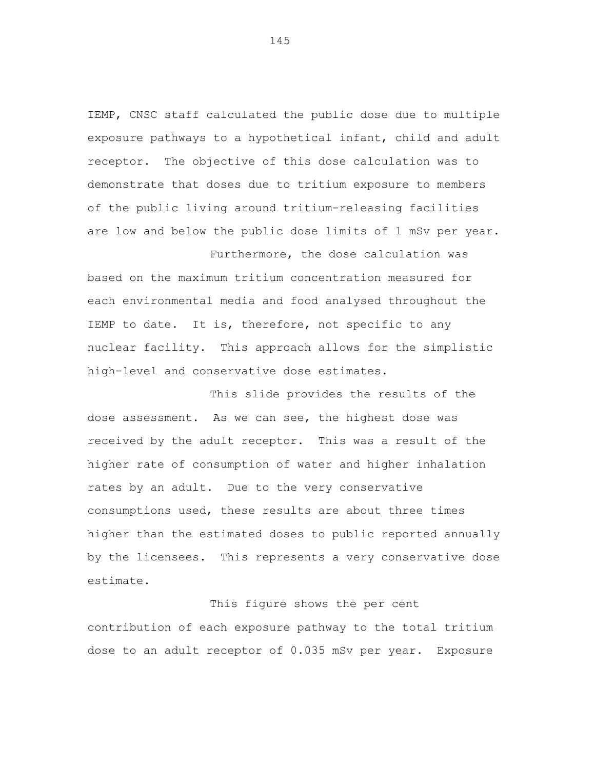IEMP, CNSC staff calculated the public dose due to multiple exposure pathways to a hypothetical infant, child and adult receptor. The objective of this dose calculation was to demonstrate that doses due to tritium exposure to members of the public living around tritium-releasing facilities are low and below the public dose limits of 1 mSv per year.

Furthermore, the dose calculation was based on the maximum tritium concentration measured for each environmental media and food analysed throughout the IEMP to date. It is, therefore, not specific to any nuclear facility. This approach allows for the simplistic high-level and conservative dose estimates.

This slide provides the results of the dose assessment. As we can see, the highest dose was received by the adult receptor. This was a result of the higher rate of consumption of water and higher inhalation rates by an adult. Due to the very conservative consumptions used, these results are about three times higher than the estimated doses to public reported annually by the licensees. This represents a very conservative dose estimate.

This figure shows the per cent contribution of each exposure pathway to the total tritium dose to an adult receptor of 0.035 mSv per year. Exposure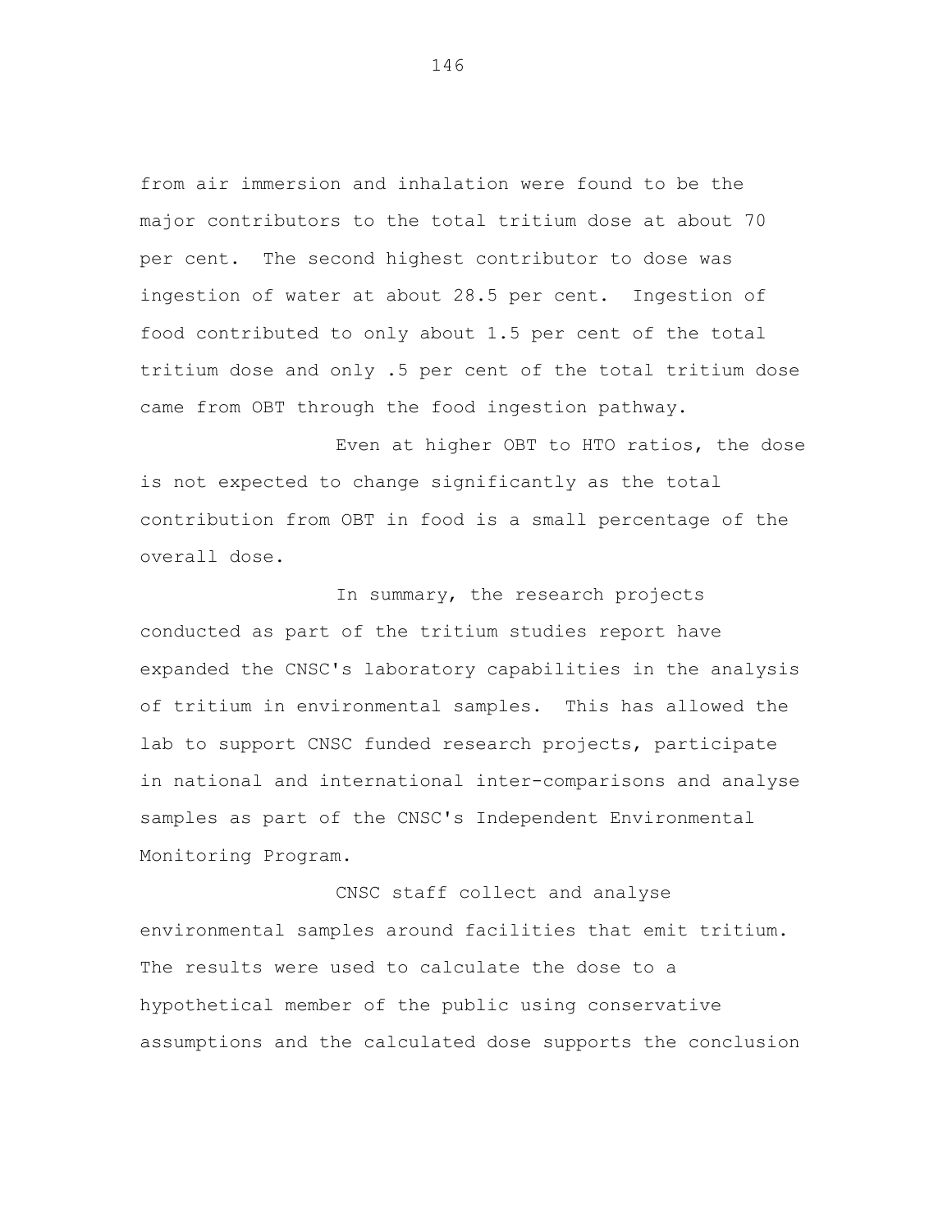from air immersion and inhalation were found to be the major contributors to the total tritium dose at about 70 per cent. The second highest contributor to dose was ingestion of water at about 28.5 per cent. Ingestion of food contributed to only about 1.5 per cent of the total tritium dose and only .5 per cent of the total tritium dose came from OBT through the food ingestion pathway.

Even at higher OBT to HTO ratios, the dose is not expected to change significantly as the total contribution from OBT in food is a small percentage of the overall dose.

In summary, the research projects conducted as part of the tritium studies report have expanded the CNSC's laboratory capabilities in the analysis of tritium in environmental samples. This has allowed the lab to support CNSC funded research projects, participate in national and international inter-comparisons and analyse samples as part of the CNSC's Independent Environmental Monitoring Program.

CNSC staff collect and analyse environmental samples around facilities that emit tritium. The results were used to calculate the dose to a hypothetical member of the public using conservative assumptions and the calculated dose supports the conclusion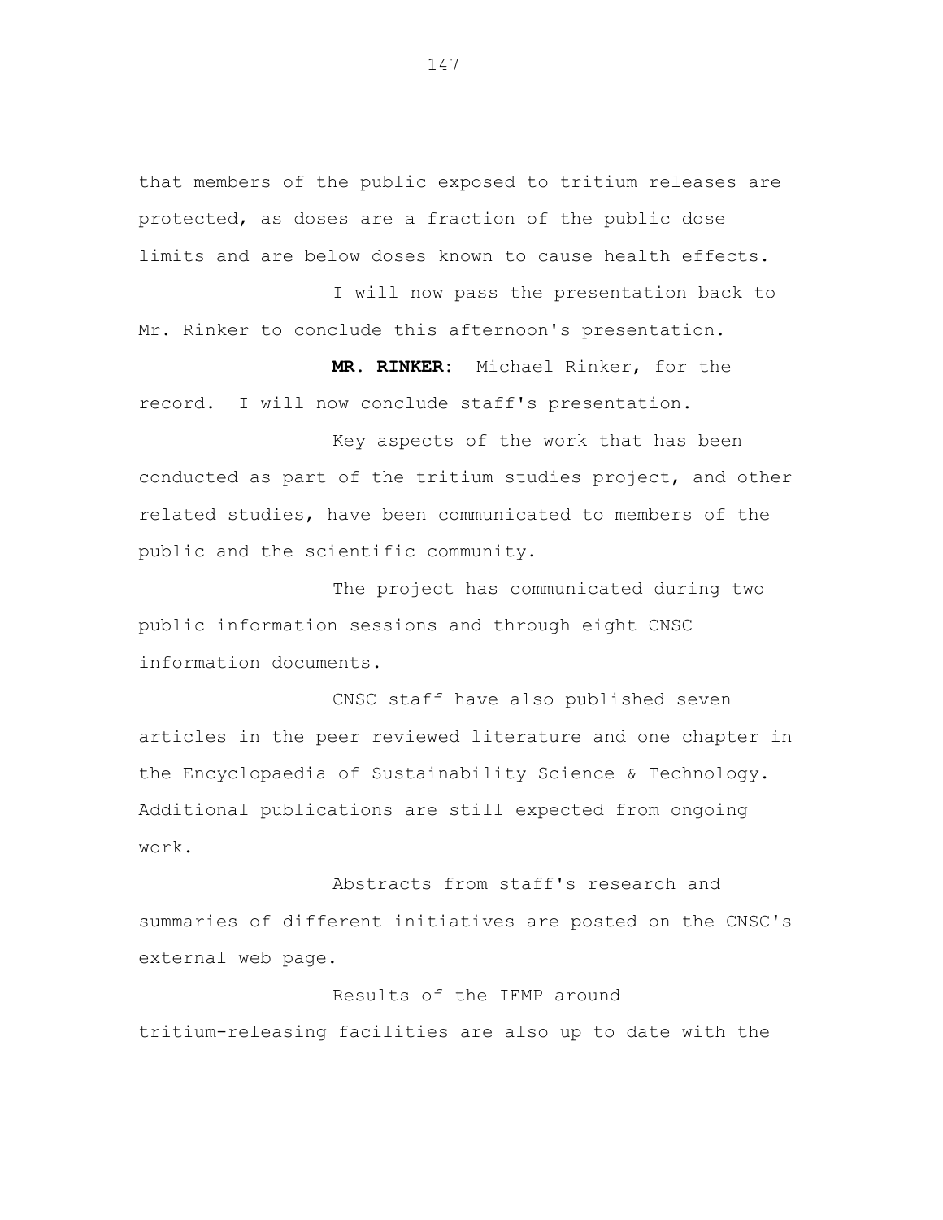that members of the public exposed to tritium releases are protected, as doses are a fraction of the public dose limits and are below doses known to cause health effects.

I will now pass the presentation back to Mr. Rinker to conclude this afternoon's presentation.

**MR. RINKER:** Michael Rinker, for the record. I will now conclude staff's presentation.

Key aspects of the work that has been conducted as part of the tritium studies project, and other related studies, have been communicated to members of the public and the scientific community.

The project has communicated during two public information sessions and through eight CNSC information documents.

CNSC staff have also published seven articles in the peer reviewed literature and one chapter in the Encyclopaedia of Sustainability Science & Technology. Additional publications are still expected from ongoing work.

Abstracts from staff's research and summaries of different initiatives are posted on the CNSC's external web page.

Results of the IEMP around tritium-releasing facilities are also up to date with the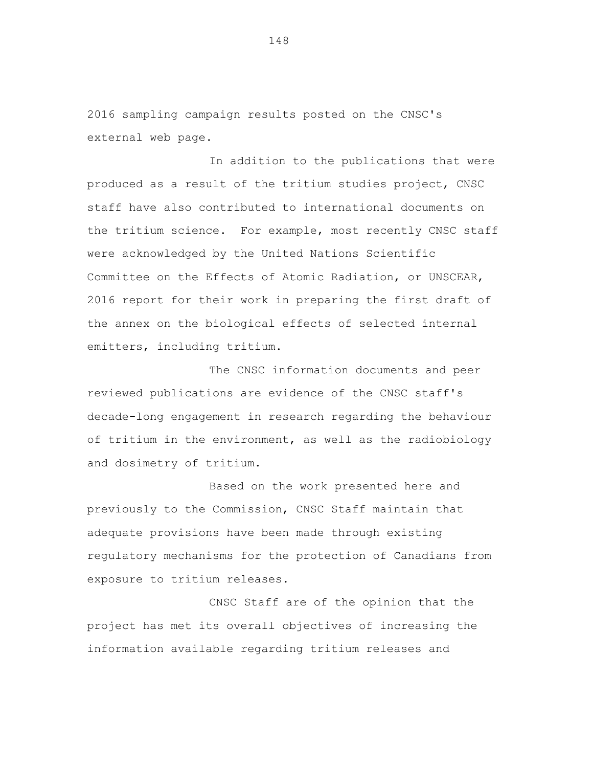2016 sampling campaign results posted on the CNSC's external web page.

In addition to the publications that were produced as a result of the tritium studies project, CNSC staff have also contributed to international documents on the tritium science. For example, most recently CNSC staff were acknowledged by the United Nations Scientific Committee on the Effects of Atomic Radiation, or UNSCEAR, 2016 report for their work in preparing the first draft of the annex on the biological effects of selected internal emitters, including tritium.

The CNSC information documents and peer reviewed publications are evidence of the CNSC staff's decade-long engagement in research regarding the behaviour of tritium in the environment, as well as the radiobiology and dosimetry of tritium.

Based on the work presented here and previously to the Commission, CNSC Staff maintain that adequate provisions have been made through existing regulatory mechanisms for the protection of Canadians from exposure to tritium releases.

CNSC Staff are of the opinion that the project has met its overall objectives of increasing the information available regarding tritium releases and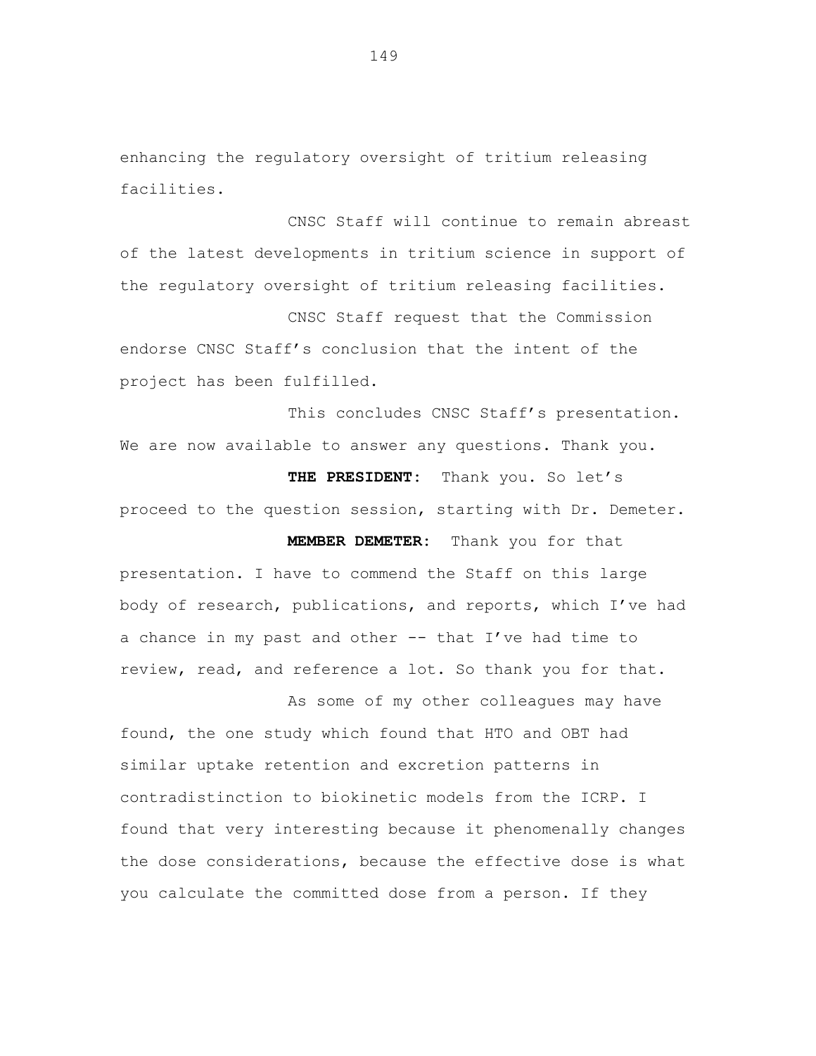enhancing the regulatory oversight of tritium releasing facilities.

CNSC Staff will continue to remain abreast of the latest developments in tritium science in support of the regulatory oversight of tritium releasing facilities.

CNSC Staff request that the Commission endorse CNSC Staff's conclusion that the intent of the project has been fulfilled.

This concludes CNSC Staff's presentation. We are now available to answer any questions. Thank you.

**THE PRESIDENT:** Thank you. So let's proceed to the question session, starting with Dr. Demeter.

**MEMBER DEMETER:** Thank you for that presentation. I have to commend the Staff on this large body of research, publications, and reports, which I've had a chance in my past and other -- that I've had time to review, read, and reference a lot. So thank you for that.

As some of my other colleagues may have found, the one study which found that HTO and OBT had similar uptake retention and excretion patterns in contradistinction to biokinetic models from the ICRP. I found that very interesting because it phenomenally changes the dose considerations, because the effective dose is what you calculate the committed dose from a person. If they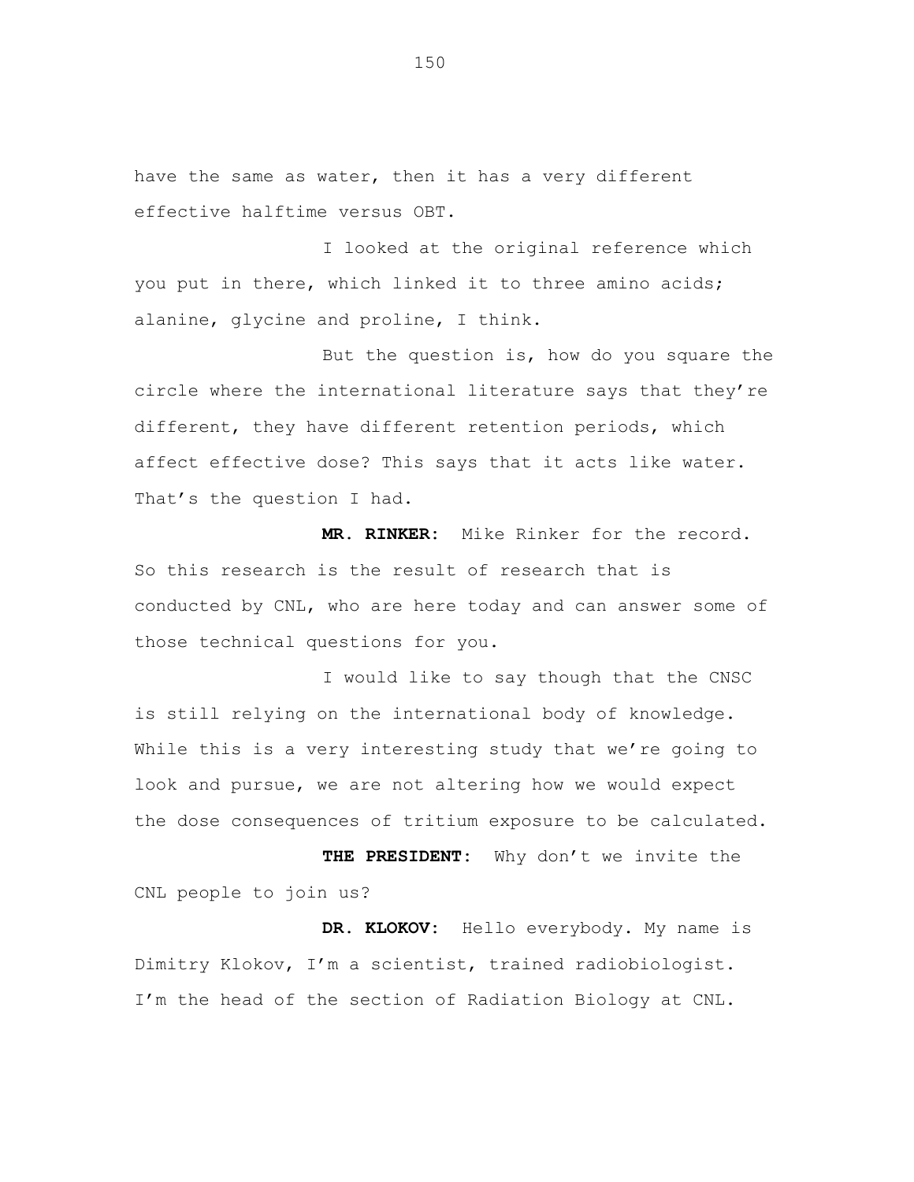have the same as water, then it has a very different effective halftime versus OBT.

I looked at the original reference which you put in there, which linked it to three amino acids; alanine, glycine and proline, I think.

But the question is, how do you square the circle where the international literature says that they're different, they have different retention periods, which affect effective dose? This says that it acts like water. That's the question I had.

**MR. RINKER:** Mike Rinker for the record. So this research is the result of research that is conducted by CNL, who are here today and can answer some of those technical questions for you.

I would like to say though that the CNSC is still relying on the international body of knowledge. While this is a very interesting study that we're going to look and pursue, we are not altering how we would expect the dose consequences of tritium exposure to be calculated.

**THE PRESIDENT:** Why don't we invite the CNL people to join us?

**DR. KLOKOV:** Hello everybody. My name is Dimitry Klokov, I'm a scientist, trained radiobiologist. I'm the head of the section of Radiation Biology at CNL.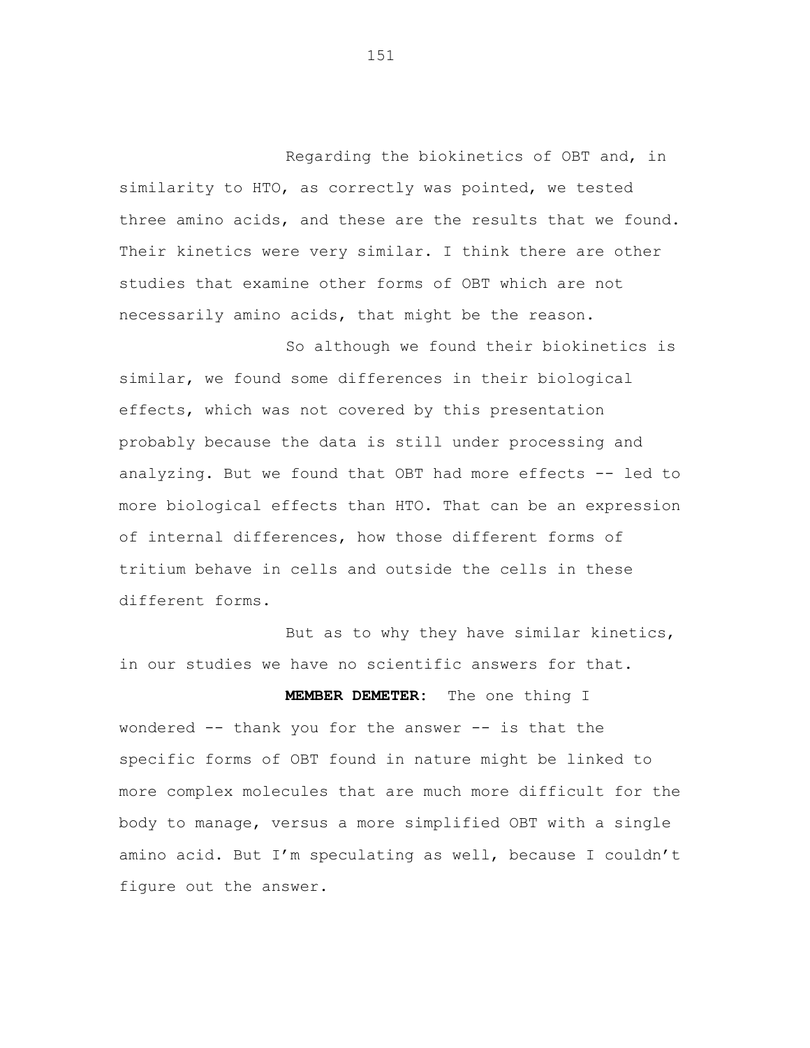Regarding the biokinetics of OBT and, in similarity to HTO, as correctly was pointed, we tested three amino acids, and these are the results that we found. Their kinetics were very similar. I think there are other studies that examine other forms of OBT which are not necessarily amino acids, that might be the reason.

So although we found their biokinetics is similar, we found some differences in their biological effects, which was not covered by this presentation probably because the data is still under processing and analyzing. But we found that OBT had more effects -- led to more biological effects than HTO. That can be an expression of internal differences, how those different forms of tritium behave in cells and outside the cells in these different forms.

But as to why they have similar kinetics, in our studies we have no scientific answers for that.

**MEMBER DEMETER:** The one thing I wondered -- thank you for the answer -- is that the specific forms of OBT found in nature might be linked to more complex molecules that are much more difficult for the body to manage, versus a more simplified OBT with a single amino acid. But I'm speculating as well, because I couldn't figure out the answer.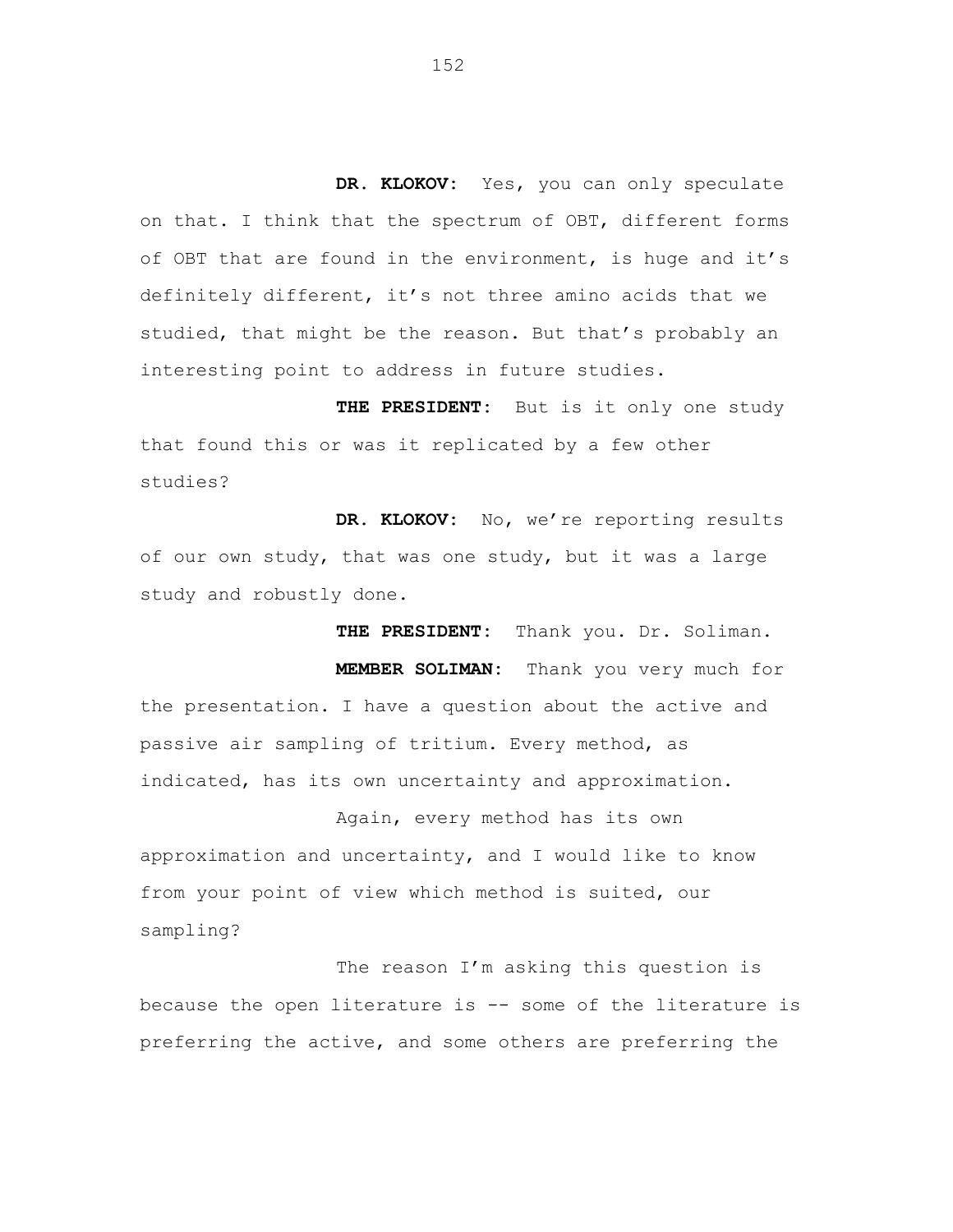**DR. KLOKOV:** Yes, you can only speculate on that. I think that the spectrum of OBT, different forms of OBT that are found in the environment, is huge and it's definitely different, it's not three amino acids that we studied, that might be the reason. But that's probably an interesting point to address in future studies.

**THE PRESIDENT:** But is it only one study that found this or was it replicated by a few other studies?

**DR. KLOKOV:** No, we're reporting results of our own study, that was one study, but it was a large study and robustly done.

**THE PRESIDENT:** Thank you. Dr. Soliman.

**MEMBER SOLIMAN:** Thank you very much for the presentation. I have a question about the active and passive air sampling of tritium. Every method, as indicated, has its own uncertainty and approximation.

Again, every method has its own approximation and uncertainty, and I would like to know from your point of view which method is suited, our sampling?

The reason I'm asking this question is because the open literature is -- some of the literature is preferring the active, and some others are preferring the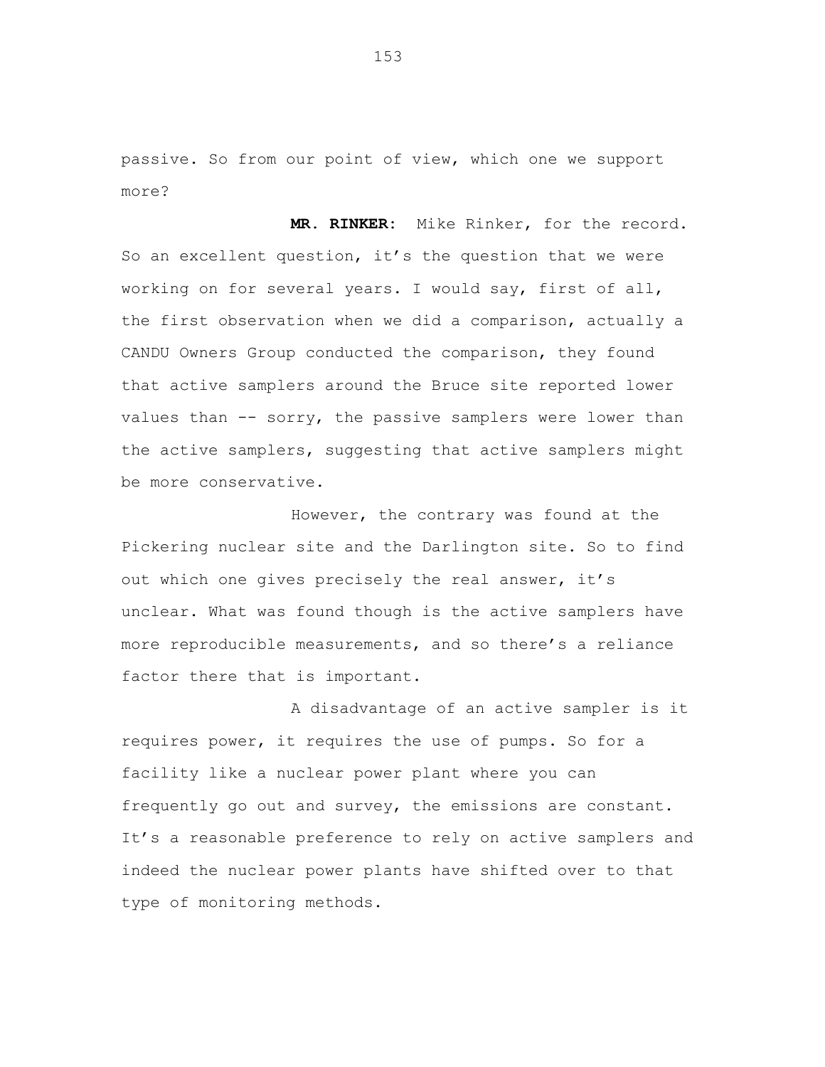passive. So from our point of view, which one we support more?

**MR. RINKER:** Mike Rinker, for the record. So an excellent question, it's the question that we were working on for several years. I would say, first of all, the first observation when we did a comparison, actually a CANDU Owners Group conducted the comparison, they found that active samplers around the Bruce site reported lower values than -- sorry, the passive samplers were lower than the active samplers, suggesting that active samplers might be more conservative.

However, the contrary was found at the Pickering nuclear site and the Darlington site. So to find out which one gives precisely the real answer, it's unclear. What was found though is the active samplers have more reproducible measurements, and so there's a reliance factor there that is important.

A disadvantage of an active sampler is it requires power, it requires the use of pumps. So for a facility like a nuclear power plant where you can frequently go out and survey, the emissions are constant. It's a reasonable preference to rely on active samplers and indeed the nuclear power plants have shifted over to that type of monitoring methods.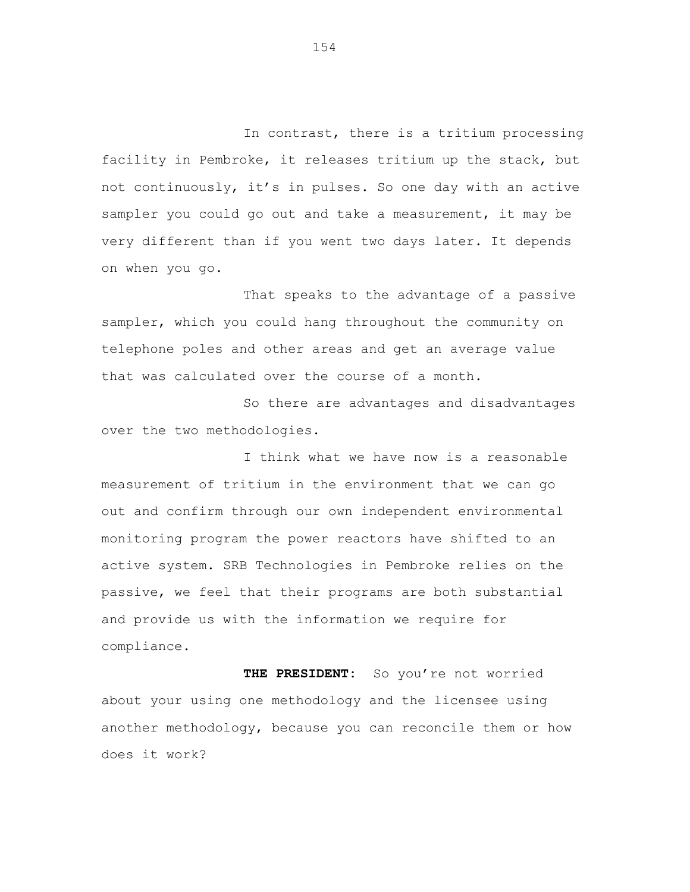In contrast, there is a tritium processing facility in Pembroke, it releases tritium up the stack, but not continuously, it's in pulses. So one day with an active sampler you could go out and take a measurement, it may be very different than if you went two days later. It depends on when you go.

That speaks to the advantage of a passive sampler, which you could hang throughout the community on telephone poles and other areas and get an average value that was calculated over the course of a month.

So there are advantages and disadvantages over the two methodologies.

I think what we have now is a reasonable measurement of tritium in the environment that we can go out and confirm through our own independent environmental monitoring program the power reactors have shifted to an active system. SRB Technologies in Pembroke relies on the passive, we feel that their programs are both substantial and provide us with the information we require for compliance.

**THE PRESIDENT:** So you're not worried about your using one methodology and the licensee using another methodology, because you can reconcile them or how does it work?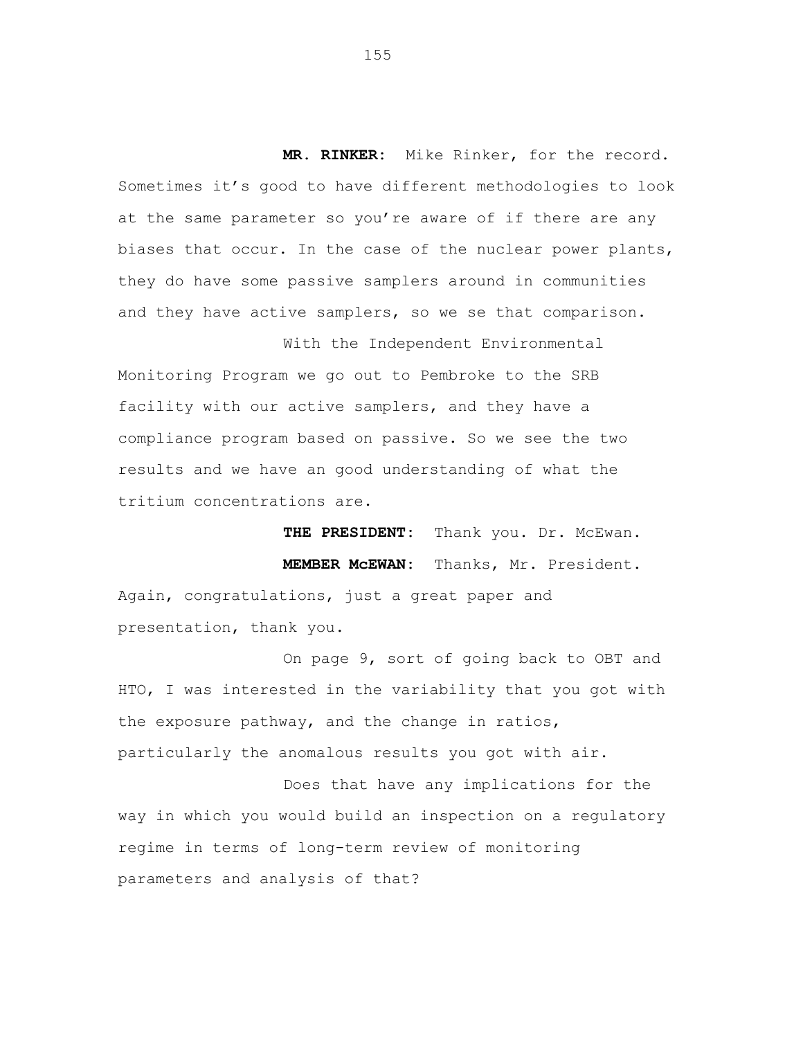**MR. RINKER:** Mike Rinker, for the record. Sometimes it’s good to have different methodologies to look at the same parameter so you’re aware of if there are any biases that occur. In the case of the nuclear power plants, they do have some passive samplers around in communities and they have active samplers, so we se that comparison.

With the Independent Environmental Monitoring Program we go out to Pembroke to the SRB facility with our active samplers, and they have a compliance program based on passive. So we see the two results and we have an good understanding of what the tritium concentrations are.

**THE PRESIDENT:** Thank you. Dr. McEwan.

**MEMBER McEWAN:** Thanks, Mr. President. Again, congratulations, just a great paper and presentation, thank you.

On page 9, sort of going back to OBT and HTO, I was interested in the variability that you got with the exposure pathway, and the change in ratios, particularly the anomalous results you got with air.

Does that have any implications for the way in which you would build an inspection on a regulatory regime in terms of long-term review of monitoring parameters and analysis of that?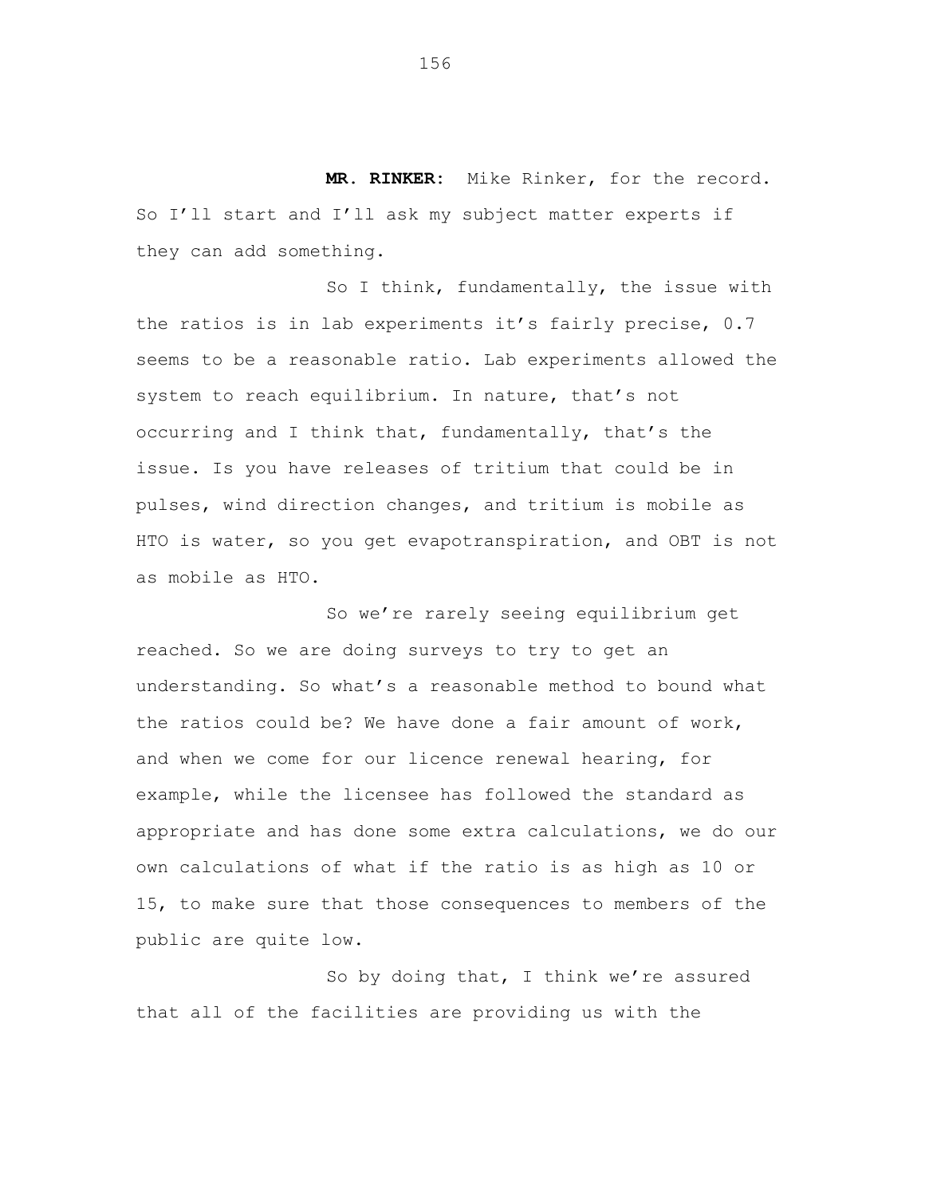**MR. RINKER:** Mike Rinker, for the record. So I'll start and I'll ask my subject matter experts if they can add something.

So I think, fundamentally, the issue with the ratios is in lab experiments it's fairly precise, 0.7 seems to be a reasonable ratio. Lab experiments allowed the system to reach equilibrium. In nature, that's not occurring and I think that, fundamentally, that's the issue. Is you have releases of tritium that could be in pulses, wind direction changes, and tritium is mobile as HTO is water, so you get evapotranspiration, and OBT is not as mobile as HTO.

So we're rarely seeing equilibrium get reached. So we are doing surveys to try to get an understanding. So what's a reasonable method to bound what the ratios could be? We have done a fair amount of work, and when we come for our licence renewal hearing, for example, while the licensee has followed the standard as appropriate and has done some extra calculations, we do our own calculations of what if the ratio is as high as 10 or 15, to make sure that those consequences to members of the public are quite low.

So by doing that, I think we're assured that all of the facilities are providing us with the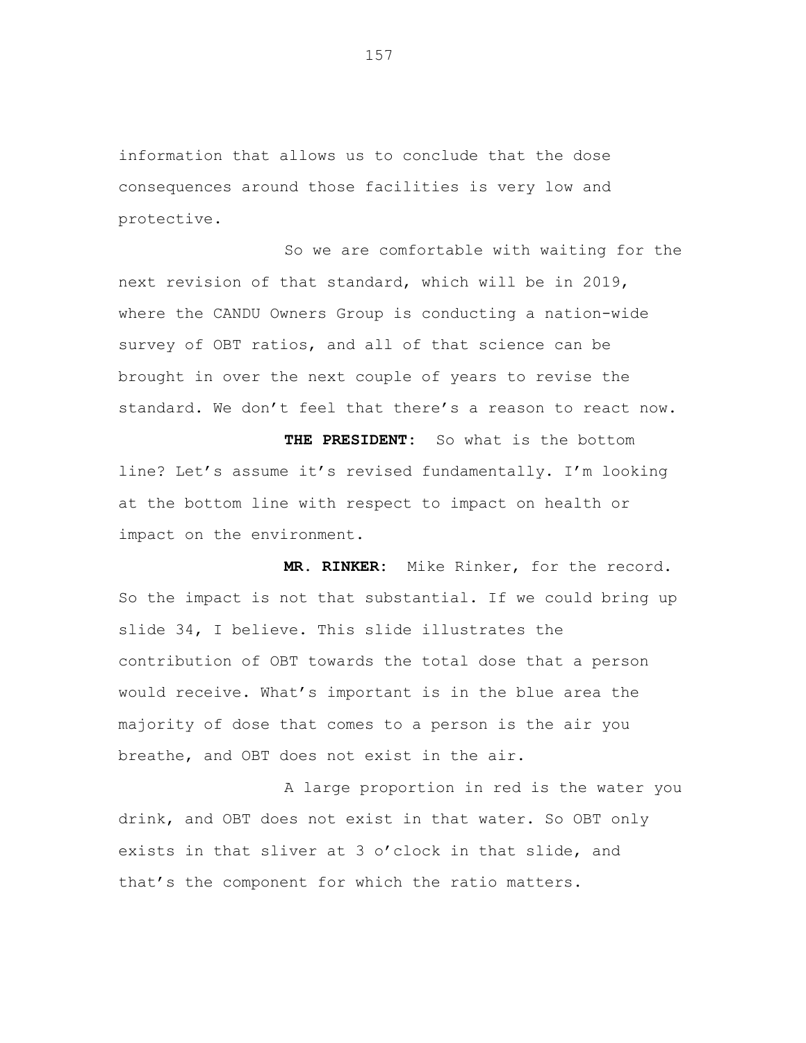information that allows us to conclude that the dose consequences around those facilities is very low and protective.

So we are comfortable with waiting for the next revision of that standard, which will be in 2019, where the CANDU Owners Group is conducting a nation-wide survey of OBT ratios, and all of that science can be brought in over the next couple of years to revise the standard. We don't feel that there's a reason to react now.

**THE PRESIDENT:** So what is the bottom line? Let's assume it's revised fundamentally. I'm looking at the bottom line with respect to impact on health or impact on the environment.

**MR. RINKER:** Mike Rinker, for the record. So the impact is not that substantial. If we could bring up slide 34, I believe. This slide illustrates the contribution of OBT towards the total dose that a person would receive. What's important is in the blue area the majority of dose that comes to a person is the air you breathe, and OBT does not exist in the air.

A large proportion in red is the water you drink, and OBT does not exist in that water. So OBT only exists in that sliver at 3 o'clock in that slide, and that's the component for which the ratio matters.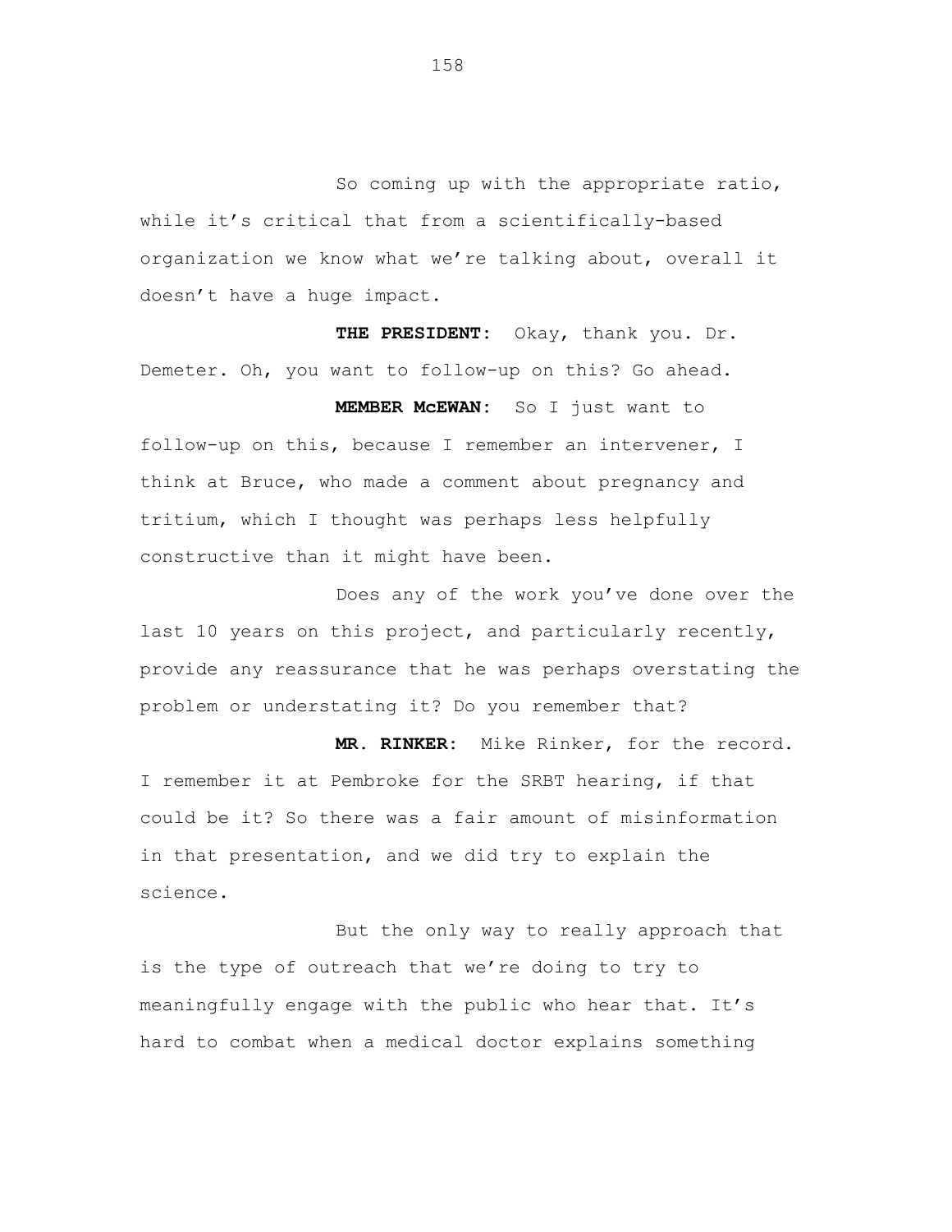So coming up with the appropriate ratio, while it’s critical that from a scientifically-based organization we know what we’re talking about, overall it doesn’t have a huge impact.

**THE PRESIDENT:** Okay, thank you. Dr. Demeter. Oh, you want to follow-up on this? Go ahead.

**MEMBER McEWAN:** So I just want to follow-up on this, because I remember an intervener, I think at Bruce, who made a comment about pregnancy and tritium, which I thought was perhaps less helpfully constructive than it might have been.

Does any of the work you’ve done over the last 10 years on this project, and particularly recently, provide any reassurance that he was perhaps overstating the problem or understating it? Do you remember that?

**MR. RINKER:** Mike Rinker, for the record. I remember it at Pembroke for the SRBT hearing, if that could be it? So there was a fair amount of misinformation in that presentation, and we did try to explain the science.

But the only way to really approach that is the type of outreach that we’re doing to try to meaningfully engage with the public who hear that. It’s hard to combat when a medical doctor explains something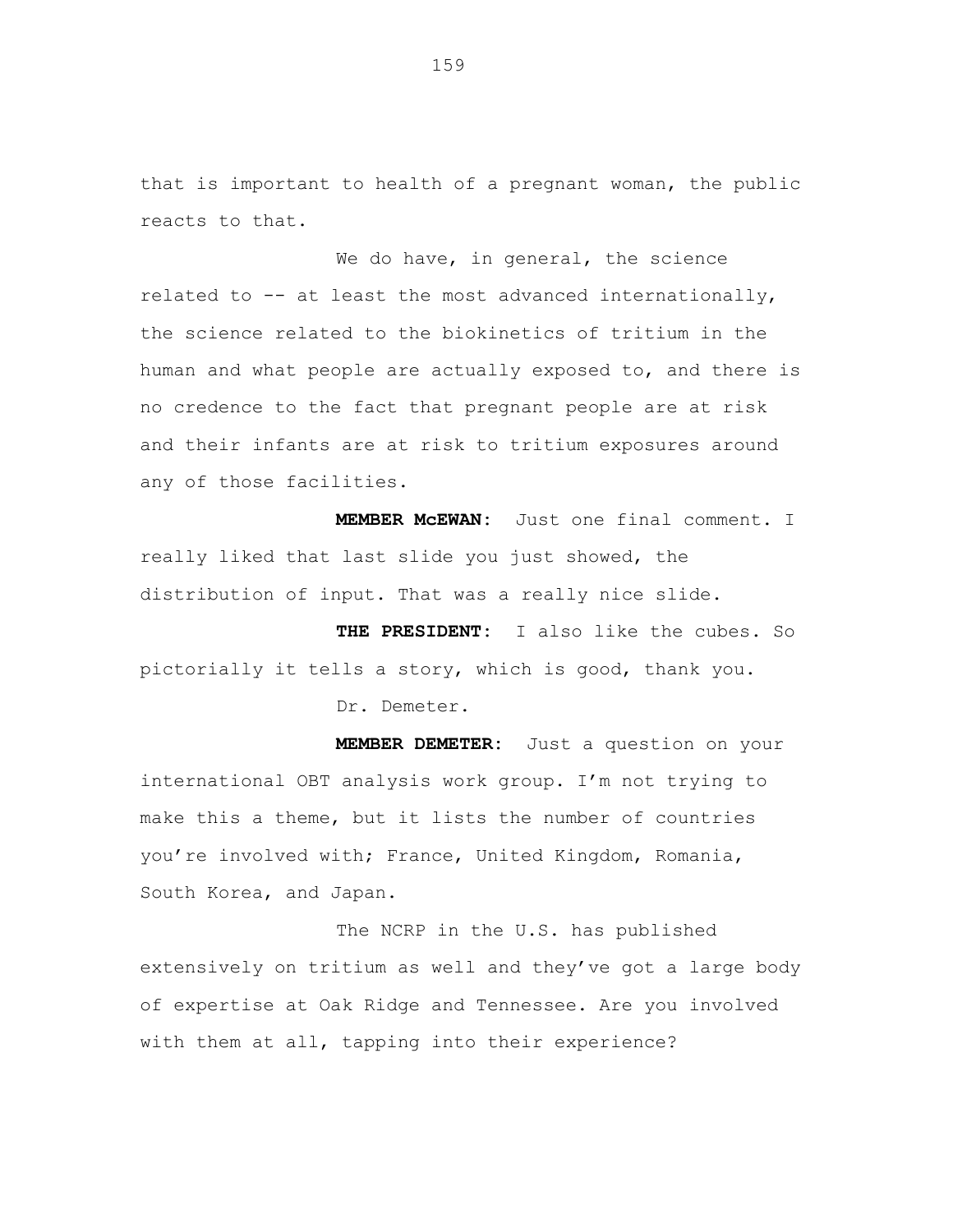that is important to health of a pregnant woman, the public reacts to that.

We do have, in general, the science related to -- at least the most advanced internationally, the science related to the biokinetics of tritium in the human and what people are actually exposed to, and there is no credence to the fact that pregnant people are at risk and their infants are at risk to tritium exposures around any of those facilities.

**MEMBER McEWAN:** Just one final comment. I really liked that last slide you just showed, the distribution of input. That was a really nice slide.

**THE PRESIDENT:** I also like the cubes. So pictorially it tells a story, which is good, thank you.

Dr. Demeter.

**MEMBER DEMETER:** Just a question on your international OBT analysis work group. I'm not trying to make this a theme, but it lists the number of countries you're involved with; France, United Kingdom, Romania, South Korea, and Japan.

The NCRP in the U.S. has published extensively on tritium as well and they've got a large body of expertise at Oak Ridge and Tennessee. Are you involved with them at all, tapping into their experience?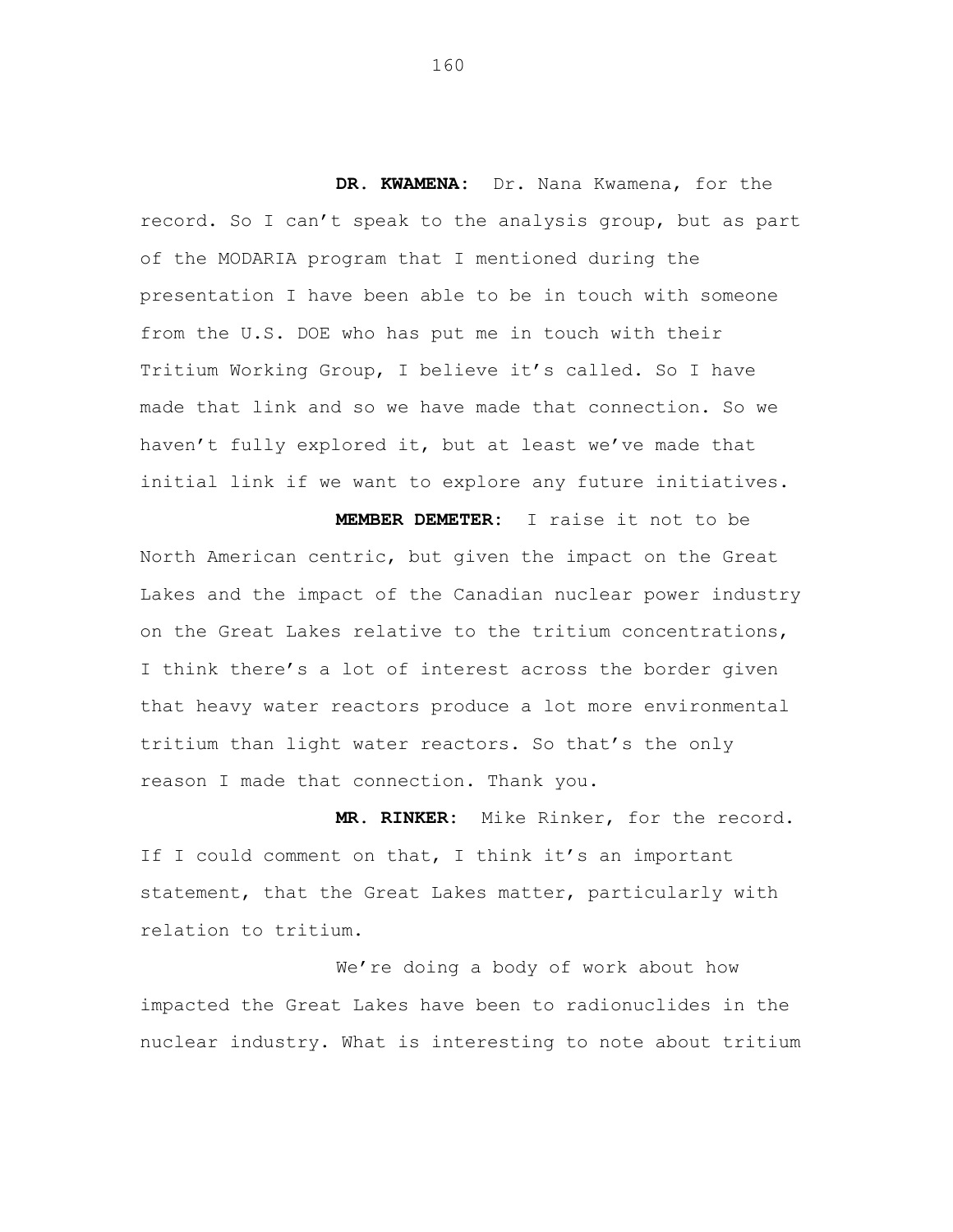**DR. KWAMENA:** Dr. Nana Kwamena, for the record. So I can't speak to the analysis group, but as part of the MODARIA program that I mentioned during the presentation I have been able to be in touch with someone from the U.S. DOE who has put me in touch with their Tritium Working Group, I believe it's called. So I have made that link and so we have made that connection. So we haven't fully explored it, but at least we've made that initial link if we want to explore any future initiatives.

**MEMBER DEMETER:** I raise it not to be North American centric, but given the impact on the Great Lakes and the impact of the Canadian nuclear power industry on the Great Lakes relative to the tritium concentrations, I think there's a lot of interest across the border given that heavy water reactors produce a lot more environmental tritium than light water reactors. So that's the only reason I made that connection. Thank you.

**MR. RINKER:** Mike Rinker, for the record. If I could comment on that, I think it's an important statement, that the Great Lakes matter, particularly with relation to tritium.

We're doing a body of work about how impacted the Great Lakes have been to radionuclides in the nuclear industry. What is interesting to note about tritium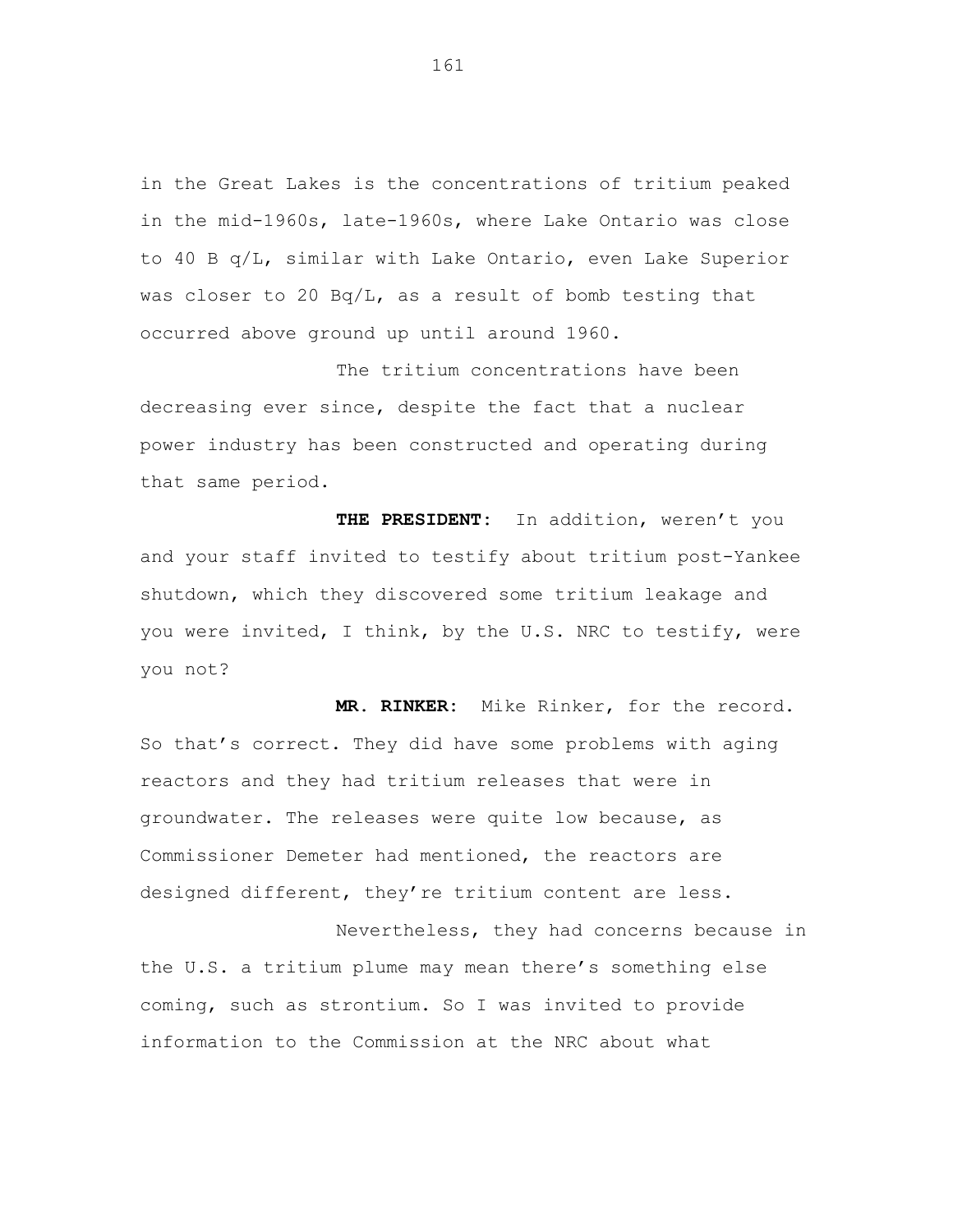in the Great Lakes is the concentrations of tritium peaked in the mid-1960s, late-1960s, where Lake Ontario was close to 40 B q/L, similar with Lake Ontario, even Lake Superior was closer to 20 Bq/L, as a result of bomb testing that occurred above ground up until around 1960.

The tritium concentrations have been decreasing ever since, despite the fact that a nuclear power industry has been constructed and operating during that same period.

**THE PRESIDENT:** In addition, weren't you and your staff invited to testify about tritium post-Yankee shutdown, which they discovered some tritium leakage and you were invited, I think, by the U.S. NRC to testify, were you not?

**MR. RINKER:** Mike Rinker, for the record. So that's correct. They did have some problems with aging reactors and they had tritium releases that were in groundwater. The releases were quite low because, as Commissioner Demeter had mentioned, the reactors are designed different, they're tritium content are less.

Nevertheless, they had concerns because in the U.S. a tritium plume may mean there's something else coming, such as strontium. So I was invited to provide information to the Commission at the NRC about what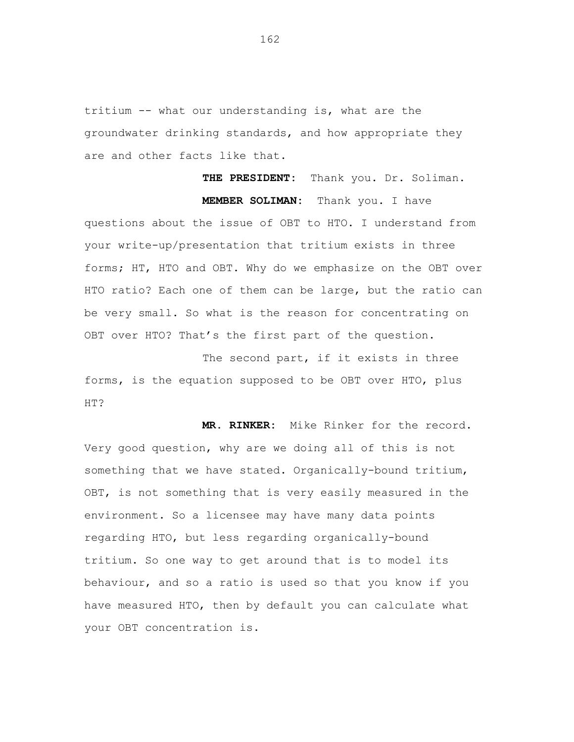tritium -- what our understanding is, what are the groundwater drinking standards, and how appropriate they are and other facts like that.

**THE PRESIDENT:** Thank you. Dr. Soliman.

**MEMBER SOLIMAN:** Thank you. I have questions about the issue of OBT to HTO. I understand from your write-up/presentation that tritium exists in three forms; HT, HTO and OBT. Why do we emphasize on the OBT over HTO ratio? Each one of them can be large, but the ratio can be very small. So what is the reason for concentrating on OBT over HTO? That's the first part of the question.

The second part, if it exists in three forms, is the equation supposed to be OBT over HTO, plus HT?

**MR. RINKER:** Mike Rinker for the record. Very good question, why are we doing all of this is not something that we have stated. Organically-bound tritium, OBT, is not something that is very easily measured in the environment. So a licensee may have many data points regarding HTO, but less regarding organically-bound tritium. So one way to get around that is to model its behaviour, and so a ratio is used so that you know if you have measured HTO, then by default you can calculate what your OBT concentration is.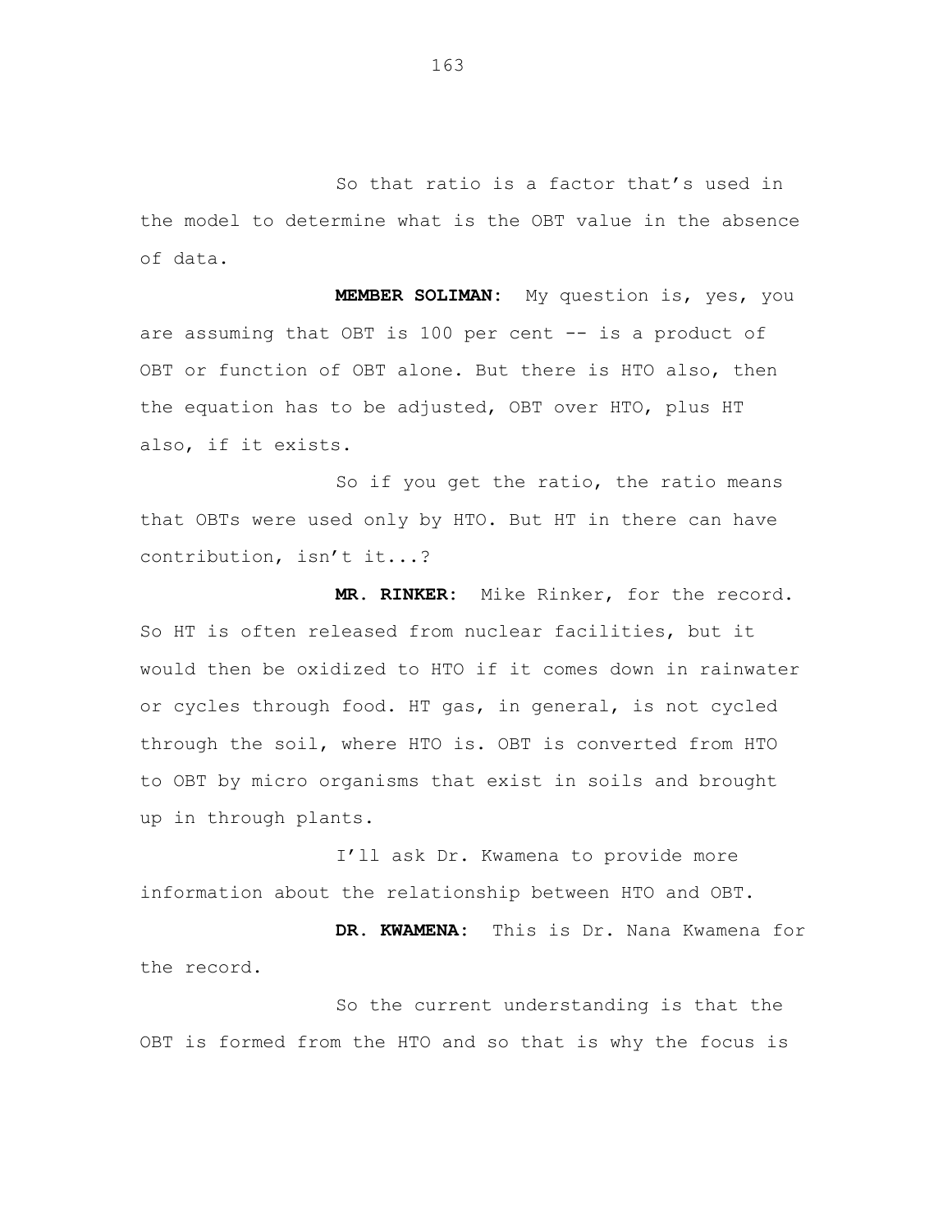So that ratio is a factor that's used in the model to determine what is the OBT value in the absence of data.

**MEMBER SOLIMAN:** My question is, yes, you are assuming that OBT is 100 per cent -- is a product of OBT or function of OBT alone. But there is HTO also, then the equation has to be adjusted, OBT over HTO, plus HT also, if it exists.

So if you get the ratio, the ratio means that OBTs were used only by HTO. But HT in there can have contribution, isn't it...?

**MR. RINKER:** Mike Rinker, for the record. So HT is often released from nuclear facilities, but it would then be oxidized to HTO if it comes down in rainwater or cycles through food. HT gas, in general, is not cycled through the soil, where HTO is. OBT is converted from HTO to OBT by micro organisms that exist in soils and brought up in through plants.

I'll ask Dr. Kwamena to provide more information about the relationship between HTO and OBT.

**DR. KWAMENA:** This is Dr. Nana Kwamena for the record.

So the current understanding is that the OBT is formed from the HTO and so that is why the focus is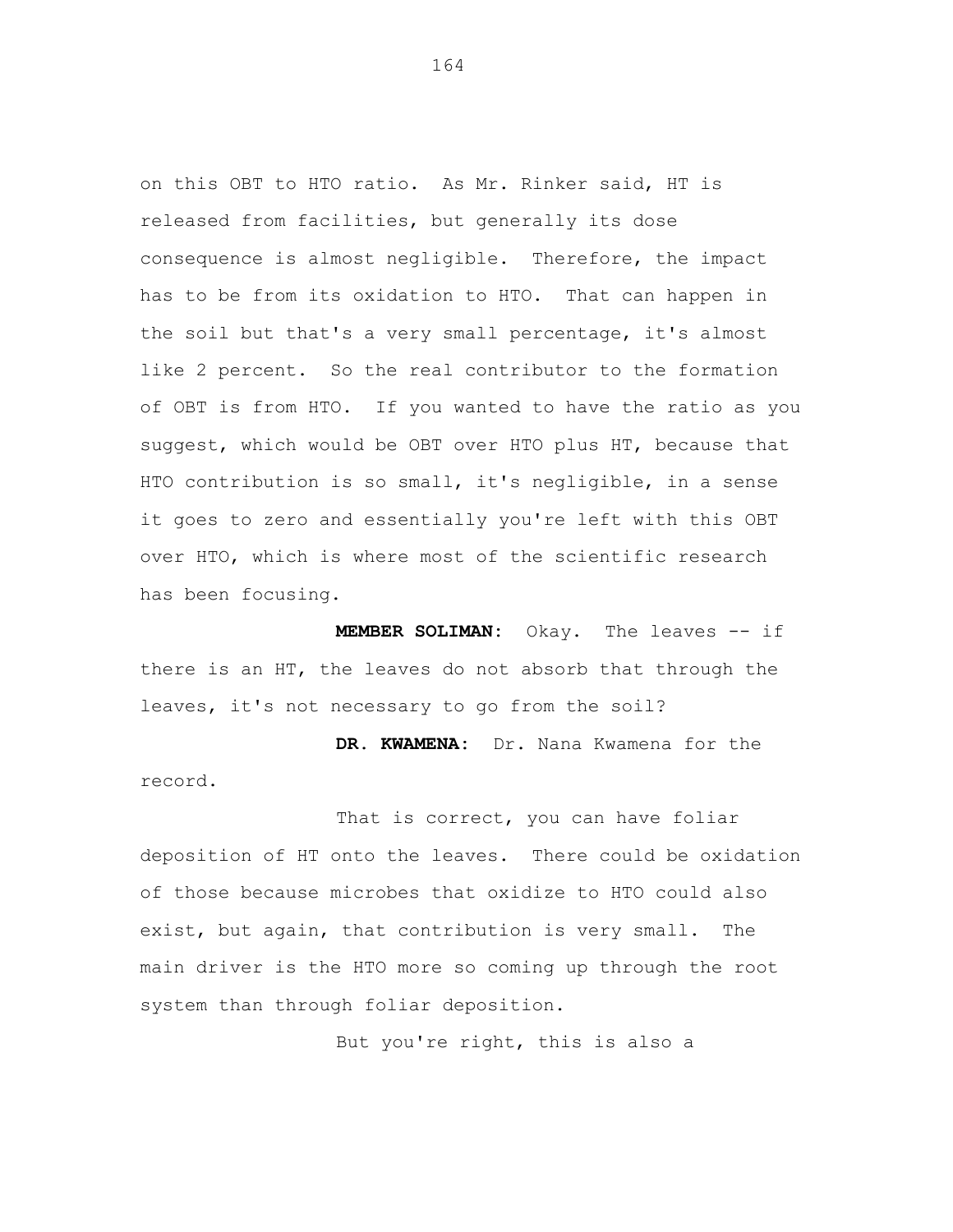on this OBT to HTO ratio. As Mr. Rinker said, HT is released from facilities, but generally its dose consequence is almost negligible. Therefore, the impact has to be from its oxidation to HTO. That can happen in the soil but that's a very small percentage, it's almost like 2 percent. So the real contributor to the formation of OBT is from HTO. If you wanted to have the ratio as you suggest, which would be OBT over HTO plus HT, because that HTO contribution is so small, it's negligible, in a sense it goes to zero and essentially you're left with this OBT over HTO, which is where most of the scientific research has been focusing.

**MEMBER SOLIMAN:** Okay. The leaves -- if there is an HT, the leaves do not absorb that through the leaves, it's not necessary to go from the soil?

**DR. KWAMENA:** Dr. Nana Kwamena for the record.

That is correct, you can have foliar deposition of HT onto the leaves. There could be oxidation of those because microbes that oxidize to HTO could also exist, but again, that contribution is very small. The main driver is the HTO more so coming up through the root system than through foliar deposition.

But you're right, this is also a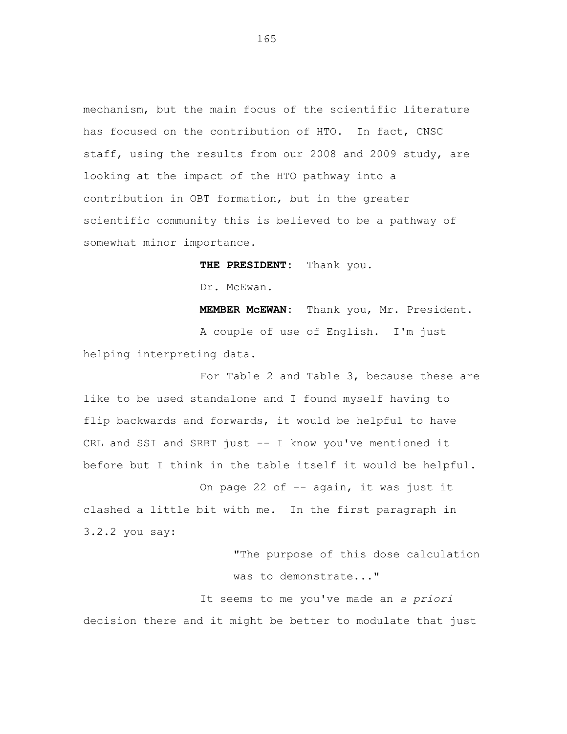mechanism, but the main focus of the scientific literature has focused on the contribution of HTO. In fact, CNSC staff, using the results from our 2008 and 2009 study, are looking at the impact of the HTO pathway into a contribution in OBT formation, but in the greater scientific community this is believed to be a pathway of somewhat minor importance.

**THE PRESIDENT:** Thank you.

Dr. McEwan.

**MEMBER McEWAN:** Thank you, Mr. President.

A couple of use of English. I'm just helping interpreting data.

For Table 2 and Table 3, because these are like to be used standalone and I found myself having to flip backwards and forwards, it would be helpful to have CRL and SSI and SRBT just -- I know you've mentioned it before but I think in the table itself it would be helpful.

On page 22 of -- again, it was just it clashed a little bit with me. In the first paragraph in 3.2.2 you say:

> "The purpose of this dose calculation was to demonstrate..."

It seems to me you've made an *a priori* decision there and it might be better to modulate that just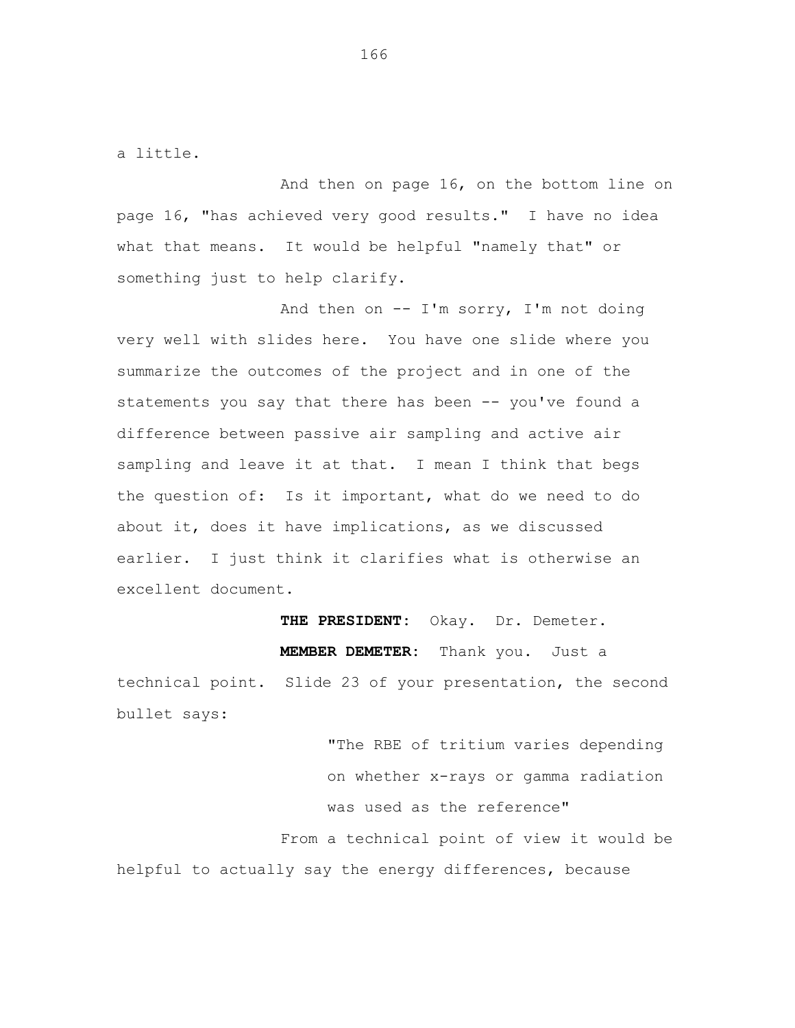a little.

And then on page 16, on the bottom line on page 16, "has achieved very good results." I have no idea what that means. It would be helpful "namely that" or something just to help clarify.

And then on -- I'm sorry, I'm not doing very well with slides here. You have one slide where you summarize the outcomes of the project and in one of the statements you say that there has been -- you've found a difference between passive air sampling and active air sampling and leave it at that. I mean I think that begs the question of: Is it important, what do we need to do about it, does it have implications, as we discussed earlier. I just think it clarifies what is otherwise an excellent document.

**THE PRESIDENT:** Okay. Dr. Demeter.

**MEMBER DEMETER:** Thank you. Just a technical point. Slide 23 of your presentation, the second bullet says:

> "The RBE of tritium varies depending on whether x-rays or gamma radiation was used as the reference"

From a technical point of view it would be helpful to actually say the energy differences, because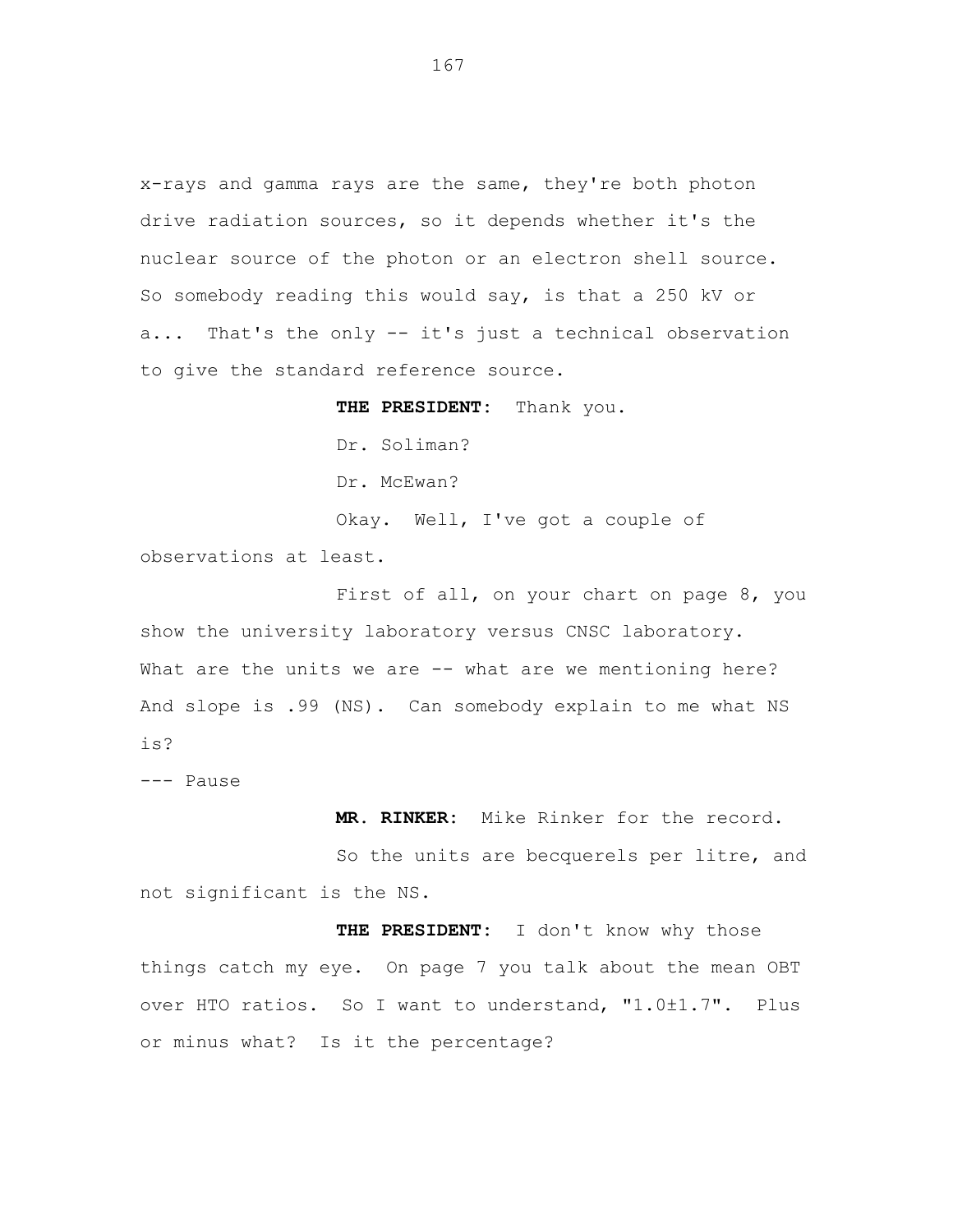x-rays and gamma rays are the same, they're both photon drive radiation sources, so it depends whether it's the nuclear source of the photon or an electron shell source. So somebody reading this would say, is that a 250 kV or a... That's the only -- it's just a technical observation to give the standard reference source.

**THE PRESIDENT:** Thank you.

Dr. Soliman?

Dr. McEwan?

Okay. Well, I've got a couple of observations at least.

First of all, on your chart on page 8, you show the university laboratory versus CNSC laboratory. What are the units we are -- what are we mentioning here? And slope is .99 (NS). Can somebody explain to me what NS is?

--- Pause

**MR. RINKER:** Mike Rinker for the record.

So the units are becquerels per litre, and not significant is the NS.

**THE PRESIDENT:** I don't know why those things catch my eye. On page 7 you talk about the mean OBT over HTO ratios. So I want to understand, "1.0±1.7". Plus or minus what? Is it the percentage?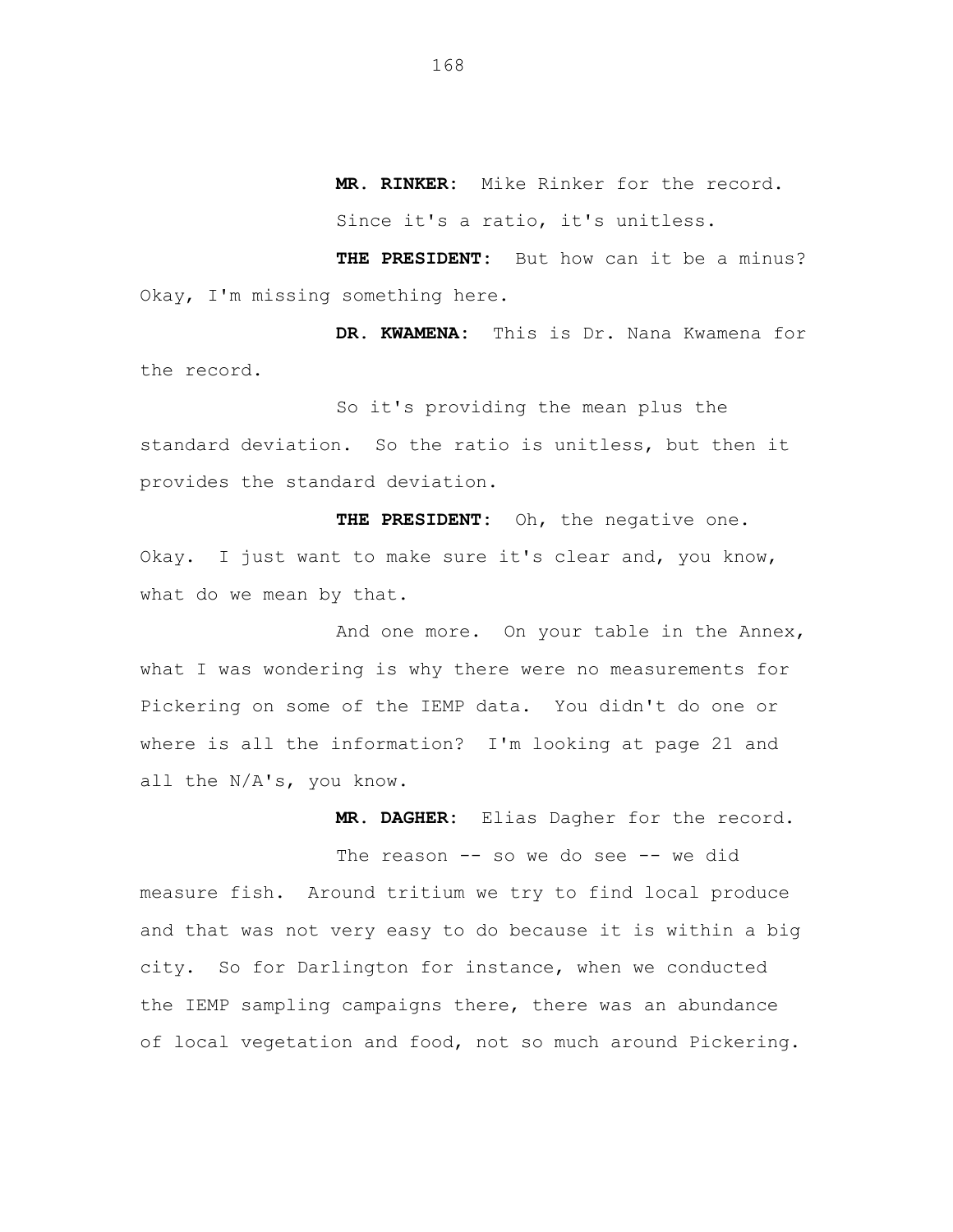**MR. RINKER:** Mike Rinker for the record.

Since it's a ratio, it's unitless.

**THE PRESIDENT:** But how can it be a minus? Okay, I'm missing something here.

**DR. KWAMENA:** This is Dr. Nana Kwamena for the record.

So it's providing the mean plus the standard deviation. So the ratio is unitless, but then it provides the standard deviation.

**THE PRESIDENT:** Oh, the negative one. Okay. I just want to make sure it's clear and, you know, what do we mean by that.

And one more. On your table in the Annex, what I was wondering is why there were no measurements for Pickering on some of the IEMP data. You didn't do one or where is all the information? I'm looking at page 21 and all the N/A's, you know.

**MR. DAGHER:** Elias Dagher for the record.

The reason -- so we do see -- we did measure fish. Around tritium we try to find local produce and that was not very easy to do because it is within a big city. So for Darlington for instance, when we conducted the IEMP sampling campaigns there, there was an abundance of local vegetation and food, not so much around Pickering.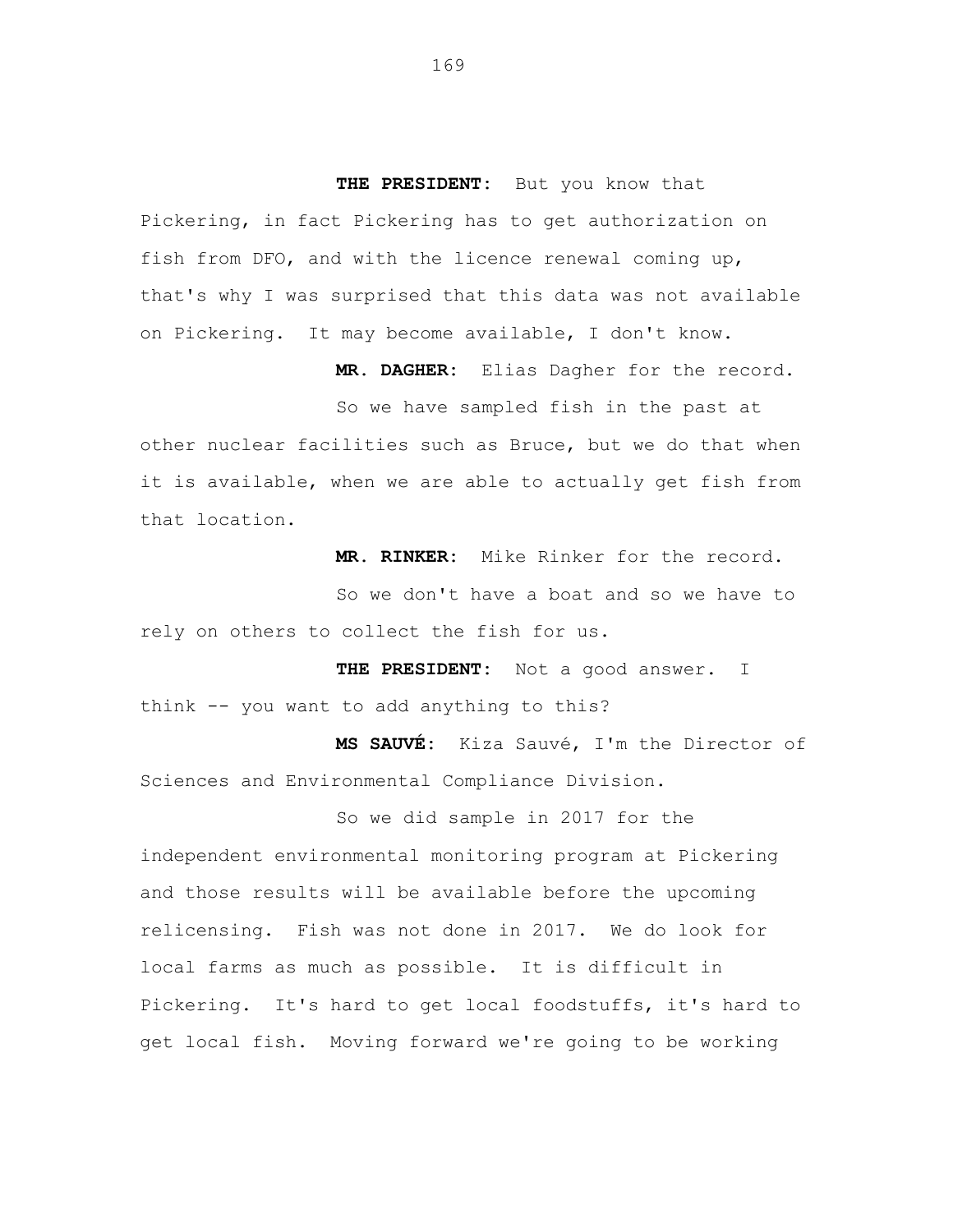**THE PRESIDENT:** But you know that Pickering, in fact Pickering has to get authorization on fish from DFO, and with the licence renewal coming up, that's why I was surprised that this data was not available on Pickering. It may become available, I don't know.

**MR. DAGHER:** Elias Dagher for the record.

So we have sampled fish in the past at other nuclear facilities such as Bruce, but we do that when it is available, when we are able to actually get fish from that location.

**MR. RINKER:** Mike Rinker for the record.

So we don't have a boat and so we have to rely on others to collect the fish for us.

**THE PRESIDENT:** Not a good answer. I think -- you want to add anything to this?

**MS SAUVÉ:** Kiza Sauvé, I'm the Director of Sciences and Environmental Compliance Division.

So we did sample in 2017 for the independent environmental monitoring program at Pickering and those results will be available before the upcoming relicensing. Fish was not done in 2017. We do look for local farms as much as possible. It is difficult in Pickering. It's hard to get local foodstuffs, it's hard to get local fish. Moving forward we're going to be working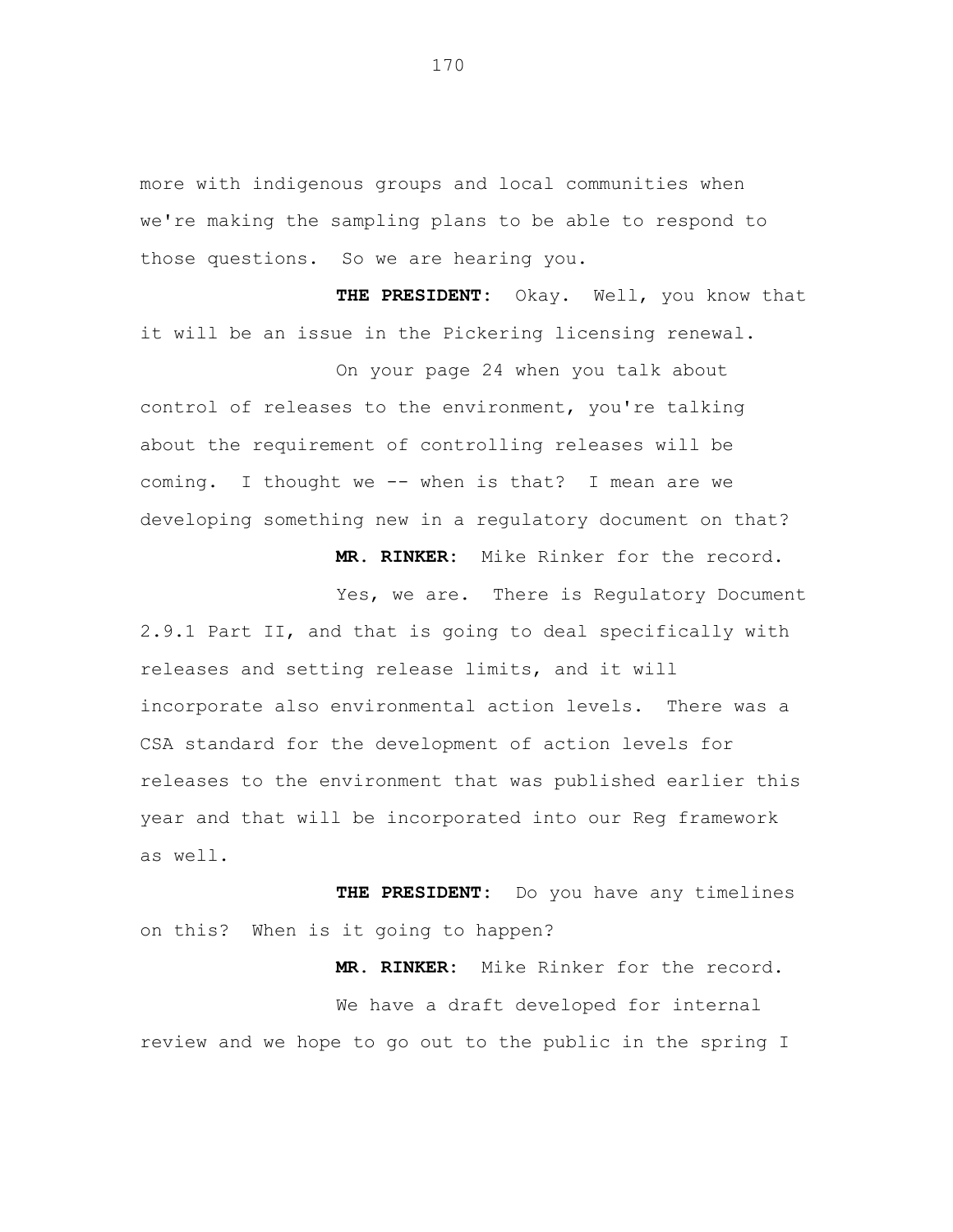more with indigenous groups and local communities when we're making the sampling plans to be able to respond to those questions. So we are hearing you.

**THE PRESIDENT:** Okay. Well, you know that it will be an issue in the Pickering licensing renewal.

On your page 24 when you talk about control of releases to the environment, you're talking about the requirement of controlling releases will be coming. I thought we -- when is that? I mean are we developing something new in a regulatory document on that?

**MR. RINKER:** Mike Rinker for the record.

Yes, we are. There is Regulatory Document 2.9.1 Part II, and that is going to deal specifically with releases and setting release limits, and it will incorporate also environmental action levels. There was a CSA standard for the development of action levels for releases to the environment that was published earlier this year and that will be incorporated into our Reg framework as well.

**THE PRESIDENT:** Do you have any timelines on this? When is it going to happen?

**MR. RINKER:** Mike Rinker for the record.

We have a draft developed for internal review and we hope to go out to the public in the spring I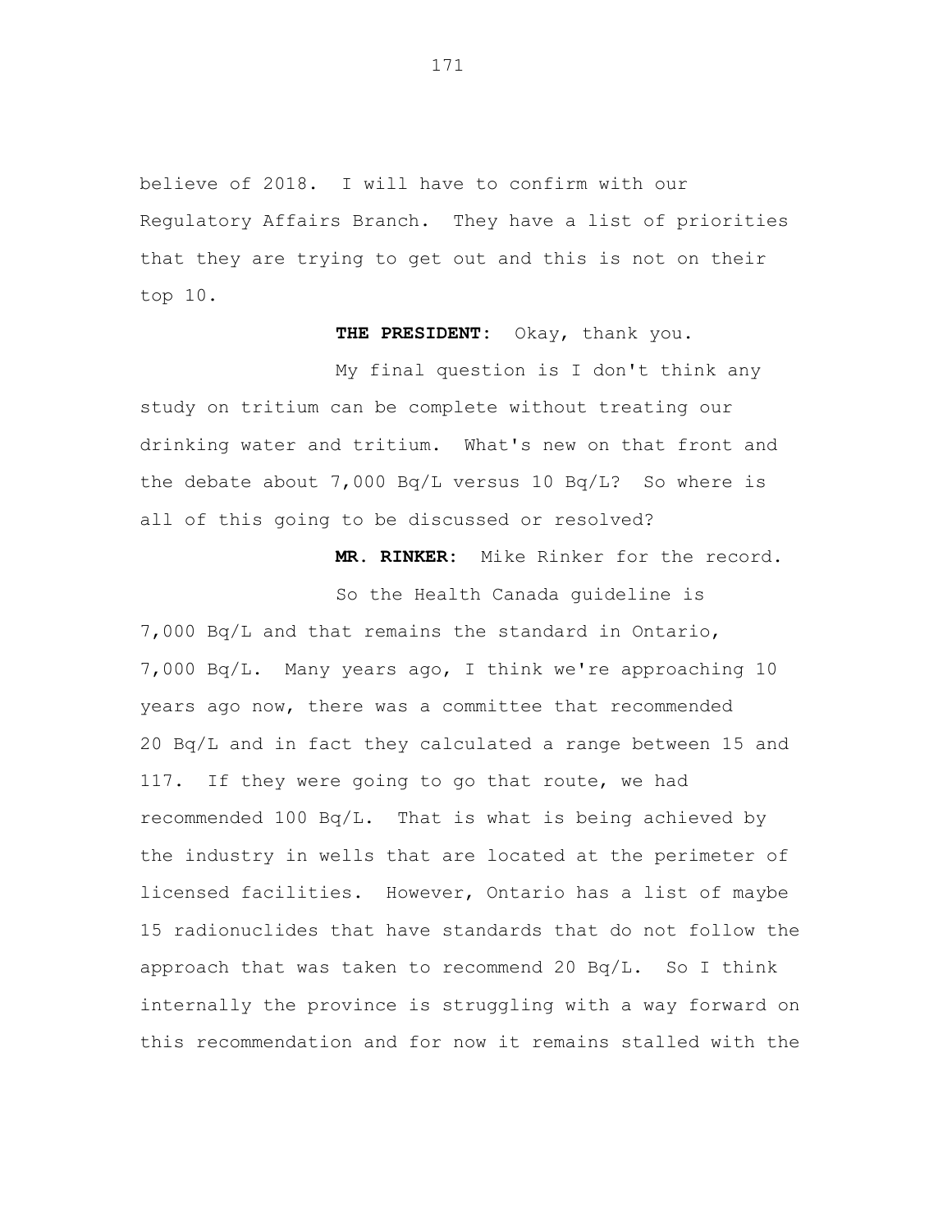believe of 2018. I will have to confirm with our Regulatory Affairs Branch. They have a list of priorities that they are trying to get out and this is not on their top 10.

**THE PRESIDENT:** Okay, thank you.

My final question is I don't think any study on tritium can be complete without treating our drinking water and tritium. What's new on that front and the debate about 7,000 Bq/L versus 10 Bq/L? So where is all of this going to be discussed or resolved?

**MR. RINKER:** Mike Rinker for the record.

So the Health Canada guideline is 7,000 Bq/L and that remains the standard in Ontario, 7,000 Bq/L. Many years ago, I think we're approaching 10 years ago now, there was a committee that recommended 20 Bq/L and in fact they calculated a range between 15 and 117. If they were going to go that route, we had recommended 100 Bq/L. That is what is being achieved by the industry in wells that are located at the perimeter of licensed facilities. However, Ontario has a list of maybe 15 radionuclides that have standards that do not follow the approach that was taken to recommend 20 Bq/L. So I think internally the province is struggling with a way forward on this recommendation and for now it remains stalled with the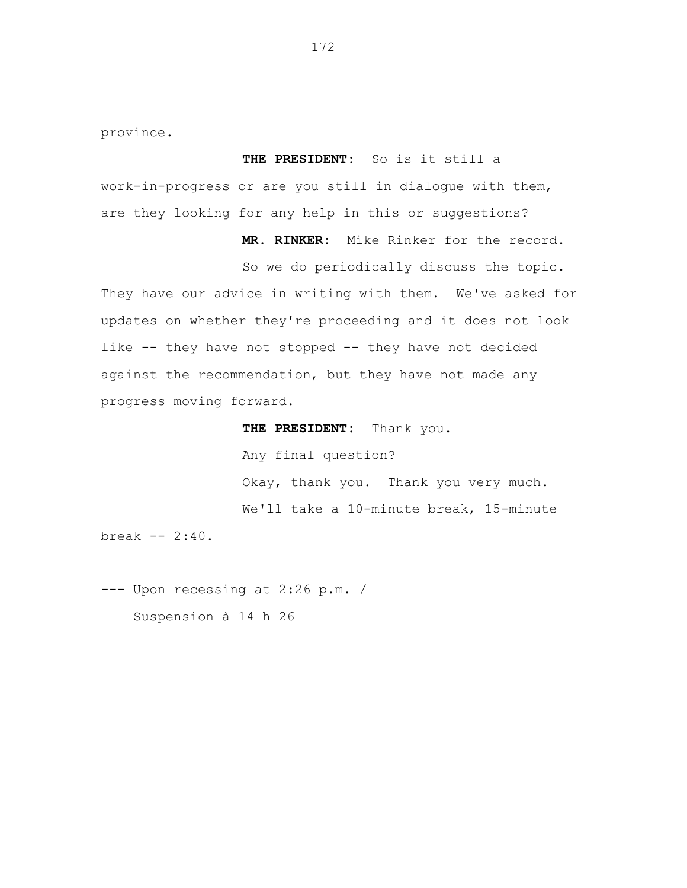province.

**THE PRESIDENT:** So is it still a work-in-progress or are you still in dialogue with them, are they looking for any help in this or suggestions?

**MR. RINKER:** Mike Rinker for the record.

So we do periodically discuss the topic. They have our advice in writing with them. We've asked for updates on whether they're proceeding and it does not look like -- they have not stopped -- they have not decided against the recommendation, but they have not made any progress moving forward.

**THE PRESIDENT:** Thank you.

Any final question?

Okay, thank you. Thank you very much.

We'll take a 10-minute break, 15-minute break -- 2:40.

--- Upon recessing at 2:26 p.m. /
Suspension à 14 h 26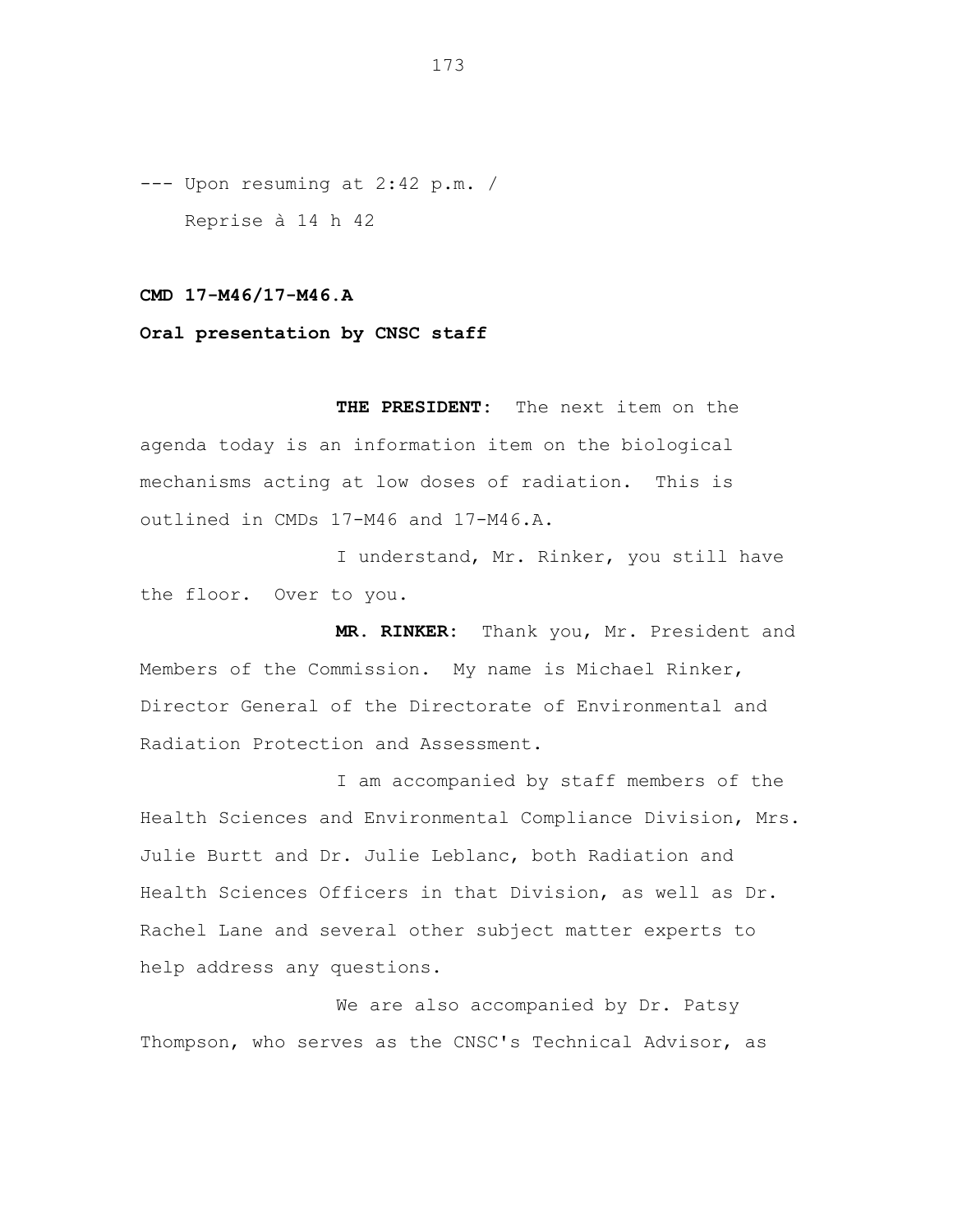--- Upon resuming at 2:42 p.m. /
Reprise à 14 h 42

**CMD 17-M46/17-M46.A**

**Oral presentation by CNSC staff**

**THE PRESIDENT:** The next item on the agenda today is an information item on the biological mechanisms acting at low doses of radiation. This is outlined in CMDs 17-M46 and 17-M46.A.

I understand, Mr. Rinker, you still have the floor. Over to you.

**MR. RINKER:** Thank you, Mr. President and Members of the Commission. My name is Michael Rinker, Director General of the Directorate of Environmental and Radiation Protection and Assessment.

I am accompanied by staff members of the Health Sciences and Environmental Compliance Division, Mrs. Julie Burtt and Dr. Julie Leblanc, both Radiation and Health Sciences Officers in that Division, as well as Dr. Rachel Lane and several other subject matter experts to help address any questions.

We are also accompanied by Dr. Patsy Thompson, who serves as the CNSC's Technical Advisor, as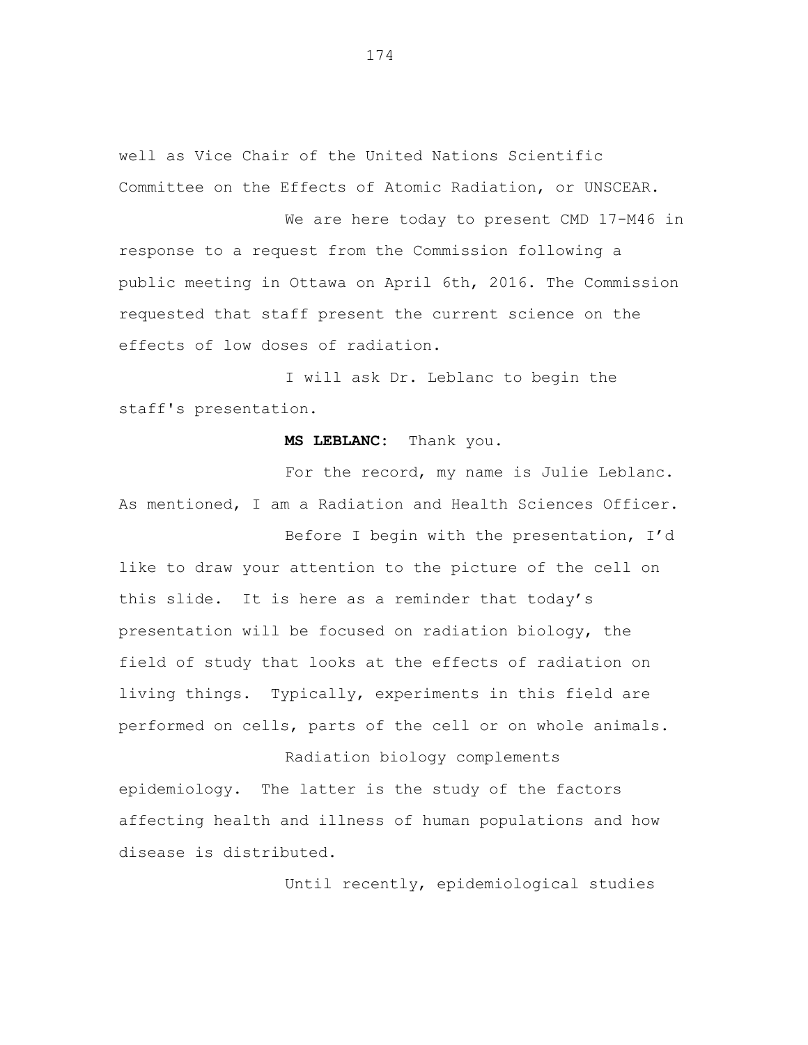well as Vice Chair of the United Nations Scientific Committee on the Effects of Atomic Radiation, or UNSCEAR.

We are here today to present CMD 17-M46 in response to a request from the Commission following a public meeting in Ottawa on April 6th, 2016. The Commission requested that staff present the current science on the effects of low doses of radiation.

I will ask Dr. Leblanc to begin the staff's presentation.

**MS LEBLANC:** Thank you.

For the record, my name is Julie Leblanc. As mentioned, I am a Radiation and Health Sciences Officer.

Before I begin with the presentation, I'd like to draw your attention to the picture of the cell on this slide. It is here as a reminder that today's presentation will be focused on radiation biology, the field of study that looks at the effects of radiation on living things. Typically, experiments in this field are performed on cells, parts of the cell or on whole animals.

Radiation biology complements epidemiology. The latter is the study of the factors affecting health and illness of human populations and how disease is distributed.

Until recently, epidemiological studies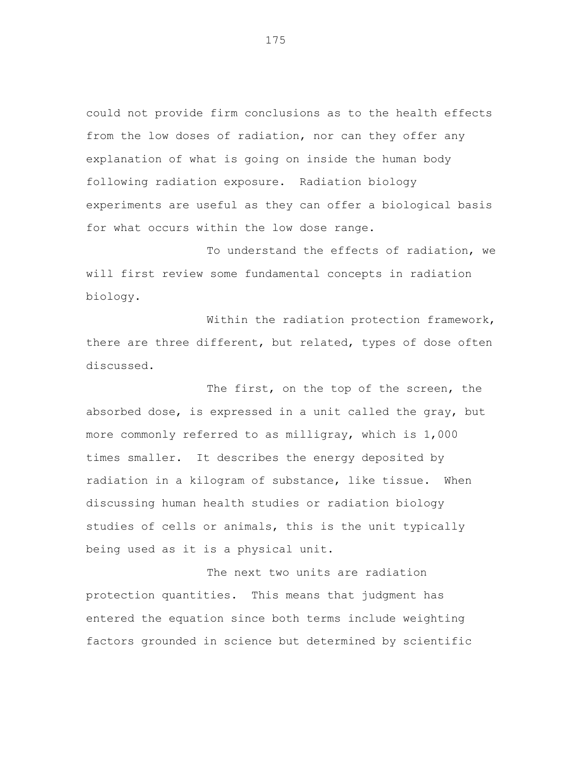could not provide firm conclusions as to the health effects from the low doses of radiation, nor can they offer any explanation of what is going on inside the human body following radiation exposure. Radiation biology experiments are useful as they can offer a biological basis for what occurs within the low dose range.

To understand the effects of radiation, we will first review some fundamental concepts in radiation biology.

Within the radiation protection framework, there are three different, but related, types of dose often discussed.

The first, on the top of the screen, the absorbed dose, is expressed in a unit called the gray, but more commonly referred to as milligray, which is 1,000 times smaller. It describes the energy deposited by radiation in a kilogram of substance, like tissue. When discussing human health studies or radiation biology studies of cells or animals, this is the unit typically being used as it is a physical unit.

The next two units are radiation protection quantities. This means that judgment has entered the equation since both terms include weighting factors grounded in science but determined by scientific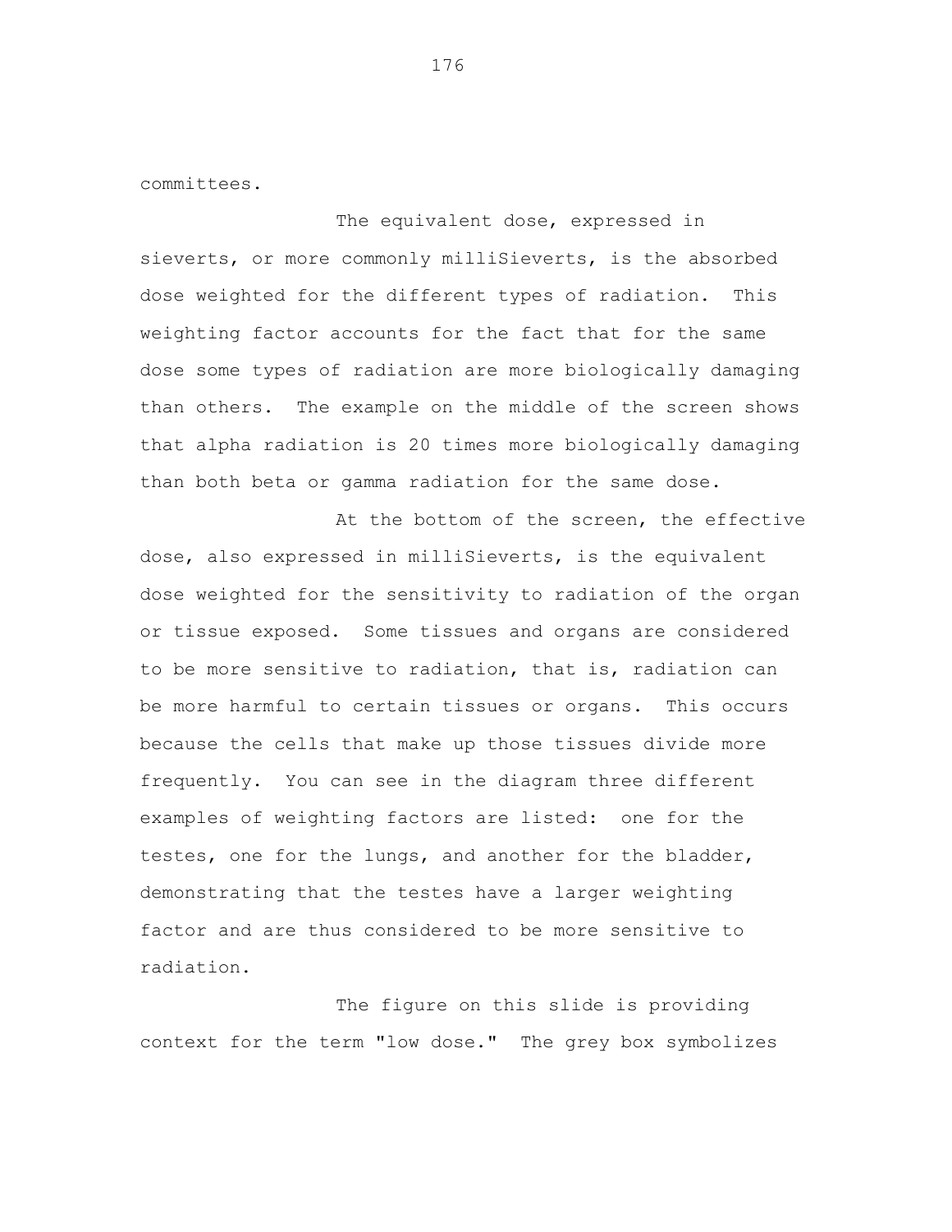committees.

The equivalent dose, expressed in sieverts, or more commonly milliSieverts, is the absorbed dose weighted for the different types of radiation. This weighting factor accounts for the fact that for the same dose some types of radiation are more biologically damaging than others. The example on the middle of the screen shows that alpha radiation is 20 times more biologically damaging than both beta or gamma radiation for the same dose.

At the bottom of the screen, the effective dose, also expressed in milliSieverts, is the equivalent dose weighted for the sensitivity to radiation of the organ or tissue exposed. Some tissues and organs are considered to be more sensitive to radiation, that is, radiation can be more harmful to certain tissues or organs. This occurs because the cells that make up those tissues divide more frequently. You can see in the diagram three different examples of weighting factors are listed: one for the testes, one for the lungs, and another for the bladder, demonstrating that the testes have a larger weighting factor and are thus considered to be more sensitive to radiation.

The figure on this slide is providing context for the term "low dose." The grey box symbolizes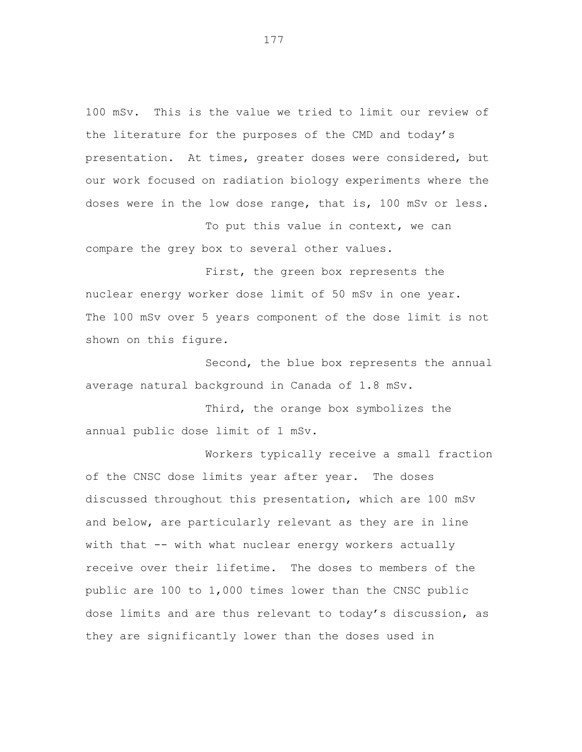100 mSv. This is the value we tried to limit our review of the literature for the purposes of the CMD and today's presentation. At times, greater doses were considered, but our work focused on radiation biology experiments where the doses were in the low dose range, that is, 100 mSv or less.

To put this value in context, we can compare the grey box to several other values.

First, the green box represents the nuclear energy worker dose limit of 50 mSv in one year. The 100 mSv over 5 years component of the dose limit is not shown on this figure.

Second, the blue box represents the annual average natural background in Canada of 1.8 mSv.

Third, the orange box symbolizes the annual public dose limit of 1 mSv.

Workers typically receive a small fraction of the CNSC dose limits year after year. The doses discussed throughout this presentation, which are 100 mSv and below, are particularly relevant as they are in line with that -- with what nuclear energy workers actually receive over their lifetime. The doses to members of the public are 100 to 1,000 times lower than the CNSC public dose limits and are thus relevant to today's discussion, as they are significantly lower than the doses used in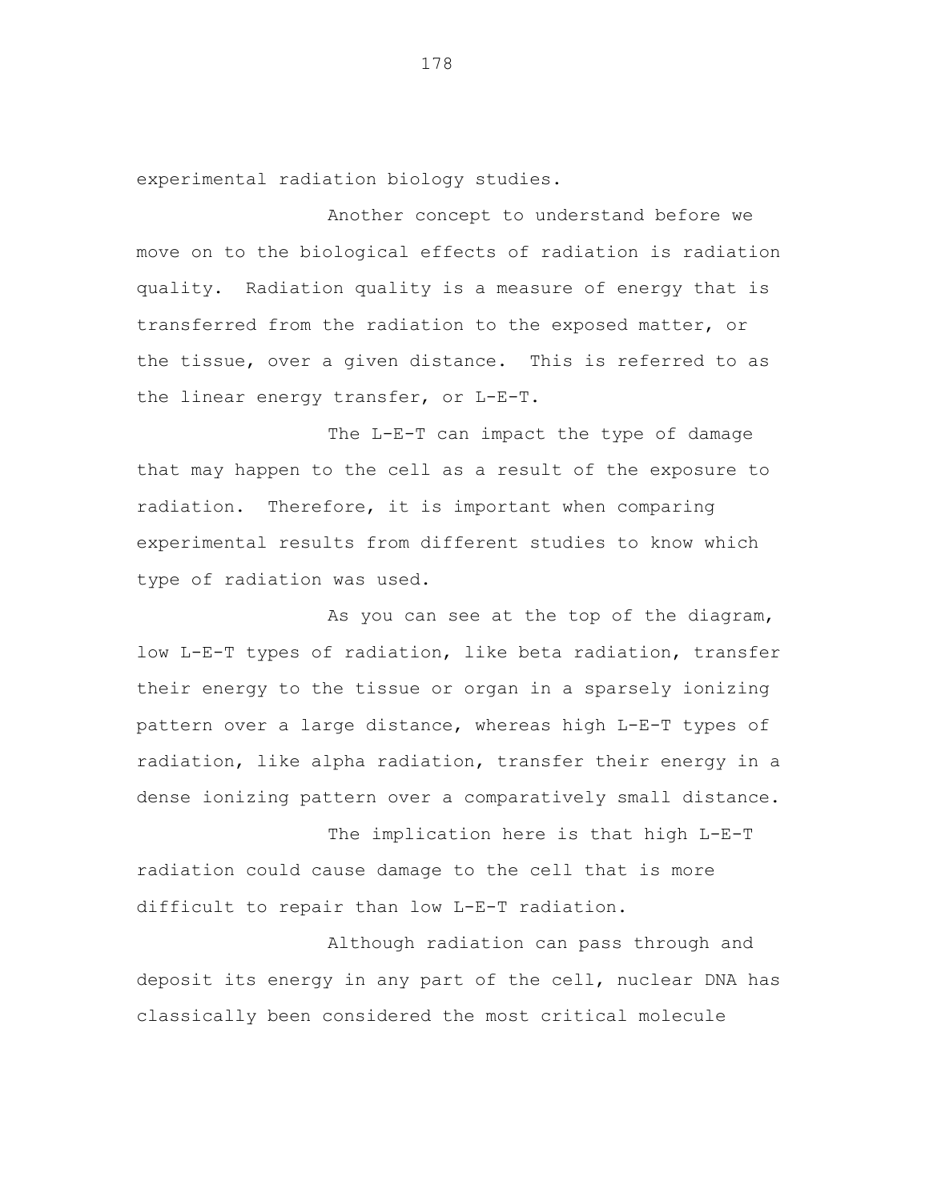experimental radiation biology studies.

Another concept to understand before we move on to the biological effects of radiation is radiation quality. Radiation quality is a measure of energy that is transferred from the radiation to the exposed matter, or the tissue, over a given distance. This is referred to as the linear energy transfer, or L-E-T.

The L-E-T can impact the type of damage that may happen to the cell as a result of the exposure to radiation. Therefore, it is important when comparing experimental results from different studies to know which type of radiation was used.

As you can see at the top of the diagram, low L-E-T types of radiation, like beta radiation, transfer their energy to the tissue or organ in a sparsely ionizing pattern over a large distance, whereas high L-E-T types of radiation, like alpha radiation, transfer their energy in a dense ionizing pattern over a comparatively small distance.

The implication here is that high L-E-T radiation could cause damage to the cell that is more difficult to repair than low L-E-T radiation.

Although radiation can pass through and deposit its energy in any part of the cell, nuclear DNA has classically been considered the most critical molecule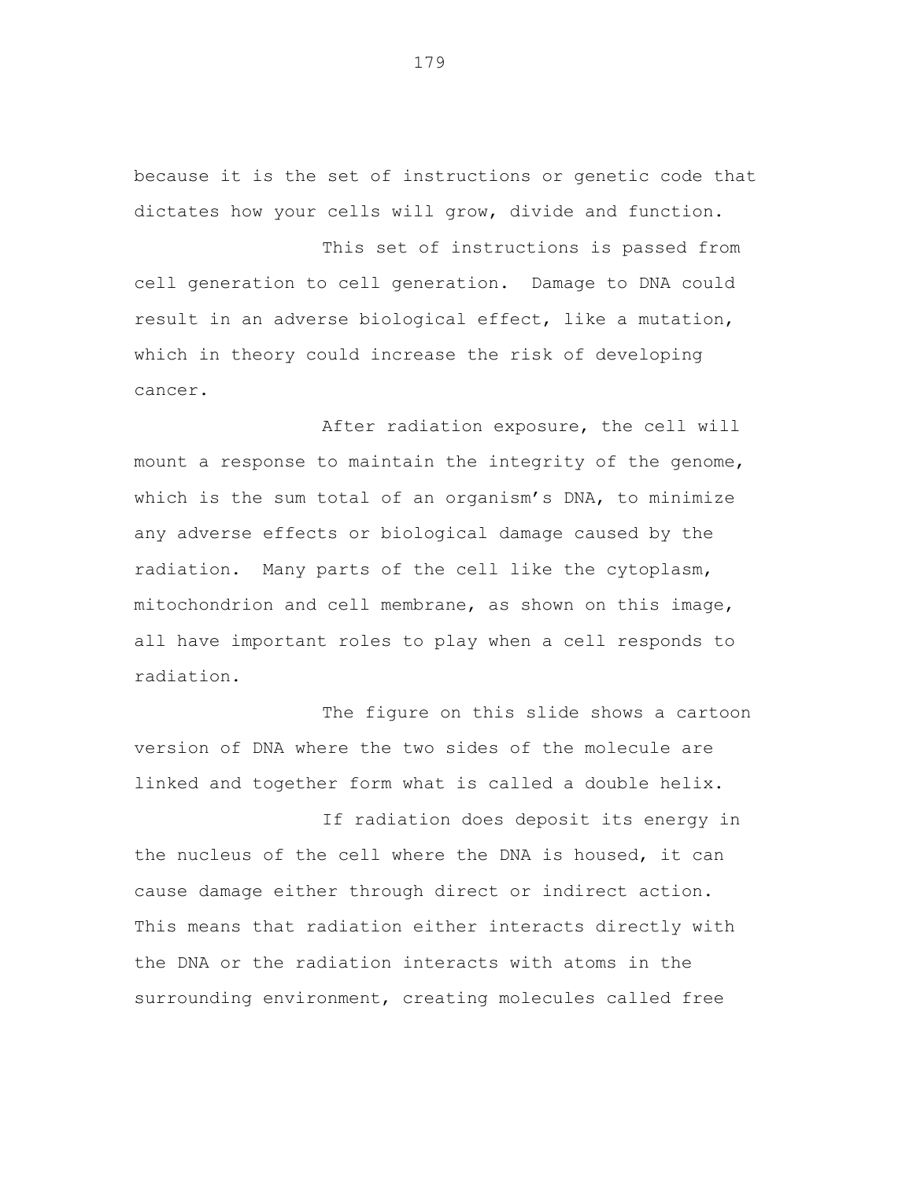because it is the set of instructions or genetic code that dictates how your cells will grow, divide and function.

This set of instructions is passed from cell generation to cell generation. Damage to DNA could result in an adverse biological effect, like a mutation, which in theory could increase the risk of developing cancer.

After radiation exposure, the cell will mount a response to maintain the integrity of the genome, which is the sum total of an organism's DNA, to minimize any adverse effects or biological damage caused by the radiation. Many parts of the cell like the cytoplasm, mitochondrion and cell membrane, as shown on this image, all have important roles to play when a cell responds to radiation.

The figure on this slide shows a cartoon version of DNA where the two sides of the molecule are linked and together form what is called a double helix.

If radiation does deposit its energy in the nucleus of the cell where the DNA is housed, it can cause damage either through direct or indirect action. This means that radiation either interacts directly with the DNA or the radiation interacts with atoms in the surrounding environment, creating molecules called free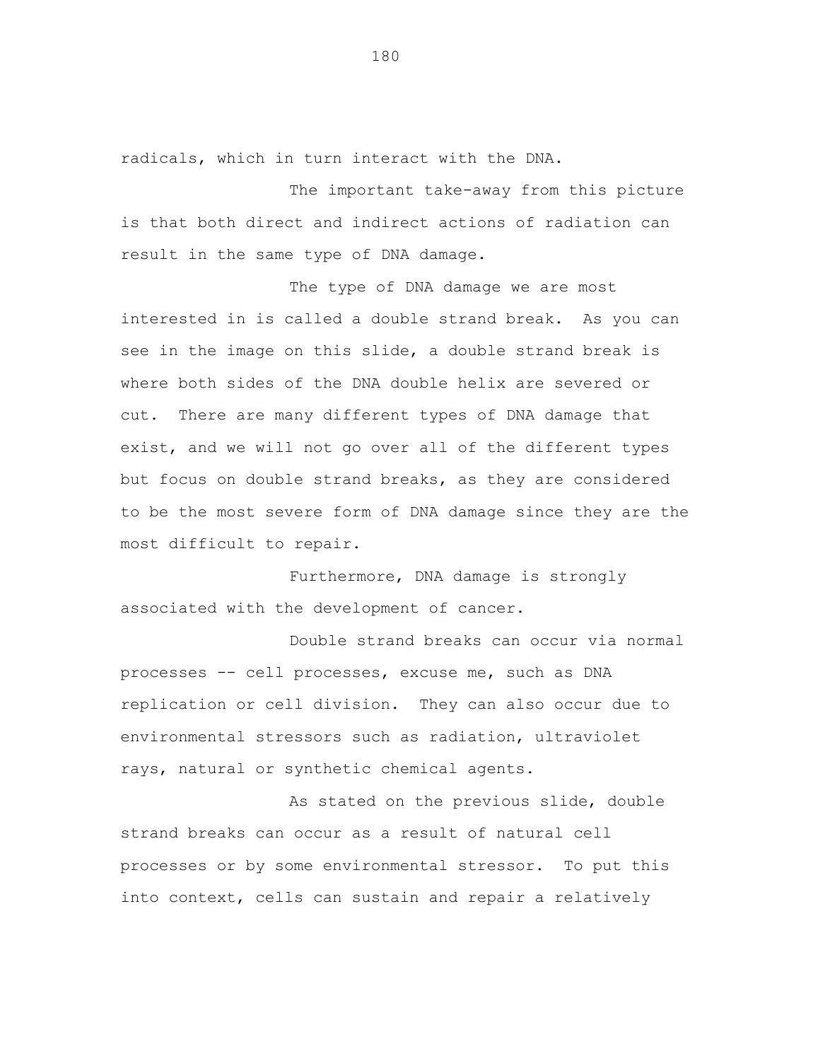radicals, which in turn interact with the DNA.

The important take-away from this picture is that both direct and indirect actions of radiation can result in the same type of DNA damage.

The type of DNA damage we are most interested in is called a double strand break. As you can see in the image on this slide, a double strand break is where both sides of the DNA double helix are severed or cut. There are many different types of DNA damage that exist, and we will not go over all of the different types but focus on double strand breaks, as they are considered to be the most severe form of DNA damage since they are the most difficult to repair.

Furthermore, DNA damage is strongly associated with the development of cancer.

Double strand breaks can occur via normal processes -- cell processes, excuse me, such as DNA replication or cell division. They can also occur due to environmental stressors such as radiation, ultraviolet rays, natural or synthetic chemical agents.

As stated on the previous slide, double strand breaks can occur as a result of natural cell processes or by some environmental stressor. To put this into context, cells can sustain and repair a relatively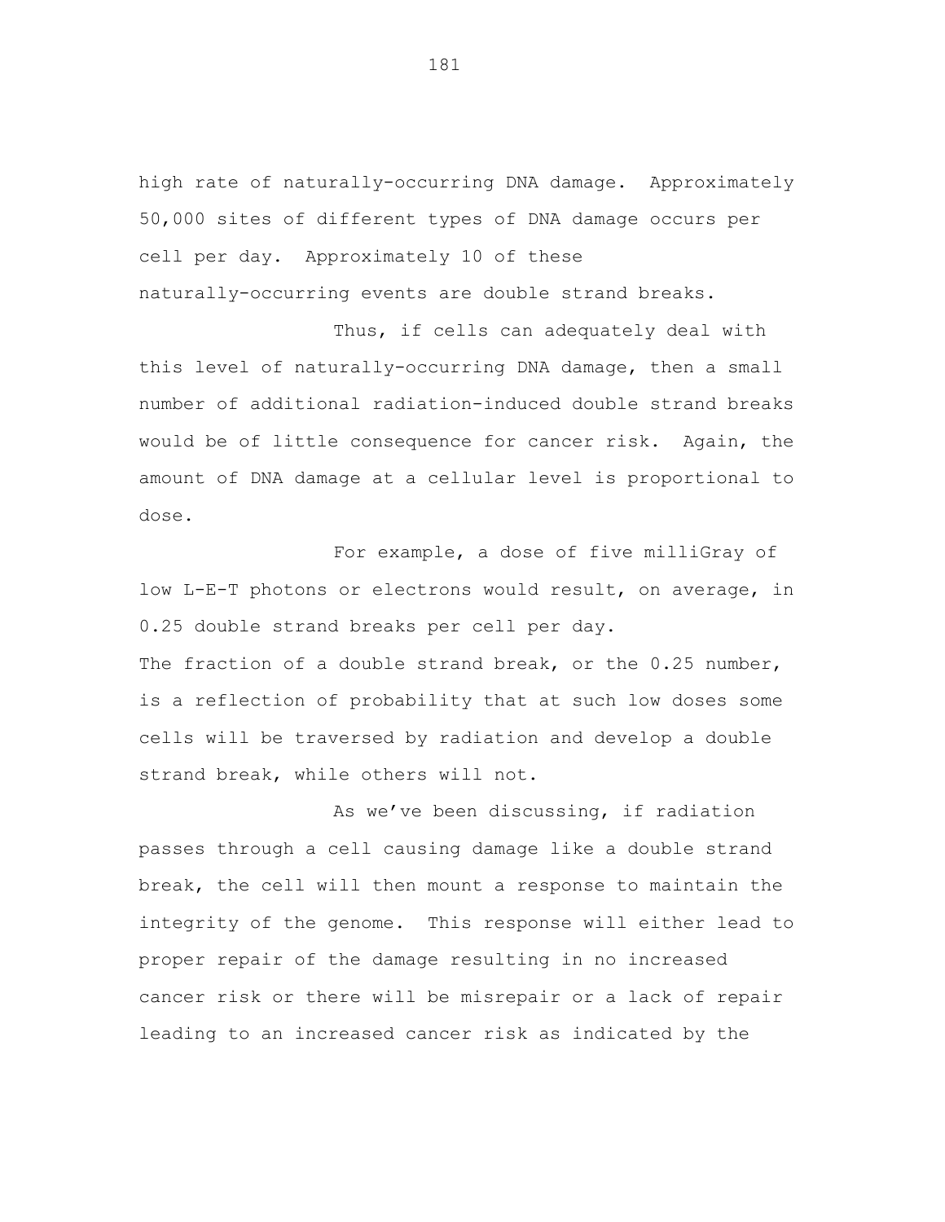high rate of naturally-occurring DNA damage. Approximately 50,000 sites of different types of DNA damage occurs per cell per day. Approximately 10 of these naturally-occurring events are double strand breaks.

Thus, if cells can adequately deal with this level of naturally-occurring DNA damage, then a small number of additional radiation-induced double strand breaks would be of little consequence for cancer risk. Again, the amount of DNA damage at a cellular level is proportional to dose.

For example, a dose of five milliGray of low L-E-T photons or electrons would result, on average, in 0.25 double strand breaks per cell per day. The fraction of a double strand break, or the 0.25 number, is a reflection of probability that at such low doses some cells will be traversed by radiation and develop a double strand break, while others will not.

As we've been discussing, if radiation passes through a cell causing damage like a double strand break, the cell will then mount a response to maintain the integrity of the genome. This response will either lead to proper repair of the damage resulting in no increased cancer risk or there will be misrepair or a lack of repair leading to an increased cancer risk as indicated by the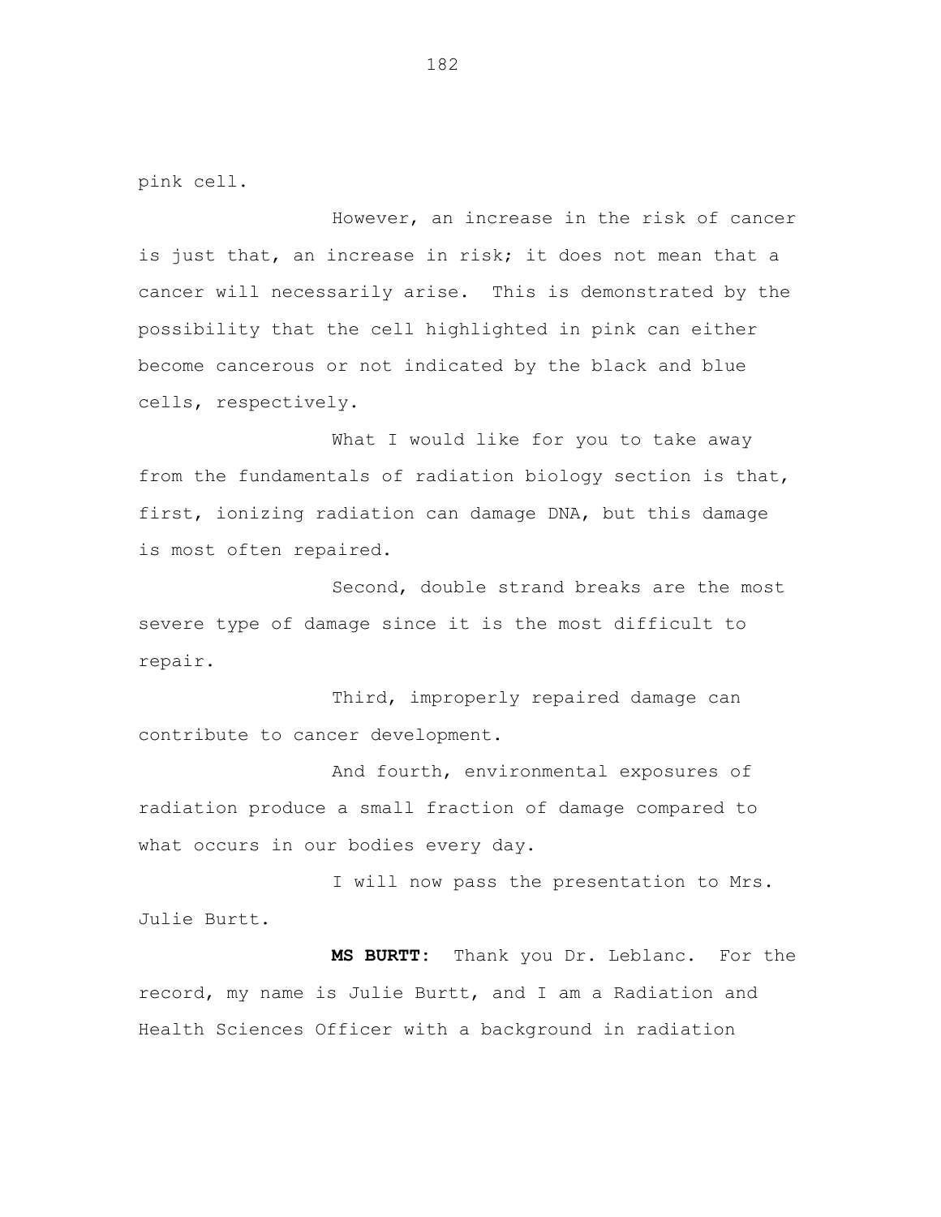pink cell.

However, an increase in the risk of cancer is just that, an increase in risk; it does not mean that a cancer will necessarily arise. This is demonstrated by the possibility that the cell highlighted in pink can either become cancerous or not indicated by the black and blue cells, respectively.

What I would like for you to take away from the fundamentals of radiation biology section is that, first, ionizing radiation can damage DNA, but this damage is most often repaired.

Second, double strand breaks are the most severe type of damage since it is the most difficult to repair.

Third, improperly repaired damage can contribute to cancer development.

And fourth, environmental exposures of radiation produce a small fraction of damage compared to what occurs in our bodies every day.

I will now pass the presentation to Mrs. Julie Burtt.

**MS BURTT:** Thank you Dr. Leblanc. For the record, my name is Julie Burtt, and I am a Radiation and Health Sciences Officer with a background in radiation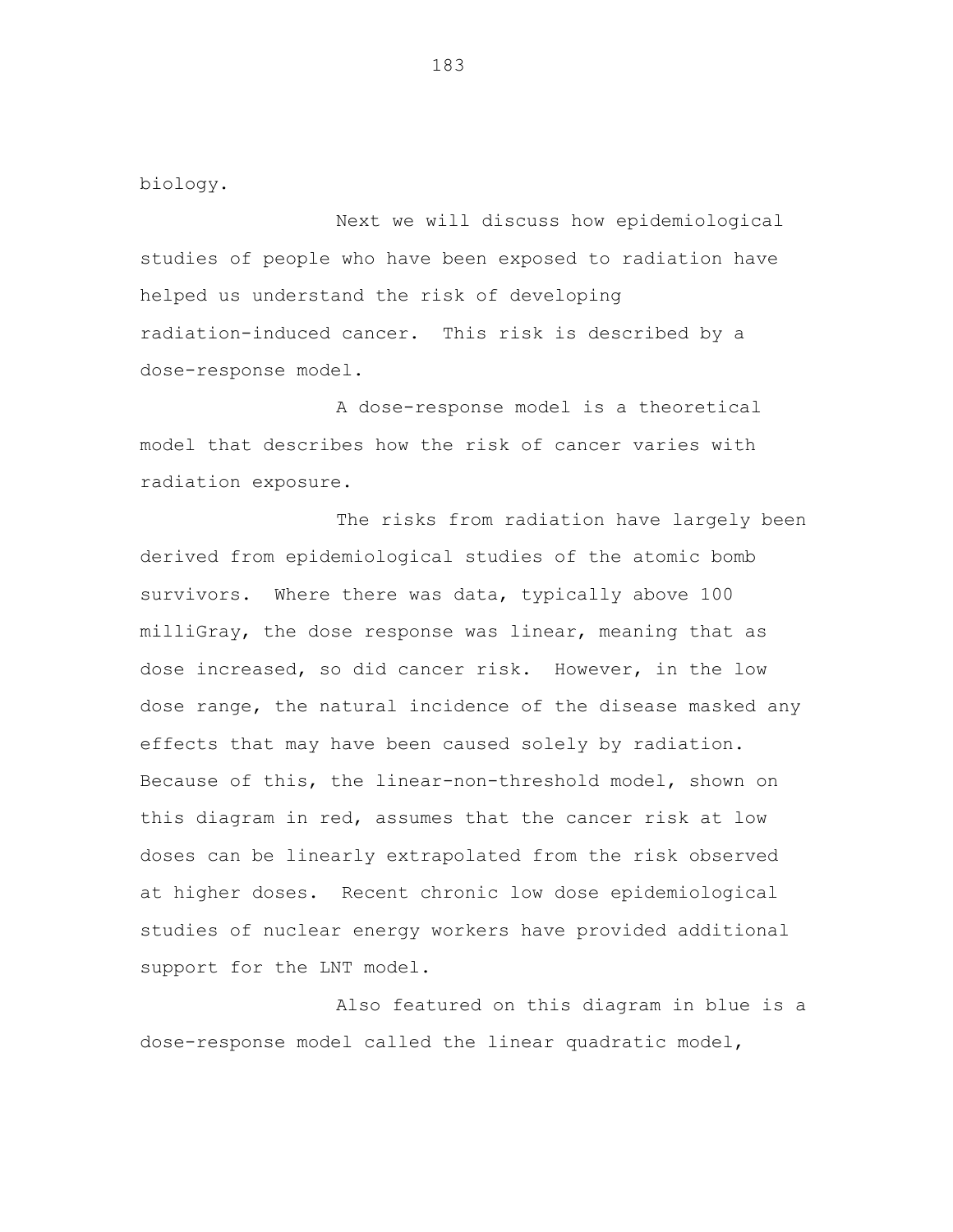biology.

Next we will discuss how epidemiological studies of people who have been exposed to radiation have helped us understand the risk of developing radiation-induced cancer. This risk is described by a dose-response model.

A dose-response model is a theoretical model that describes how the risk of cancer varies with radiation exposure.

The risks from radiation have largely been derived from epidemiological studies of the atomic bomb survivors. Where there was data, typically above 100 milliGray, the dose response was linear, meaning that as dose increased, so did cancer risk. However, in the low dose range, the natural incidence of the disease masked any effects that may have been caused solely by radiation. Because of this, the linear-non-threshold model, shown on this diagram in red, assumes that the cancer risk at low doses can be linearly extrapolated from the risk observed at higher doses. Recent chronic low dose epidemiological studies of nuclear energy workers have provided additional support for the LNT model.

Also featured on this diagram in blue is a dose-response model called the linear quadratic model,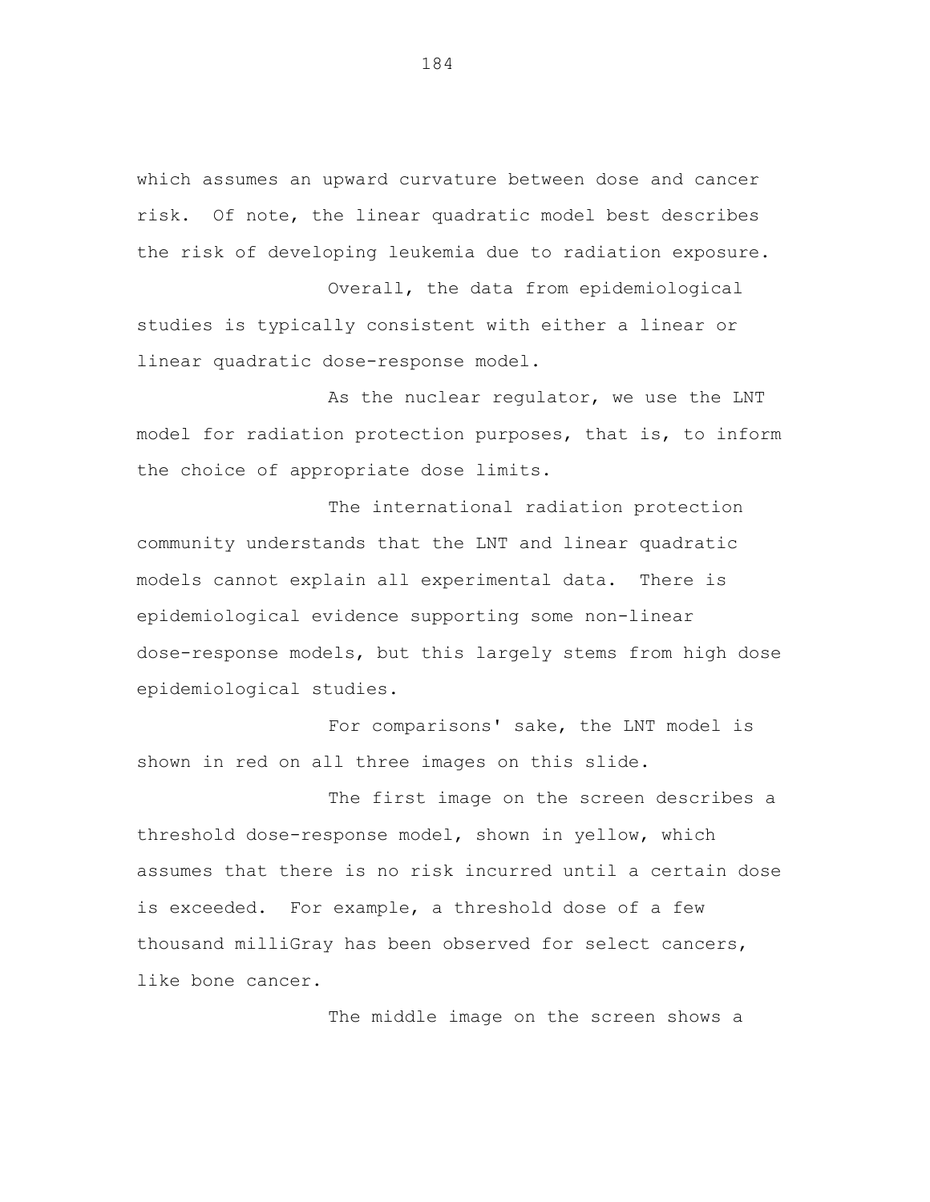which assumes an upward curvature between dose and cancer risk. Of note, the linear quadratic model best describes the risk of developing leukemia due to radiation exposure.

Overall, the data from epidemiological studies is typically consistent with either a linear or linear quadratic dose-response model.

As the nuclear regulator, we use the LNT model for radiation protection purposes, that is, to inform the choice of appropriate dose limits.

The international radiation protection community understands that the LNT and linear quadratic models cannot explain all experimental data. There is epidemiological evidence supporting some non-linear dose-response models, but this largely stems from high dose epidemiological studies.

For comparisons' sake, the LNT model is shown in red on all three images on this slide.

The first image on the screen describes a threshold dose-response model, shown in yellow, which assumes that there is no risk incurred until a certain dose is exceeded. For example, a threshold dose of a few thousand milliGray has been observed for select cancers, like bone cancer.

The middle image on the screen shows a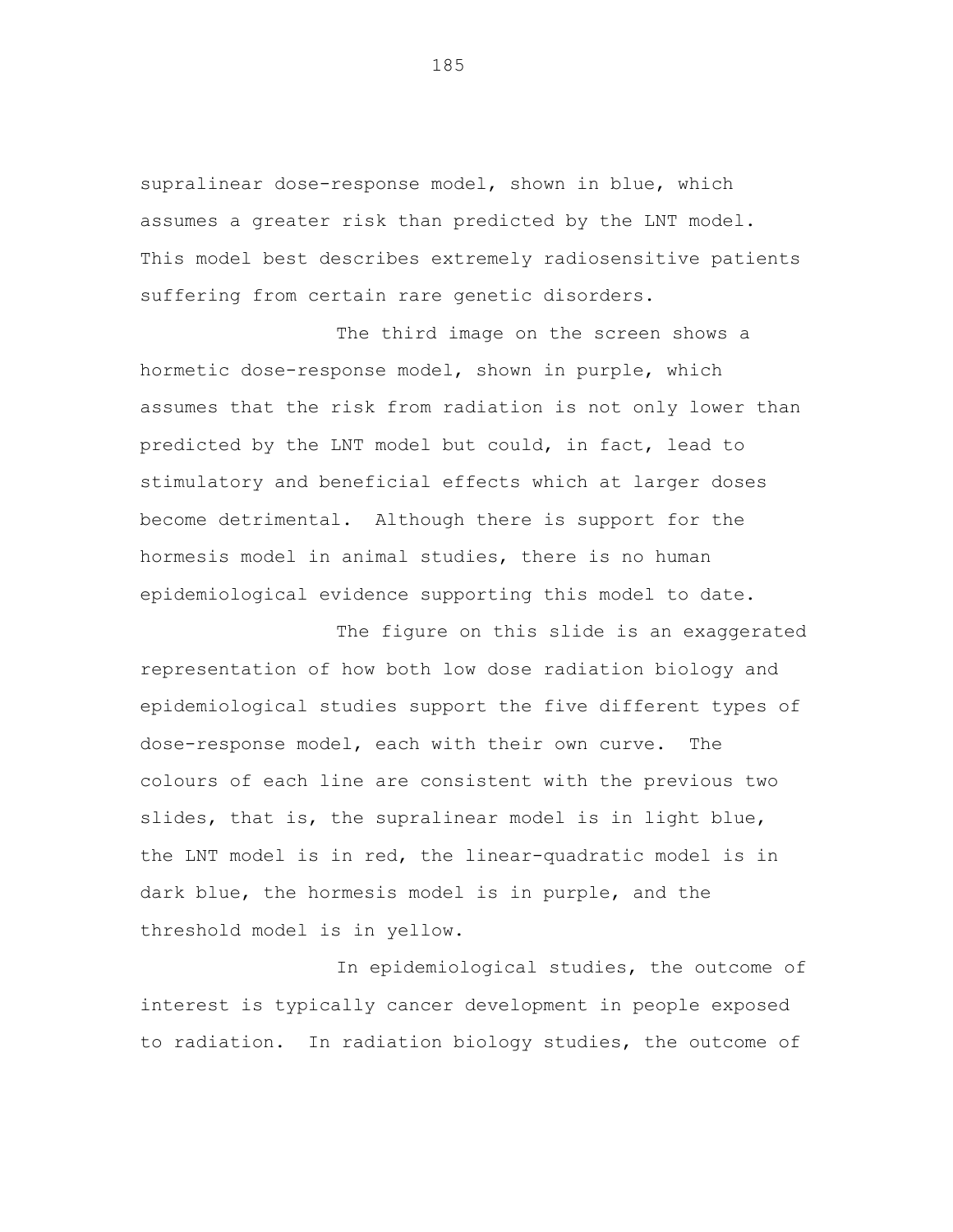supralinear dose-response model, shown in blue, which assumes a greater risk than predicted by the LNT model. This model best describes extremely radiosensitive patients suffering from certain rare genetic disorders.

The third image on the screen shows a hormetic dose-response model, shown in purple, which assumes that the risk from radiation is not only lower than predicted by the LNT model but could, in fact, lead to stimulatory and beneficial effects which at larger doses become detrimental. Although there is support for the hormesis model in animal studies, there is no human epidemiological evidence supporting this model to date.

The figure on this slide is an exaggerated representation of how both low dose radiation biology and epidemiological studies support the five different types of dose-response model, each with their own curve. The colours of each line are consistent with the previous two slides, that is, the supralinear model is in light blue, the LNT model is in red, the linear-quadratic model is in dark blue, the hormesis model is in purple, and the threshold model is in yellow.

In epidemiological studies, the outcome of interest is typically cancer development in people exposed to radiation. In radiation biology studies, the outcome of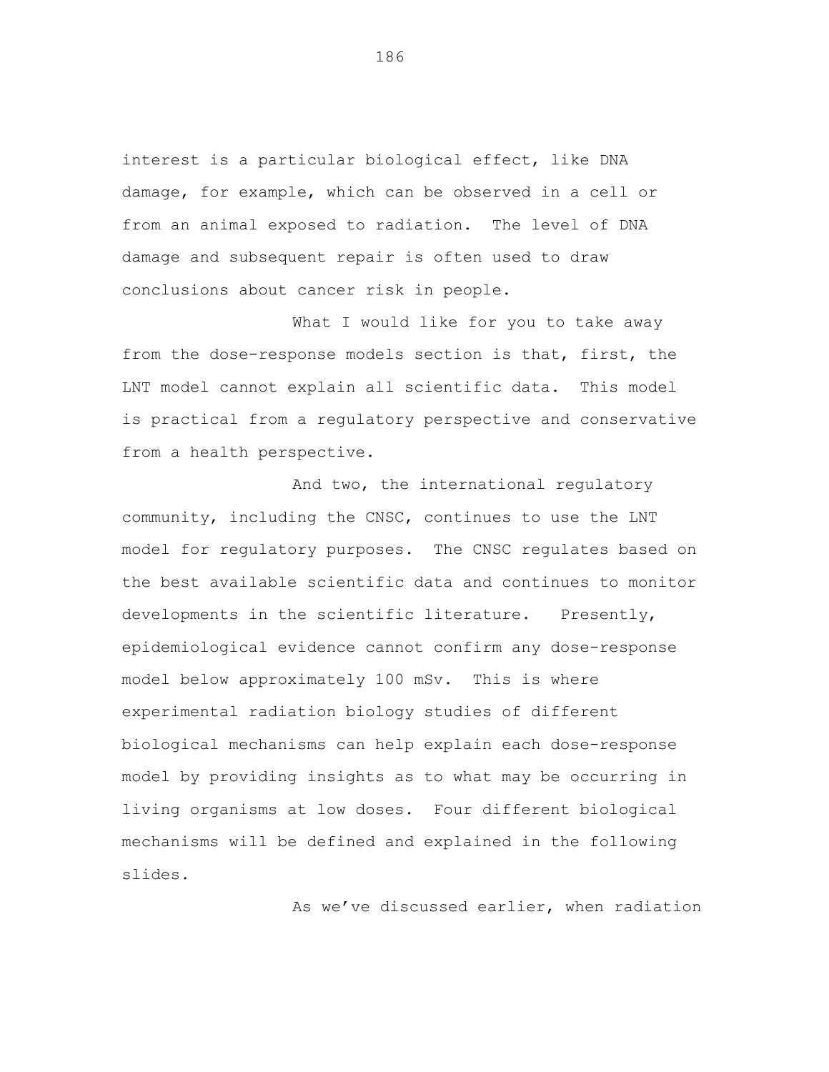interest is a particular biological effect, like DNA damage, for example, which can be observed in a cell or from an animal exposed to radiation. The level of DNA damage and subsequent repair is often used to draw conclusions about cancer risk in people.

What I would like for you to take away from the dose-response models section is that, first, the LNT model cannot explain all scientific data. This model is practical from a regulatory perspective and conservative from a health perspective.

And two, the international regulatory community, including the CNSC, continues to use the LNT model for regulatory purposes. The CNSC regulates based on the best available scientific data and continues to monitor developments in the scientific literature. Presently, epidemiological evidence cannot confirm any dose-response model below approximately 100 mSv. This is where experimental radiation biology studies of different biological mechanisms can help explain each dose-response model by providing insights as to what may be occurring in living organisms at low doses. Four different biological mechanisms will be defined and explained in the following slides.

As we've discussed earlier, when radiation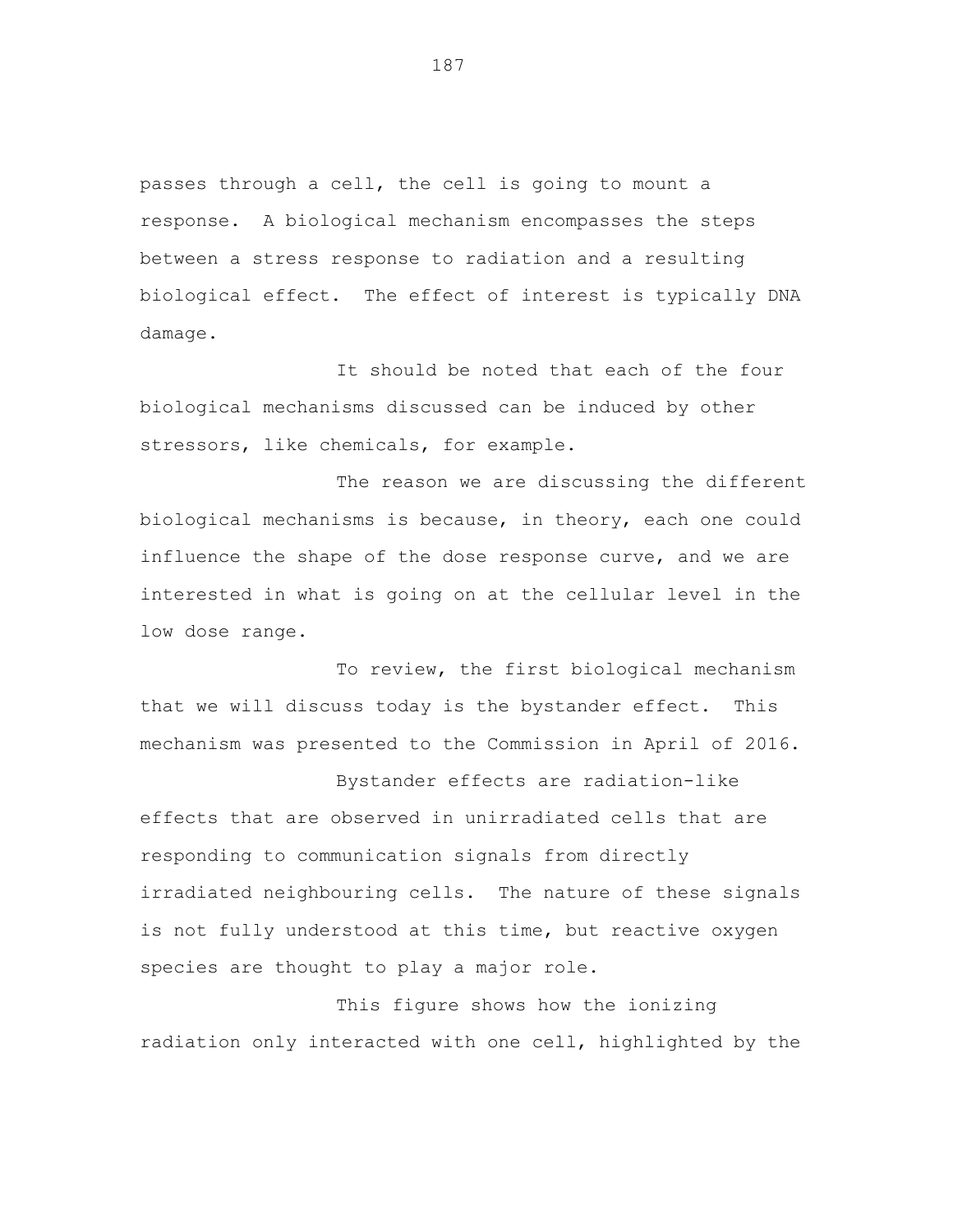passes through a cell, the cell is going to mount a response. A biological mechanism encompasses the steps between a stress response to radiation and a resulting biological effect. The effect of interest is typically DNA damage.

It should be noted that each of the four biological mechanisms discussed can be induced by other stressors, like chemicals, for example.

The reason we are discussing the different biological mechanisms is because, in theory, each one could influence the shape of the dose response curve, and we are interested in what is going on at the cellular level in the low dose range.

To review, the first biological mechanism that we will discuss today is the bystander effect. This mechanism was presented to the Commission in April of 2016.

Bystander effects are radiation-like effects that are observed in unirradiated cells that are responding to communication signals from directly irradiated neighbouring cells. The nature of these signals is not fully understood at this time, but reactive oxygen species are thought to play a major role.

This figure shows how the ionizing radiation only interacted with one cell, highlighted by the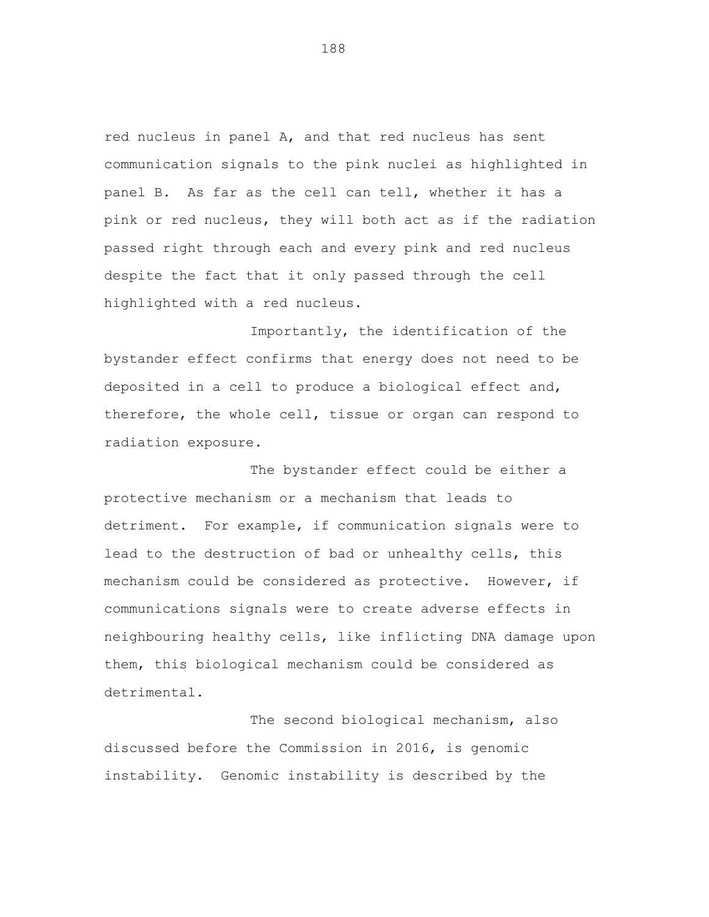red nucleus in panel A, and that red nucleus has sent communication signals to the pink nuclei as highlighted in panel B. As far as the cell can tell, whether it has a pink or red nucleus, they will both act as if the radiation passed right through each and every pink and red nucleus despite the fact that it only passed through the cell highlighted with a red nucleus.

Importantly, the identification of the bystander effect confirms that energy does not need to be deposited in a cell to produce a biological effect and, therefore, the whole cell, tissue or organ can respond to radiation exposure.

The bystander effect could be either a protective mechanism or a mechanism that leads to detriment. For example, if communication signals were to lead to the destruction of bad or unhealthy cells, this mechanism could be considered as protective. However, if communications signals were to create adverse effects in neighbouring healthy cells, like inflicting DNA damage upon them, this biological mechanism could be considered as detrimental.

The second biological mechanism, also discussed before the Commission in 2016, is genomic instability. Genomic instability is described by the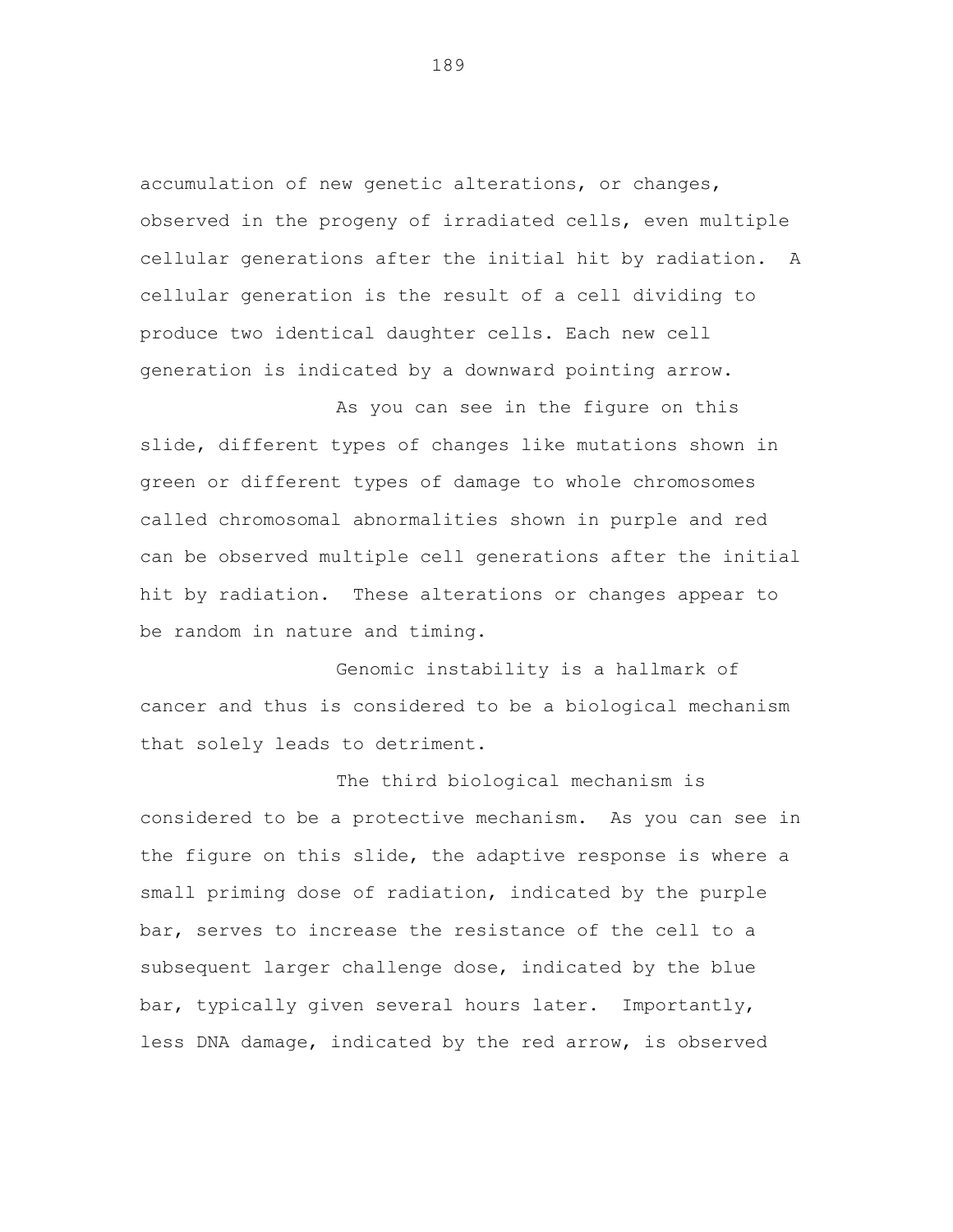accumulation of new genetic alterations, or changes, observed in the progeny of irradiated cells, even multiple cellular generations after the initial hit by radiation. A cellular generation is the result of a cell dividing to produce two identical daughter cells. Each new cell generation is indicated by a downward pointing arrow.

As you can see in the figure on this slide, different types of changes like mutations shown in green or different types of damage to whole chromosomes called chromosomal abnormalities shown in purple and red can be observed multiple cell generations after the initial hit by radiation. These alterations or changes appear to be random in nature and timing.

Genomic instability is a hallmark of cancer and thus is considered to be a biological mechanism that solely leads to detriment.

The third biological mechanism is considered to be a protective mechanism. As you can see in the figure on this slide, the adaptive response is where a small priming dose of radiation, indicated by the purple bar, serves to increase the resistance of the cell to a subsequent larger challenge dose, indicated by the blue bar, typically given several hours later. Importantly, less DNA damage, indicated by the red arrow, is observed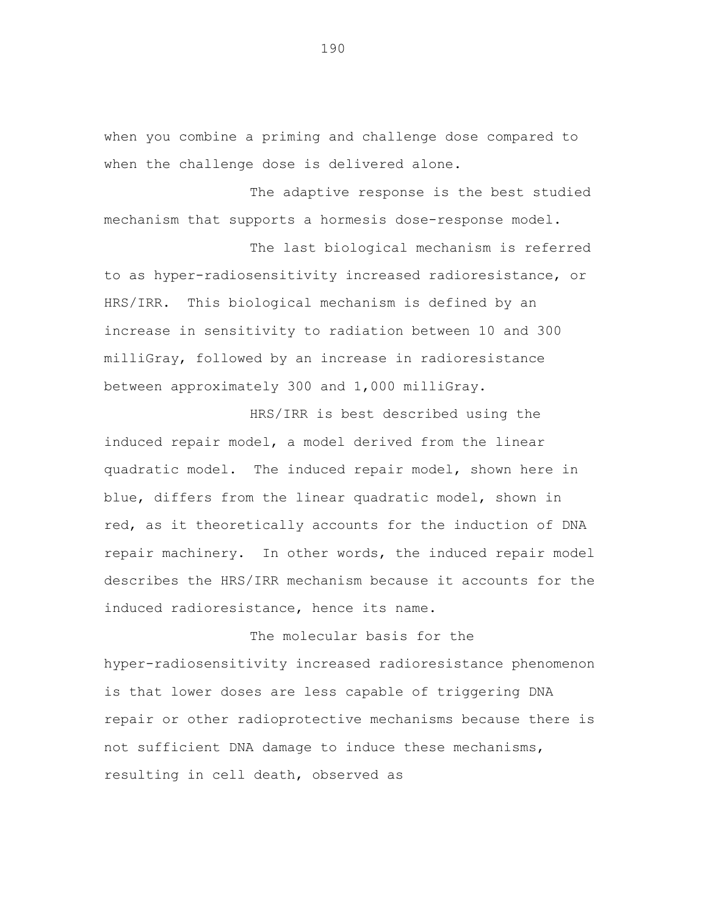when you combine a priming and challenge dose compared to when the challenge dose is delivered alone.

The adaptive response is the best studied mechanism that supports a hormesis dose-response model.

The last biological mechanism is referred to as hyper-radiosensitivity increased radioresistance, or HRS/IRR. This biological mechanism is defined by an increase in sensitivity to radiation between 10 and 300 milliGray, followed by an increase in radioresistance between approximately 300 and 1,000 milliGray.

HRS/IRR is best described using the induced repair model, a model derived from the linear quadratic model. The induced repair model, shown here in blue, differs from the linear quadratic model, shown in red, as it theoretically accounts for the induction of DNA repair machinery. In other words, the induced repair model describes the HRS/IRR mechanism because it accounts for the induced radioresistance, hence its name.

The molecular basis for the hyper-radiosensitivity increased radioresistance phenomenon is that lower doses are less capable of triggering DNA repair or other radioprotective mechanisms because there is not sufficient DNA damage to induce these mechanisms, resulting in cell death, observed as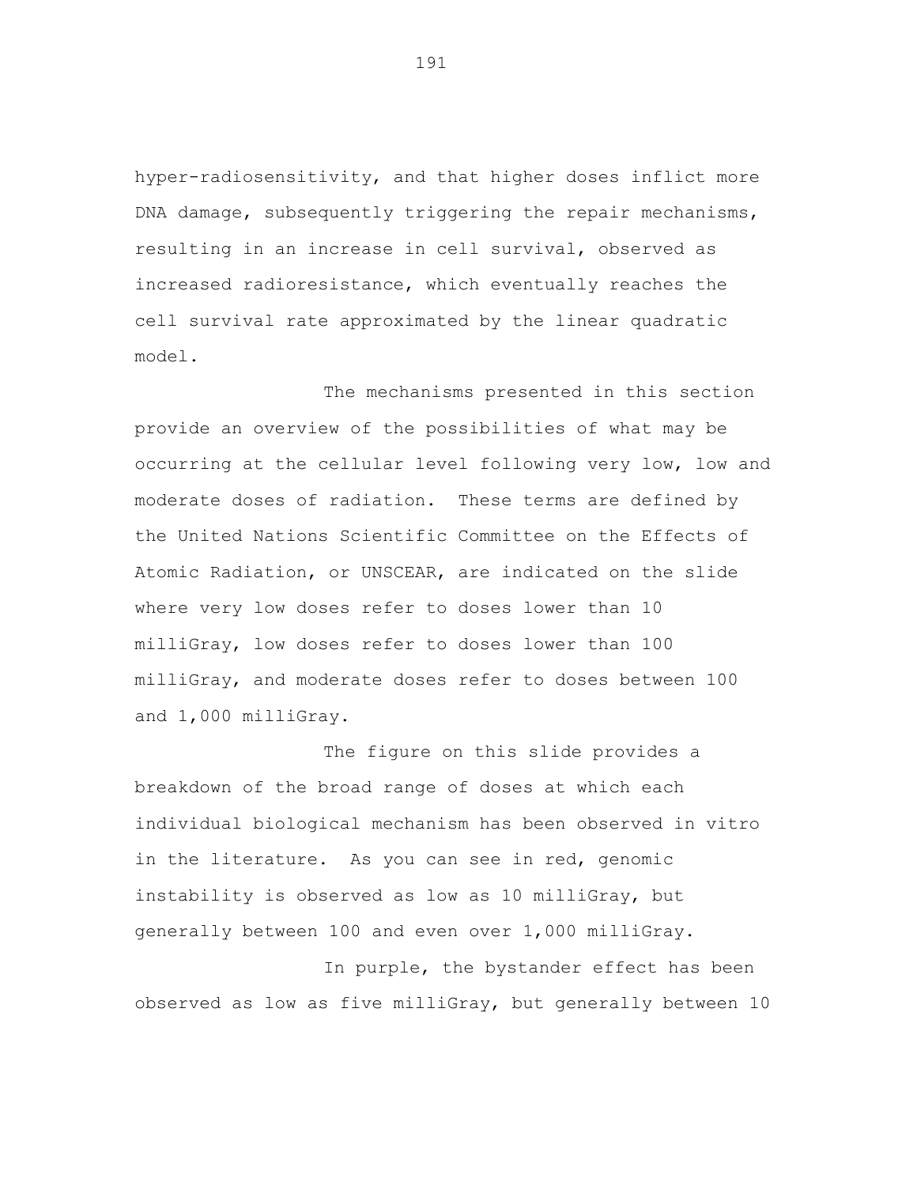hyper-radiosensitivity, and that higher doses inflict more DNA damage, subsequently triggering the repair mechanisms, resulting in an increase in cell survival, observed as increased radioresistance, which eventually reaches the cell survival rate approximated by the linear quadratic model.

The mechanisms presented in this section provide an overview of the possibilities of what may be occurring at the cellular level following very low, low and moderate doses of radiation. These terms are defined by the United Nations Scientific Committee on the Effects of Atomic Radiation, or UNSCEAR, are indicated on the slide where very low doses refer to doses lower than 10 milliGray, low doses refer to doses lower than 100 milliGray, and moderate doses refer to doses between 100 and 1,000 milliGray.

The figure on this slide provides a breakdown of the broad range of doses at which each individual biological mechanism has been observed in vitro in the literature. As you can see in red, genomic instability is observed as low as 10 milliGray, but generally between 100 and even over 1,000 milliGray.

In purple, the bystander effect has been observed as low as five milliGray, but generally between 10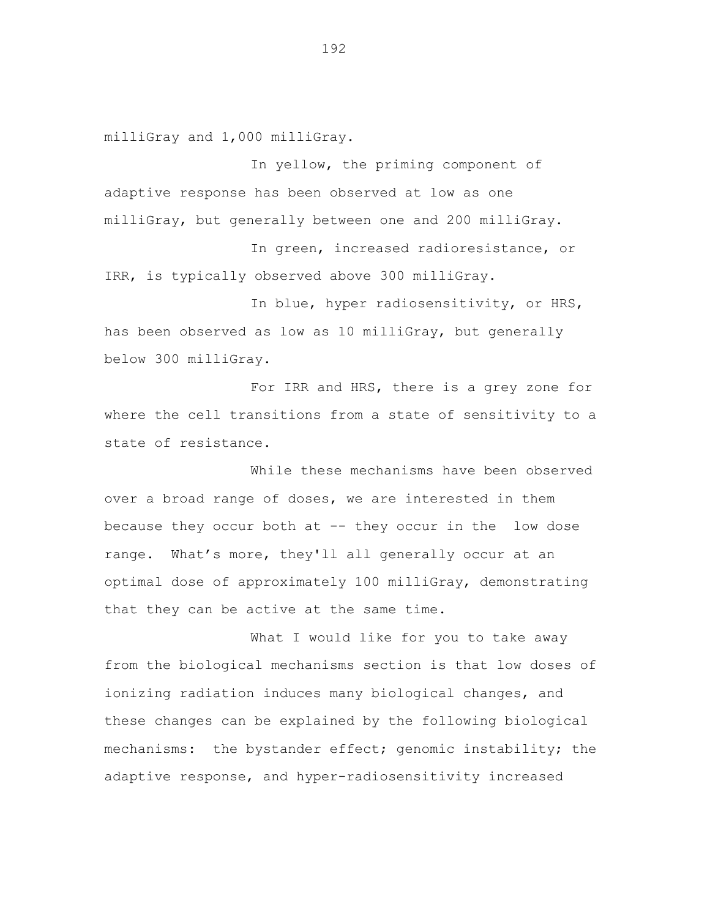milliGray and 1,000 milliGray.

In yellow, the priming component of adaptive response has been observed at low as one milliGray, but generally between one and 200 milliGray.

In green, increased radioresistance, or IRR, is typically observed above 300 milliGray.

In blue, hyper radiosensitivity, or HRS, has been observed as low as 10 milliGray, but generally below 300 milliGray.

For IRR and HRS, there is a grey zone for where the cell transitions from a state of sensitivity to a state of resistance.

While these mechanisms have been observed over a broad range of doses, we are interested in them because they occur both at -- they occur in the low dose range. What's more, they'll all generally occur at an optimal dose of approximately 100 milliGray, demonstrating that they can be active at the same time.

What I would like for you to take away from the biological mechanisms section is that low doses of ionizing radiation induces many biological changes, and these changes can be explained by the following biological mechanisms: the bystander effect; genomic instability; the adaptive response, and hyper-radiosensitivity increased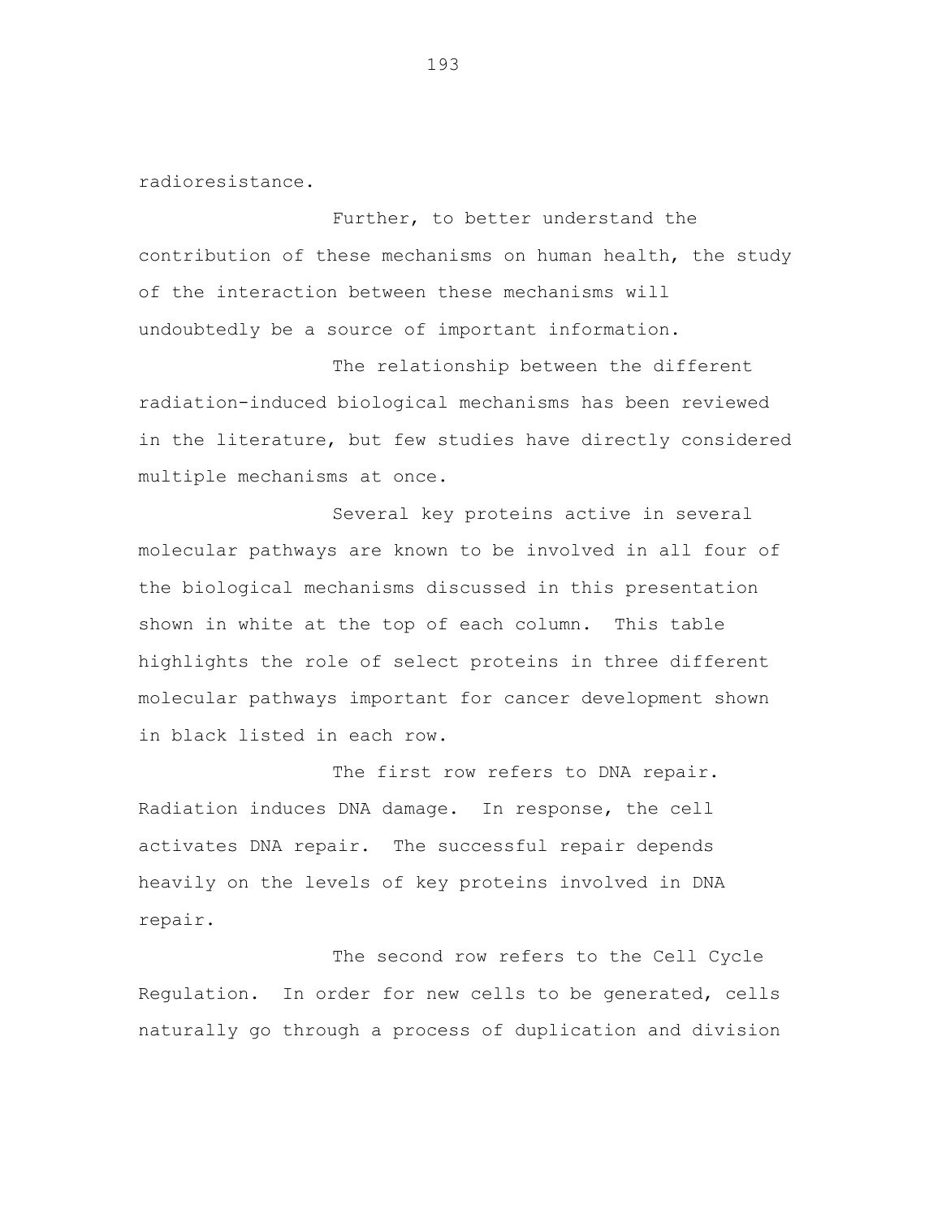radioresistance.

Further, to better understand the contribution of these mechanisms on human health, the study of the interaction between these mechanisms will undoubtedly be a source of important information.

The relationship between the different radiation-induced biological mechanisms has been reviewed in the literature, but few studies have directly considered multiple mechanisms at once.

Several key proteins active in several molecular pathways are known to be involved in all four of the biological mechanisms discussed in this presentation shown in white at the top of each column. This table highlights the role of select proteins in three different molecular pathways important for cancer development shown in black listed in each row.

The first row refers to DNA repair. Radiation induces DNA damage. In response, the cell activates DNA repair. The successful repair depends heavily on the levels of key proteins involved in DNA repair.

The second row refers to the Cell Cycle Regulation. In order for new cells to be generated, cells naturally go through a process of duplication and division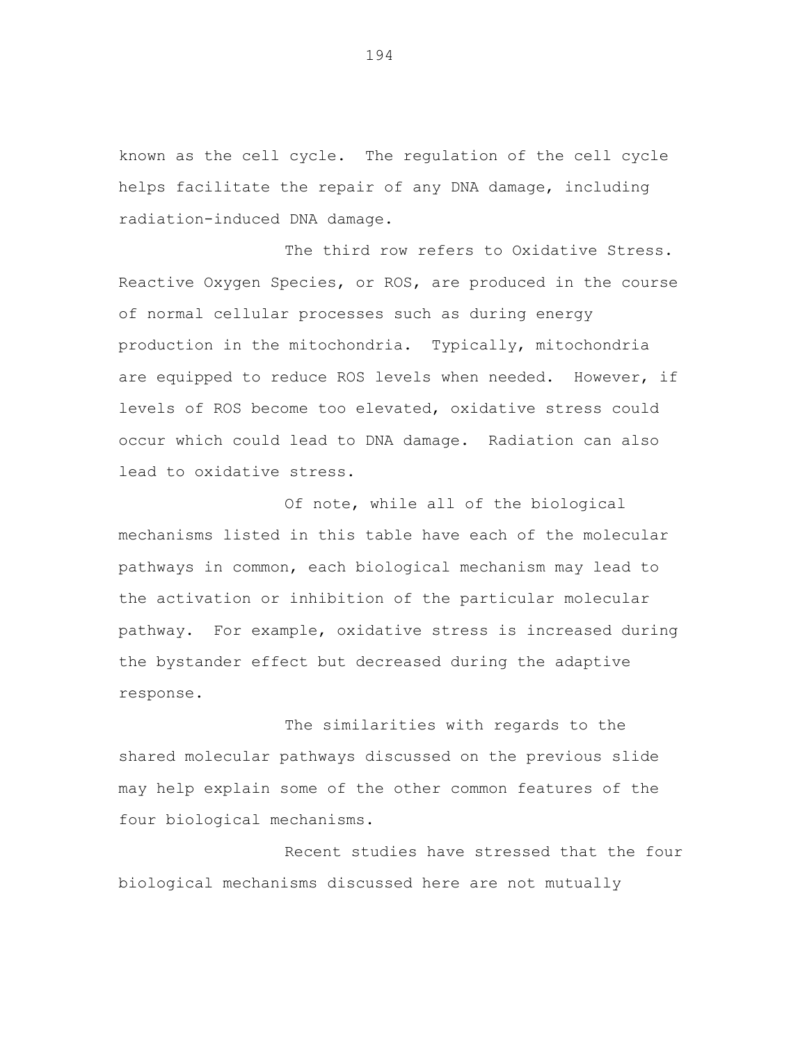known as the cell cycle. The regulation of the cell cycle helps facilitate the repair of any DNA damage, including radiation-induced DNA damage.

The third row refers to Oxidative Stress. Reactive Oxygen Species, or ROS, are produced in the course of normal cellular processes such as during energy production in the mitochondria. Typically, mitochondria are equipped to reduce ROS levels when needed. However, if levels of ROS become too elevated, oxidative stress could occur which could lead to DNA damage. Radiation can also lead to oxidative stress.

Of note, while all of the biological mechanisms listed in this table have each of the molecular pathways in common, each biological mechanism may lead to the activation or inhibition of the particular molecular pathway. For example, oxidative stress is increased during the bystander effect but decreased during the adaptive response.

The similarities with regards to the shared molecular pathways discussed on the previous slide may help explain some of the other common features of the four biological mechanisms.

Recent studies have stressed that the four biological mechanisms discussed here are not mutually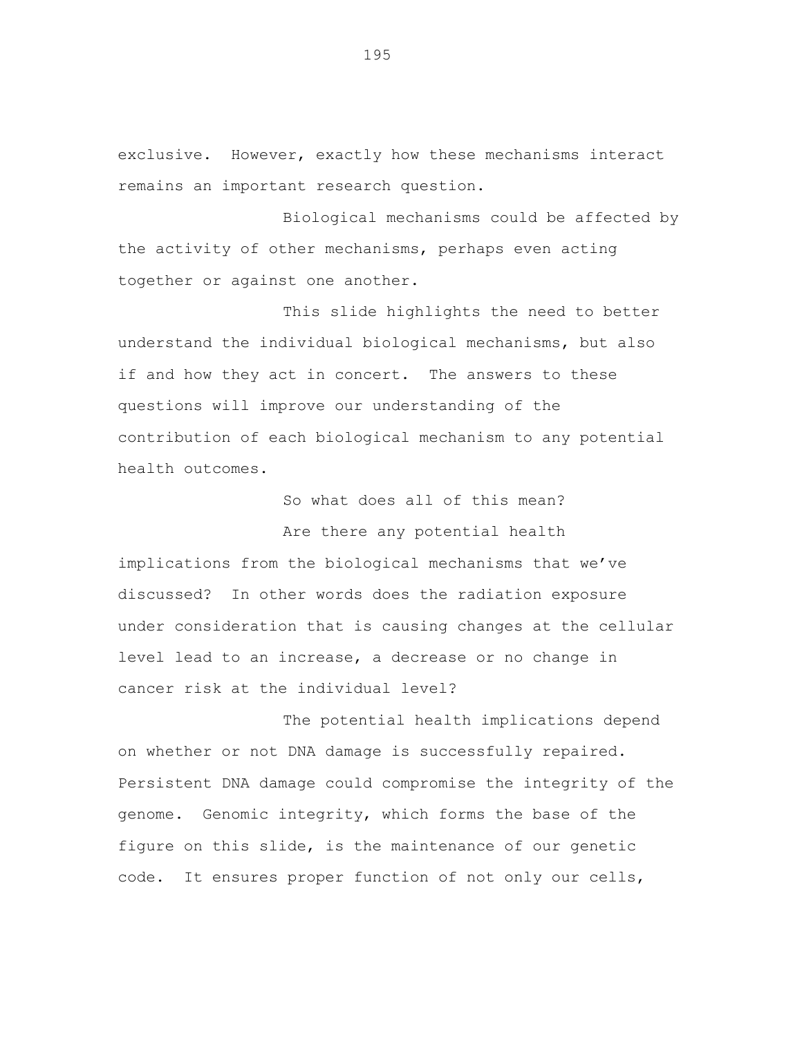exclusive. However, exactly how these mechanisms interact remains an important research question.

Biological mechanisms could be affected by the activity of other mechanisms, perhaps even acting together or against one another.

This slide highlights the need to better understand the individual biological mechanisms, but also if and how they act in concert. The answers to these questions will improve our understanding of the contribution of each biological mechanism to any potential health outcomes.

So what does all of this mean?

Are there any potential health implications from the biological mechanisms that we've discussed? In other words does the radiation exposure under consideration that is causing changes at the cellular level lead to an increase, a decrease or no change in cancer risk at the individual level?

The potential health implications depend on whether or not DNA damage is successfully repaired. Persistent DNA damage could compromise the integrity of the genome. Genomic integrity, which forms the base of the figure on this slide, is the maintenance of our genetic code. It ensures proper function of not only our cells,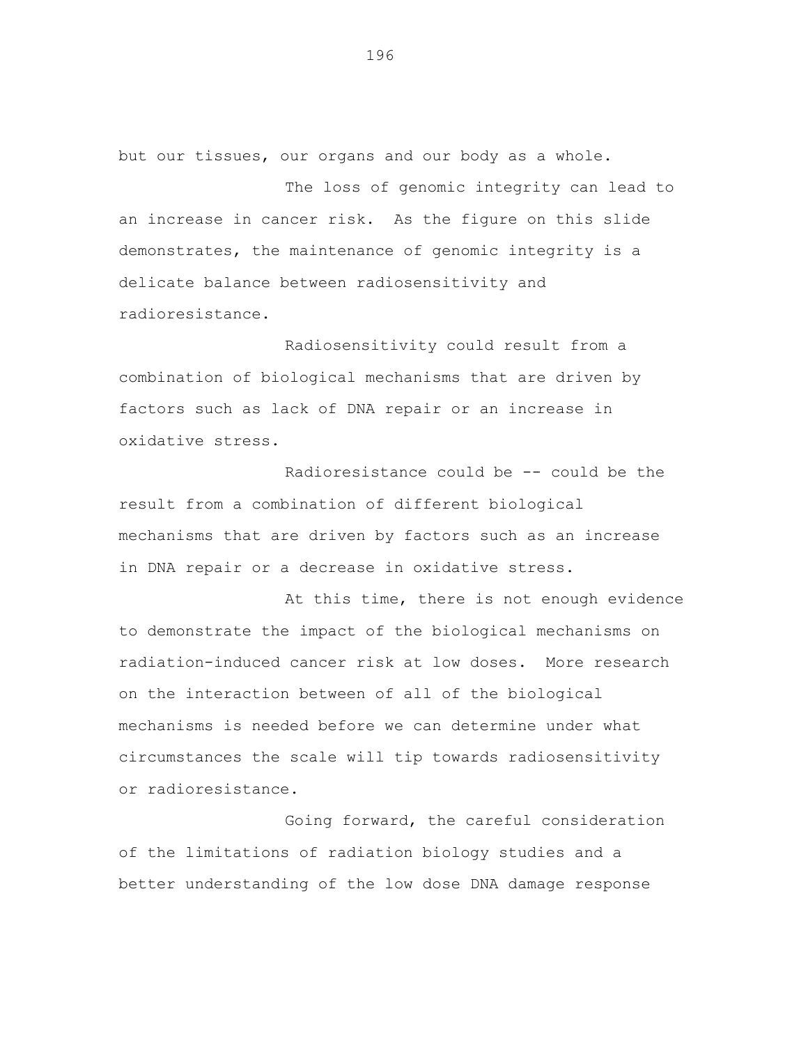but our tissues, our organs and our body as a whole.

The loss of genomic integrity can lead to an increase in cancer risk. As the figure on this slide demonstrates, the maintenance of genomic integrity is a delicate balance between radiosensitivity and radioresistance.

Radiosensitivity could result from a combination of biological mechanisms that are driven by factors such as lack of DNA repair or an increase in oxidative stress.

Radioresistance could be -- could be the result from a combination of different biological mechanisms that are driven by factors such as an increase in DNA repair or a decrease in oxidative stress.

At this time, there is not enough evidence to demonstrate the impact of the biological mechanisms on radiation-induced cancer risk at low doses. More research on the interaction between of all of the biological mechanisms is needed before we can determine under what circumstances the scale will tip towards radiosensitivity or radioresistance.

Going forward, the careful consideration of the limitations of radiation biology studies and a better understanding of the low dose DNA damage response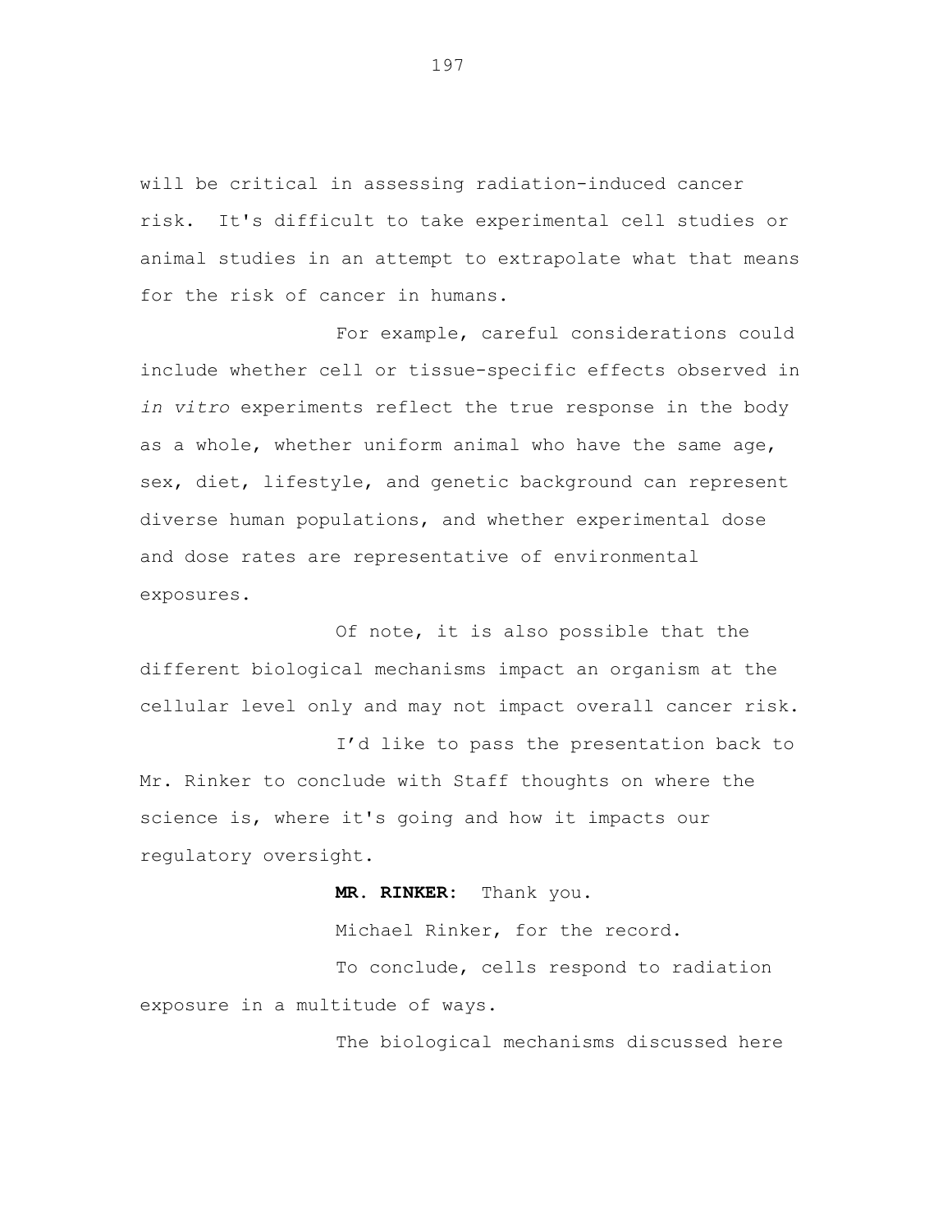will be critical in assessing radiation-induced cancer risk. It's difficult to take experimental cell studies or animal studies in an attempt to extrapolate what that means for the risk of cancer in humans.

For example, careful considerations could include whether cell or tissue-specific effects observed in *in vitro* experiments reflect the true response in the body as a whole, whether uniform animal who have the same age, sex, diet, lifestyle, and genetic background can represent diverse human populations, and whether experimental dose and dose rates are representative of environmental exposures.

Of note, it is also possible that the different biological mechanisms impact an organism at the cellular level only and may not impact overall cancer risk.

I'd like to pass the presentation back to Mr. Rinker to conclude with Staff thoughts on where the science is, where it's going and how it impacts our regulatory oversight.

**MR. RINKER:** Thank you.

Michael Rinker, for the record.

To conclude, cells respond to radiation exposure in a multitude of ways.

The biological mechanisms discussed here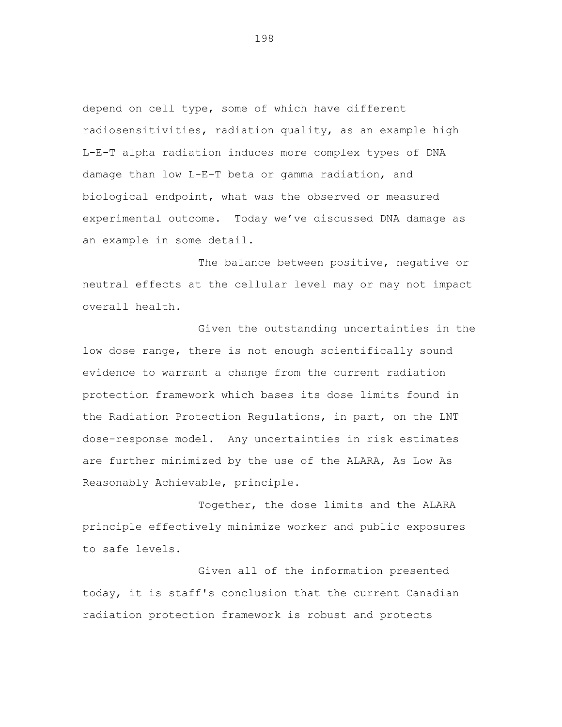depend on cell type, some of which have different radiosensitivities, radiation quality, as an example high L-E-T alpha radiation induces more complex types of DNA damage than low L-E-T beta or gamma radiation, and biological endpoint, what was the observed or measured experimental outcome. Today we've discussed DNA damage as an example in some detail.

The balance between positive, negative or neutral effects at the cellular level may or may not impact overall health.

Given the outstanding uncertainties in the low dose range, there is not enough scientifically sound evidence to warrant a change from the current radiation protection framework which bases its dose limits found in the Radiation Protection Regulations, in part, on the LNT dose-response model. Any uncertainties in risk estimates are further minimized by the use of the ALARA, As Low As Reasonably Achievable, principle.

Together, the dose limits and the ALARA principle effectively minimize worker and public exposures to safe levels.

Given all of the information presented today, it is staff's conclusion that the current Canadian radiation protection framework is robust and protects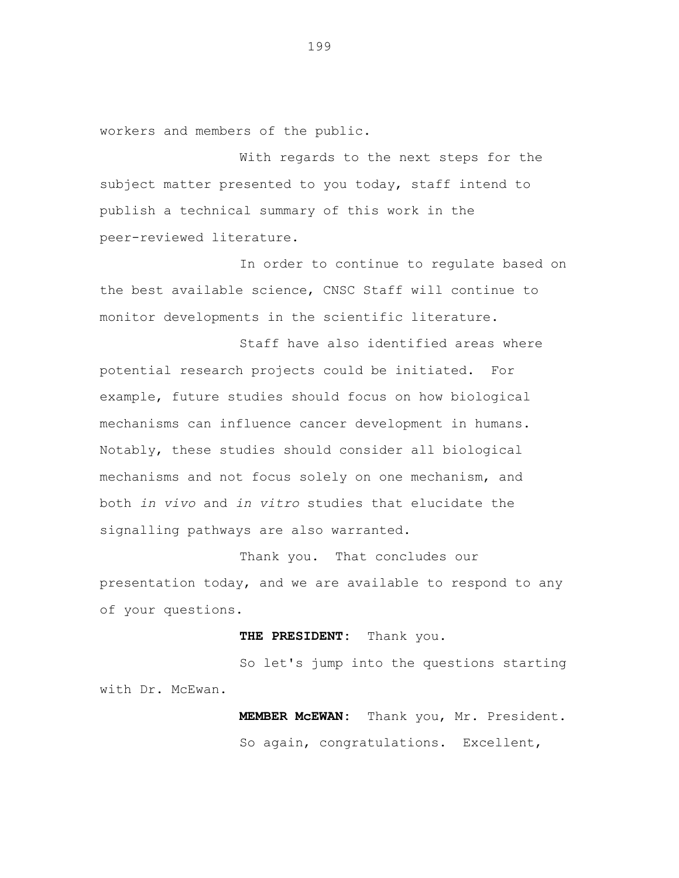workers and members of the public.

With regards to the next steps for the subject matter presented to you today, staff intend to publish a technical summary of this work in the peer-reviewed literature.

In order to continue to regulate based on the best available science, CNSC Staff will continue to monitor developments in the scientific literature.

Staff have also identified areas where potential research projects could be initiated. For example, future studies should focus on how biological mechanisms can influence cancer development in humans. Notably, these studies should consider all biological mechanisms and not focus solely on one mechanism, and both *in vivo* and *in vitro* studies that elucidate the signalling pathways are also warranted.

Thank you. That concludes our presentation today, and we are available to respond to any of your questions.

**THE PRESIDENT:** Thank you.

So let's jump into the questions starting with Dr. McEwan.

**MEMBER McEWAN:** Thank you, Mr. President.

So again, congratulations. Excellent,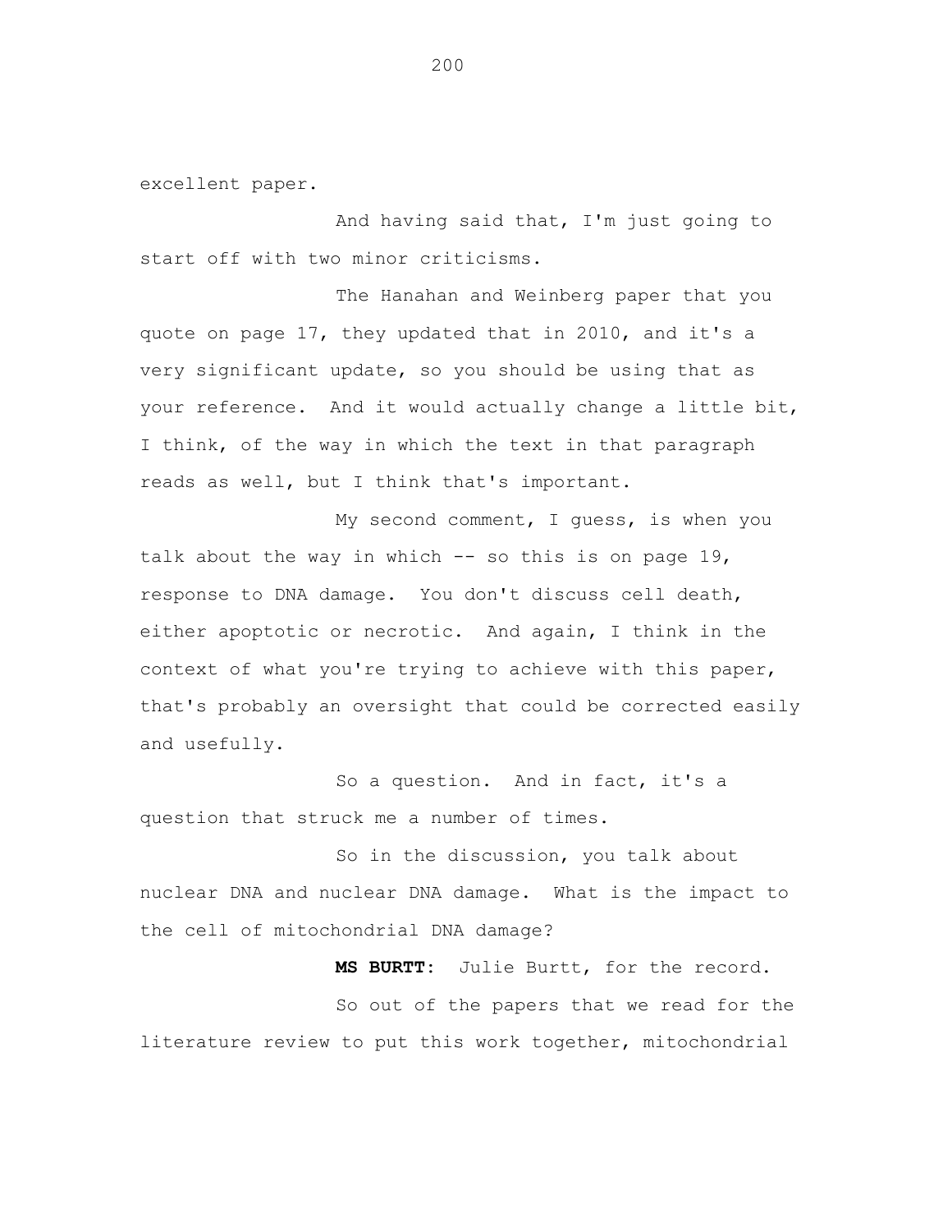excellent paper.

And having said that, I'm just going to start off with two minor criticisms.

The Hanahan and Weinberg paper that you quote on page 17, they updated that in 2010, and it's a very significant update, so you should be using that as your reference. And it would actually change a little bit, I think, of the way in which the text in that paragraph reads as well, but I think that's important.

My second comment, I guess, is when you talk about the way in which -- so this is on page 19, response to DNA damage. You don't discuss cell death, either apoptotic or necrotic. And again, I think in the context of what you're trying to achieve with this paper, that's probably an oversight that could be corrected easily and usefully.

So a question. And in fact, it's a question that struck me a number of times.

So in the discussion, you talk about nuclear DNA and nuclear DNA damage. What is the impact to the cell of mitochondrial DNA damage?

**MS BURTT:** Julie Burtt, for the record.

So out of the papers that we read for the literature review to put this work together, mitochondrial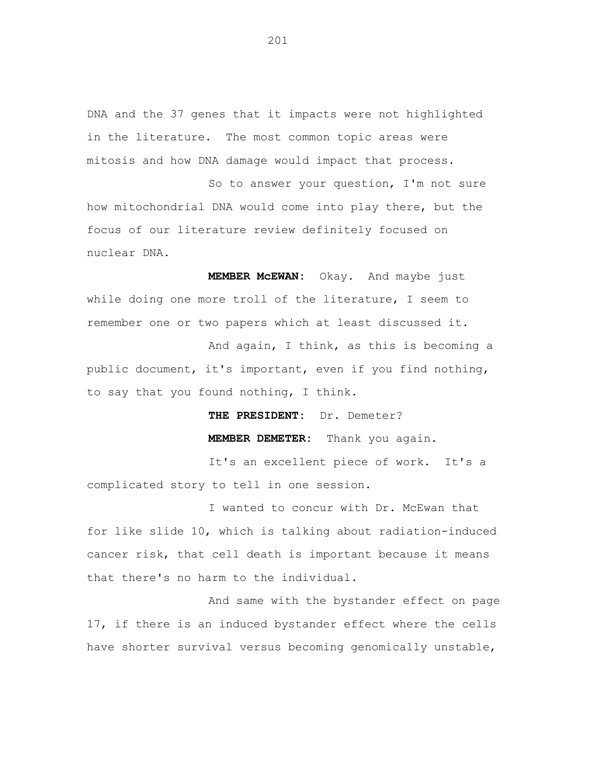DNA and the 37 genes that it impacts were not highlighted in the literature. The most common topic areas were mitosis and how DNA damage would impact that process.

So to answer your question, I'm not sure how mitochondrial DNA would come into play there, but the focus of our literature review definitely focused on nuclear DNA.

**MEMBER McEWAN:** Okay. And maybe just while doing one more troll of the literature, I seem to remember one or two papers which at least discussed it.

And again, I think, as this is becoming a public document, it's important, even if you find nothing, to say that you found nothing, I think.

**THE PRESIDENT:** Dr. Demeter?

**MEMBER DEMETER:** Thank you again.

It's an excellent piece of work. It's a complicated story to tell in one session.

I wanted to concur with Dr. McEwan that for like slide 10, which is talking about radiation-induced cancer risk, that cell death is important because it means that there's no harm to the individual.

And same with the bystander effect on page 17, if there is an induced bystander effect where the cells have shorter survival versus becoming genomically unstable,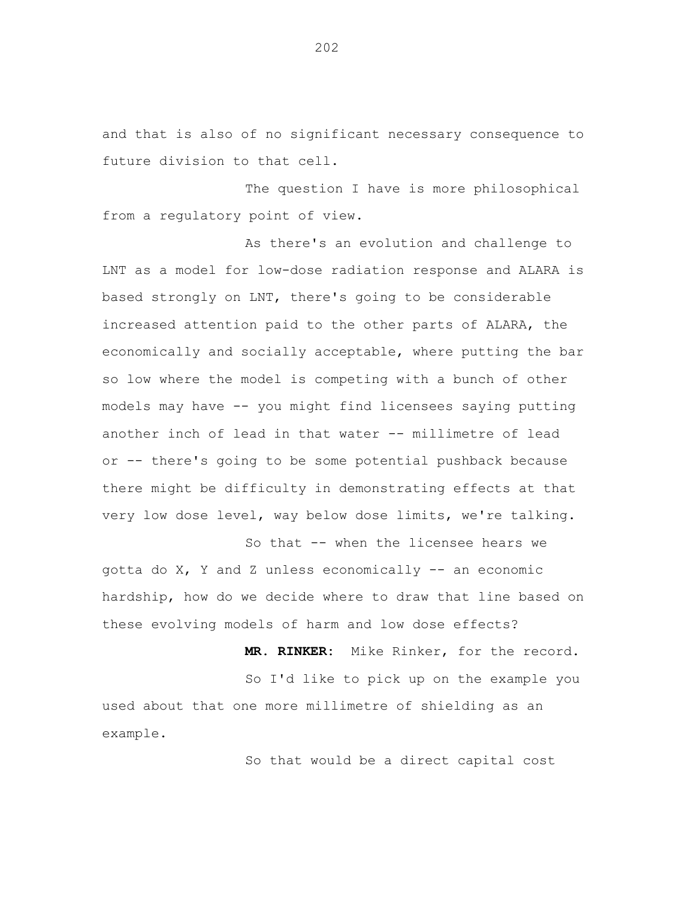and that is also of no significant necessary consequence to future division to that cell.

The question I have is more philosophical from a regulatory point of view.

As there's an evolution and challenge to LNT as a model for low-dose radiation response and ALARA is based strongly on LNT, there's going to be considerable increased attention paid to the other parts of ALARA, the economically and socially acceptable, where putting the bar so low where the model is competing with a bunch of other models may have -- you might find licensees saying putting another inch of lead in that water -- millimetre of lead or -- there's going to be some potential pushback because there might be difficulty in demonstrating effects at that very low dose level, way below dose limits, we're talking.

So that -- when the licensee hears we gotta do X, Y and Z unless economically -- an economic hardship, how do we decide where to draw that line based on these evolving models of harm and low dose effects?

**MR. RINKER:** Mike Rinker, for the record.

So I'd like to pick up on the example you used about that one more millimetre of shielding as an example.

So that would be a direct capital cost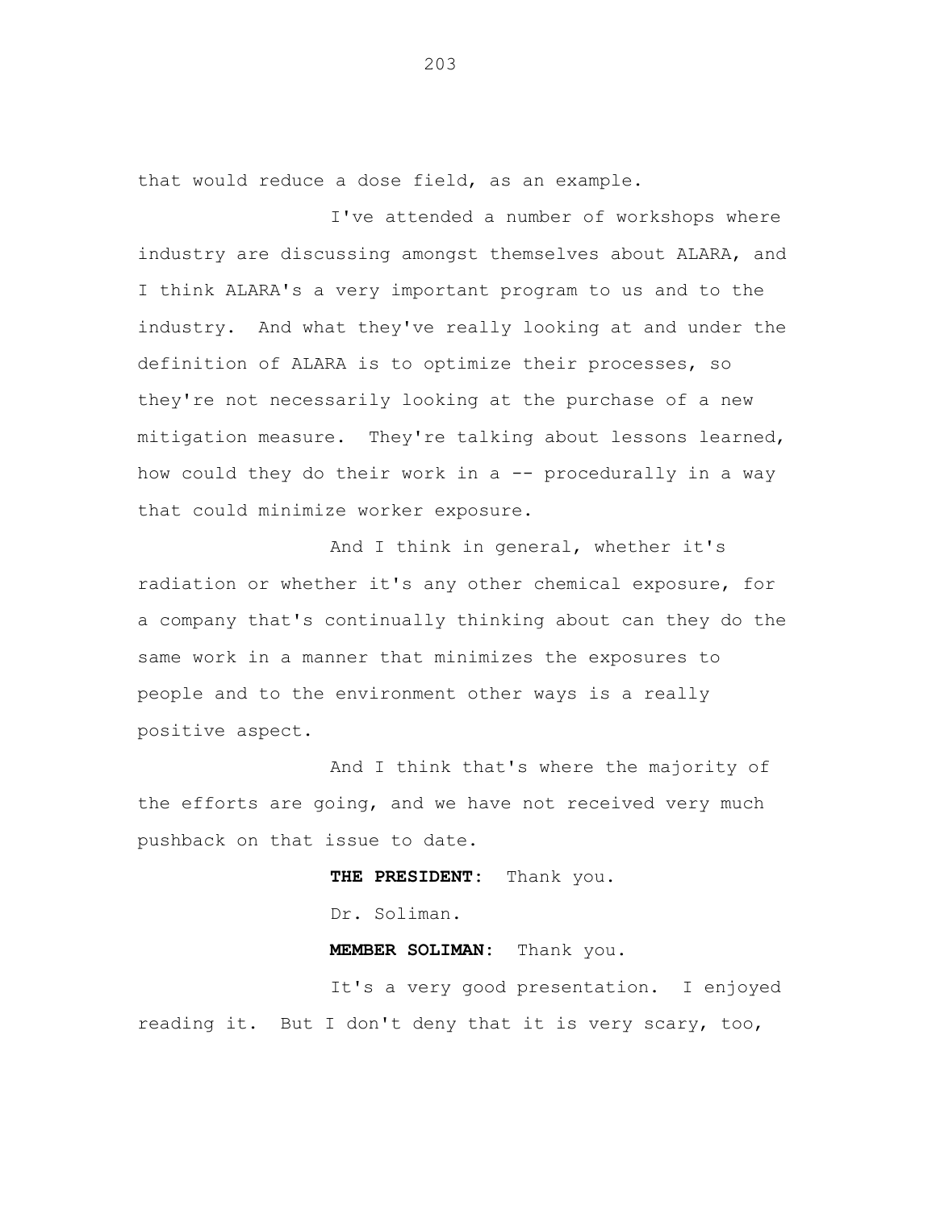that would reduce a dose field, as an example.

I've attended a number of workshops where industry are discussing amongst themselves about ALARA, and I think ALARA's a very important program to us and to the industry. And what they've really looking at and under the definition of ALARA is to optimize their processes, so they're not necessarily looking at the purchase of a new mitigation measure. They're talking about lessons learned, how could they do their work in a -- procedurally in a way that could minimize worker exposure.

And I think in general, whether it's radiation or whether it's any other chemical exposure, for a company that's continually thinking about can they do the same work in a manner that minimizes the exposures to people and to the environment other ways is a really positive aspect.

And I think that's where the majority of the efforts are going, and we have not received very much pushback on that issue to date.

**THE PRESIDENT:** Thank you.

Dr. Soliman.

**MEMBER SOLIMAN:** Thank you.

It's a very good presentation. I enjoyed reading it. But I don't deny that it is very scary, too,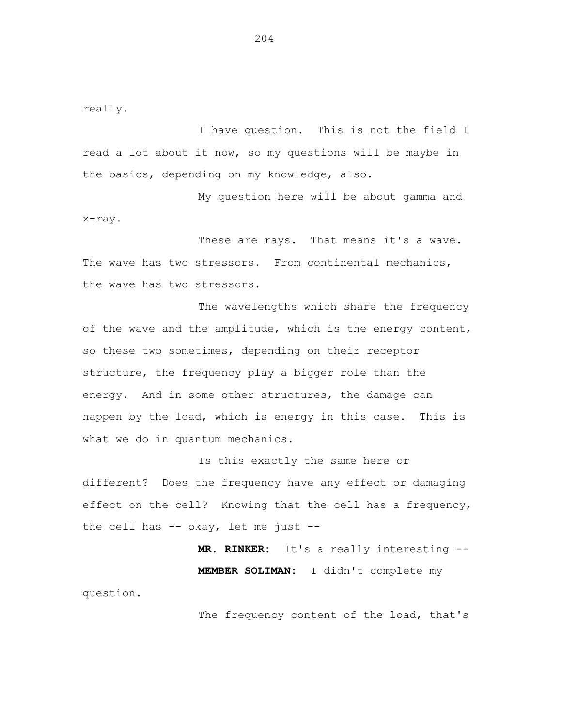really.

I have question. This is not the field I read a lot about it now, so my questions will be maybe in the basics, depending on my knowledge, also.

My question here will be about gamma and x-ray.

These are rays. That means it's a wave. The wave has two stressors. From continental mechanics, the wave has two stressors.

The wavelengths which share the frequency of the wave and the amplitude, which is the energy content, so these two sometimes, depending on their receptor structure, the frequency play a bigger role than the energy. And in some other structures, the damage can happen by the load, which is energy in this case. This is what we do in quantum mechanics.

Is this exactly the same here or different? Does the frequency have any effect or damaging effect on the cell? Knowing that the cell has a frequency, the cell has -- okay, let me just --

**MR. RINKER:** It's a really interesting --

**MEMBER SOLIMAN:** I didn't complete my question.

The frequency content of the load, that's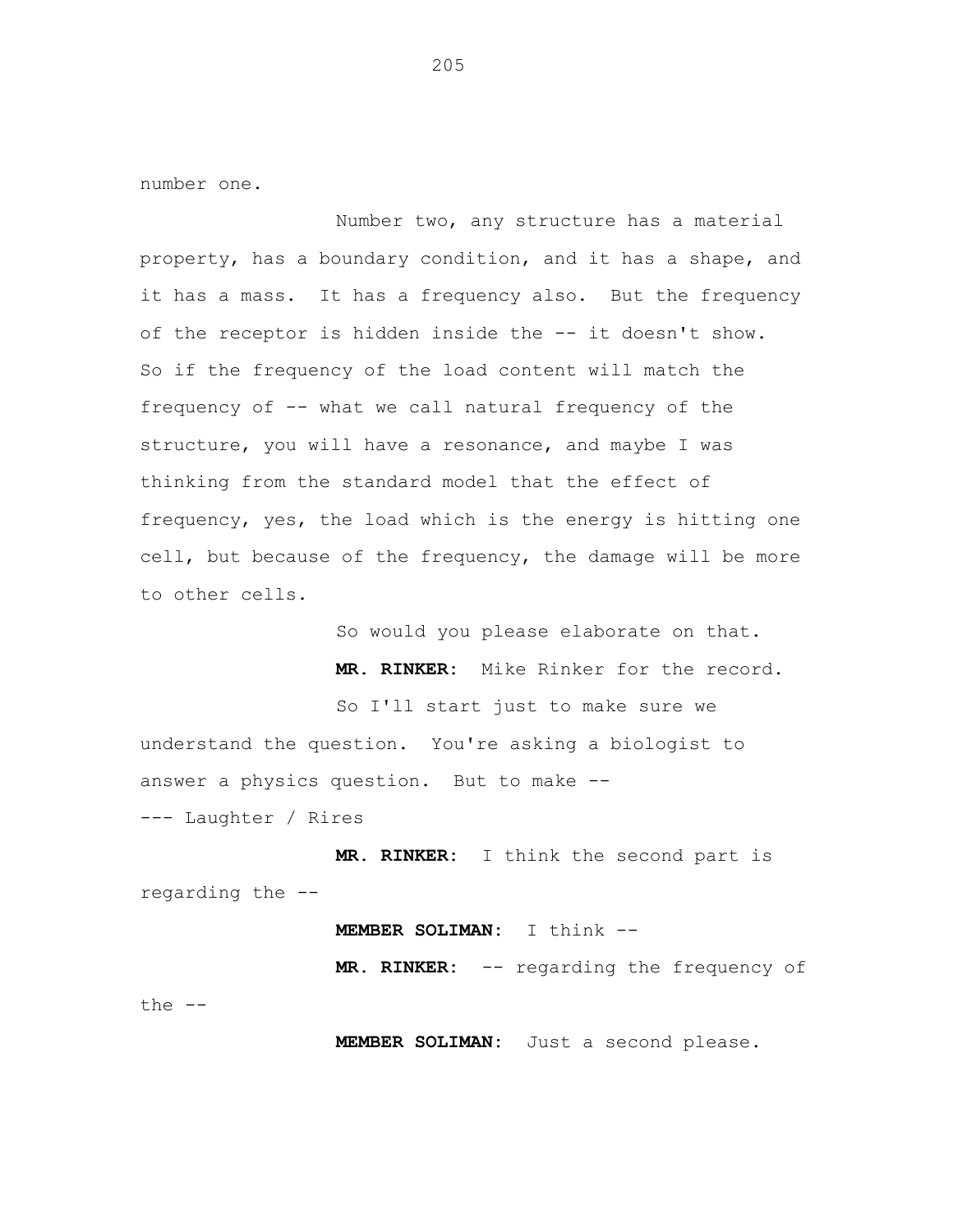number one.

Number two, any structure has a material property, has a boundary condition, and it has a shape, and it has a mass. It has a frequency also. But the frequency of the receptor is hidden inside the -- it doesn't show. So if the frequency of the load content will match the frequency of -- what we call natural frequency of the structure, you will have a resonance, and maybe I was thinking from the standard model that the effect of frequency, yes, the load which is the energy is hitting one cell, but because of the frequency, the damage will be more to other cells.

So would you please elaborate on that.

**MR. RINKER:** Mike Rinker for the record.

So I'll start just to make sure we understand the question. You're asking a biologist to answer a physics question. But to make --

--- Laughter / Rires

**MR. RINKER:** I think the second part is regarding the --

**MEMBER SOLIMAN:** I think --

**MR. RINKER:** -- regarding the frequency of the --

**MEMBER SOLIMAN:** Just a second please.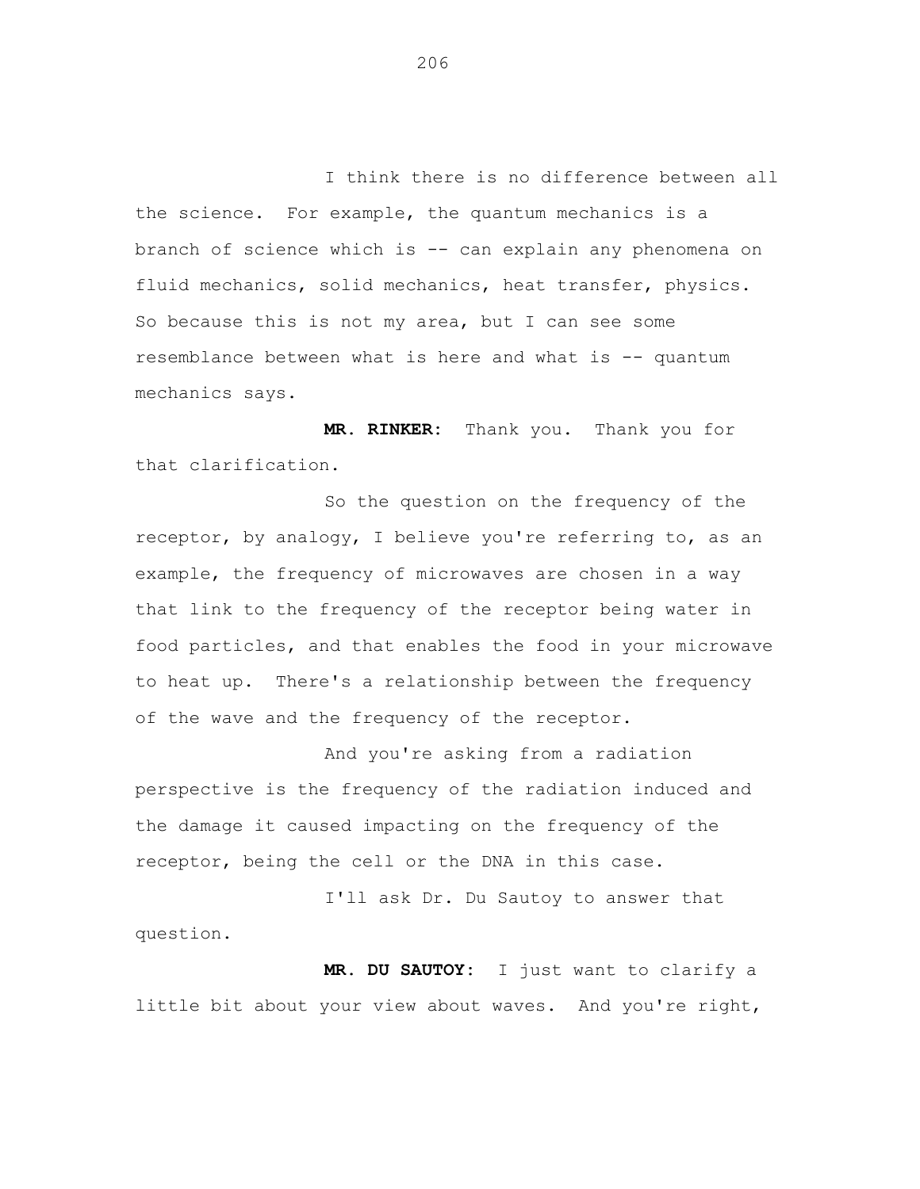I think there is no difference between all the science. For example, the quantum mechanics is a branch of science which is -- can explain any phenomena on fluid mechanics, solid mechanics, heat transfer, physics. So because this is not my area, but I can see some resemblance between what is here and what is -- quantum mechanics says.

**MR. RINKER:** Thank you. Thank you for that clarification.

So the question on the frequency of the receptor, by analogy, I believe you're referring to, as an example, the frequency of microwaves are chosen in a way that link to the frequency of the receptor being water in food particles, and that enables the food in your microwave to heat up. There's a relationship between the frequency of the wave and the frequency of the receptor.

And you're asking from a radiation perspective is the frequency of the radiation induced and the damage it caused impacting on the frequency of the receptor, being the cell or the DNA in this case.

I'll ask Dr. Du Sautoy to answer that question.

**MR. DU SAUTOY:** I just want to clarify a little bit about your view about waves. And you're right,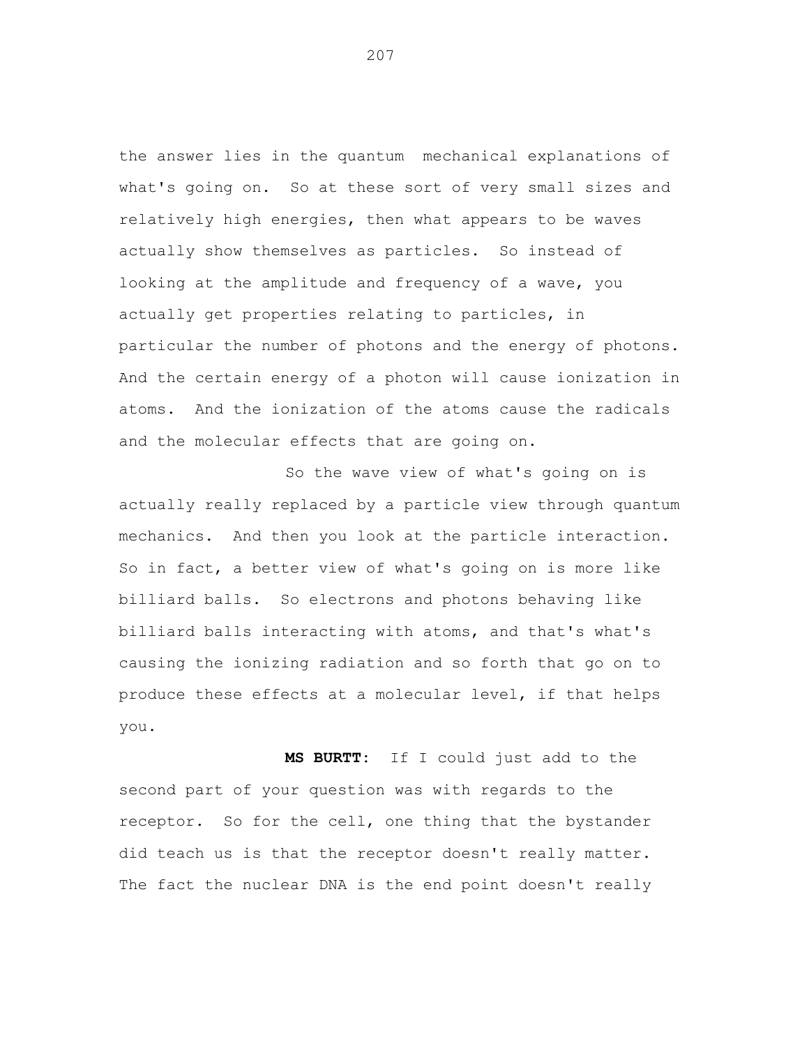the answer lies in the quantum mechanical explanations of what's going on. So at these sort of very small sizes and relatively high energies, then what appears to be waves actually show themselves as particles. So instead of looking at the amplitude and frequency of a wave, you actually get properties relating to particles, in particular the number of photons and the energy of photons. And the certain energy of a photon will cause ionization in atoms. And the ionization of the atoms cause the radicals and the molecular effects that are going on.

So the wave view of what's going on is actually really replaced by a particle view through quantum mechanics. And then you look at the particle interaction. So in fact, a better view of what's going on is more like billiard balls. So electrons and photons behaving like billiard balls interacting with atoms, and that's what's causing the ionizing radiation and so forth that go on to produce these effects at a molecular level, if that helps you.

**MS BURTT:** If I could just add to the second part of your question was with regards to the receptor. So for the cell, one thing that the bystander did teach us is that the receptor doesn't really matter. The fact the nuclear DNA is the end point doesn't really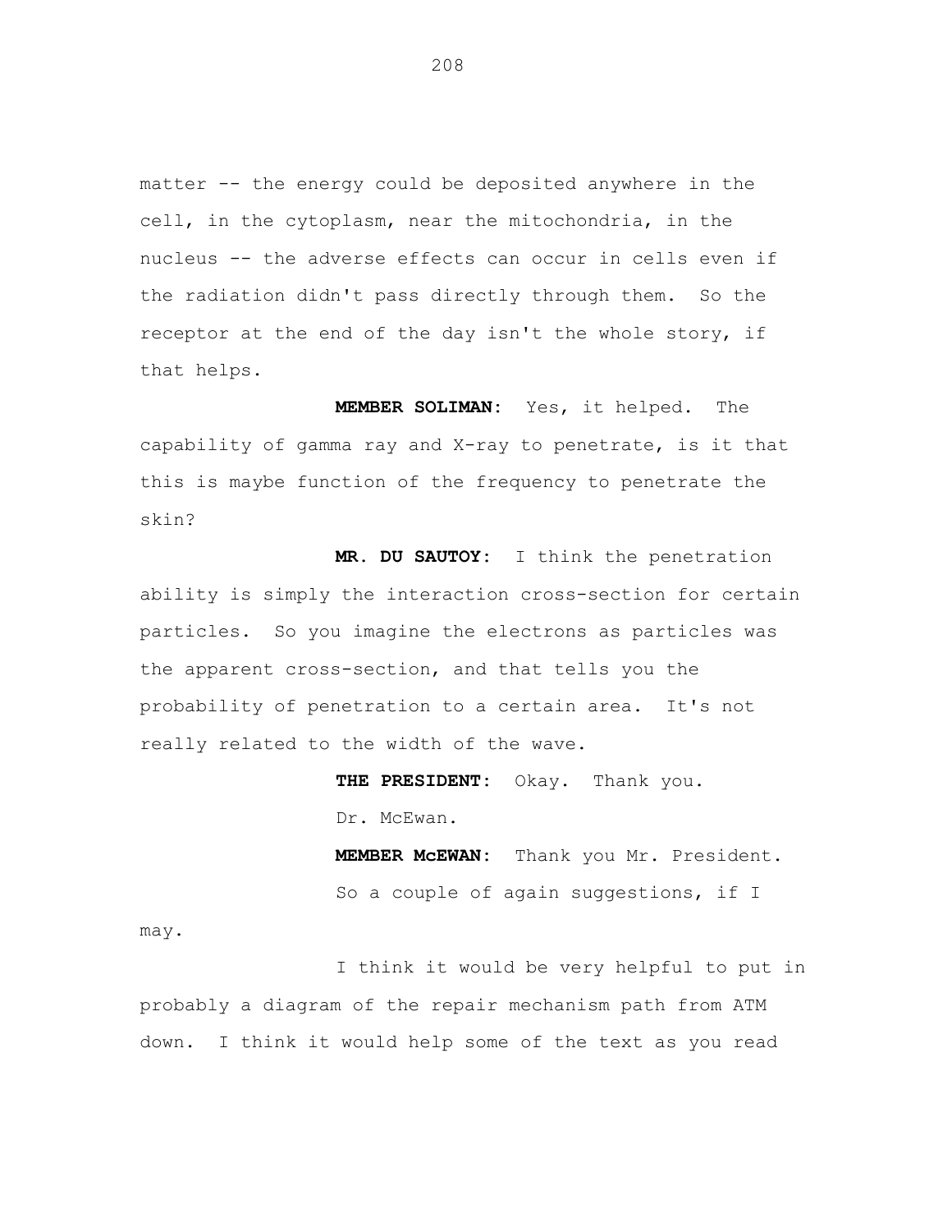matter -- the energy could be deposited anywhere in the cell, in the cytoplasm, near the mitochondria, in the nucleus -- the adverse effects can occur in cells even if the radiation didn't pass directly through them. So the receptor at the end of the day isn't the whole story, if that helps.

**MEMBER SOLIMAN:** Yes, it helped. The capability of gamma ray and X-ray to penetrate, is it that this is maybe function of the frequency to penetrate the skin?

**MR. DU SAUTOY:** I think the penetration ability is simply the interaction cross-section for certain particles. So you imagine the electrons as particles was the apparent cross-section, and that tells you the probability of penetration to a certain area. It's not really related to the width of the wave.

**THE PRESIDENT:** Okay. Thank you.

Dr. McEwan.

**MEMBER McEWAN:** Thank you Mr. President.

So a couple of again suggestions, if I may.

I think it would be very helpful to put in probably a diagram of the repair mechanism path from ATM down. I think it would help some of the text as you read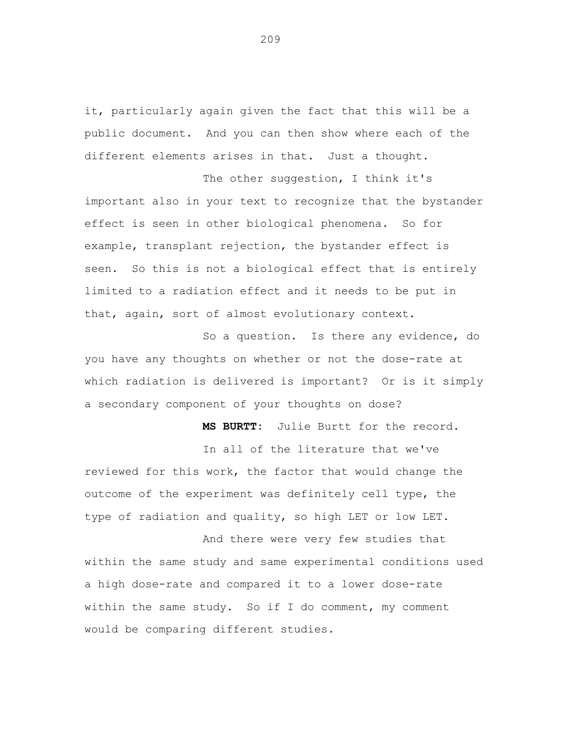it, particularly again given the fact that this will be a public document. And you can then show where each of the different elements arises in that. Just a thought.

The other suggestion, I think it's important also in your text to recognize that the bystander effect is seen in other biological phenomena. So for example, transplant rejection, the bystander effect is seen. So this is not a biological effect that is entirely limited to a radiation effect and it needs to be put in that, again, sort of almost evolutionary context.

So a question. Is there any evidence, do you have any thoughts on whether or not the dose-rate at which radiation is delivered is important? Or is it simply a secondary component of your thoughts on dose?

**MS BURTT:** Julie Burtt for the record.

In all of the literature that we've reviewed for this work, the factor that would change the outcome of the experiment was definitely cell type, the type of radiation and quality, so high LET or low LET.

And there were very few studies that within the same study and same experimental conditions used a high dose-rate and compared it to a lower dose-rate within the same study. So if I do comment, my comment would be comparing different studies.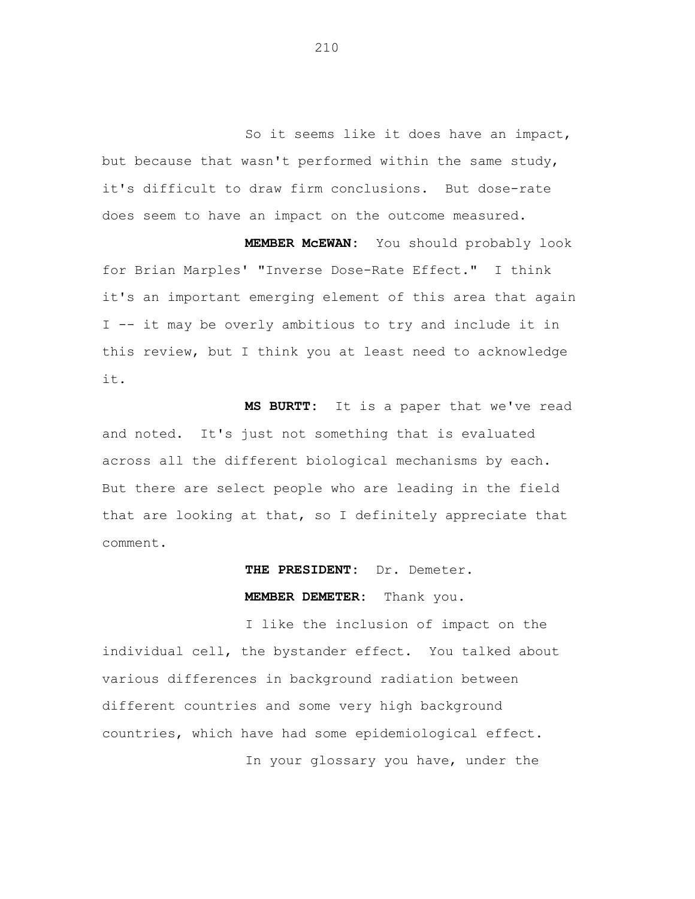So it seems like it does have an impact, but because that wasn't performed within the same study, it's difficult to draw firm conclusions. But dose-rate does seem to have an impact on the outcome measured.

**MEMBER McEWAN:** You should probably look for Brian Marples' "Inverse Dose-Rate Effect." I think it's an important emerging element of this area that again I -- it may be overly ambitious to try and include it in this review, but I think you at least need to acknowledge it.

**MS BURTT:** It is a paper that we've read and noted. It's just not something that is evaluated across all the different biological mechanisms by each. But there are select people who are leading in the field that are looking at that, so I definitely appreciate that comment.

**THE PRESIDENT:** Dr. Demeter.

**MEMBER DEMETER:** Thank you.

I like the inclusion of impact on the individual cell, the bystander effect. You talked about various differences in background radiation between different countries and some very high background countries, which have had some epidemiological effect.

In your glossary you have, under the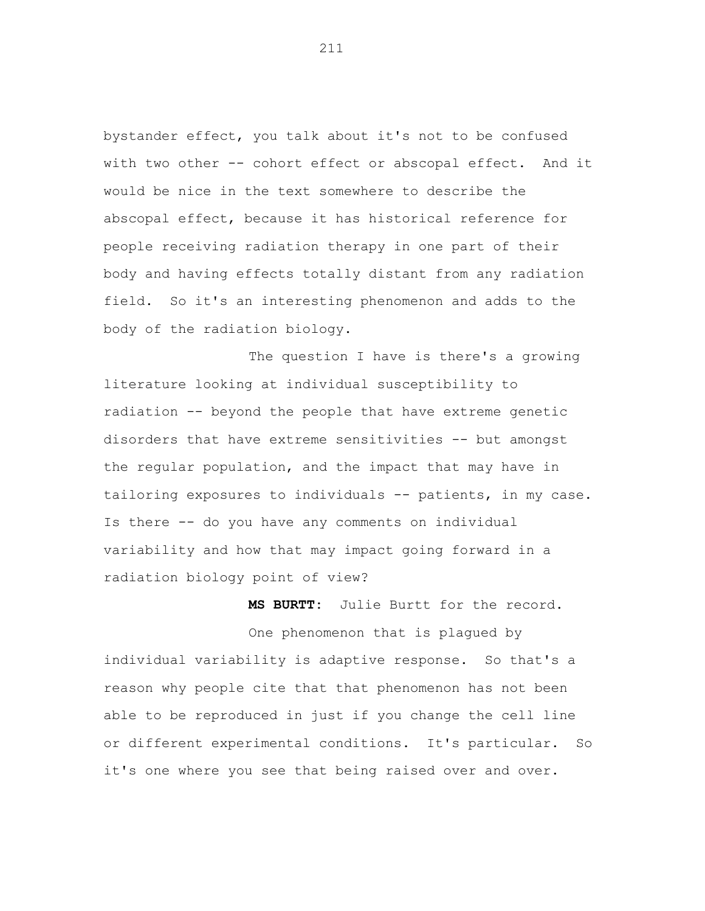bystander effect, you talk about it's not to be confused with two other -- cohort effect or abscopal effect. And it would be nice in the text somewhere to describe the abscopal effect, because it has historical reference for people receiving radiation therapy in one part of their body and having effects totally distant from any radiation field. So it's an interesting phenomenon and adds to the body of the radiation biology.

The question I have is there's a growing literature looking at individual susceptibility to radiation -- beyond the people that have extreme genetic disorders that have extreme sensitivities -- but amongst the regular population, and the impact that may have in tailoring exposures to individuals -- patients, in my case. Is there -- do you have any comments on individual variability and how that may impact going forward in a radiation biology point of view?

**MS BURTT:** Julie Burtt for the record.

One phenomenon that is plagued by individual variability is adaptive response. So that's a reason why people cite that that phenomenon has not been able to be reproduced in just if you change the cell line or different experimental conditions. It's particular. So it's one where you see that being raised over and over.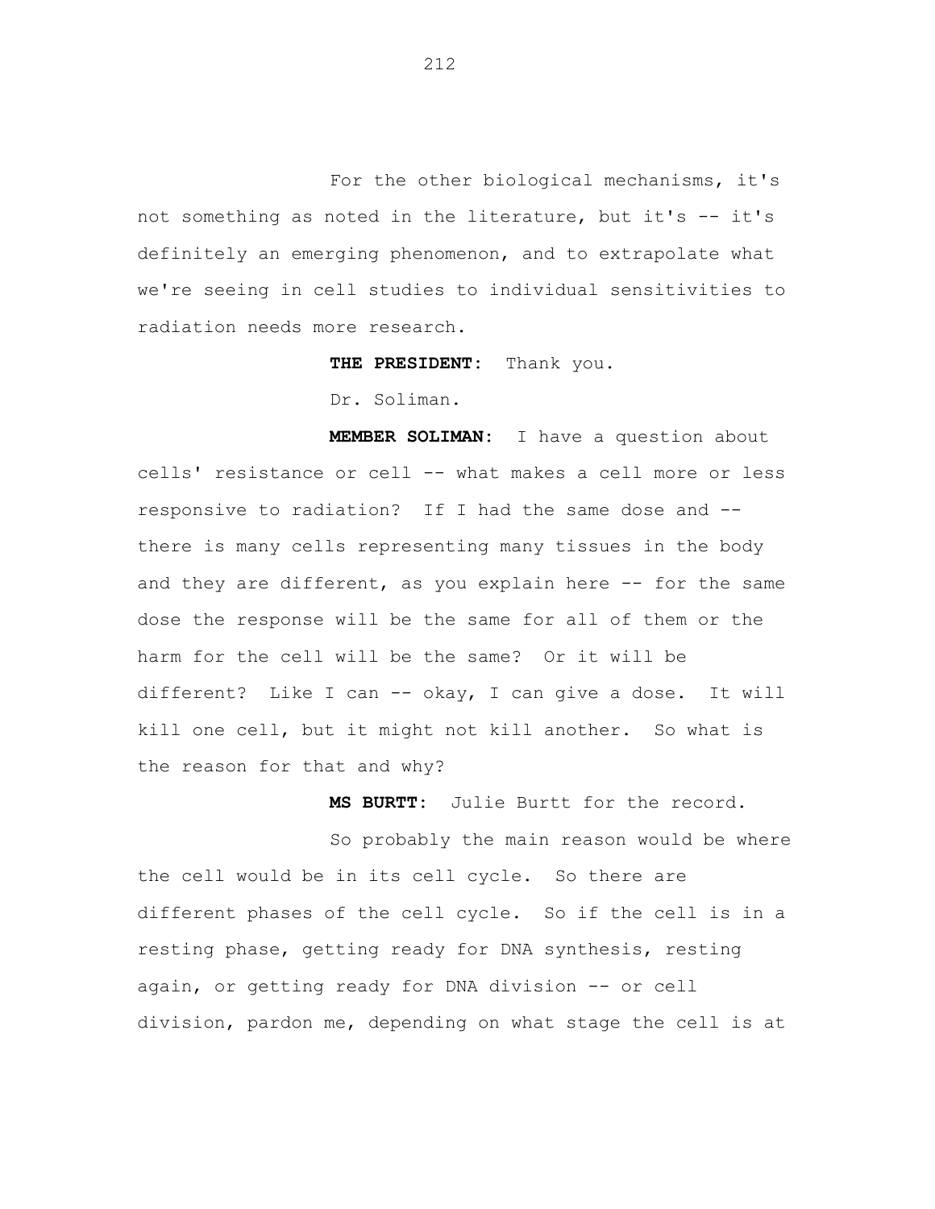For the other biological mechanisms, it's not something as noted in the literature, but it's -- it's definitely an emerging phenomenon, and to extrapolate what we're seeing in cell studies to individual sensitivities to radiation needs more research.

**THE PRESIDENT:** Thank you.

Dr. Soliman.

**MEMBER SOLIMAN:** I have a question about cells' resistance or cell -- what makes a cell more or less responsive to radiation? If I had the same dose and -- there is many cells representing many tissues in the body and they are different, as you explain here -- for the same dose the response will be the same for all of them or the harm for the cell will be the same? Or it will be different? Like I can -- okay, I can give a dose. It will kill one cell, but it might not kill another. So what is the reason for that and why?

**MS BURTT:** Julie Burtt for the record.

So probably the main reason would be where the cell would be in its cell cycle. So there are different phases of the cell cycle. So if the cell is in a resting phase, getting ready for DNA synthesis, resting again, or getting ready for DNA division -- or cell division, pardon me, depending on what stage the cell is at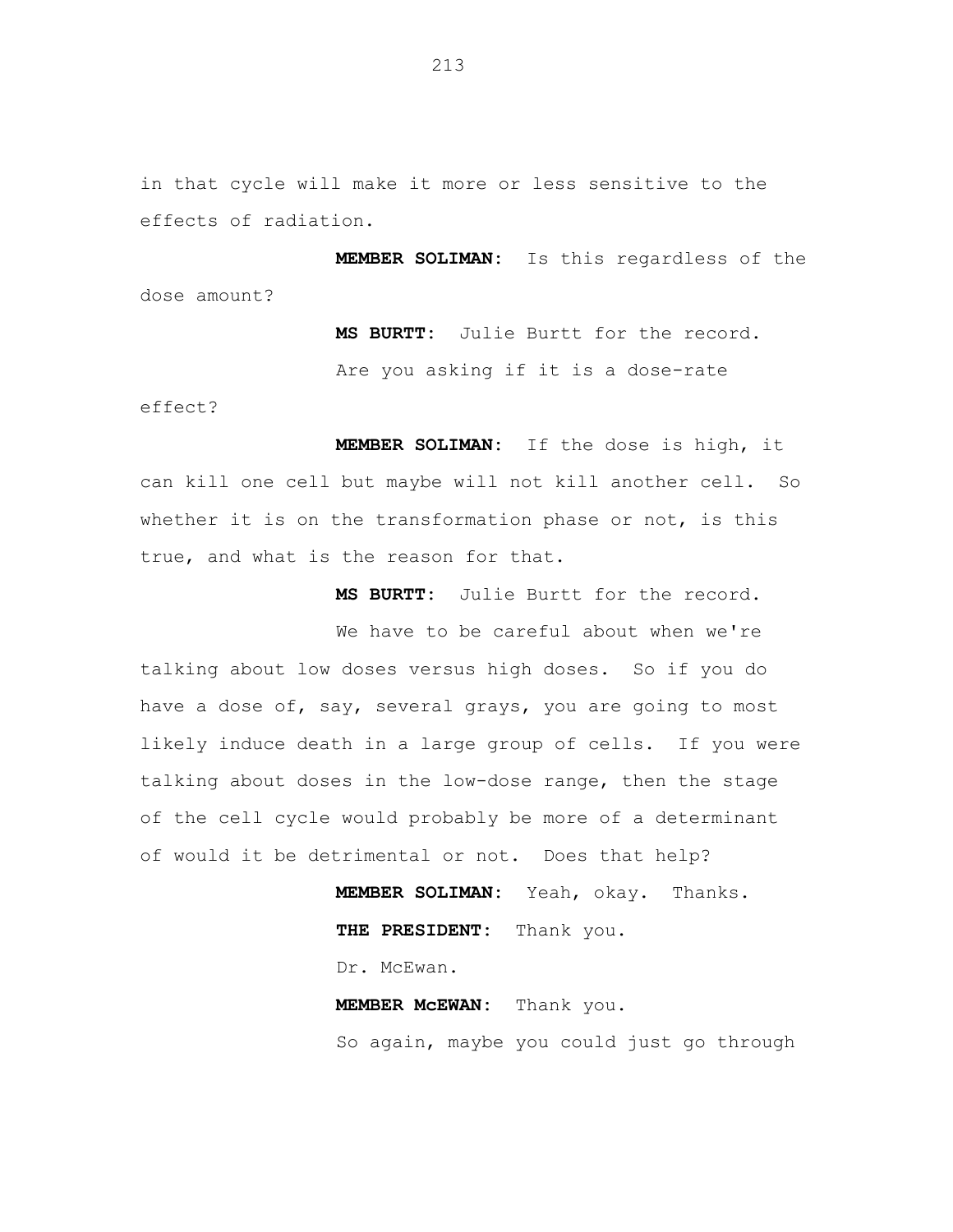in that cycle will make it more or less sensitive to the effects of radiation.

**MEMBER SOLIMAN:** Is this regardless of the dose amount?

**MS BURTT:** Julie Burtt for the record.

Are you asking if it is a dose-rate effect?

**MEMBER SOLIMAN:** If the dose is high, it can kill one cell but maybe will not kill another cell. So whether it is on the transformation phase or not, is this true, and what is the reason for that.

**MS BURTT:** Julie Burtt for the record.

We have to be careful about when we're talking about low doses versus high doses. So if you do have a dose of, say, several grays, you are going to most likely induce death in a large group of cells. If you were talking about doses in the low-dose range, then the stage of the cell cycle would probably be more of a determinant of would it be detrimental or not. Does that help?

**MEMBER SOLIMAN:** Yeah, okay. Thanks.

**THE PRESIDENT:** Thank you.

Dr. McEwan.

**MEMBER McEWAN:** Thank you.

So again, maybe you could just go through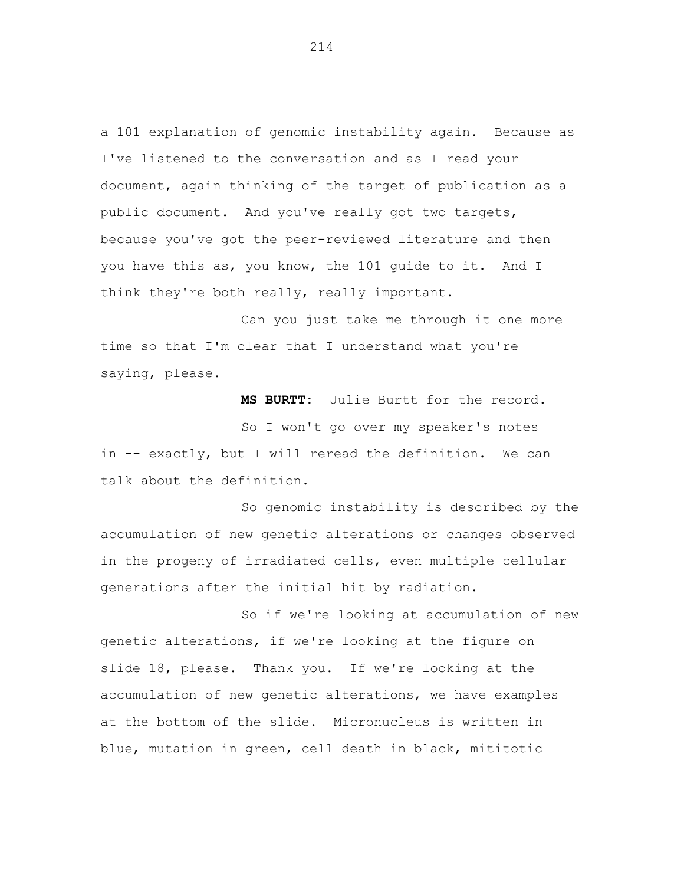a 101 explanation of genomic instability again. Because as I've listened to the conversation and as I read your document, again thinking of the target of publication as a public document. And you've really got two targets, because you've got the peer-reviewed literature and then you have this as, you know, the 101 guide to it. And I think they're both really, really important.

Can you just take me through it one more time so that I'm clear that I understand what you're saying, please.

**MS BURTT:** Julie Burtt for the record.

So I won't go over my speaker's notes in -- exactly, but I will reread the definition. We can talk about the definition.

So genomic instability is described by the accumulation of new genetic alterations or changes observed in the progeny of irradiated cells, even multiple cellular generations after the initial hit by radiation.

So if we're looking at accumulation of new genetic alterations, if we're looking at the figure on slide 18, please. Thank you. If we're looking at the accumulation of new genetic alterations, we have examples at the bottom of the slide. Micronucleus is written in blue, mutation in green, cell death in black, mititotic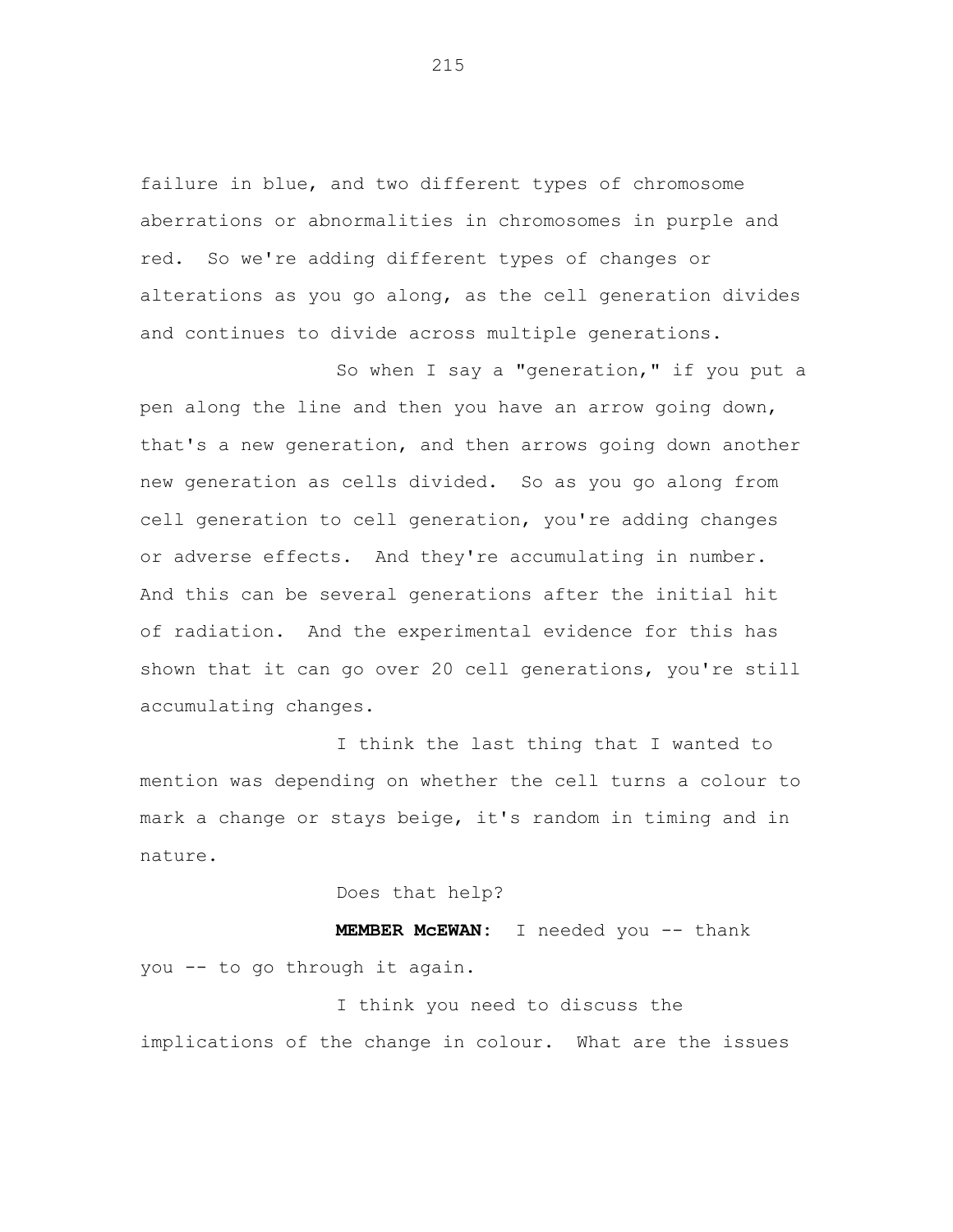failure in blue, and two different types of chromosome aberrations or abnormalities in chromosomes in purple and red. So we're adding different types of changes or alterations as you go along, as the cell generation divides and continues to divide across multiple generations.

So when I say a "generation," if you put a pen along the line and then you have an arrow going down, that's a new generation, and then arrows going down another new generation as cells divided. So as you go along from cell generation to cell generation, you're adding changes or adverse effects. And they're accumulating in number. And this can be several generations after the initial hit of radiation. And the experimental evidence for this has shown that it can go over 20 cell generations, you're still accumulating changes.

I think the last thing that I wanted to mention was depending on whether the cell turns a colour to mark a change or stays beige, it's random in timing and in nature.

Does that help?

**MEMBER McEWAN:** I needed you -- thank you -- to go through it again.

I think you need to discuss the implications of the change in colour. What are the issues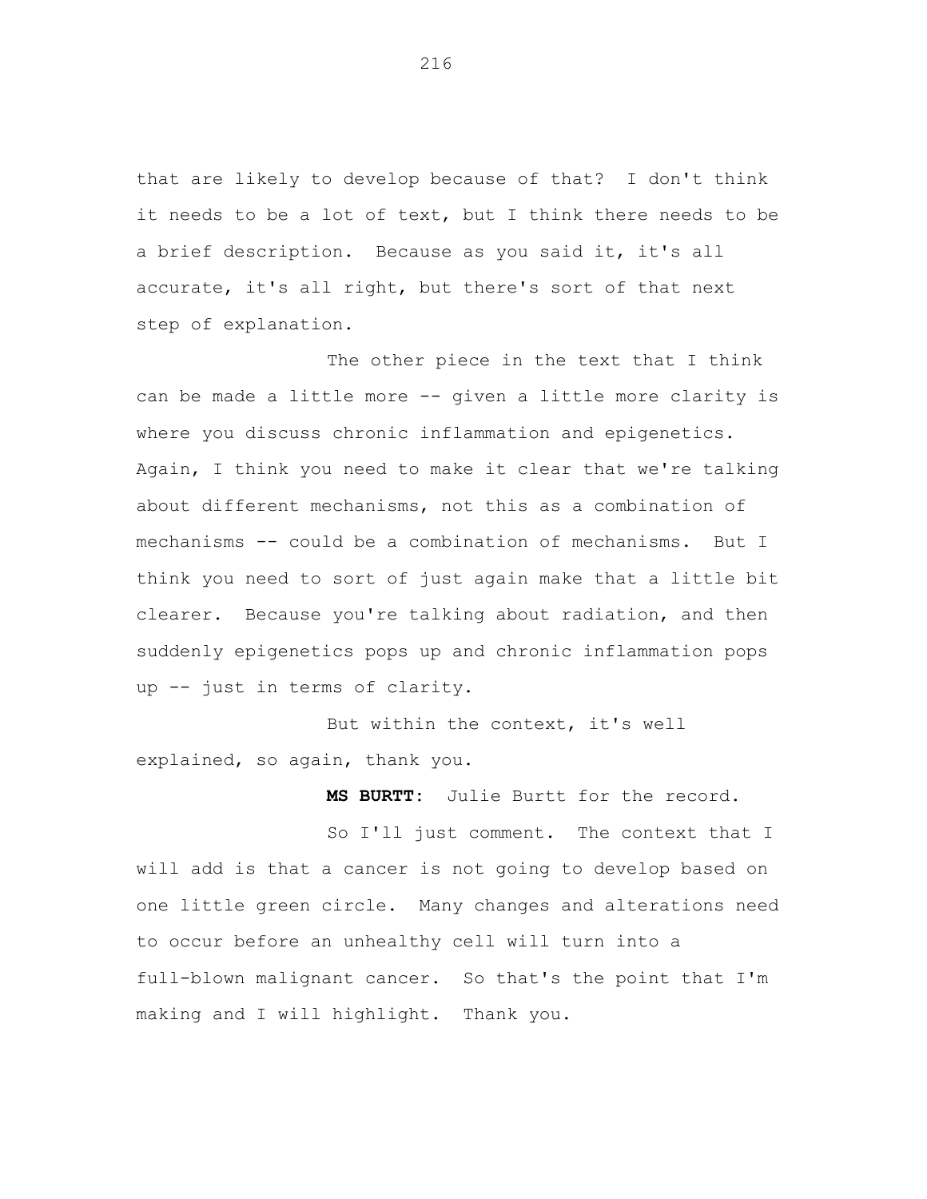that are likely to develop because of that? I don't think it needs to be a lot of text, but I think there needs to be a brief description. Because as you said it, it's all accurate, it's all right, but there's sort of that next step of explanation.

The other piece in the text that I think can be made a little more -- given a little more clarity is where you discuss chronic inflammation and epigenetics. Again, I think you need to make it clear that we're talking about different mechanisms, not this as a combination of mechanisms -- could be a combination of mechanisms. But I think you need to sort of just again make that a little bit clearer. Because you're talking about radiation, and then suddenly epigenetics pops up and chronic inflammation pops up -- just in terms of clarity.

But within the context, it's well explained, so again, thank you.

**MS BURTT:** Julie Burtt for the record.

So I'll just comment. The context that I will add is that a cancer is not going to develop based on one little green circle. Many changes and alterations need to occur before an unhealthy cell will turn into a full-blown malignant cancer. So that's the point that I'm making and I will highlight. Thank you.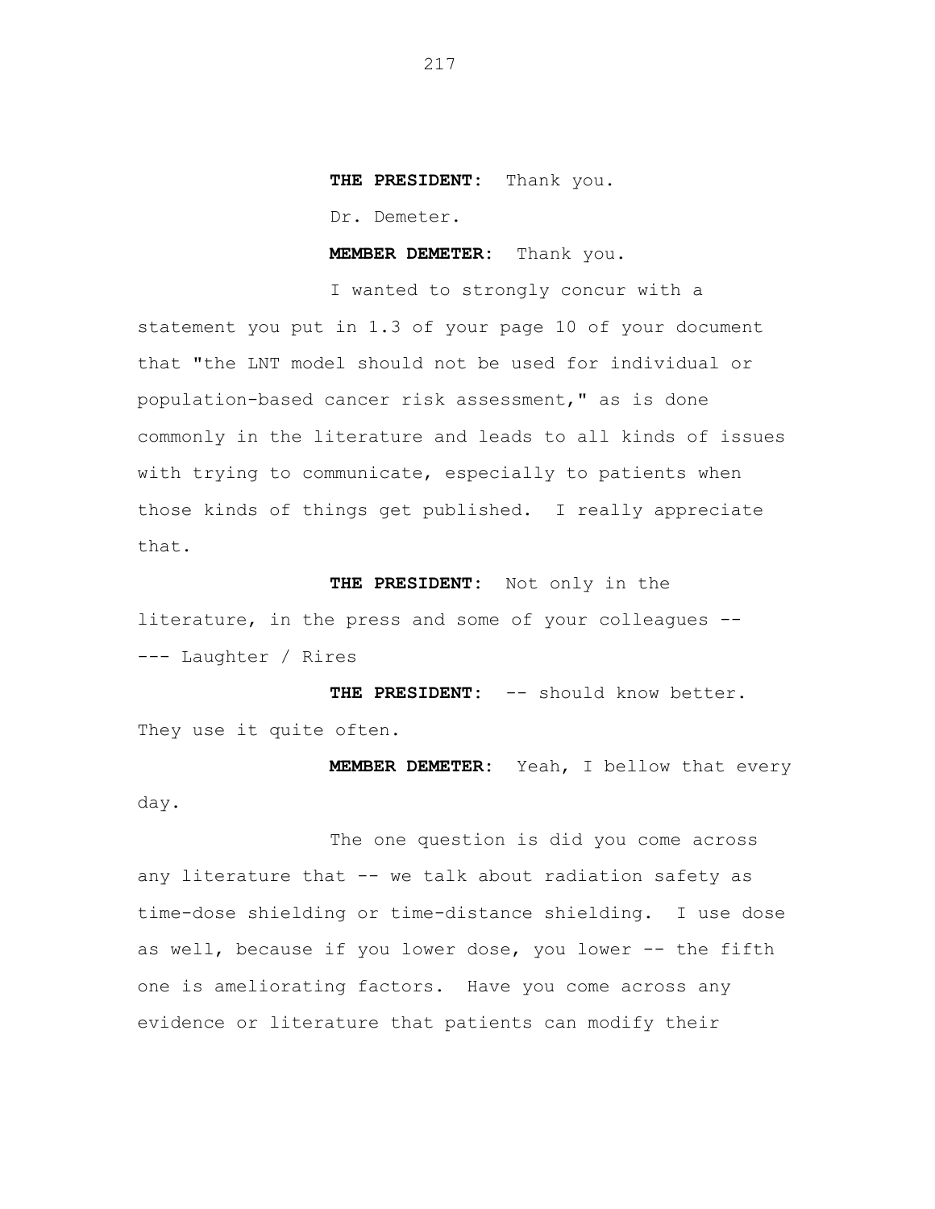**THE PRESIDENT:** Thank you.

Dr. Demeter.

**MEMBER DEMETER:** Thank you.

I wanted to strongly concur with a statement you put in 1.3 of your page 10 of your document that "the LNT model should not be used for individual or population-based cancer risk assessment," as is done commonly in the literature and leads to all kinds of issues with trying to communicate, especially to patients when those kinds of things get published. I really appreciate that.

**THE PRESIDENT:** Not only in the literature, in the press and some of your colleagues --

--- Laughter / Rires

**THE PRESIDENT:** -- should know better. They use it quite often.

**MEMBER DEMETER:** Yeah, I bellow that every day.

The one question is did you come across any literature that -- we talk about radiation safety as time-dose shielding or time-distance shielding. I use dose as well, because if you lower dose, you lower -- the fifth one is ameliorating factors. Have you come across any evidence or literature that patients can modify their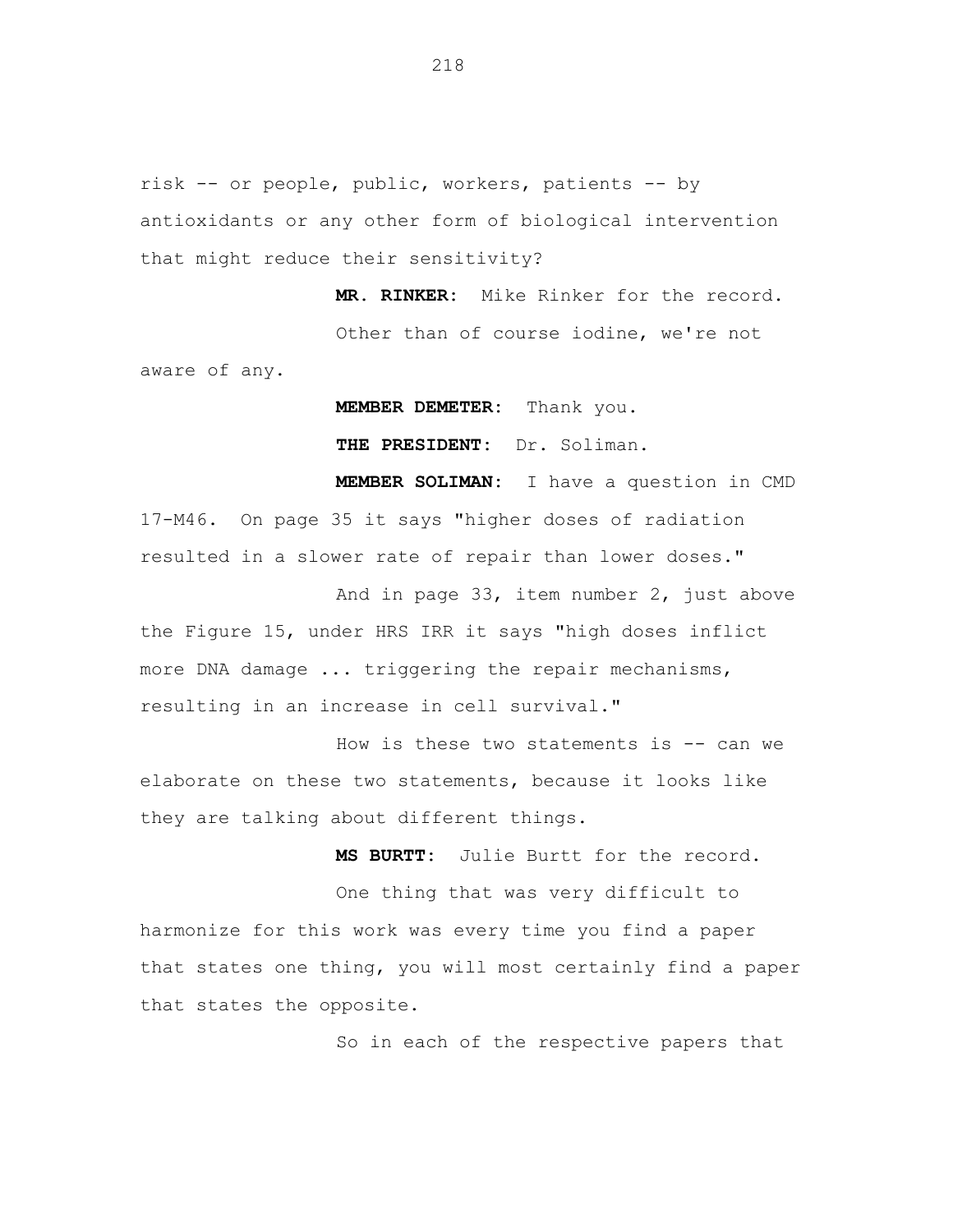risk -- or people, public, workers, patients -- by antioxidants or any other form of biological intervention that might reduce their sensitivity?

**MR. RINKER:** Mike Rinker for the record.

Other than of course iodine, we're not aware of any.

**MEMBER DEMETER:** Thank you.

**THE PRESIDENT:** Dr. Soliman.

**MEMBER SOLIMAN:** I have a question in CMD 17-M46. On page 35 it says "higher doses of radiation resulted in a slower rate of repair than lower doses."

And in page 33, item number 2, just above the Figure 15, under HRS IRR it says "high doses inflict more DNA damage ... triggering the repair mechanisms, resulting in an increase in cell survival."

How is these two statements is -- can we elaborate on these two statements, because it looks like they are talking about different things.

**MS BURTT:** Julie Burtt for the record.

One thing that was very difficult to harmonize for this work was every time you find a paper that states one thing, you will most certainly find a paper that states the opposite.

So in each of the respective papers that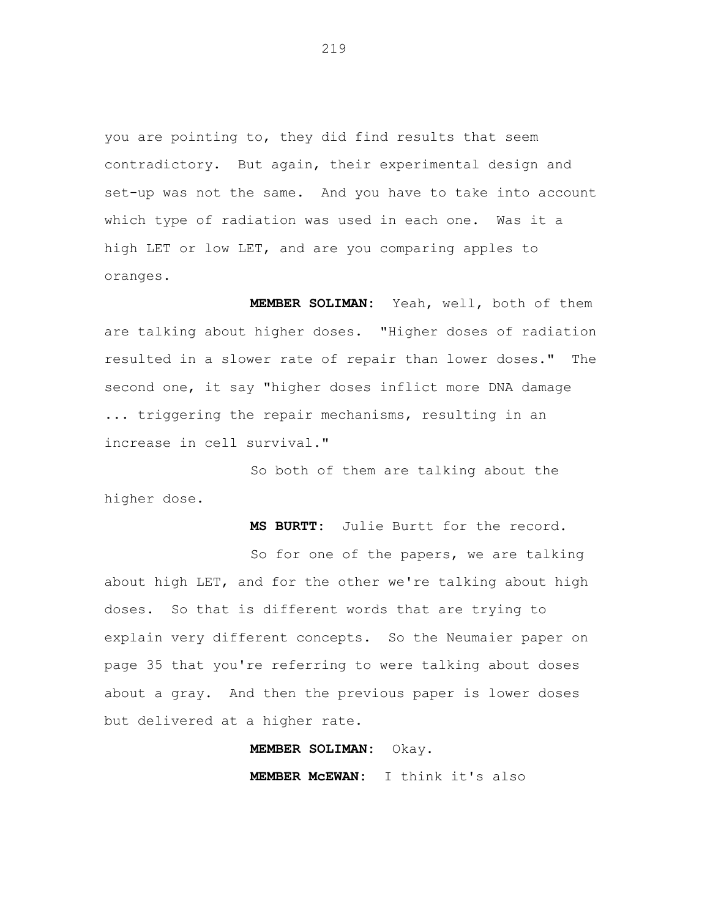you are pointing to, they did find results that seem contradictory. But again, their experimental design and set-up was not the same. And you have to take into account which type of radiation was used in each one. Was it a high LET or low LET, and are you comparing apples to oranges.

**MEMBER SOLIMAN:** Yeah, well, both of them are talking about higher doses. "Higher doses of radiation resulted in a slower rate of repair than lower doses." The second one, it say "higher doses inflict more DNA damage ... triggering the repair mechanisms, resulting in an increase in cell survival."

So both of them are talking about the higher dose.

**MS BURTT:** Julie Burtt for the record.

So for one of the papers, we are talking about high LET, and for the other we're talking about high doses. So that is different words that are trying to explain very different concepts. So the Neumaier paper on page 35 that you're referring to were talking about doses about a gray. And then the previous paper is lower doses but delivered at a higher rate.

**MEMBER SOLIMAN:** Okay.

**MEMBER McEWAN:** I think it's also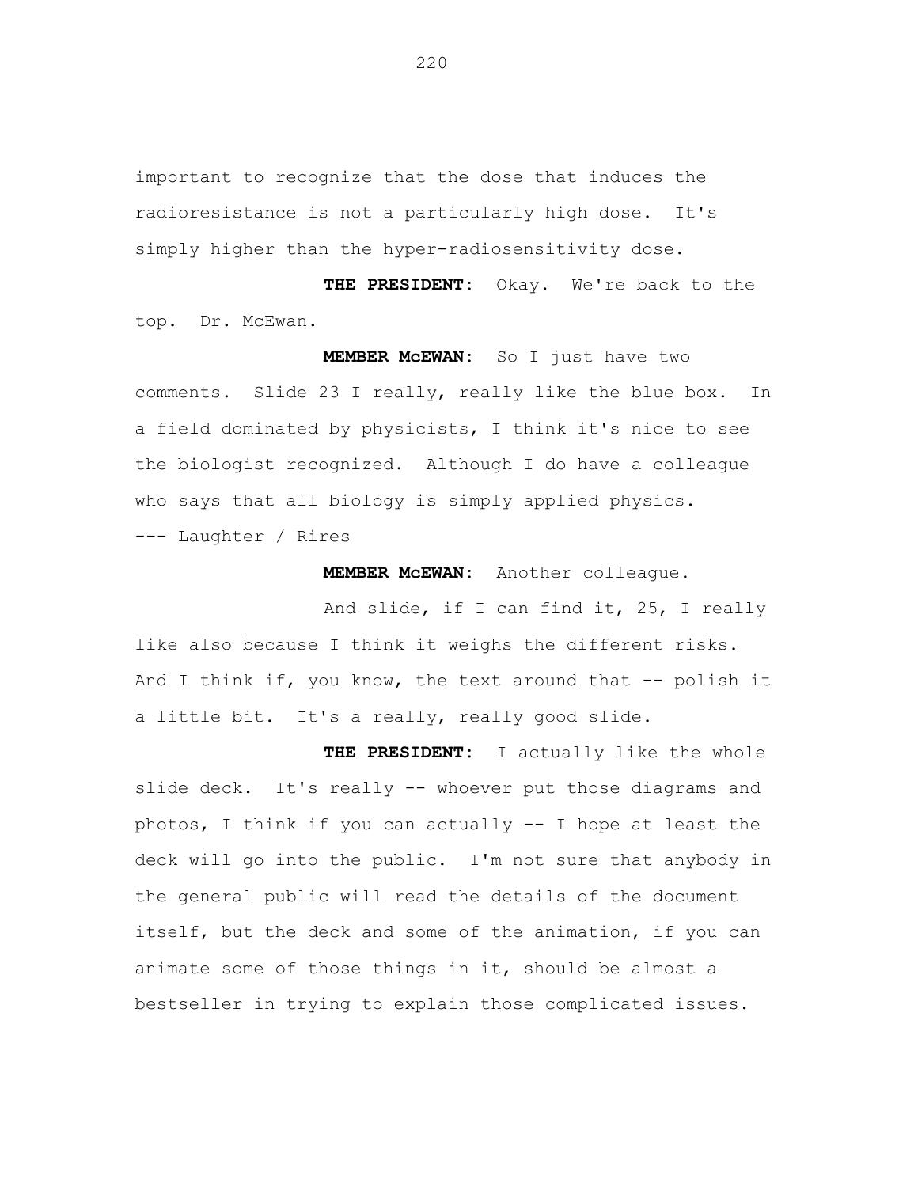important to recognize that the dose that induces the radioresistance is not a particularly high dose. It's simply higher than the hyper-radiosensitivity dose.

**THE PRESIDENT:** Okay. We're back to the top. Dr. McEwan.

**MEMBER McEWAN:** So I just have two comments. Slide 23 I really, really like the blue box. In a field dominated by physicists, I think it's nice to see the biologist recognized. Although I do have a colleague who says that all biology is simply applied physics.

--- Laughter / Rires

**MEMBER McEWAN:** Another colleague.

And slide, if I can find it, 25, I really like also because I think it weighs the different risks. And I think if, you know, the text around that -- polish it a little bit. It's a really, really good slide.

**THE PRESIDENT:** I actually like the whole slide deck. It's really -- whoever put those diagrams and photos, I think if you can actually -- I hope at least the deck will go into the public. I'm not sure that anybody in the general public will read the details of the document itself, but the deck and some of the animation, if you can animate some of those things in it, should be almost a bestseller in trying to explain those complicated issues.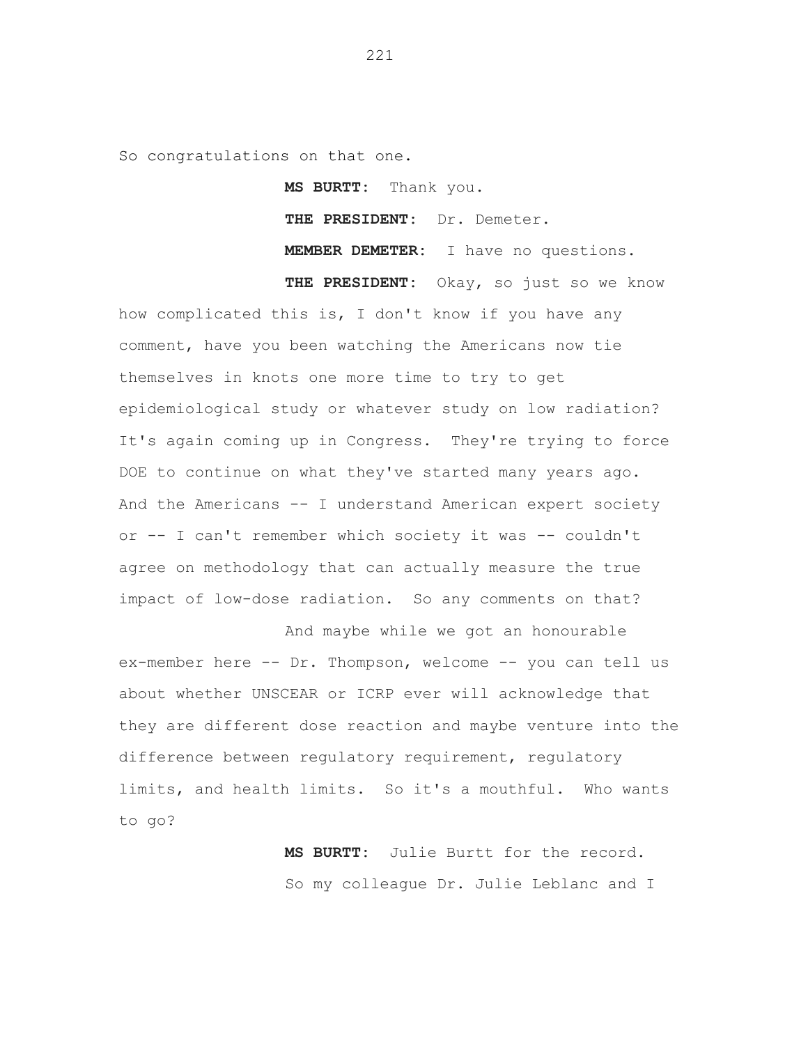So congratulations on that one.

**MS BURTT:** Thank you.

**THE PRESIDENT:** Dr. Demeter.

**MEMBER DEMETER:** I have no questions.

**THE PRESIDENT:** Okay, so just so we know how complicated this is, I don't know if you have any comment, have you been watching the Americans now tie themselves in knots one more time to try to get epidemiological study or whatever study on low radiation? It's again coming up in Congress. They're trying to force DOE to continue on what they've started many years ago. And the Americans -- I understand American expert society or -- I can't remember which society it was -- couldn't agree on methodology that can actually measure the true impact of low-dose radiation. So any comments on that?

And maybe while we got an honourable ex-member here -- Dr. Thompson, welcome -- you can tell us about whether UNSCEAR or ICRP ever will acknowledge that they are different dose reaction and maybe venture into the difference between regulatory requirement, regulatory limits, and health limits. So it's a mouthful. Who wants to go?

**MS BURTT:** Julie Burtt for the record.

So my colleague Dr. Julie Leblanc and I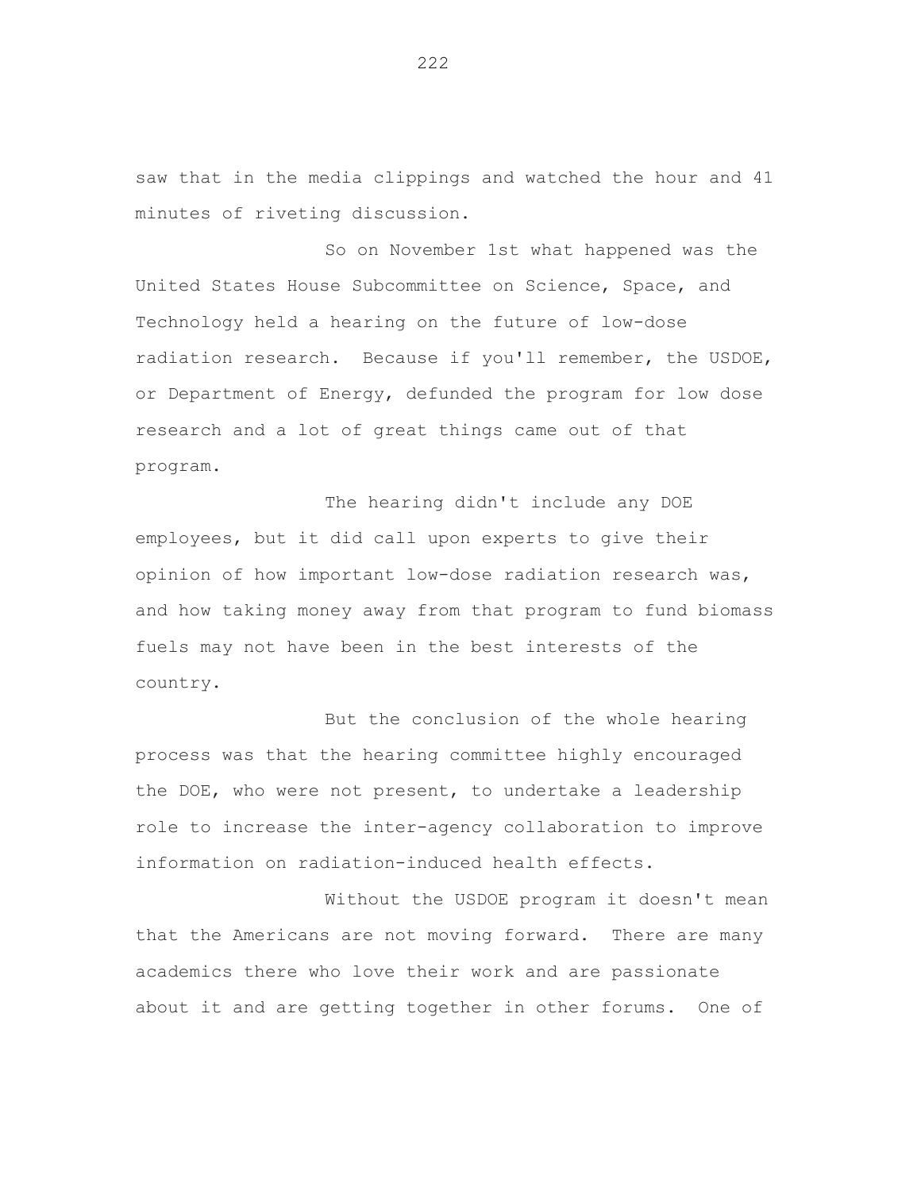saw that in the media clippings and watched the hour and 41 minutes of riveting discussion.

So on November 1st what happened was the United States House Subcommittee on Science, Space, and Technology held a hearing on the future of low-dose radiation research. Because if you'll remember, the USDOE, or Department of Energy, defunded the program for low dose research and a lot of great things came out of that program.

The hearing didn't include any DOE employees, but it did call upon experts to give their opinion of how important low-dose radiation research was, and how taking money away from that program to fund biomass fuels may not have been in the best interests of the country.

But the conclusion of the whole hearing process was that the hearing committee highly encouraged the DOE, who were not present, to undertake a leadership role to increase the inter-agency collaboration to improve information on radiation-induced health effects.

Without the USDOE program it doesn't mean that the Americans are not moving forward. There are many academics there who love their work and are passionate about it and are getting together in other forums. One of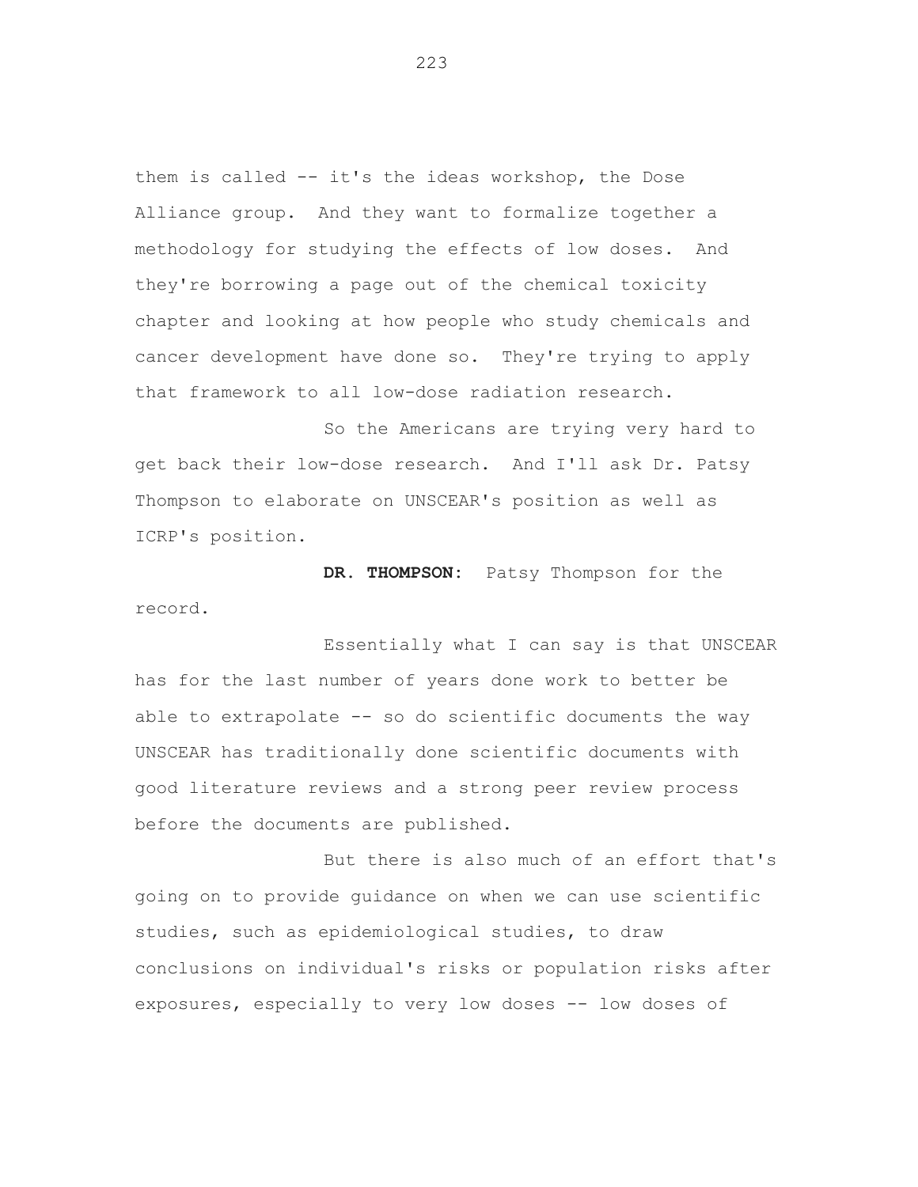them is called -- it's the ideas workshop, the Dose Alliance group. And they want to formalize together a methodology for studying the effects of low doses. And they're borrowing a page out of the chemical toxicity chapter and looking at how people who study chemicals and cancer development have done so. They're trying to apply that framework to all low-dose radiation research.

So the Americans are trying very hard to get back their low-dose research. And I'll ask Dr. Patsy Thompson to elaborate on UNSCEAR's position as well as ICRP's position.

**DR. THOMPSON:** Patsy Thompson for the record.

Essentially what I can say is that UNSCEAR has for the last number of years done work to better be able to extrapolate -- so do scientific documents the way UNSCEAR has traditionally done scientific documents with good literature reviews and a strong peer review process before the documents are published.

But there is also much of an effort that's going on to provide guidance on when we can use scientific studies, such as epidemiological studies, to draw conclusions on individual's risks or population risks after exposures, especially to very low doses -- low doses of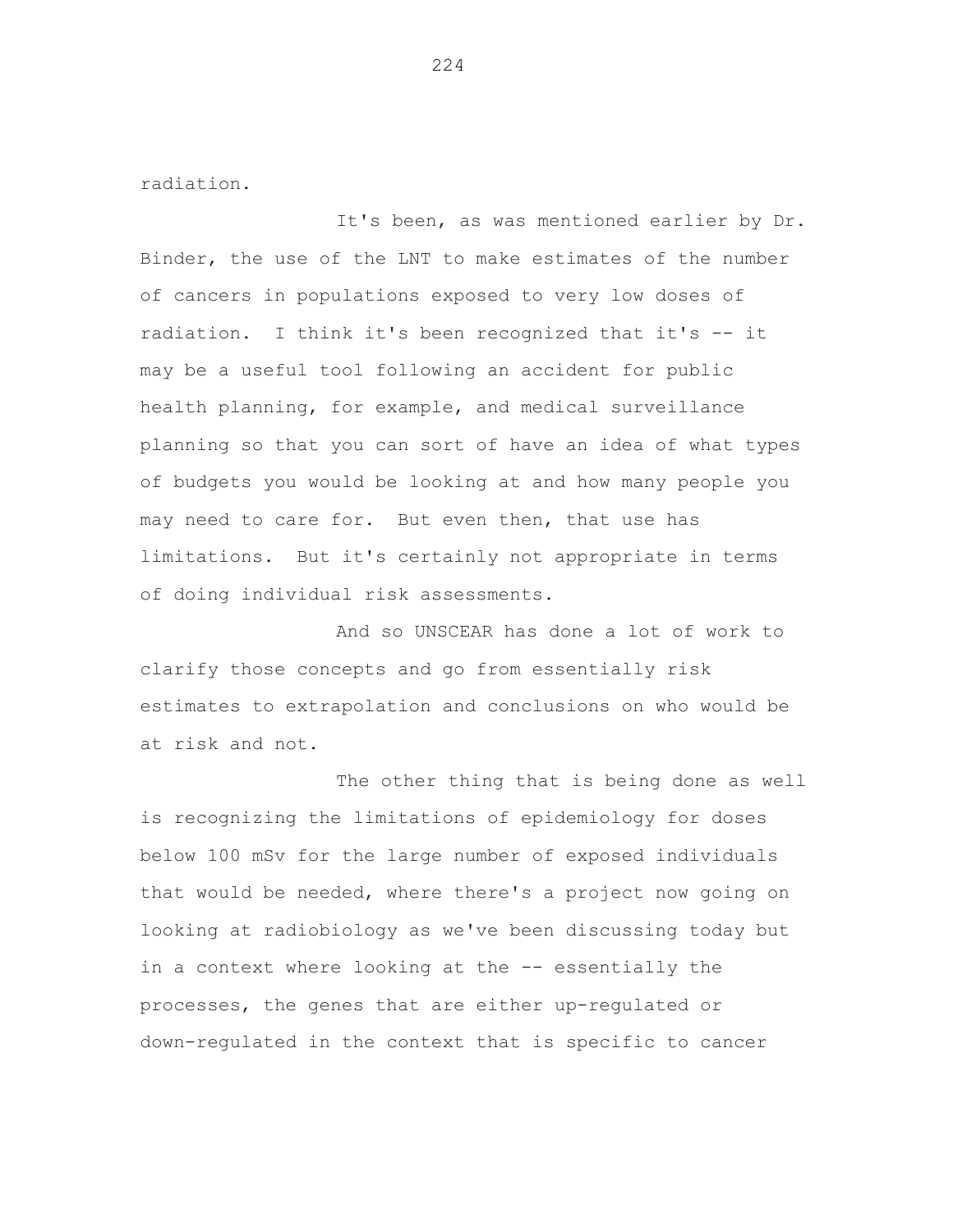radiation.

It's been, as was mentioned earlier by Dr. Binder, the use of the LNT to make estimates of the number of cancers in populations exposed to very low doses of radiation. I think it's been recognized that it's -- it may be a useful tool following an accident for public health planning, for example, and medical surveillance planning so that you can sort of have an idea of what types of budgets you would be looking at and how many people you may need to care for. But even then, that use has limitations. But it's certainly not appropriate in terms of doing individual risk assessments.

And so UNSCEAR has done a lot of work to clarify those concepts and go from essentially risk estimates to extrapolation and conclusions on who would be at risk and not.

The other thing that is being done as well is recognizing the limitations of epidemiology for doses below 100 mSv for the large number of exposed individuals that would be needed, where there's a project now going on looking at radiobiology as we've been discussing today but in a context where looking at the -- essentially the processes, the genes that are either up-regulated or down-regulated in the context that is specific to cancer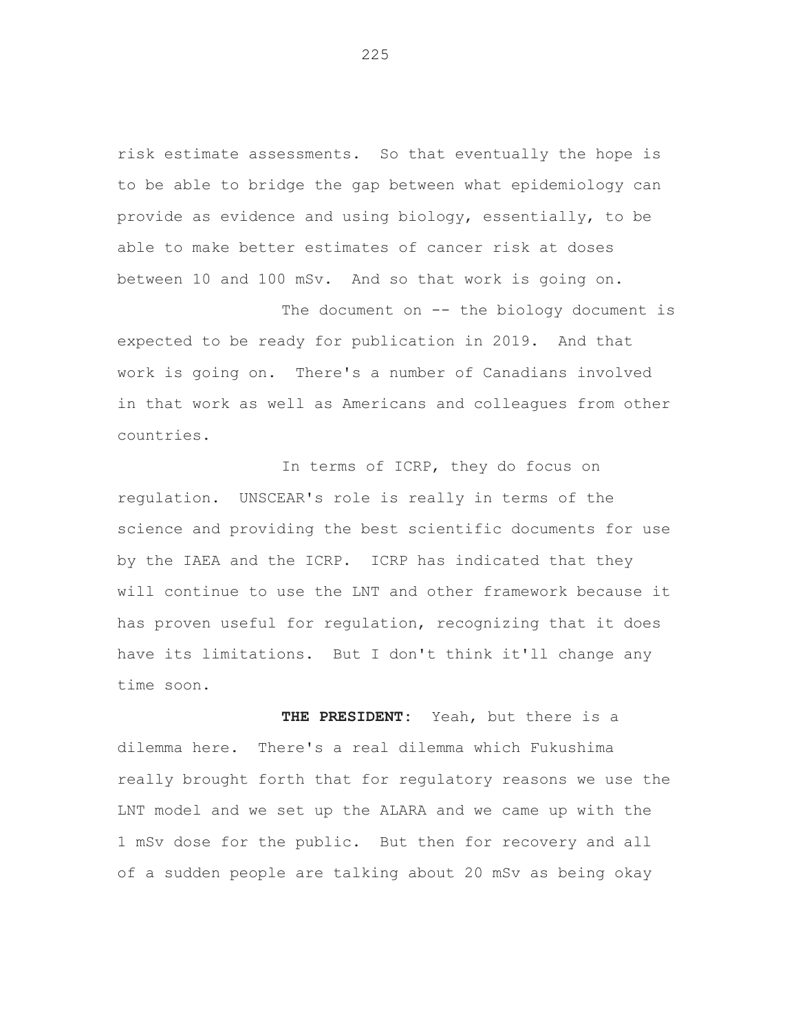risk estimate assessments. So that eventually the hope is to be able to bridge the gap between what epidemiology can provide as evidence and using biology, essentially, to be able to make better estimates of cancer risk at doses between 10 and 100 mSv. And so that work is going on.

The document on -- the biology document is expected to be ready for publication in 2019. And that work is going on. There's a number of Canadians involved in that work as well as Americans and colleagues from other countries.

In terms of ICRP, they do focus on regulation. UNSCEAR's role is really in terms of the science and providing the best scientific documents for use by the IAEA and the ICRP. ICRP has indicated that they will continue to use the LNT and other framework because it has proven useful for regulation, recognizing that it does have its limitations. But I don't think it'll change any time soon.

**THE PRESIDENT:** Yeah, but there is a dilemma here. There's a real dilemma which Fukushima really brought forth that for regulatory reasons we use the LNT model and we set up the ALARA and we came up with the 1 mSv dose for the public. But then for recovery and all of a sudden people are talking about 20 mSv as being okay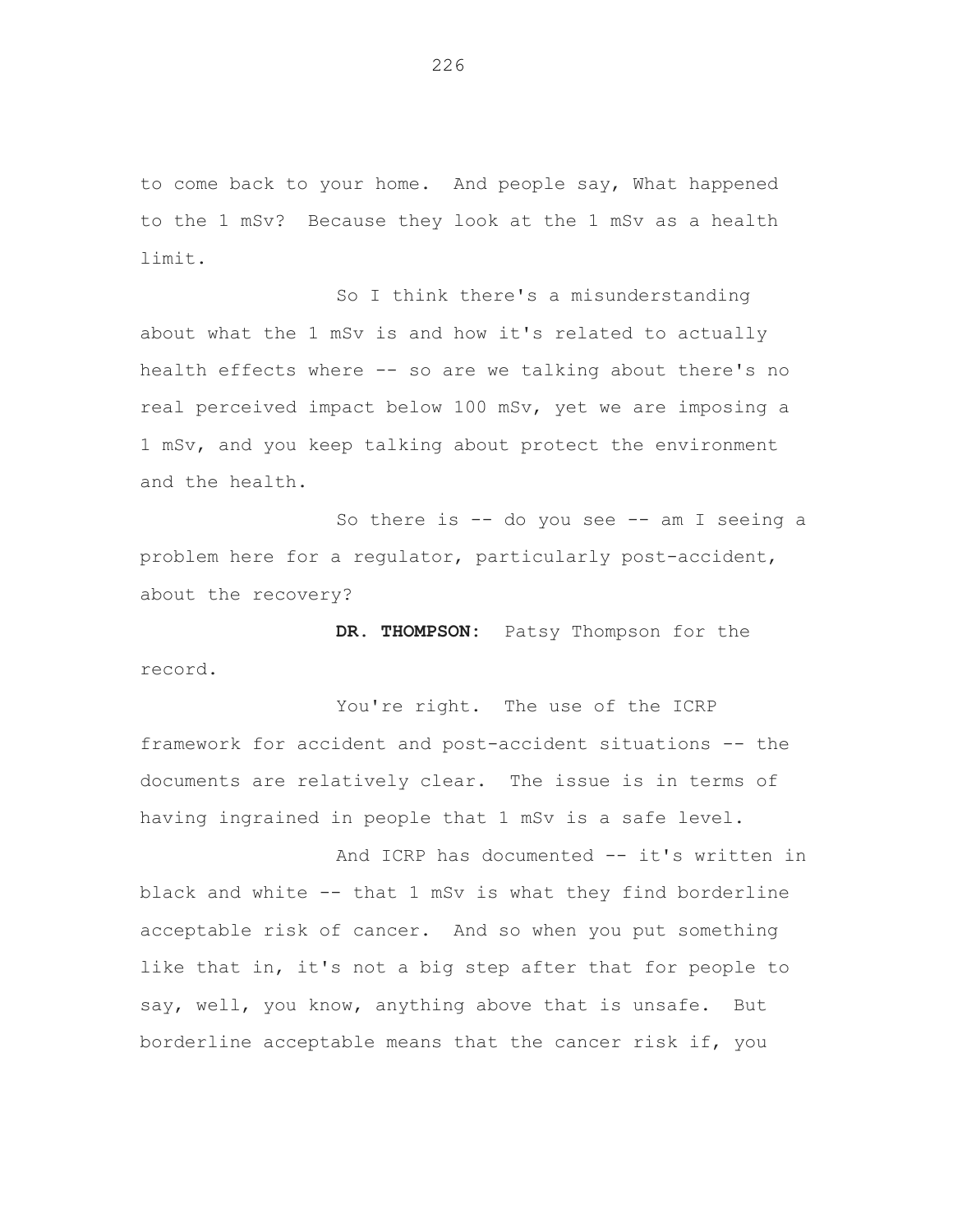to come back to your home. And people say, What happened to the 1 mSv? Because they look at the 1 mSv as a health limit.

So I think there's a misunderstanding about what the 1 mSv is and how it's related to actually health effects where -- so are we talking about there's no real perceived impact below 100 mSv, yet we are imposing a 1 mSv, and you keep talking about protect the environment and the health.

So there is -- do you see -- am I seeing a problem here for a regulator, particularly post-accident, about the recovery?

**DR. THOMPSON:** Patsy Thompson for the record.

You're right. The use of the ICRP framework for accident and post-accident situations -- the documents are relatively clear. The issue is in terms of having ingrained in people that 1 mSv is a safe level.

And ICRP has documented -- it's written in black and white -- that 1 mSv is what they find borderline acceptable risk of cancer. And so when you put something like that in, it's not a big step after that for people to say, well, you know, anything above that is unsafe. But borderline acceptable means that the cancer risk if, you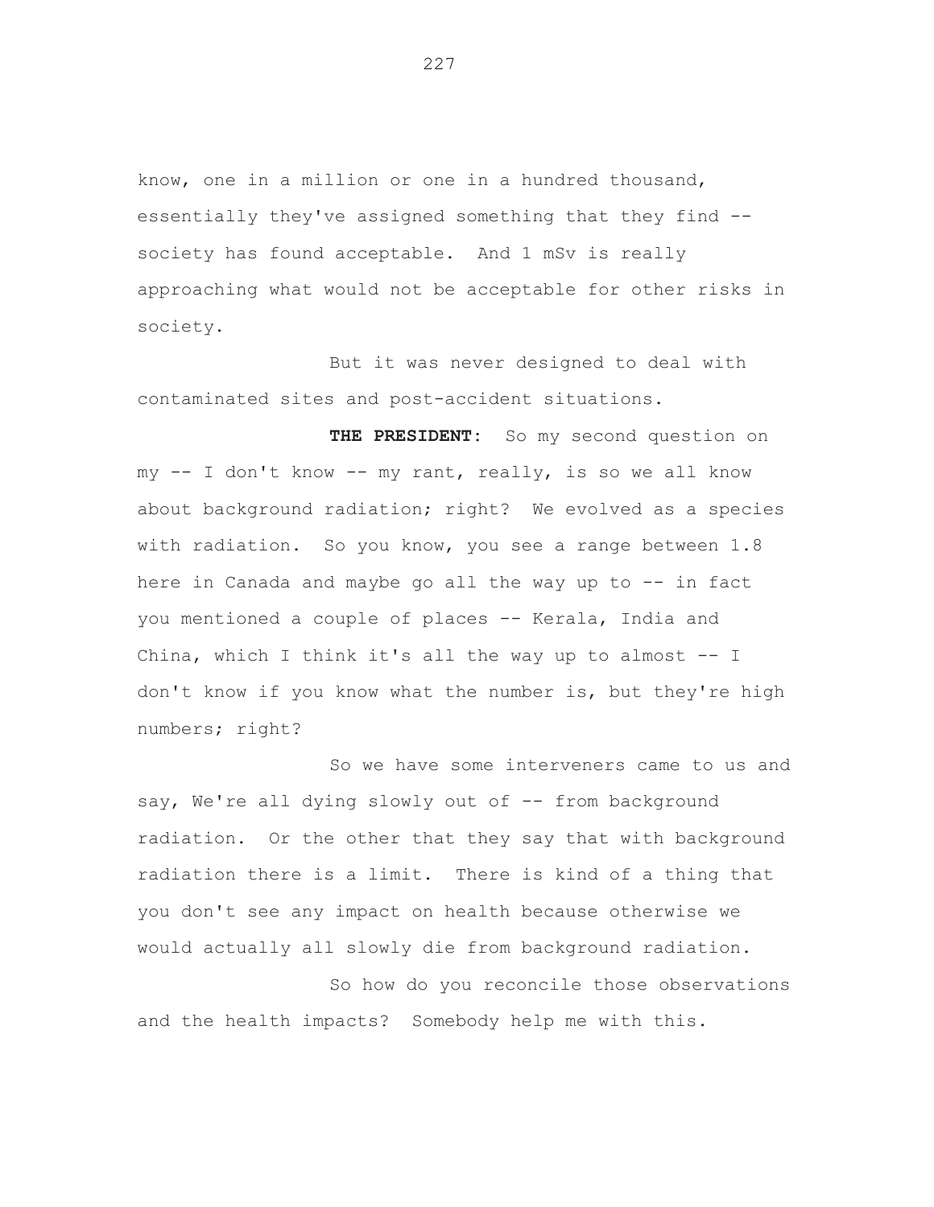know, one in a million or one in a hundred thousand, essentially they've assigned something that they find -- society has found acceptable. And 1 mSv is really approaching what would not be acceptable for other risks in society.

But it was never designed to deal with contaminated sites and post-accident situations.

**THE PRESIDENT:** So my second question on my -- I don't know -- my rant, really, is so we all know about background radiation; right? We evolved as a species with radiation. So you know, you see a range between 1.8 here in Canada and maybe go all the way up to -- in fact you mentioned a couple of places -- Kerala, India and China, which I think it's all the way up to almost -- I don't know if you know what the number is, but they're high numbers; right?

So we have some interveners came to us and say, We're all dying slowly out of -- from background radiation. Or the other that they say that with background radiation there is a limit. There is kind of a thing that you don't see any impact on health because otherwise we would actually all slowly die from background radiation.

So how do you reconcile those observations and the health impacts? Somebody help me with this.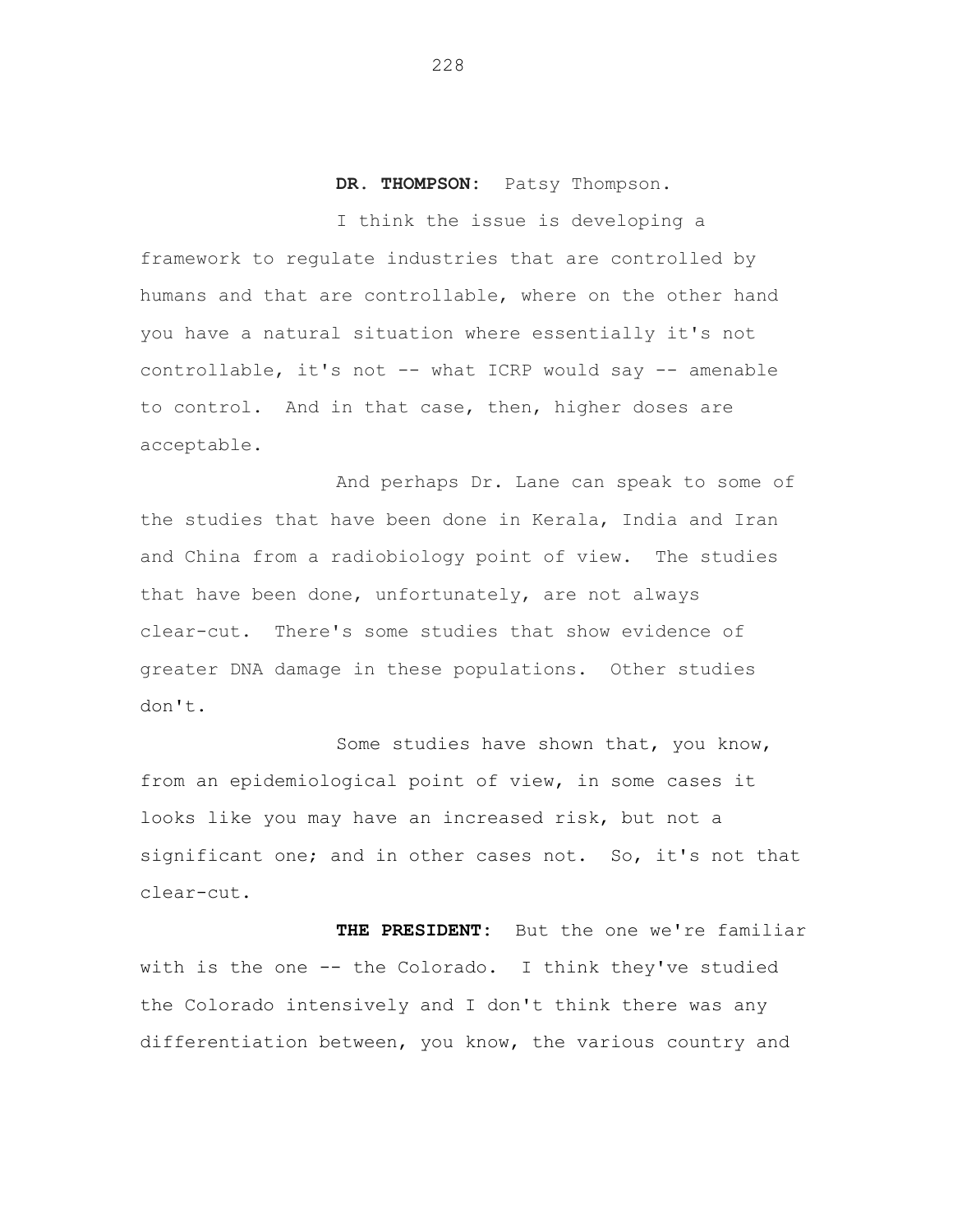**DR. THOMPSON:** Patsy Thompson.

I think the issue is developing a framework to regulate industries that are controlled by humans and that are controllable, where on the other hand you have a natural situation where essentially it's not controllable, it's not -- what ICRP would say -- amenable to control. And in that case, then, higher doses are acceptable.

And perhaps Dr. Lane can speak to some of the studies that have been done in Kerala, India and Iran and China from a radiobiology point of view. The studies that have been done, unfortunately, are not always clear-cut. There's some studies that show evidence of greater DNA damage in these populations. Other studies don't.

Some studies have shown that, you know, from an epidemiological point of view, in some cases it looks like you may have an increased risk, but not a significant one; and in other cases not. So, it's not that clear-cut.

**THE PRESIDENT:** But the one we're familiar with is the one -- the Colorado. I think they've studied the Colorado intensively and I don't think there was any differentiation between, you know, the various country and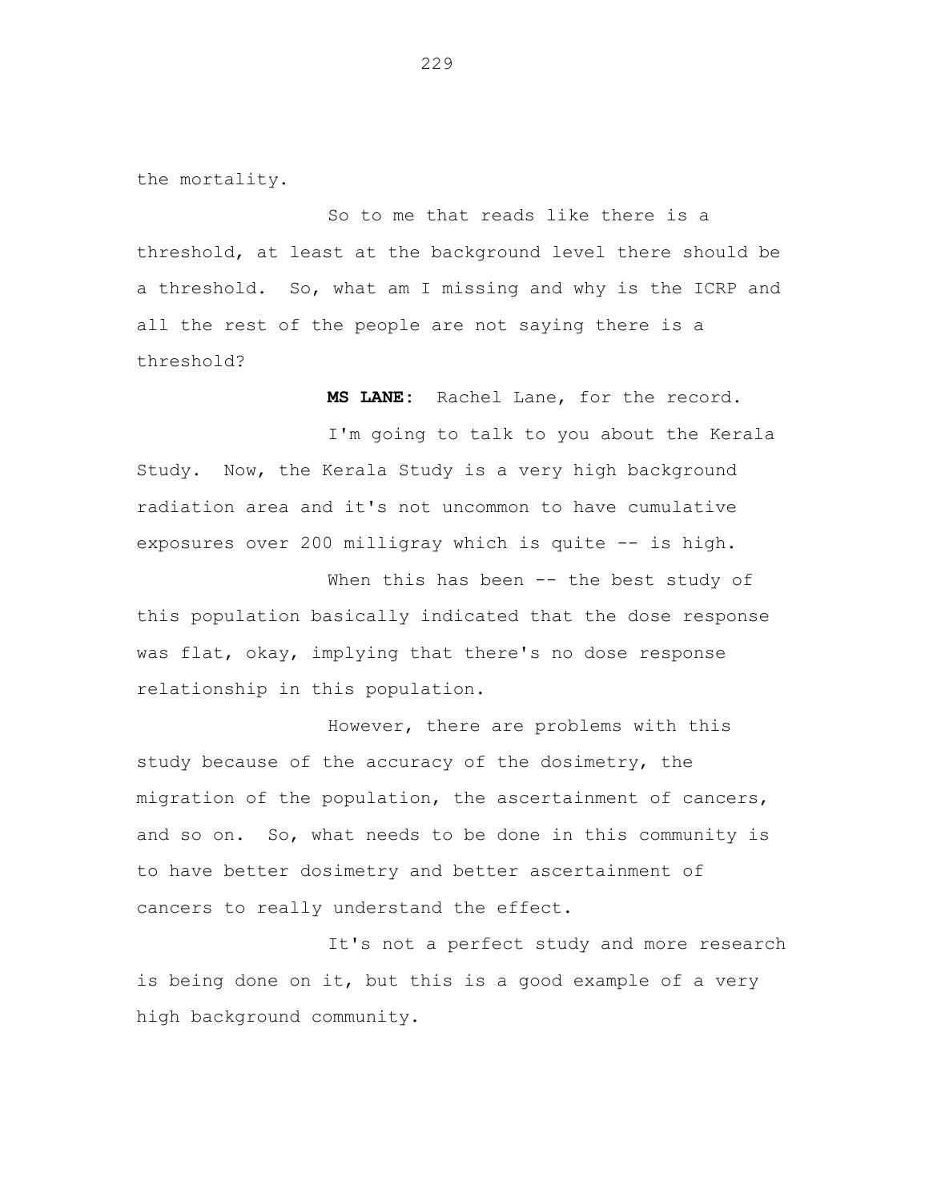the mortality.

So to me that reads like there is a threshold, at least at the background level there should be a threshold. So, what am I missing and why is the ICRP and all the rest of the people are not saying there is a threshold?

**MS LANE:** Rachel Lane, for the record.

I'm going to talk to you about the Kerala Study. Now, the Kerala Study is a very high background radiation area and it's not uncommon to have cumulative exposures over 200 milligray which is quite -- is high.

When this has been -- the best study of this population basically indicated that the dose response was flat, okay, implying that there's no dose response relationship in this population.

However, there are problems with this study because of the accuracy of the dosimetry, the migration of the population, the ascertainment of cancers, and so on. So, what needs to be done in this community is to have better dosimetry and better ascertainment of cancers to really understand the effect.

It's not a perfect study and more research is being done on it, but this is a good example of a very high background community.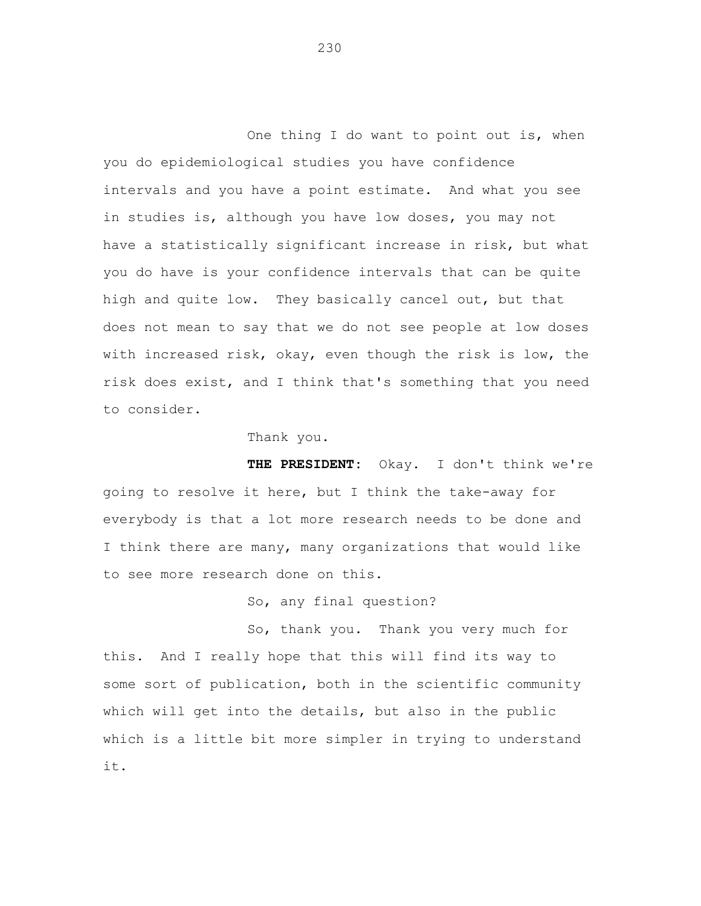One thing I do want to point out is, when you do epidemiological studies you have confidence intervals and you have a point estimate. And what you see in studies is, although you have low doses, you may not have a statistically significant increase in risk, but what you do have is your confidence intervals that can be quite high and quite low. They basically cancel out, but that does not mean to say that we do not see people at low doses with increased risk, okay, even though the risk is low, the risk does exist, and I think that's something that you need to consider.

Thank you.

**THE PRESIDENT:** Okay. I don't think we're going to resolve it here, but I think the take-away for everybody is that a lot more research needs to be done and I think there are many, many organizations that would like to see more research done on this.

So, any final question?

So, thank you. Thank you very much for this. And I really hope that this will find its way to some sort of publication, both in the scientific community which will get into the details, but also in the public which is a little bit more simpler in trying to understand it.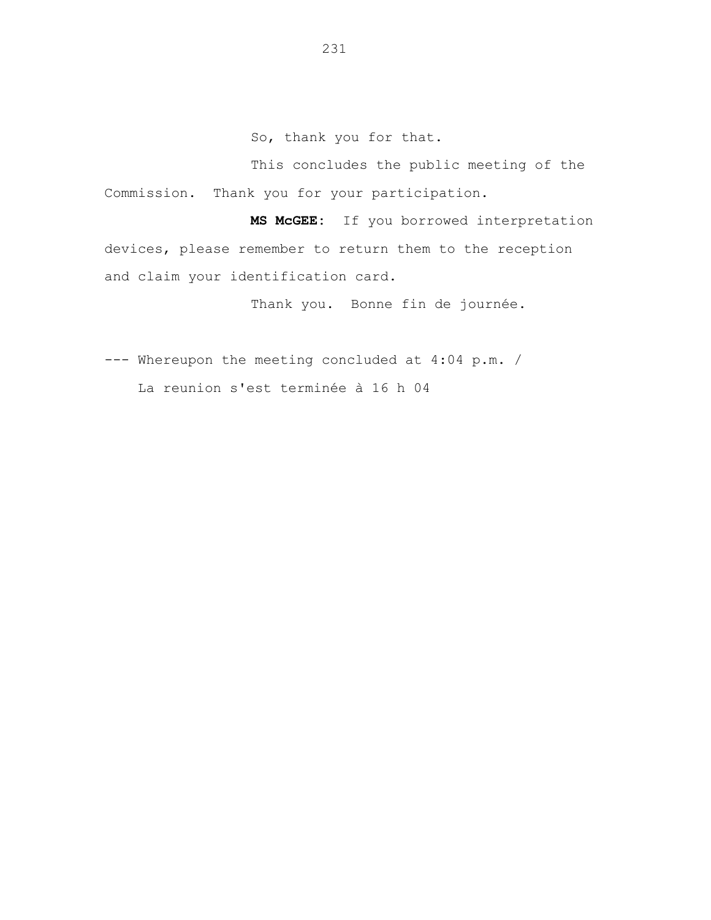So, thank you for that.

This concludes the public meeting of the Commission. Thank you for your participation.

**MS McGEE:** If you borrowed interpretation devices, please remember to return them to the reception and claim your identification card.

Thank you. Bonne fin de journée.

--- Whereupon the meeting concluded at 4:04 p.m. /
La reunion s'est terminée à 16 h 04